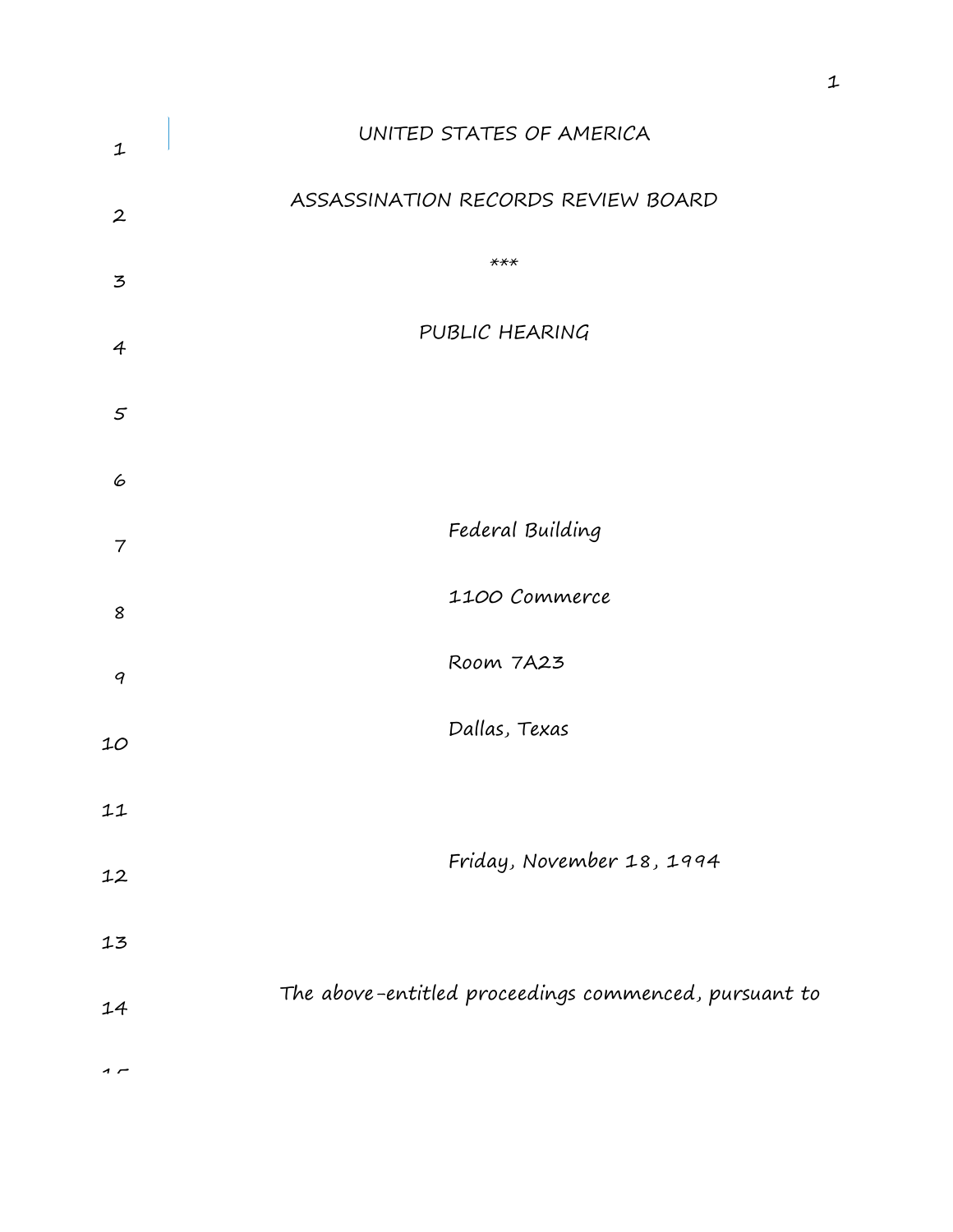UNITED STATES OF AMERICA

ASSASSINATION RECORDS REVIEW BOARD

***

PUBLIC HEARING

Federal Building

1100 Commerce

Room 7A23

Dallas, Texas

Friday, November 18, 1994

The above-entitled proceedings commenced, pursuant to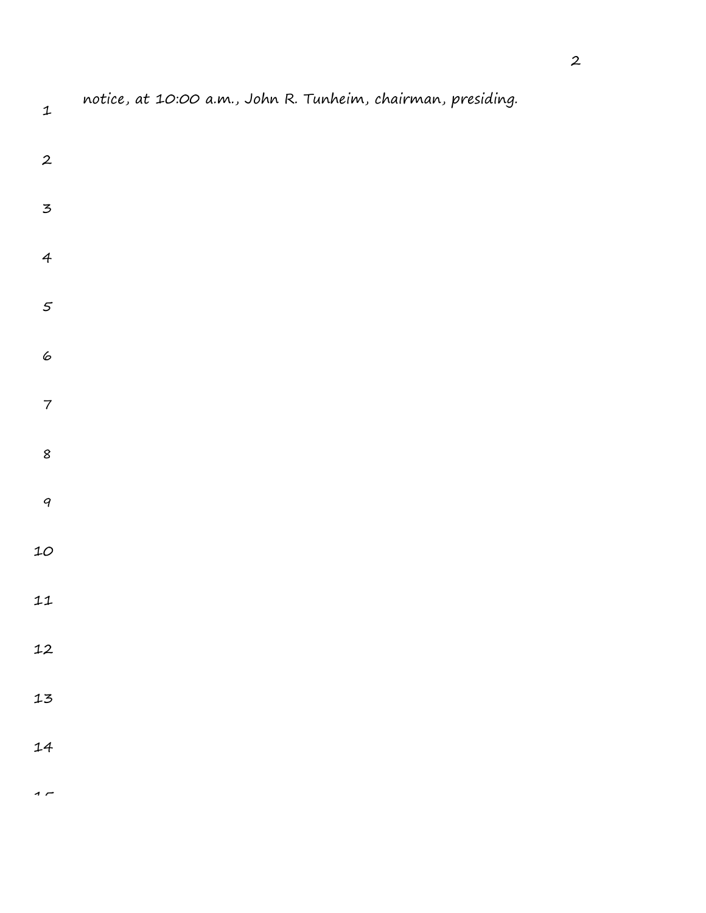notice, at 10:00 a.m., John R. Tunheim, chairman, presiding.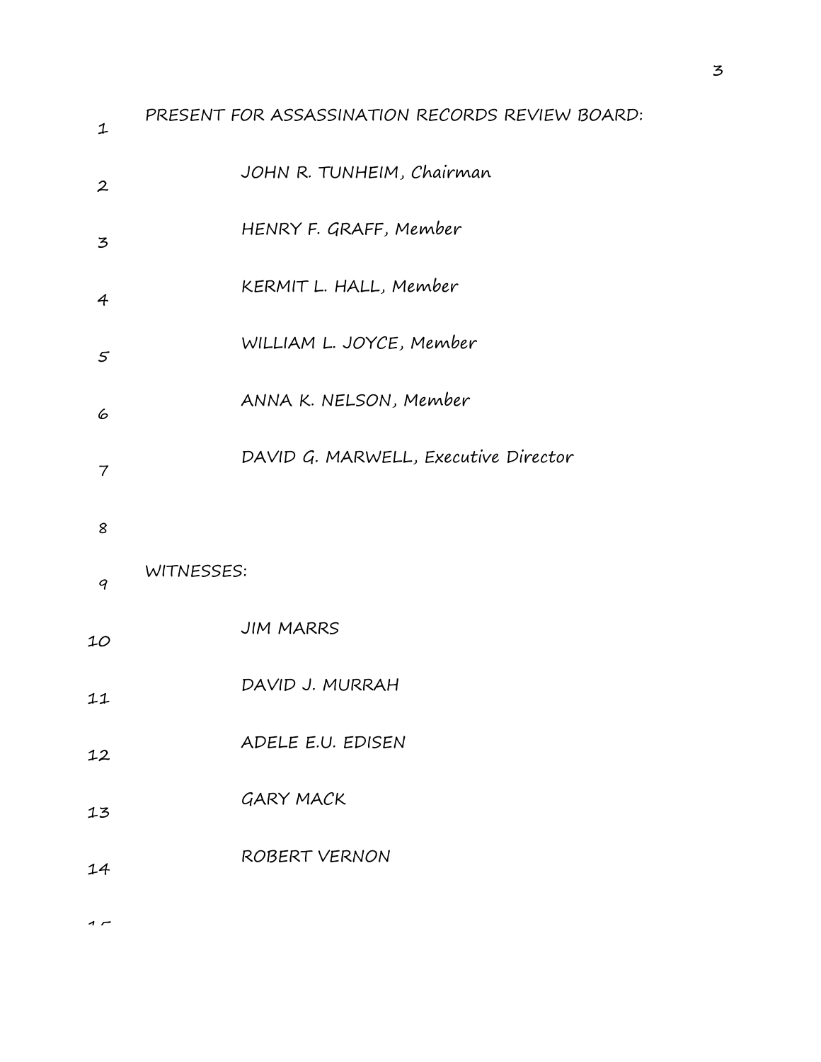PRESENT FOR ASSASSINATION RECORDS REVIEW BOARD:

JOHN R. TUNHEIM, Chairman

HENRY F. GRAFF, Member

KERMIT L. HALL, Member

WILLIAM L. JOYCE, Member

ANNA K. NELSON, Member

DAVID G. MARWELL, Executive Director

WITNESSES:

JIM MARRS

DAVID J. MURRAH

ADELE E.U. EDISEN

GARY MACK

ROBERT VERNON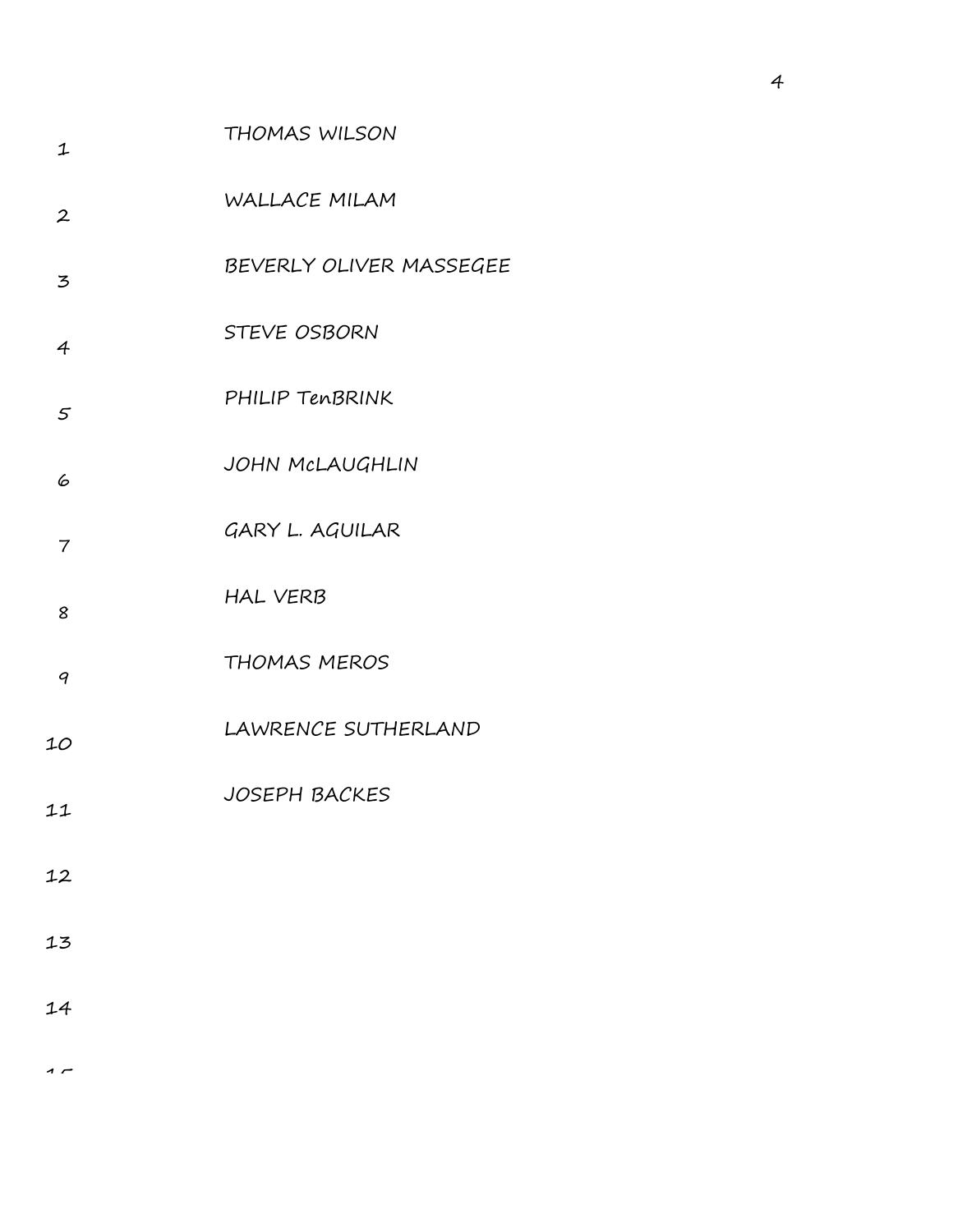THOMAS WILSON

WALLACE MILAM

BEVERLY OLIVER MASSEGEE

STEVE OSBORN

PHILIP TenBRINK

JOHN McLAUGHLIN

GARY L. AGUILAR

HAL VERB

THOMAS MEROS

LAWRENCE SUTHERLAND

JOSEPH BACKES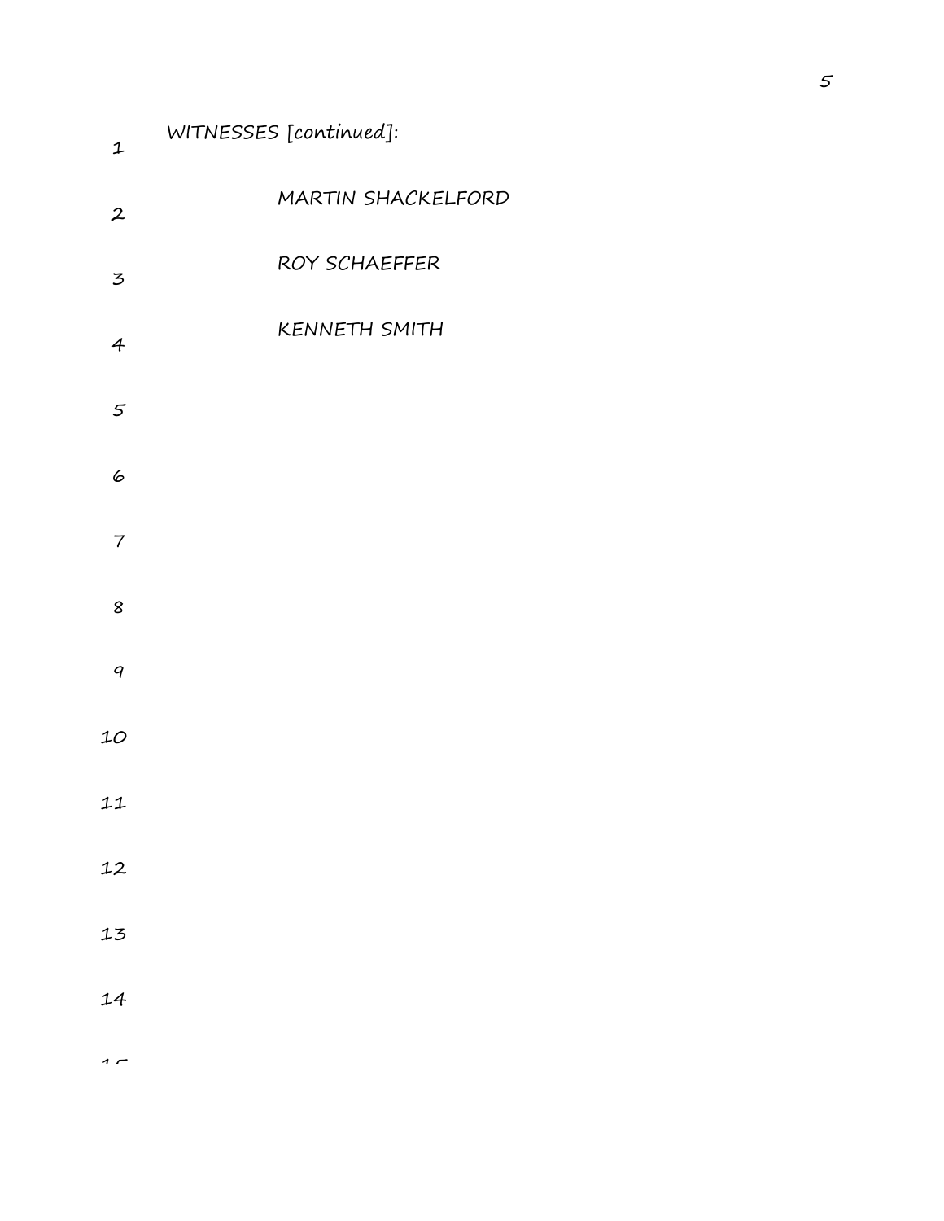WITNESSES [continued]:

MARTIN SHACKELFORD

ROY SCHAEFFER

KENNETH SMITH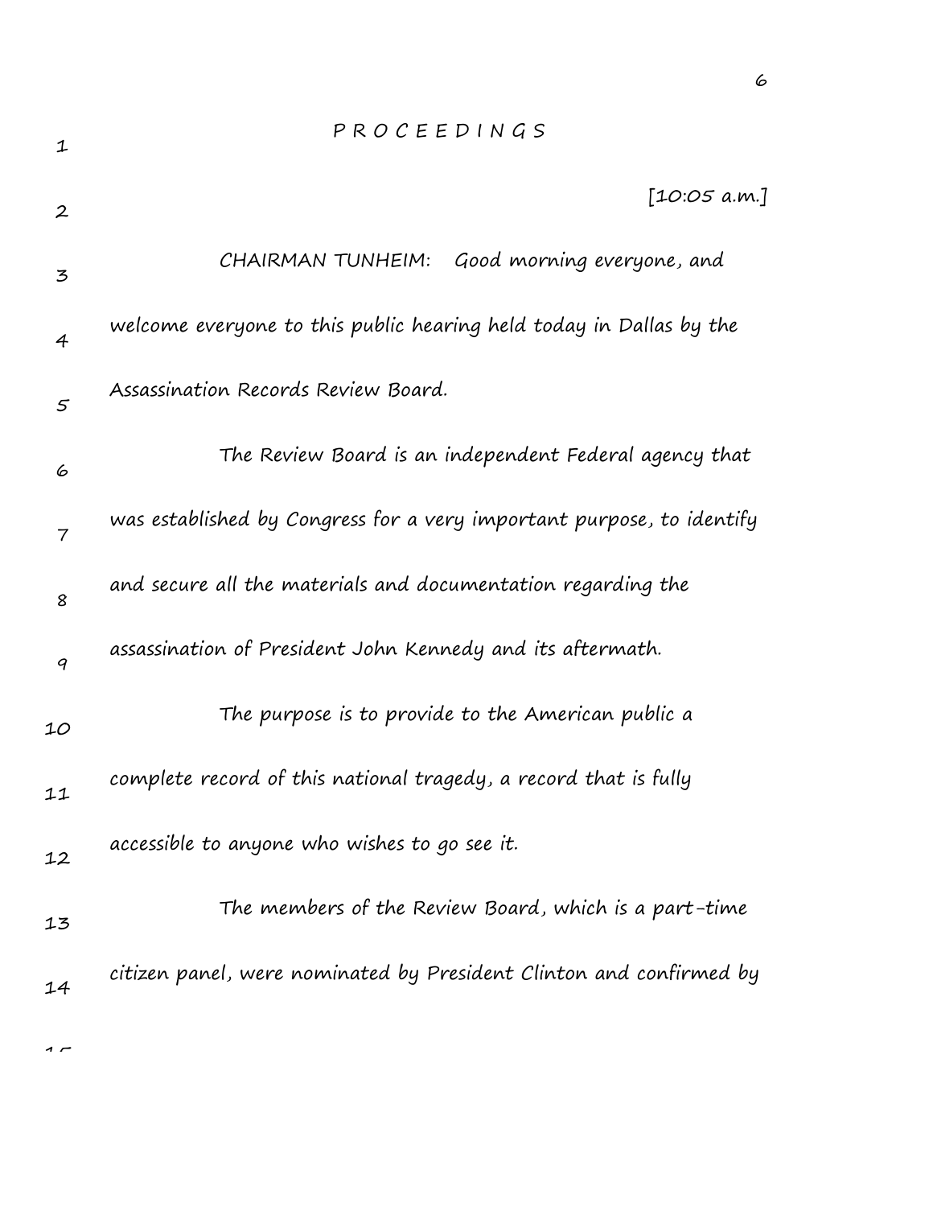# P R O C E E D I N G S

[10:05 a.m.]

CHAIRMAN TUNHEIM: Good morning everyone, and welcome everyone to this public hearing held today in Dallas by the Assassination Records Review Board.

The Review Board is an independent Federal agency that was established by Congress for a very important purpose, to identify and secure all the materials and documentation regarding the assassination of President John Kennedy and its aftermath.

The purpose is to provide to the American public a complete record of this national tragedy, a record that is fully accessible to anyone who wishes to go see it.

The members of the Review Board, which is a part-time citizen panel, were nominated by President Clinton and confirmed by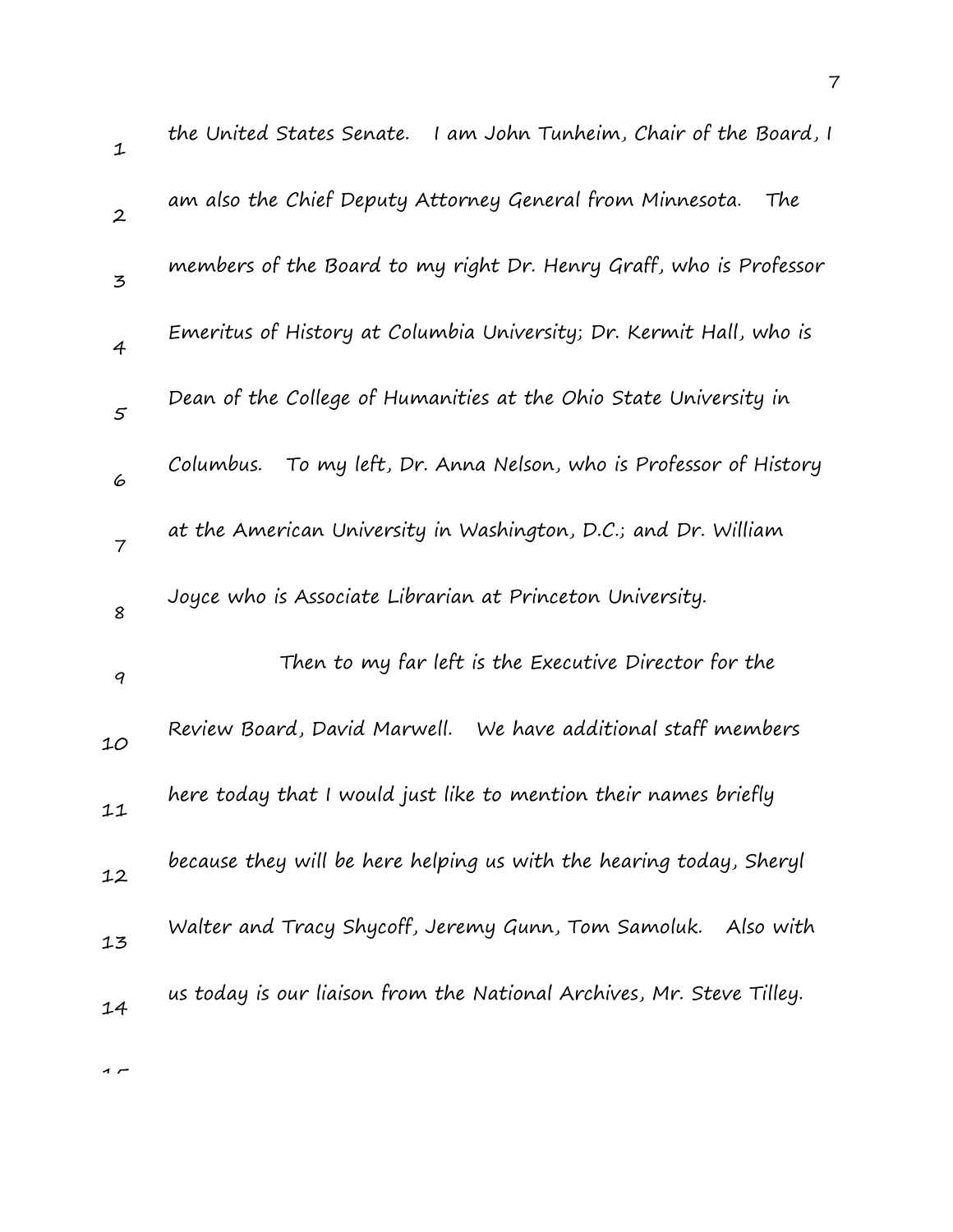the United States Senate. I am John Tunheim, Chair of the Board, I am also the Chief Deputy Attorney General from Minnesota. The members of the Board to my right Dr. Henry Graff, who is Professor Emeritus of History at Columbia University; Dr. Kermit Hall, who is Dean of the College of Humanities at the Ohio State University in Columbus. To my left, Dr. Anna Nelson, who is Professor of History at the American University in Washington, D.C.; and Dr. William Joyce who is Associate Librarian at Princeton University.

Then to my far left is the Executive Director for the Review Board, David Marwell. We have additional staff members here today that I would just like to mention their names briefly because they will be here helping us with the hearing today, Sheryl Walter and Tracy Shycoff, Jeremy Gunn, Tom Samoluk. Also with us today is our liaison from the National Archives, Mr. Steve Tilley.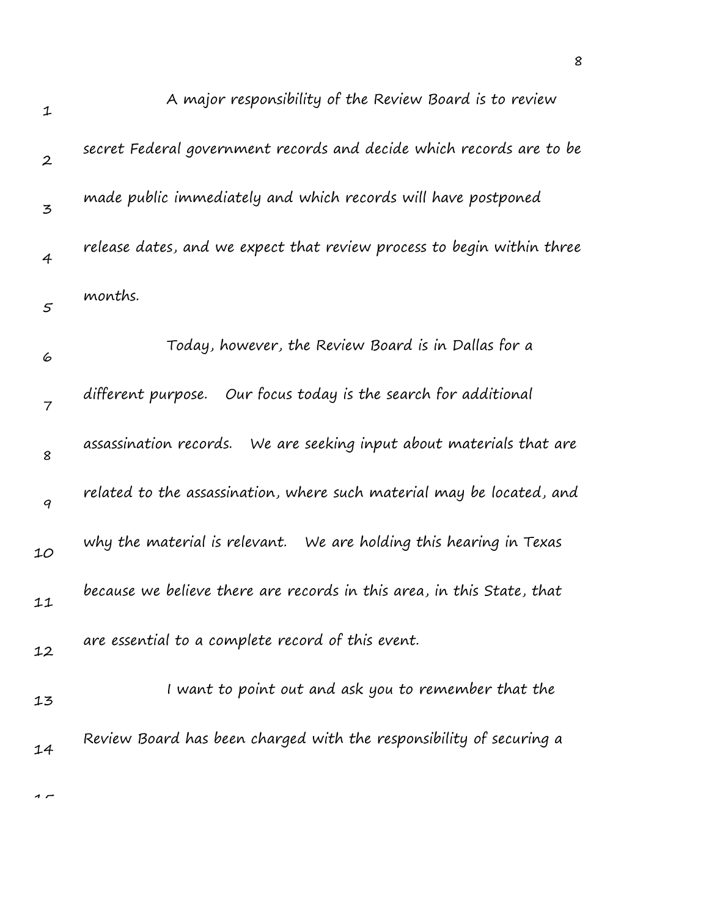A major responsibility of the Review Board is to review secret Federal government records and decide which records are to be made public immediately and which records will have postponed release dates, and we expect that review process to begin within three months.

Today, however, the Review Board is in Dallas for a different purpose. Our focus today is the search for additional assassination records. We are seeking input about materials that are related to the assassination, where such material may be located, and why the material is relevant. We are holding this hearing in Texas because we believe there are records in this area, in this State, that are essential to a complete record of this event.

I want to point out and ask you to remember that the Review Board has been charged with the responsibility of securing a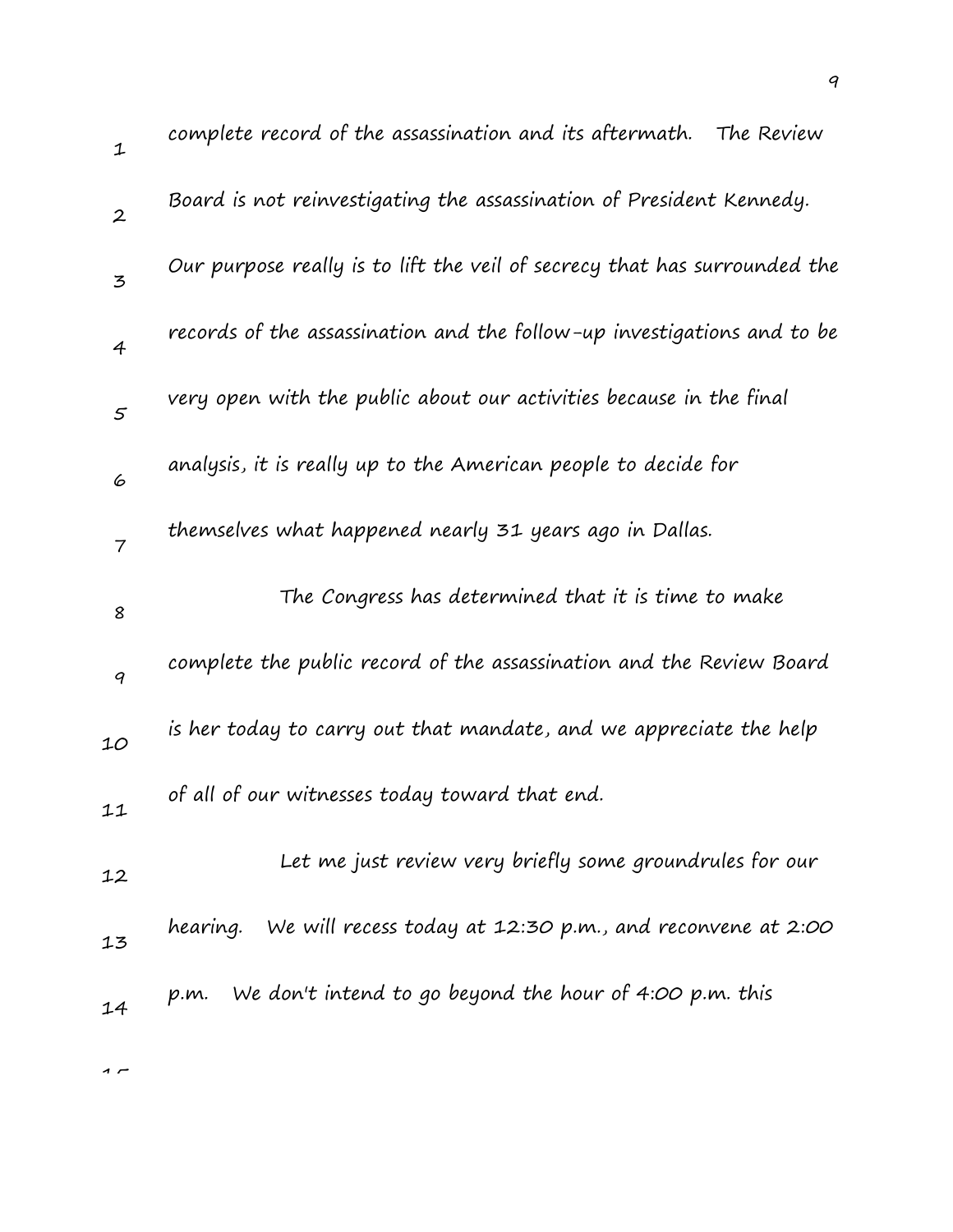complete record of the assassination and its aftermath. The Review Board is not reinvestigating the assassination of President Kennedy. Our purpose really is to lift the veil of secrecy that has surrounded the records of the assassination and the follow-up investigations and to be very open with the public about our activities because in the final analysis, it is really up to the American people to decide for themselves what happened nearly 31 years ago in Dallas.

The Congress has determined that it is time to make complete the public record of the assassination and the Review Board is her today to carry out that mandate, and we appreciate the help of all of our witnesses today toward that end.

Let me just review very briefly some groundrules for our hearing. We will recess today at 12:30 p.m., and reconvene at 2:00 p.m. We don't intend to go beyond the hour of 4:00 p.m. this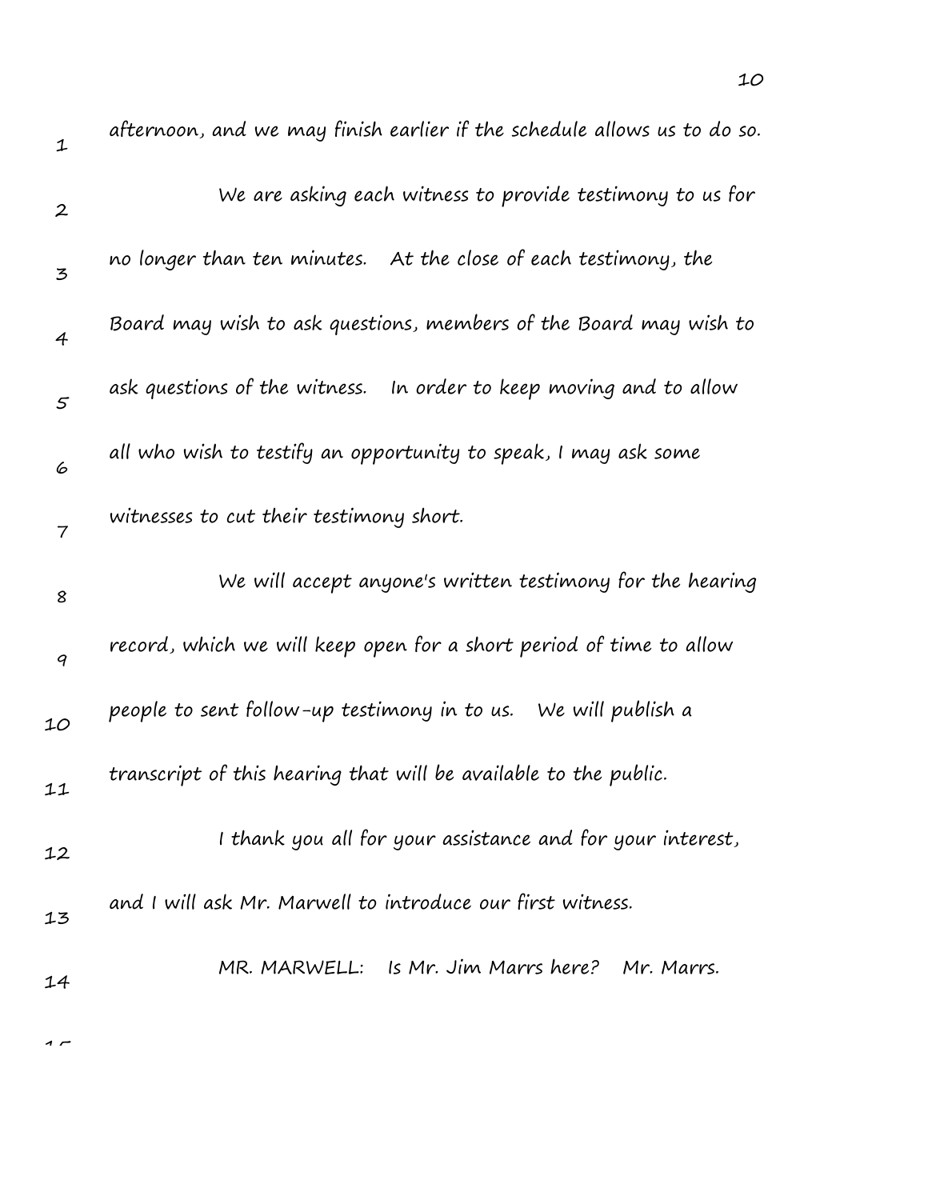afternoon, and we may finish earlier if the schedule allows us to do so.

We are asking each witness to provide testimony to us for no longer than ten minutes. At the close of each testimony, the Board may wish to ask questions, members of the Board may wish to ask questions of the witness. In order to keep moving and to allow all who wish to testify an opportunity to speak, I may ask some witnesses to cut their testimony short.

We will accept anyone's written testimony for the hearing record, which we will keep open for a short period of time to allow people to sent follow-up testimony in to us. We will publish a transcript of this hearing that will be available to the public.

I thank you all for your assistance and for your interest, and I will ask Mr. Marwell to introduce our first witness.

MR. MARWELL: Is Mr. Jim Marrs here? Mr. Marrs.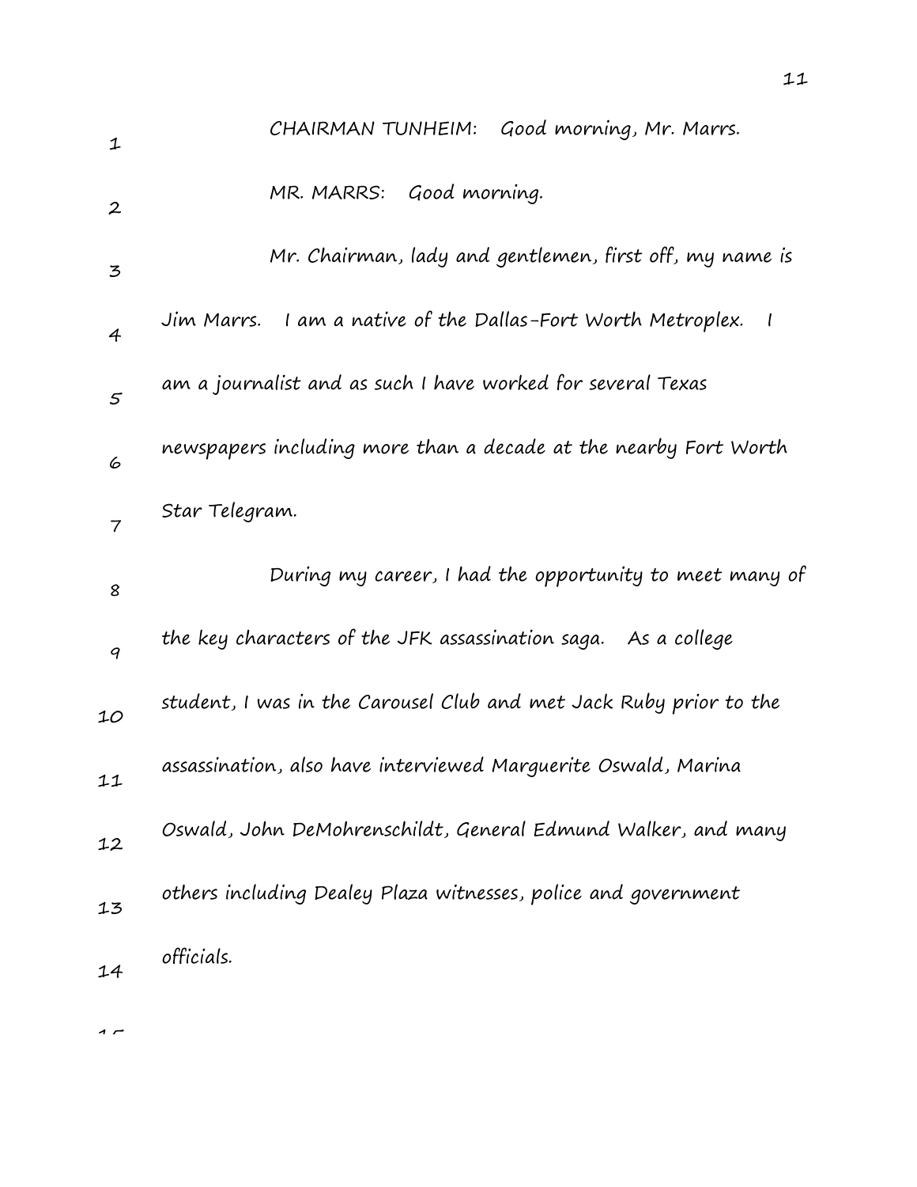CHAIRMAN TUNHEIM: Good morning, Mr. Marrs.

MR. MARRS: Good morning.

Mr. Chairman, lady and gentlemen, first off, my name is Jim Marrs. I am a native of the Dallas-Fort Worth Metroplex. I am a journalist and as such I have worked for several Texas newspapers including more than a decade at the nearby Fort Worth Star Telegram.

During my career, I had the opportunity to meet many of the key characters of the JFK assassination saga. As a college student, I was in the Carousel Club and met Jack Ruby prior to the assassination, also have interviewed Marguerite Oswald, Marina Oswald, John DeMohrenschildt, General Edmund Walker, and many others including Dealey Plaza witnesses, police and government officials.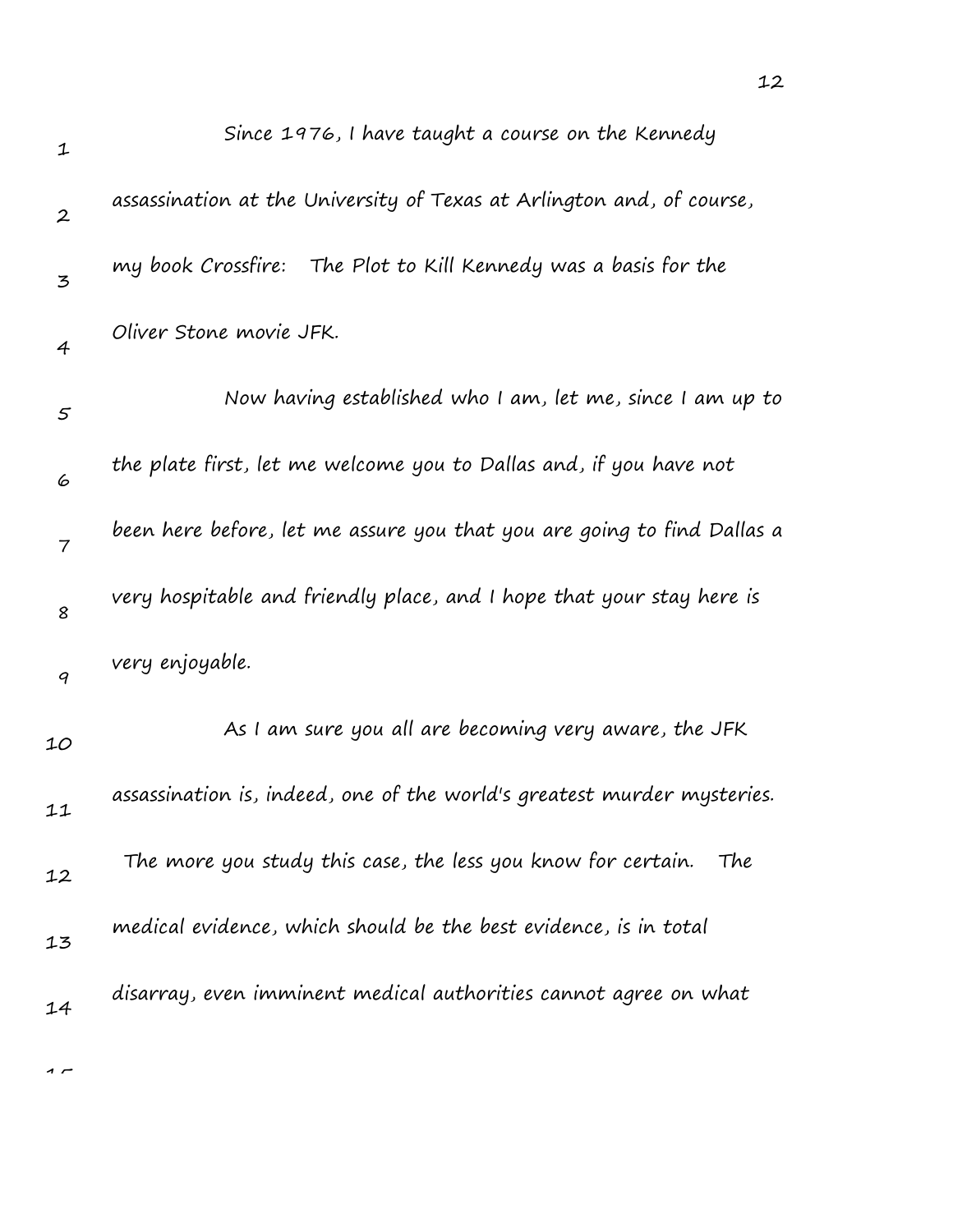Since 1976, I have taught a course on the Kennedy assassination at the University of Texas at Arlington and, of course, my book Crossfire: The Plot to Kill Kennedy was a basis for the Oliver Stone movie JFK.

Now having established who I am, let me, since I am up to the plate first, let me welcome you to Dallas and, if you have not been here before, let me assure you that you are going to find Dallas a very hospitable and friendly place, and I hope that your stay here is very enjoyable.

As I am sure you all are becoming very aware, the JFK assassination is, indeed, one of the world's greatest murder mysteries. The more you study this case, the less you know for certain. The medical evidence, which should be the best evidence, is in total disarray, even imminent medical authorities cannot agree on what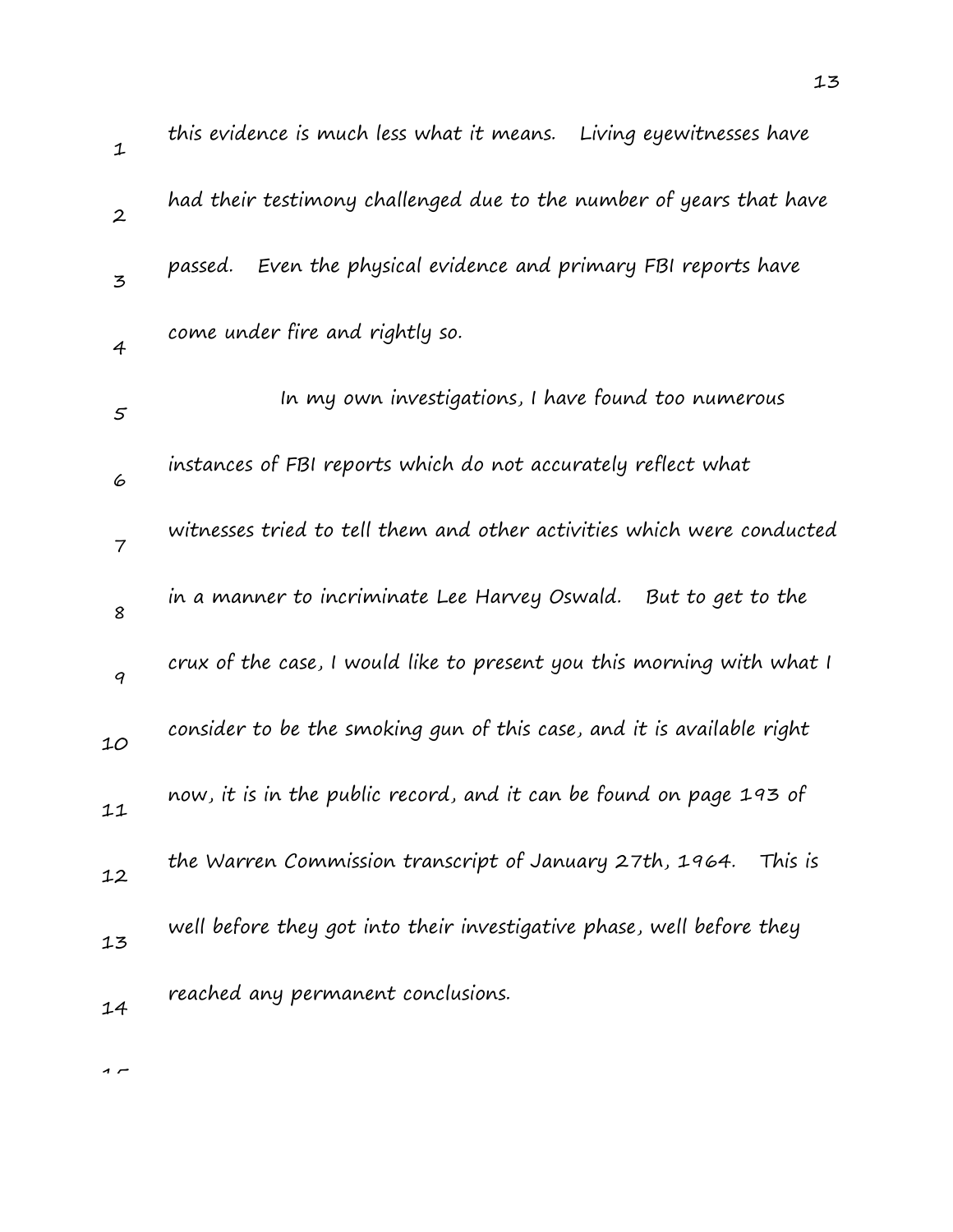this evidence is much less what it means. Living eyewitnesses have had their testimony challenged due to the number of years that have passed. Even the physical evidence and primary FBI reports have come under fire and rightly so.

In my own investigations, I have found too numerous instances of FBI reports which do not accurately reflect what witnesses tried to tell them and other activities which were conducted in a manner to incriminate Lee Harvey Oswald. But to get to the crux of the case, I would like to present you this morning with what I consider to be the smoking gun of this case, and it is available right now, it is in the public record, and it can be found on page 193 of the Warren Commission transcript of January 27th, 1964. This is well before they got into their investigative phase, well before they reached any permanent conclusions.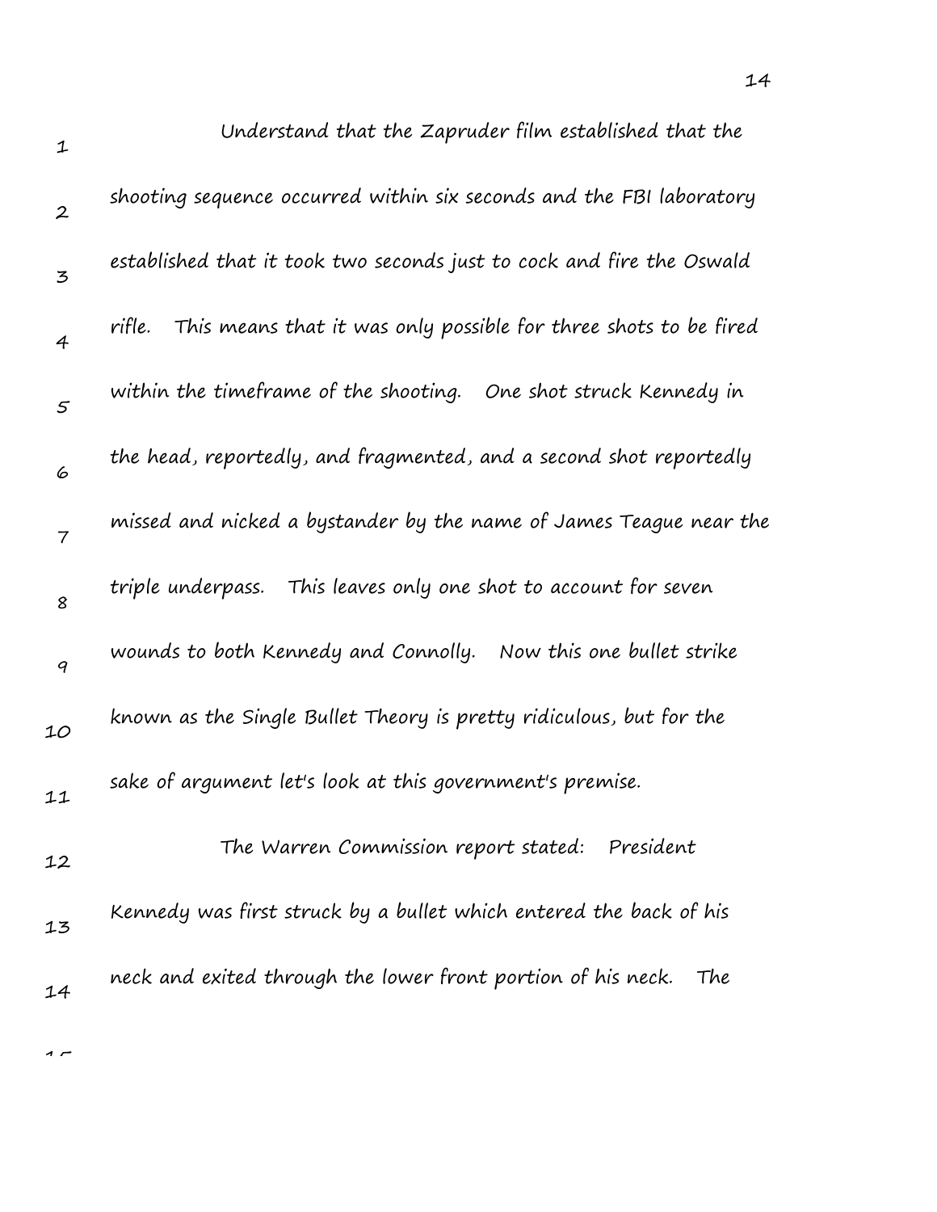Understand that the Zapruder film established that the shooting sequence occurred within six seconds and the FBI laboratory established that it took two seconds just to cock and fire the Oswald rifle. This means that it was only possible for three shots to be fired within the timeframe of the shooting. One shot struck Kennedy in the head, reportedly, and fragmented, and a second shot reportedly missed and nicked a bystander by the name of James Teague near the triple underpass. This leaves only one shot to account for seven wounds to both Kennedy and Connolly. Now this one bullet strike known as the Single Bullet Theory is pretty ridiculous, but for the sake of argument let's look at this government's premise.

The Warren Commission report stated: President Kennedy was first struck by a bullet which entered the back of his neck and exited through the lower front portion of his neck. The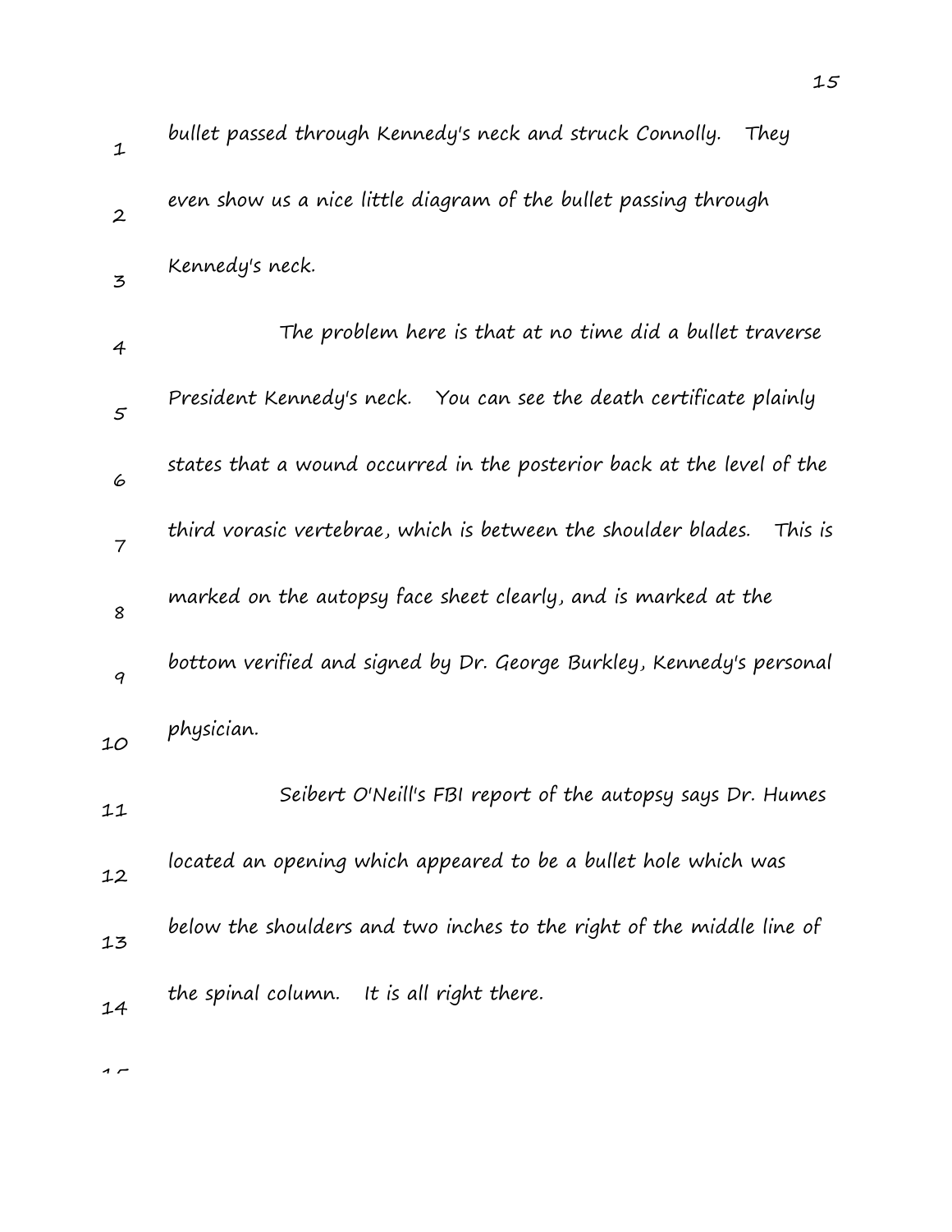bullet passed through Kennedy's neck and struck Connolly. They even show us a nice little diagram of the bullet passing through Kennedy's neck.

The problem here is that at no time did a bullet traverse President Kennedy's neck. You can see the death certificate plainly states that a wound occurred in the posterior back at the level of the third vorasic vertebrae, which is between the shoulder blades. This is marked on the autopsy face sheet clearly, and is marked at the bottom verified and signed by Dr. George Burkley, Kennedy's personal physician.

Seibert O'Neill's FBI report of the autopsy says Dr. Humes located an opening which appeared to be a bullet hole which was below the shoulders and two inches to the right of the middle line of the spinal column. It is all right there.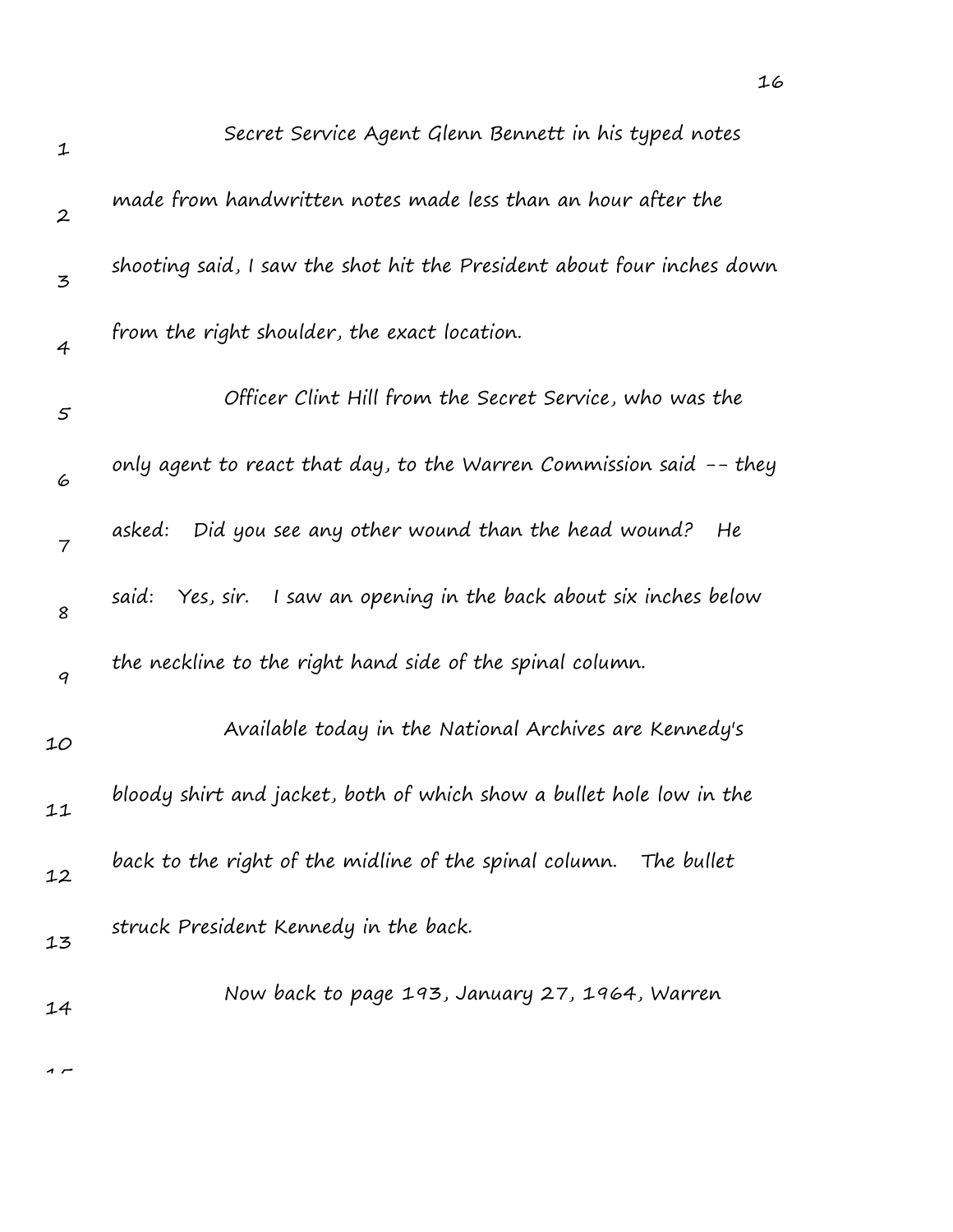Secret Service Agent Glenn Bennett in his typed notes made from handwritten notes made less than an hour after the shooting said, I saw the shot hit the President about four inches down from the right shoulder, the exact location.

Officer Clint Hill from the Secret Service, who was the only agent to react that day, to the Warren Commission said -- they asked: Did you see any other wound than the head wound? He said: Yes, sir. I saw an opening in the back about six inches below the neckline to the right hand side of the spinal column.

Available today in the National Archives are Kennedy's bloody shirt and jacket, both of which show a bullet hole low in the back to the right of the midline of the spinal column. The bullet struck President Kennedy in the back.

Now back to page 193, January 27, 1964, Warren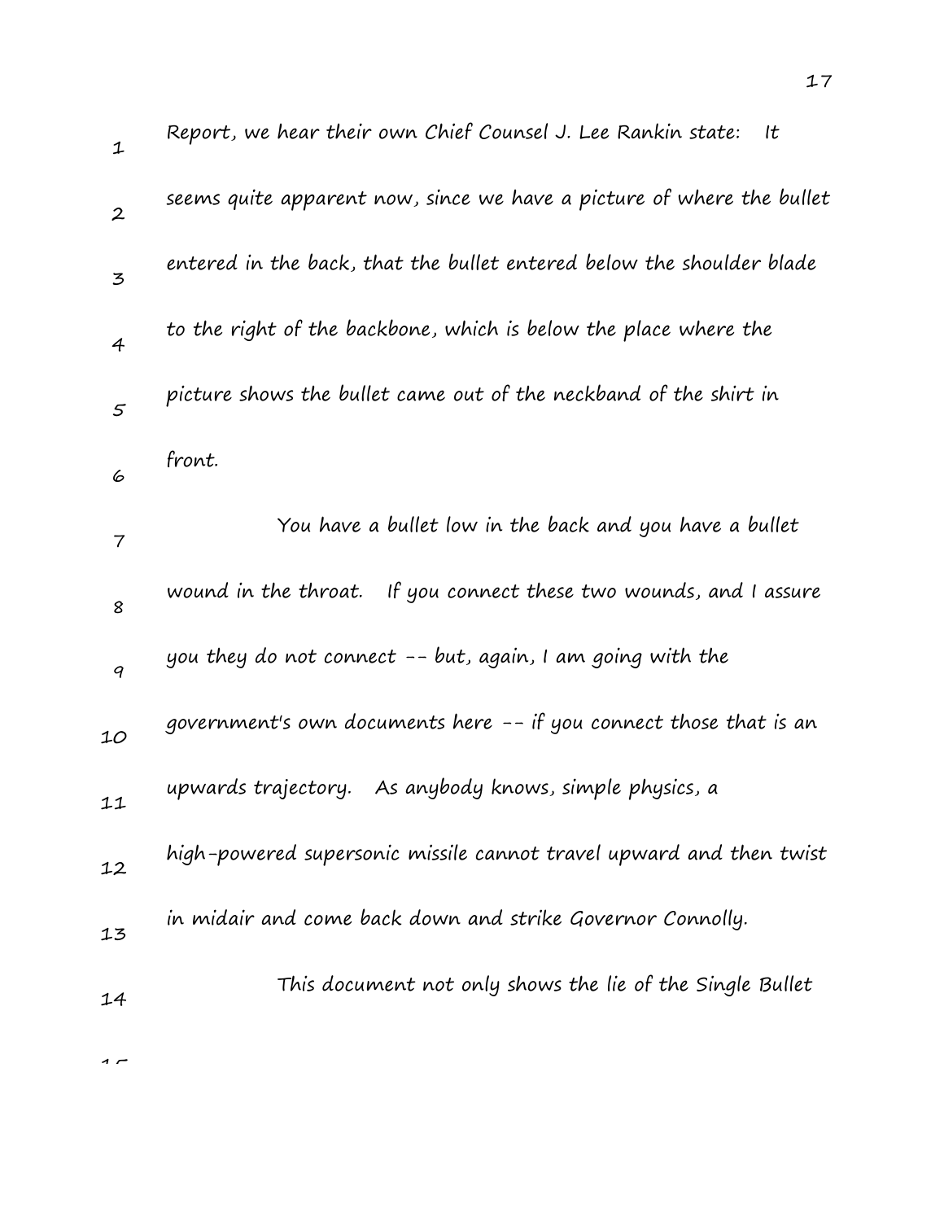Report, we hear their own Chief Counsel J. Lee Rankin state: It seems quite apparent now, since we have a picture of where the bullet entered in the back, that the bullet entered below the shoulder blade to the right of the backbone, which is below the place where the picture shows the bullet came out of the neckband of the shirt in front.

You have a bullet low in the back and you have a bullet wound in the throat. If you connect these two wounds, and I assure you they do not connect -- but, again, I am going with the government's own documents here -- if you connect those that is an upwards trajectory. As anybody knows, simple physics, a high-powered supersonic missile cannot travel upward and then twist in midair and come back down and strike Governor Connolly.

This document not only shows the lie of the Single Bullet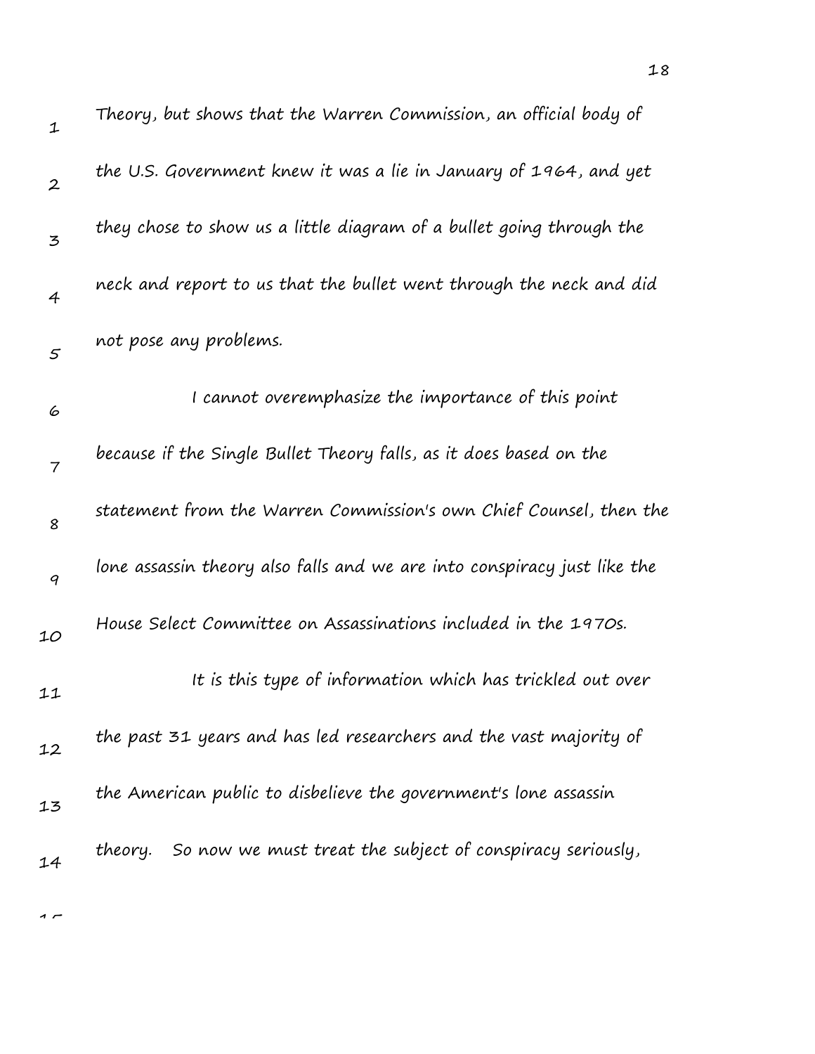Theory, but shows that the Warren Commission, an official body of the U.S. Government knew it was a lie in January of 1964, and yet they chose to show us a little diagram of a bullet going through the neck and report to us that the bullet went through the neck and did not pose any problems.

I cannot overemphasize the importance of this point because if the Single Bullet Theory falls, as it does based on the statement from the Warren Commission's own Chief Counsel, then the lone assassin theory also falls and we are into conspiracy just like the House Select Committee on Assassinations included in the 1970s.

It is this type of information which has trickled out over the past 31 years and has led researchers and the vast majority of the American public to disbelieve the government's lone assassin theory. So now we must treat the subject of conspiracy seriously,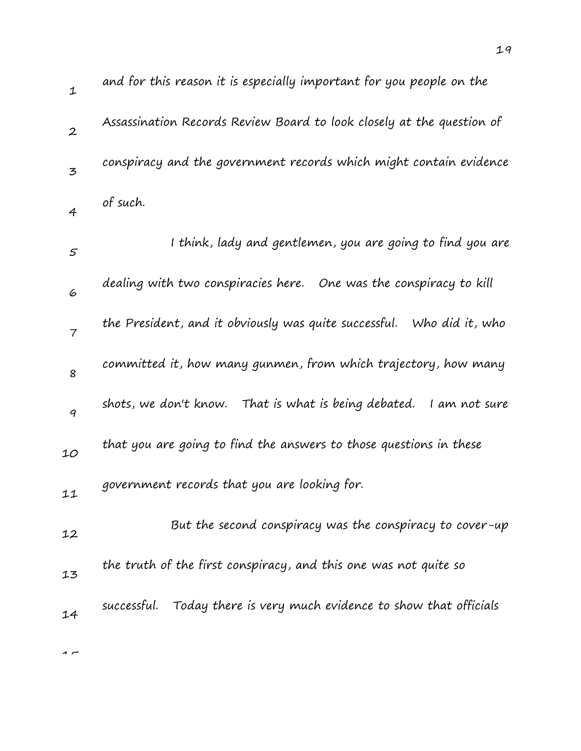and for this reason it is especially important for you people on the Assassination Records Review Board to look closely at the question of conspiracy and the government records which might contain evidence of such.

I think, lady and gentlemen, you are going to find you are dealing with two conspiracies here. One was the conspiracy to kill the President, and it obviously was quite successful. Who did it, who committed it, how many gunmen, from which trajectory, how many shots, we don't know. That is what is being debated. I am not sure that you are going to find the answers to those questions in these government records that you are looking for.

But the second conspiracy was the conspiracy to cover-up the truth of the first conspiracy, and this one was not quite so successful. Today there is very much evidence to show that officials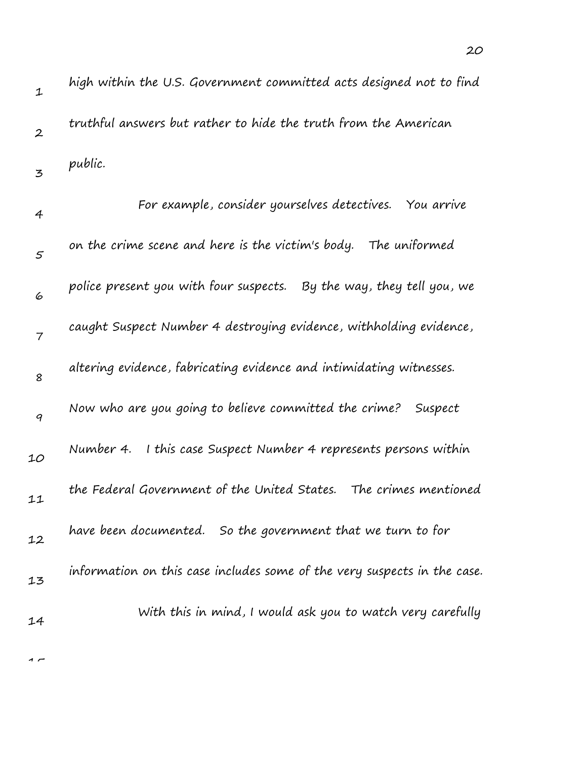high within the U.S. Government committed acts designed not to find truthful answers but rather to hide the truth from the American public.

For example, consider yourselves detectives. You arrive on the crime scene and here is the victim's body. The uniformed police present you with four suspects. By the way, they tell you, we caught Suspect Number 4 destroying evidence, withholding evidence, altering evidence, fabricating evidence and intimidating witnesses. Now who are you going to believe committed the crime? Suspect Number 4. I this case Suspect Number 4 represents persons within the Federal Government of the United States. The crimes mentioned have been documented. So the government that we turn to for information on this case includes some of the very suspects in the case.

With this in mind, I would ask you to watch very carefully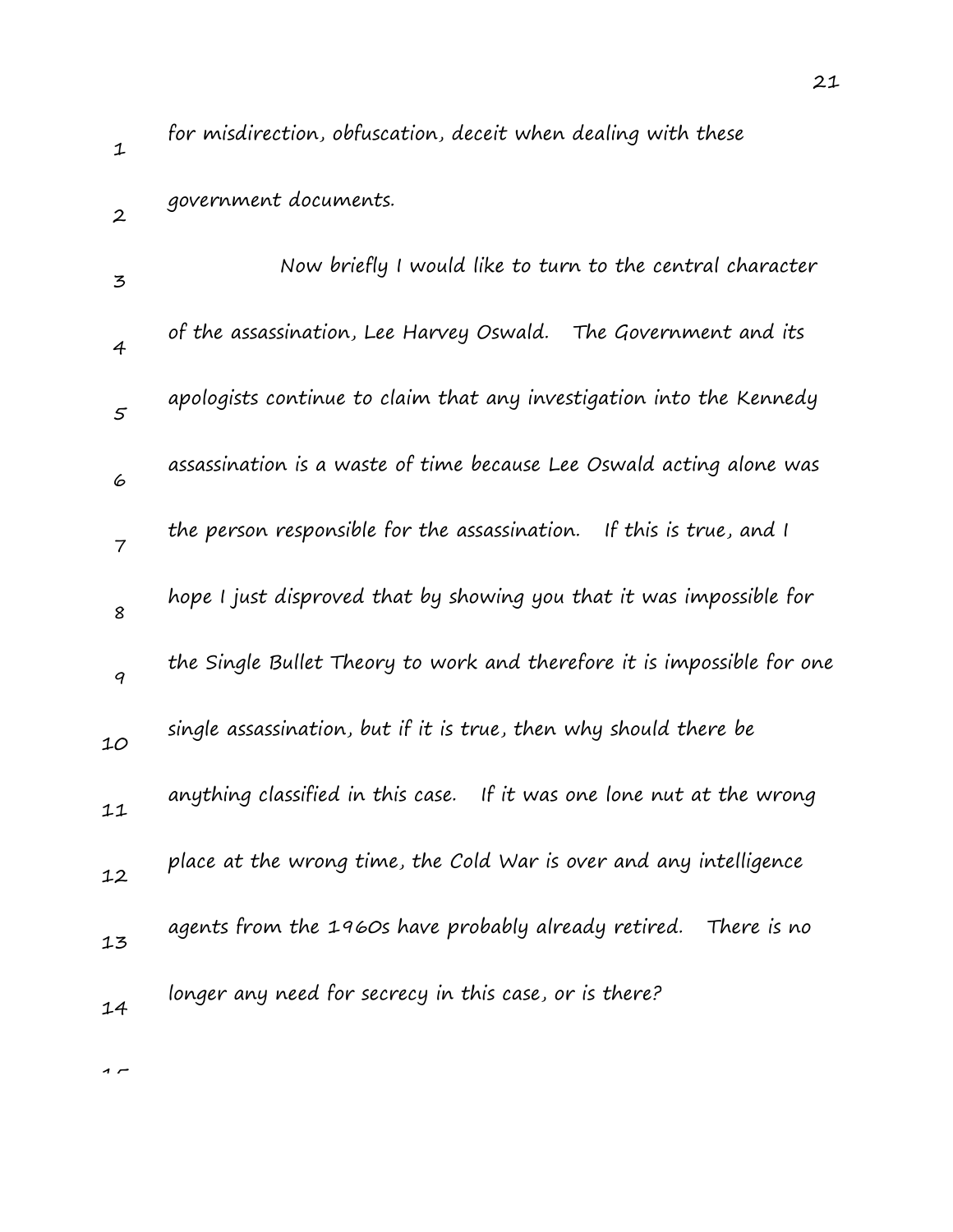for misdirection, obfuscation, deceit when dealing with these government documents.

Now briefly I would like to turn to the central character of the assassination, Lee Harvey Oswald. The Government and its apologists continue to claim that any investigation into the Kennedy assassination is a waste of time because Lee Oswald acting alone was the person responsible for the assassination. If this is true, and I hope I just disproved that by showing you that it was impossible for the Single Bullet Theory to work and therefore it is impossible for one single assassination, but if it is true, then why should there be anything classified in this case. If it was one lone nut at the wrong place at the wrong time, the Cold War is over and any intelligence agents from the 1960s have probably already retired. There is no longer any need for secrecy in this case, or is there?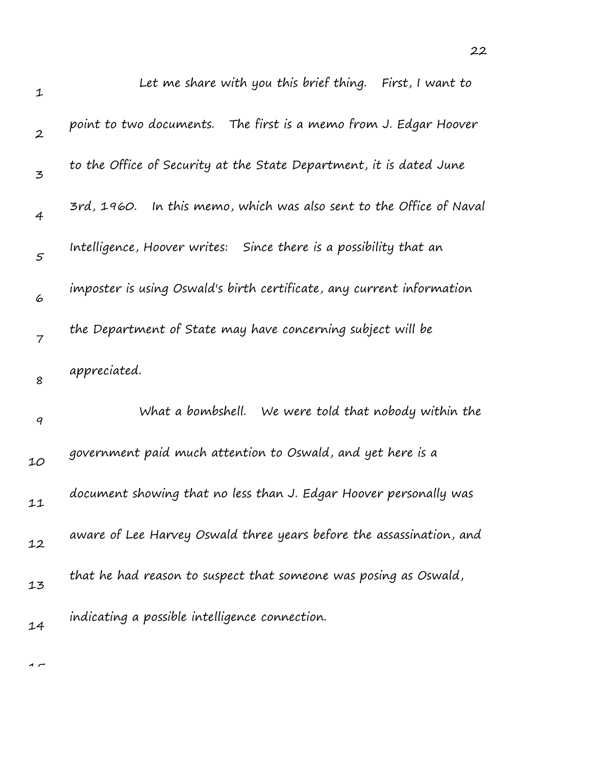Let me share with you this brief thing. First, I want to point to two documents. The first is a memo from J. Edgar Hoover to the Office of Security at the State Department, it is dated June 3rd, 1960. In this memo, which was also sent to the Office of Naval Intelligence, Hoover writes: Since there is a possibility that an imposter is using Oswald's birth certificate, any current information the Department of State may have concerning subject will be appreciated.

What a bombshell. We were told that nobody within the government paid much attention to Oswald, and yet here is a document showing that no less than J. Edgar Hoover personally was aware of Lee Harvey Oswald three years before the assassination, and that he had reason to suspect that someone was posing as Oswald, indicating a possible intelligence connection.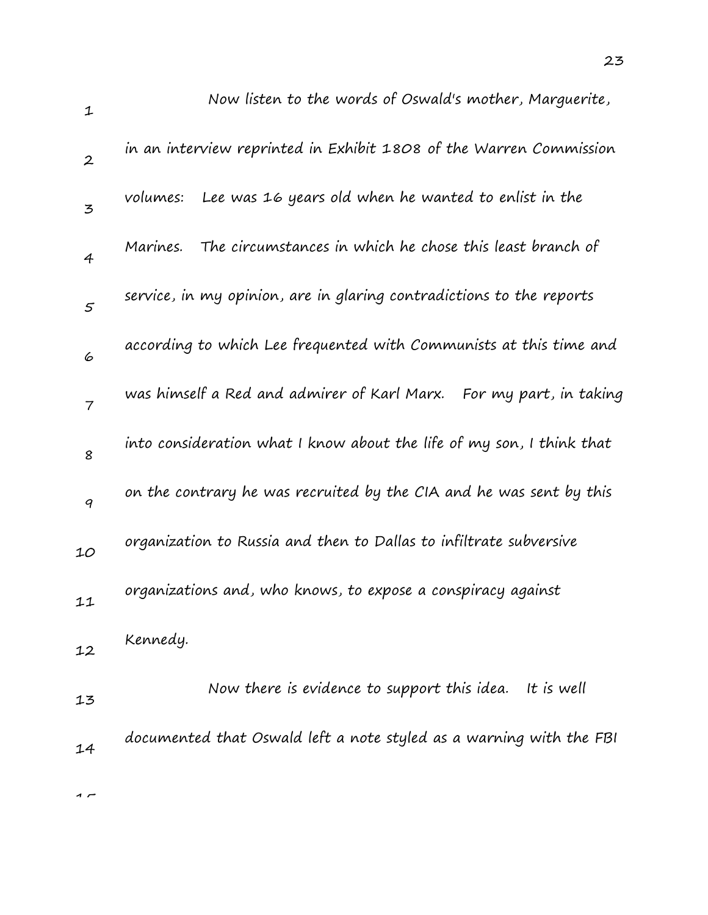Now listen to the words of Oswald's mother, Marguerite, in an interview reprinted in Exhibit 1808 of the Warren Commission volumes: Lee was 16 years old when he wanted to enlist in the Marines. The circumstances in which he chose this least branch of service, in my opinion, are in glaring contradictions to the reports according to which Lee frequented with Communists at this time and was himself a Red and admirer of Karl Marx. For my part, in taking into consideration what I know about the life of my son, I think that on the contrary he was recruited by the CIA and he was sent by this organization to Russia and then to Dallas to infiltrate subversive organizations and, who knows, to expose a conspiracy against Kennedy.

Now there is evidence to support this idea. It is well documented that Oswald left a note styled as a warning with the FBI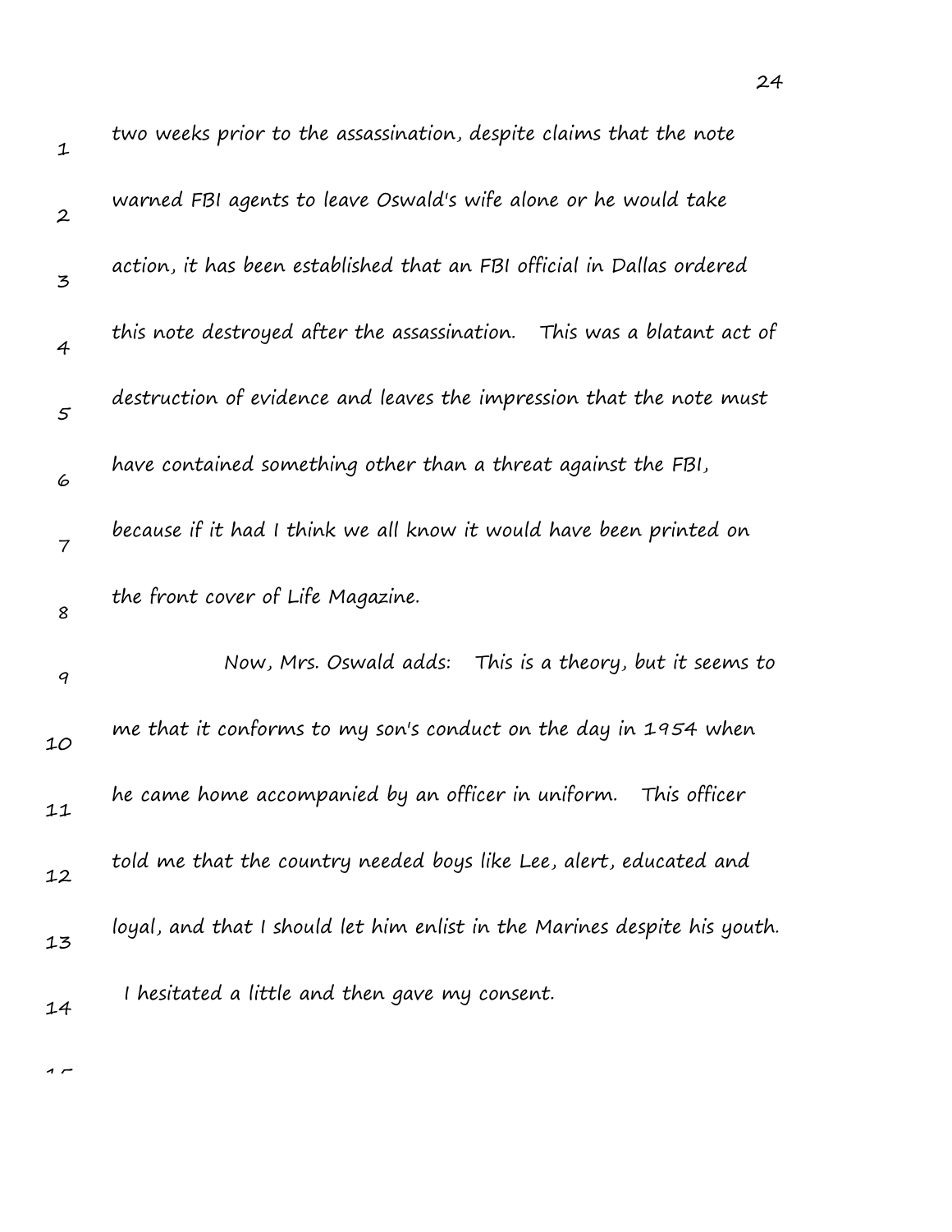two weeks prior to the assassination, despite claims that the note warned FBI agents to leave Oswald's wife alone or he would take action, it has been established that an FBI official in Dallas ordered this note destroyed after the assassination. This was a blatant act of destruction of evidence and leaves the impression that the note must have contained something other than a threat against the FBI, because if it had I think we all know it would have been printed on the front cover of Life Magazine.

Now, Mrs. Oswald adds: This is a theory, but it seems to me that it conforms to my son's conduct on the day in 1954 when he came home accompanied by an officer in uniform. This officer told me that the country needed boys like Lee, alert, educated and loyal, and that I should let him enlist in the Marines despite his youth. I hesitated a little and then gave my consent.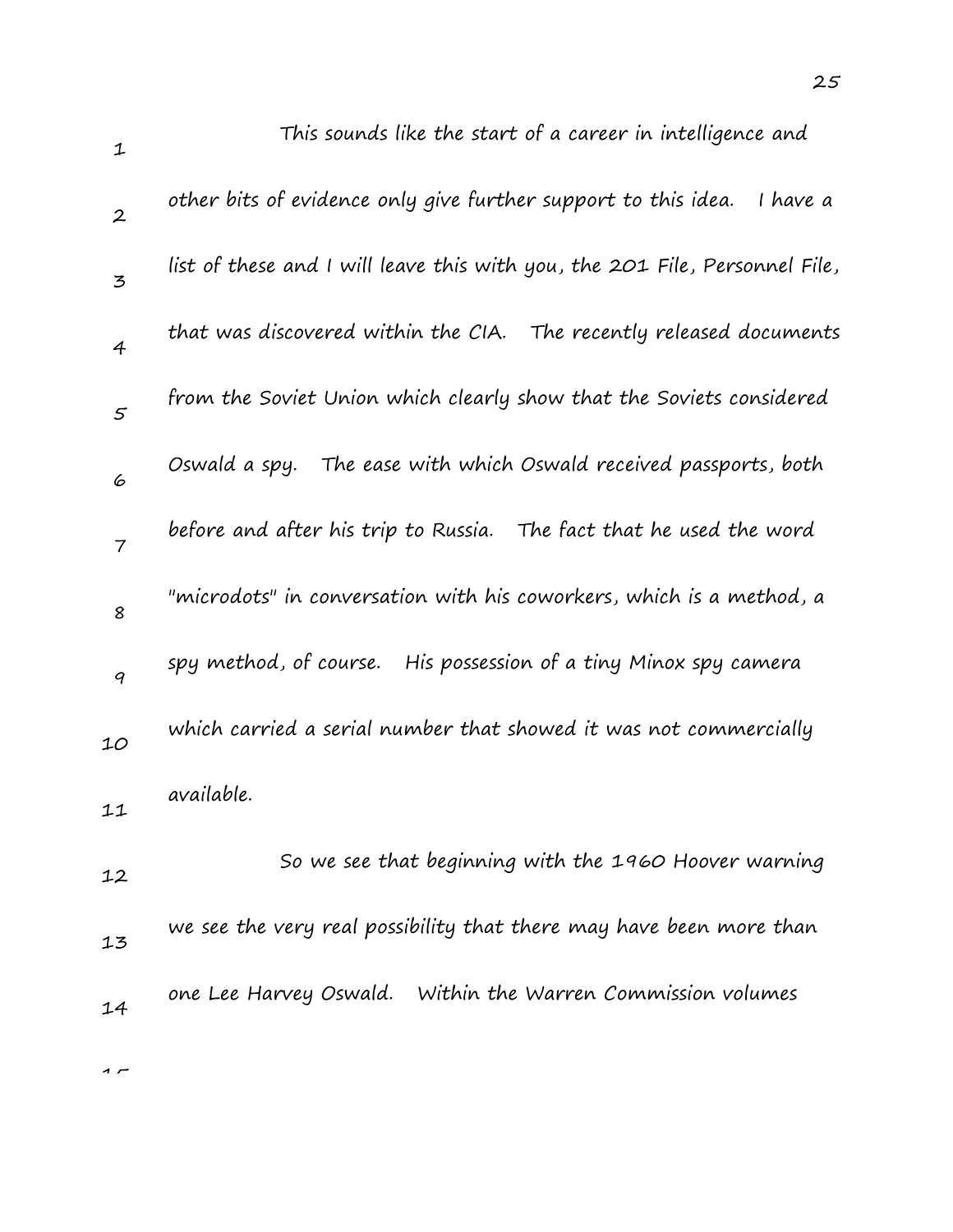This sounds like the start of a career in intelligence and other bits of evidence only give further support to this idea. I have a list of these and I will leave this with you, the 201 File, Personnel File, that was discovered within the CIA. The recently released documents from the Soviet Union which clearly show that the Soviets considered Oswald a spy. The ease with which Oswald received passports, both before and after his trip to Russia. The fact that he used the word "microdots" in conversation with his coworkers, which is a method, a spy method, of course. His possession of a tiny Minox spy camera which carried a serial number that showed it was not commercially available.

So we see that beginning with the 1960 Hoover warning we see the very real possibility that there may have been more than one Lee Harvey Oswald. Within the Warren Commission volumes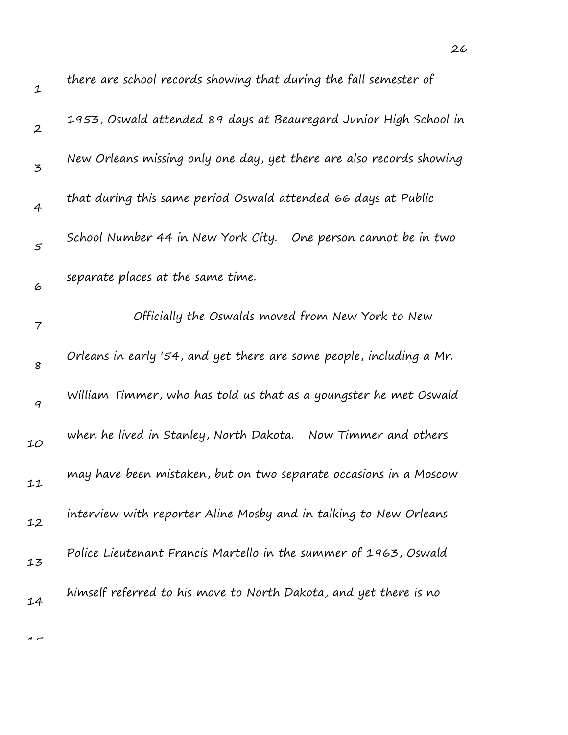there are school records showing that during the fall semester of 1953, Oswald attended 89 days at Beauregard Junior High School in New Orleans missing only one day, yet there are also records showing that during this same period Oswald attended 66 days at Public School Number 44 in New York City. One person cannot be in two separate places at the same time.

Officially the Oswalds moved from New York to New Orleans in early '54, and yet there are some people, including a Mr. William Timmer, who has told us that as a youngster he met Oswald when he lived in Stanley, North Dakota. Now Timmer and others may have been mistaken, but on two separate occasions in a Moscow interview with reporter Aline Mosby and in talking to New Orleans Police Lieutenant Francis Martello in the summer of 1963, Oswald himself referred to his move to North Dakota, and yet there is no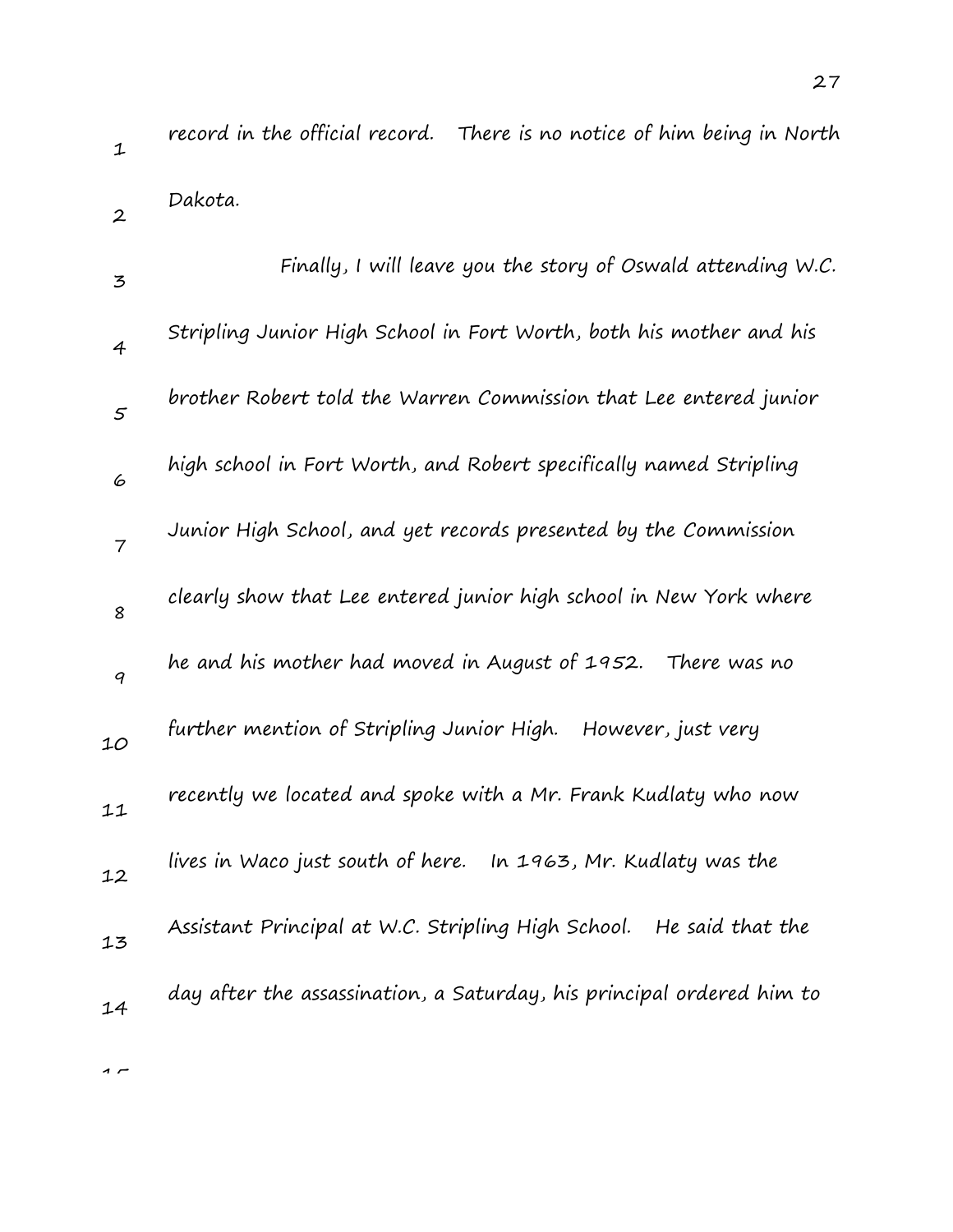record in the official record. There is no notice of him being in North Dakota.

Finally, I will leave you the story of Oswald attending W.C. Stripling Junior High School in Fort Worth, both his mother and his brother Robert told the Warren Commission that Lee entered junior high school in Fort Worth, and Robert specifically named Stripling Junior High School, and yet records presented by the Commission clearly show that Lee entered junior high school in New York where he and his mother had moved in August of 1952. There was no further mention of Stripling Junior High. However, just very recently we located and spoke with a Mr. Frank Kudlaty who now lives in Waco just south of here. In 1963, Mr. Kudlaty was the Assistant Principal at W.C. Stripling High School. He said that the day after the assassination, a Saturday, his principal ordered him to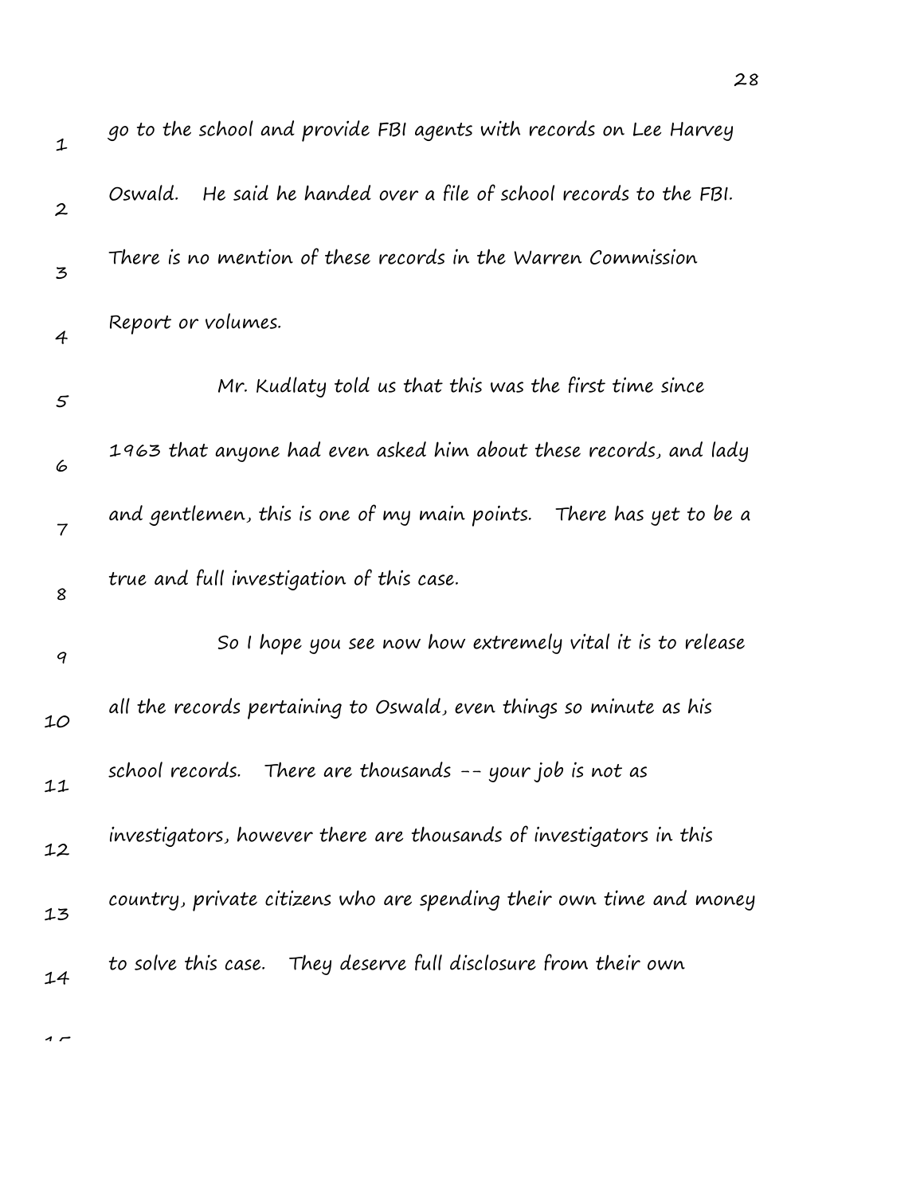go to the school and provide FBI agents with records on Lee Harvey Oswald. He said he handed over a file of school records to the FBI. There is no mention of these records in the Warren Commission Report or volumes.

Mr. Kudlaty told us that this was the first time since 1963 that anyone had even asked him about these records, and lady and gentlemen, this is one of my main points. There has yet to be a true and full investigation of this case.

So I hope you see now how extremely vital it is to release all the records pertaining to Oswald, even things so minute as his school records. There are thousands -- your job is not as investigators, however there are thousands of investigators in this country, private citizens who are spending their own time and money to solve this case. They deserve full disclosure from their own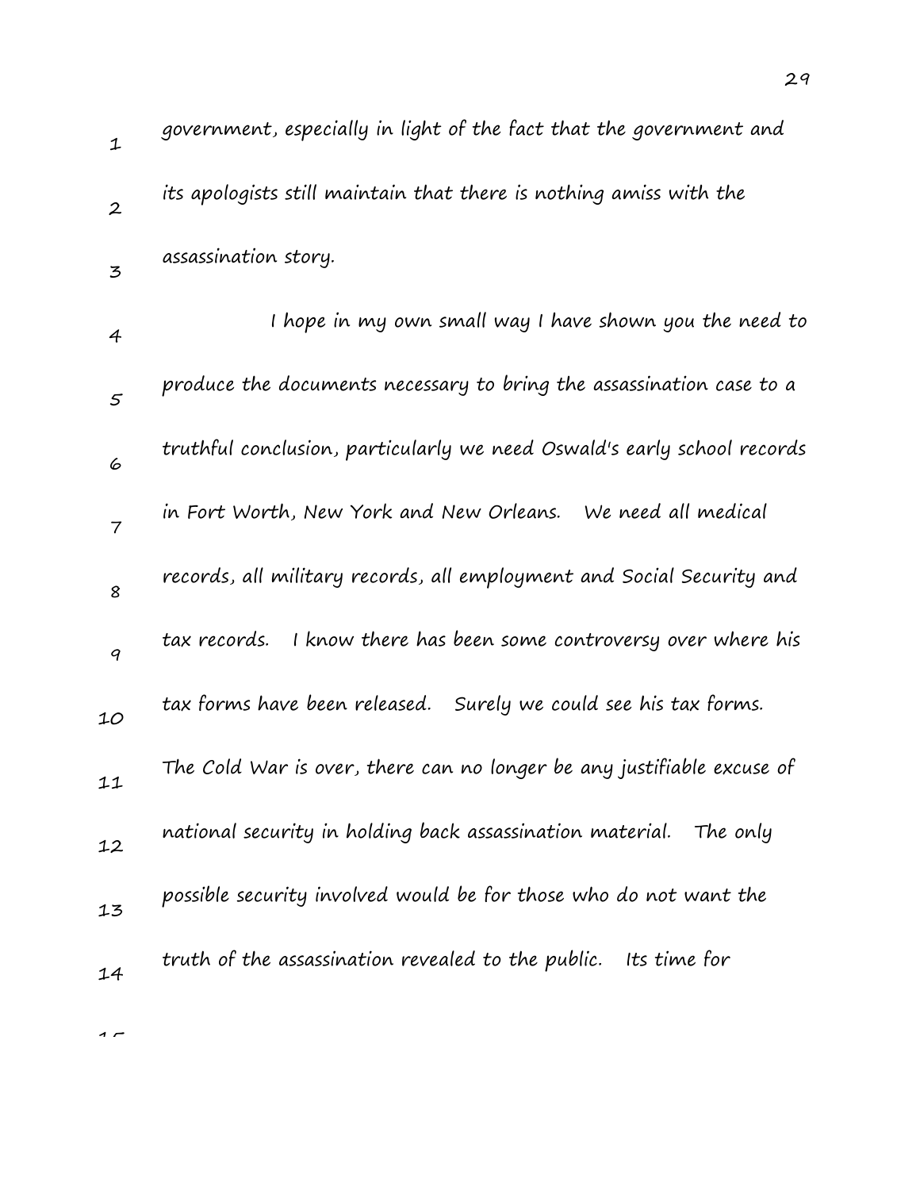government, especially in light of the fact that the government and its apologists still maintain that there is nothing amiss with the assassination story.

I hope in my own small way I have shown you the need to produce the documents necessary to bring the assassination case to a truthful conclusion, particularly we need Oswald's early school records in Fort Worth, New York and New Orleans. We need all medical records, all military records, all employment and Social Security and tax records. I know there has been some controversy over where his tax forms have been released. Surely we could see his tax forms. The Cold War is over, there can no longer be any justifiable excuse of national security in holding back assassination material. The only possible security involved would be for those who do not want the truth of the assassination revealed to the public. Its time for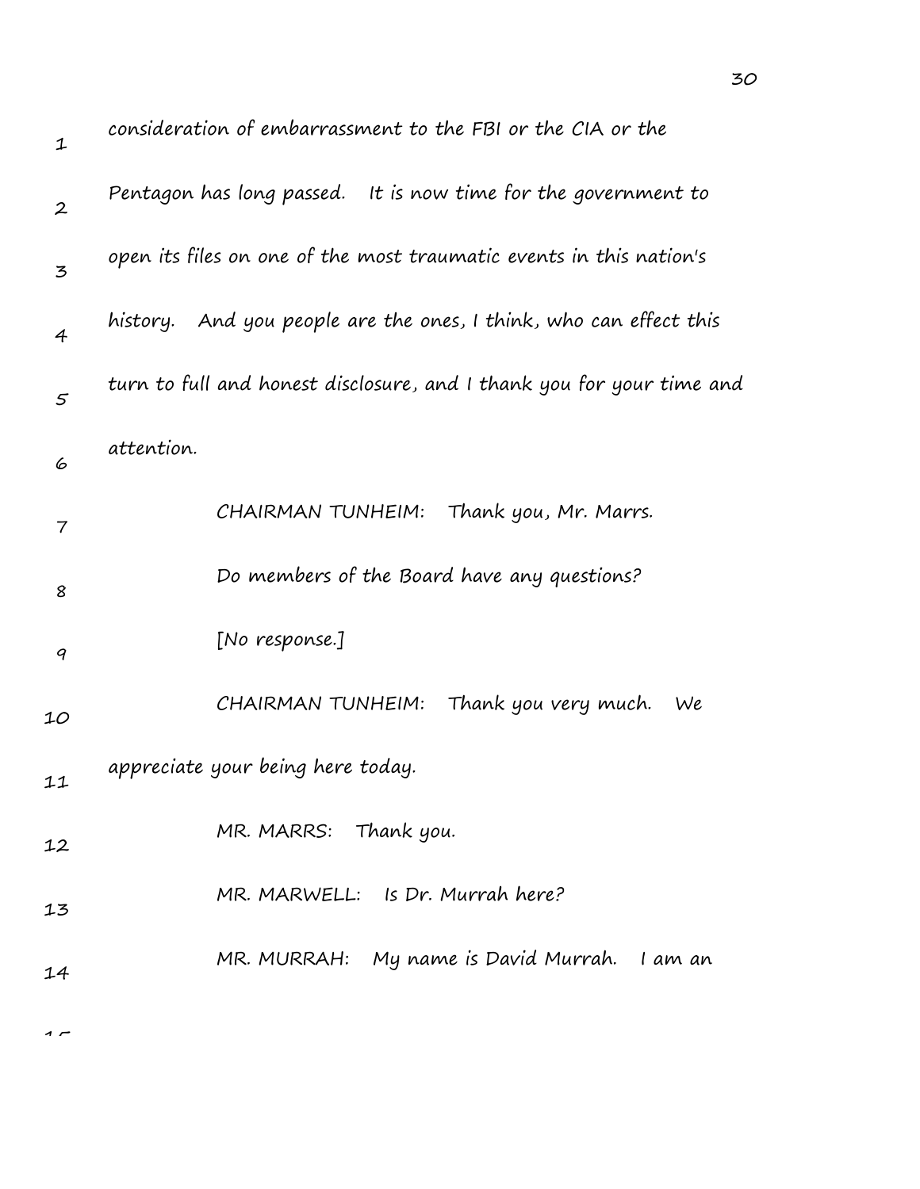consideration of embarrassment to the FBI or the CIA or the Pentagon has long passed. It is now time for the government to open its files on one of the most traumatic events in this nation's history. And you people are the ones, I think, who can effect this turn to full and honest disclosure, and I thank you for your time and attention.

CHAIRMAN TUNHEIM: Thank you, Mr. Marrs.

Do members of the Board have any questions?

[No response.]

CHAIRMAN TUNHEIM: Thank you very much. We appreciate your being here today.

MR. MARRS: Thank you.

MR. MARWELL: Is Dr. Murrah here?

MR. MURRAH: My name is David Murrah. I am an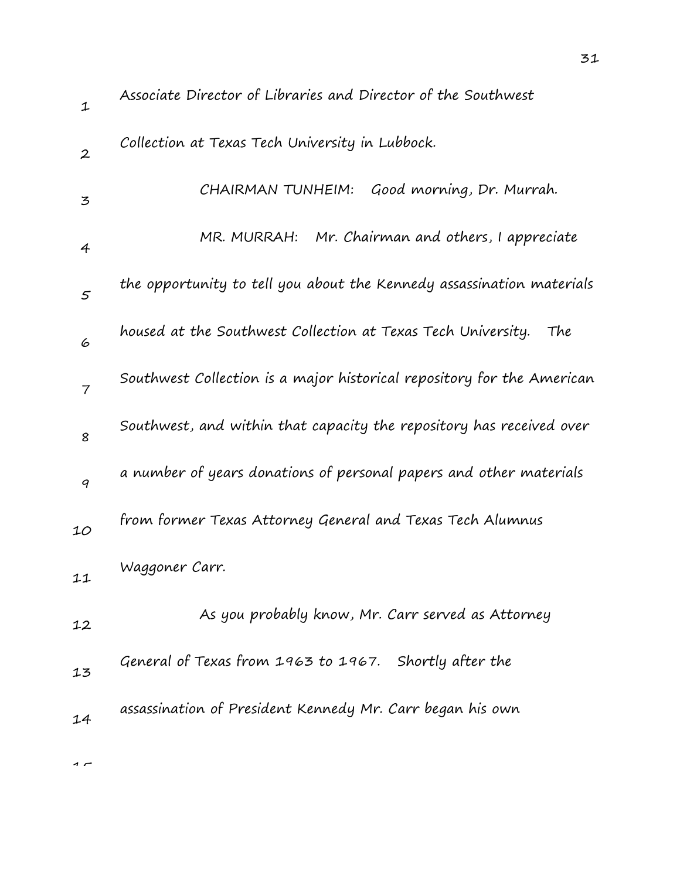Associate Director of Libraries and Director of the Southwest Collection at Texas Tech University in Lubbock.

CHAIRMAN TUNHEIM: Good morning, Dr. Murrah.

MR. MURRAH: Mr. Chairman and others, I appreciate the opportunity to tell you about the Kennedy assassination materials housed at the Southwest Collection at Texas Tech University. The Southwest Collection is a major historical repository for the American Southwest, and within that capacity the repository has received over a number of years donations of personal papers and other materials from former Texas Attorney General and Texas Tech Alumnus Waggoner Carr.

As you probably know, Mr. Carr served as Attorney General of Texas from 1963 to 1967. Shortly after the assassination of President Kennedy Mr. Carr began his own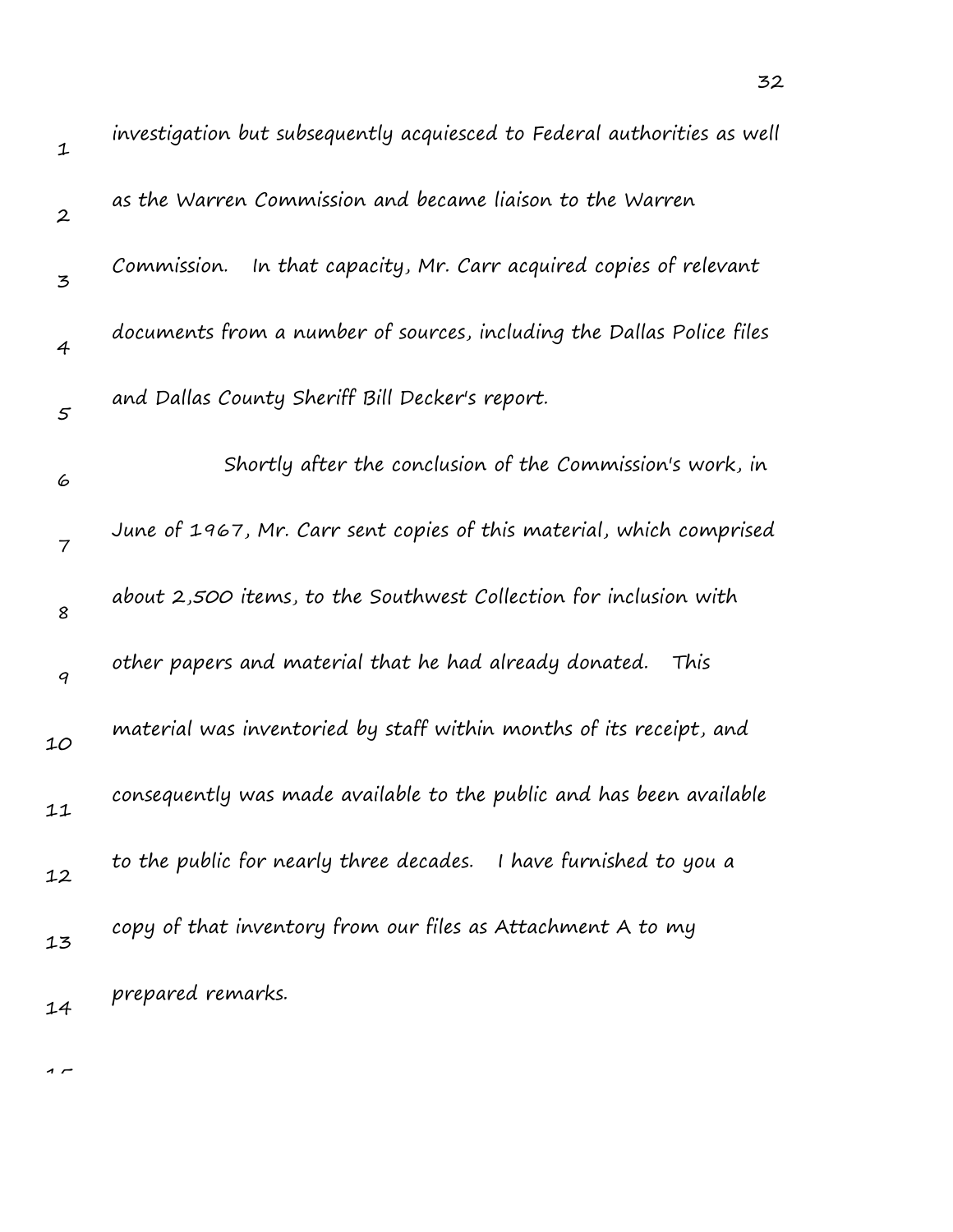investigation but subsequently acquiesced to Federal authorities as well as the Warren Commission and became liaison to the Warren Commission. In that capacity, Mr. Carr acquired copies of relevant documents from a number of sources, including the Dallas Police files and Dallas County Sheriff Bill Decker's report.

Shortly after the conclusion of the Commission's work, in June of 1967, Mr. Carr sent copies of this material, which comprised about 2,500 items, to the Southwest Collection for inclusion with other papers and material that he had already donated. This material was inventoried by staff within months of its receipt, and consequently was made available to the public and has been available to the public for nearly three decades. I have furnished to you a copy of that inventory from our files as Attachment A to my prepared remarks.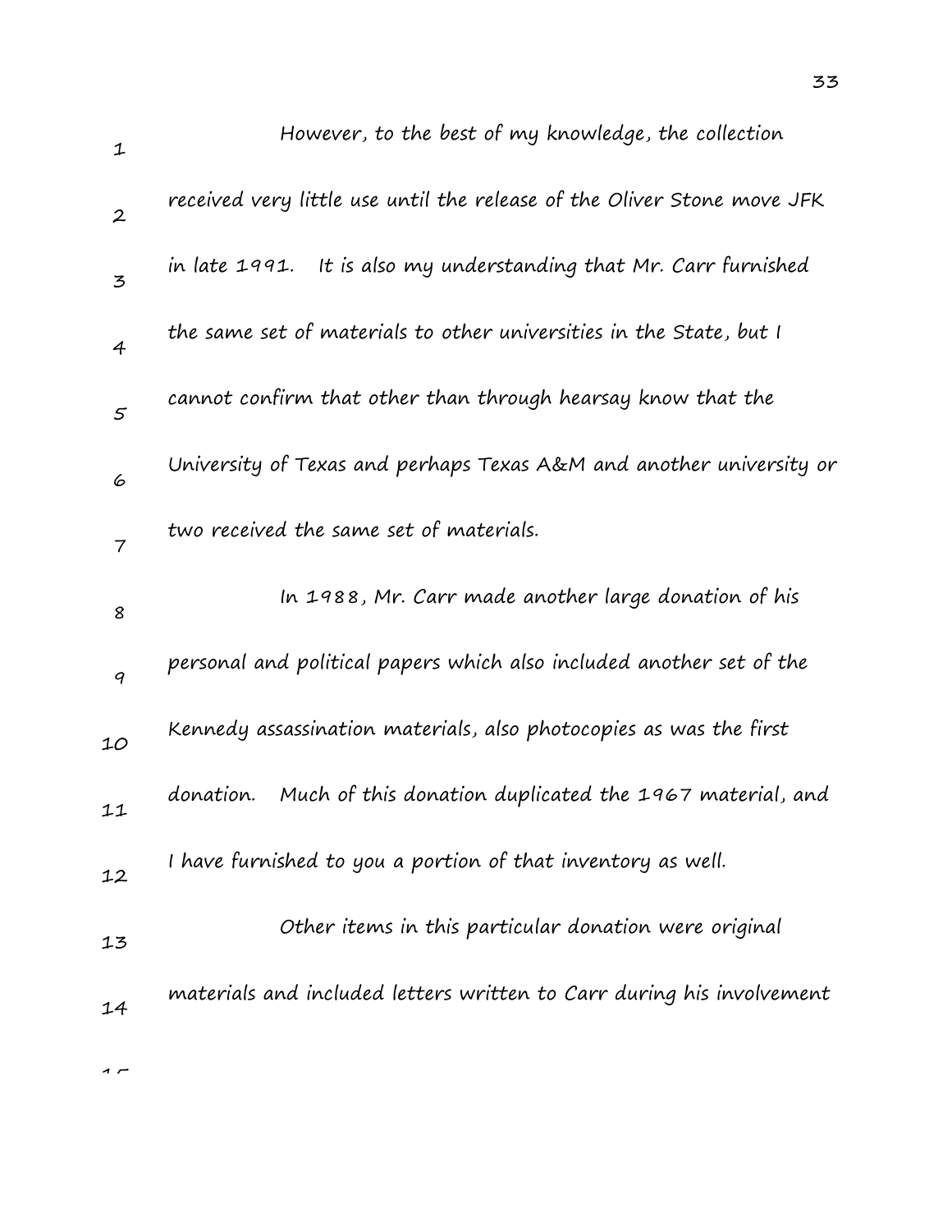However, to the best of my knowledge, the collection received very little use until the release of the Oliver Stone move JFK in late 1991. It is also my understanding that Mr. Carr furnished the same set of materials to other universities in the State, but I cannot confirm that other than through hearsay know that the University of Texas and perhaps Texas A&M and another university or two received the same set of materials.

In 1988, Mr. Carr made another large donation of his personal and political papers which also included another set of the Kennedy assassination materials, also photocopies as was the first donation. Much of this donation duplicated the 1967 material, and I have furnished to you a portion of that inventory as well.

Other items in this particular donation were original materials and included letters written to Carr during his involvement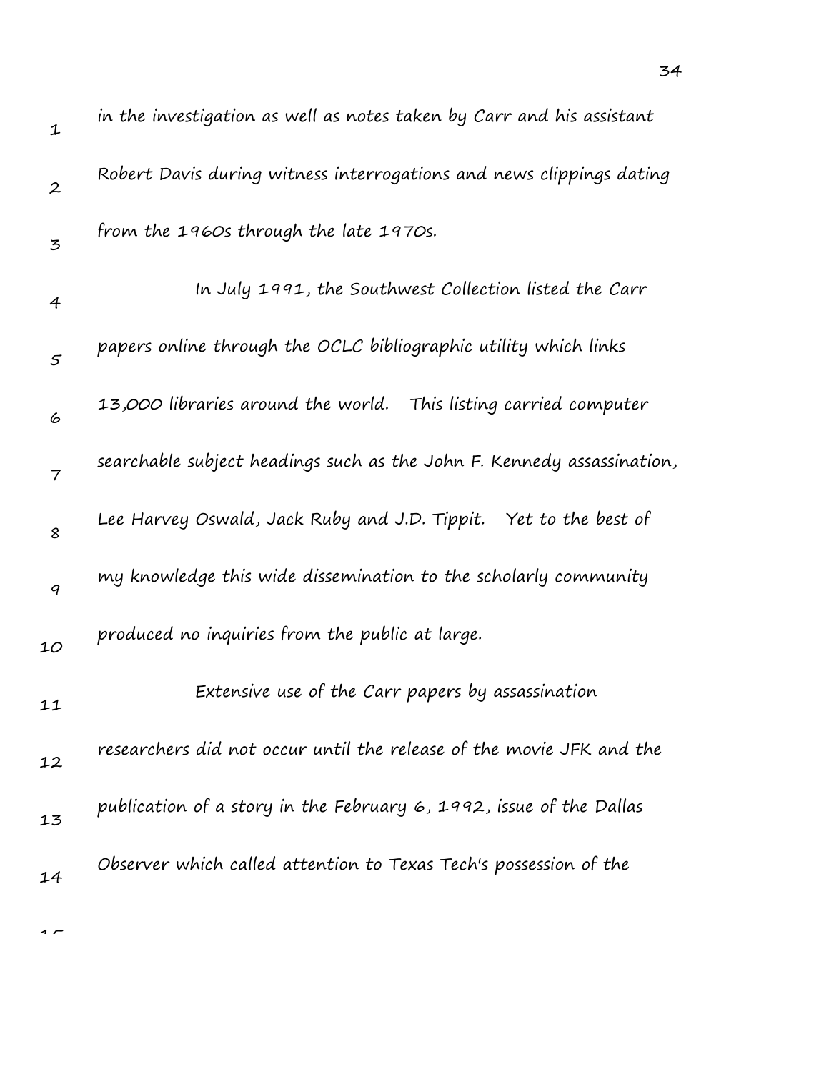in the investigation as well as notes taken by Carr and his assistant Robert Davis during witness interrogations and news clippings dating from the 1960s through the late 1970s.

In July 1991, the Southwest Collection listed the Carr papers online through the OCLC bibliographic utility which links 13,000 libraries around the world. This listing carried computer searchable subject headings such as the John F. Kennedy assassination, Lee Harvey Oswald, Jack Ruby and J.D. Tippit. Yet to the best of my knowledge this wide dissemination to the scholarly community produced no inquiries from the public at large.

Extensive use of the Carr papers by assassination researchers did not occur until the release of the movie JFK and the publication of a story in the February 6, 1992, issue of the Dallas Observer which called attention to Texas Tech's possession of the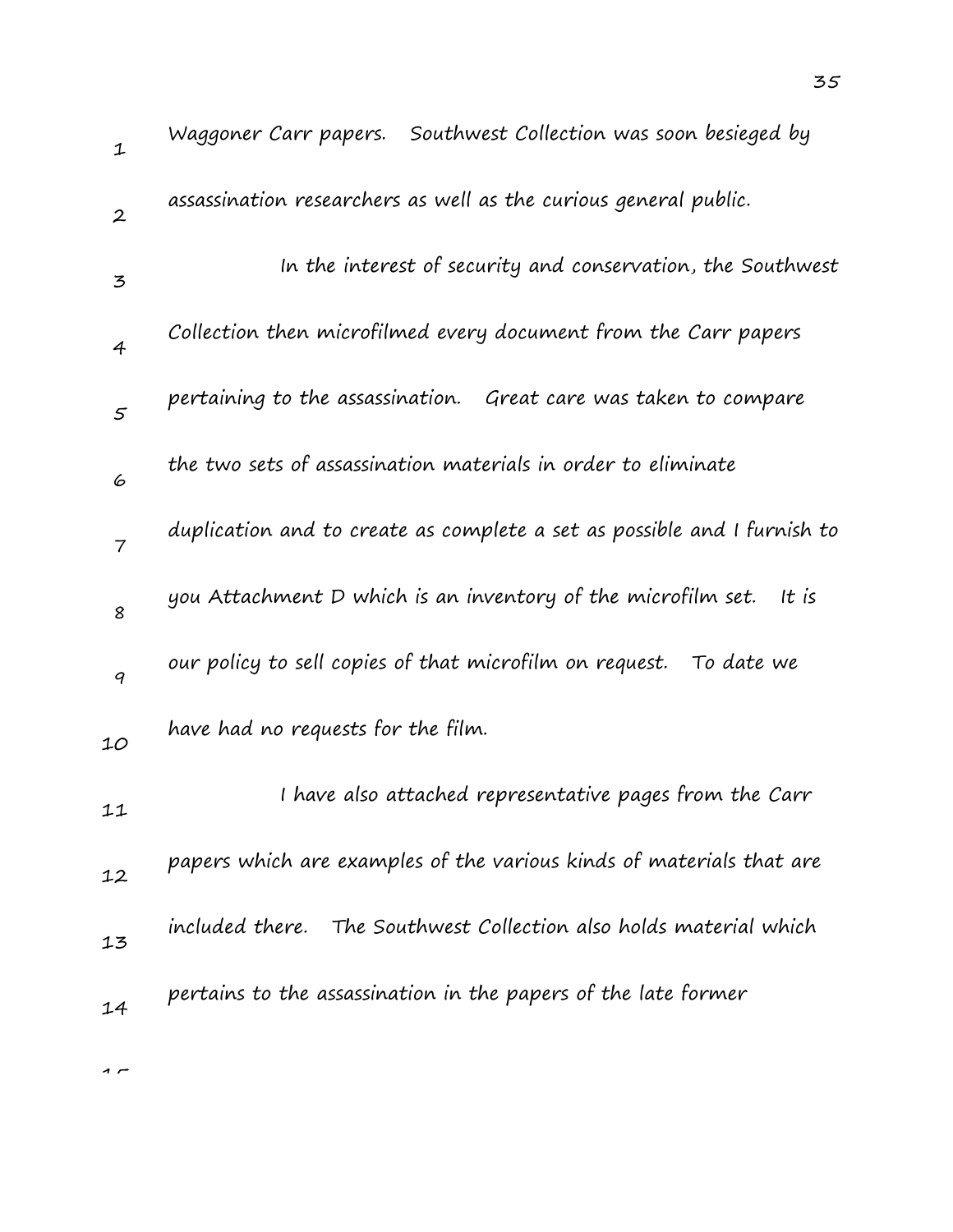Waggoner Carr papers. Southwest Collection was soon besieged by assassination researchers as well as the curious general public.

In the interest of security and conservation, the Southwest Collection then microfilmed every document from the Carr papers pertaining to the assassination. Great care was taken to compare the two sets of assassination materials in order to eliminate duplication and to create as complete a set as possible and I furnish to you Attachment D which is an inventory of the microfilm set. It is our policy to sell copies of that microfilm on request. To date we have had no requests for the film.

I have also attached representative pages from the Carr papers which are examples of the various kinds of materials that are included there. The Southwest Collection also holds material which pertains to the assassination in the papers of the late former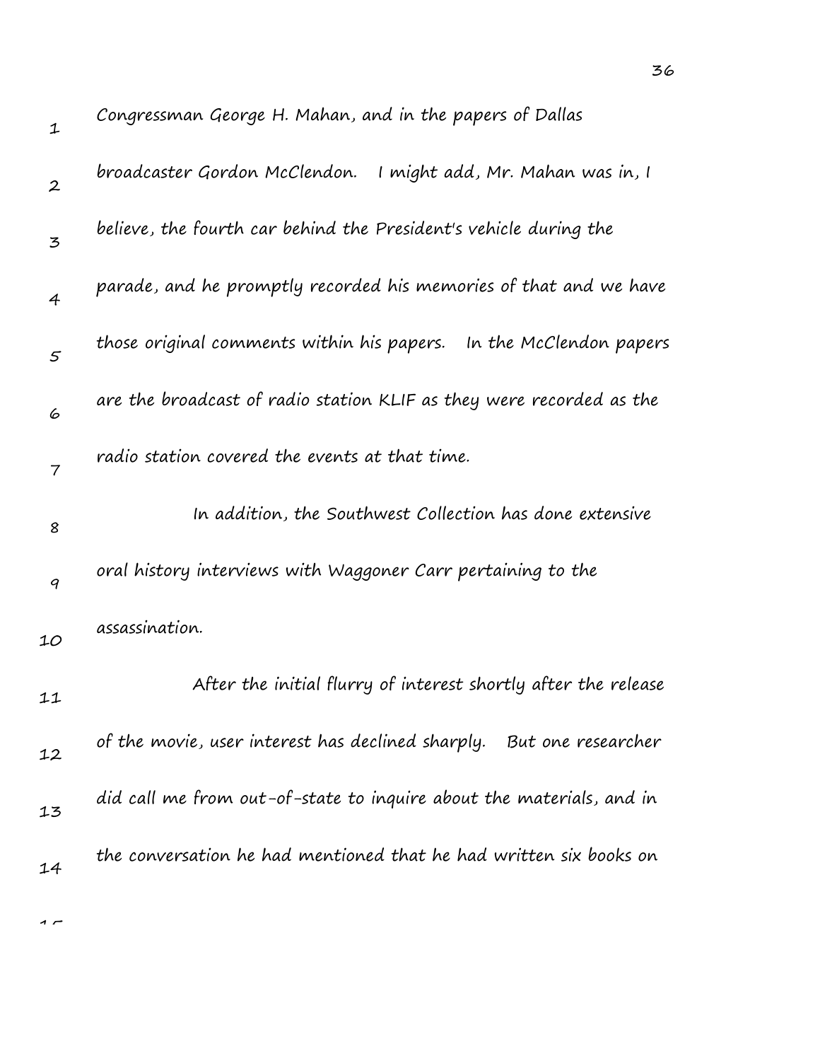Congressman George H. Mahan, and in the papers of Dallas broadcaster Gordon McClendon. I might add, Mr. Mahan was in, I believe, the fourth car behind the President's vehicle during the parade, and he promptly recorded his memories of that and we have those original comments within his papers. In the McClendon papers are the broadcast of radio station KLIF as they were recorded as the radio station covered the events at that time.

In addition, the Southwest Collection has done extensive oral history interviews with Waggoner Carr pertaining to the assassination.

After the initial flurry of interest shortly after the release of the movie, user interest has declined sharply. But one researcher did call me from out-of-state to inquire about the materials, and in the conversation he had mentioned that he had written six books on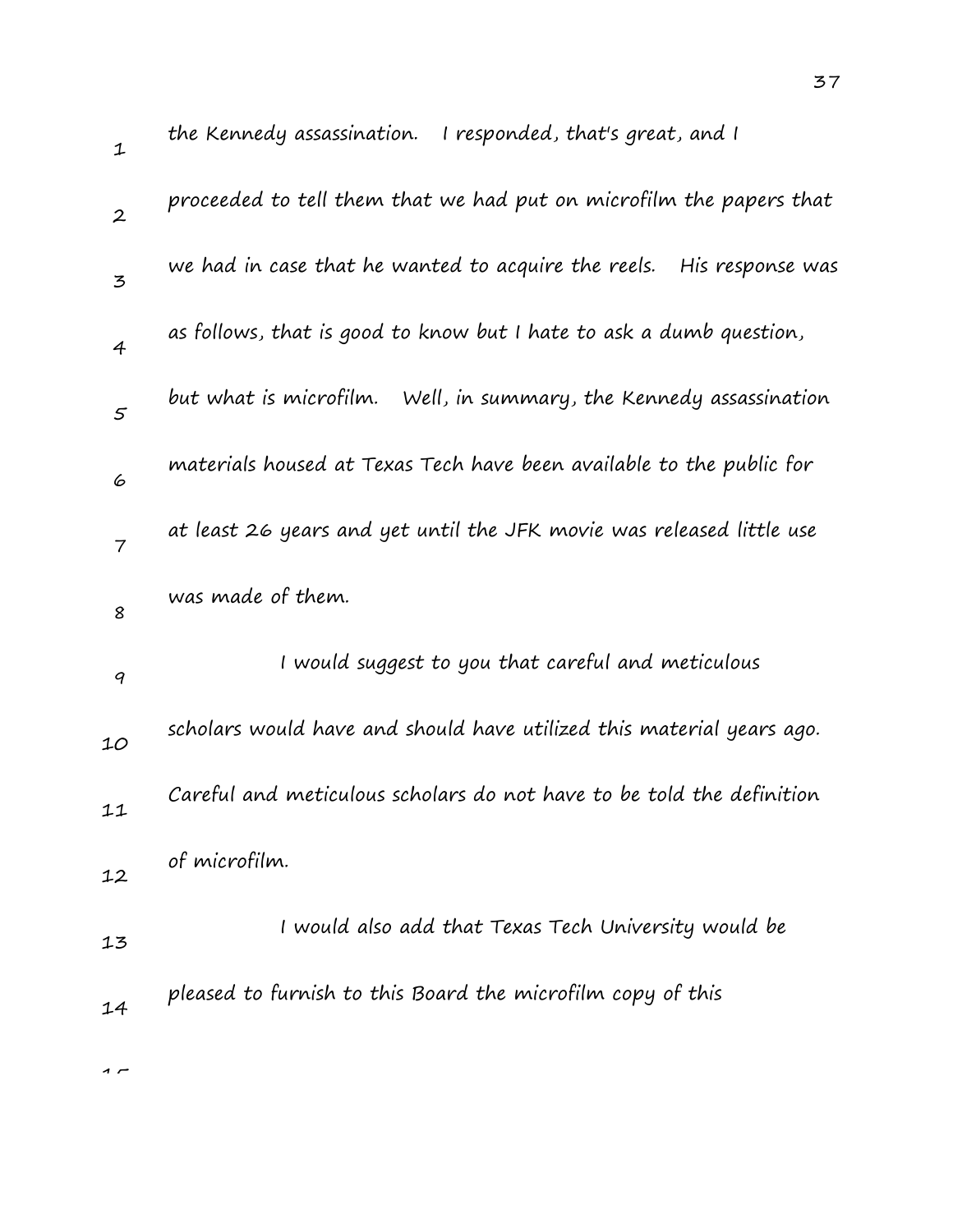the Kennedy assassination. I responded, that's great, and I proceeded to tell them that we had put on microfilm the papers that we had in case that he wanted to acquire the reels. His response was as follows, that is good to know but I hate to ask a dumb question, but what is microfilm. Well, in summary, the Kennedy assassination materials housed at Texas Tech have been available to the public for at least 26 years and yet until the JFK movie was released little use was made of them.

I would suggest to you that careful and meticulous scholars would have and should have utilized this material years ago. Careful and meticulous scholars do not have to be told the definition of microfilm.

I would also add that Texas Tech University would be pleased to furnish to this Board the microfilm copy of this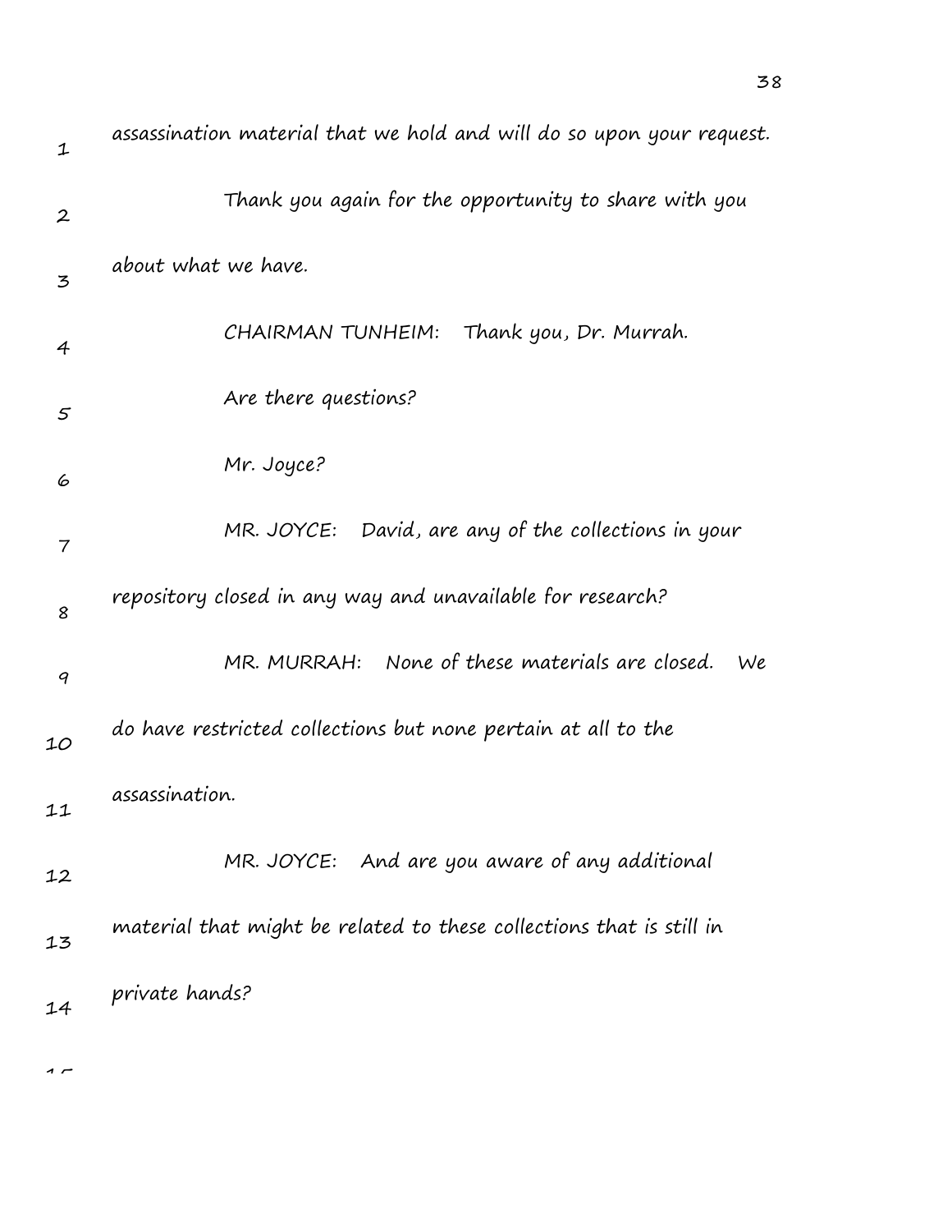assassination material that we hold and will do so upon your request.

Thank you again for the opportunity to share with you about what we have.

CHAIRMAN TUNHEIM: Thank you, Dr. Murrah.

Are there questions?

Mr. Joyce?

MR. JOYCE: David, are any of the collections in your repository closed in any way and unavailable for research?

MR. MURRAH: None of these materials are closed. We do have restricted collections but none pertain at all to the assassination.

MR. JOYCE: And are you aware of any additional material that might be related to these collections that is still in private hands?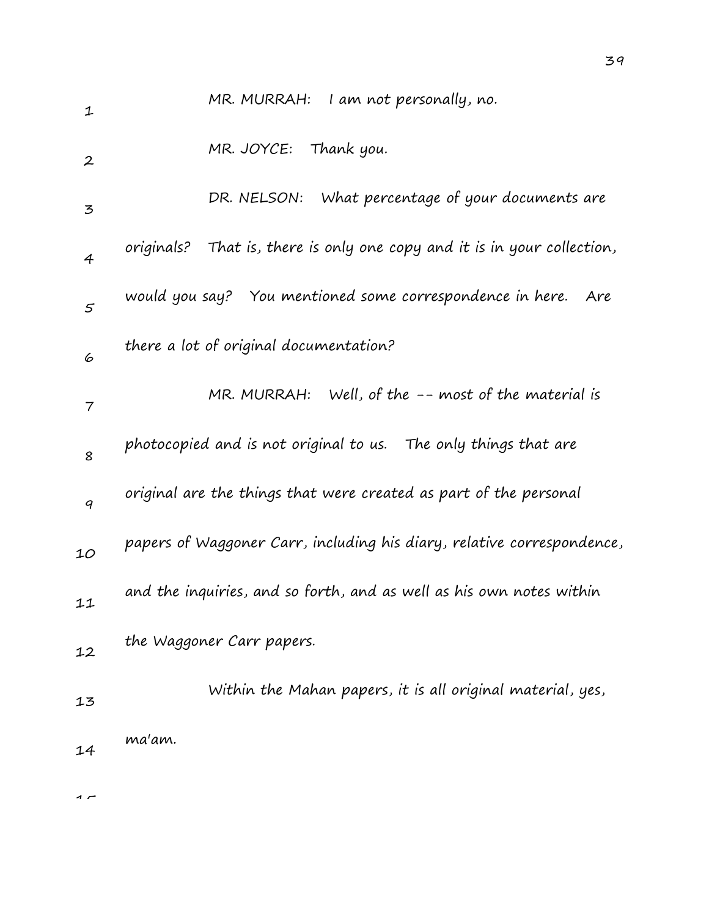MR. MURRAH: I am not personally, no.

MR. JOYCE: Thank you.

DR. NELSON: What percentage of your documents are originals? That is, there is only one copy and it is in your collection, would you say? You mentioned some correspondence in here. Are there a lot of original documentation?

MR. MURRAH: Well, of the -- most of the material is photocopied and is not original to us. The only things that are original are the things that were created as part of the personal papers of Waggoner Carr, including his diary, relative correspondence, and the inquiries, and so forth, and as well as his own notes within the Waggoner Carr papers.

Within the Mahan papers, it is all original material, yes, ma'am.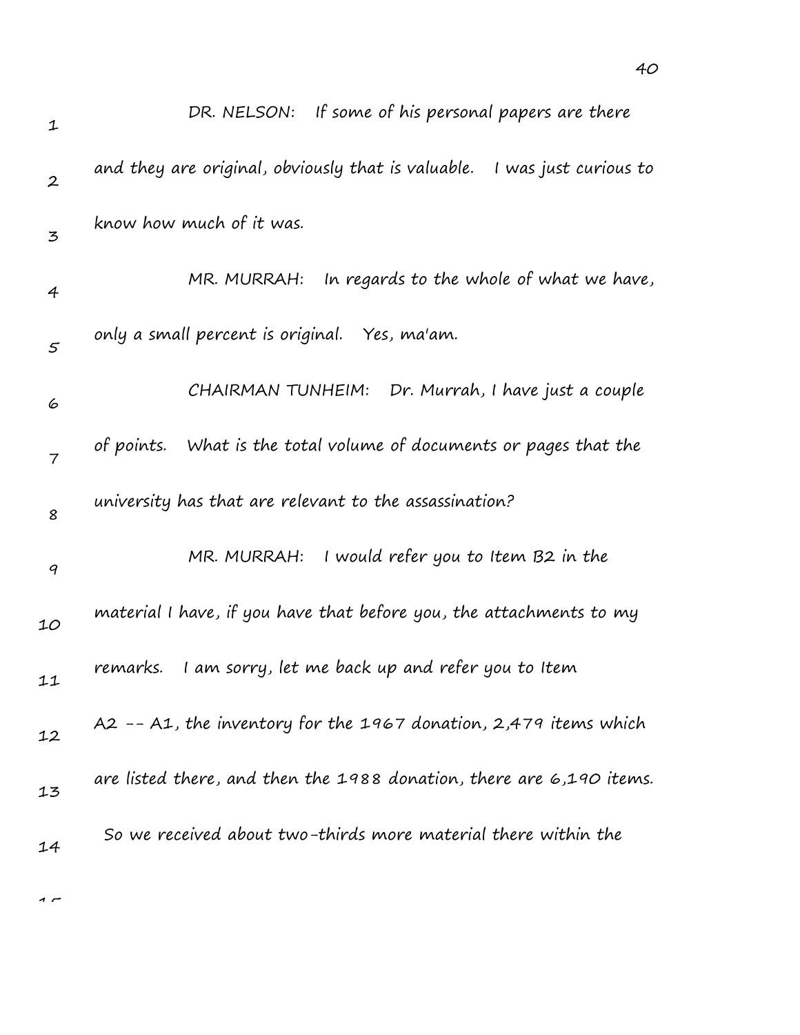DR. NELSON: If some of his personal papers are there and they are original, obviously that is valuable. I was just curious to know how much of it was.

MR. MURRAH: In regards to the whole of what we have, only a small percent is original. Yes, ma'am.

CHAIRMAN TUNHEIM: Dr. Murrah, I have just a couple of points. What is the total volume of documents or pages that the university has that are relevant to the assassination?

MR. MURRAH: I would refer you to Item B2 in the material I have, if you have that before you, the attachments to my remarks. I am sorry, let me back up and refer you to Item A2 -- A1, the inventory for the 1967 donation, 2,479 items which are listed there, and then the 1988 donation, there are 6,190 items. So we received about two-thirds more material there within the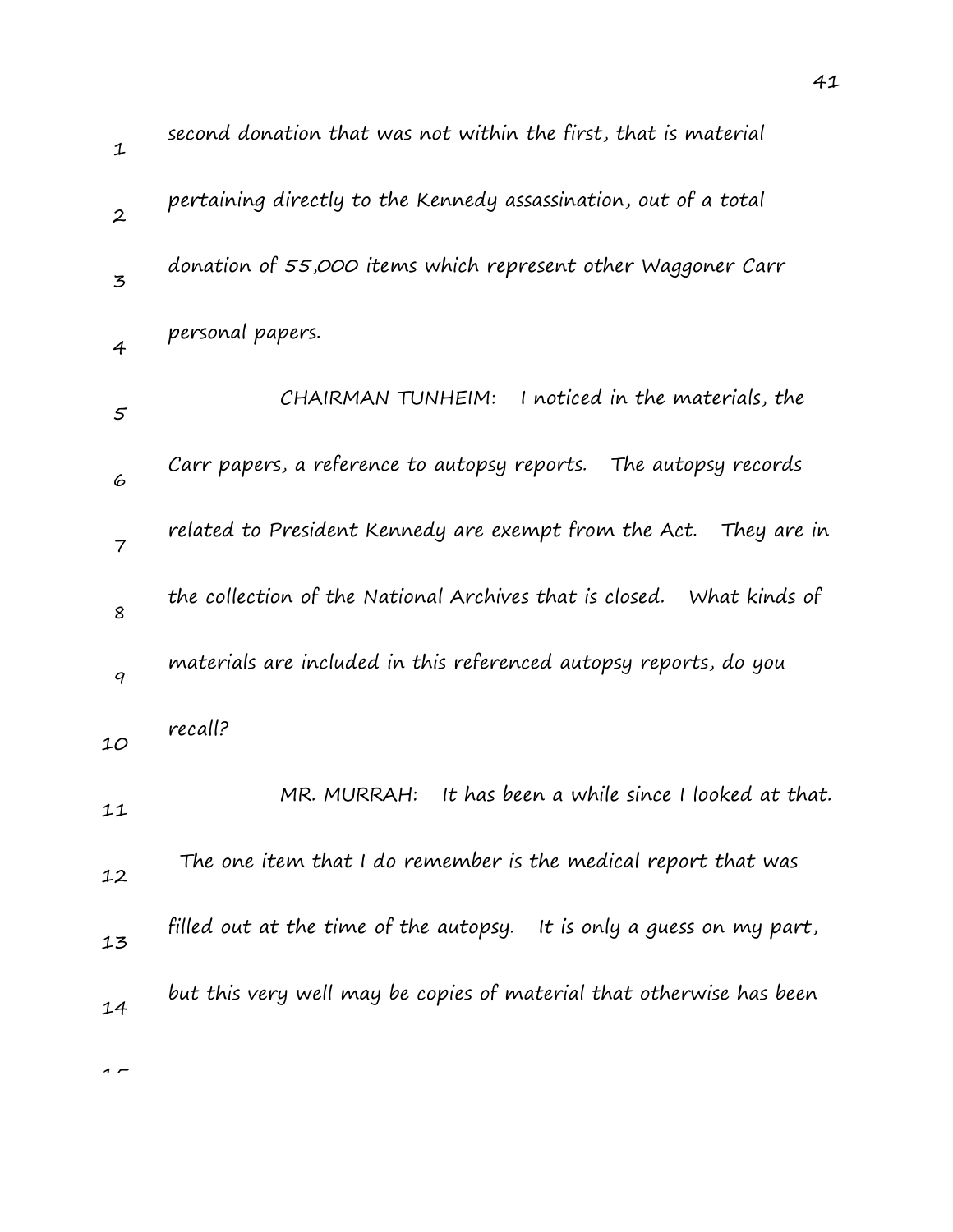second donation that was not within the first, that is material pertaining directly to the Kennedy assassination, out of a total donation of 55,000 items which represent other Waggoner Carr personal papers.

CHAIRMAN TUNHEIM: I noticed in the materials, the Carr papers, a reference to autopsy reports. The autopsy records related to President Kennedy are exempt from the Act. They are in the collection of the National Archives that is closed. What kinds of materials are included in this referenced autopsy reports, do you recall?

MR. MURRAH: It has been a while since I looked at that. The one item that I do remember is the medical report that was filled out at the time of the autopsy. It is only a guess on my part, but this very well may be copies of material that otherwise has been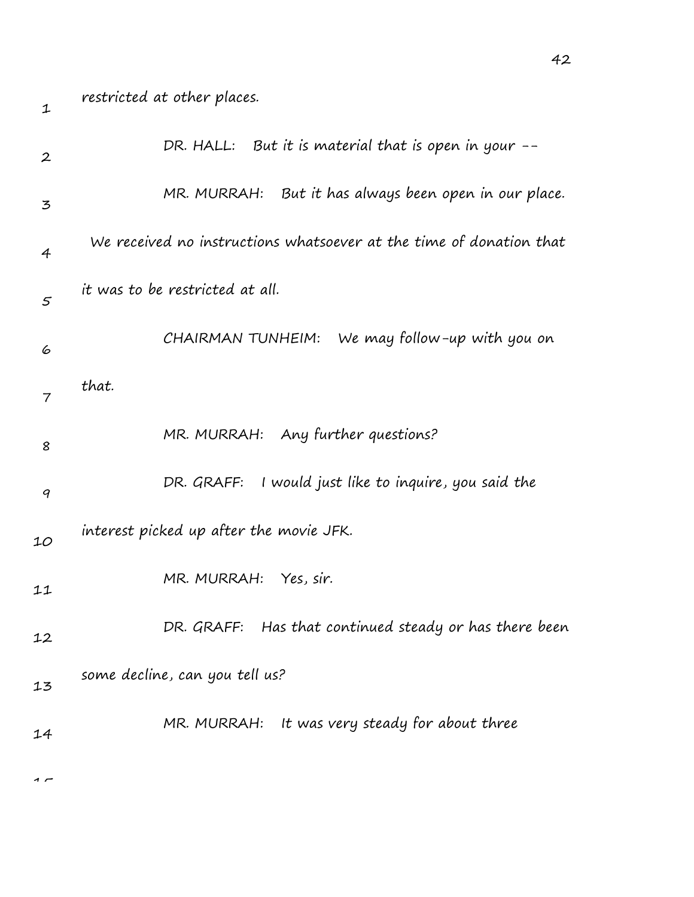restricted at other places.

DR. HALL: But it is material that is open in your --

MR. MURRAH: But it has always been open in our place. We received no instructions whatsoever at the time of donation that it was to be restricted at all.

CHAIRMAN TUNHEIM: We may follow-up with you on that.

MR. MURRAH: Any further questions?

DR. GRAFF: I would just like to inquire, you said the interest picked up after the movie JFK.

MR. MURRAH: Yes, sir.

DR. GRAFF: Has that continued steady or has there been some decline, can you tell us?

MR. MURRAH: It was very steady for about three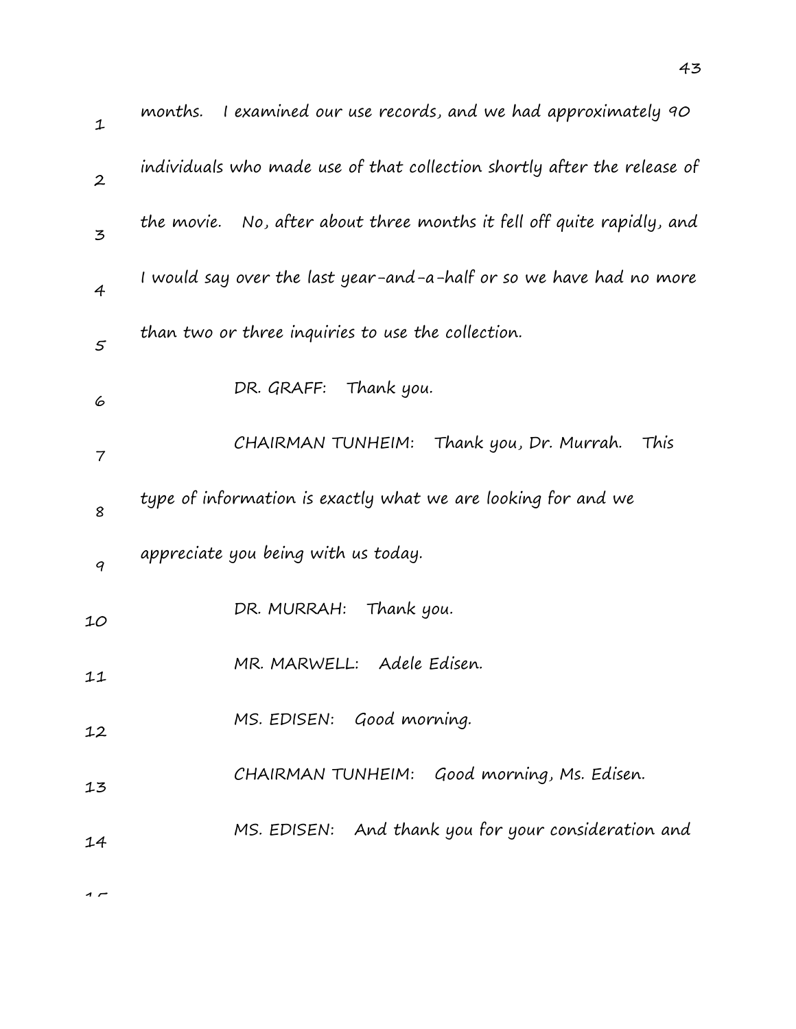months. I examined our use records, and we had approximately 90 individuals who made use of that collection shortly after the release of the movie. No, after about three months it fell off quite rapidly, and I would say over the last year-and-a-half or so we have had no more than two or three inquiries to use the collection.

DR. GRAFF: Thank you.

CHAIRMAN TUNHEIM: Thank you, Dr. Murrah. This type of information is exactly what we are looking for and we appreciate you being with us today.

DR. MURRAH: Thank you.

MR. MARWELL: Adele Edisen.

MS. EDISEN: Good morning.

CHAIRMAN TUNHEIM: Good morning, Ms. Edisen.

MS. EDISEN: And thank you for your consideration and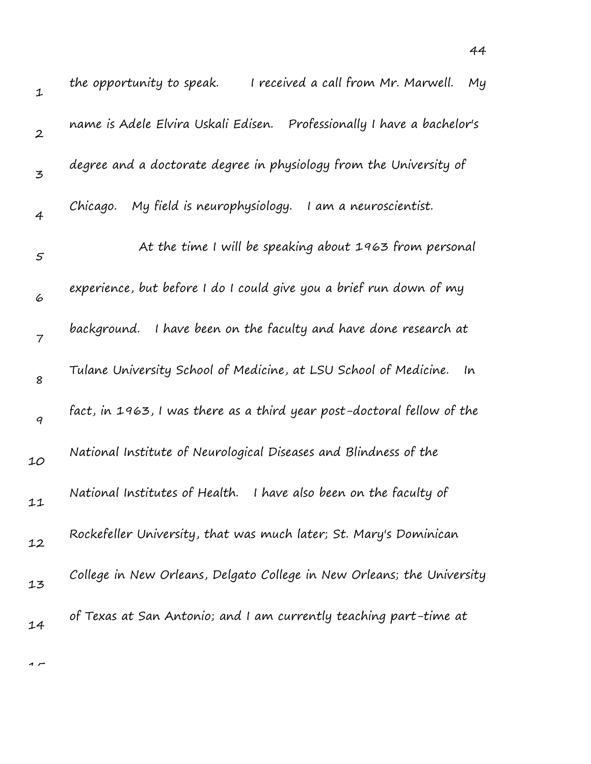the opportunity to speak. I received a call from Mr. Marwell. My name is Adele Elvira Uskali Edisen. Professionally I have a bachelor's degree and a doctorate degree in physiology from the University of Chicago. My field is neurophysiology. I am a neuroscientist.

At the time I will be speaking about 1963 from personal experience, but before I do I could give you a brief run down of my background. I have been on the faculty and have done research at Tulane University School of Medicine, at LSU School of Medicine. In fact, in 1963, I was there as a third year post-doctoral fellow of the National Institute of Neurological Diseases and Blindness of the National Institutes of Health. I have also been on the faculty of Rockefeller University, that was much later; St. Mary's Dominican College in New Orleans, Delgato College in New Orleans; the University of Texas at San Antonio; and I am currently teaching part-time at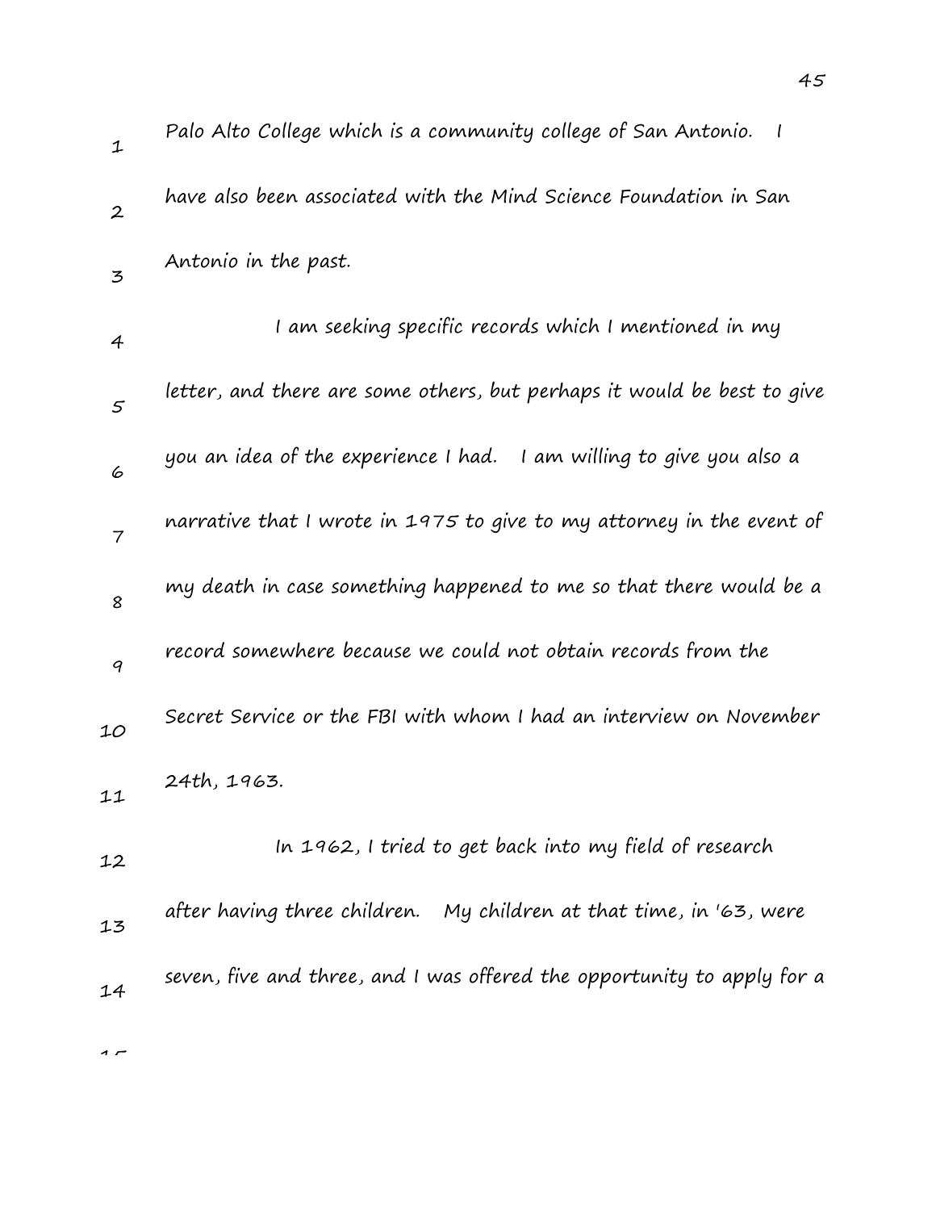Palo Alto College which is a community college of San Antonio. I have also been associated with the Mind Science Foundation in San Antonio in the past.

I am seeking specific records which I mentioned in my letter, and there are some others, but perhaps it would be best to give you an idea of the experience I had. I am willing to give you also a narrative that I wrote in 1975 to give to my attorney in the event of my death in case something happened to me so that there would be a record somewhere because we could not obtain records from the Secret Service or the FBI with whom I had an interview on November 24th, 1963.

In 1962, I tried to get back into my field of research after having three children. My children at that time, in '63, were seven, five and three, and I was offered the opportunity to apply for a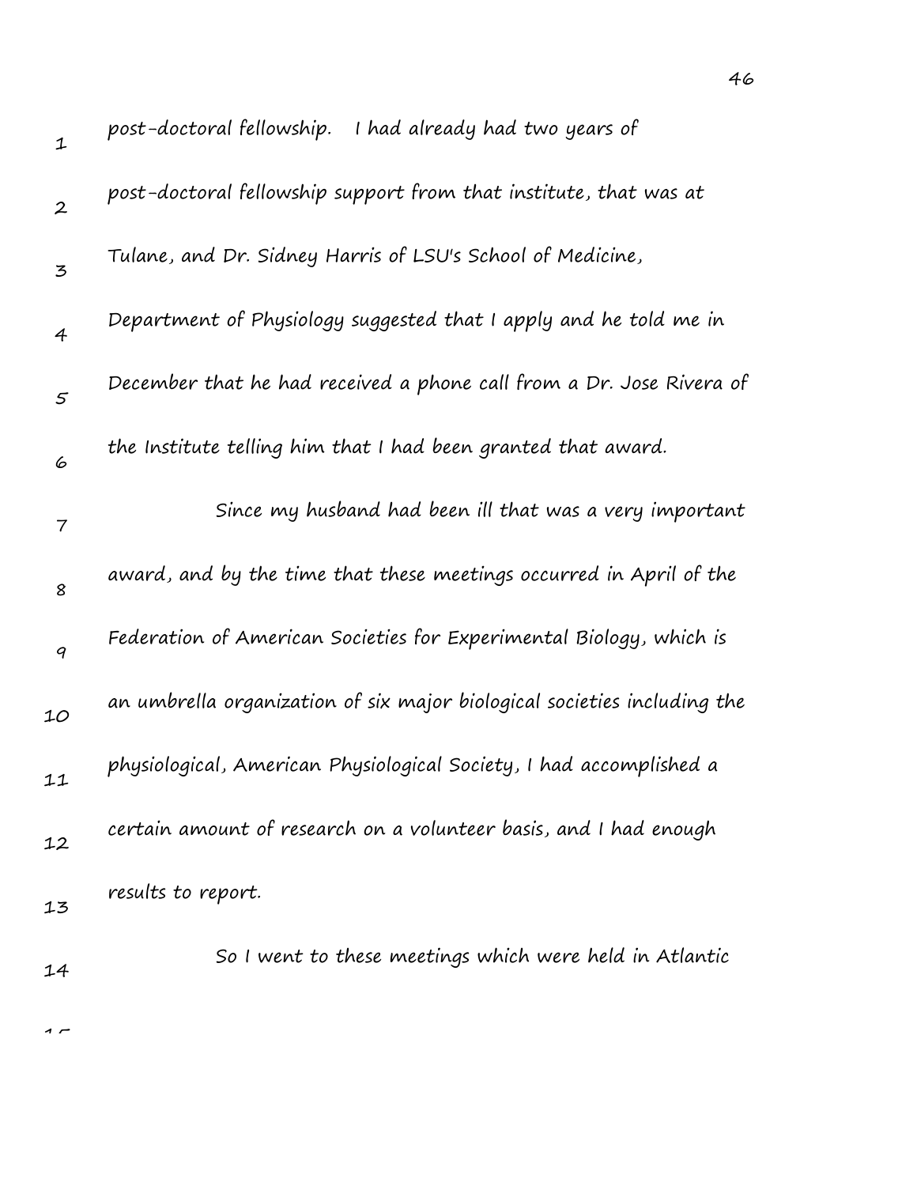post-doctoral fellowship. I had already had two years of post-doctoral fellowship support from that institute, that was at Tulane, and Dr. Sidney Harris of LSU's School of Medicine, Department of Physiology suggested that I apply and he told me in December that he had received a phone call from a Dr. Jose Rivera of the Institute telling him that I had been granted that award.

Since my husband had been ill that was a very important award, and by the time that these meetings occurred in April of the Federation of American Societies for Experimental Biology, which is an umbrella organization of six major biological societies including the physiological, American Physiological Society, I had accomplished a certain amount of research on a volunteer basis, and I had enough results to report.

So I went to these meetings which were held in Atlantic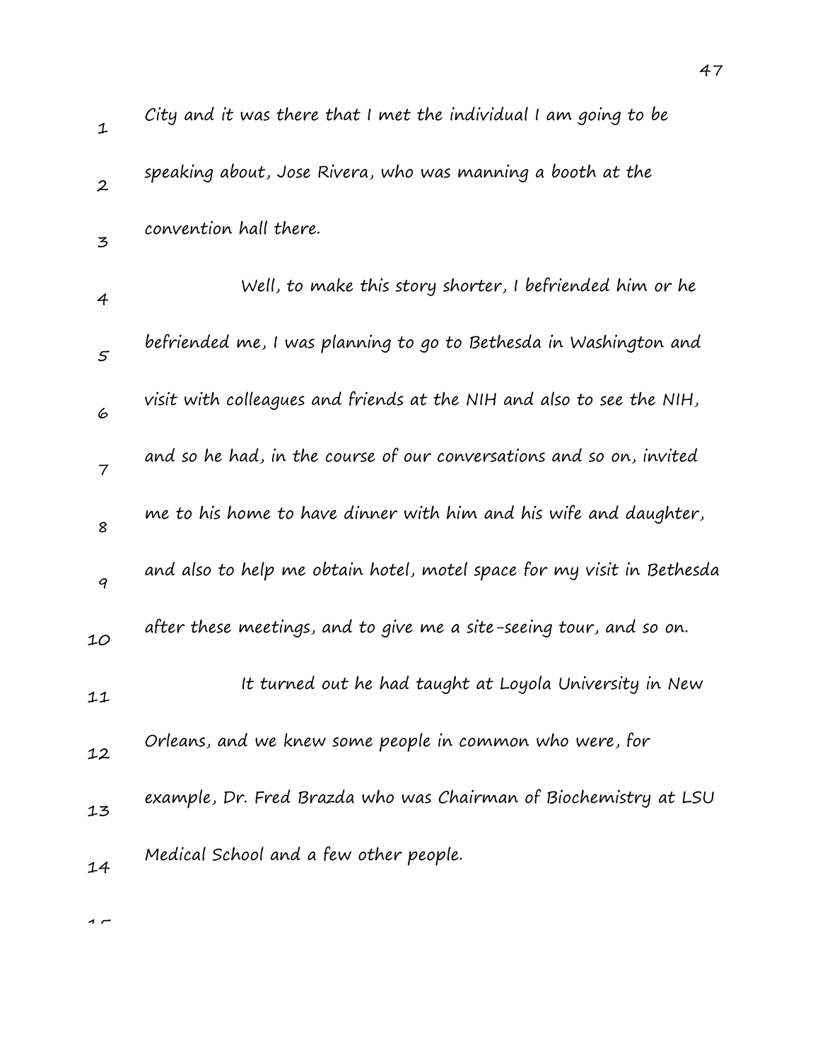City and it was there that I met the individual I am going to be speaking about, Jose Rivera, who was manning a booth at the convention hall there.

Well, to make this story shorter, I befriended him or he befriended me, I was planning to go to Bethesda in Washington and visit with colleagues and friends at the NIH and also to see the NIH, and so he had, in the course of our conversations and so on, invited me to his home to have dinner with him and his wife and daughter, and also to help me obtain hotel, motel space for my visit in Bethesda after these meetings, and to give me a site-seeing tour, and so on.

It turned out he had taught at Loyola University in New Orleans, and we knew some people in common who were, for example, Dr. Fred Brazda who was Chairman of Biochemistry at LSU Medical School and a few other people.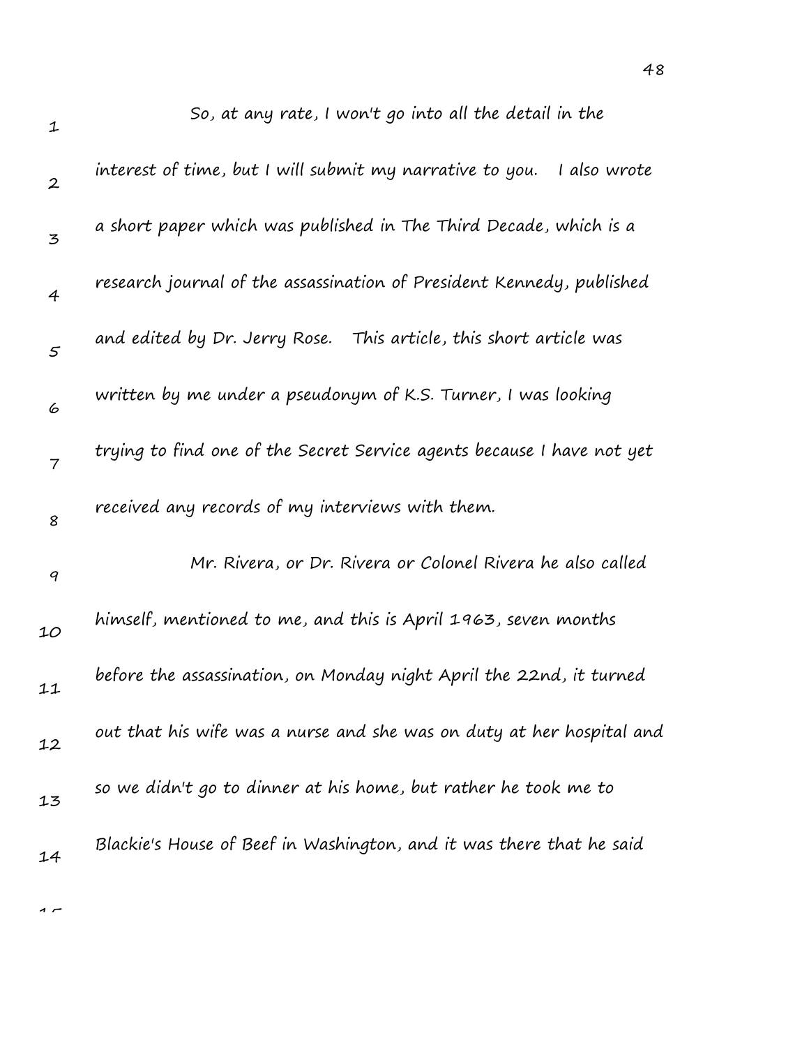So, at any rate, I won't go into all the detail in the interest of time, but I will submit my narrative to you. I also wrote a short paper which was published in The Third Decade, which is a research journal of the assassination of President Kennedy, published and edited by Dr. Jerry Rose. This article, this short article was written by me under a pseudonym of K.S. Turner, I was looking trying to find one of the Secret Service agents because I have not yet received any records of my interviews with them.

Mr. Rivera, or Dr. Rivera or Colonel Rivera he also called himself, mentioned to me, and this is April 1963, seven months before the assassination, on Monday night April the 22nd, it turned out that his wife was a nurse and she was on duty at her hospital and so we didn't go to dinner at his home, but rather he took me to Blackie's House of Beef in Washington, and it was there that he said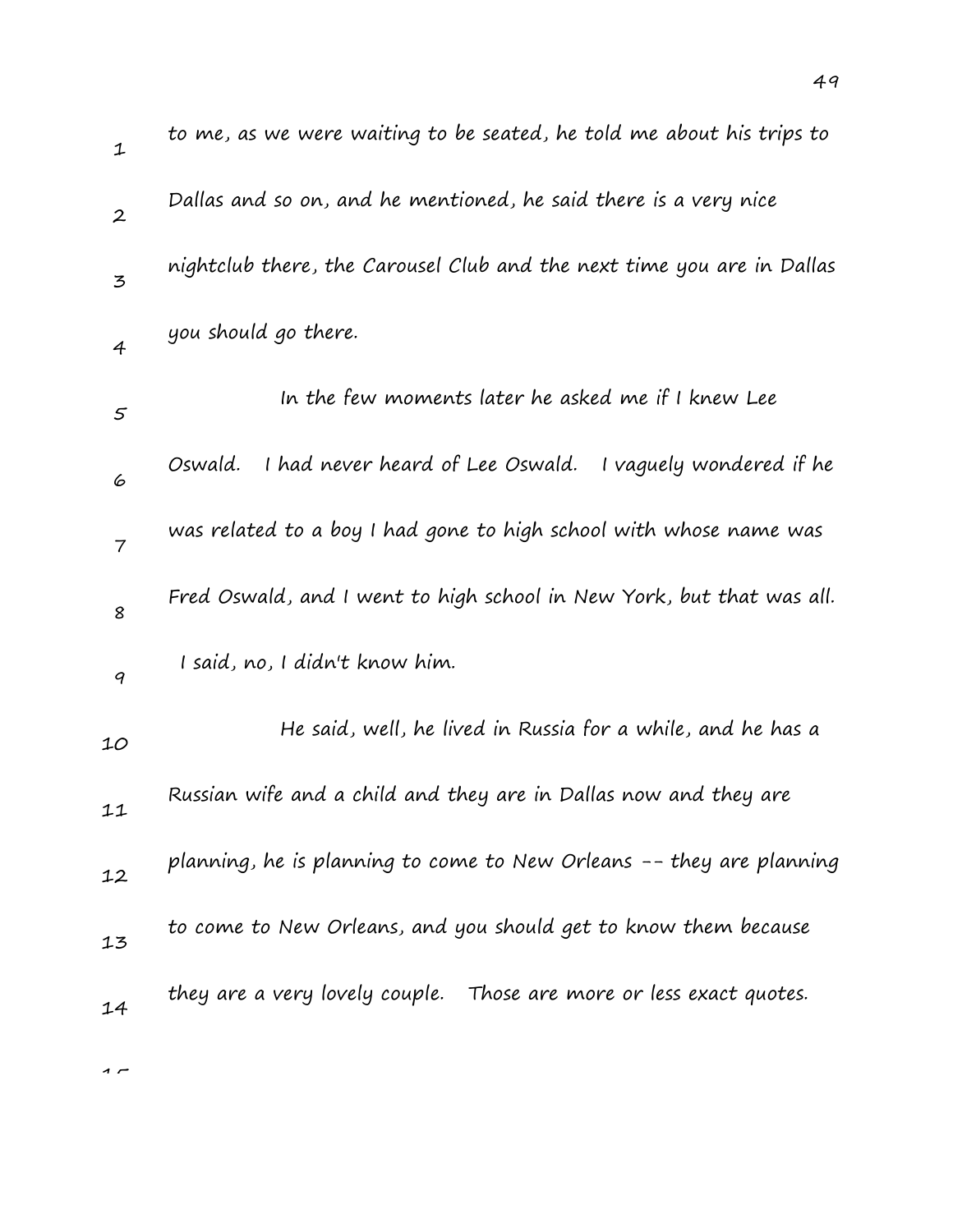to me, as we were waiting to be seated, he told me about his trips to Dallas and so on, and he mentioned, he said there is a very nice nightclub there, the Carousel Club and the next time you are in Dallas you should go there.

In the few moments later he asked me if I knew Lee Oswald. I had never heard of Lee Oswald. I vaguely wondered if he was related to a boy I had gone to high school with whose name was Fred Oswald, and I went to high school in New York, but that was all. I said, no, I didn't know him.

He said, well, he lived in Russia for a while, and he has a Russian wife and a child and they are in Dallas now and they are planning, he is planning to come to New Orleans -- they are planning to come to New Orleans, and you should get to know them because they are a very lovely couple. Those are more or less exact quotes.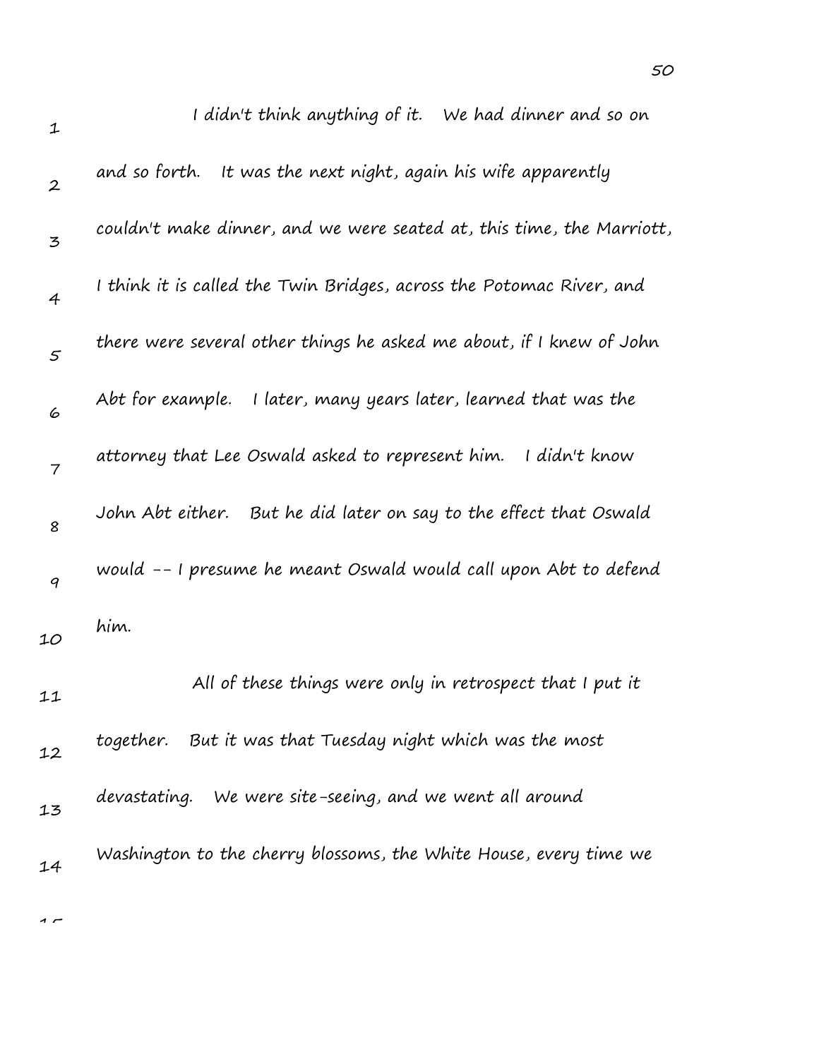I didn't think anything of it. We had dinner and so on and so forth. It was the next night, again his wife apparently couldn't make dinner, and we were seated at, this time, the Marriott, I think it is called the Twin Bridges, across the Potomac River, and there were several other things he asked me about, if I knew of John Abt for example. I later, many years later, learned that was the attorney that Lee Oswald asked to represent him. I didn't know John Abt either. But he did later on say to the effect that Oswald would -- I presume he meant Oswald would call upon Abt to defend him.

All of these things were only in retrospect that I put it together. But it was that Tuesday night which was the most devastating. We were site-seeing, and we went all around Washington to the cherry blossoms, the White House, every time we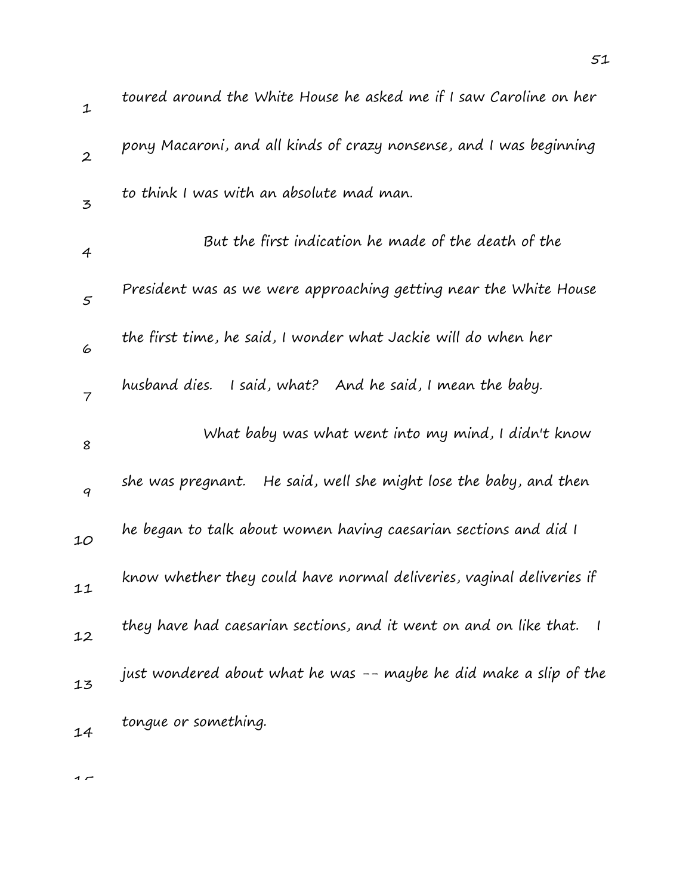toured around the White House he asked me if I saw Caroline on her pony Macaroni, and all kinds of crazy nonsense, and I was beginning to think I was with an absolute mad man.

But the first indication he made of the death of the President was as we were approaching getting near the White House the first time, he said, I wonder what Jackie will do when her husband dies. I said, what? And he said, I mean the baby.

What baby was what went into my mind, I didn't know she was pregnant. He said, well she might lose the baby, and then he began to talk about women having caesarian sections and did I know whether they could have normal deliveries, vaginal deliveries if they have had caesarian sections, and it went on and on like that. I just wondered about what he was -- maybe he did make a slip of the tongue or something.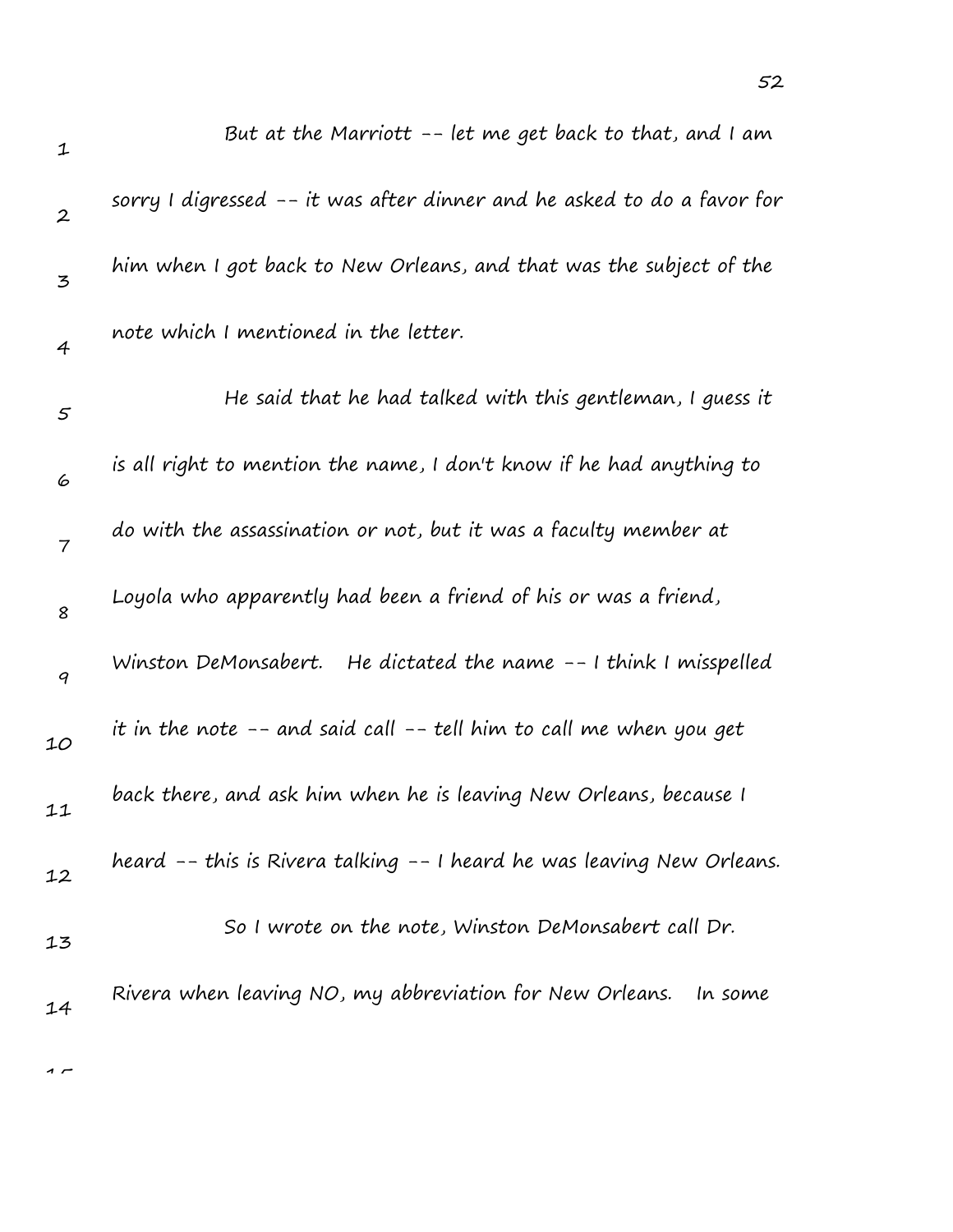But at the Marriott -- let me get back to that, and I am sorry I digressed -- it was after dinner and he asked to do a favor for him when I got back to New Orleans, and that was the subject of the note which I mentioned in the letter.

He said that he had talked with this gentleman, I guess it is all right to mention the name, I don't know if he had anything to do with the assassination or not, but it was a faculty member at Loyola who apparently had been a friend of his or was a friend, Winston DeMonsabert. He dictated the name -- I think I misspelled it in the note -- and said call -- tell him to call me when you get back there, and ask him when he is leaving New Orleans, because I heard -- this is Rivera talking -- I heard he was leaving New Orleans.

So I wrote on the note, Winston DeMonsabert call Dr. Rivera when leaving NO, my abbreviation for New Orleans. In some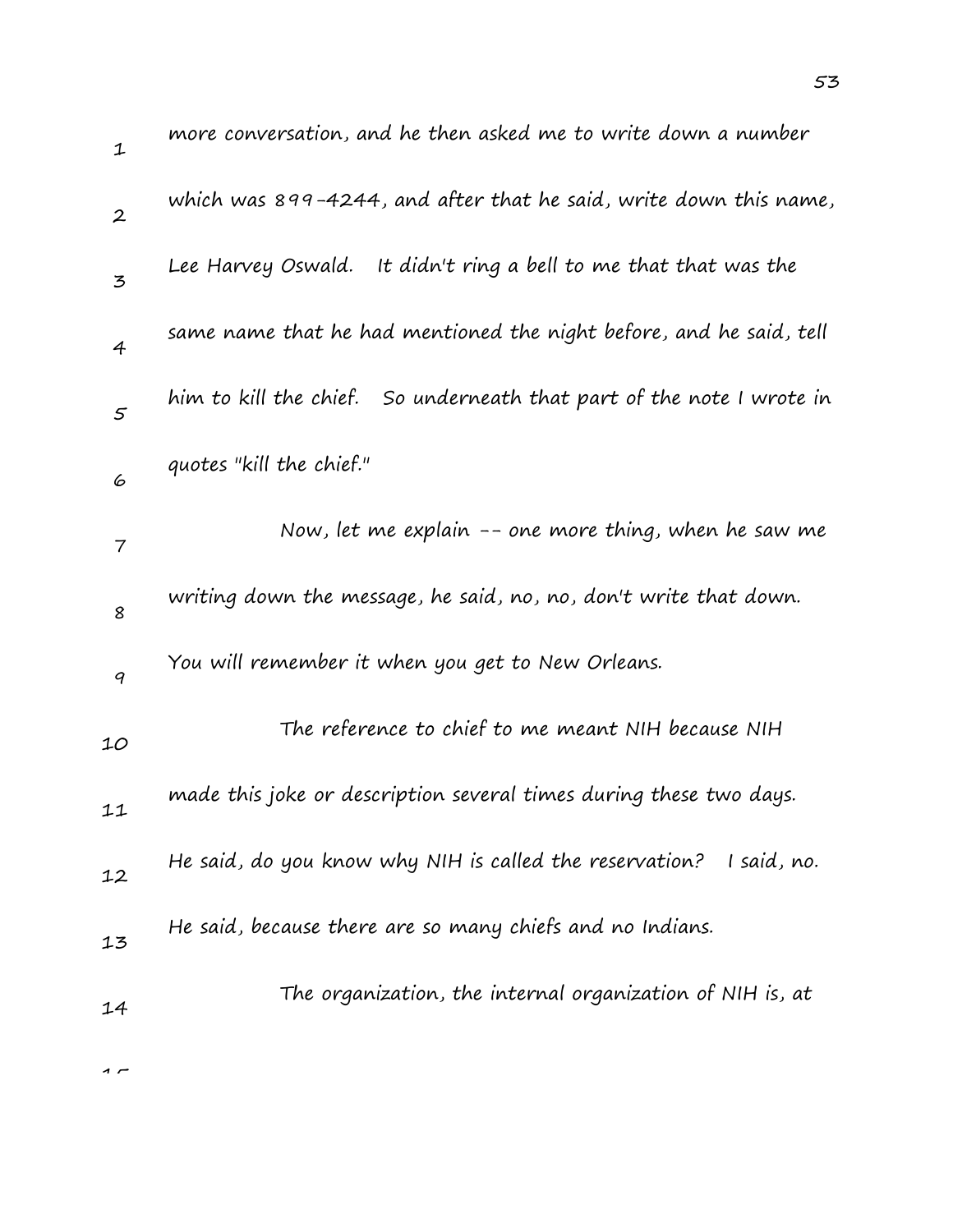more conversation, and he then asked me to write down a number which was 899-4244, and after that he said, write down this name, Lee Harvey Oswald. It didn't ring a bell to me that that was the same name that he had mentioned the night before, and he said, tell him to kill the chief. So underneath that part of the note I wrote in quotes "kill the chief."

Now, let me explain -- one more thing, when he saw me writing down the message, he said, no, no, don't write that down. You will remember it when you get to New Orleans.

The reference to chief to me meant NIH because NIH made this joke or description several times during these two days. He said, do you know why NIH is called the reservation? I said, no. He said, because there are so many chiefs and no Indians.

The organization, the internal organization of NIH is, at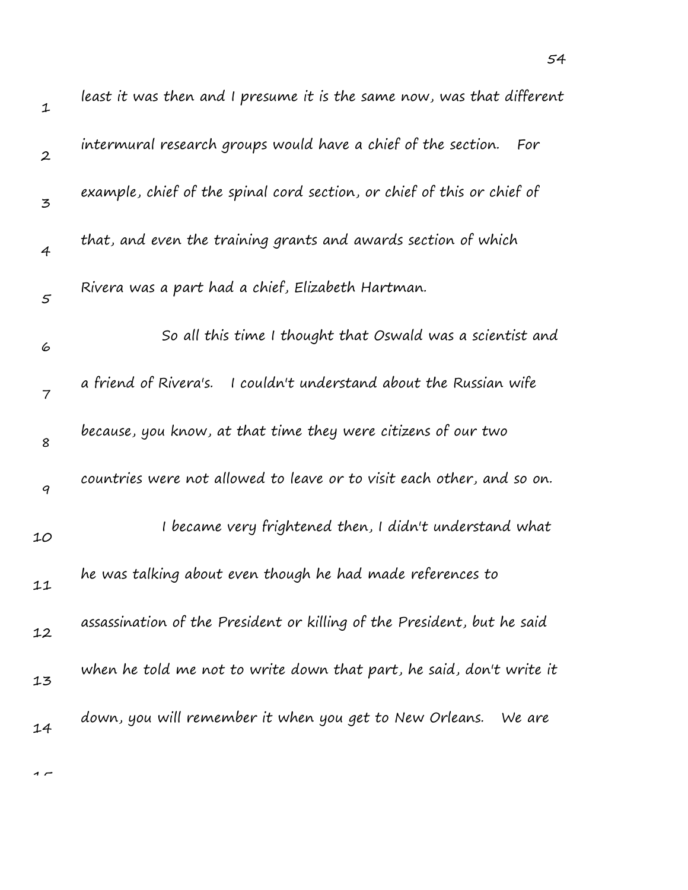least it was then and I presume it is the same now, was that different intermural research groups would have a chief of the section. For example, chief of the spinal cord section, or chief of this or chief of that, and even the training grants and awards section of which Rivera was a part had a chief, Elizabeth Hartman.

So all this time I thought that Oswald was a scientist and a friend of Rivera's. I couldn't understand about the Russian wife because, you know, at that time they were citizens of our two countries were not allowed to leave or to visit each other, and so on.

I became very frightened then, I didn't understand what he was talking about even though he had made references to assassination of the President or killing of the President, but he said when he told me not to write down that part, he said, don't write it down, you will remember it when you get to New Orleans. We are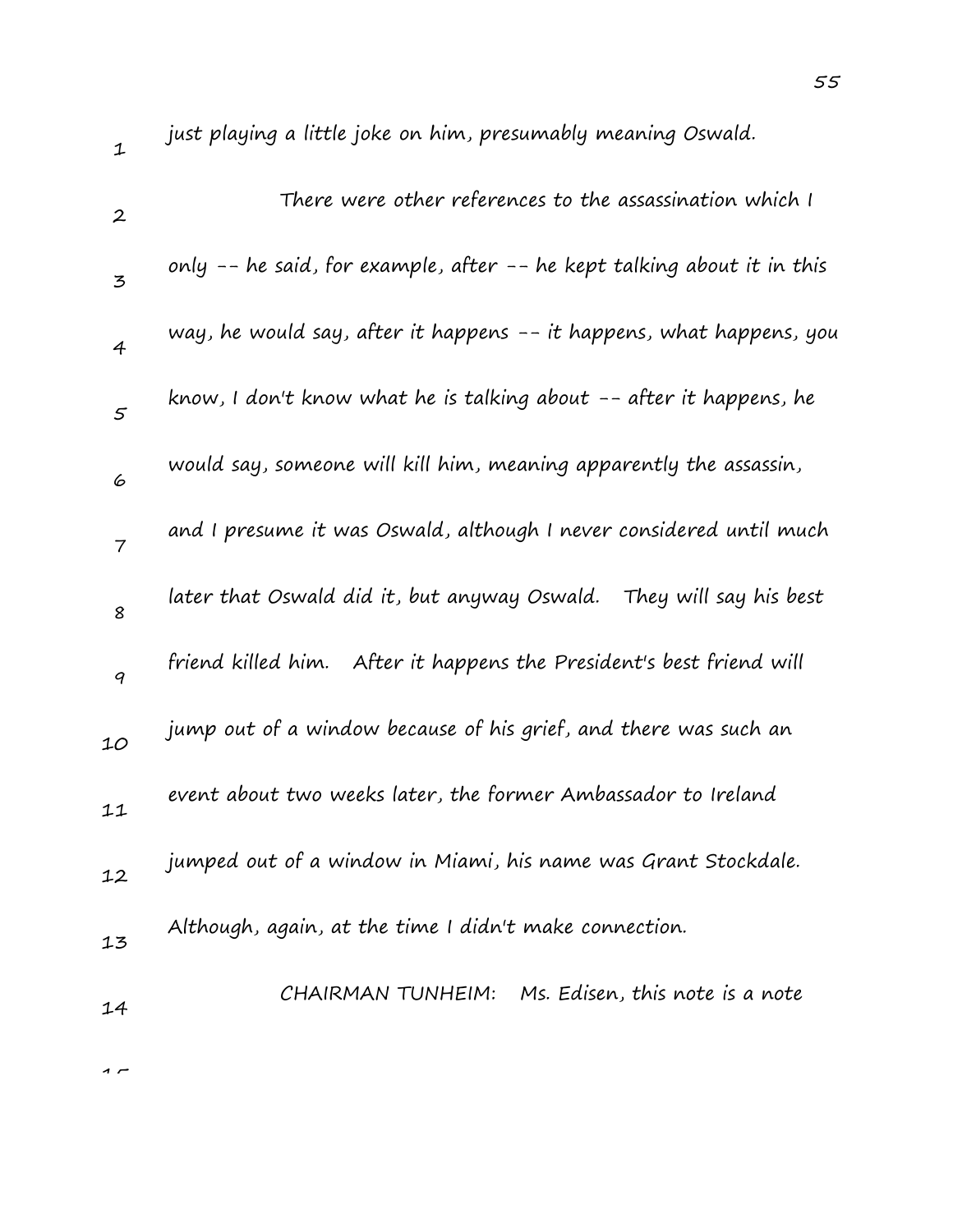just playing a little joke on him, presumably meaning Oswald.

There were other references to the assassination which I only -- he said, for example, after -- he kept talking about it in this way, he would say, after it happens -- it happens, what happens, you know, I don't know what he is talking about -- after it happens, he would say, someone will kill him, meaning apparently the assassin, and I presume it was Oswald, although I never considered until much later that Oswald did it, but anyway Oswald. They will say his best friend killed him. After it happens the President's best friend will jump out of a window because of his grief, and there was such an event about two weeks later, the former Ambassador to Ireland jumped out of a window in Miami, his name was Grant Stockdale. Although, again, at the time I didn't make connection.

CHAIRMAN TUNHEIM: Ms. Edisen, this note is a note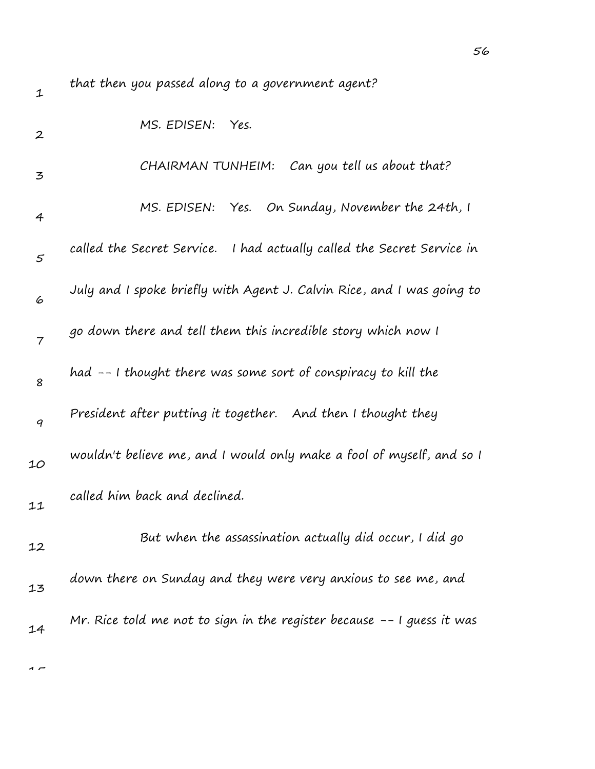that then you passed along to a government agent?

MS. EDISEN: Yes.

CHAIRMAN TUNHEIM: Can you tell us about that?

MS. EDISEN: Yes. On Sunday, November the 24th, I called the Secret Service. I had actually called the Secret Service in July and I spoke briefly with Agent J. Calvin Rice, and I was going to go down there and tell them this incredible story which now I had -- I thought there was some sort of conspiracy to kill the President after putting it together. And then I thought they wouldn't believe me, and I would only make a fool of myself, and so I called him back and declined.

But when the assassination actually did occur, I did go down there on Sunday and they were very anxious to see me, and Mr. Rice told me not to sign in the register because -- I guess it was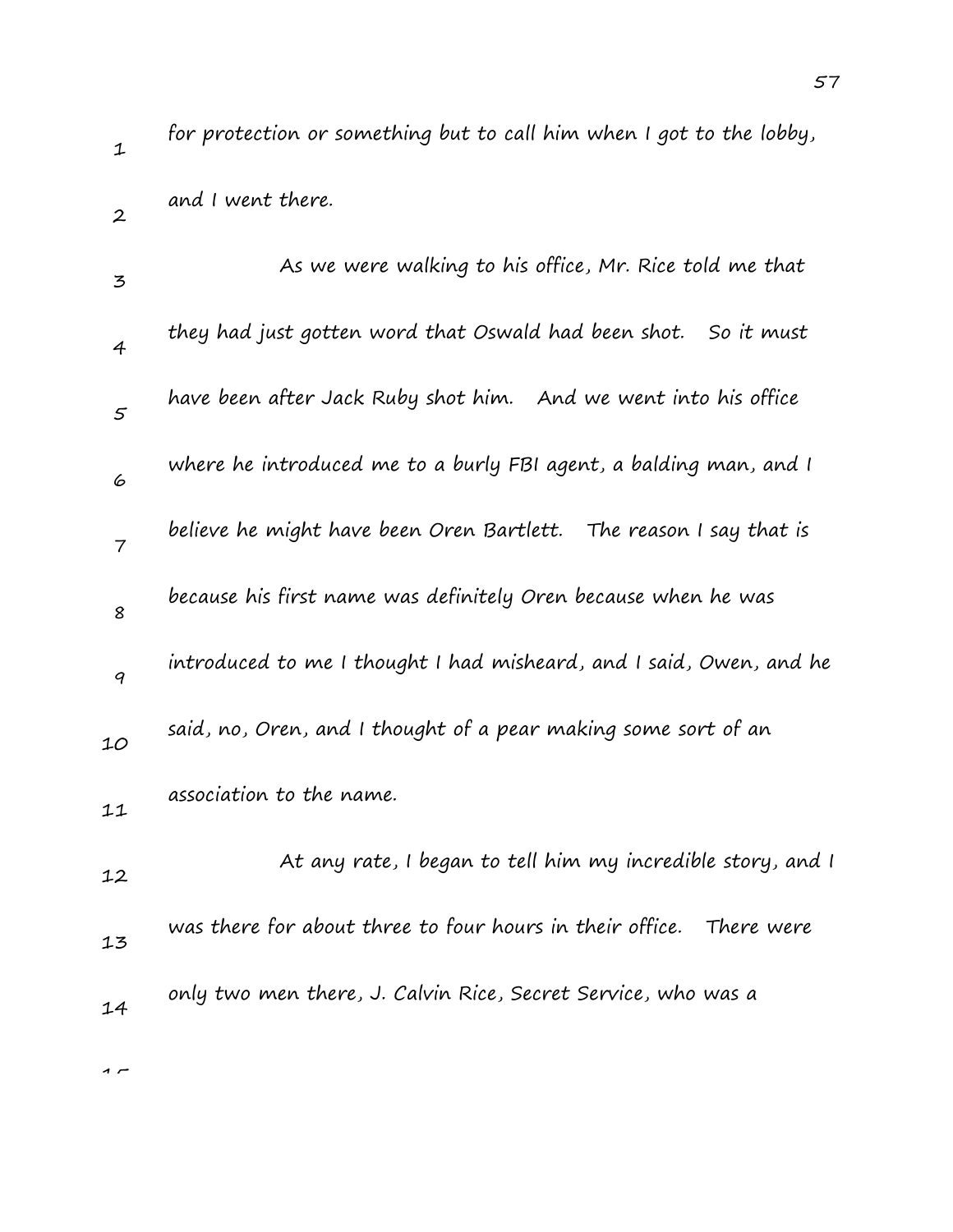for protection or something but to call him when I got to the lobby, and I went there.

As we were walking to his office, Mr. Rice told me that they had just gotten word that Oswald had been shot. So it must have been after Jack Ruby shot him. And we went into his office where he introduced me to a burly FBI agent, a balding man, and I believe he might have been Oren Bartlett. The reason I say that is because his first name was definitely Oren because when he was introduced to me I thought I had misheard, and I said, Owen, and he said, no, Oren, and I thought of a pear making some sort of an association to the name.

At any rate, I began to tell him my incredible story, and I was there for about three to four hours in their office. There were only two men there, J. Calvin Rice, Secret Service, who was a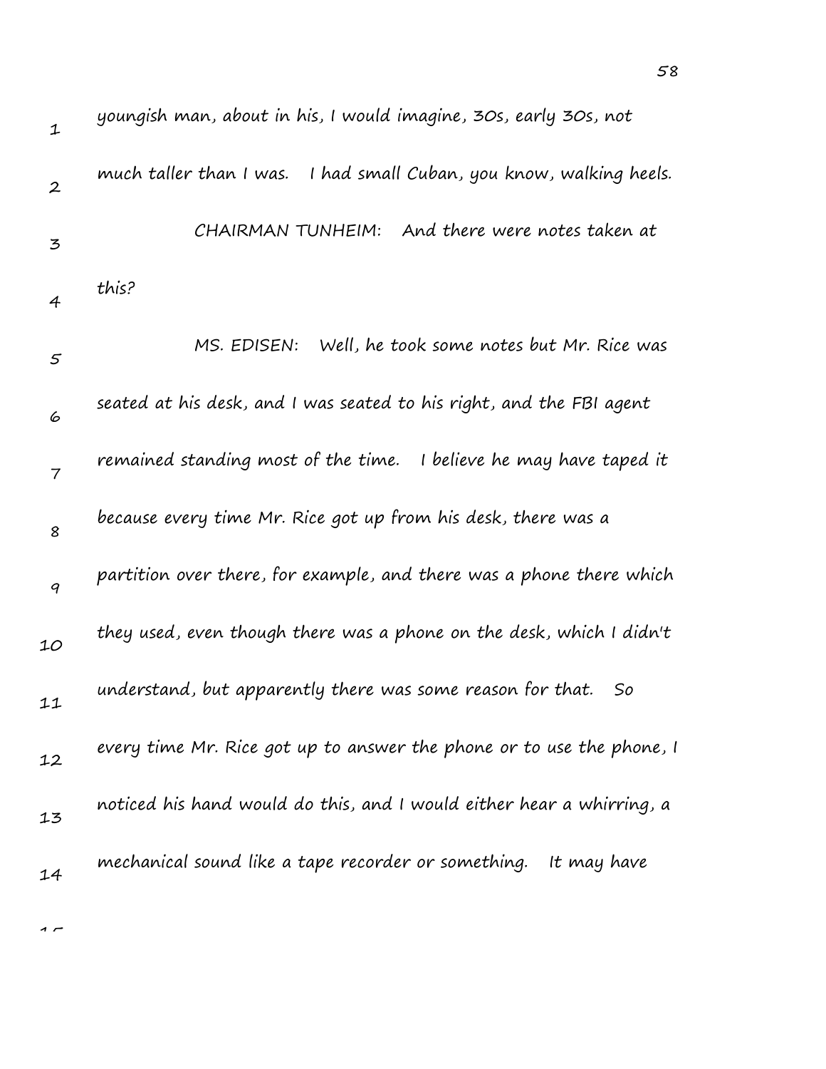youngish man, about in his, I would imagine, 30s, early 30s, not much taller than I was. I had small Cuban, you know, walking heels.

CHAIRMAN TUNHEIM: And there were notes taken at this?

MS. EDISEN: Well, he took some notes but Mr. Rice was seated at his desk, and I was seated to his right, and the FBI agent remained standing most of the time. I believe he may have taped it because every time Mr. Rice got up from his desk, there was a partition over there, for example, and there was a phone there which they used, even though there was a phone on the desk, which I didn't understand, but apparently there was some reason for that. So every time Mr. Rice got up to answer the phone or to use the phone, I noticed his hand would do this, and I would either hear a whirring, a mechanical sound like a tape recorder or something. It may have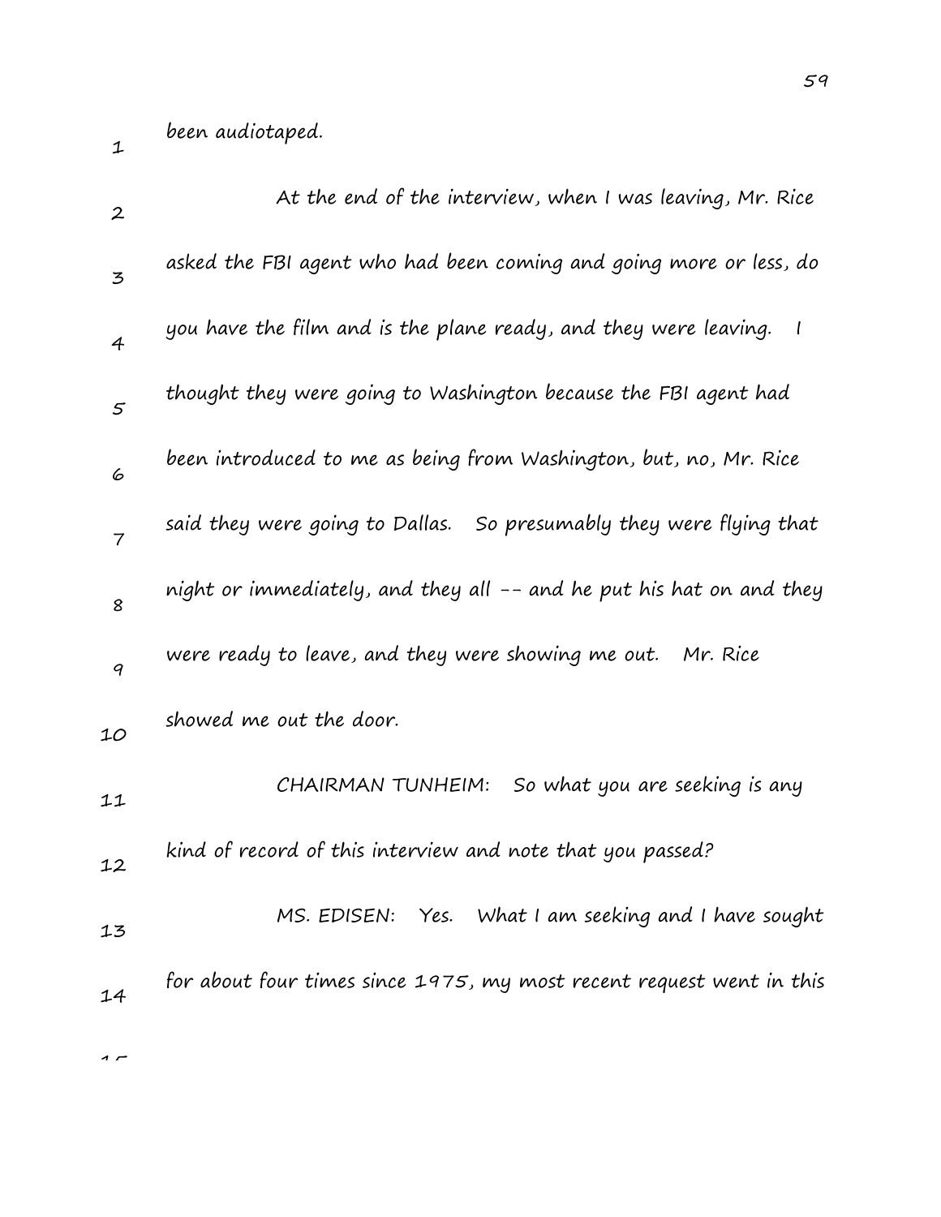been audiotaped.

At the end of the interview, when I was leaving, Mr. Rice asked the FBI agent who had been coming and going more or less, do you have the film and is the plane ready, and they were leaving. I thought they were going to Washington because the FBI agent had been introduced to me as being from Washington, but, no, Mr. Rice said they were going to Dallas. So presumably they were flying that night or immediately, and they all -- and he put his hat on and they were ready to leave, and they were showing me out. Mr. Rice showed me out the door.

CHAIRMAN TUNHEIM: So what you are seeking is any kind of record of this interview and note that you passed?

MS. EDISEN: Yes. What I am seeking and I have sought for about four times since 1975, my most recent request went in this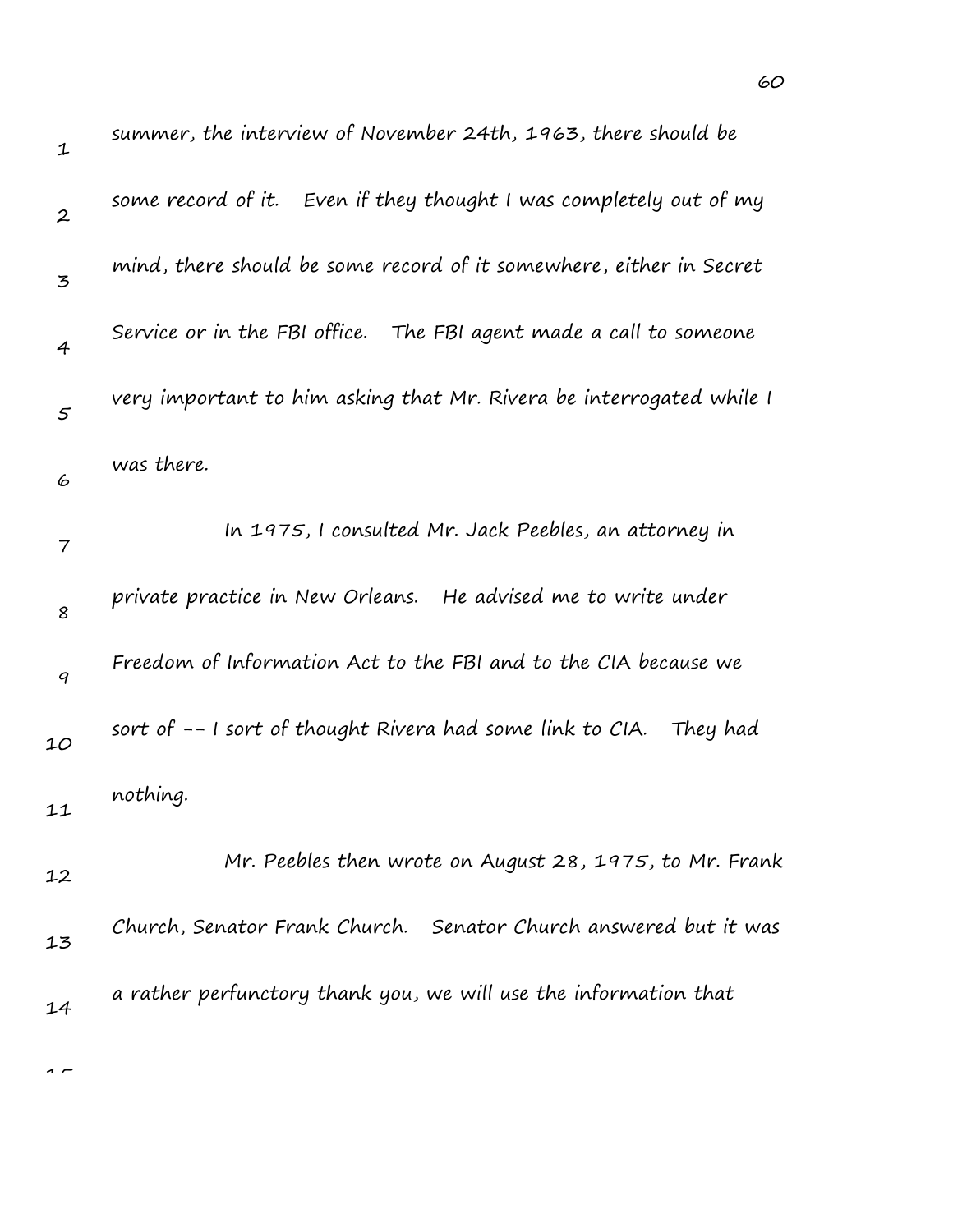summer, the interview of November 24th, 1963, there should be some record of it. Even if they thought I was completely out of my mind, there should be some record of it somewhere, either in Secret Service or in the FBI office. The FBI agent made a call to someone very important to him asking that Mr. Rivera be interrogated while I was there.

In 1975, I consulted Mr. Jack Peebles, an attorney in private practice in New Orleans. He advised me to write under Freedom of Information Act to the FBI and to the CIA because we sort of -- I sort of thought Rivera had some link to CIA. They had nothing.

Mr. Peebles then wrote on August 28, 1975, to Mr. Frank Church, Senator Frank Church. Senator Church answered but it was a rather perfunctory thank you, we will use the information that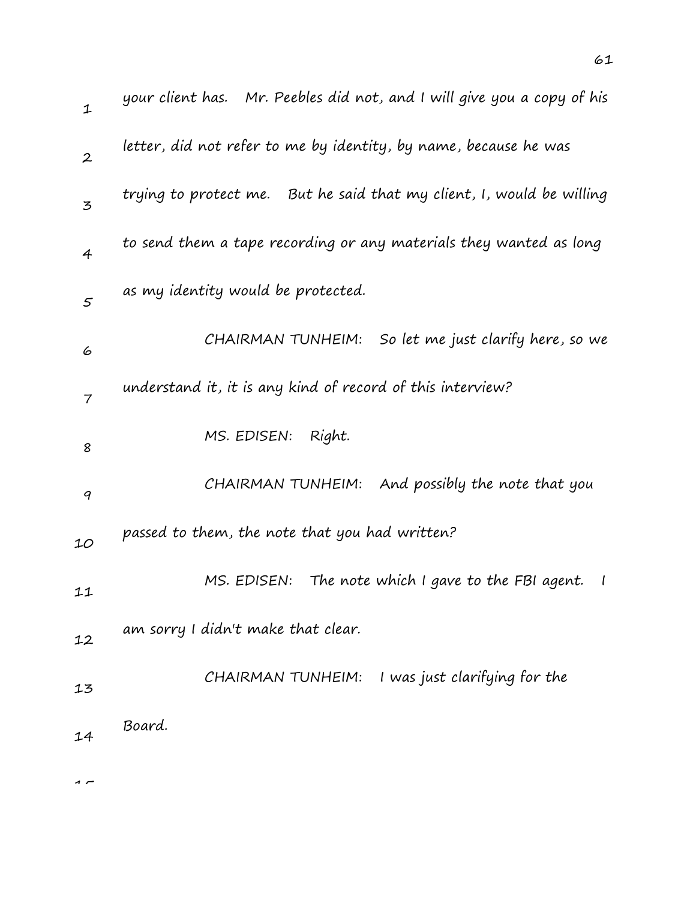your client has. Mr. Peebles did not, and I will give you a copy of his letter, did not refer to me by identity, by name, because he was trying to protect me. But he said that my client, I, would be willing to send them a tape recording or any materials they wanted as long as my identity would be protected.

CHAIRMAN TUNHEIM: So let me just clarify here, so we understand it, it is any kind of record of this interview?

MS. EDISEN: Right.

CHAIRMAN TUNHEIM: And possibly the note that you passed to them, the note that you had written?

MS. EDISEN: The note which I gave to the FBI agent. I am sorry I didn't make that clear.

CHAIRMAN TUNHEIM: I was just clarifying for the Board.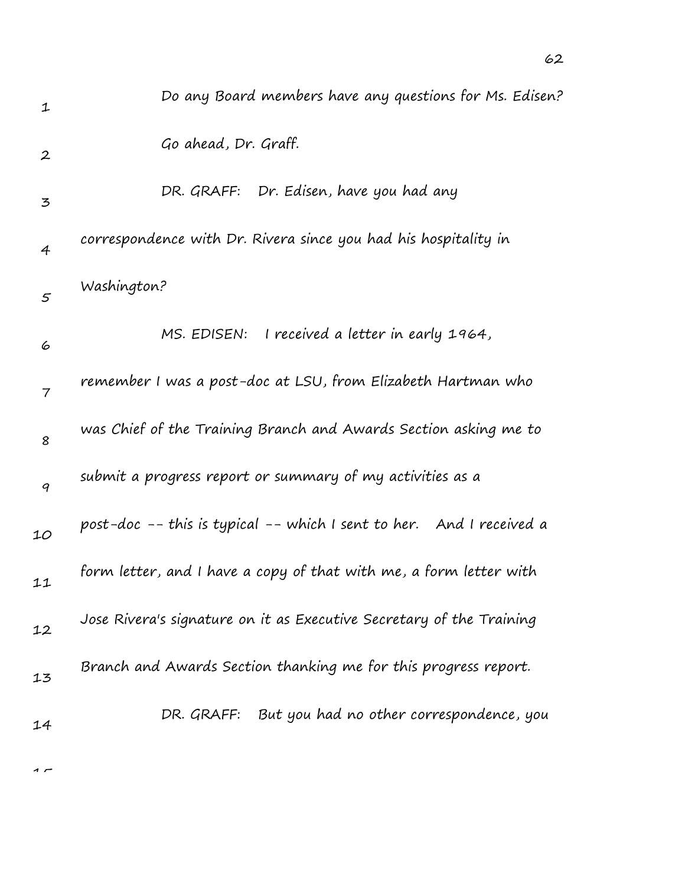Do any Board members have any questions for Ms. Edisen?

Go ahead, Dr. Graff.

DR. GRAFF: Dr. Edisen, have you had any correspondence with Dr. Rivera since you had his hospitality in Washington?

MS. EDISEN: I received a letter in early 1964, remember I was a post-doc at LSU, from Elizabeth Hartman who was Chief of the Training Branch and Awards Section asking me to submit a progress report or summary of my activities as a post-doc -- this is typical -- which I sent to her. And I received a form letter, and I have a copy of that with me, a form letter with Jose Rivera's signature on it as Executive Secretary of the Training Branch and Awards Section thanking me for this progress report.

DR. GRAFF: But you had no other correspondence, you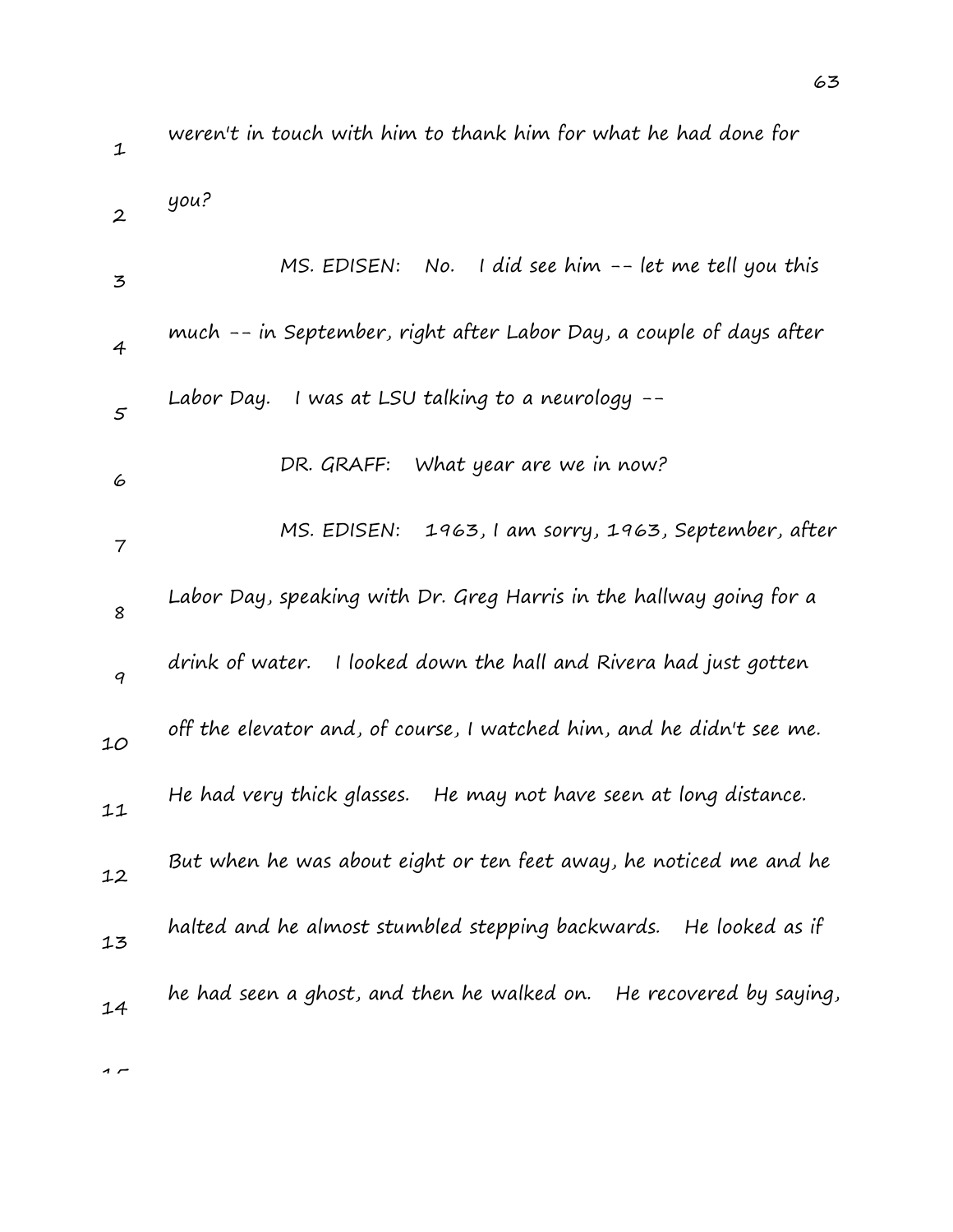weren't in touch with him to thank him for what he had done for you?

MS. EDISEN: No. I did see him -- let me tell you this much -- in September, right after Labor Day, a couple of days after Labor Day. I was at LSU talking to a neurology --

DR. GRAFF: What year are we in now?

MS. EDISEN: 1963, I am sorry, 1963, September, after Labor Day, speaking with Dr. Greg Harris in the hallway going for a drink of water. I looked down the hall and Rivera had just gotten off the elevator and, of course, I watched him, and he didn't see me. He had very thick glasses. He may not have seen at long distance. But when he was about eight or ten feet away, he noticed me and he halted and he almost stumbled stepping backwards. He looked as if he had seen a ghost, and then he walked on. He recovered by saying,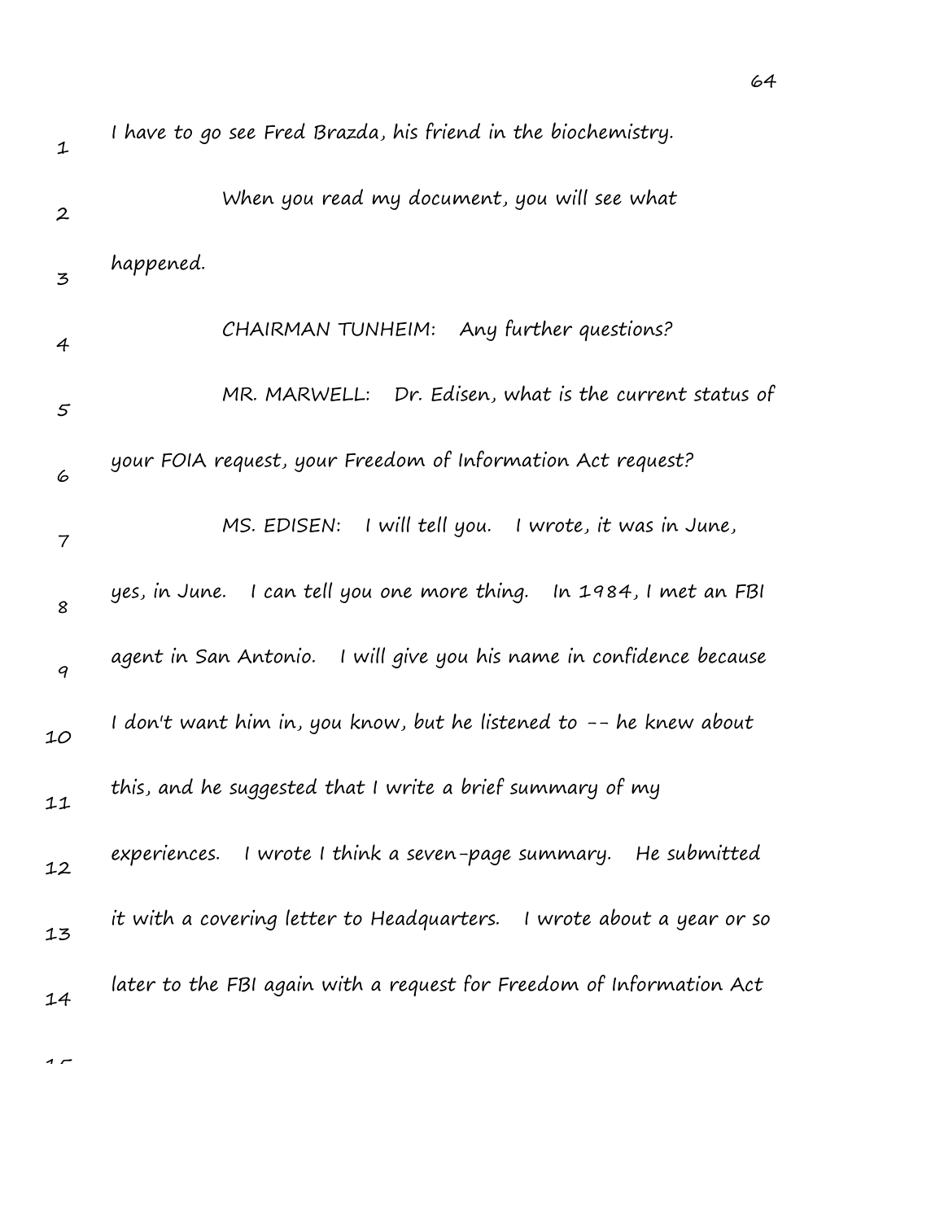I have to go see Fred Brazda, his friend in the biochemistry.

When you read my document, you will see what happened.

CHAIRMAN TUNHEIM: Any further questions?

MR. MARWELL: Dr. Edisen, what is the current status of your FOIA request, your Freedom of Information Act request?

MS. EDISEN: I will tell you. I wrote, it was in June, yes, in June. I can tell you one more thing. In 1984, I met an FBI agent in San Antonio. I will give you his name in confidence because I don't want him in, you know, but he listened to -- he knew about this, and he suggested that I write a brief summary of my experiences. I wrote I think a seven-page summary. He submitted it with a covering letter to Headquarters. I wrote about a year or so later to the FBI again with a request for Freedom of Information Act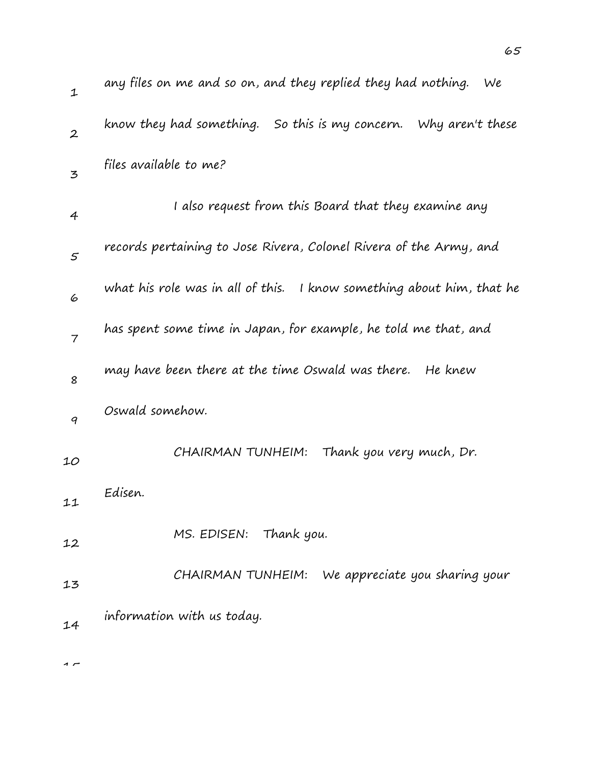any files on me and so on, and they replied they had nothing. We know they had something. So this is my concern. Why aren't these files available to me?

I also request from this Board that they examine any records pertaining to Jose Rivera, Colonel Rivera of the Army, and what his role was in all of this. I know something about him, that he has spent some time in Japan, for example, he told me that, and may have been there at the time Oswald was there. He knew Oswald somehow.

CHAIRMAN TUNHEIM: Thank you very much, Dr. Edisen.

MS. EDISEN: Thank you.

CHAIRMAN TUNHEIM: We appreciate you sharing your information with us today.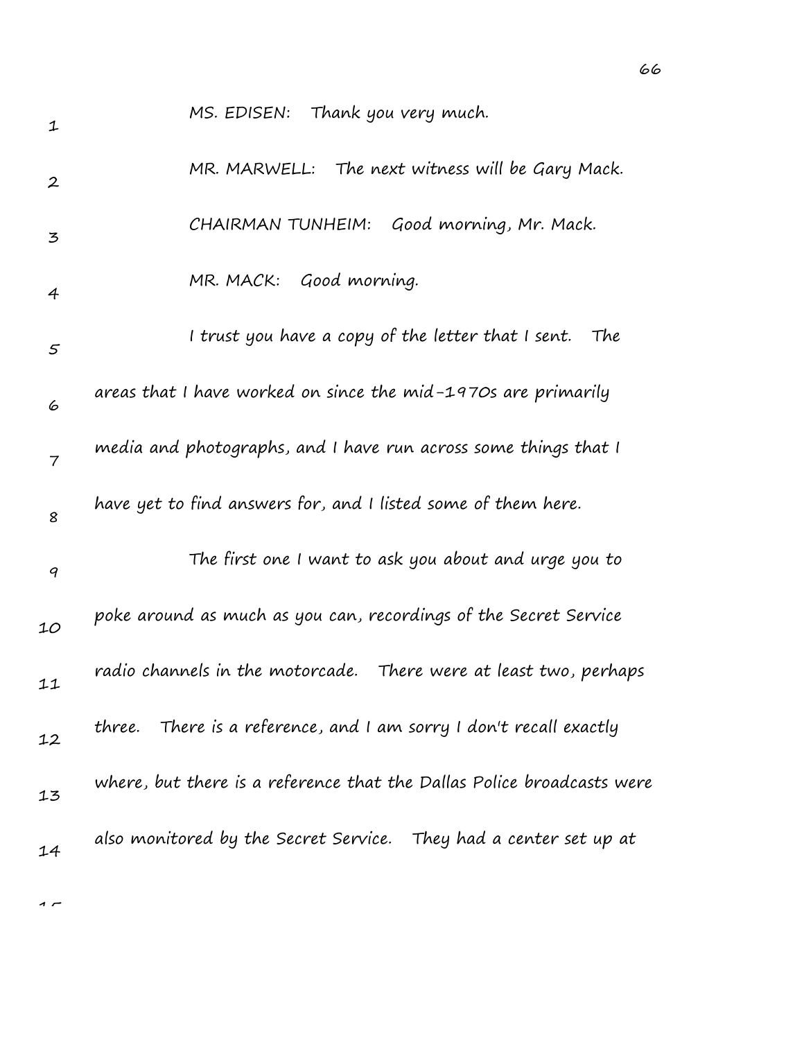MS. EDISEN: Thank you very much.

MR. MARWELL: The next witness will be Gary Mack.

CHAIRMAN TUNHEIM: Good morning, Mr. Mack.

MR. MACK: Good morning.

I trust you have a copy of the letter that I sent. The areas that I have worked on since the mid-1970s are primarily media and photographs, and I have run across some things that I have yet to find answers for, and I listed some of them here.

The first one I want to ask you about and urge you to poke around as much as you can, recordings of the Secret Service radio channels in the motorcade. There were at least two, perhaps three. There is a reference, and I am sorry I don't recall exactly where, but there is a reference that the Dallas Police broadcasts were also monitored by the Secret Service. They had a center set up at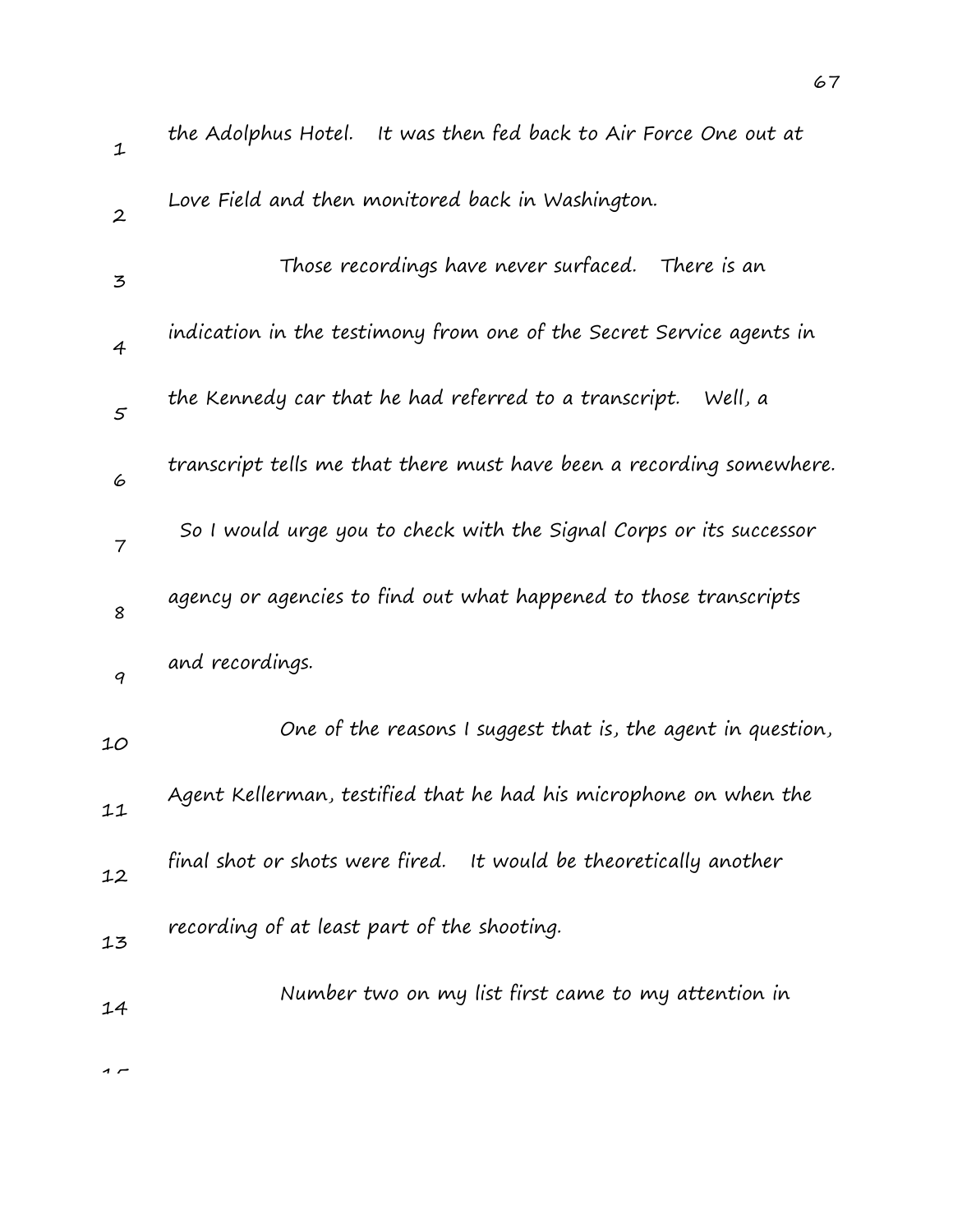the Adolphus Hotel. It was then fed back to Air Force One out at Love Field and then monitored back in Washington.

Those recordings have never surfaced. There is an indication in the testimony from one of the Secret Service agents in the Kennedy car that he had referred to a transcript. Well, a transcript tells me that there must have been a recording somewhere. So I would urge you to check with the Signal Corps or its successor agency or agencies to find out what happened to those transcripts and recordings.

One of the reasons I suggest that is, the agent in question, Agent Kellerman, testified that he had his microphone on when the final shot or shots were fired. It would be theoretically another recording of at least part of the shooting.

Number two on my list first came to my attention in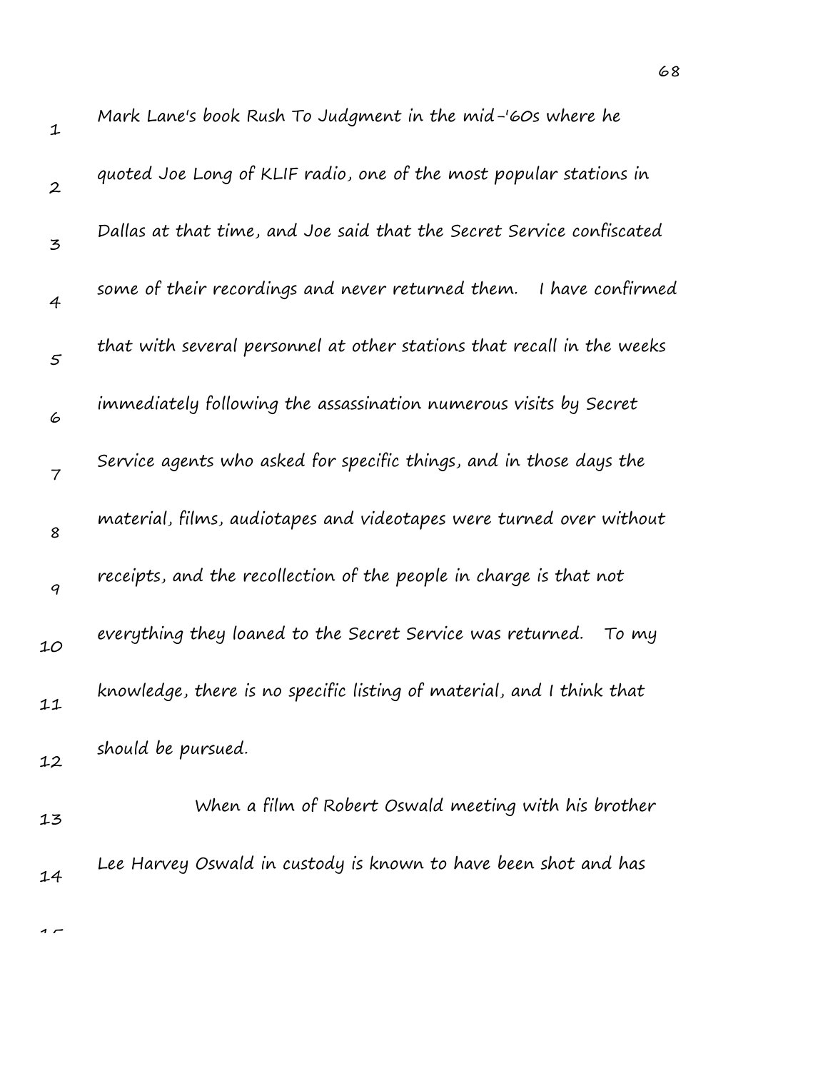Mark Lane's book Rush To Judgment in the mid-'60s where he quoted Joe Long of KLIF radio, one of the most popular stations in Dallas at that time, and Joe said that the Secret Service confiscated some of their recordings and never returned them. I have confirmed that with several personnel at other stations that recall in the weeks immediately following the assassination numerous visits by Secret Service agents who asked for specific things, and in those days the material, films, audiotapes and videotapes were turned over without receipts, and the recollection of the people in charge is that not everything they loaned to the Secret Service was returned. To my knowledge, there is no specific listing of material, and I think that should be pursued.

When a film of Robert Oswald meeting with his brother Lee Harvey Oswald in custody is known to have been shot and has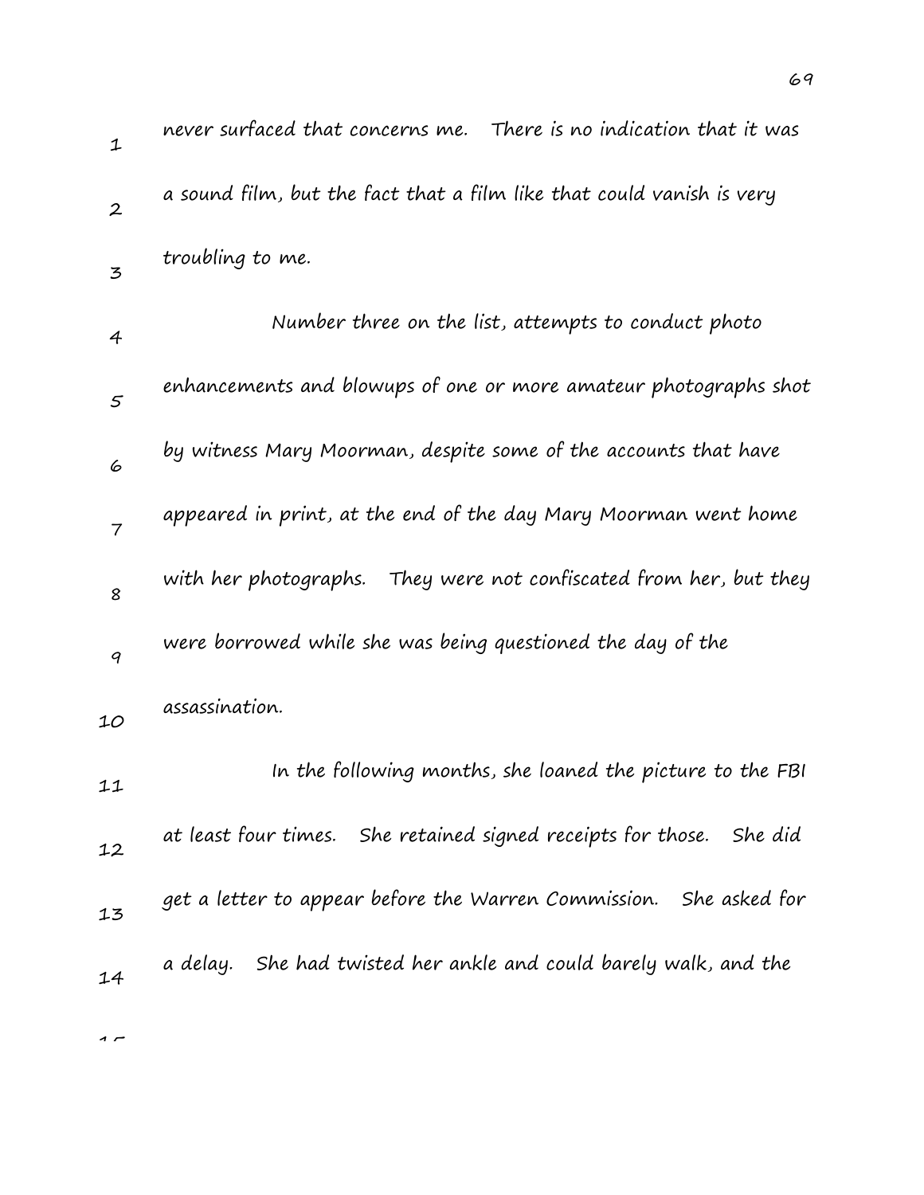never surfaced that concerns me. There is no indication that it was a sound film, but the fact that a film like that could vanish is very troubling to me.

Number three on the list, attempts to conduct photo enhancements and blowups of one or more amateur photographs shot by witness Mary Moorman, despite some of the accounts that have appeared in print, at the end of the day Mary Moorman went home with her photographs. They were not confiscated from her, but they were borrowed while she was being questioned the day of the assassination.

In the following months, she loaned the picture to the FBI at least four times. She retained signed receipts for those. She did get a letter to appear before the Warren Commission. She asked for a delay. She had twisted her ankle and could barely walk, and the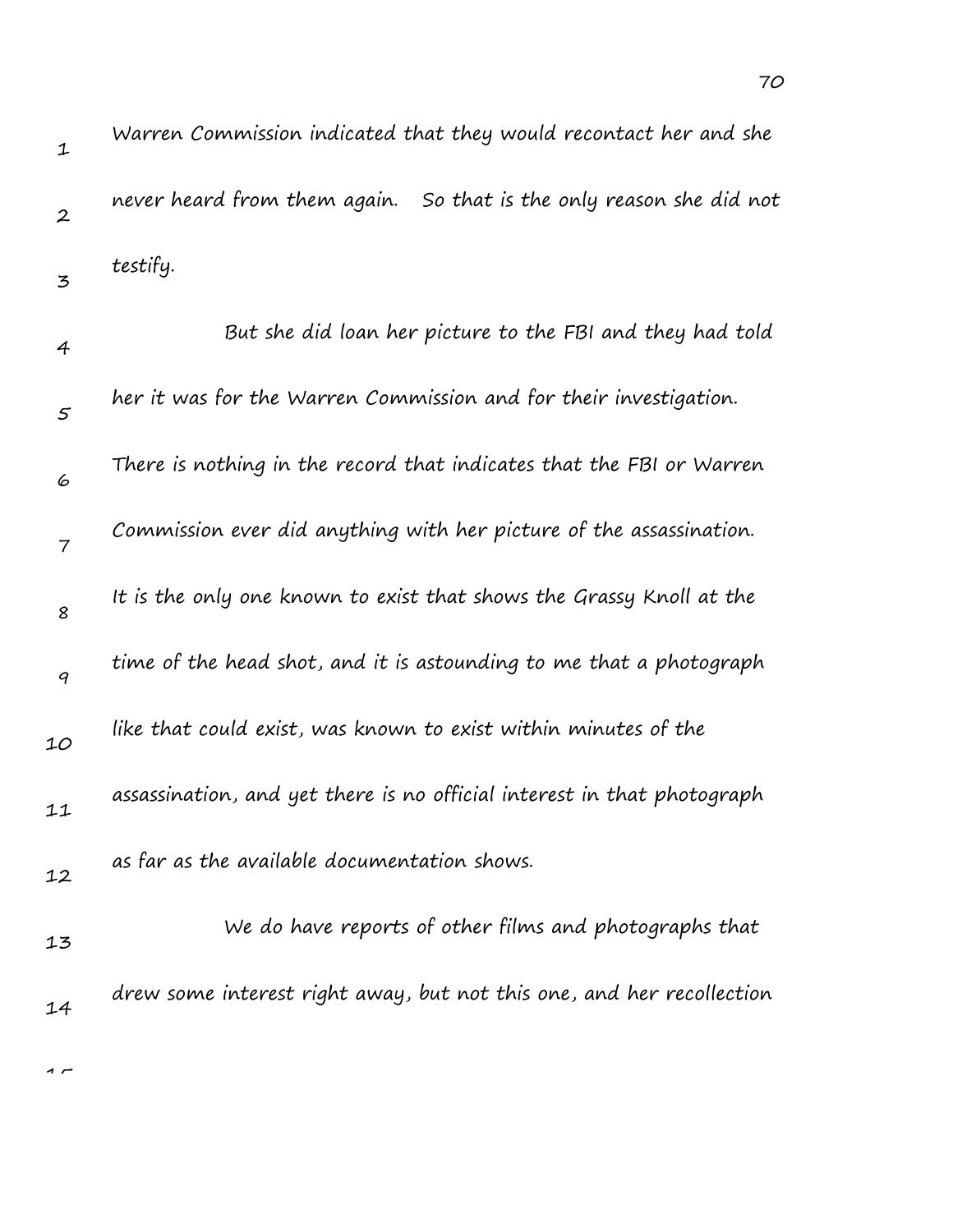Warren Commission indicated that they would recontact her and she never heard from them again. So that is the only reason she did not testify.

But she did loan her picture to the FBI and they had told her it was for the Warren Commission and for their investigation. There is nothing in the record that indicates that the FBI or Warren Commission ever did anything with her picture of the assassination. It is the only one known to exist that shows the Grassy Knoll at the time of the head shot, and it is astounding to me that a photograph like that could exist, was known to exist within minutes of the assassination, and yet there is no official interest in that photograph as far as the available documentation shows.

We do have reports of other films and photographs that drew some interest right away, but not this one, and her recollection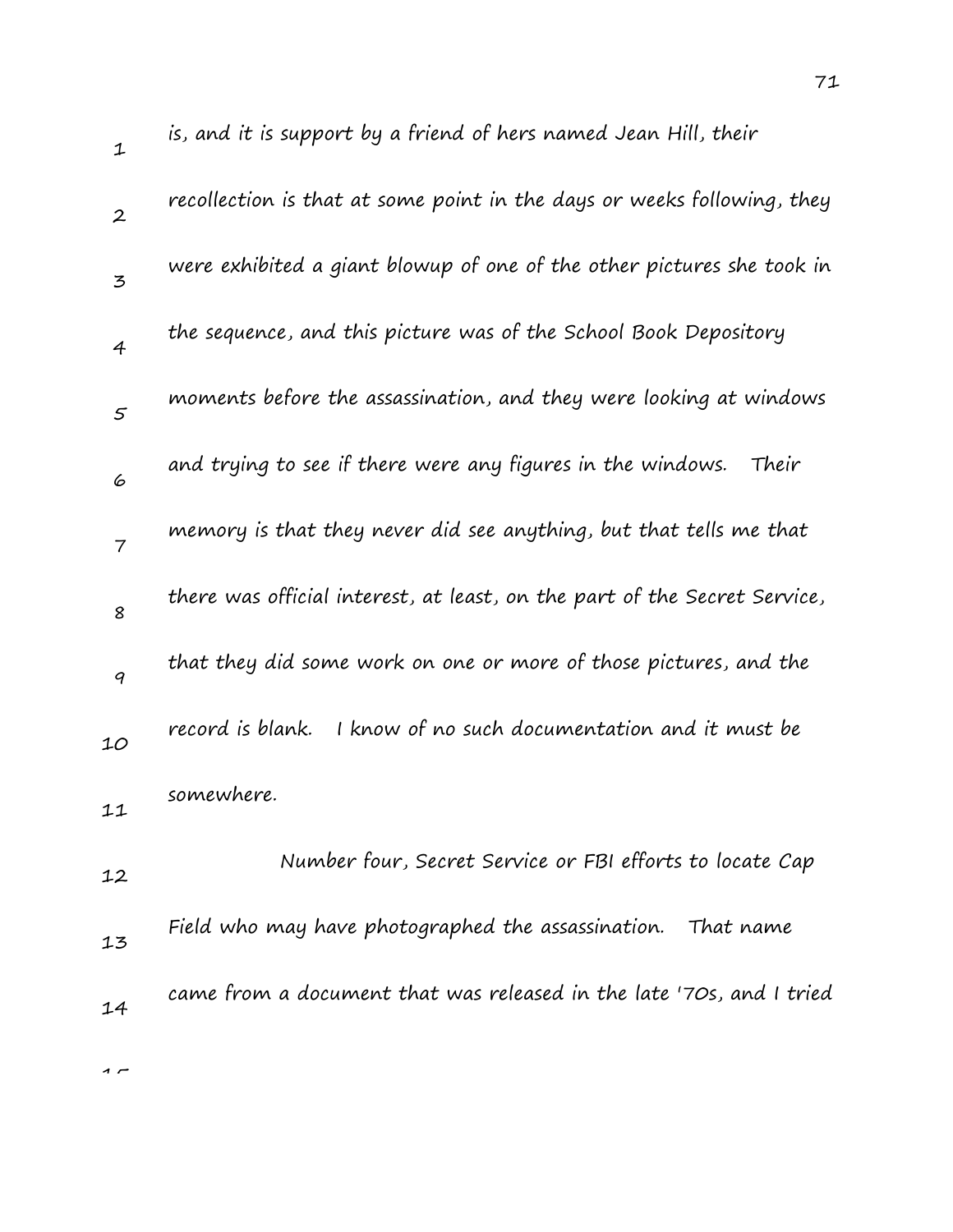is, and it is support by a friend of hers named Jean Hill, their recollection is that at some point in the days or weeks following, they were exhibited a giant blowup of one of the other pictures she took in the sequence, and this picture was of the School Book Depository moments before the assassination, and they were looking at windows and trying to see if there were any figures in the windows. Their memory is that they never did see anything, but that tells me that there was official interest, at least, on the part of the Secret Service, that they did some work on one or more of those pictures, and the record is blank. I know of no such documentation and it must be somewhere.

Number four, Secret Service or FBI efforts to locate Cap Field who may have photographed the assassination. That name came from a document that was released in the late '70s, and I tried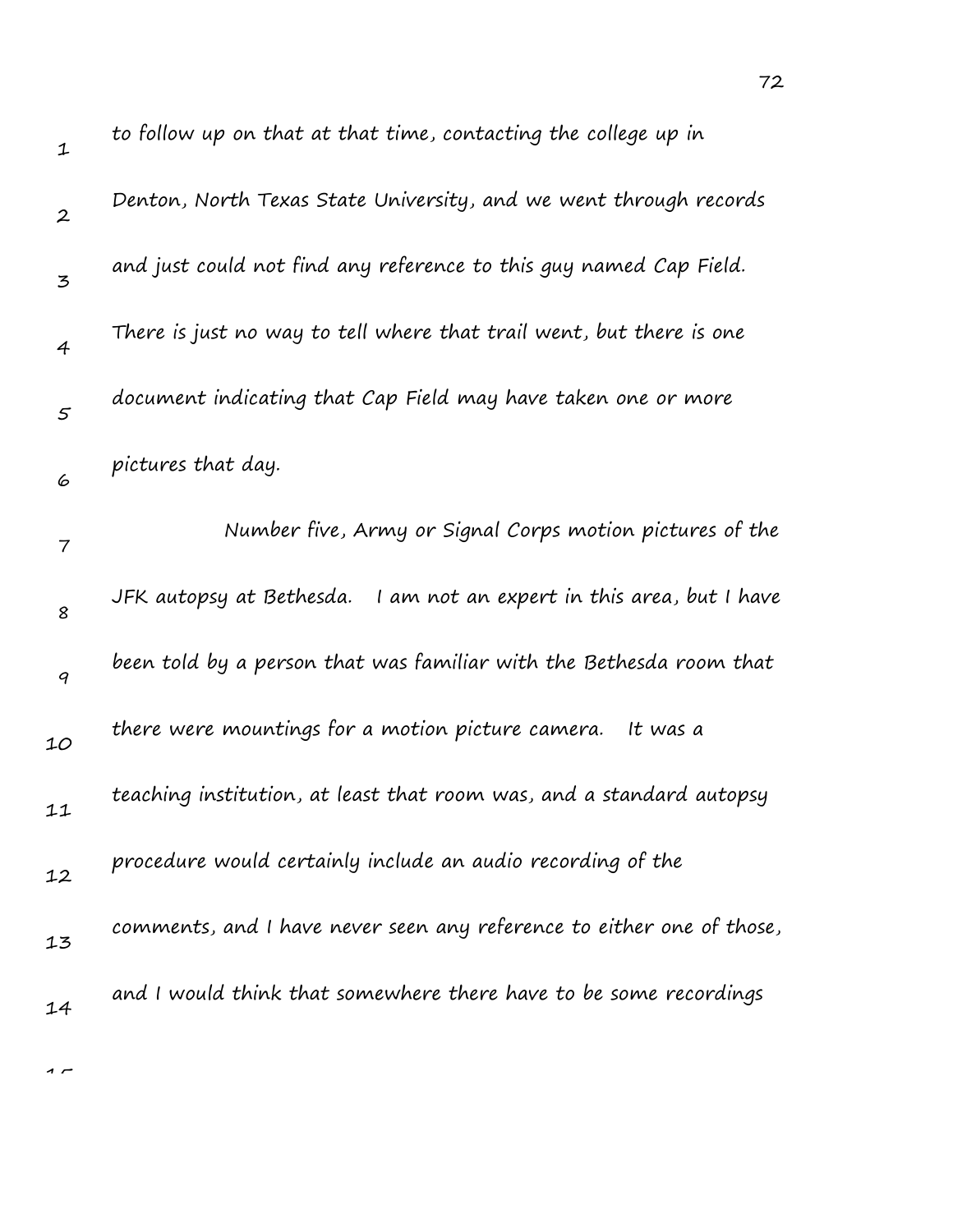to follow up on that at that time, contacting the college up in Denton, North Texas State University, and we went through records and just could not find any reference to this guy named Cap Field. There is just no way to tell where that trail went, but there is one document indicating that Cap Field may have taken one or more pictures that day.

Number five, Army or Signal Corps motion pictures of the JFK autopsy at Bethesda. I am not an expert in this area, but I have been told by a person that was familiar with the Bethesda room that there were mountings for a motion picture camera. It was a teaching institution, at least that room was, and a standard autopsy procedure would certainly include an audio recording of the comments, and I have never seen any reference to either one of those, and I would think that somewhere there have to be some recordings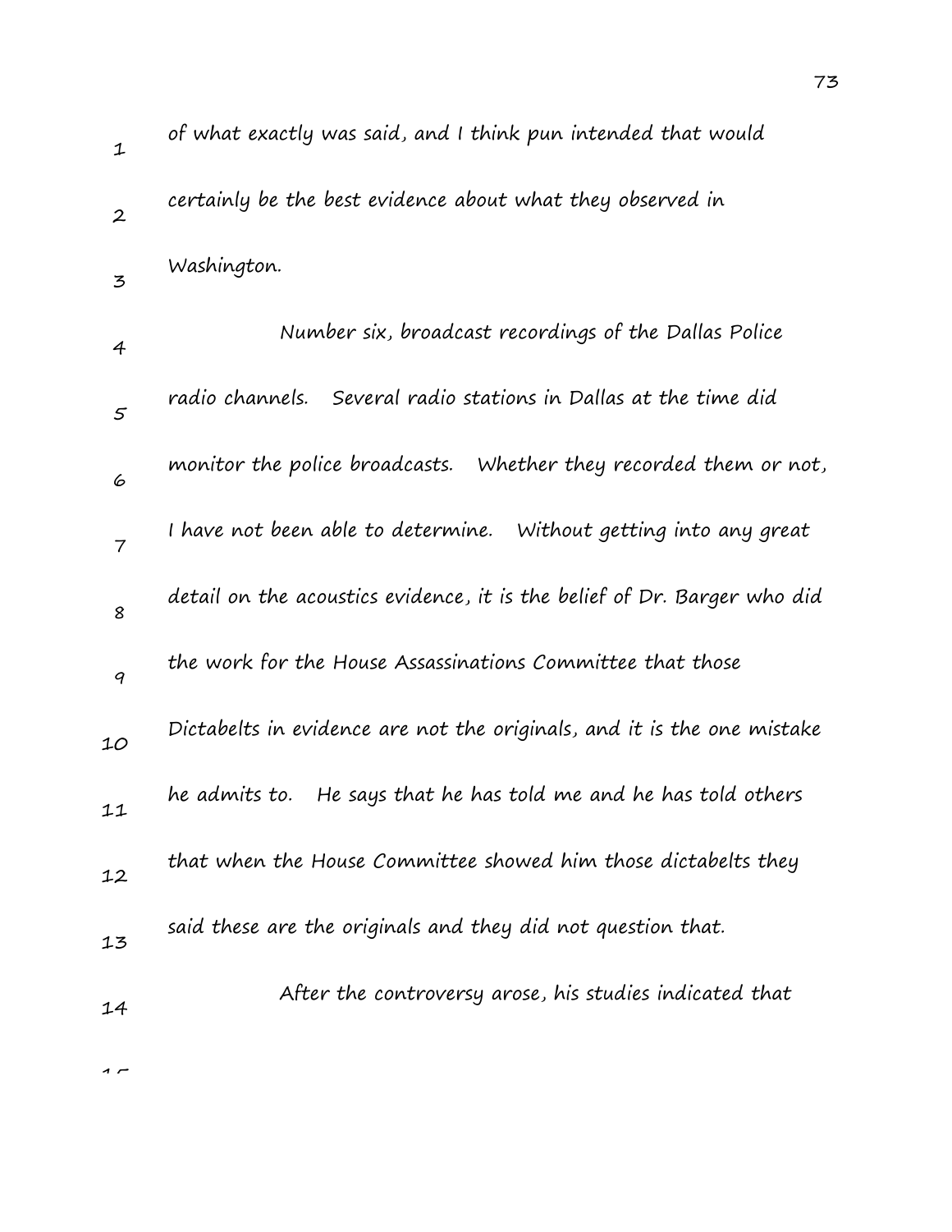of what exactly was said, and I think pun intended that would certainly be the best evidence about what they observed in Washington.

Number six, broadcast recordings of the Dallas Police radio channels. Several radio stations in Dallas at the time did monitor the police broadcasts. Whether they recorded them or not, I have not been able to determine. Without getting into any great detail on the acoustics evidence, it is the belief of Dr. Barger who did the work for the House Assassinations Committee that those Dictabelts in evidence are not the originals, and it is the one mistake he admits to. He says that he has told me and he has told others that when the House Committee showed him those dictabelts they said these are the originals and they did not question that.

After the controversy arose, his studies indicated that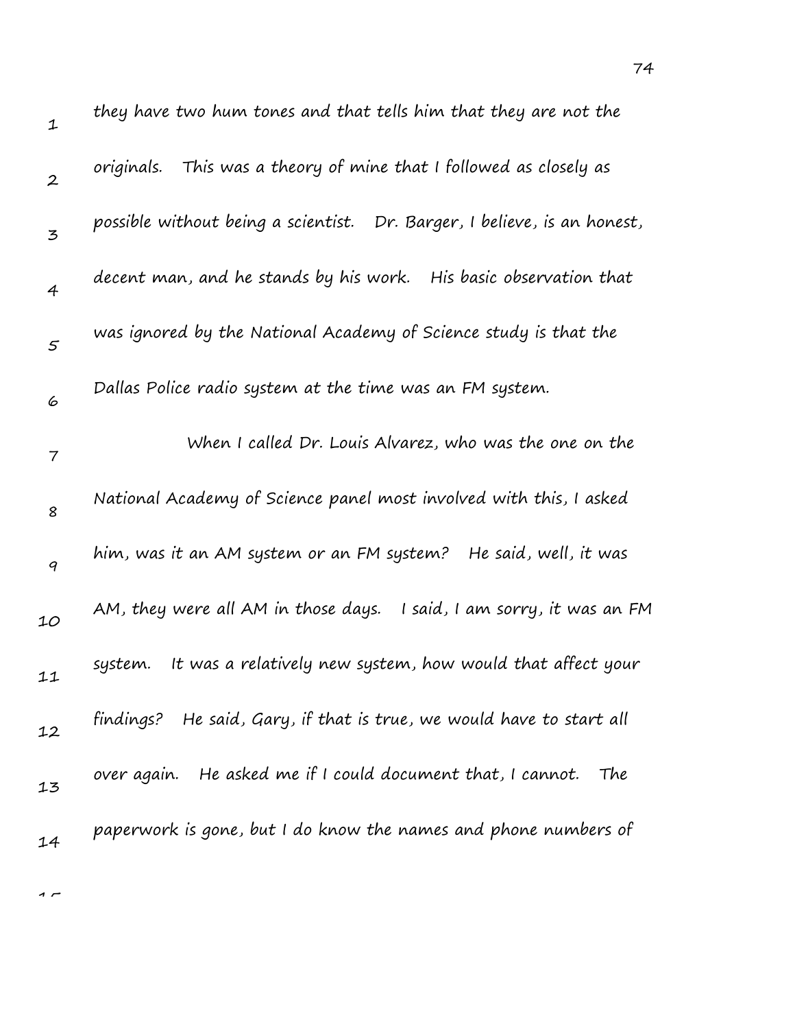they have two hum tones and that tells him that they are not the originals. This was a theory of mine that I followed as closely as possible without being a scientist. Dr. Barger, I believe, is an honest, decent man, and he stands by his work. His basic observation that was ignored by the National Academy of Science study is that the Dallas Police radio system at the time was an FM system.

When I called Dr. Louis Alvarez, who was the one on the National Academy of Science panel most involved with this, I asked him, was it an AM system or an FM system? He said, well, it was AM, they were all AM in those days. I said, I am sorry, it was an FM system. It was a relatively new system, how would that affect your findings? He said, Gary, if that is true, we would have to start all over again. He asked me if I could document that, I cannot. The paperwork is gone, but I do know the names and phone numbers of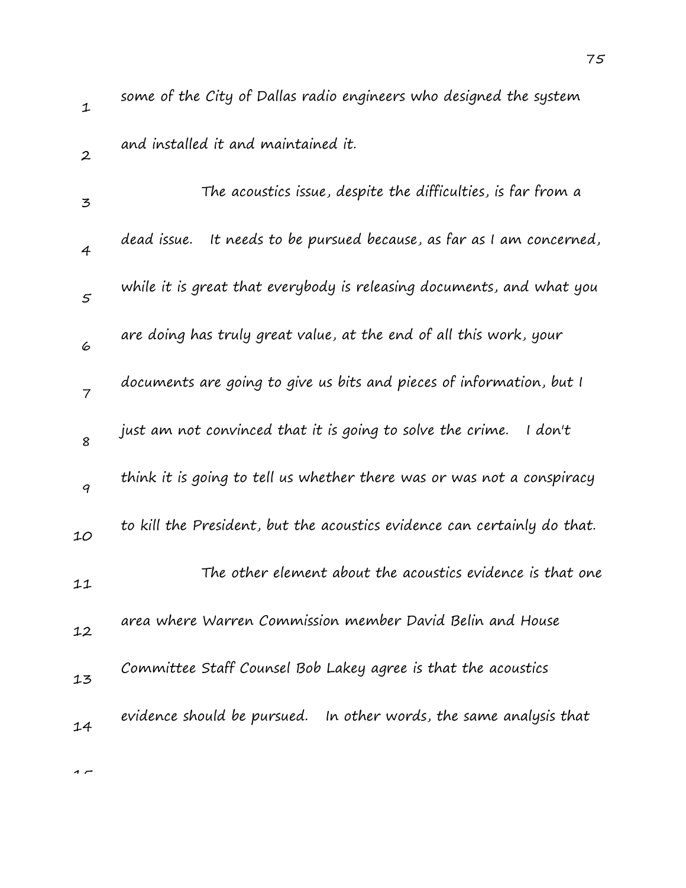some of the City of Dallas radio engineers who designed the system and installed it and maintained it.

The acoustics issue, despite the difficulties, is far from a dead issue. It needs to be pursued because, as far as I am concerned, while it is great that everybody is releasing documents, and what you are doing has truly great value, at the end of all this work, your documents are going to give us bits and pieces of information, but I just am not convinced that it is going to solve the crime. I don't think it is going to tell us whether there was or was not a conspiracy to kill the President, but the acoustics evidence can certainly do that.

The other element about the acoustics evidence is that one area where Warren Commission member David Belin and House Committee Staff Counsel Bob Lakey agree is that the acoustics evidence should be pursued. In other words, the same analysis that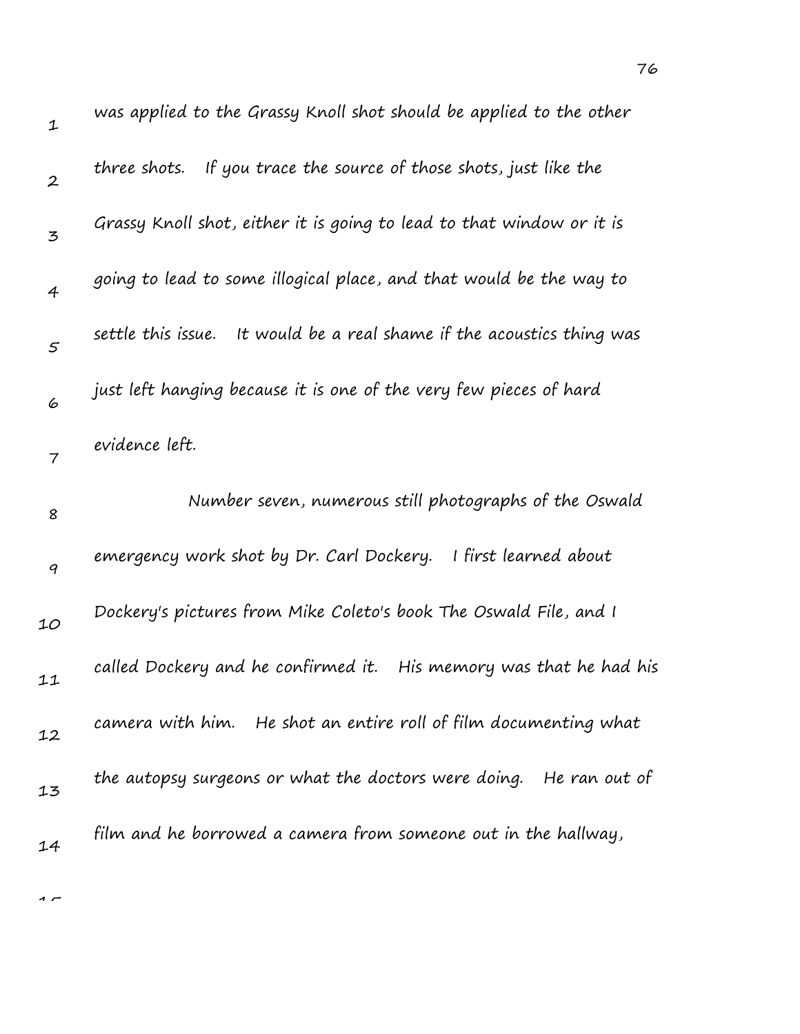was applied to the Grassy Knoll shot should be applied to the other three shots. If you trace the source of those shots, just like the Grassy Knoll shot, either it is going to lead to that window or it is going to lead to some illogical place, and that would be the way to settle this issue. It would be a real shame if the acoustics thing was just left hanging because it is one of the very few pieces of hard evidence left.

Number seven, numerous still photographs of the Oswald emergency work shot by Dr. Carl Dockery. I first learned about Dockery's pictures from Mike Coleto's book The Oswald File, and I called Dockery and he confirmed it. His memory was that he had his camera with him. He shot an entire roll of film documenting what the autopsy surgeons or what the doctors were doing. He ran out of film and he borrowed a camera from someone out in the hallway,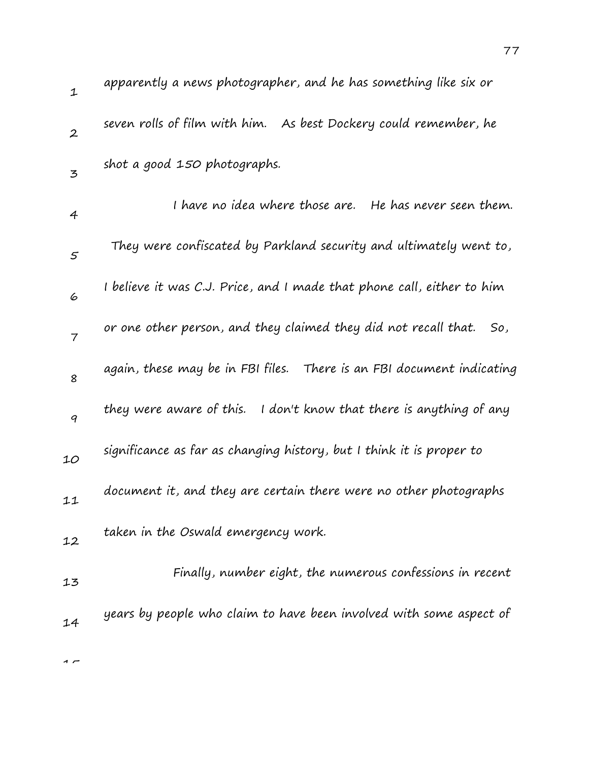apparently a news photographer, and he has something like six or seven rolls of film with him. As best Dockery could remember, he shot a good 150 photographs.

I have no idea where those are. He has never seen them. They were confiscated by Parkland security and ultimately went to, I believe it was C.J. Price, and I made that phone call, either to him or one other person, and they claimed they did not recall that. So, again, these may be in FBI files. There is an FBI document indicating they were aware of this. I don't know that there is anything of any significance as far as changing history, but I think it is proper to document it, and they are certain there were no other photographs taken in the Oswald emergency work.

Finally, number eight, the numerous confessions in recent years by people who claim to have been involved with some aspect of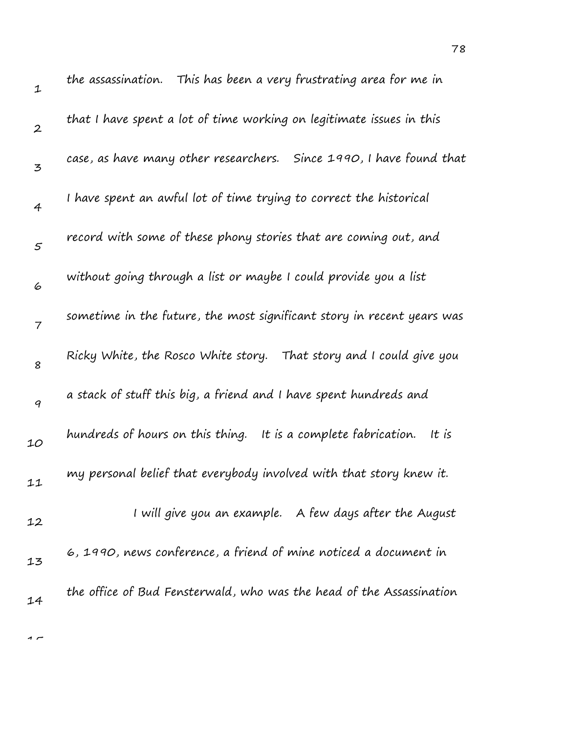the assassination. This has been a very frustrating area for me in that I have spent a lot of time working on legitimate issues in this case, as have many other researchers. Since 1990, I have found that I have spent an awful lot of time trying to correct the historical record with some of these phony stories that are coming out, and without going through a list or maybe I could provide you a list sometime in the future, the most significant story in recent years was Ricky White, the Rosco White story. That story and I could give you a stack of stuff this big, a friend and I have spent hundreds and hundreds of hours on this thing. It is a complete fabrication. It is my personal belief that everybody involved with that story knew it.

I will give you an example. A few days after the August 6, 1990, news conference, a friend of mine noticed a document in the office of Bud Fensterwald, who was the head of the Assassination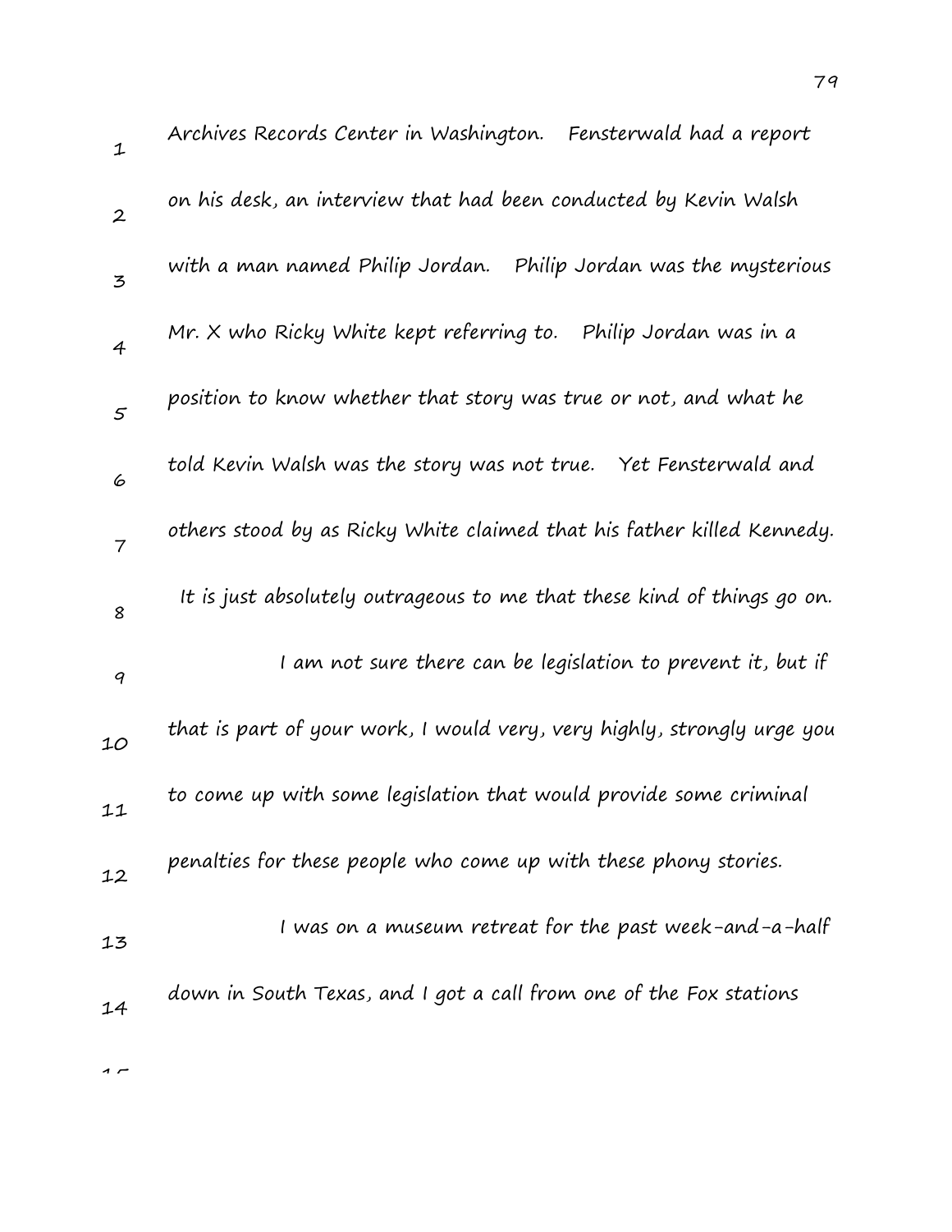Archives Records Center in Washington. Fensterwald had a report on his desk, an interview that had been conducted by Kevin Walsh with a man named Philip Jordan. Philip Jordan was the mysterious Mr. X who Ricky White kept referring to. Philip Jordan was in a position to know whether that story was true or not, and what he told Kevin Walsh was the story was not true. Yet Fensterwald and others stood by as Ricky White claimed that his father killed Kennedy. It is just absolutely outrageous to me that these kind of things go on.

I am not sure there can be legislation to prevent it, but if that is part of your work, I would very, very highly, strongly urge you to come up with some legislation that would provide some criminal penalties for these people who come up with these phony stories.

I was on a museum retreat for the past week-and-a-half down in South Texas, and I got a call from one of the Fox stations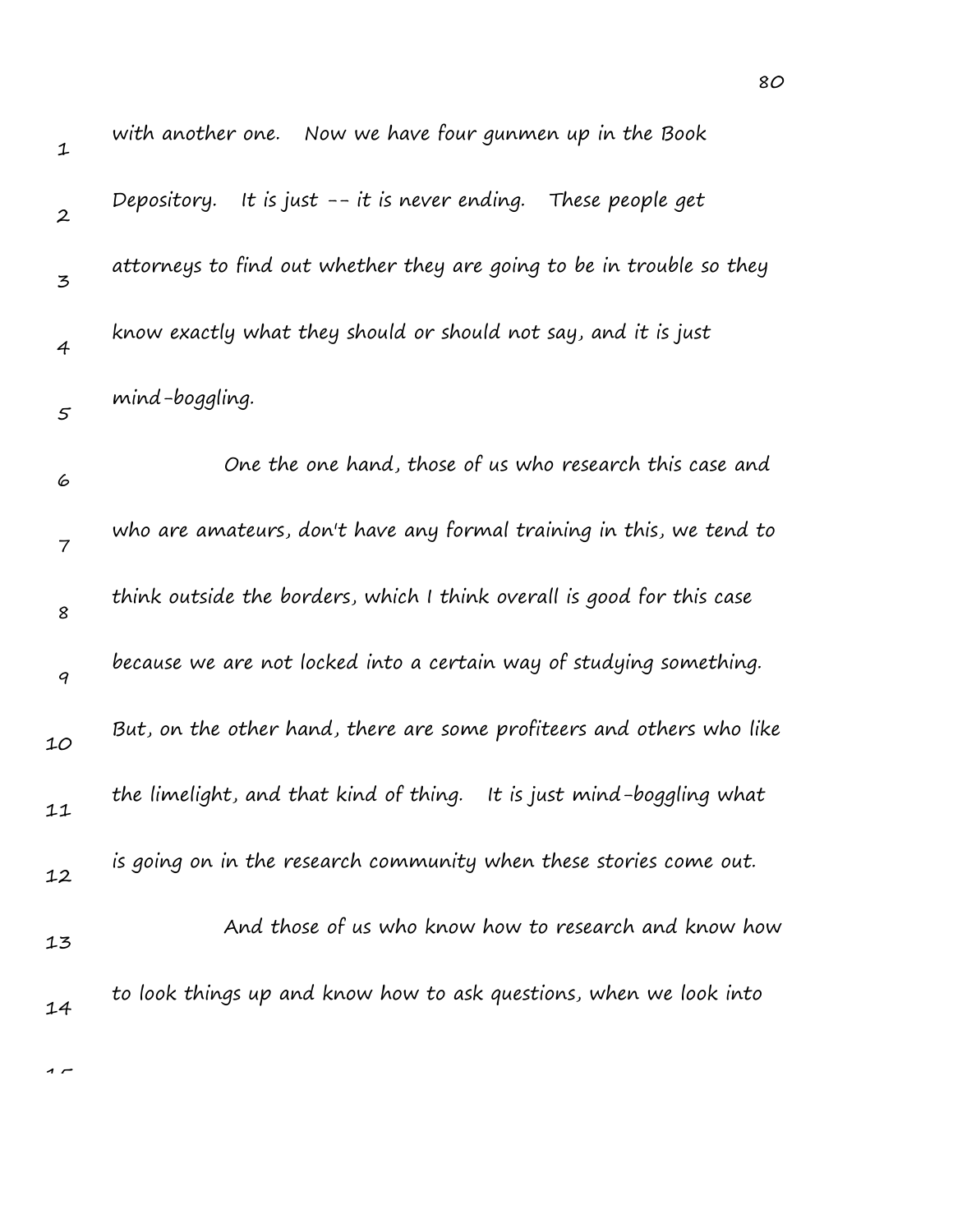with another one. Now we have four gunmen up in the Book Depository. It is just -- it is never ending. These people get attorneys to find out whether they are going to be in trouble so they know exactly what they should or should not say, and it is just mind-boggling.

One the one hand, those of us who research this case and who are amateurs, don't have any formal training in this, we tend to think outside the borders, which I think overall is good for this case because we are not locked into a certain way of studying something. But, on the other hand, there are some profiteers and others who like the limelight, and that kind of thing. It is just mind-boggling what is going on in the research community when these stories come out.

And those of us who know how to research and know how to look things up and know how to ask questions, when we look into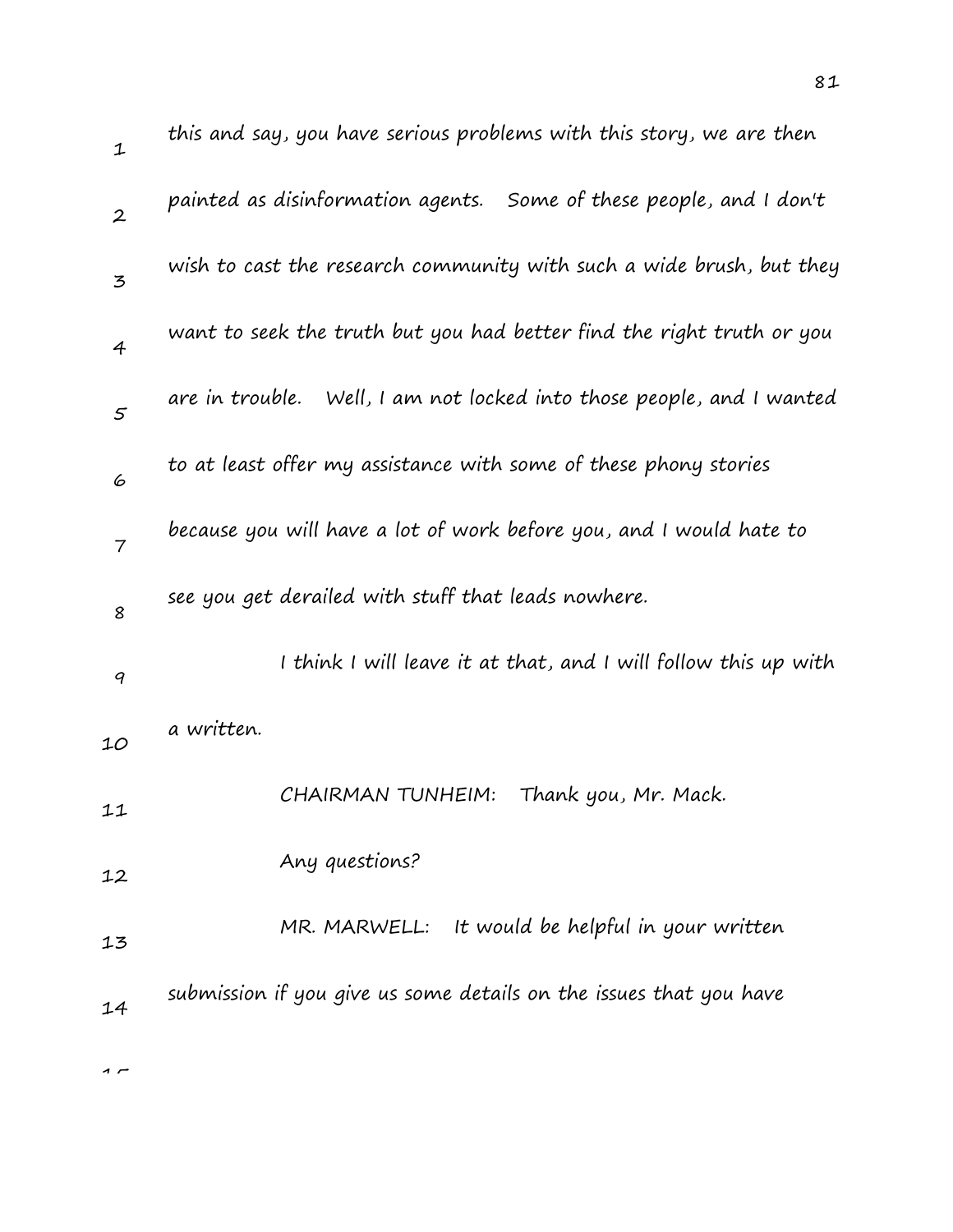this and say, you have serious problems with this story, we are then painted as disinformation agents. Some of these people, and I don't wish to cast the research community with such a wide brush, but they want to seek the truth but you had better find the right truth or you are in trouble. Well, I am not locked into those people, and I wanted to at least offer my assistance with some of these phony stories because you will have a lot of work before you, and I would hate to see you get derailed with stuff that leads nowhere.

I think I will leave it at that, and I will follow this up with a written.

CHAIRMAN TUNHEIM: Thank you, Mr. Mack.

Any questions?

MR. MARWELL: It would be helpful in your written submission if you give us some details on the issues that you have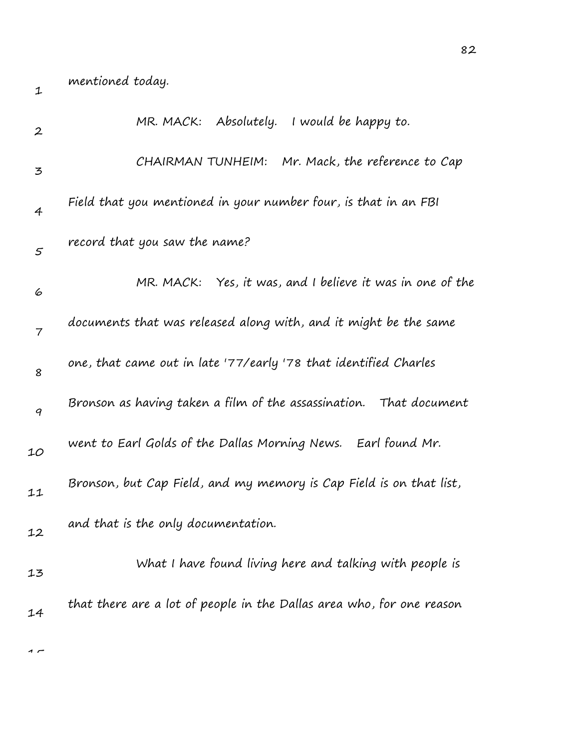mentioned today.

MR. MACK: Absolutely. I would be happy to.

CHAIRMAN TUNHEIM: Mr. Mack, the reference to Cap Field that you mentioned in your number four, is that in an FBI record that you saw the name?

MR. MACK: Yes, it was, and I believe it was in one of the documents that was released along with, and it might be the same one, that came out in late '77/early '78 that identified Charles Bronson as having taken a film of the assassination. That document went to Earl Golds of the Dallas Morning News. Earl found Mr. Bronson, but Cap Field, and my memory is Cap Field is on that list, and that is the only documentation.

What I have found living here and talking with people is that there are a lot of people in the Dallas area who, for one reason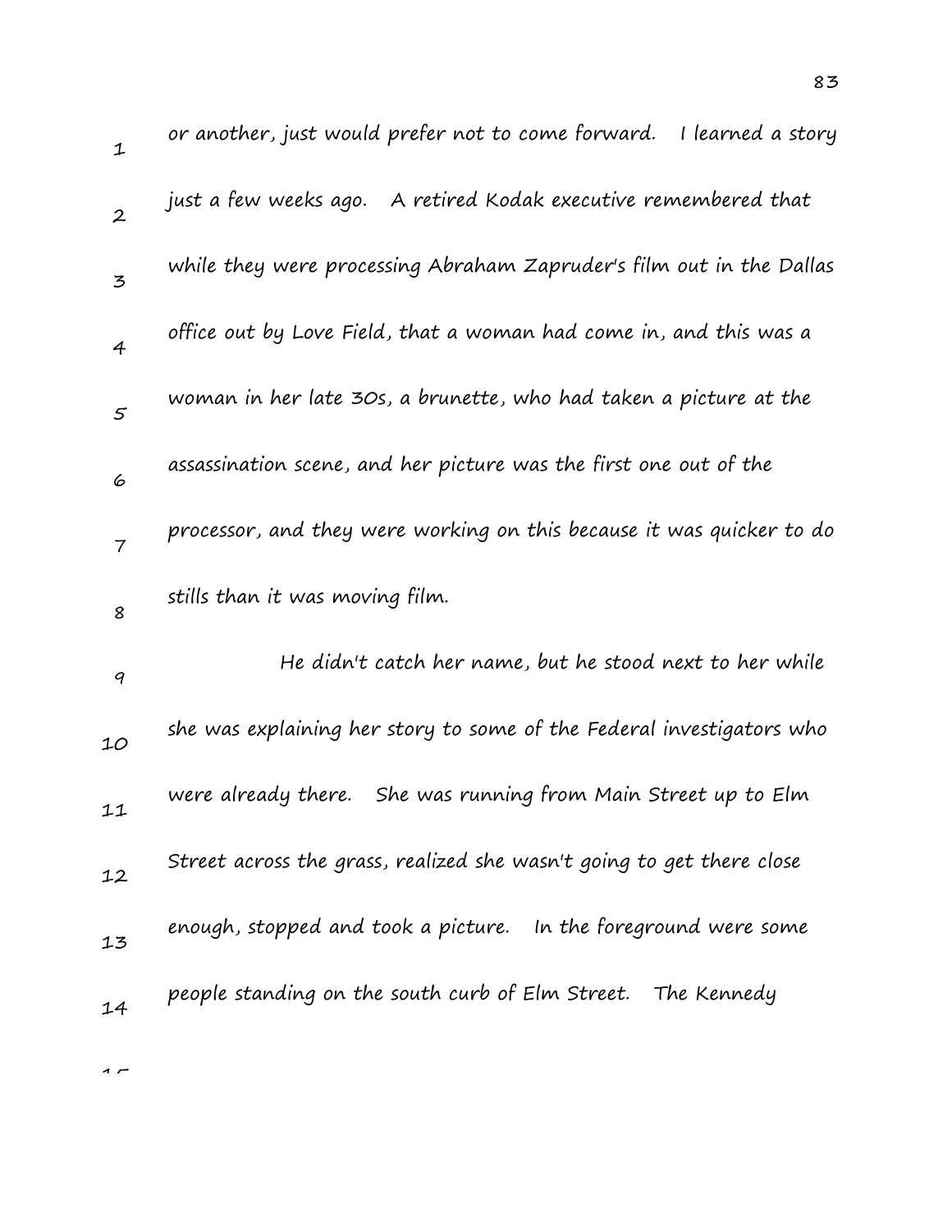or another, just would prefer not to come forward. I learned a story just a few weeks ago. A retired Kodak executive remembered that while they were processing Abraham Zapruder's film out in the Dallas office out by Love Field, that a woman had come in, and this was a woman in her late 30s, a brunette, who had taken a picture at the assassination scene, and her picture was the first one out of the processor, and they were working on this because it was quicker to do stills than it was moving film.

He didn't catch her name, but he stood next to her while she was explaining her story to some of the Federal investigators who were already there. She was running from Main Street up to Elm Street across the grass, realized she wasn't going to get there close enough, stopped and took a picture. In the foreground were some people standing on the south curb of Elm Street. The Kennedy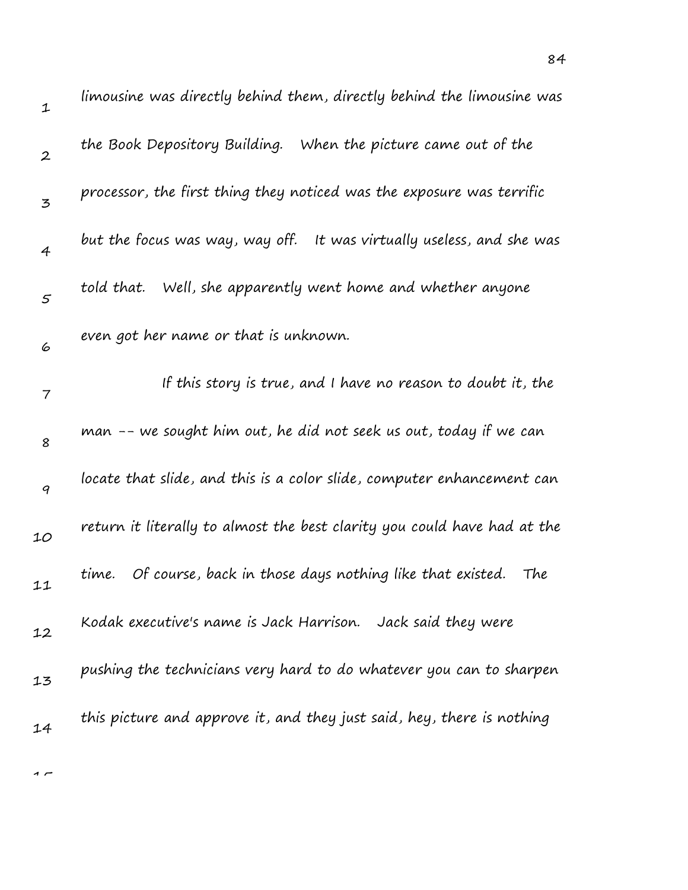limousine was directly behind them, directly behind the limousine was the Book Depository Building. When the picture came out of the processor, the first thing they noticed was the exposure was terrific but the focus was way, way off. It was virtually useless, and she was told that. Well, she apparently went home and whether anyone even got her name or that is unknown.

If this story is true, and I have no reason to doubt it, the man -- we sought him out, he did not seek us out, today if we can locate that slide, and this is a color slide, computer enhancement can return it literally to almost the best clarity you could have had at the time. Of course, back in those days nothing like that existed. The Kodak executive's name is Jack Harrison. Jack said they were pushing the technicians very hard to do whatever you can to sharpen this picture and approve it, and they just said, hey, there is nothing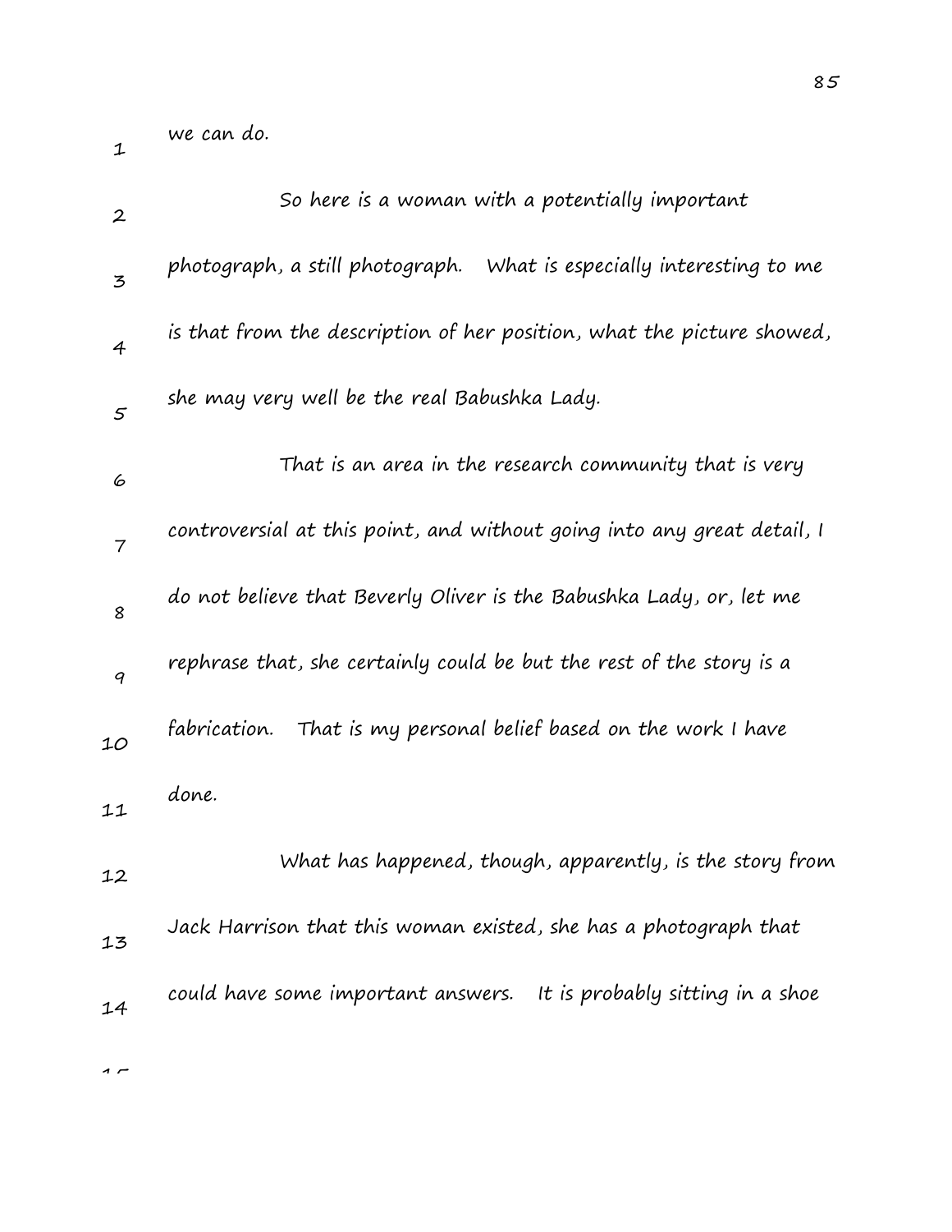we can do.

So here is a woman with a potentially important photograph, a still photograph. What is especially interesting to me is that from the description of her position, what the picture showed, she may very well be the real Babushka Lady.

That is an area in the research community that is very controversial at this point, and without going into any great detail, I do not believe that Beverly Oliver is the Babushka Lady, or, let me rephrase that, she certainly could be but the rest of the story is a fabrication. That is my personal belief based on the work I have done.

What has happened, though, apparently, is the story from Jack Harrison that this woman existed, she has a photograph that could have some important answers. It is probably sitting in a shoe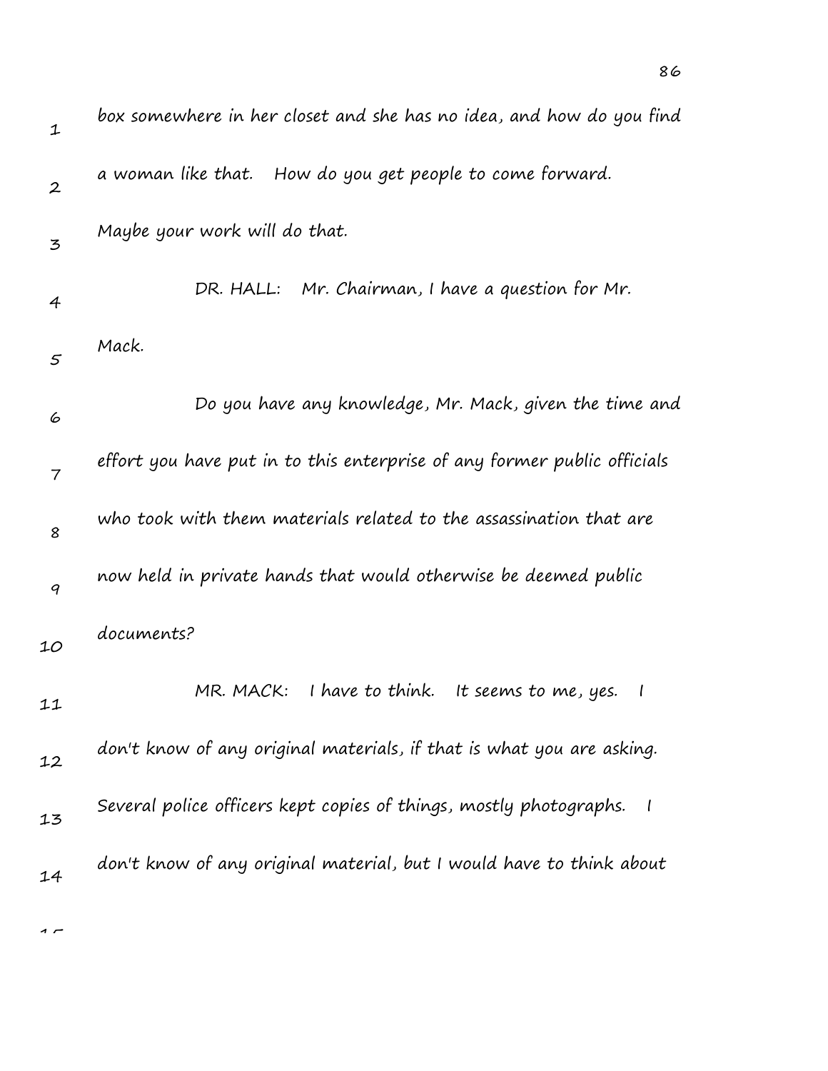box somewhere in her closet and she has no idea, and how do you find a woman like that. How do you get people to come forward. Maybe your work will do that.

DR. HALL: Mr. Chairman, I have a question for Mr. Mack.

Do you have any knowledge, Mr. Mack, given the time and effort you have put in to this enterprise of any former public officials who took with them materials related to the assassination that are now held in private hands that would otherwise be deemed public documents?

MR. MACK: I have to think. It seems to me, yes. I don't know of any original materials, if that is what you are asking. Several police officers kept copies of things, mostly photographs. I don't know of any original material, but I would have to think about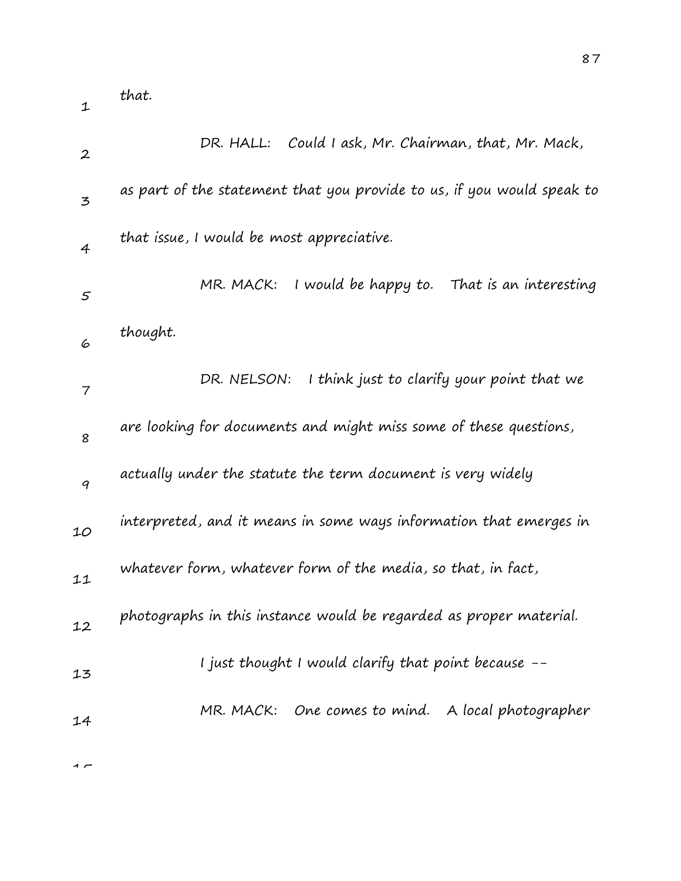that.

DR. HALL: Could I ask, Mr. Chairman, that, Mr. Mack, as part of the statement that you provide to us, if you would speak to that issue, I would be most appreciative.

MR. MACK: I would be happy to. That is an interesting thought.

DR. NELSON: I think just to clarify your point that we are looking for documents and might miss some of these questions, actually under the statute the term document is very widely interpreted, and it means in some ways information that emerges in whatever form, whatever form of the media, so that, in fact, photographs in this instance would be regarded as proper material.

I just thought I would clarify that point because --

MR. MACK: One comes to mind. A local photographer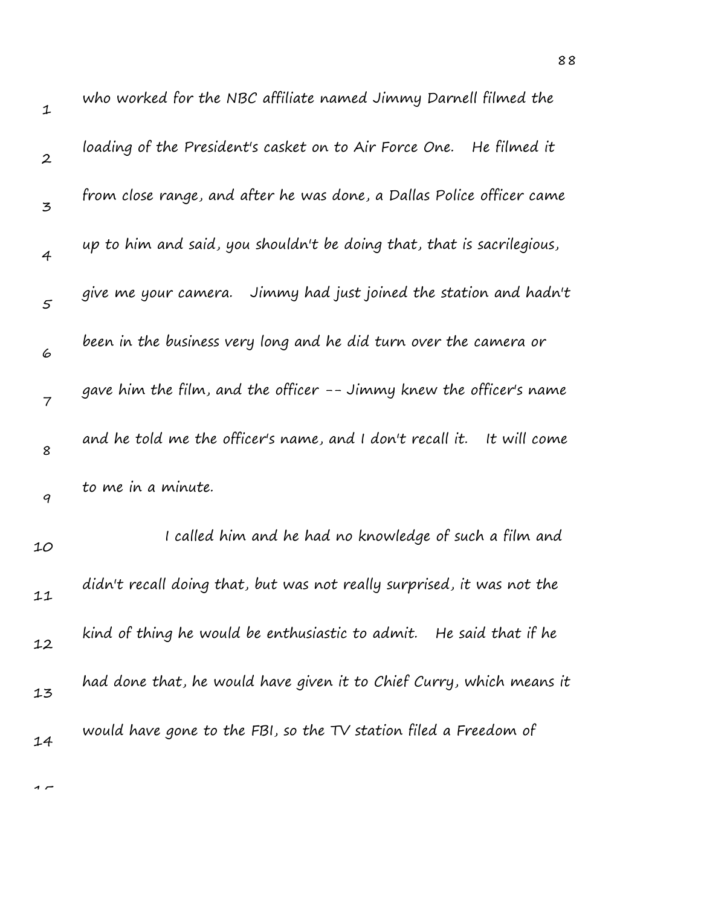who worked for the NBC affiliate named Jimmy Darnell filmed the loading of the President's casket on to Air Force One. He filmed it from close range, and after he was done, a Dallas Police officer came up to him and said, you shouldn't be doing that, that is sacrilegious, give me your camera. Jimmy had just joined the station and hadn't been in the business very long and he did turn over the camera or gave him the film, and the officer -- Jimmy knew the officer's name and he told me the officer's name, and I don't recall it. It will come to me in a minute.

I called him and he had no knowledge of such a film and didn't recall doing that, but was not really surprised, it was not the kind of thing he would be enthusiastic to admit. He said that if he had done that, he would have given it to Chief Curry, which means it would have gone to the FBI, so the TV station filed a Freedom of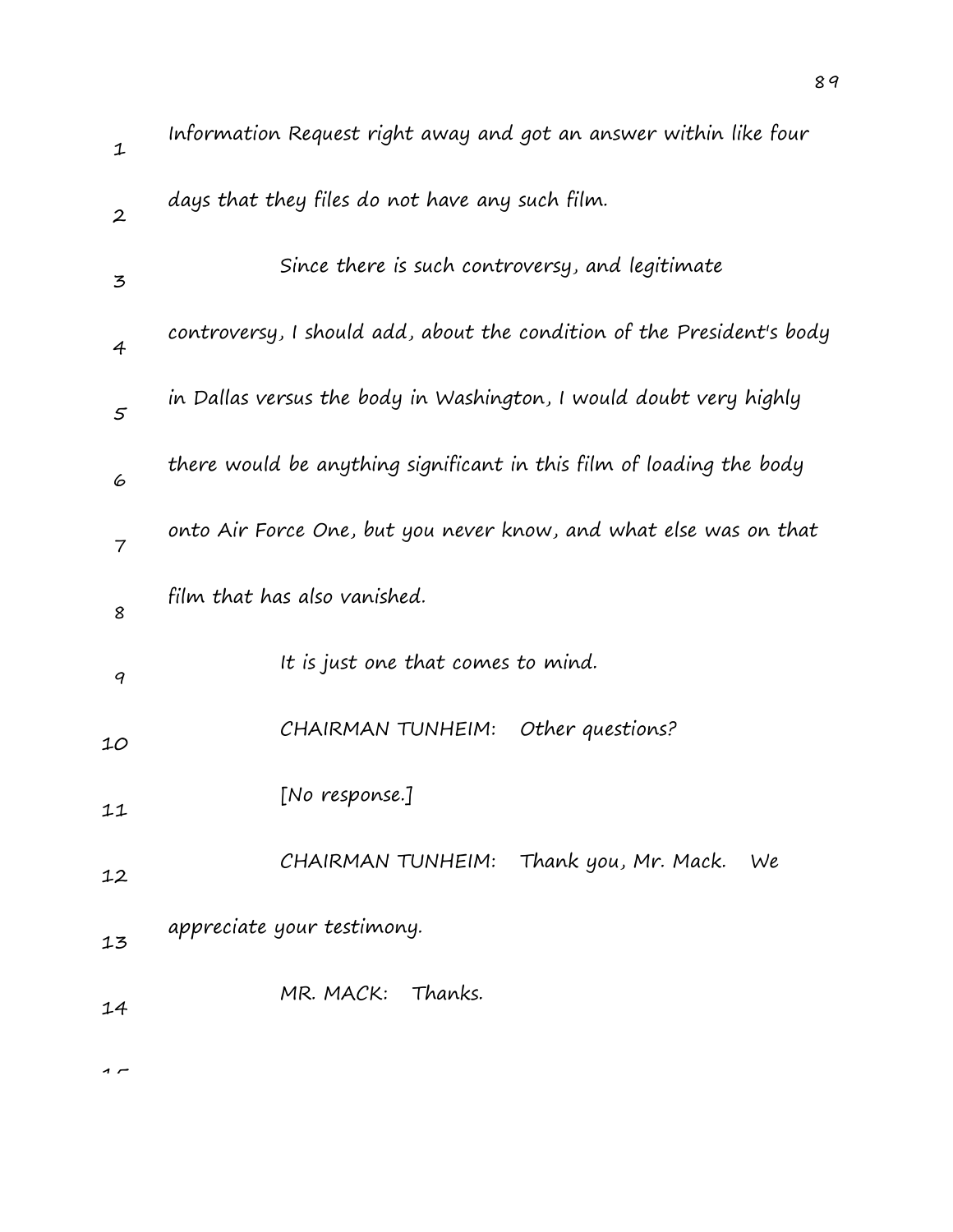Information Request right away and got an answer within like four days that they files do not have any such film.

Since there is such controversy, and legitimate controversy, I should add, about the condition of the President's body in Dallas versus the body in Washington, I would doubt very highly there would be anything significant in this film of loading the body onto Air Force One, but you never know, and what else was on that film that has also vanished.

It is just one that comes to mind.

CHAIRMAN TUNHEIM: Other questions?

[No response.]

CHAIRMAN TUNHEIM: Thank you, Mr. Mack. We appreciate your testimony.

MR. MACK: Thanks.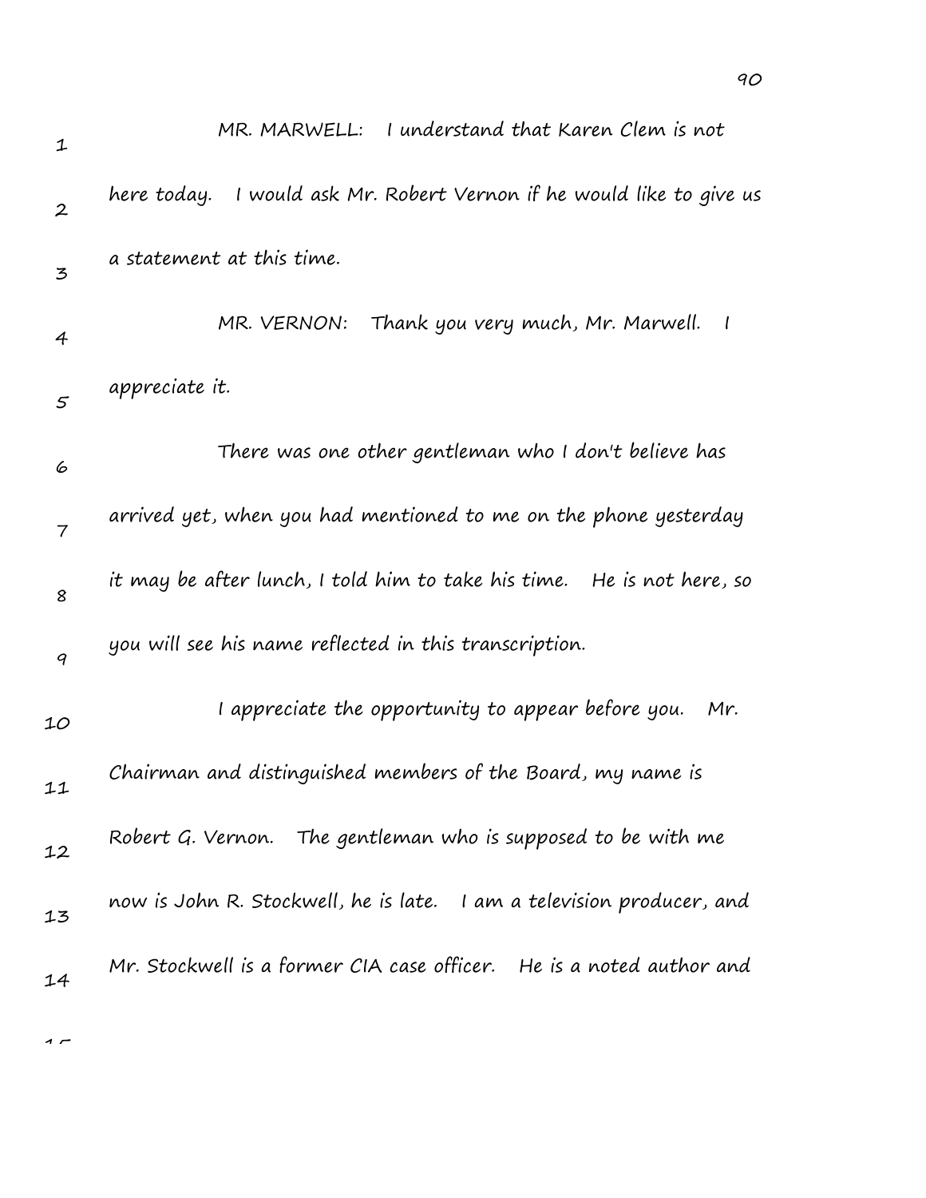MR. MARWELL: I understand that Karen Clem is not here today. I would ask Mr. Robert Vernon if he would like to give us a statement at this time.

MR. VERNON: Thank you very much, Mr. Marwell. I appreciate it.

There was one other gentleman who I don't believe has arrived yet, when you had mentioned to me on the phone yesterday it may be after lunch, I told him to take his time. He is not here, so you will see his name reflected in this transcription.

I appreciate the opportunity to appear before you. Mr. Chairman and distinguished members of the Board, my name is Robert G. Vernon. The gentleman who is supposed to be with me now is John R. Stockwell, he is late. I am a television producer, and Mr. Stockwell is a former CIA case officer. He is a noted author and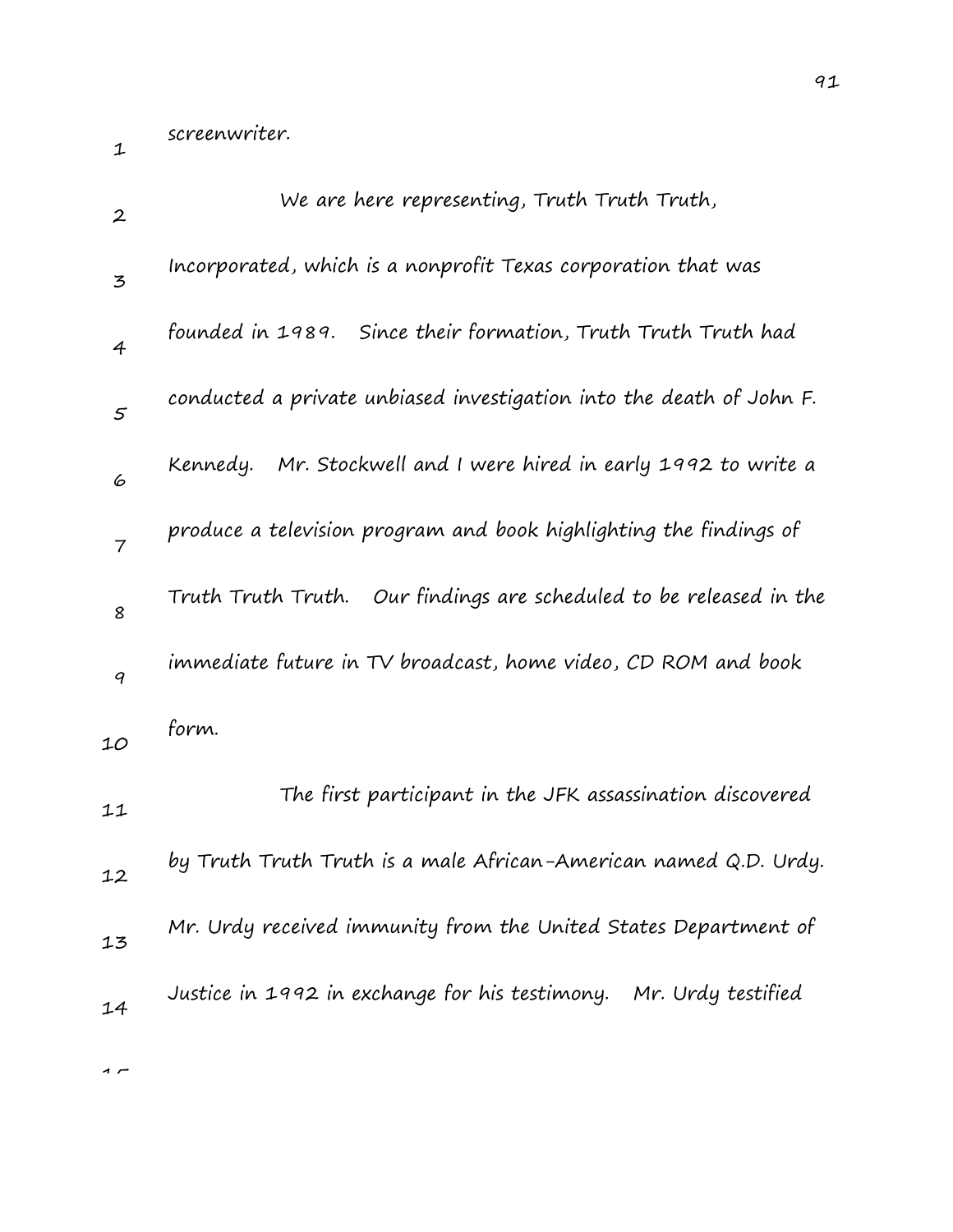screenwriter.

We are here representing, Truth Truth Truth, Incorporated, which is a nonprofit Texas corporation that was founded in 1989. Since their formation, Truth Truth Truth had conducted a private unbiased investigation into the death of John F. Kennedy. Mr. Stockwell and I were hired in early 1992 to write a produce a television program and book highlighting the findings of Truth Truth Truth. Our findings are scheduled to be released in the immediate future in TV broadcast, home video, CD ROM and book form.

The first participant in the JFK assassination discovered by Truth Truth Truth is a male African-American named Q.D. Urdy. Mr. Urdy received immunity from the United States Department of Justice in 1992 in exchange for his testimony. Mr. Urdy testified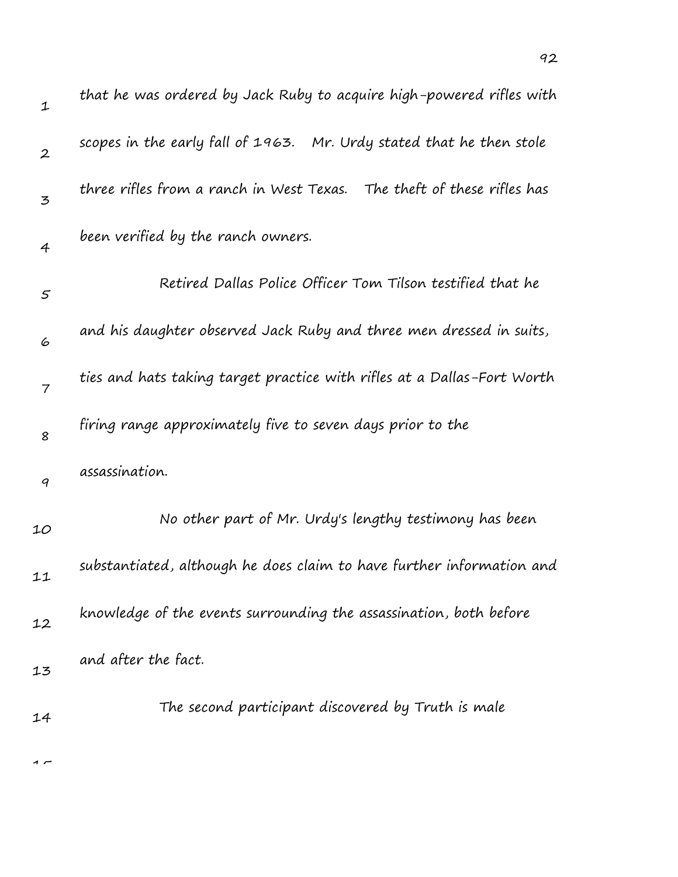that he was ordered by Jack Ruby to acquire high-powered rifles with scopes in the early fall of 1963. Mr. Urdy stated that he then stole three rifles from a ranch in West Texas. The theft of these rifles has been verified by the ranch owners.

Retired Dallas Police Officer Tom Tilson testified that he and his daughter observed Jack Ruby and three men dressed in suits, ties and hats taking target practice with rifles at a Dallas-Fort Worth firing range approximately five to seven days prior to the assassination.

No other part of Mr. Urdy's lengthy testimony has been substantiated, although he does claim to have further information and knowledge of the events surrounding the assassination, both before and after the fact.

The second participant discovered by Truth is male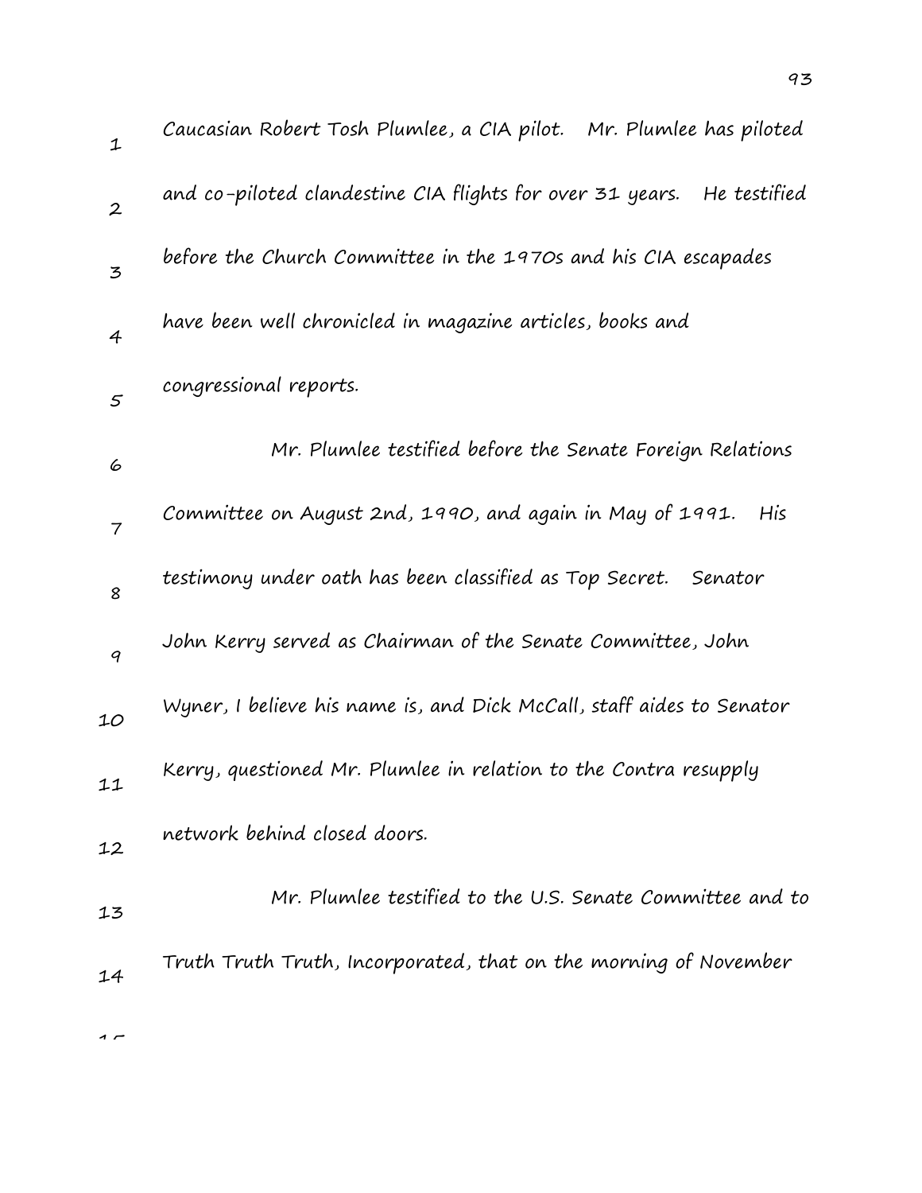Caucasian Robert Tosh Plumlee, a CIA pilot. Mr. Plumlee has piloted and co-piloted clandestine CIA flights for over 31 years. He testified before the Church Committee in the 1970s and his CIA escapades have been well chronicled in magazine articles, books and congressional reports.

Mr. Plumlee testified before the Senate Foreign Relations Committee on August 2nd, 1990, and again in May of 1991. His testimony under oath has been classified as Top Secret. Senator John Kerry served as Chairman of the Senate Committee, John Wyner, I believe his name is, and Dick McCall, staff aides to Senator Kerry, questioned Mr. Plumlee in relation to the Contra resupply network behind closed doors.

Mr. Plumlee testified to the U.S. Senate Committee and to Truth Truth Truth, Incorporated, that on the morning of November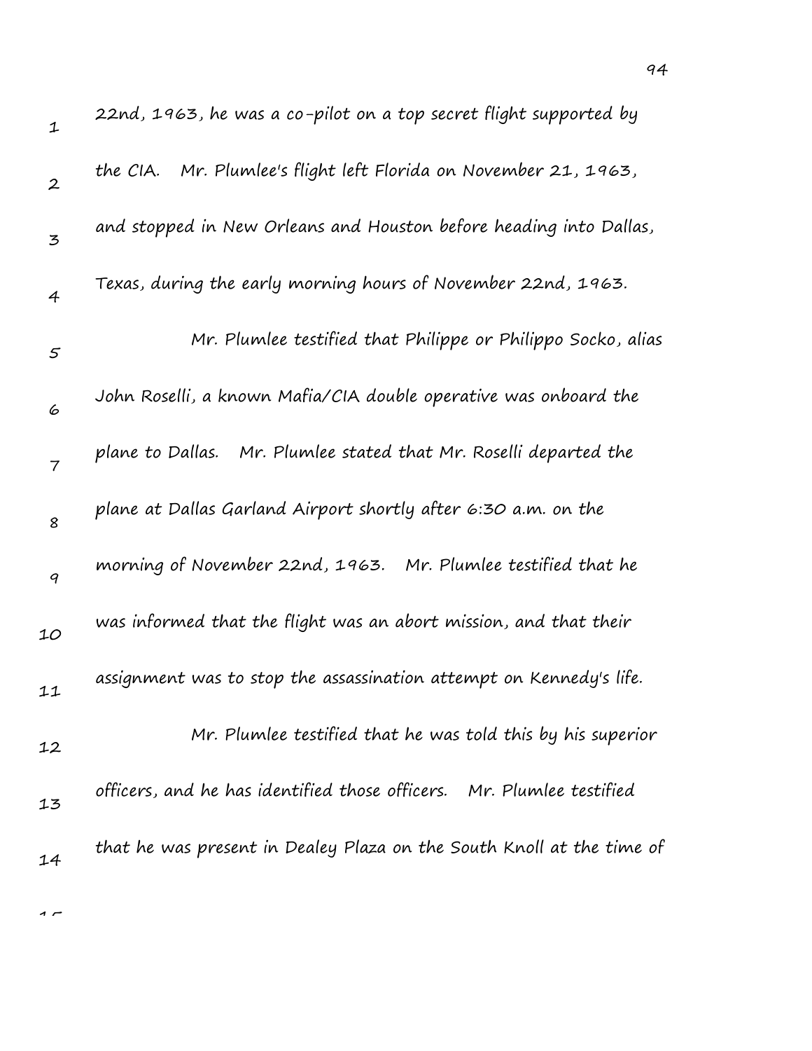22nd, 1963, he was a co-pilot on a top secret flight supported by the CIA. Mr. Plumlee's flight left Florida on November 21, 1963, and stopped in New Orleans and Houston before heading into Dallas, Texas, during the early morning hours of November 22nd, 1963.

Mr. Plumlee testified that Philippe or Philippo Socko, alias John Roselli, a known Mafia/CIA double operative was onboard the plane to Dallas. Mr. Plumlee stated that Mr. Roselli departed the plane at Dallas Garland Airport shortly after 6:30 a.m. on the morning of November 22nd, 1963. Mr. Plumlee testified that he was informed that the flight was an abort mission, and that their assignment was to stop the assassination attempt on Kennedy's life.

Mr. Plumlee testified that he was told this by his superior officers, and he has identified those officers. Mr. Plumlee testified that he was present in Dealey Plaza on the South Knoll at the time of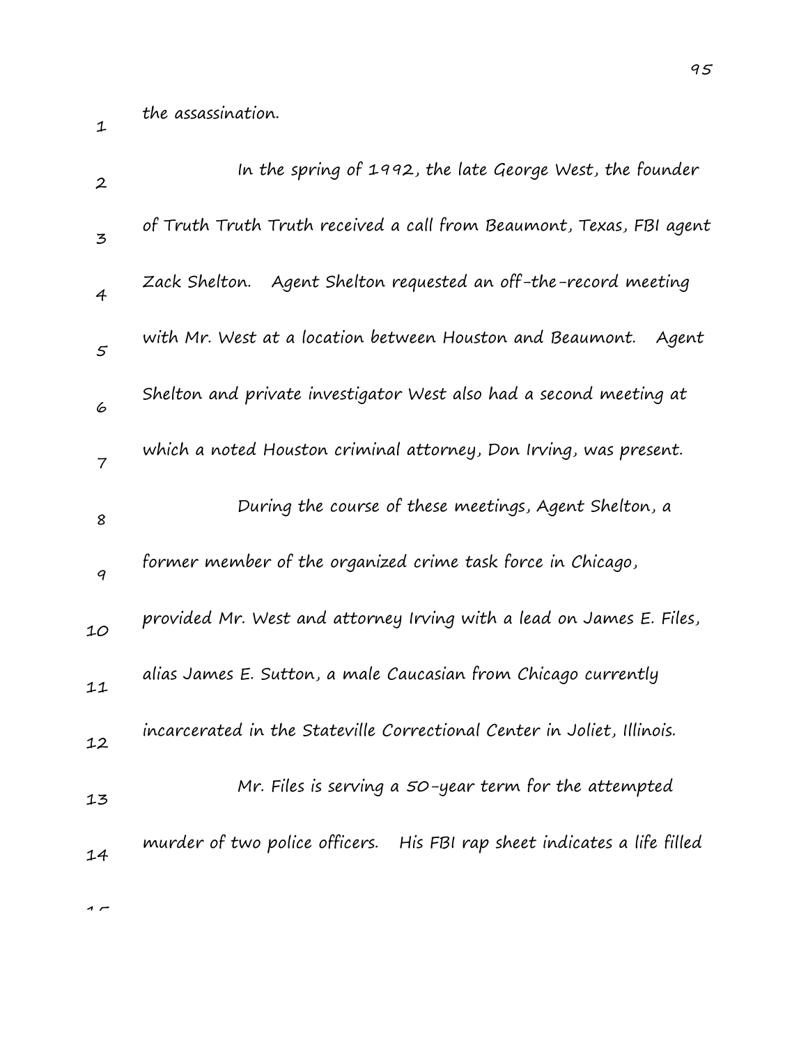the assassination.

In the spring of 1992, the late George West, the founder of Truth Truth Truth received a call from Beaumont, Texas, FBI agent Zack Shelton. Agent Shelton requested an off-the-record meeting with Mr. West at a location between Houston and Beaumont. Agent Shelton and private investigator West also had a second meeting at which a noted Houston criminal attorney, Don Irving, was present.

During the course of these meetings, Agent Shelton, a former member of the organized crime task force in Chicago, provided Mr. West and attorney Irving with a lead on James E. Files, alias James E. Sutton, a male Caucasian from Chicago currently incarcerated in the Stateville Correctional Center in Joliet, Illinois.

Mr. Files is serving a 50-year term for the attempted murder of two police officers. His FBI rap sheet indicates a life filled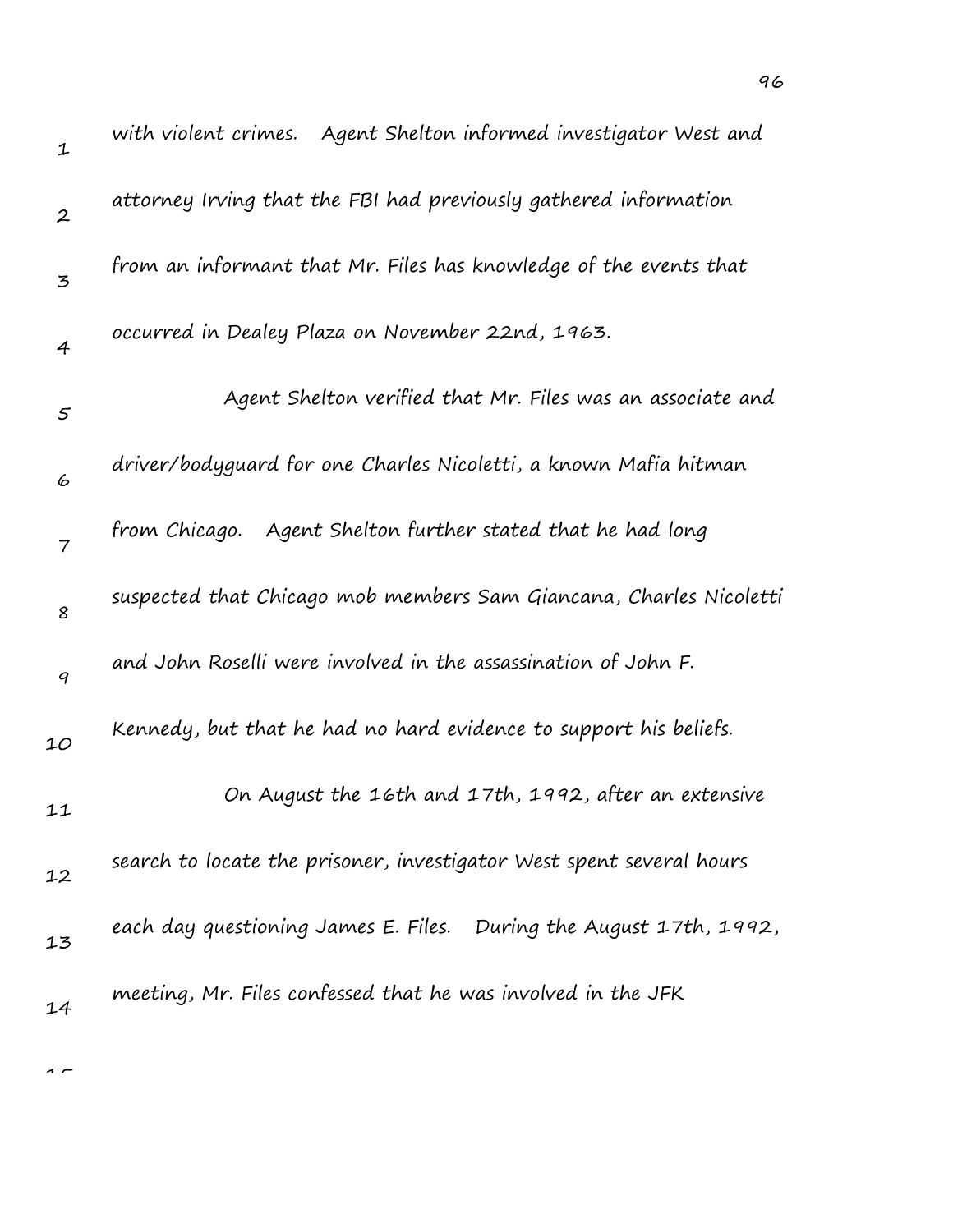with violent crimes. Agent Shelton informed investigator West and attorney Irving that the FBI had previously gathered information from an informant that Mr. Files has knowledge of the events that occurred in Dealey Plaza on November 22nd, 1963.

Agent Shelton verified that Mr. Files was an associate and driver/bodyguard for one Charles Nicoletti, a known Mafia hitman from Chicago. Agent Shelton further stated that he had long suspected that Chicago mob members Sam Giancana, Charles Nicoletti and John Roselli were involved in the assassination of John F. Kennedy, but that he had no hard evidence to support his beliefs.

On August the 16th and 17th, 1992, after an extensive search to locate the prisoner, investigator West spent several hours each day questioning James E. Files. During the August 17th, 1992, meeting, Mr. Files confessed that he was involved in the JFK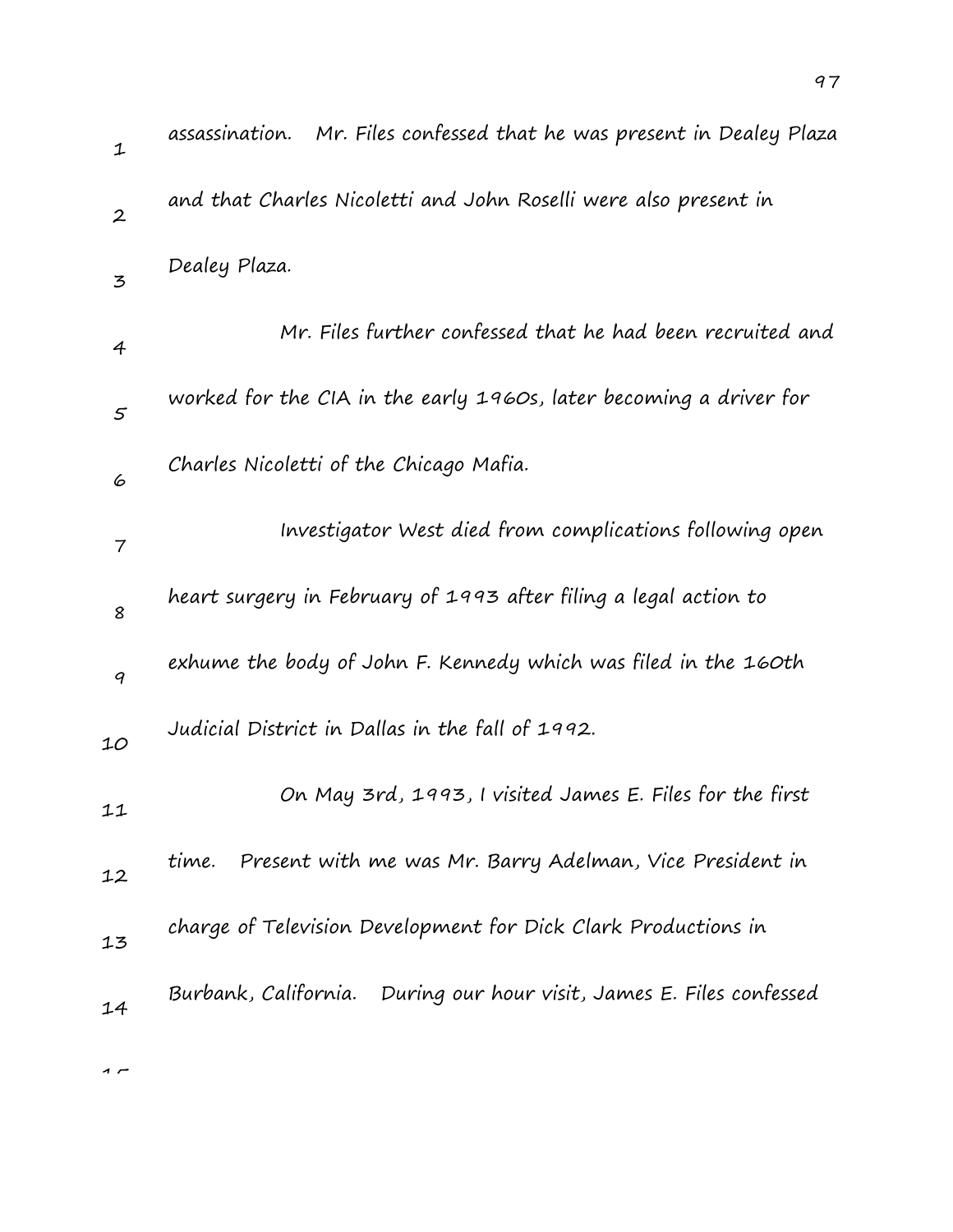assassination. Mr. Files confessed that he was present in Dealey Plaza and that Charles Nicoletti and John Roselli were also present in Dealey Plaza.

Mr. Files further confessed that he had been recruited and worked for the CIA in the early 1960s, later becoming a driver for Charles Nicoletti of the Chicago Mafia.

Investigator West died from complications following open heart surgery in February of 1993 after filing a legal action to exhume the body of John F. Kennedy which was filed in the 160th Judicial District in Dallas in the fall of 1992.

On May 3rd, 1993, I visited James E. Files for the first time. Present with me was Mr. Barry Adelman, Vice President in charge of Television Development for Dick Clark Productions in Burbank, California. During our hour visit, James E. Files confessed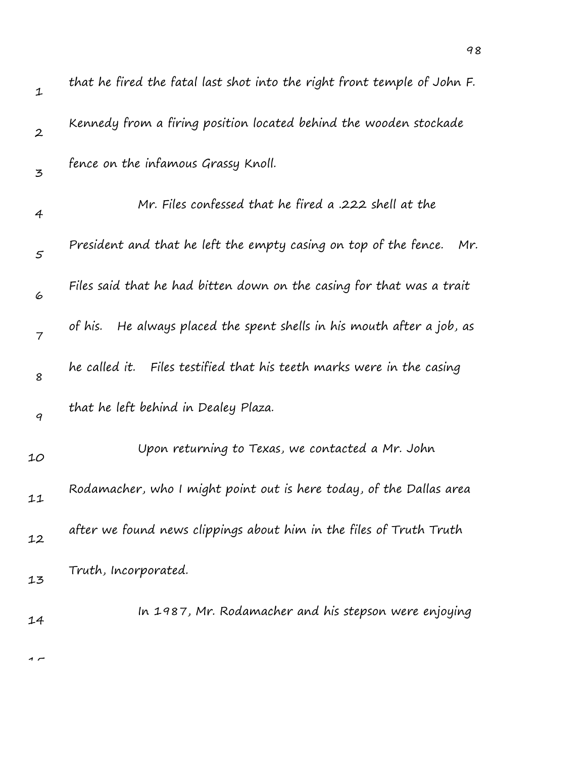that he fired the fatal last shot into the right front temple of John F. Kennedy from a firing position located behind the wooden stockade fence on the infamous Grassy Knoll.

Mr. Files confessed that he fired a .222 shell at the President and that he left the empty casing on top of the fence. Mr. Files said that he had bitten down on the casing for that was a trait of his. He always placed the spent shells in his mouth after a job, as he called it. Files testified that his teeth marks were in the casing that he left behind in Dealey Plaza.

Upon returning to Texas, we contacted a Mr. John Rodamacher, who I might point out is here today, of the Dallas area after we found news clippings about him in the files of Truth Truth Truth, Incorporated.

In 1987, Mr. Rodamacher and his stepson were enjoying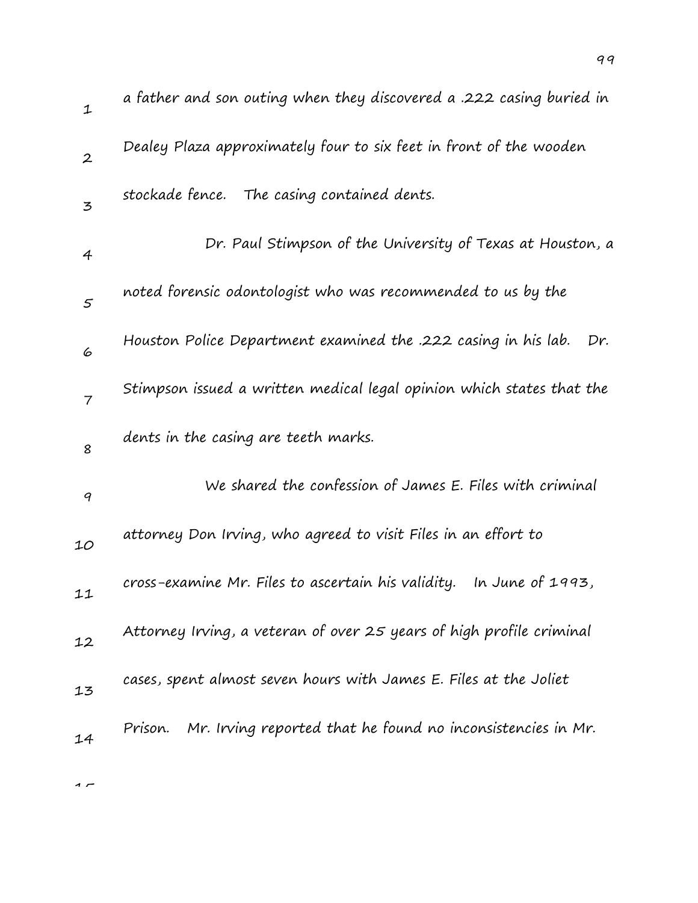a father and son outing when they discovered a .222 casing buried in Dealey Plaza approximately four to six feet in front of the wooden stockade fence. The casing contained dents.

Dr. Paul Stimpson of the University of Texas at Houston, a noted forensic odontologist who was recommended to us by the Houston Police Department examined the .222 casing in his lab. Dr. Stimpson issued a written medical legal opinion which states that the dents in the casing are teeth marks.

We shared the confession of James E. Files with criminal attorney Don Irving, who agreed to visit Files in an effort to cross-examine Mr. Files to ascertain his validity. In June of 1993, Attorney Irving, a veteran of over 25 years of high profile criminal cases, spent almost seven hours with James E. Files at the Joliet Prison. Mr. Irving reported that he found no inconsistencies in Mr.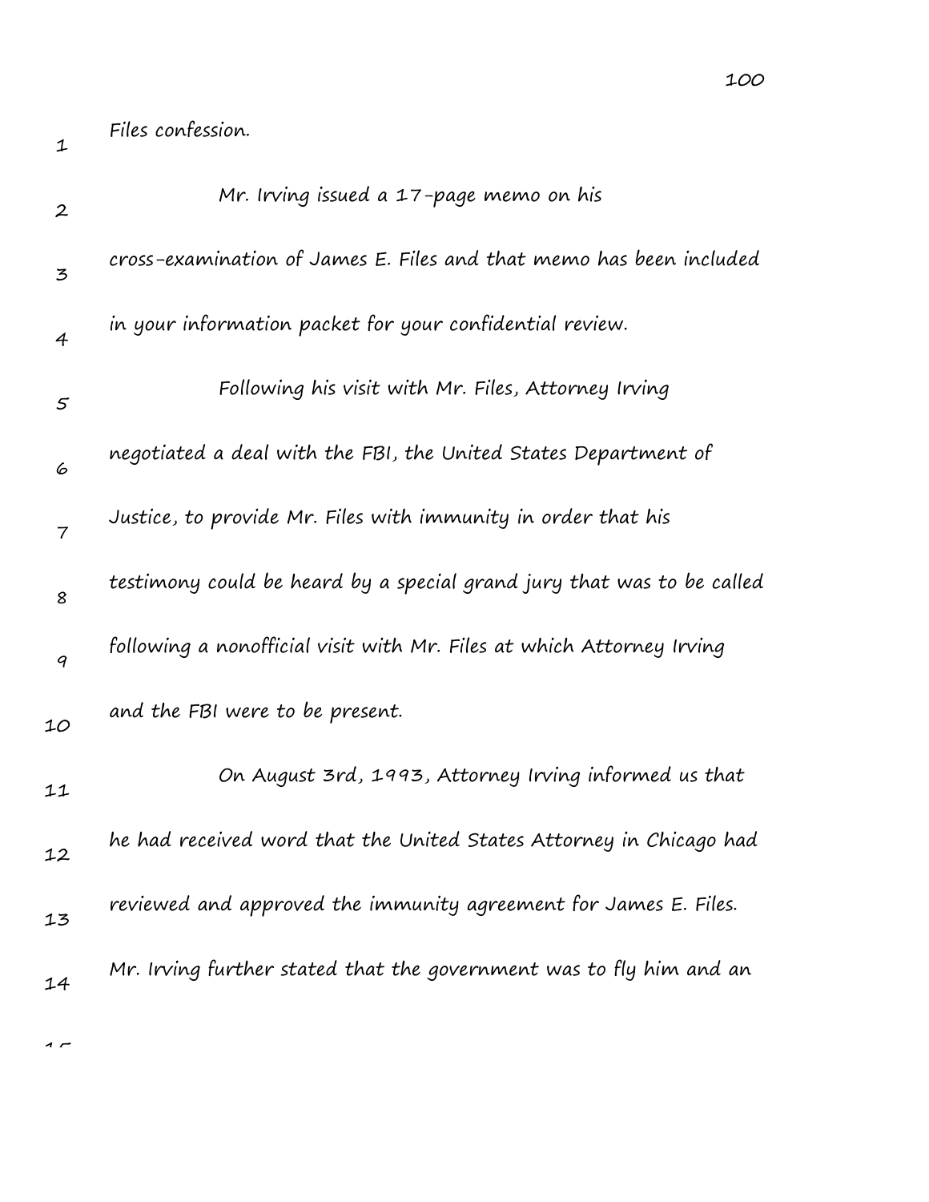Files confession.

Mr. Irving issued a 17-page memo on his cross-examination of James E. Files and that memo has been included in your information packet for your confidential review.

Following his visit with Mr. Files, Attorney Irving negotiated a deal with the FBI, the United States Department of Justice, to provide Mr. Files with immunity in order that his testimony could be heard by a special grand jury that was to be called following a nonofficial visit with Mr. Files at which Attorney Irving and the FBI were to be present.

On August 3rd, 1993, Attorney Irving informed us that he had received word that the United States Attorney in Chicago had reviewed and approved the immunity agreement for James E. Files. Mr. Irving further stated that the government was to fly him and an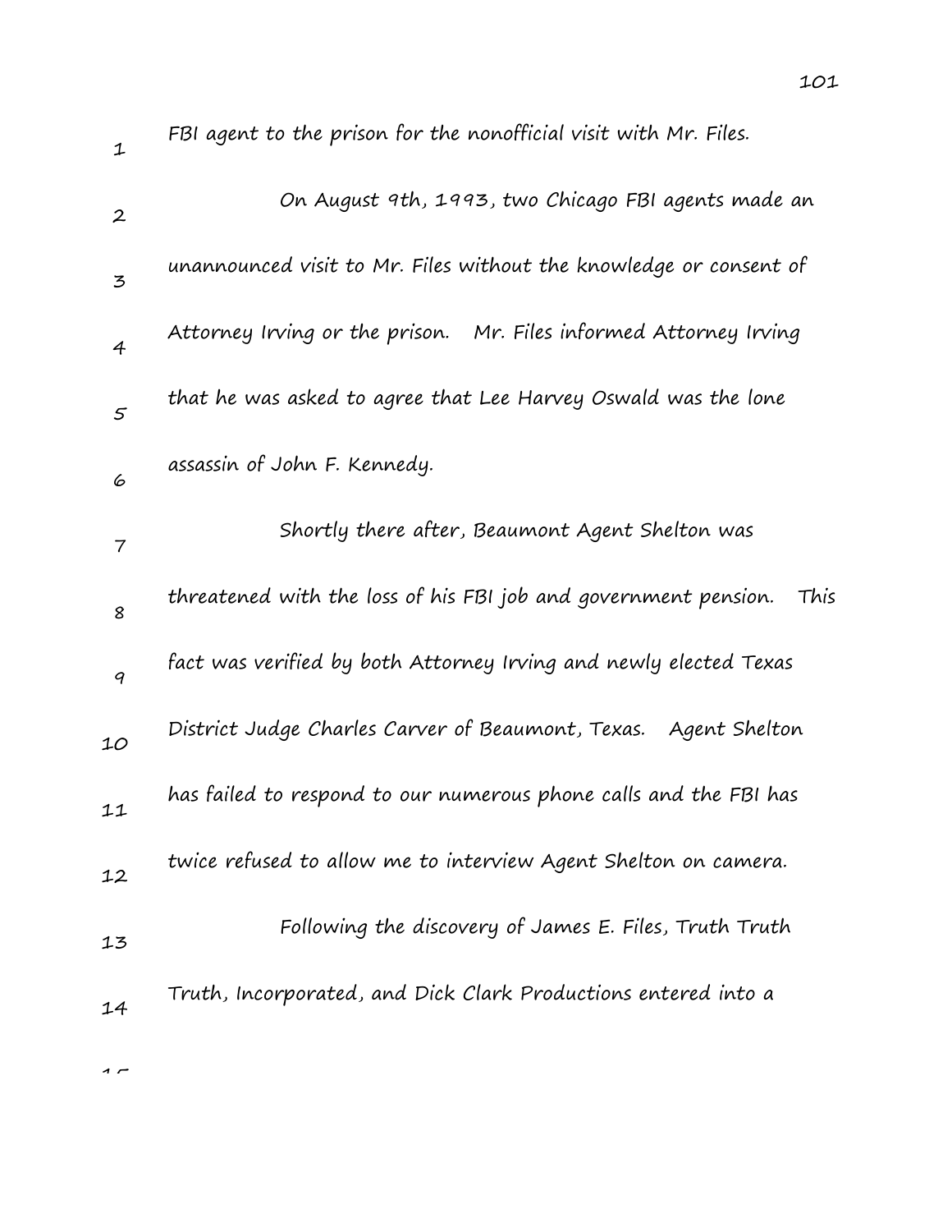FBI agent to the prison for the nonofficial visit with Mr. Files.

On August 9th, 1993, two Chicago FBI agents made an unannounced visit to Mr. Files without the knowledge or consent of Attorney Irving or the prison. Mr. Files informed Attorney Irving that he was asked to agree that Lee Harvey Oswald was the lone assassin of John F. Kennedy.

Shortly there after, Beaumont Agent Shelton was threatened with the loss of his FBI job and government pension. This fact was verified by both Attorney Irving and newly elected Texas District Judge Charles Carver of Beaumont, Texas. Agent Shelton has failed to respond to our numerous phone calls and the FBI has twice refused to allow me to interview Agent Shelton on camera.

Following the discovery of James E. Files, Truth Truth Truth, Incorporated, and Dick Clark Productions entered into a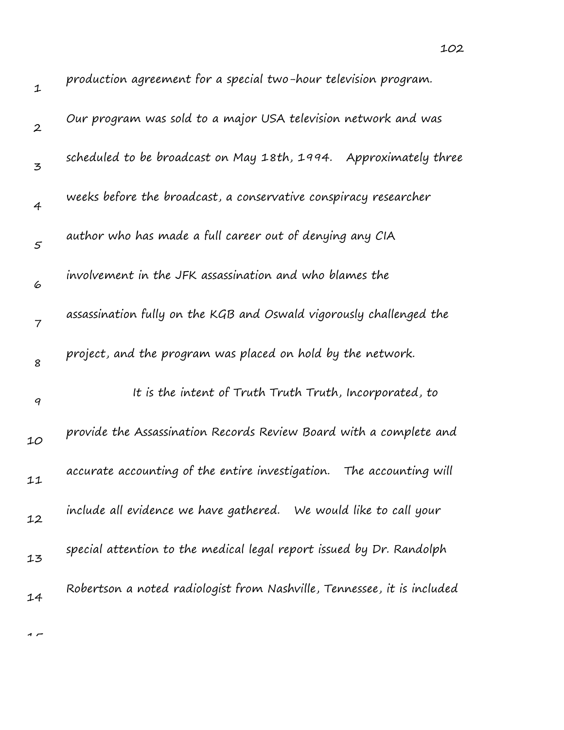production agreement for a special two-hour television program. Our program was sold to a major USA television network and was scheduled to be broadcast on May 18th, 1994. Approximately three weeks before the broadcast, a conservative conspiracy researcher author who has made a full career out of denying any CIA involvement in the JFK assassination and who blames the assassination fully on the KGB and Oswald vigorously challenged the project, and the program was placed on hold by the network.

It is the intent of Truth Truth Truth, Incorporated, to provide the Assassination Records Review Board with a complete and accurate accounting of the entire investigation. The accounting will include all evidence we have gathered. We would like to call your special attention to the medical legal report issued by Dr. Randolph Robertson a noted radiologist from Nashville, Tennessee, it is included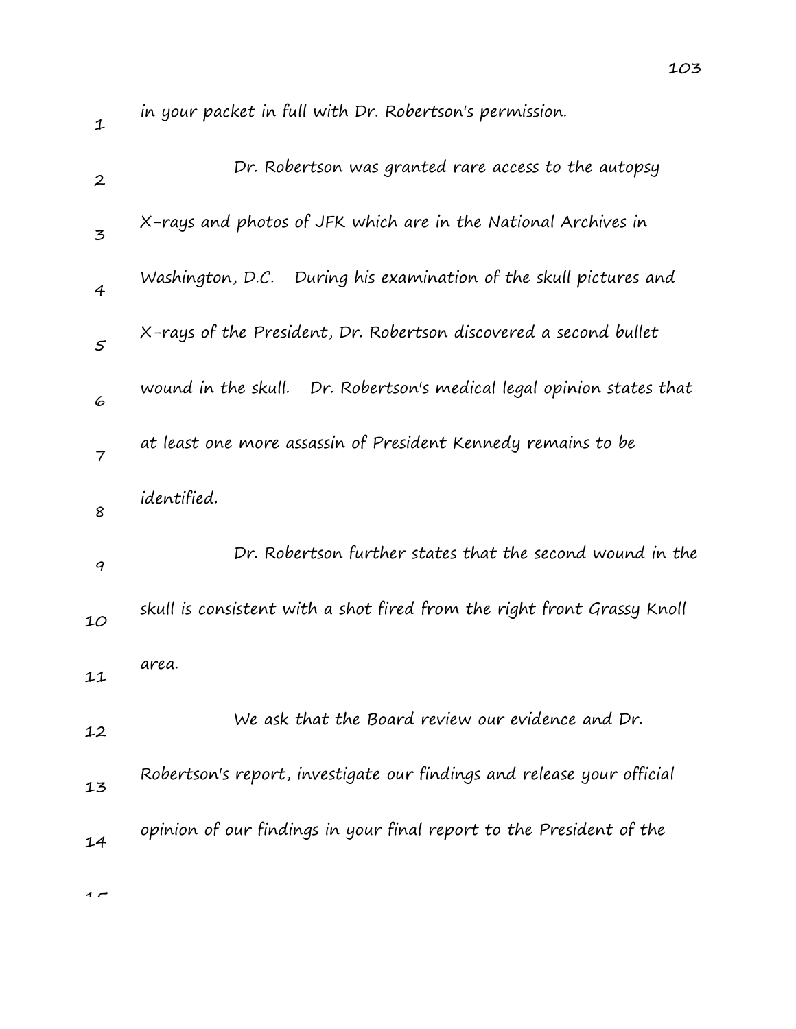in your packet in full with Dr. Robertson's permission.

Dr. Robertson was granted rare access to the autopsy X-rays and photos of JFK which are in the National Archives in Washington, D.C. During his examination of the skull pictures and X-rays of the President, Dr. Robertson discovered a second bullet wound in the skull. Dr. Robertson's medical legal opinion states that at least one more assassin of President Kennedy remains to be identified.

Dr. Robertson further states that the second wound in the skull is consistent with a shot fired from the right front Grassy Knoll area.

We ask that the Board review our evidence and Dr. Robertson's report, investigate our findings and release your official opinion of our findings in your final report to the President of the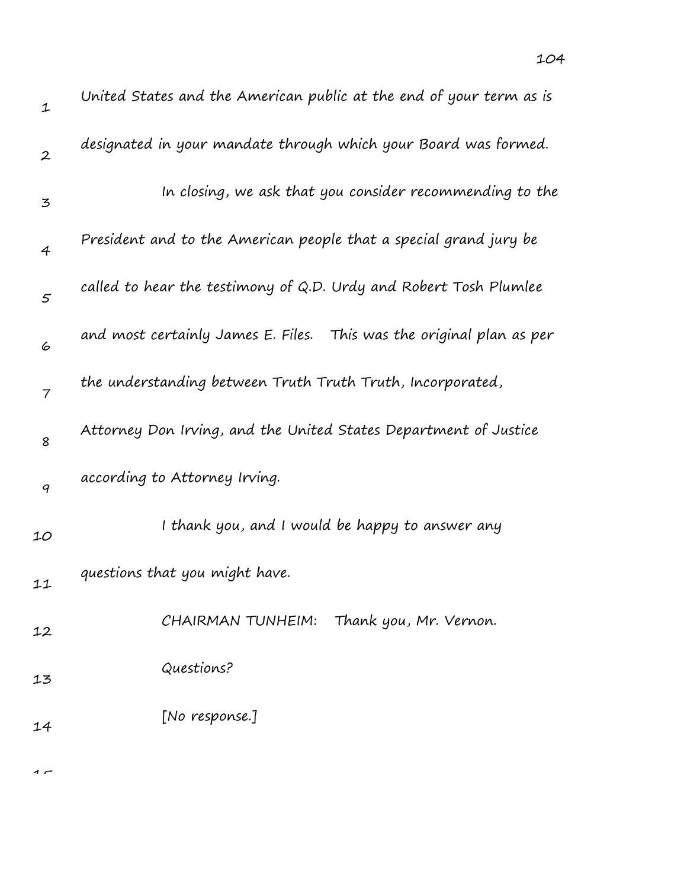United States and the American public at the end of your term as is designated in your mandate through which your Board was formed.

In closing, we ask that you consider recommending to the President and to the American people that a special grand jury be called to hear the testimony of Q.D. Urdy and Robert Tosh Plumlee and most certainly James E. Files. This was the original plan as per the understanding between Truth Truth Truth, Incorporated, Attorney Don Irving, and the United States Department of Justice according to Attorney Irving.

I thank you, and I would be happy to answer any questions that you might have.

CHAIRMAN TUNHEIM: Thank you, Mr. Vernon.

Questions?

[No response.]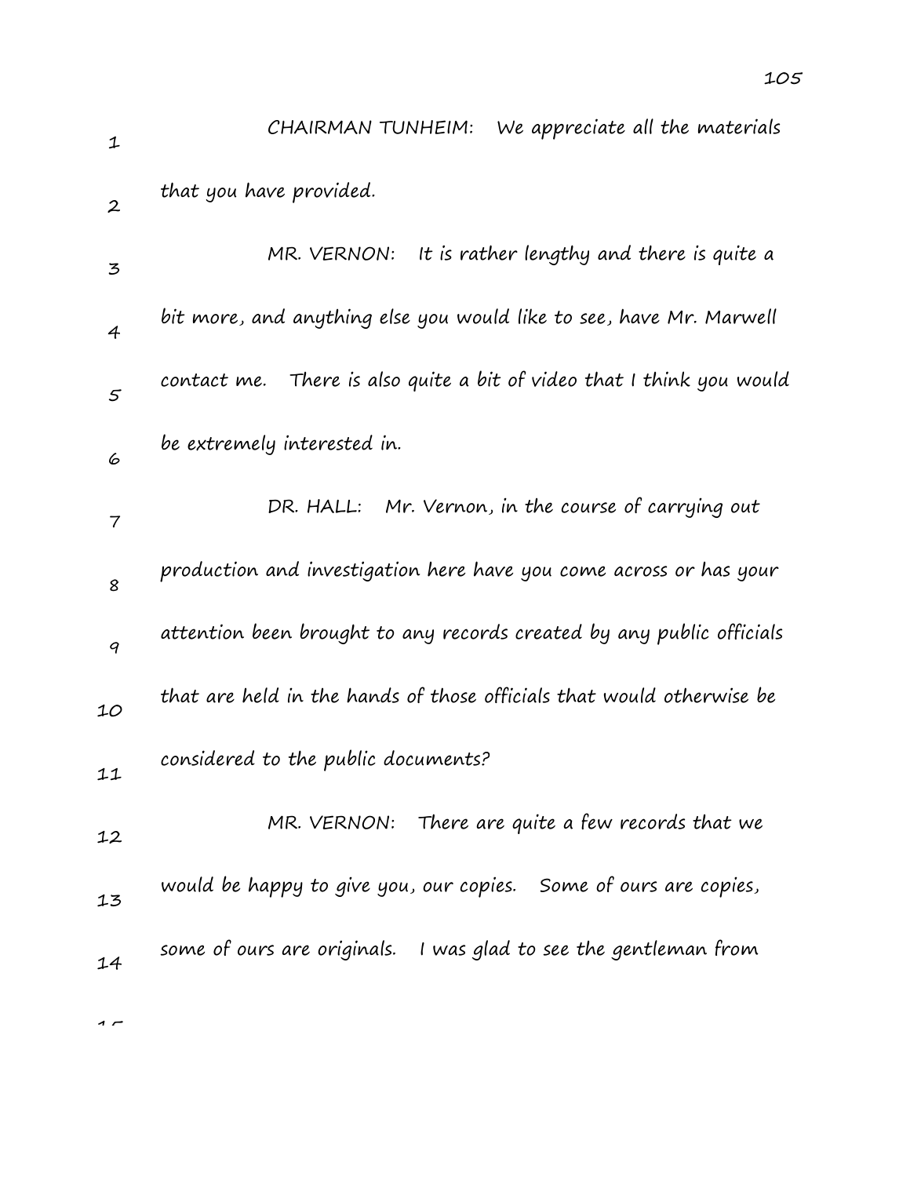CHAIRMAN TUNHEIM: We appreciate all the materials that you have provided.

MR. VERNON: It is rather lengthy and there is quite a bit more, and anything else you would like to see, have Mr. Marwell contact me. There is also quite a bit of video that I think you would be extremely interested in.

DR. HALL: Mr. Vernon, in the course of carrying out production and investigation here have you come across or has your attention been brought to any records created by any public officials that are held in the hands of those officials that would otherwise be considered to the public documents?

MR. VERNON: There are quite a few records that we would be happy to give you, our copies. Some of ours are copies, some of ours are originals. I was glad to see the gentleman from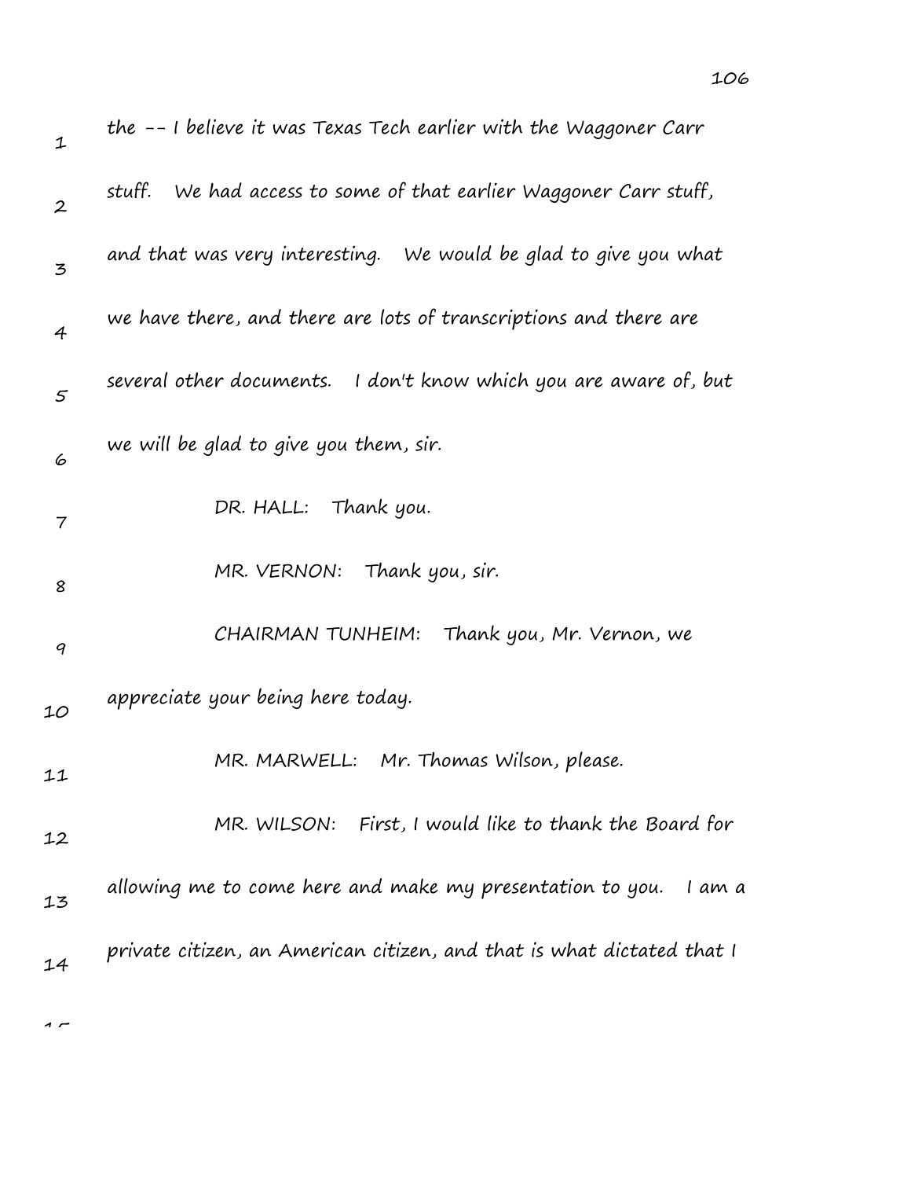the -- I believe it was Texas Tech earlier with the Waggoner Carr stuff. We had access to some of that earlier Waggoner Carr stuff, and that was very interesting. We would be glad to give you what we have there, and there are lots of transcriptions and there are several other documents. I don't know which you are aware of, but we will be glad to give you them, sir.

DR. HALL: Thank you.

MR. VERNON: Thank you, sir.

CHAIRMAN TUNHEIM: Thank you, Mr. Vernon, we appreciate your being here today.

MR. MARWELL: Mr. Thomas Wilson, please.

MR. WILSON: First, I would like to thank the Board for allowing me to come here and make my presentation to you. I am a private citizen, an American citizen, and that is what dictated that I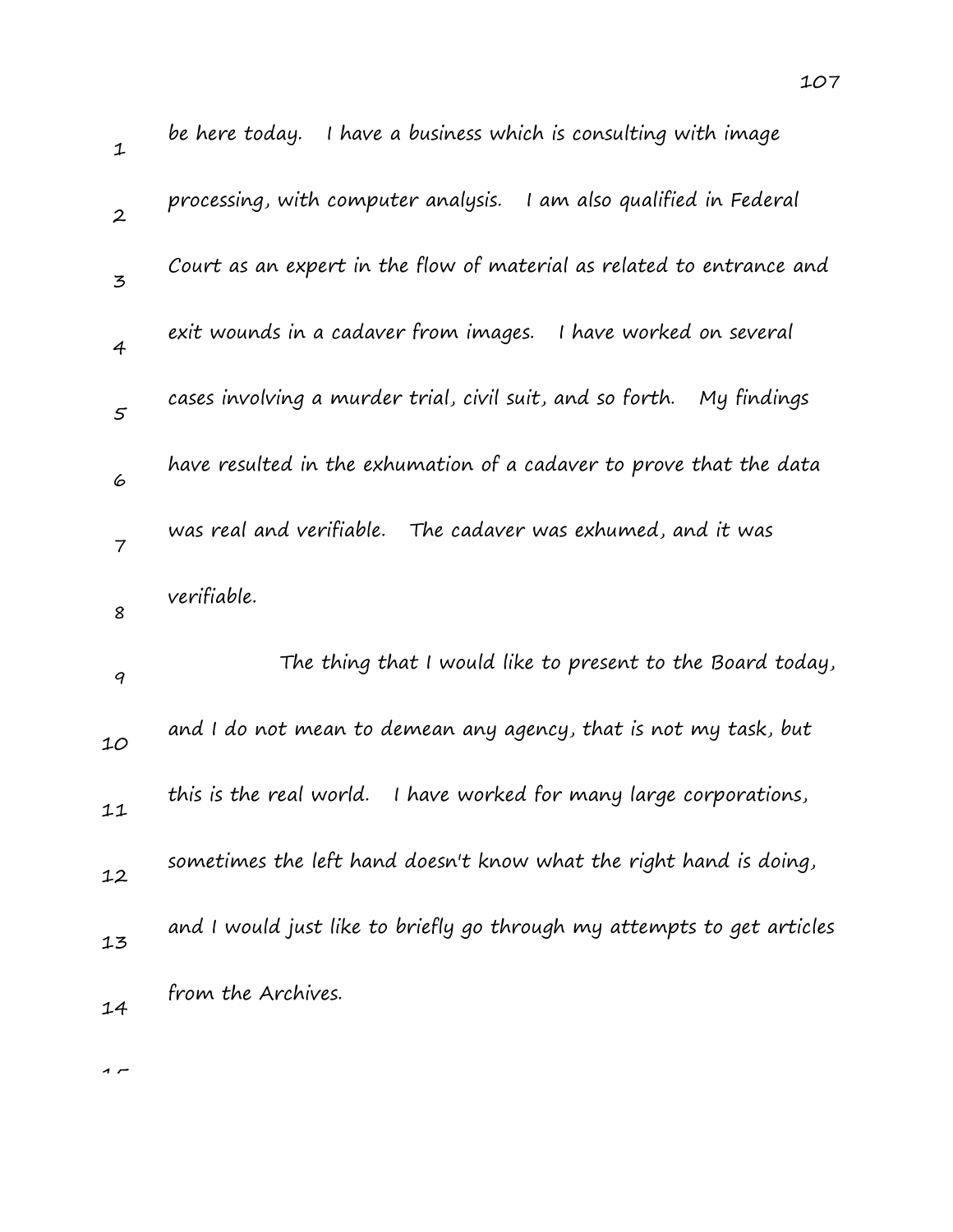be here today. I have a business which is consulting with image processing, with computer analysis. I am also qualified in Federal Court as an expert in the flow of material as related to entrance and exit wounds in a cadaver from images. I have worked on several cases involving a murder trial, civil suit, and so forth. My findings have resulted in the exhumation of a cadaver to prove that the data was real and verifiable. The cadaver was exhumed, and it was verifiable.

The thing that I would like to present to the Board today, and I do not mean to demean any agency, that is not my task, but this is the real world. I have worked for many large corporations, sometimes the left hand doesn't know what the right hand is doing, and I would just like to briefly go through my attempts to get articles from the Archives.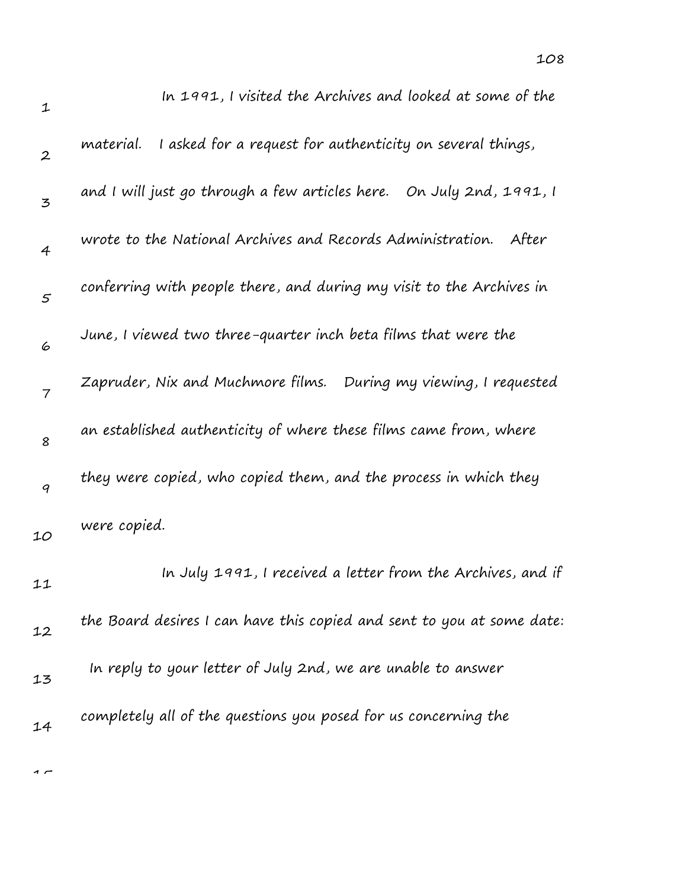In 1991, I visited the Archives and looked at some of the material. I asked for a request for authenticity on several things, and I will just go through a few articles here. On July 2nd, 1991, I wrote to the National Archives and Records Administration. After conferring with people there, and during my visit to the Archives in June, I viewed two three-quarter inch beta films that were the Zapruder, Nix and Muchmore films. During my viewing, I requested an established authenticity of where these films came from, where they were copied, who copied them, and the process in which they were copied.

In July 1991, I received a letter from the Archives, and if the Board desires I can have this copied and sent to you at some date: In reply to your letter of July 2nd, we are unable to answer completely all of the questions you posed for us concerning the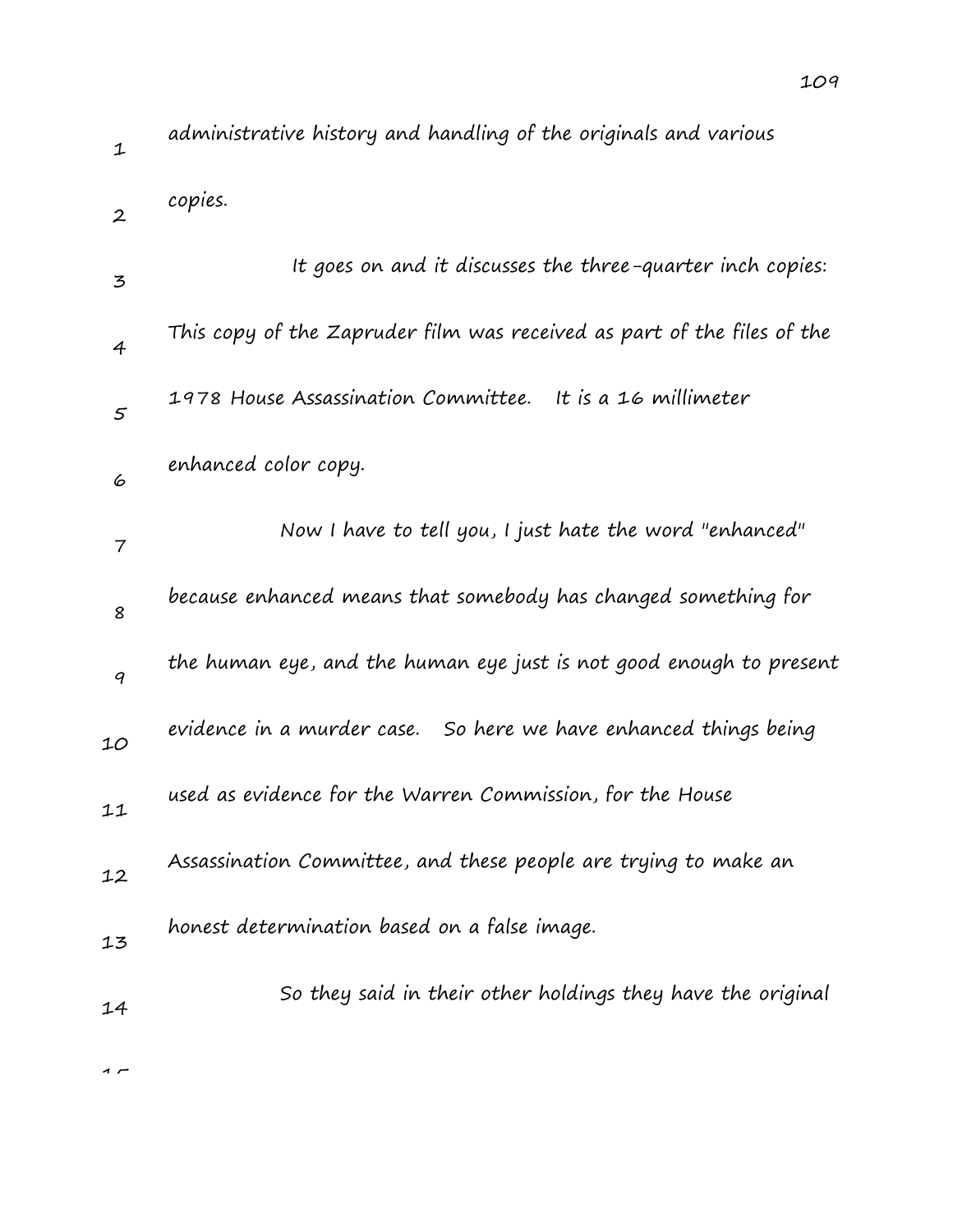administrative history and handling of the originals and various copies.

It goes on and it discusses the three-quarter inch copies: This copy of the Zapruder film was received as part of the files of the 1978 House Assassination Committee. It is a 16 millimeter enhanced color copy.

Now I have to tell you, I just hate the word "enhanced" because enhanced means that somebody has changed something for the human eye, and the human eye just is not good enough to present evidence in a murder case. So here we have enhanced things being used as evidence for the Warren Commission, for the House Assassination Committee, and these people are trying to make an honest determination based on a false image.

So they said in their other holdings they have the original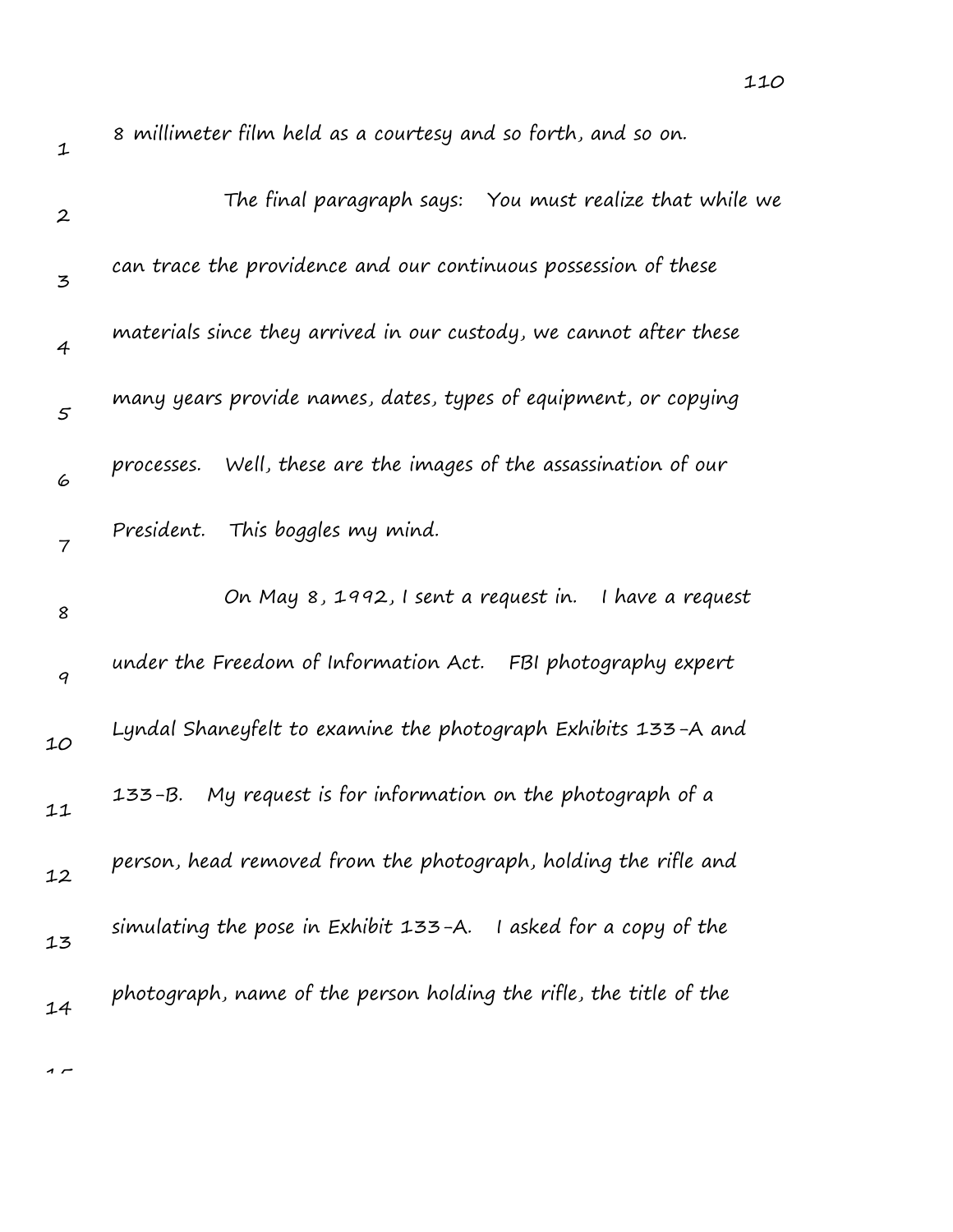8 millimeter film held as a courtesy and so forth, and so on.

The final paragraph says: You must realize that while we can trace the providence and our continuous possession of these materials since they arrived in our custody, we cannot after these many years provide names, dates, types of equipment, or copying processes. Well, these are the images of the assassination of our President. This boggles my mind.

On May 8, 1992, I sent a request in. I have a request under the Freedom of Information Act. FBI photography expert Lyndal Shaneyfelt to examine the photograph Exhibits 133-A and 133-B. My request is for information on the photograph of a person, head removed from the photograph, holding the rifle and simulating the pose in Exhibit 133-A. I asked for a copy of the photograph, name of the person holding the rifle, the title of the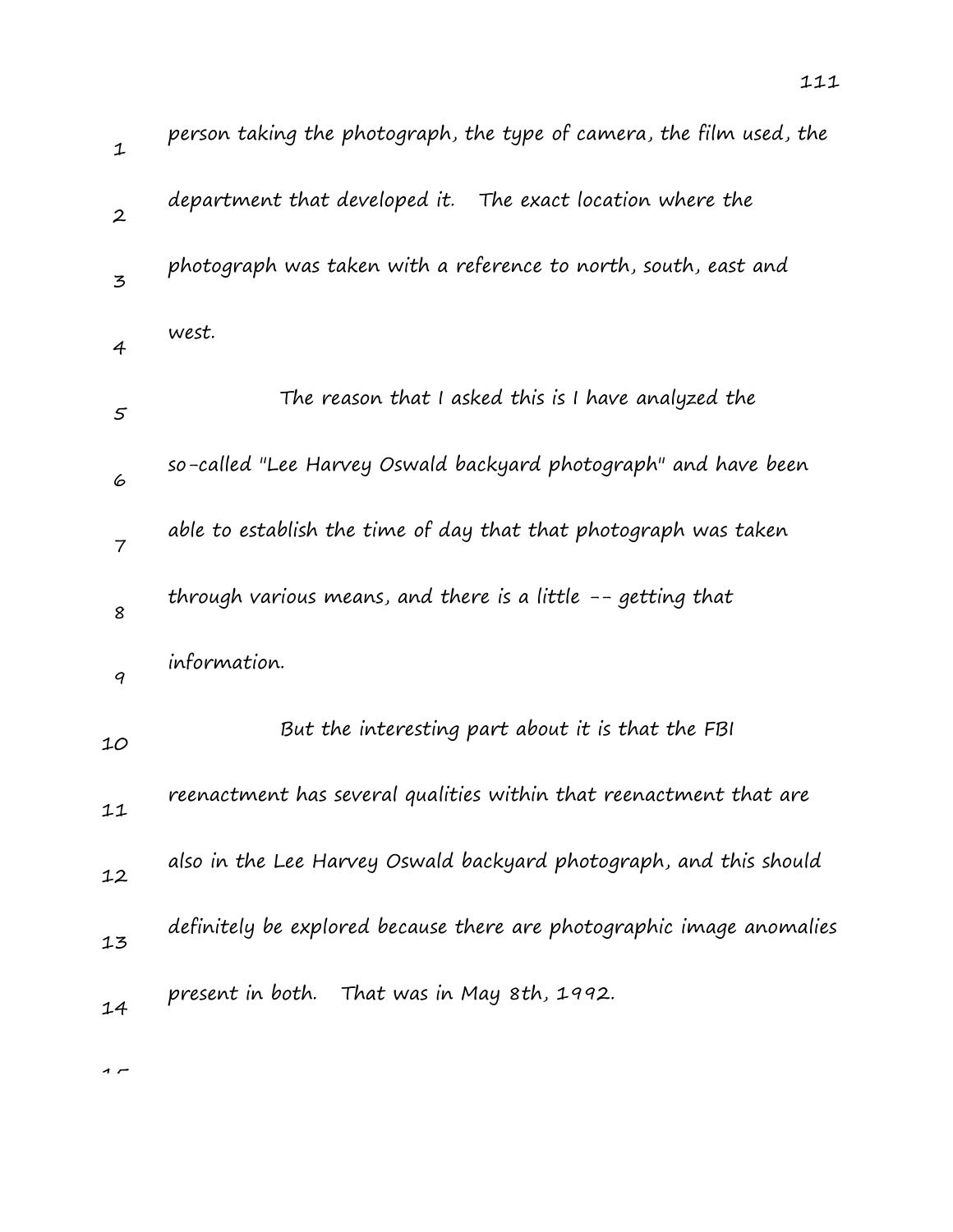person taking the photograph, the type of camera, the film used, the department that developed it. The exact location where the photograph was taken with a reference to north, south, east and west.

The reason that I asked this is I have analyzed the so-called "Lee Harvey Oswald backyard photograph" and have been able to establish the time of day that that photograph was taken through various means, and there is a little -- getting that information.

But the interesting part about it is that the FBI reenactment has several qualities within that reenactment that are also in the Lee Harvey Oswald backyard photograph, and this should definitely be explored because there are photographic image anomalies present in both. That was in May 8th, 1992.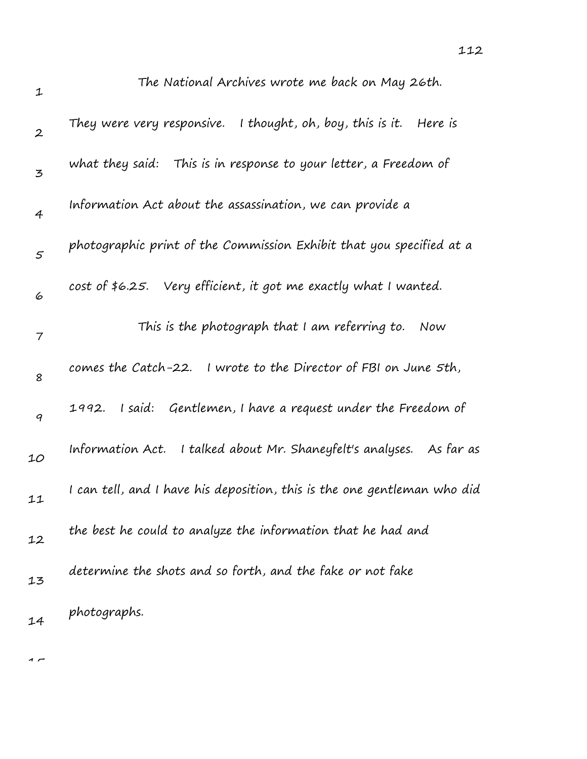The National Archives wrote me back on May 26th. They were very responsive. I thought, oh, boy, this is it. Here is what they said: This is in response to your letter, a Freedom of Information Act about the assassination, we can provide a photographic print of the Commission Exhibit that you specified at a cost of $6.25. Very efficient, it got me exactly what I wanted.

This is the photograph that I am referring to. Now comes the Catch-22. I wrote to the Director of FBI on June 5th, 1992. I said: Gentlemen, I have a request under the Freedom of Information Act. I talked about Mr. Shaneyfelt's analyses. As far as I can tell, and I have his deposition, this is the one gentleman who did the best he could to analyze the information that he had and determine the shots and so forth, and the fake or not fake photographs.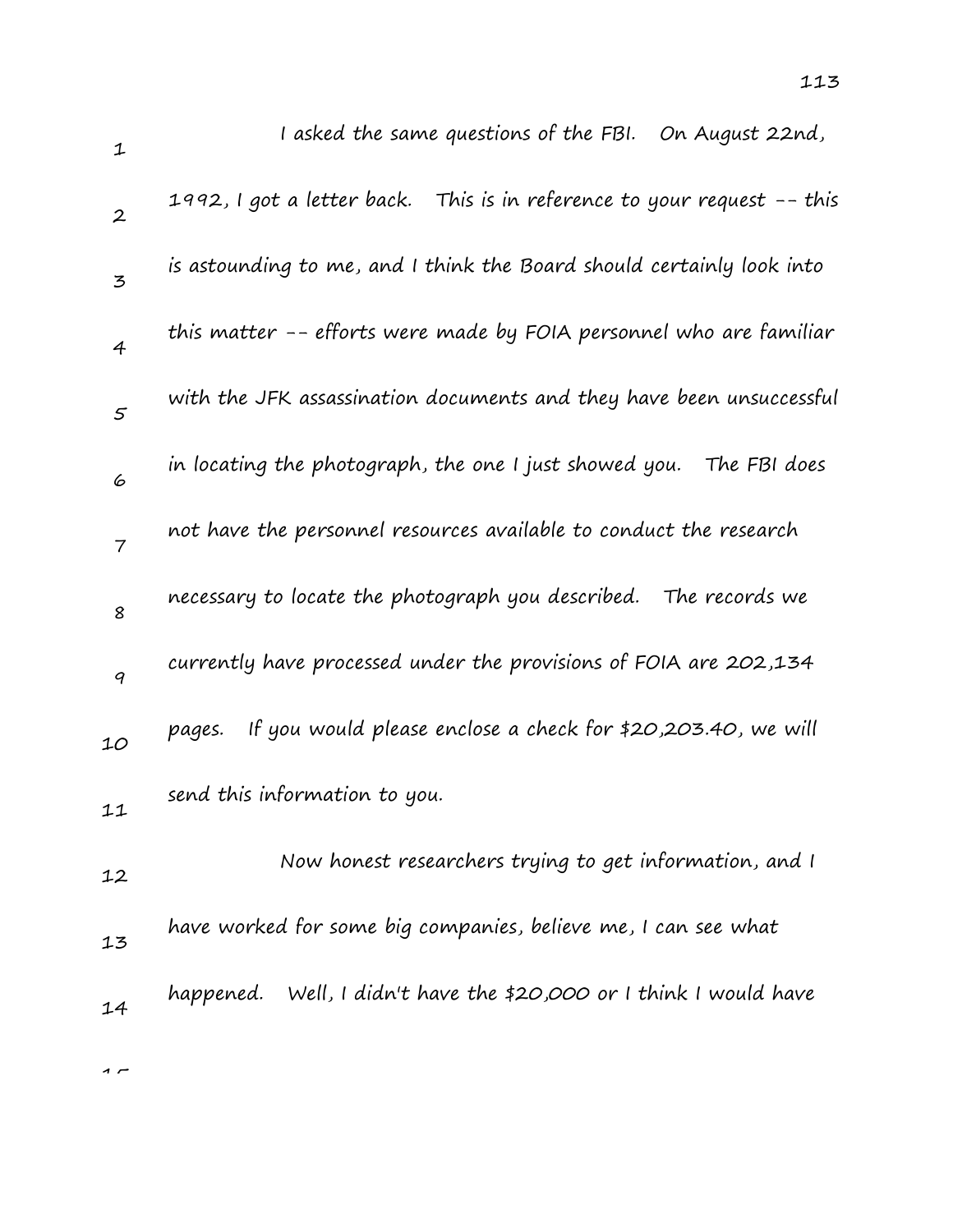I asked the same questions of the FBI. On August 22nd, 1992, I got a letter back. This is in reference to your request -- this is astounding to me, and I think the Board should certainly look into this matter -- efforts were made by FOIA personnel who are familiar with the JFK assassination documents and they have been unsuccessful in locating the photograph, the one I just showed you. The FBI does not have the personnel resources available to conduct the research necessary to locate the photograph you described. The records we currently have processed under the provisions of FOIA are 202,134 pages. If you would please enclose a check for $20,203.40, we will send this information to you.

Now honest researchers trying to get information, and I have worked for some big companies, believe me, I can see what happened. Well, I didn't have the $20,000 or I think I would have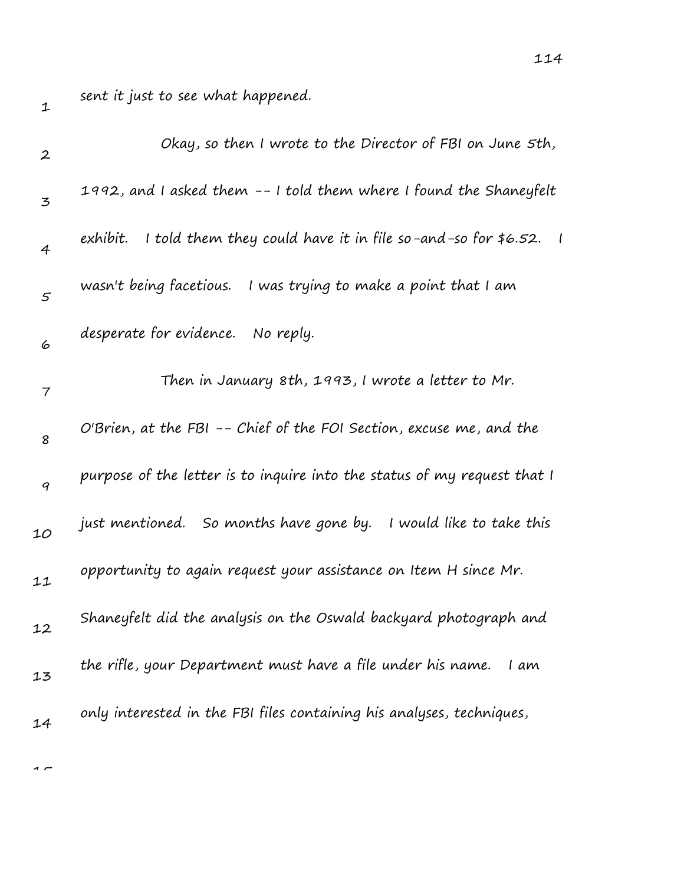sent it just to see what happened.

Okay, so then I wrote to the Director of FBI on June 5th, 1992, and I asked them -- I told them where I found the Shaneyfelt exhibit. I told them they could have it in file so-and-so for $6.52. I wasn't being facetious. I was trying to make a point that I am desperate for evidence. No reply.

Then in January 8th, 1993, I wrote a letter to Mr. O'Brien, at the FBI -- Chief of the FOI Section, excuse me, and the purpose of the letter is to inquire into the status of my request that I just mentioned. So months have gone by. I would like to take this opportunity to again request your assistance on Item H since Mr. Shaneyfelt did the analysis on the Oswald backyard photograph and the rifle, your Department must have a file under his name. I am only interested in the FBI files containing his analyses, techniques,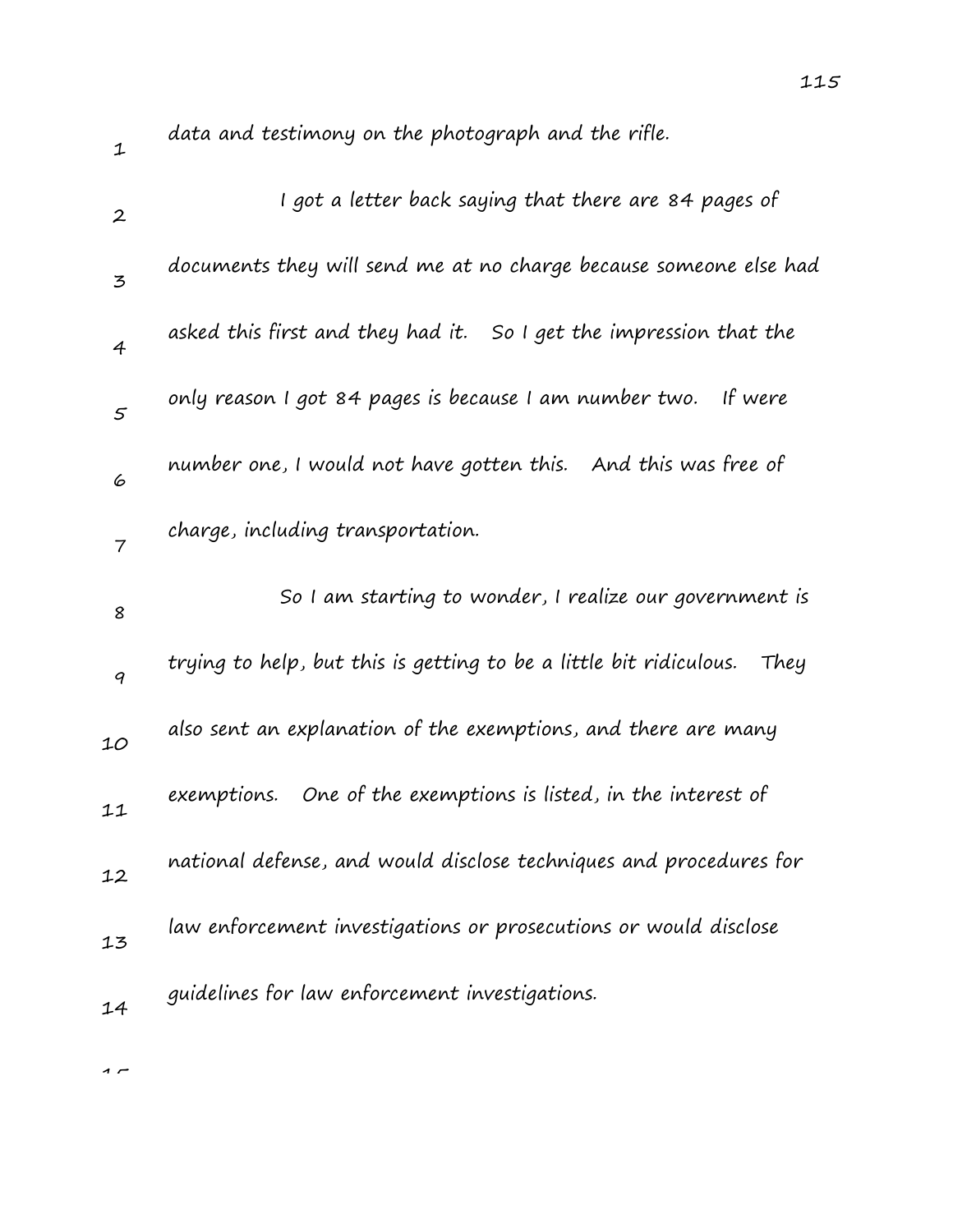data and testimony on the photograph and the rifle.

I got a letter back saying that there are 84 pages of documents they will send me at no charge because someone else had asked this first and they had it. So I get the impression that the only reason I got 84 pages is because I am number two. If were number one, I would not have gotten this. And this was free of charge, including transportation.

So I am starting to wonder, I realize our government is trying to help, but this is getting to be a little bit ridiculous. They also sent an explanation of the exemptions, and there are many exemptions. One of the exemptions is listed, in the interest of national defense, and would disclose techniques and procedures for law enforcement investigations or prosecutions or would disclose guidelines for law enforcement investigations.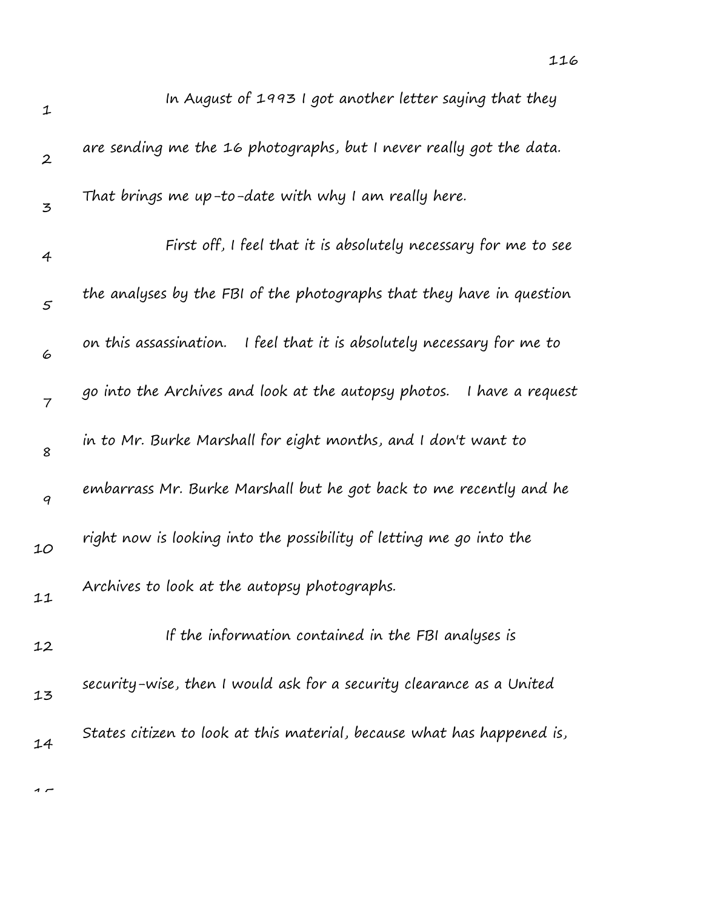In August of 1993 I got another letter saying that they are sending me the 16 photographs, but I never really got the data. That brings me up-to-date with why I am really here.

First off, I feel that it is absolutely necessary for me to see the analyses by the FBI of the photographs that they have in question on this assassination. I feel that it is absolutely necessary for me to go into the Archives and look at the autopsy photos. I have a request in to Mr. Burke Marshall for eight months, and I don't want to embarrass Mr. Burke Marshall but he got back to me recently and he right now is looking into the possibility of letting me go into the Archives to look at the autopsy photographs.

If the information contained in the FBI analyses is security-wise, then I would ask for a security clearance as a United States citizen to look at this material, because what has happened is,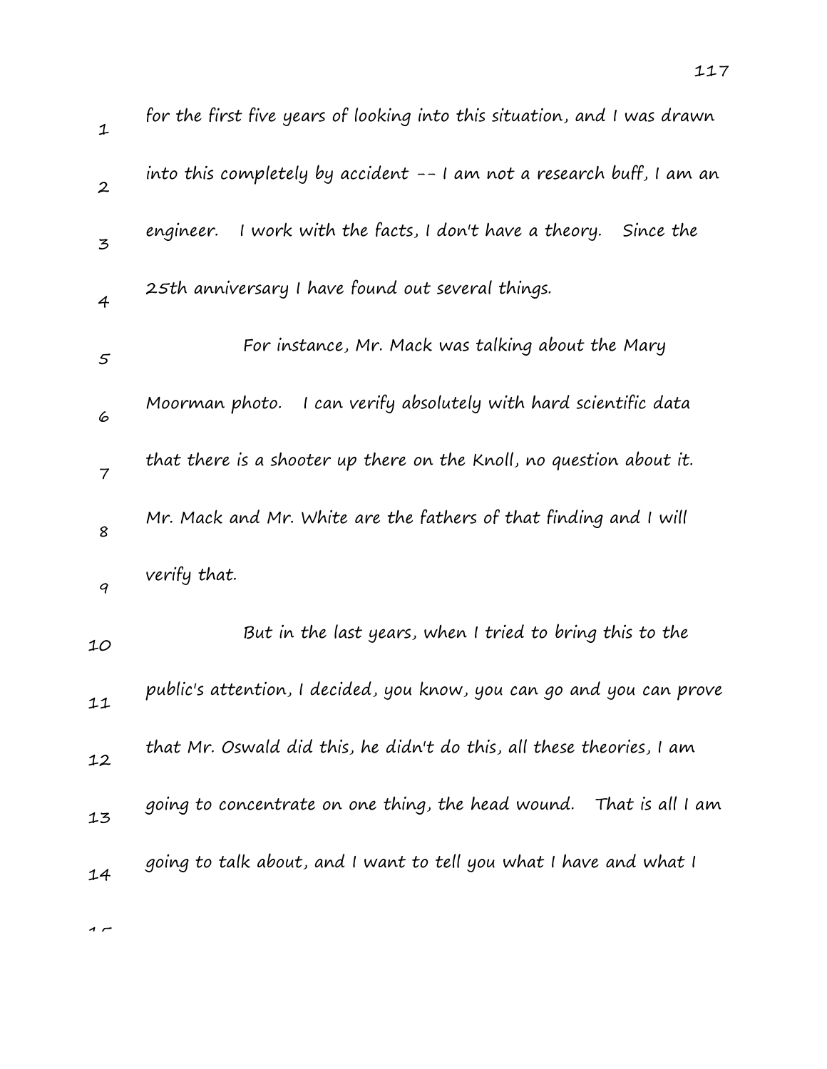for the first five years of looking into this situation, and I was drawn into this completely by accident -- I am not a research buff, I am an engineer. I work with the facts, I don't have a theory. Since the 25th anniversary I have found out several things.

For instance, Mr. Mack was talking about the Mary Moorman photo. I can verify absolutely with hard scientific data that there is a shooter up there on the Knoll, no question about it. Mr. Mack and Mr. White are the fathers of that finding and I will verify that.

But in the last years, when I tried to bring this to the public's attention, I decided, you know, you can go and you can prove that Mr. Oswald did this, he didn't do this, all these theories, I am going to concentrate on one thing, the head wound. That is all I am going to talk about, and I want to tell you what I have and what I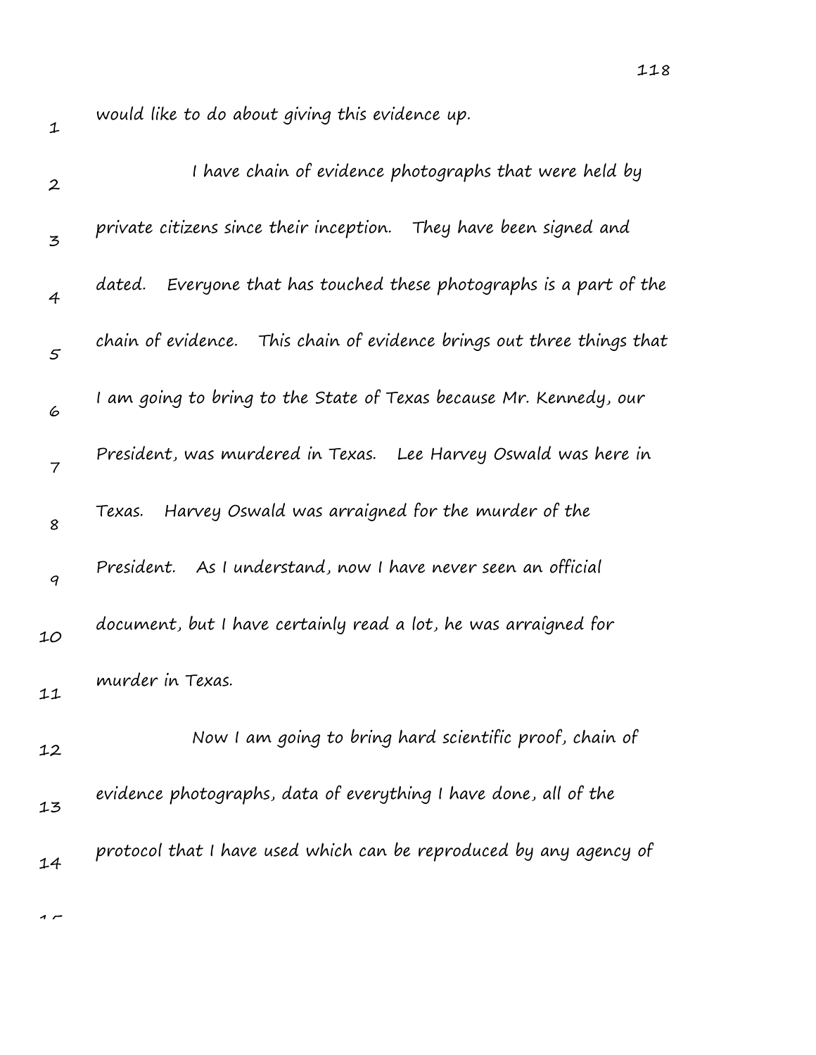would like to do about giving this evidence up.

I have chain of evidence photographs that were held by private citizens since their inception. They have been signed and dated. Everyone that has touched these photographs is a part of the chain of evidence. This chain of evidence brings out three things that I am going to bring to the State of Texas because Mr. Kennedy, our President, was murdered in Texas. Lee Harvey Oswald was here in Texas. Harvey Oswald was arraigned for the murder of the President. As I understand, now I have never seen an official document, but I have certainly read a lot, he was arraigned for murder in Texas.

Now I am going to bring hard scientific proof, chain of evidence photographs, data of everything I have done, all of the protocol that I have used which can be reproduced by any agency of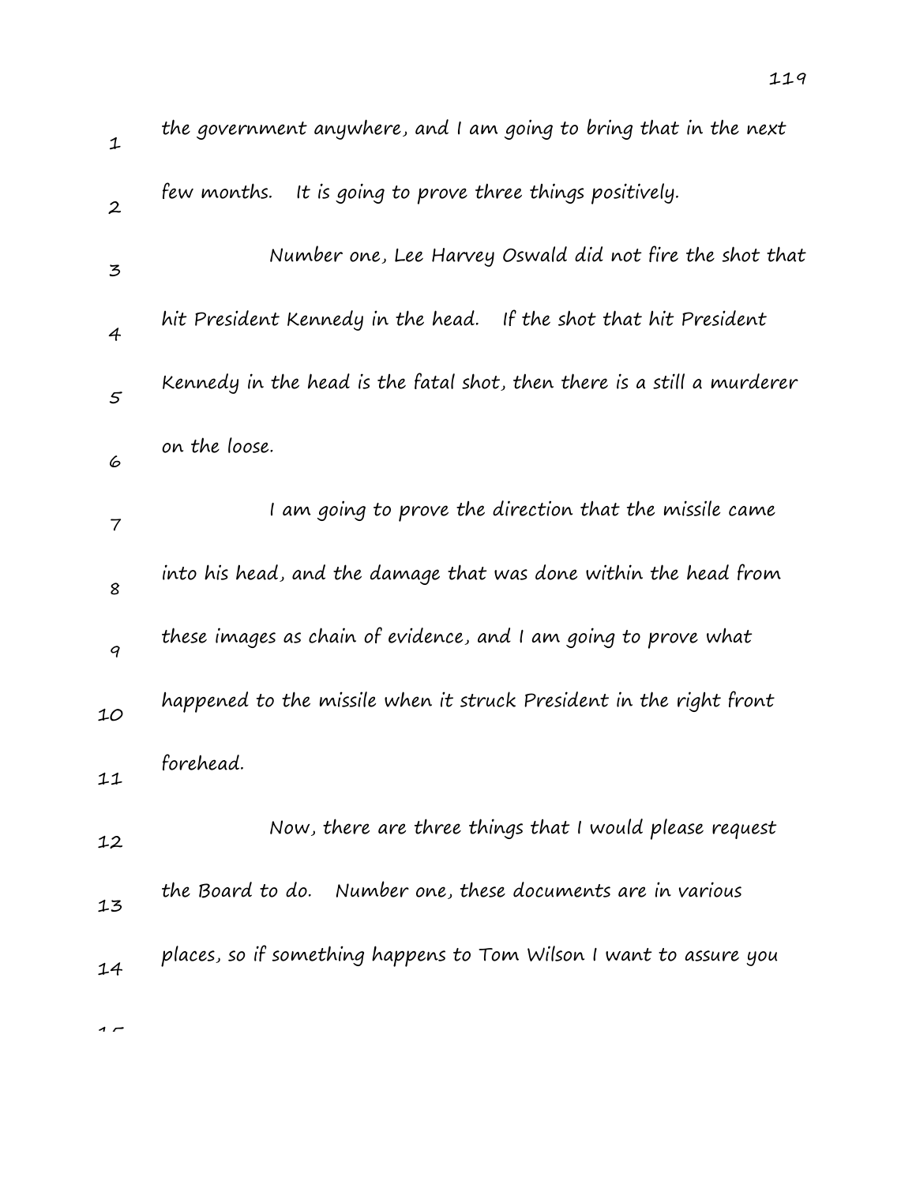the government anywhere, and I am going to bring that in the next few months. It is going to prove three things positively.

Number one, Lee Harvey Oswald did not fire the shot that hit President Kennedy in the head. If the shot that hit President Kennedy in the head is the fatal shot, then there is a still a murderer on the loose.

I am going to prove the direction that the missile came into his head, and the damage that was done within the head from these images as chain of evidence, and I am going to prove what happened to the missile when it struck President in the right front forehead.

Now, there are three things that I would please request the Board to do. Number one, these documents are in various places, so if something happens to Tom Wilson I want to assure you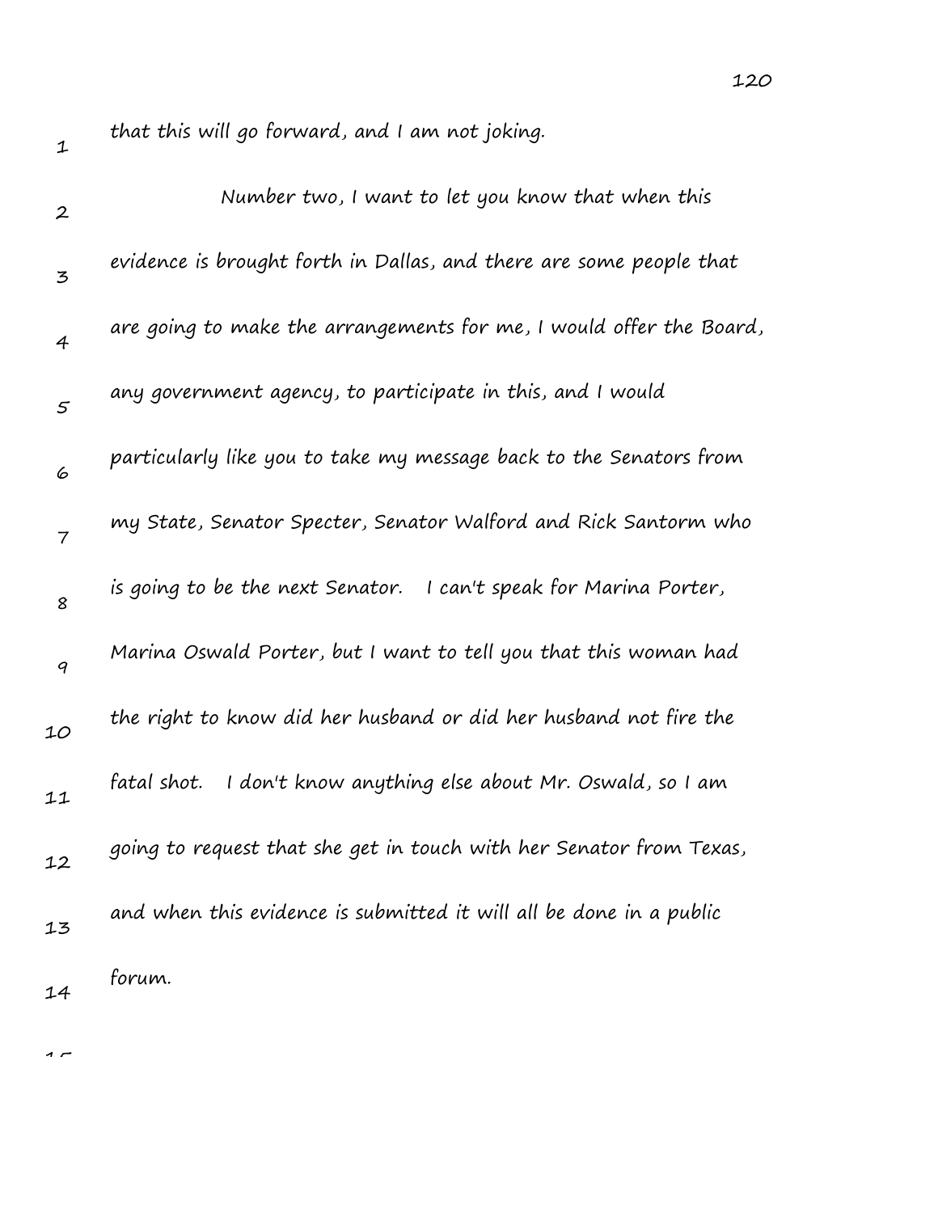that this will go forward, and I am not joking.

Number two, I want to let you know that when this evidence is brought forth in Dallas, and there are some people that are going to make the arrangements for me, I would offer the Board, any government agency, to participate in this, and I would particularly like you to take my message back to the Senators from my State, Senator Specter, Senator Walford and Rick Santorm who is going to be the next Senator. I can't speak for Marina Porter, Marina Oswald Porter, but I want to tell you that this woman had the right to know did her husband or did her husband not fire the fatal shot. I don't know anything else about Mr. Oswald, so I am going to request that she get in touch with her Senator from Texas, and when this evidence is submitted it will all be done in a public forum.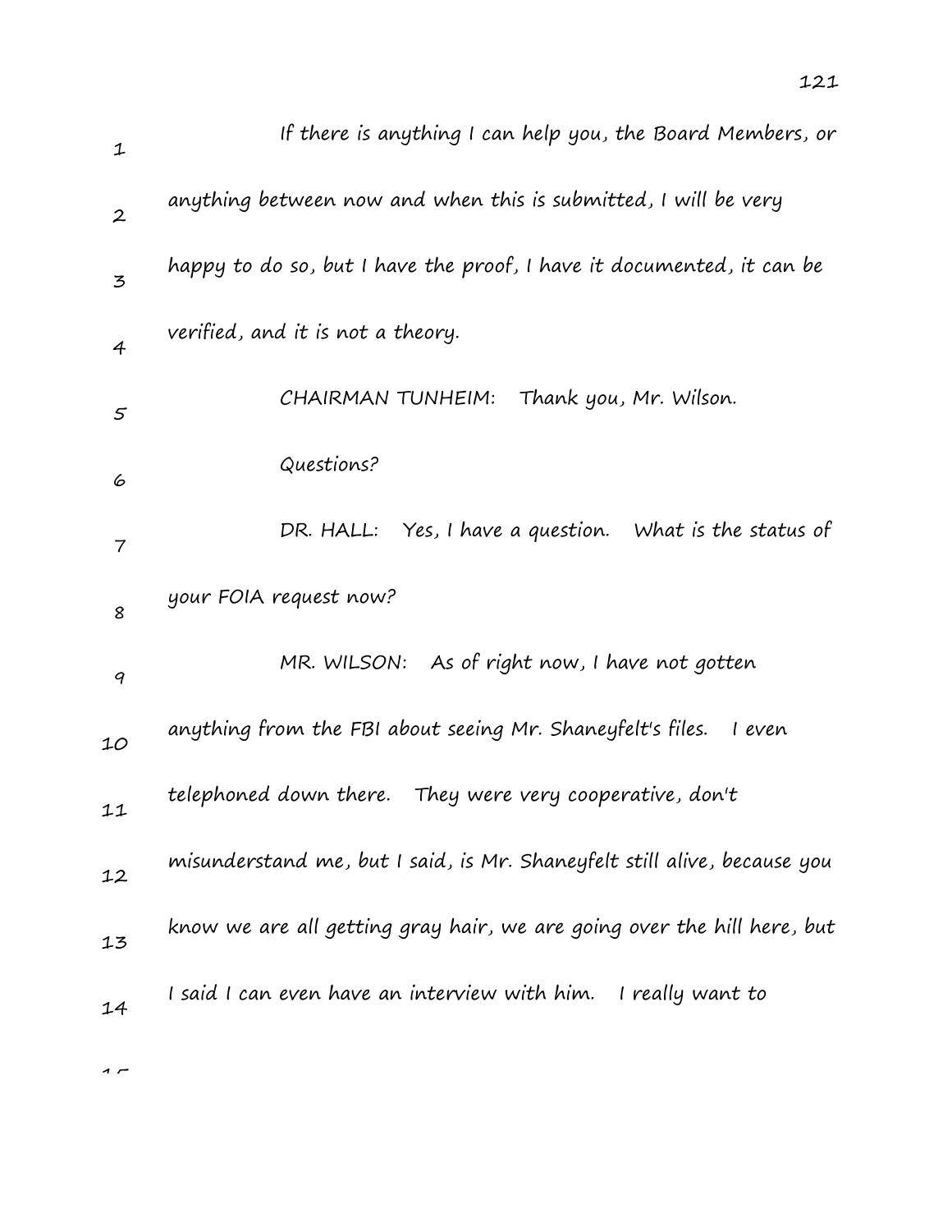If there is anything I can help you, the Board Members, or anything between now and when this is submitted, I will be very happy to do so, but I have the proof, I have it documented, it can be verified, and it is not a theory.

CHAIRMAN TUNHEIM: Thank you, Mr. Wilson.

Questions?

DR. HALL: Yes, I have a question. What is the status of your FOIA request now?

MR. WILSON: As of right now, I have not gotten anything from the FBI about seeing Mr. Shaneyfelt's files. I even telephoned down there. They were very cooperative, don't misunderstand me, but I said, is Mr. Shaneyfelt still alive, because you know we are all getting gray hair, we are going over the hill here, but I said I can even have an interview with him. I really want to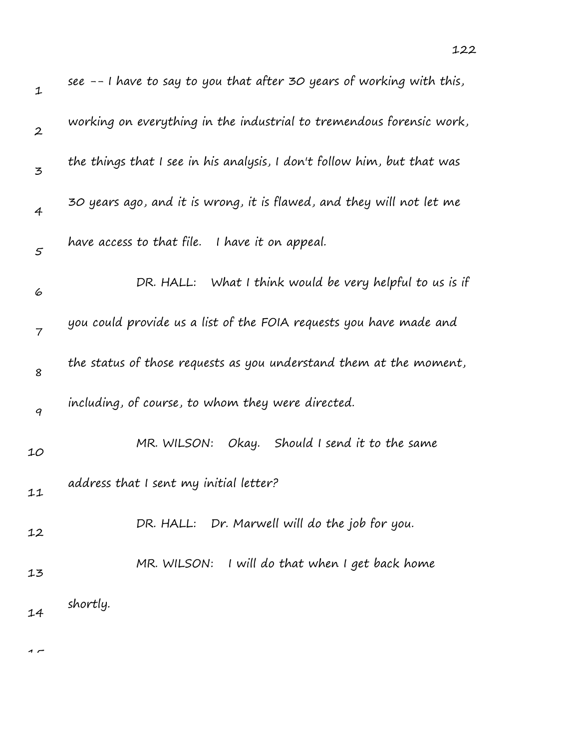see -- I have to say to you that after 30 years of working with this, working on everything in the industrial to tremendous forensic work, the things that I see in his analysis, I don't follow him, but that was 30 years ago, and it is wrong, it is flawed, and they will not let me have access to that file. I have it on appeal.

DR. HALL: What I think would be very helpful to us is if you could provide us a list of the FOIA requests you have made and the status of those requests as you understand them at the moment, including, of course, to whom they were directed.

MR. WILSON: Okay. Should I send it to the same address that I sent my initial letter?

DR. HALL: Dr. Marwell will do the job for you.

MR. WILSON: I will do that when I get back home shortly.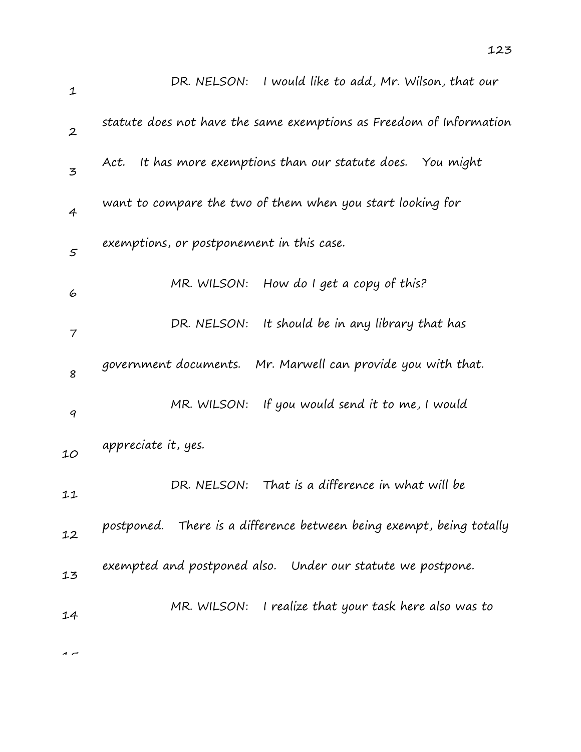DR. NELSON: I would like to add, Mr. Wilson, that our statute does not have the same exemptions as Freedom of Information Act. It has more exemptions than our statute does. You might want to compare the two of them when you start looking for exemptions, or postponement in this case.

MR. WILSON: How do I get a copy of this?

DR. NELSON: It should be in any library that has government documents. Mr. Marwell can provide you with that.

MR. WILSON: If you would send it to me, I would appreciate it, yes.

DR. NELSON: That is a difference in what will be postponed. There is a difference between being exempt, being totally exempted and postponed also. Under our statute we postpone.

MR. WILSON: I realize that your task here also was to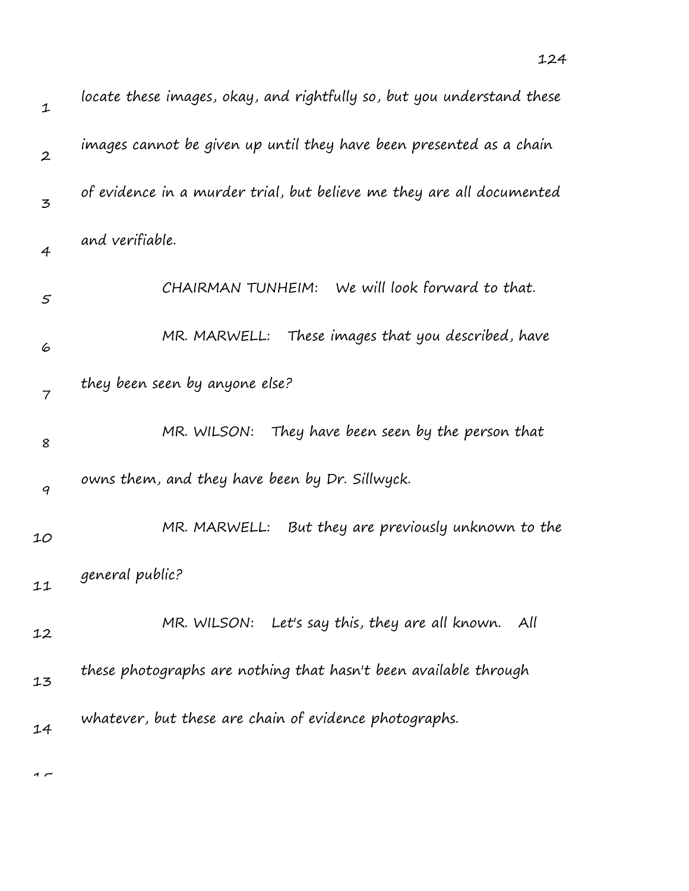locate these images, okay, and rightfully so, but you understand these images cannot be given up until they have been presented as a chain of evidence in a murder trial, but believe me they are all documented and verifiable.

CHAIRMAN TUNHEIM: We will look forward to that.

MR. MARWELL: These images that you described, have they been seen by anyone else?

MR. WILSON: They have been seen by the person that owns them, and they have been by Dr. Sillwyck.

MR. MARWELL: But they are previously unknown to the general public?

MR. WILSON: Let's say this, they are all known. All these photographs are nothing that hasn't been available through whatever, but these are chain of evidence photographs.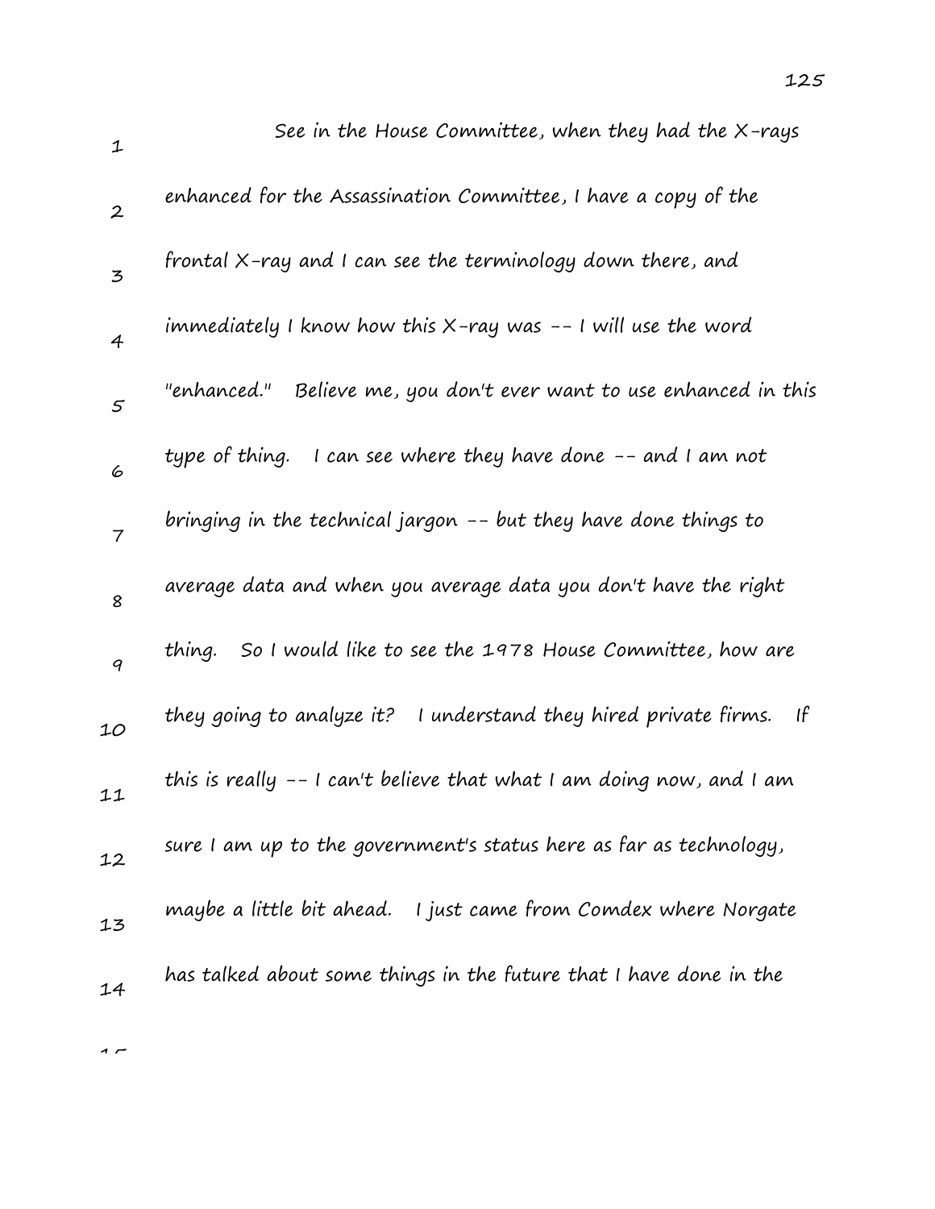See in the House Committee, when they had the X-rays enhanced for the Assassination Committee, I have a copy of the frontal X-ray and I can see the terminology down there, and immediately I know how this X-ray was -- I will use the word "enhanced." Believe me, you don't ever want to use enhanced in this type of thing. I can see where they have done -- and I am not bringing in the technical jargon -- but they have done things to average data and when you average data you don't have the right thing. So I would like to see the 1978 House Committee, how are they going to analyze it? I understand they hired private firms. If this is really -- I can't believe that what I am doing now, and I am sure I am up to the government's status here as far as technology, maybe a little bit ahead. I just came from Comdex where Norgate has talked about some things in the future that I have done in the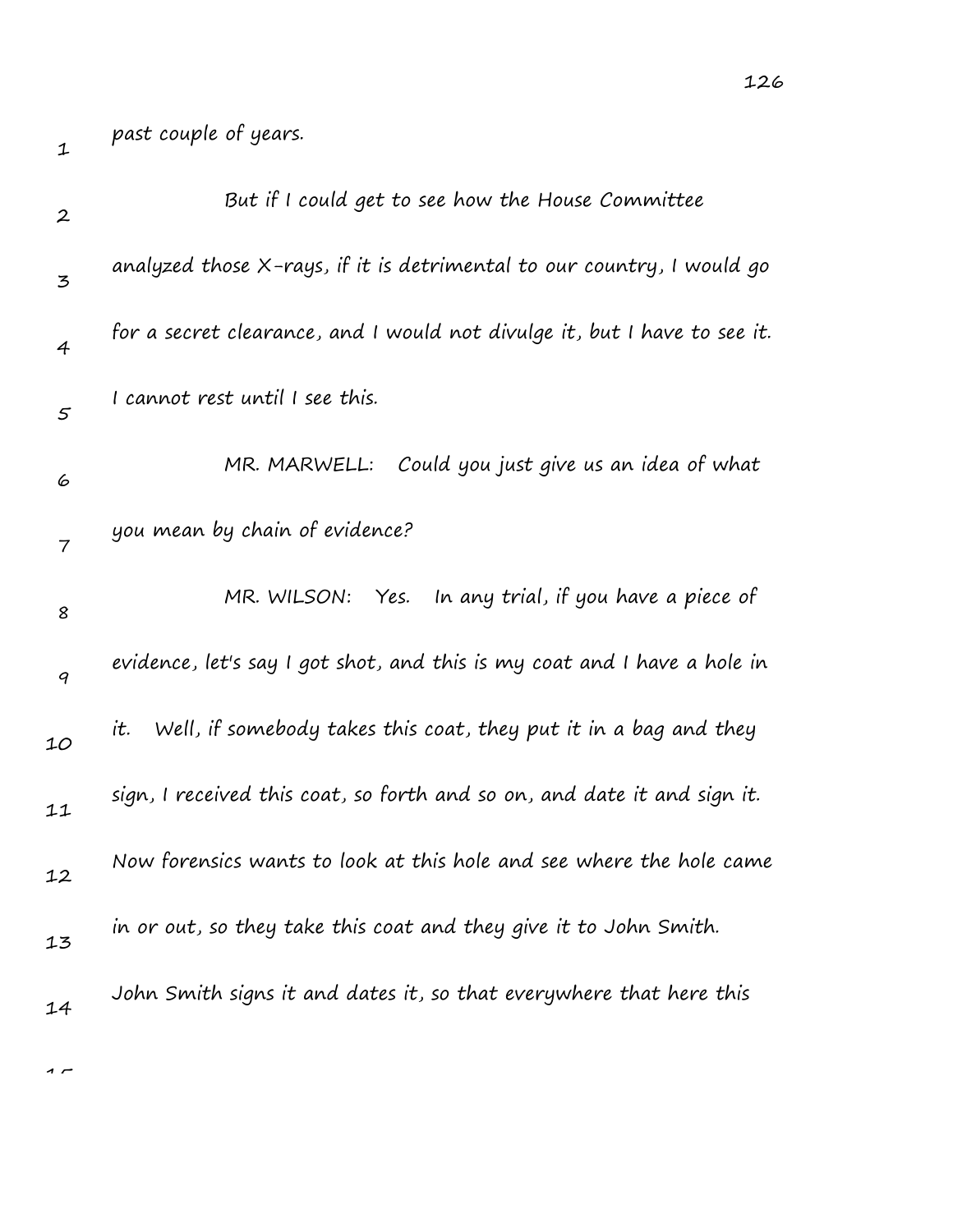past couple of years.

But if I could get to see how the House Committee analyzed those X-rays, if it is detrimental to our country, I would go for a secret clearance, and I would not divulge it, but I have to see it. I cannot rest until I see this.

MR. MARWELL: Could you just give us an idea of what you mean by chain of evidence?

MR. WILSON: Yes. In any trial, if you have a piece of evidence, let's say I got shot, and this is my coat and I have a hole in it. Well, if somebody takes this coat, they put it in a bag and they sign, I received this coat, so forth and so on, and date it and sign it. Now forensics wants to look at this hole and see where the hole came in or out, so they take this coat and they give it to John Smith. John Smith signs it and dates it, so that everywhere that here this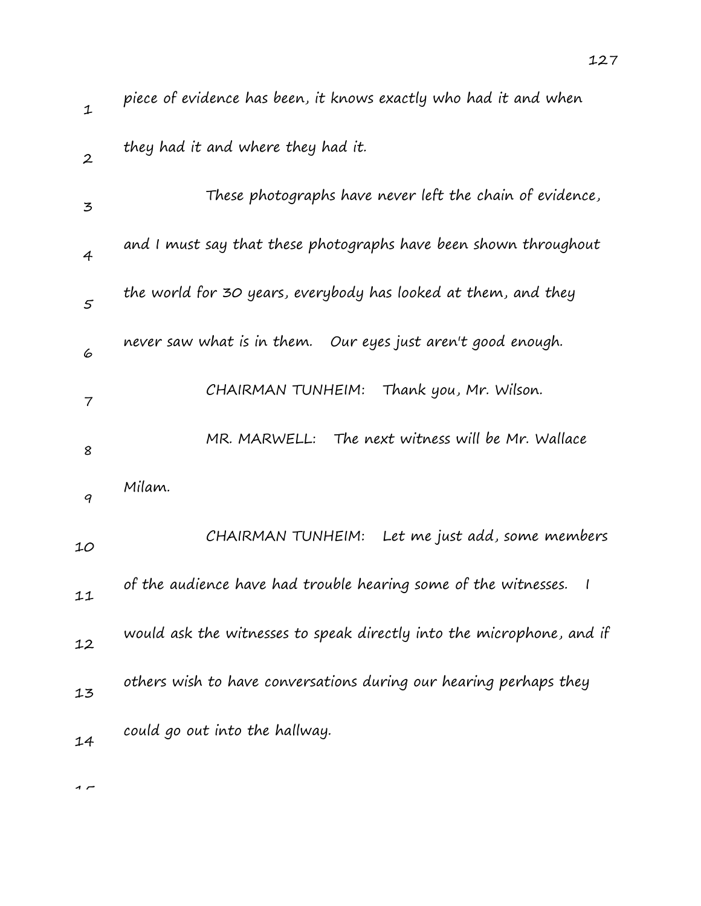piece of evidence has been, it knows exactly who had it and when they had it and where they had it.

These photographs have never left the chain of evidence, and I must say that these photographs have been shown throughout the world for 30 years, everybody has looked at them, and they never saw what is in them. Our eyes just aren't good enough.

CHAIRMAN TUNHEIM: Thank you, Mr. Wilson.

MR. MARWELL: The next witness will be Mr. Wallace Milam.

CHAIRMAN TUNHEIM: Let me just add, some members of the audience have had trouble hearing some of the witnesses. I would ask the witnesses to speak directly into the microphone, and if others wish to have conversations during our hearing perhaps they could go out into the hallway.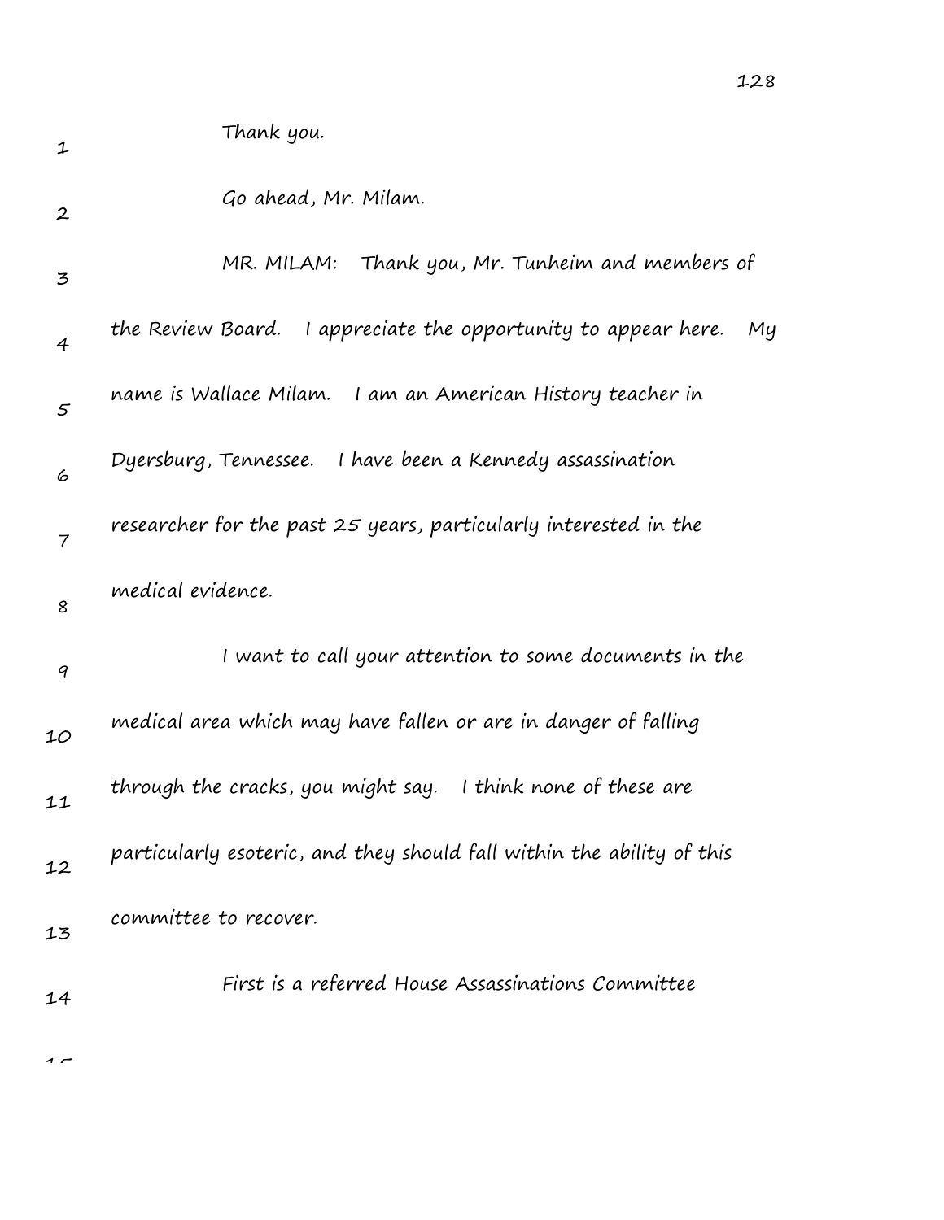Thank you.

Go ahead, Mr. Milam.

MR. MILAM: Thank you, Mr. Tunheim and members of the Review Board. I appreciate the opportunity to appear here. My name is Wallace Milam. I am an American History teacher in Dyersburg, Tennessee. I have been a Kennedy assassination researcher for the past 25 years, particularly interested in the medical evidence.

I want to call your attention to some documents in the medical area which may have fallen or are in danger of falling through the cracks, you might say. I think none of these are particularly esoteric, and they should fall within the ability of this committee to recover.

First is a referred House Assassinations Committee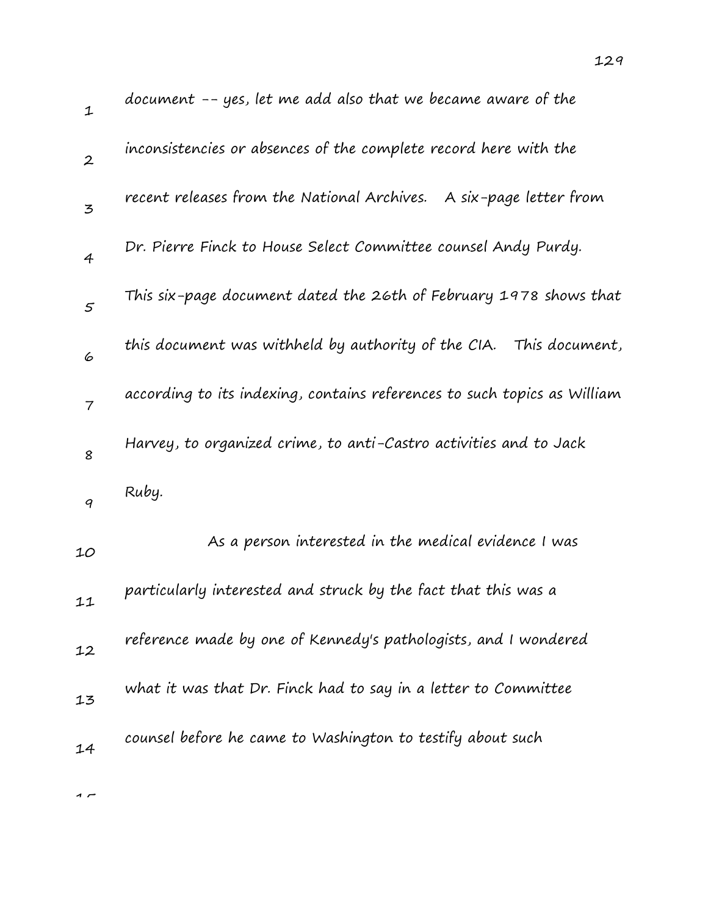document -- yes, let me add also that we became aware of the inconsistencies or absences of the complete record here with the recent releases from the National Archives. A six-page letter from Dr. Pierre Finck to House Select Committee counsel Andy Purdy. This six-page document dated the 26th of February 1978 shows that this document was withheld by authority of the CIA. This document, according to its indexing, contains references to such topics as William Harvey, to organized crime, to anti-Castro activities and to Jack Ruby.

As a person interested in the medical evidence I was particularly interested and struck by the fact that this was a reference made by one of Kennedy's pathologists, and I wondered what it was that Dr. Finck had to say in a letter to Committee counsel before he came to Washington to testify about such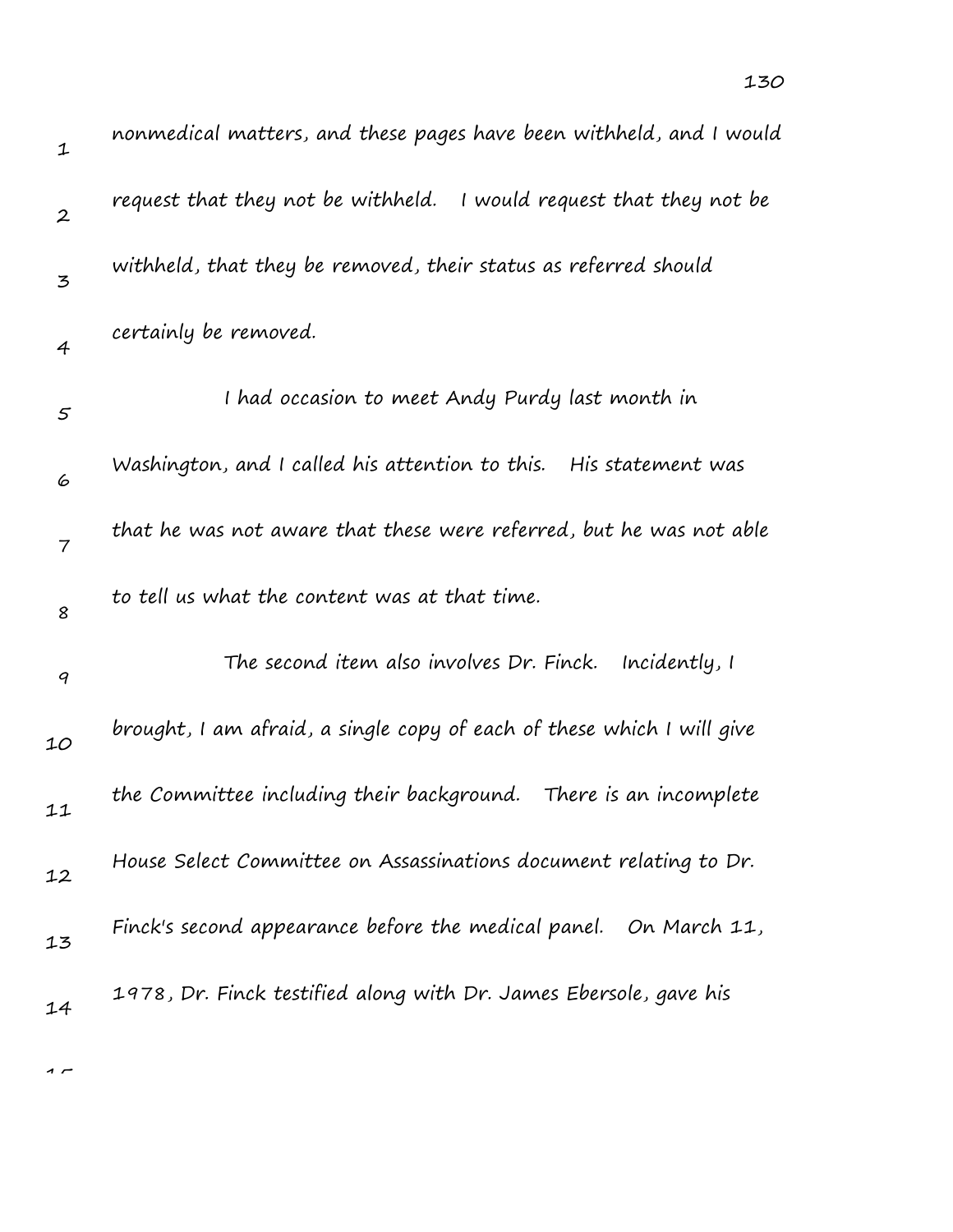nonmedical matters, and these pages have been withheld, and I would request that they not be withheld. I would request that they not be withheld, that they be removed, their status as referred should certainly be removed.

I had occasion to meet Andy Purdy last month in Washington, and I called his attention to this. His statement was that he was not aware that these were referred, but he was not able to tell us what the content was at that time.

The second item also involves Dr. Finck. Incidently, I brought, I am afraid, a single copy of each of these which I will give the Committee including their background. There is an incomplete House Select Committee on Assassinations document relating to Dr. Finck's second appearance before the medical panel. On March 11, 1978, Dr. Finck testified along with Dr. James Ebersole, gave his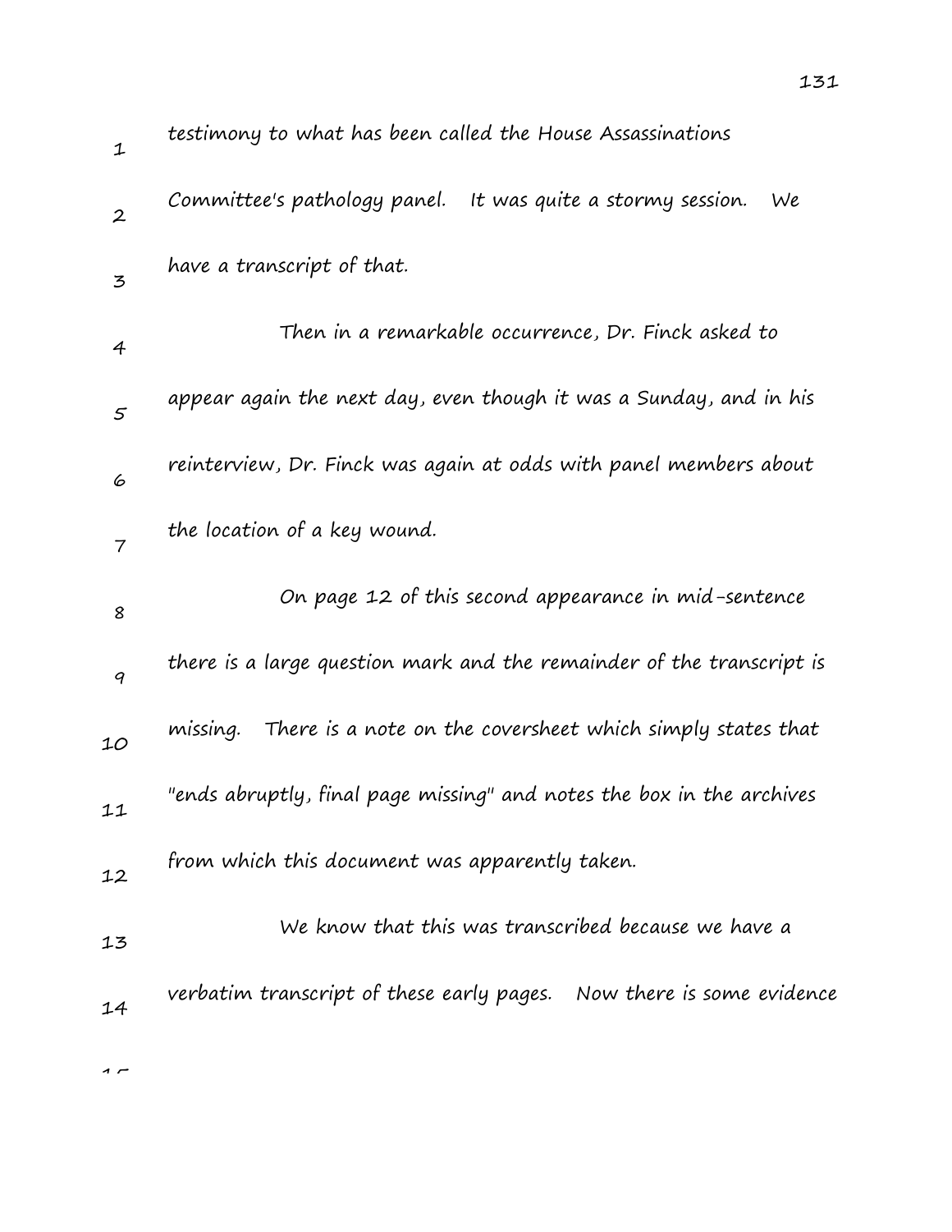testimony to what has been called the House Assassinations Committee's pathology panel. It was quite a stormy session. We have a transcript of that.

Then in a remarkable occurrence, Dr. Finck asked to appear again the next day, even though it was a Sunday, and in his reinterview, Dr. Finck was again at odds with panel members about the location of a key wound.

On page 12 of this second appearance in mid-sentence there is a large question mark and the remainder of the transcript is missing. There is a note on the coversheet which simply states that "ends abruptly, final page missing" and notes the box in the archives from which this document was apparently taken.

We know that this was transcribed because we have a verbatim transcript of these early pages. Now there is some evidence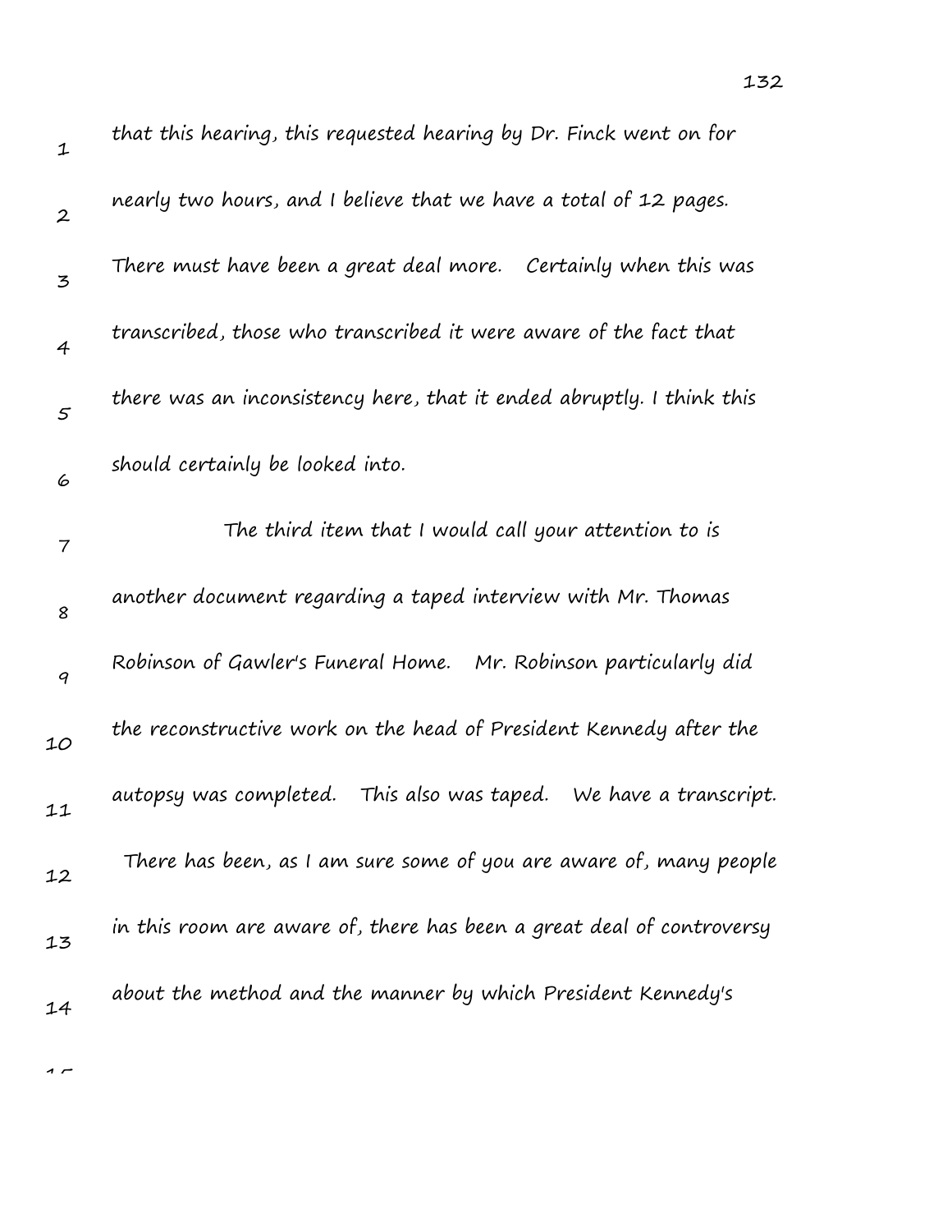that this hearing, this requested hearing by Dr. Finck went on for nearly two hours, and I believe that we have a total of 12 pages. There must have been a great deal more. Certainly when this was transcribed, those who transcribed it were aware of the fact that there was an inconsistency here, that it ended abruptly. I think this should certainly be looked into.

The third item that I would call your attention to is another document regarding a taped interview with Mr. Thomas Robinson of Gawler's Funeral Home. Mr. Robinson particularly did the reconstructive work on the head of President Kennedy after the autopsy was completed. This also was taped. We have a transcript. There has been, as I am sure some of you are aware of, many people in this room are aware of, there has been a great deal of controversy about the method and the manner by which President Kennedy's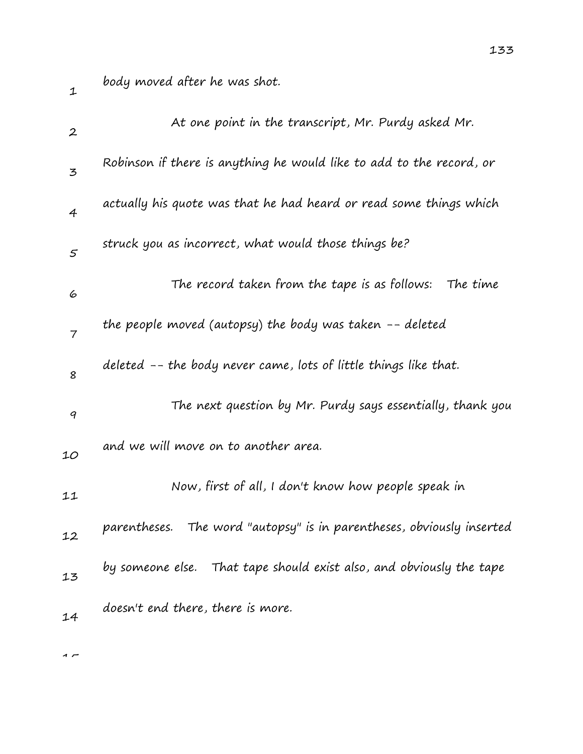body moved after he was shot.

At one point in the transcript, Mr. Purdy asked Mr. Robinson if there is anything he would like to add to the record, or actually his quote was that he had heard or read some things which struck you as incorrect, what would those things be?

The record taken from the tape is as follows: The time the people moved (autopsy) the body was taken -- deleted deleted -- the body never came, lots of little things like that.

The next question by Mr. Purdy says essentially, thank you and we will move on to another area.

Now, first of all, I don't know how people speak in parentheses. The word "autopsy" is in parentheses, obviously inserted by someone else. That tape should exist also, and obviously the tape doesn't end there, there is more.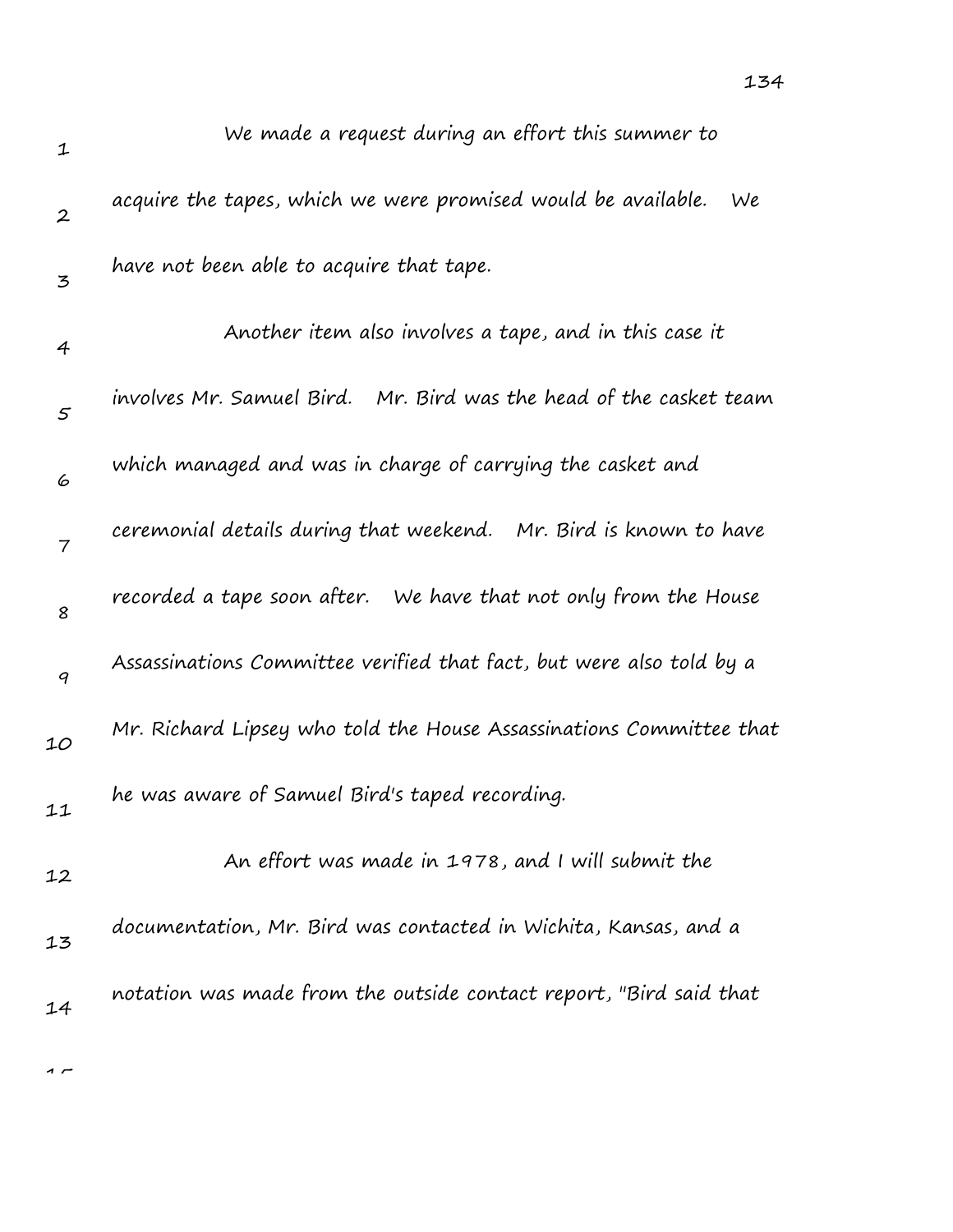We made a request during an effort this summer to acquire the tapes, which we were promised would be available. We have not been able to acquire that tape.

Another item also involves a tape, and in this case it involves Mr. Samuel Bird. Mr. Bird was the head of the casket team which managed and was in charge of carrying the casket and ceremonial details during that weekend. Mr. Bird is known to have recorded a tape soon after. We have that not only from the House Assassinations Committee verified that fact, but were also told by a Mr. Richard Lipsey who told the House Assassinations Committee that he was aware of Samuel Bird's taped recording.

An effort was made in 1978, and I will submit the documentation, Mr. Bird was contacted in Wichita, Kansas, and a notation was made from the outside contact report, "Bird said that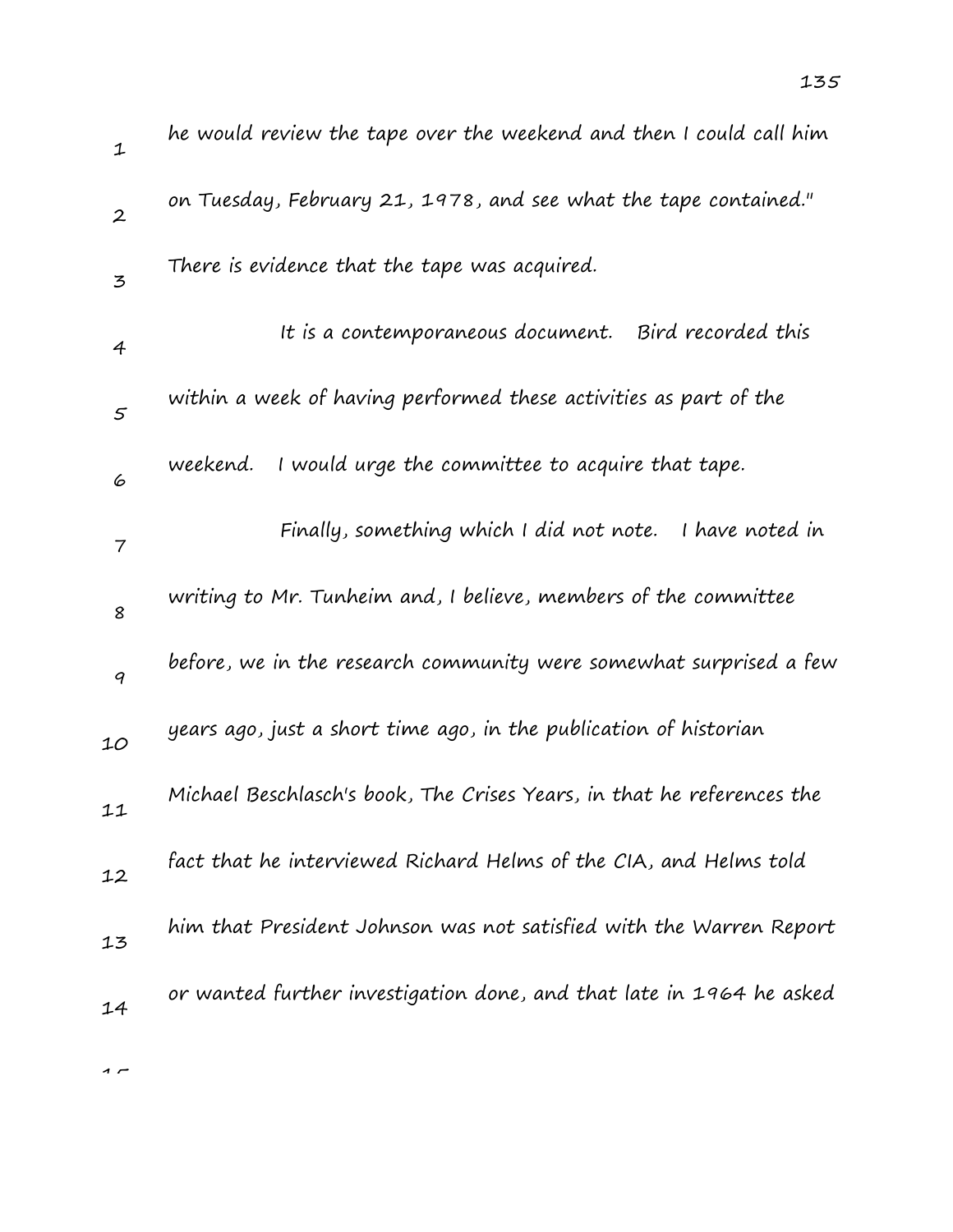he would review the tape over the weekend and then I could call him on Tuesday, February 21, 1978, and see what the tape contained." There is evidence that the tape was acquired.

It is a contemporaneous document. Bird recorded this within a week of having performed these activities as part of the weekend. I would urge the committee to acquire that tape.

Finally, something which I did not note. I have noted in writing to Mr. Tunheim and, I believe, members of the committee before, we in the research community were somewhat surprised a few years ago, just a short time ago, in the publication of historian Michael Beschlasch's book, The Crises Years, in that he references the fact that he interviewed Richard Helms of the CIA, and Helms told him that President Johnson was not satisfied with the Warren Report or wanted further investigation done, and that late in 1964 he asked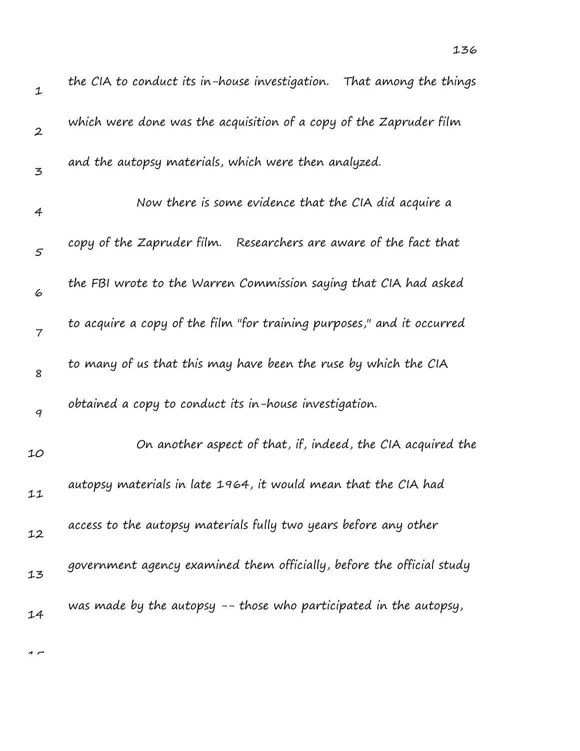the CIA to conduct its in-house investigation. That among the things which were done was the acquisition of a copy of the Zapruder film and the autopsy materials, which were then analyzed.

Now there is some evidence that the CIA did acquire a copy of the Zapruder film. Researchers are aware of the fact that the FBI wrote to the Warren Commission saying that CIA had asked to acquire a copy of the film "for training purposes," and it occurred to many of us that this may have been the ruse by which the CIA obtained a copy to conduct its in-house investigation.

On another aspect of that, if, indeed, the CIA acquired the autopsy materials in late 1964, it would mean that the CIA had access to the autopsy materials fully two years before any other government agency examined them officially, before the official study was made by the autopsy -- those who participated in the autopsy,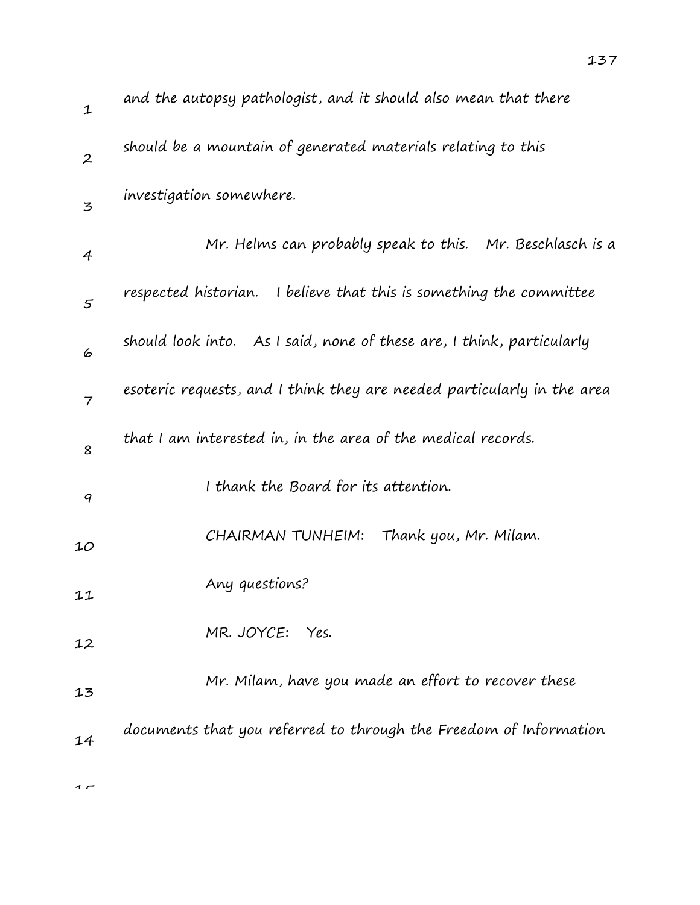and the autopsy pathologist, and it should also mean that there should be a mountain of generated materials relating to this investigation somewhere.

Mr. Helms can probably speak to this. Mr. Beschlasch is a respected historian. I believe that this is something the committee should look into. As I said, none of these are, I think, particularly esoteric requests, and I think they are needed particularly in the area that I am interested in, in the area of the medical records.

I thank the Board for its attention.

CHAIRMAN TUNHEIM: Thank you, Mr. Milam.

Any questions?

MR. JOYCE: Yes.

Mr. Milam, have you made an effort to recover these documents that you referred to through the Freedom of Information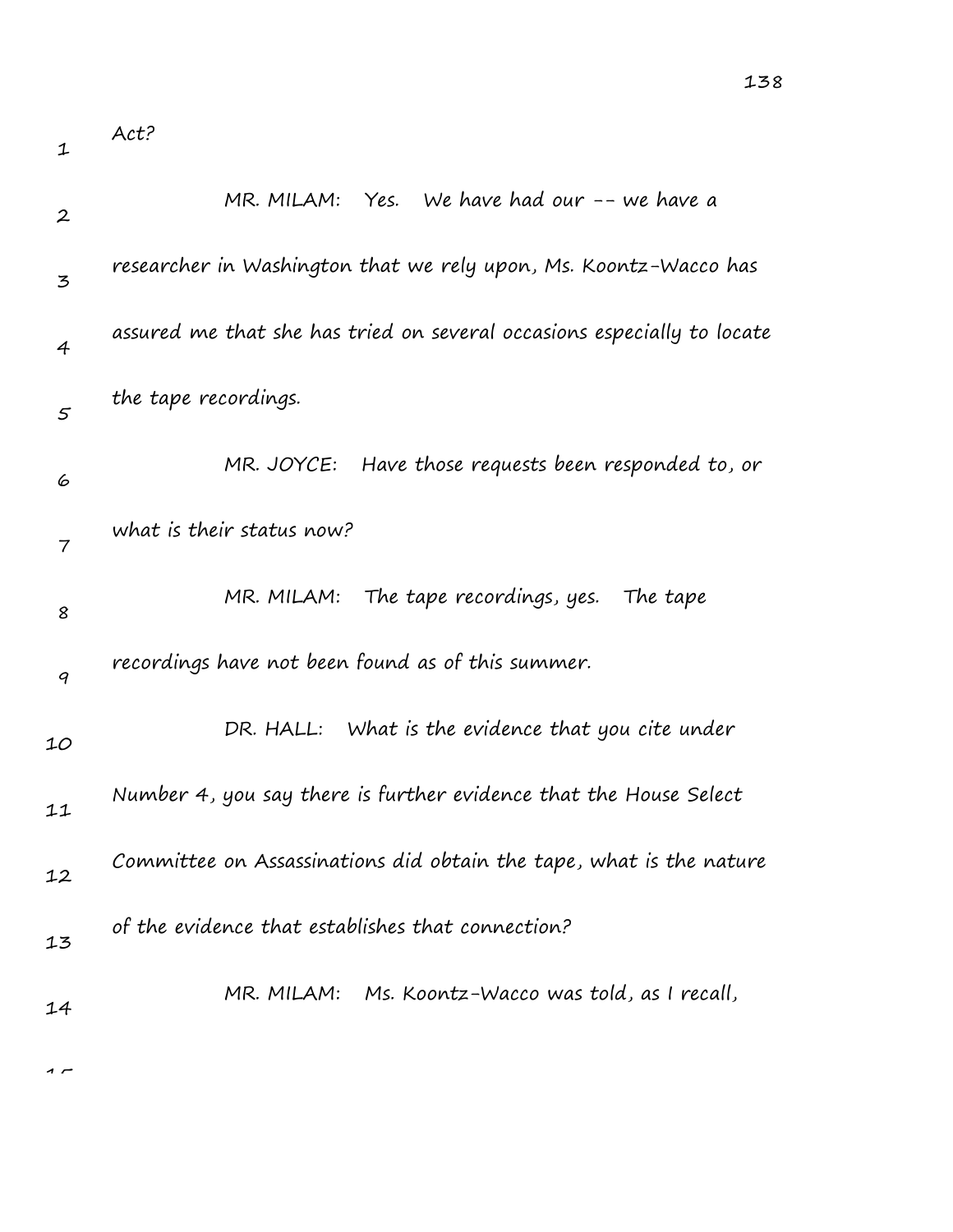Act?

MR. MILAM: Yes. We have had our -- we have a researcher in Washington that we rely upon, Ms. Koontz-Wacco has assured me that she has tried on several occasions especially to locate the tape recordings.

MR. JOYCE: Have those requests been responded to, or what is their status now?

MR. MILAM: The tape recordings, yes. The tape recordings have not been found as of this summer.

DR. HALL: What is the evidence that you cite under Number 4, you say there is further evidence that the House Select Committee on Assassinations did obtain the tape, what is the nature of the evidence that establishes that connection?

MR. MILAM: Ms. Koontz-Wacco was told, as I recall,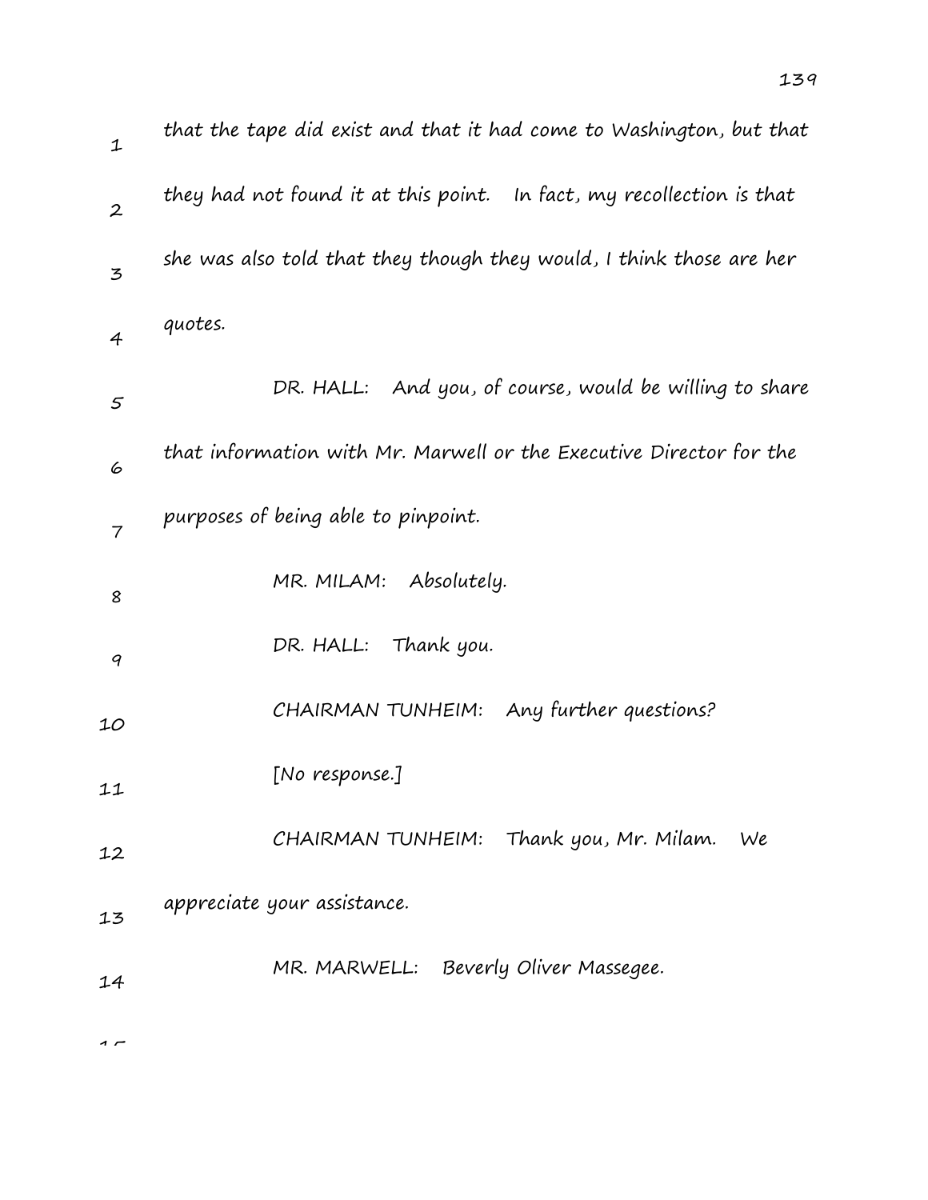that the tape did exist and that it had come to Washington, but that they had not found it at this point. In fact, my recollection is that she was also told that they though they would, I think those are her quotes.

DR. HALL: And you, of course, would be willing to share that information with Mr. Marwell or the Executive Director for the purposes of being able to pinpoint.

MR. MILAM: Absolutely.

DR. HALL: Thank you.

CHAIRMAN TUNHEIM: Any further questions?

[No response.]

CHAIRMAN TUNHEIM: Thank you, Mr. Milam. We appreciate your assistance.

MR. MARWELL: Beverly Oliver Massegee.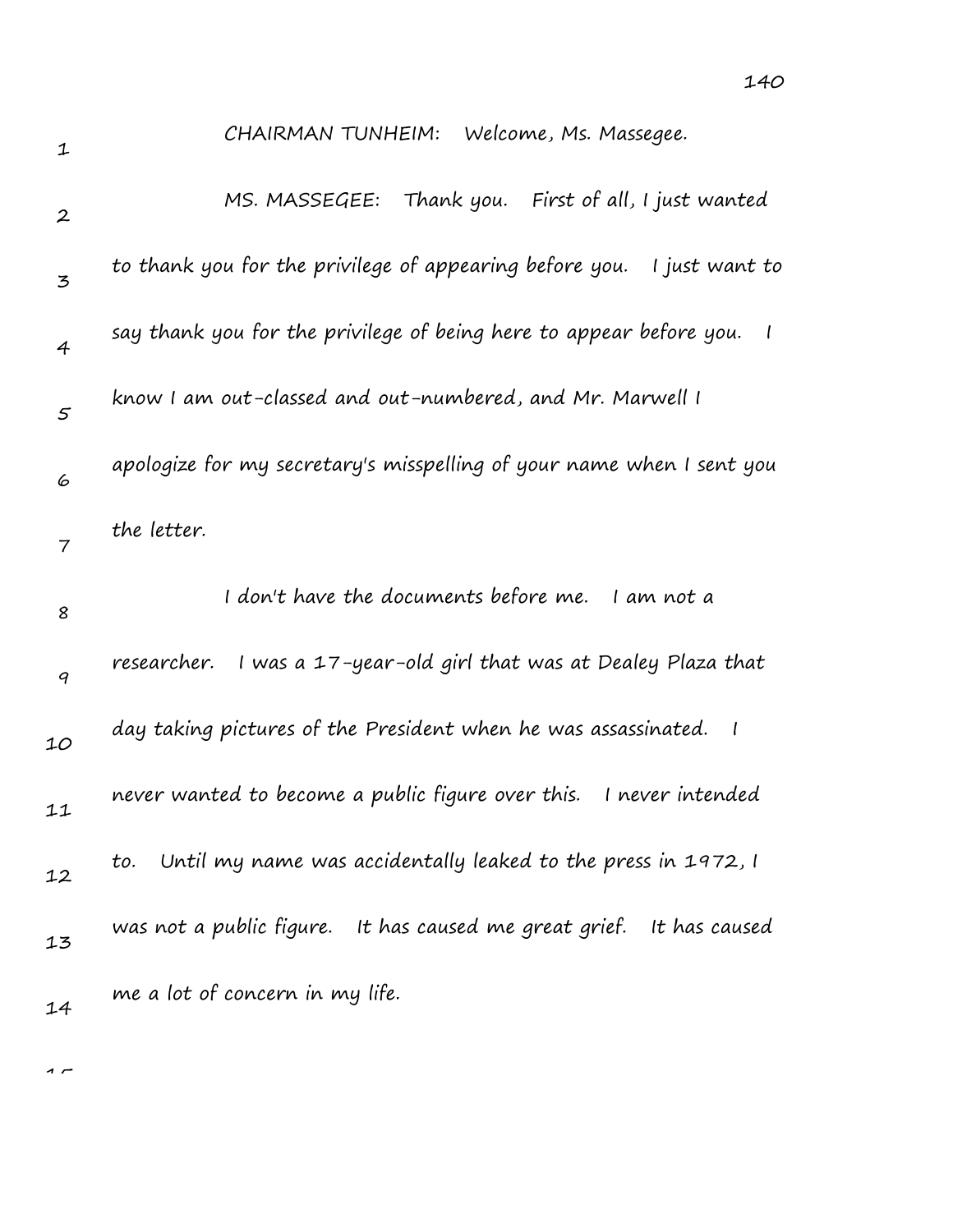CHAIRMAN TUNHEIM: Welcome, Ms. Massegee.

MS. MASSEGEE: Thank you. First of all, I just wanted to thank you for the privilege of appearing before you. I just want to say thank you for the privilege of being here to appear before you. I know I am out-classed and out-numbered, and Mr. Marwell I apologize for my secretary's misspelling of your name when I sent you the letter.

I don't have the documents before me. I am not a researcher. I was a 17-year-old girl that was at Dealey Plaza that day taking pictures of the President when he was assassinated. I never wanted to become a public figure over this. I never intended to. Until my name was accidentally leaked to the press in 1972, I was not a public figure. It has caused me great grief. It has caused me a lot of concern in my life.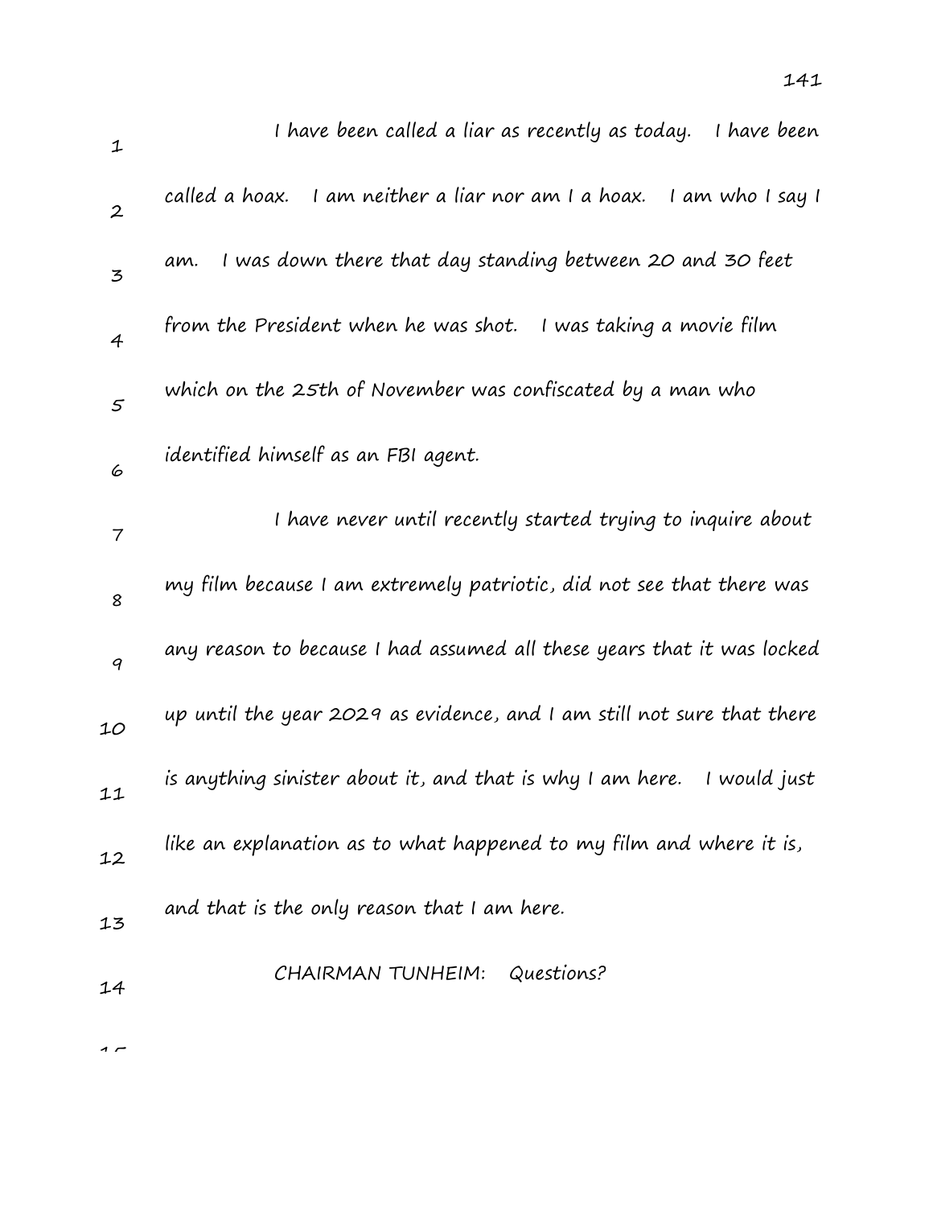I have been called a liar as recently as today. I have been called a hoax. I am neither a liar nor am I a hoax. I am who I say I am. I was down there that day standing between 20 and 30 feet from the President when he was shot. I was taking a movie film which on the 25th of November was confiscated by a man who identified himself as an FBI agent.

I have never until recently started trying to inquire about my film because I am extremely patriotic, did not see that there was any reason to because I had assumed all these years that it was locked up until the year 2029 as evidence, and I am still not sure that there is anything sinister about it, and that is why I am here. I would just like an explanation as to what happened to my film and where it is, and that is the only reason that I am here.

CHAIRMAN TUNHEIM: Questions?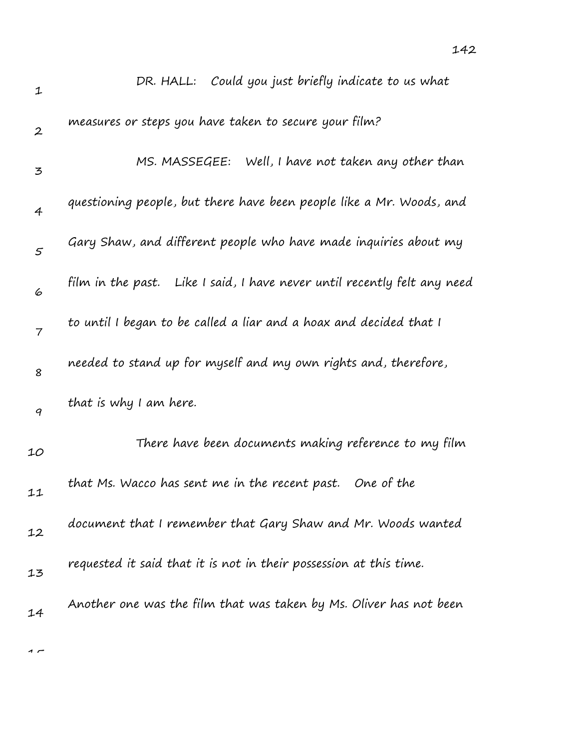DR. HALL: Could you just briefly indicate to us what measures or steps you have taken to secure your film?

MS. MASSEGEE: Well, I have not taken any other than questioning people, but there have been people like a Mr. Woods, and Gary Shaw, and different people who have made inquiries about my film in the past. Like I said, I have never until recently felt any need to until I began to be called a liar and a hoax and decided that I needed to stand up for myself and my own rights and, therefore, that is why I am here.

There have been documents making reference to my film that Ms. Wacco has sent me in the recent past. One of the document that I remember that Gary Shaw and Mr. Woods wanted requested it said that it is not in their possession at this time. Another one was the film that was taken by Ms. Oliver has not been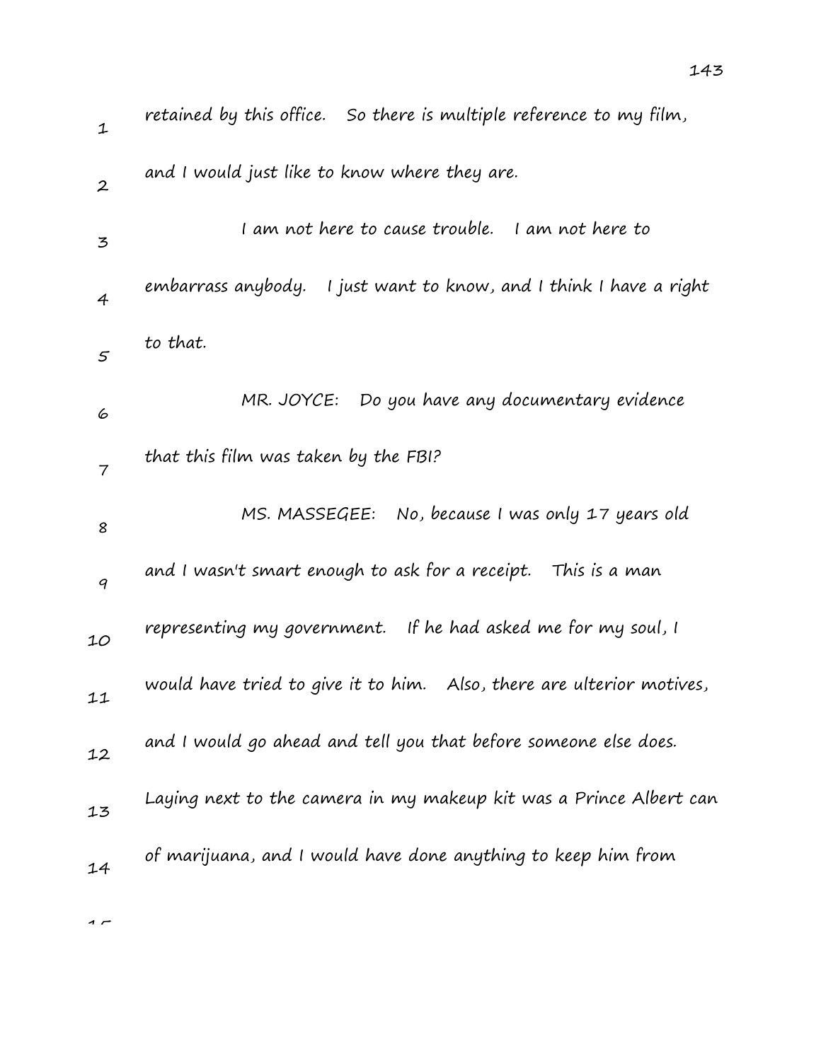retained by this office. So there is multiple reference to my film, and I would just like to know where they are.

I am not here to cause trouble. I am not here to embarrass anybody. I just want to know, and I think I have a right to that.

MR. JOYCE: Do you have any documentary evidence that this film was taken by the FBI?

MS. MASSEGEE: No, because I was only 17 years old and I wasn't smart enough to ask for a receipt. This is a man representing my government. If he had asked me for my soul, I would have tried to give it to him. Also, there are ulterior motives, and I would go ahead and tell you that before someone else does. Laying next to the camera in my makeup kit was a Prince Albert can of marijuana, and I would have done anything to keep him from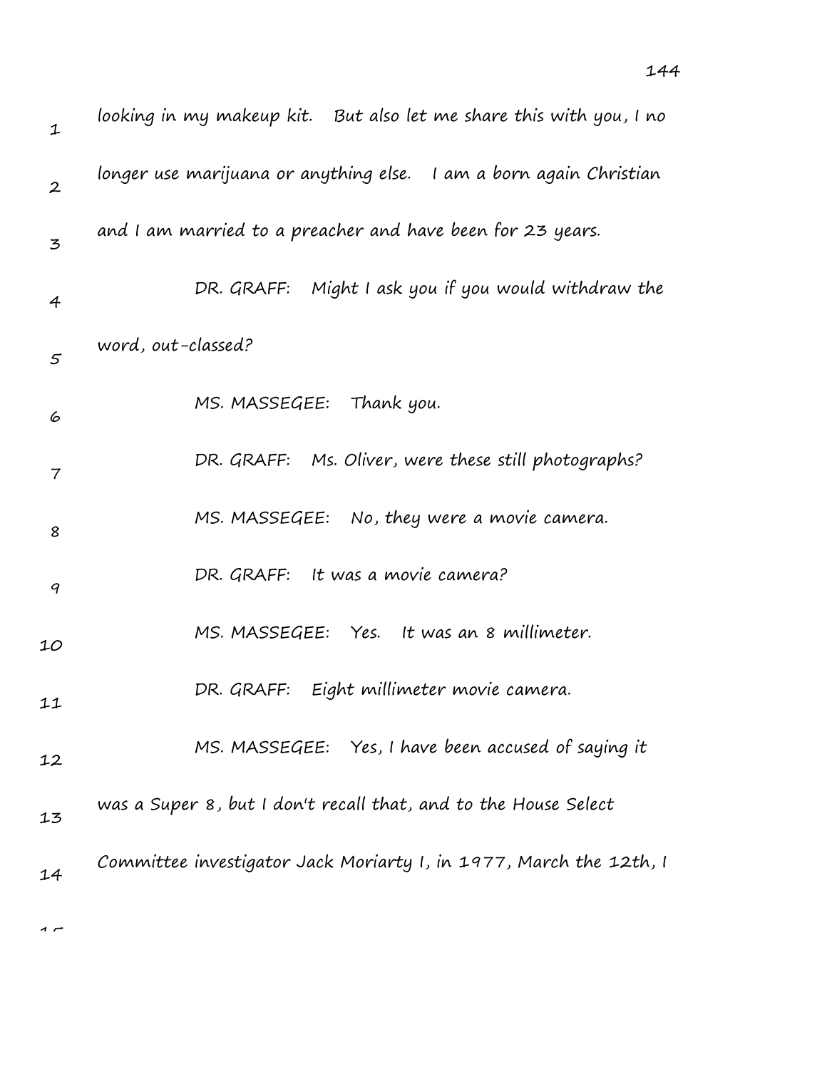looking in my makeup kit. But also let me share this with you, I no longer use marijuana or anything else. I am a born again Christian and I am married to a preacher and have been for 23 years.

DR. GRAFF: Might I ask you if you would withdraw the word, out-classed?

MS. MASSEGEE: Thank you.

DR. GRAFF: Ms. Oliver, were these still photographs?

MS. MASSEGEE: No, they were a movie camera.

DR. GRAFF: It was a movie camera?

MS. MASSEGEE: Yes. It was an 8 millimeter.

DR. GRAFF: Eight millimeter movie camera.

MS. MASSEGEE: Yes, I have been accused of saying it was a Super 8, but I don't recall that, and to the House Select Committee investigator Jack Moriarty I, in 1977, March the 12th, I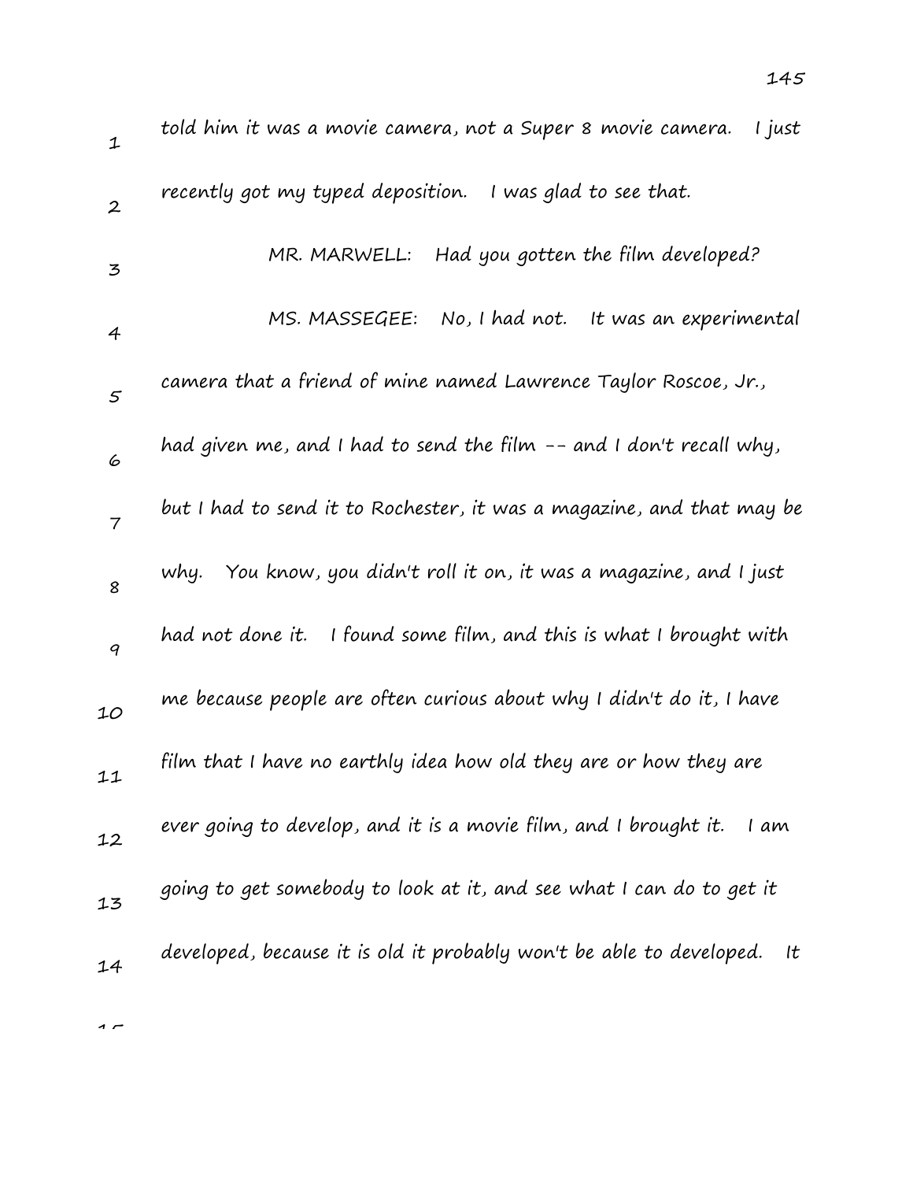told him it was a movie camera, not a Super 8 movie camera. I just recently got my typed deposition. I was glad to see that.

MR. MARWELL: Had you gotten the film developed?

MS. MASSEGEE: No, I had not. It was an experimental camera that a friend of mine named Lawrence Taylor Roscoe, Jr., had given me, and I had to send the film -- and I don't recall why, but I had to send it to Rochester, it was a magazine, and that may be why. You know, you didn't roll it on, it was a magazine, and I just had not done it. I found some film, and this is what I brought with me because people are often curious about why I didn't do it, I have film that I have no earthly idea how old they are or how they are ever going to develop, and it is a movie film, and I brought it. I am going to get somebody to look at it, and see what I can do to get it developed, because it is old it probably won't be able to developed. It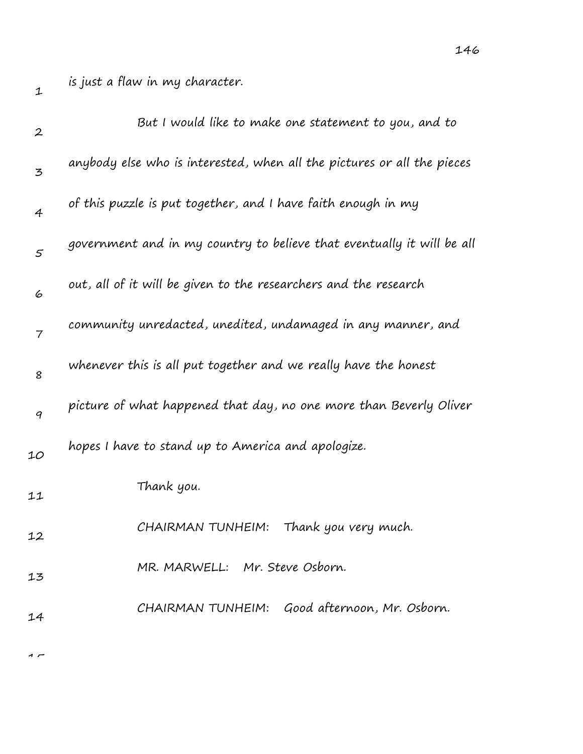is just a flaw in my character.

But I would like to make one statement to you, and to anybody else who is interested, when all the pictures or all the pieces of this puzzle is put together, and I have faith enough in my government and in my country to believe that eventually it will be all out, all of it will be given to the researchers and the research community unredacted, unedited, undamaged in any manner, and whenever this is all put together and we really have the honest picture of what happened that day, no one more than Beverly Oliver hopes I have to stand up to America and apologize.

Thank you.

CHAIRMAN TUNHEIM: Thank you very much.

MR. MARWELL: Mr. Steve Osborn.

CHAIRMAN TUNHEIM: Good afternoon, Mr. Osborn.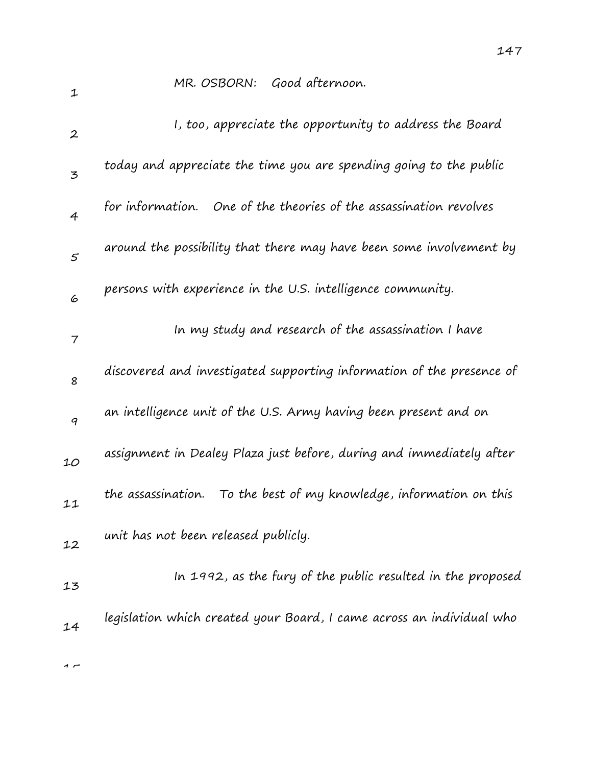MR. OSBORN: Good afternoon.

I, too, appreciate the opportunity to address the Board today and appreciate the time you are spending going to the public for information. One of the theories of the assassination revolves around the possibility that there may have been some involvement by persons with experience in the U.S. intelligence community.

In my study and research of the assassination I have discovered and investigated supporting information of the presence of an intelligence unit of the U.S. Army having been present and on assignment in Dealey Plaza just before, during and immediately after the assassination. To the best of my knowledge, information on this unit has not been released publicly.

In 1992, as the fury of the public resulted in the proposed legislation which created your Board, I came across an individual who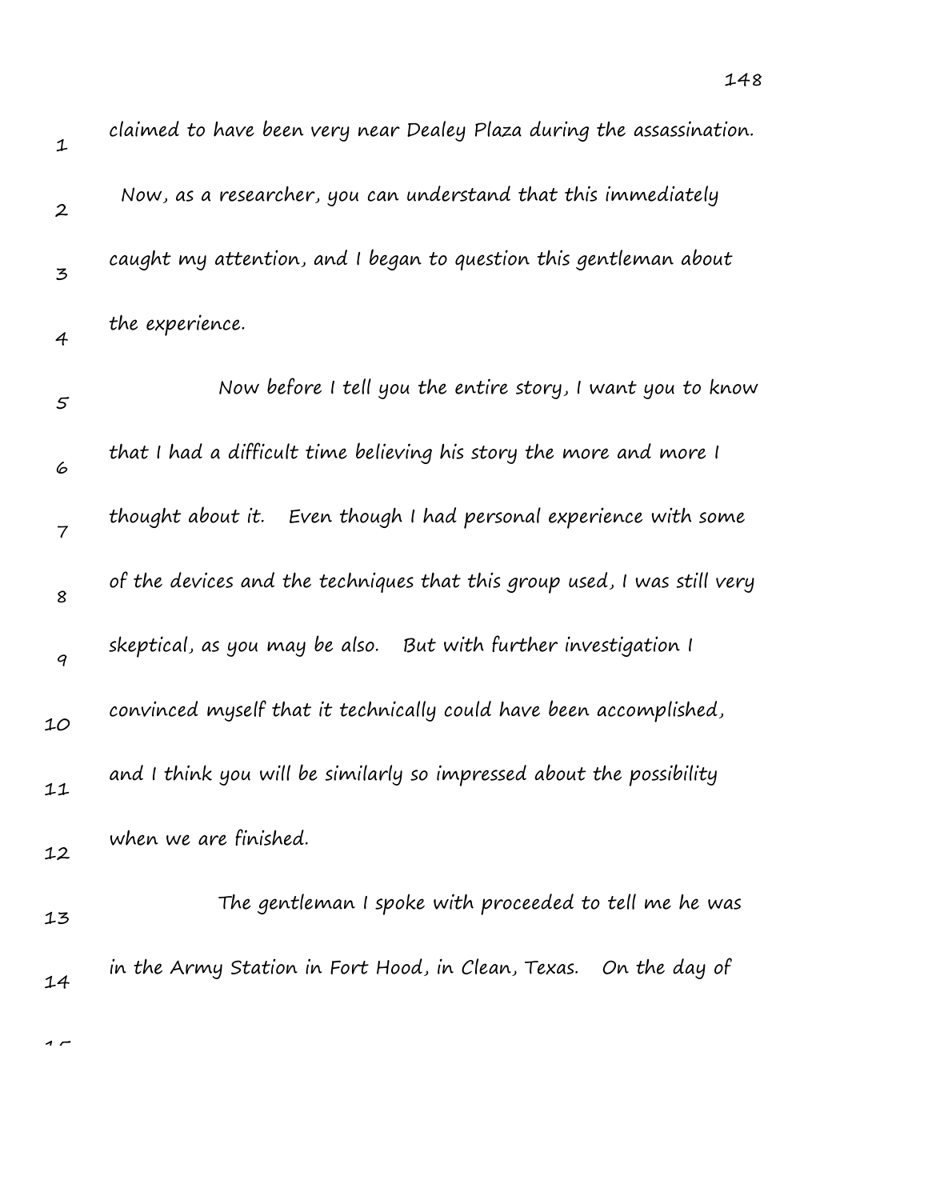claimed to have been very near Dealey Plaza during the assassination. Now, as a researcher, you can understand that this immediately caught my attention, and I began to question this gentleman about the experience.

Now before I tell you the entire story, I want you to know that I had a difficult time believing his story the more and more I thought about it. Even though I had personal experience with some of the devices and the techniques that this group used, I was still very skeptical, as you may be also. But with further investigation I convinced myself that it technically could have been accomplished, and I think you will be similarly so impressed about the possibility when we are finished.

The gentleman I spoke with proceeded to tell me he was in the Army Station in Fort Hood, in Clean, Texas. On the day of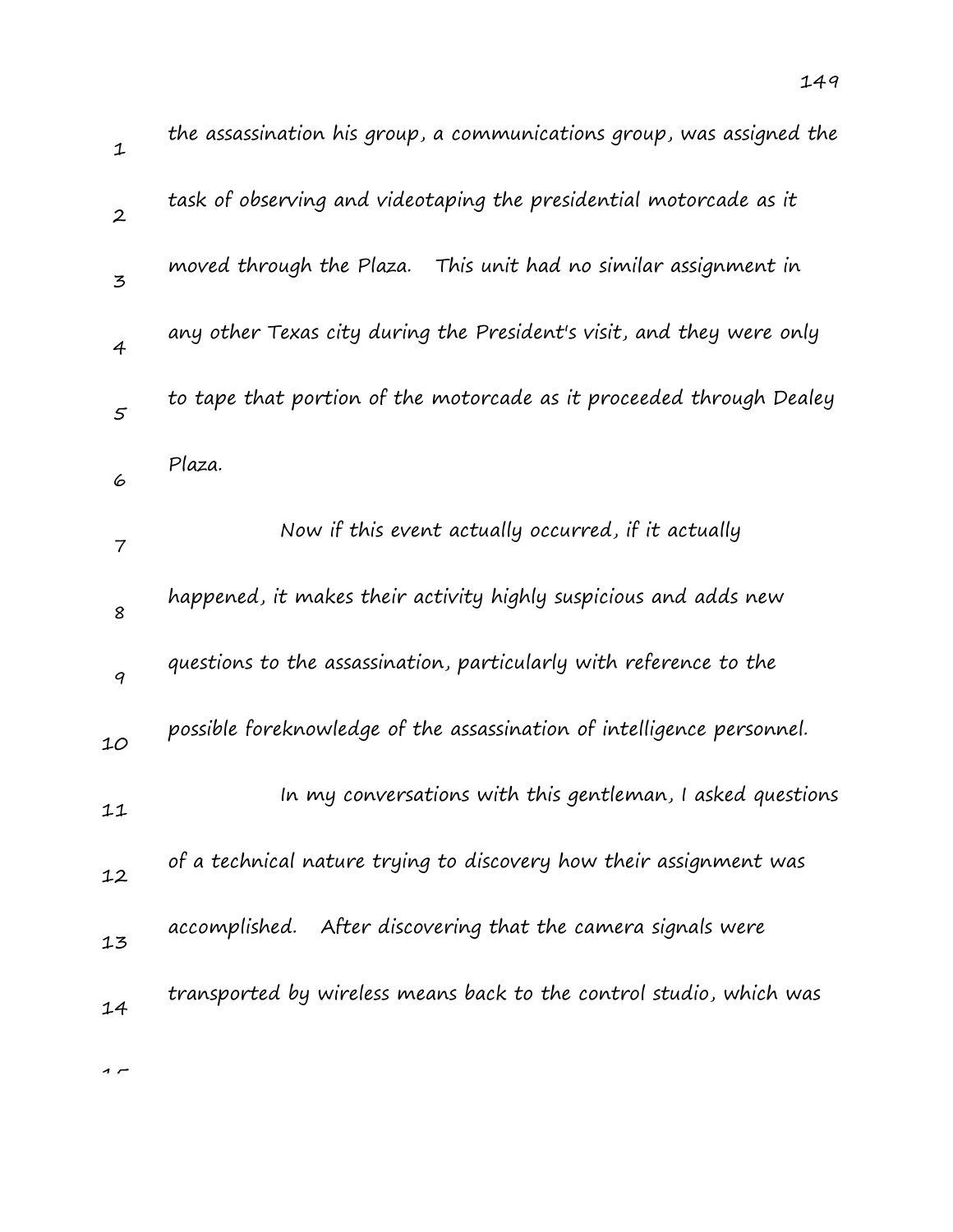the assassination his group, a communications group, was assigned the task of observing and videotaping the presidential motorcade as it moved through the Plaza. This unit had no similar assignment in any other Texas city during the President's visit, and they were only to tape that portion of the motorcade as it proceeded through Dealey Plaza.

Now if this event actually occurred, if it actually happened, it makes their activity highly suspicious and adds new questions to the assassination, particularly with reference to the possible foreknowledge of the assassination of intelligence personnel.

In my conversations with this gentleman, I asked questions of a technical nature trying to discovery how their assignment was accomplished. After discovering that the camera signals were transported by wireless means back to the control studio, which was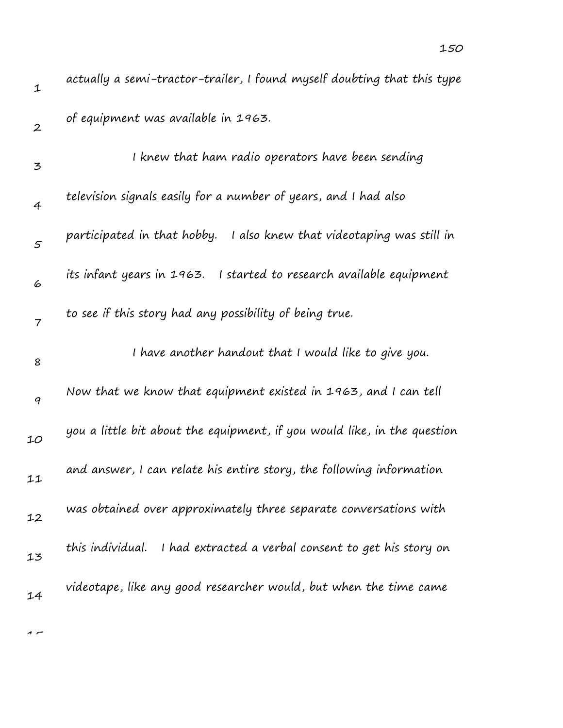actually a semi-tractor-trailer, I found myself doubting that this type of equipment was available in 1963.

I knew that ham radio operators have been sending television signals easily for a number of years, and I had also participated in that hobby. I also knew that videotaping was still in its infant years in 1963. I started to research available equipment to see if this story had any possibility of being true.

I have another handout that I would like to give you. Now that we know that equipment existed in 1963, and I can tell you a little bit about the equipment, if you would like, in the question and answer, I can relate his entire story, the following information was obtained over approximately three separate conversations with this individual. I had extracted a verbal consent to get his story on videotape, like any good researcher would, but when the time came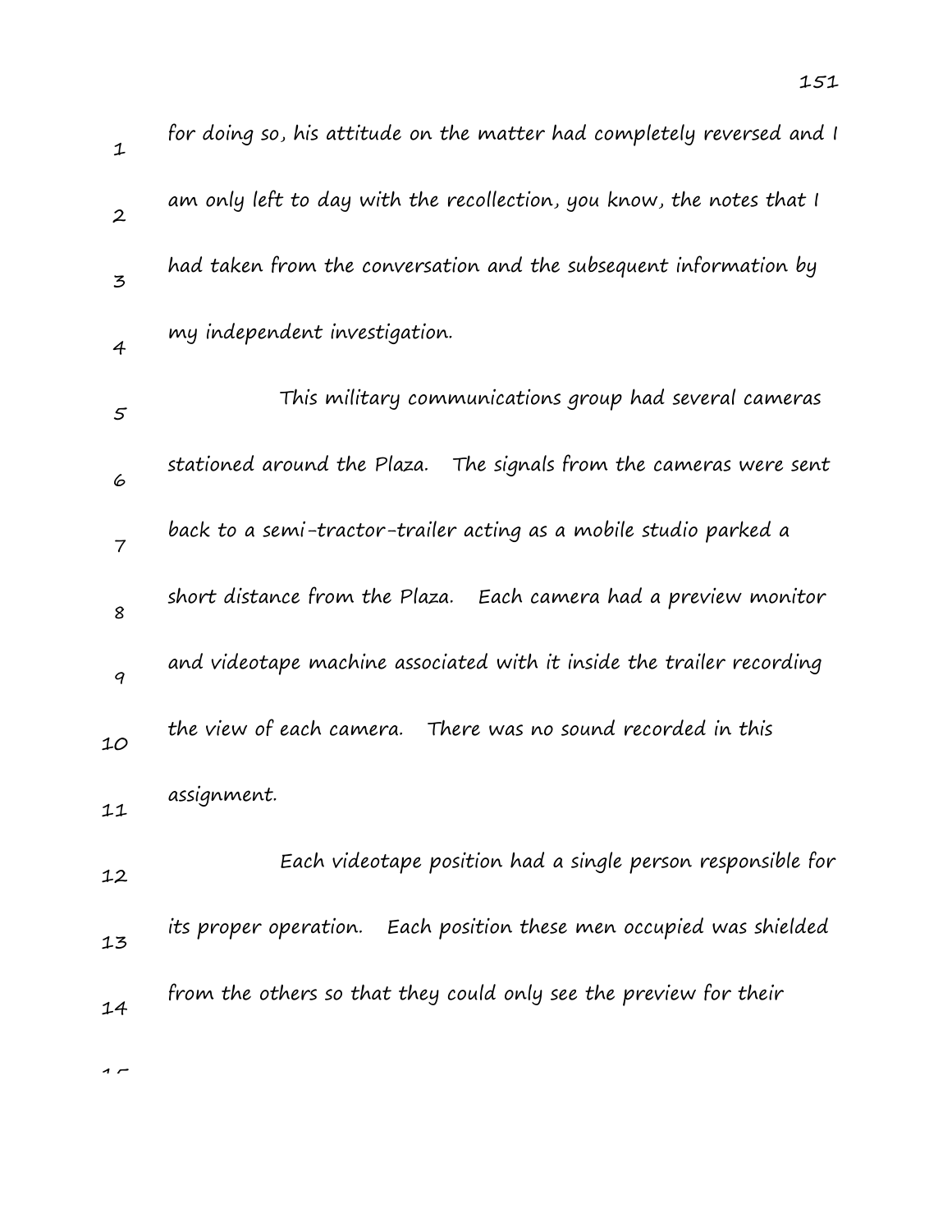for doing so, his attitude on the matter had completely reversed and I am only left to day with the recollection, you know, the notes that I had taken from the conversation and the subsequent information by my independent investigation.

This military communications group had several cameras stationed around the Plaza. The signals from the cameras were sent back to a semi-tractor-trailer acting as a mobile studio parked a short distance from the Plaza. Each camera had a preview monitor and videotape machine associated with it inside the trailer recording the view of each camera. There was no sound recorded in this assignment.

Each videotape position had a single person responsible for its proper operation. Each position these men occupied was shielded from the others so that they could only see the preview for their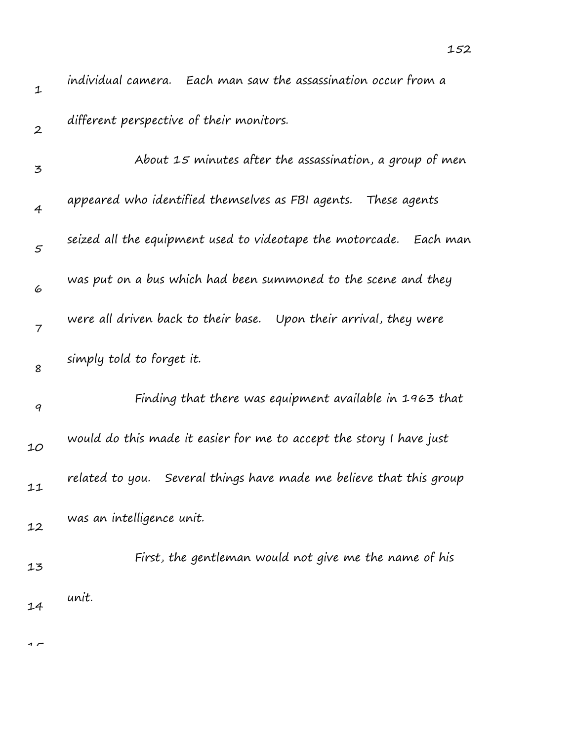individual camera. Each man saw the assassination occur from a different perspective of their monitors.

About 15 minutes after the assassination, a group of men appeared who identified themselves as FBI agents. These agents seized all the equipment used to videotape the motorcade. Each man was put on a bus which had been summoned to the scene and they were all driven back to their base. Upon their arrival, they were simply told to forget it.

Finding that there was equipment available in 1963 that would do this made it easier for me to accept the story I have just related to you. Several things have made me believe that this group was an intelligence unit.

First, the gentleman would not give me the name of his unit.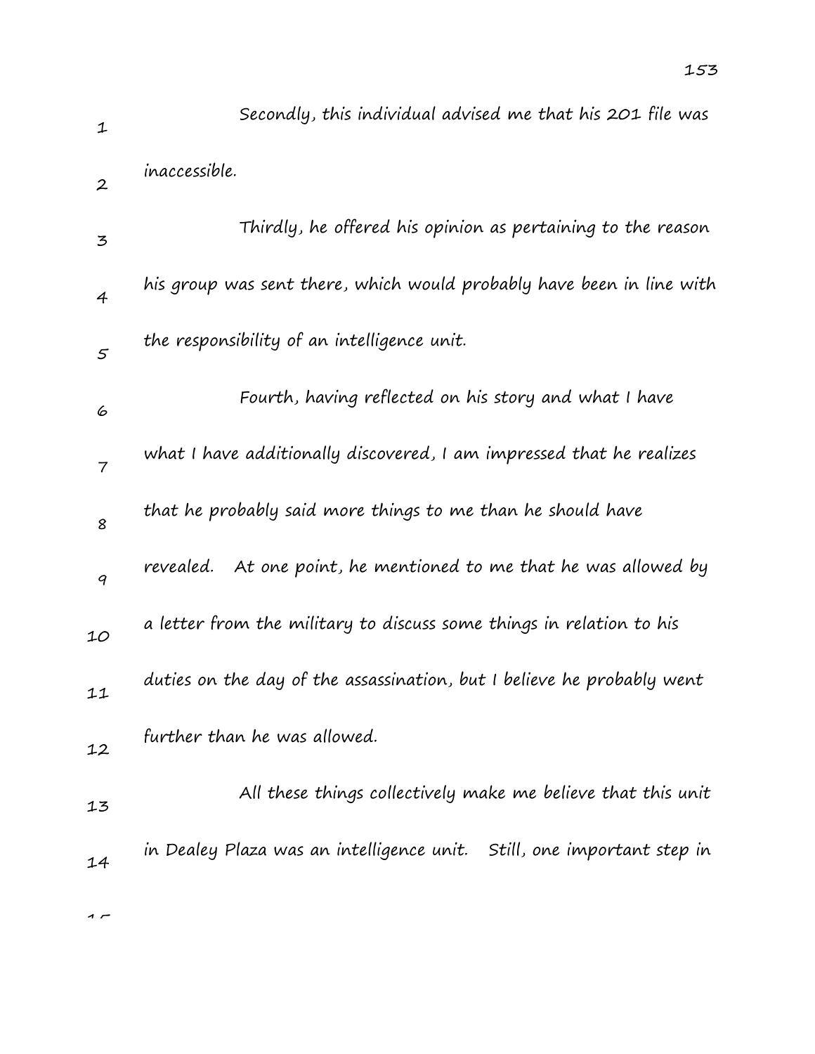Secondly, this individual advised me that his 201 file was inaccessible.

Thirdly, he offered his opinion as pertaining to the reason his group was sent there, which would probably have been in line with the responsibility of an intelligence unit.

Fourth, having reflected on his story and what I have what I have additionally discovered, I am impressed that he realizes that he probably said more things to me than he should have revealed. At one point, he mentioned to me that he was allowed by a letter from the military to discuss some things in relation to his duties on the day of the assassination, but I believe he probably went further than he was allowed.

All these things collectively make me believe that this unit in Dealey Plaza was an intelligence unit. Still, one important step in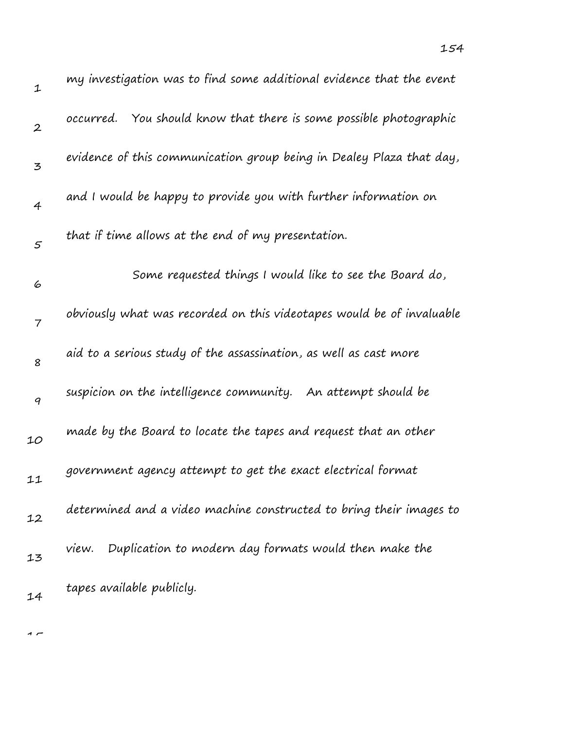my investigation was to find some additional evidence that the event occurred. You should know that there is some possible photographic evidence of this communication group being in Dealey Plaza that day, and I would be happy to provide you with further information on that if time allows at the end of my presentation.

Some requested things I would like to see the Board do, obviously what was recorded on this videotapes would be of invaluable aid to a serious study of the assassination, as well as cast more suspicion on the intelligence community. An attempt should be made by the Board to locate the tapes and request that an other government agency attempt to get the exact electrical format determined and a video machine constructed to bring their images to view. Duplication to modern day formats would then make the tapes available publicly.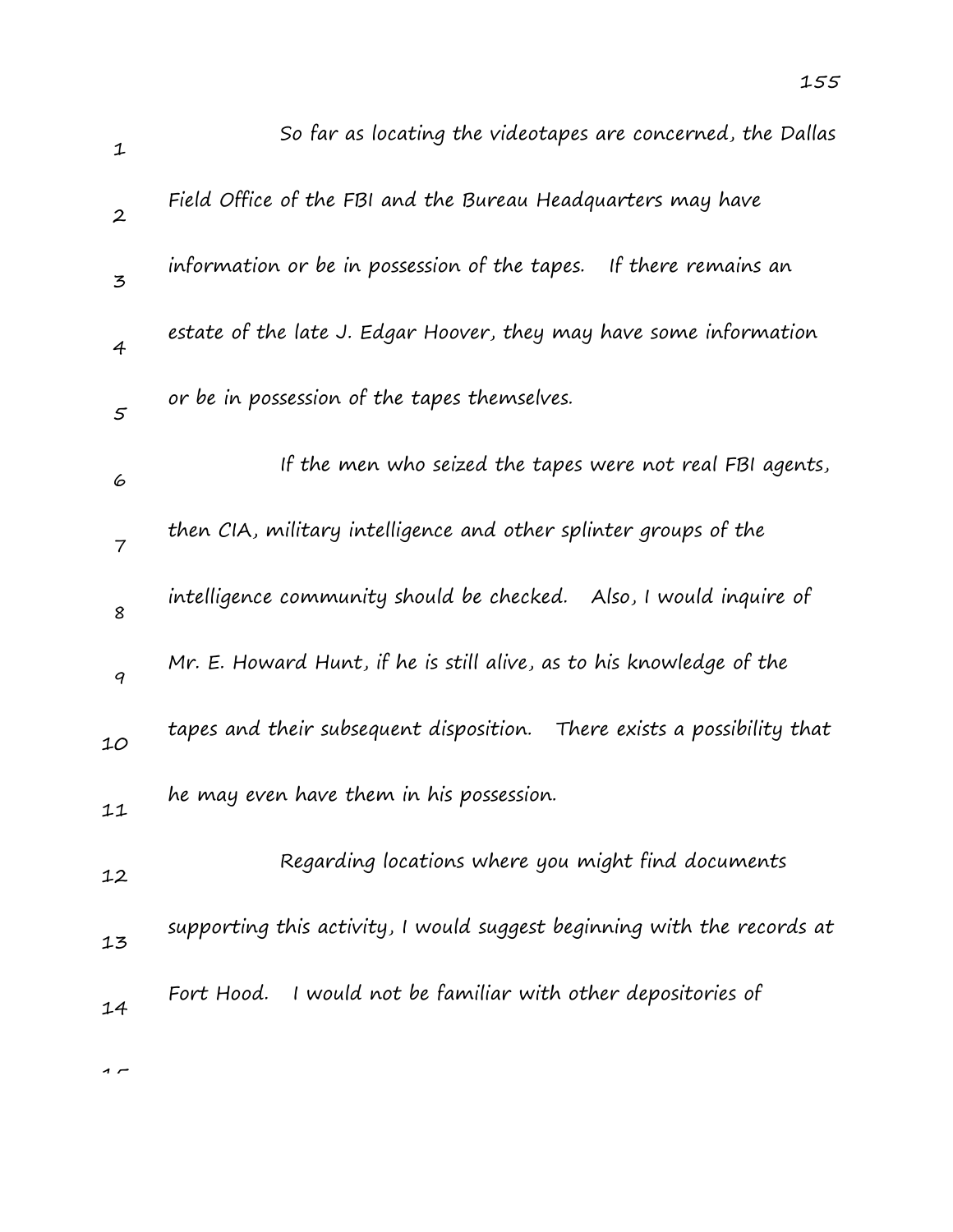So far as locating the videotapes are concerned, the Dallas Field Office of the FBI and the Bureau Headquarters may have information or be in possession of the tapes. If there remains an estate of the late J. Edgar Hoover, they may have some information or be in possession of the tapes themselves.

If the men who seized the tapes were not real FBI agents, then CIA, military intelligence and other splinter groups of the intelligence community should be checked. Also, I would inquire of Mr. E. Howard Hunt, if he is still alive, as to his knowledge of the tapes and their subsequent disposition. There exists a possibility that he may even have them in his possession.

Regarding locations where you might find documents supporting this activity, I would suggest beginning with the records at Fort Hood. I would not be familiar with other depositories of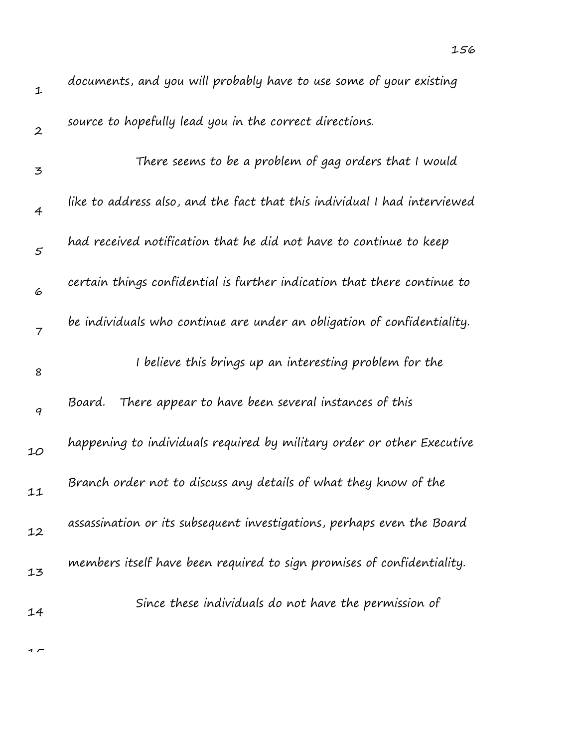documents, and you will probably have to use some of your existing source to hopefully lead you in the correct directions.

There seems to be a problem of gag orders that I would like to address also, and the fact that this individual I had interviewed had received notification that he did not have to continue to keep certain things confidential is further indication that there continue to be individuals who continue are under an obligation of confidentiality.

I believe this brings up an interesting problem for the Board. There appear to have been several instances of this happening to individuals required by military order or other Executive Branch order not to discuss any details of what they know of the assassination or its subsequent investigations, perhaps even the Board members itself have been required to sign promises of confidentiality.

Since these individuals do not have the permission of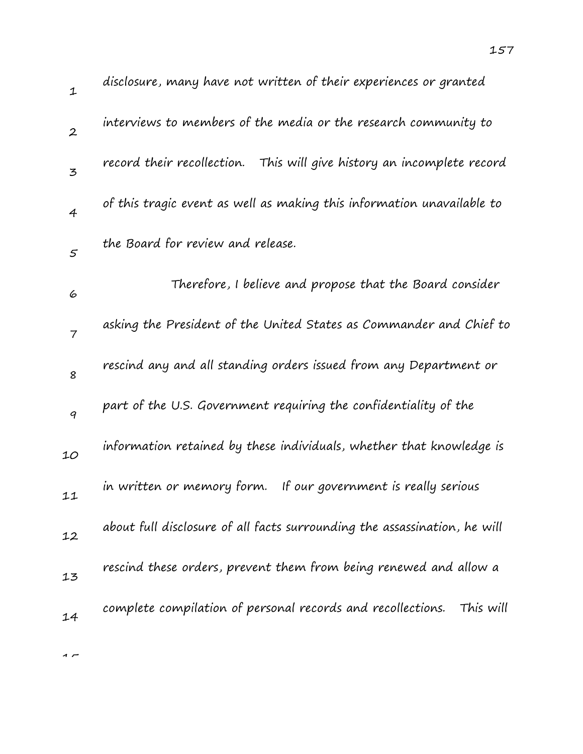disclosure, many have not written of their experiences or granted interviews to members of the media or the research community to record their recollection. This will give history an incomplete record of this tragic event as well as making this information unavailable to the Board for review and release.

Therefore, I believe and propose that the Board consider asking the President of the United States as Commander and Chief to rescind any and all standing orders issued from any Department or part of the U.S. Government requiring the confidentiality of the information retained by these individuals, whether that knowledge is in written or memory form. If our government is really serious about full disclosure of all facts surrounding the assassination, he will rescind these orders, prevent them from being renewed and allow a complete compilation of personal records and recollections. This will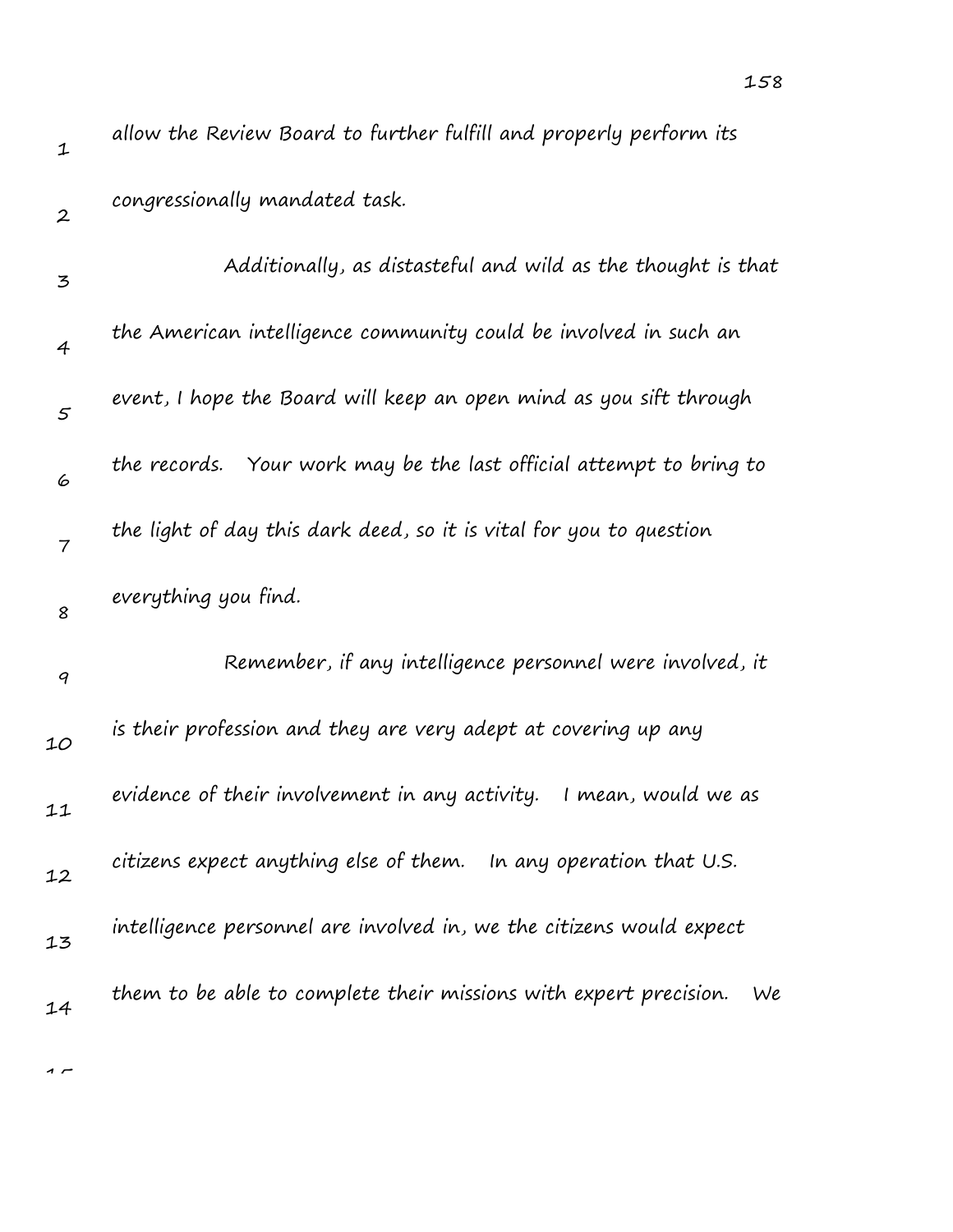allow the Review Board to further fulfill and properly perform its congressionally mandated task.

Additionally, as distasteful and wild as the thought is that the American intelligence community could be involved in such an event, I hope the Board will keep an open mind as you sift through the records. Your work may be the last official attempt to bring to the light of day this dark deed, so it is vital for you to question everything you find.

Remember, if any intelligence personnel were involved, it is their profession and they are very adept at covering up any evidence of their involvement in any activity. I mean, would we as citizens expect anything else of them. In any operation that U.S. intelligence personnel are involved in, we the citizens would expect them to be able to complete their missions with expert precision. We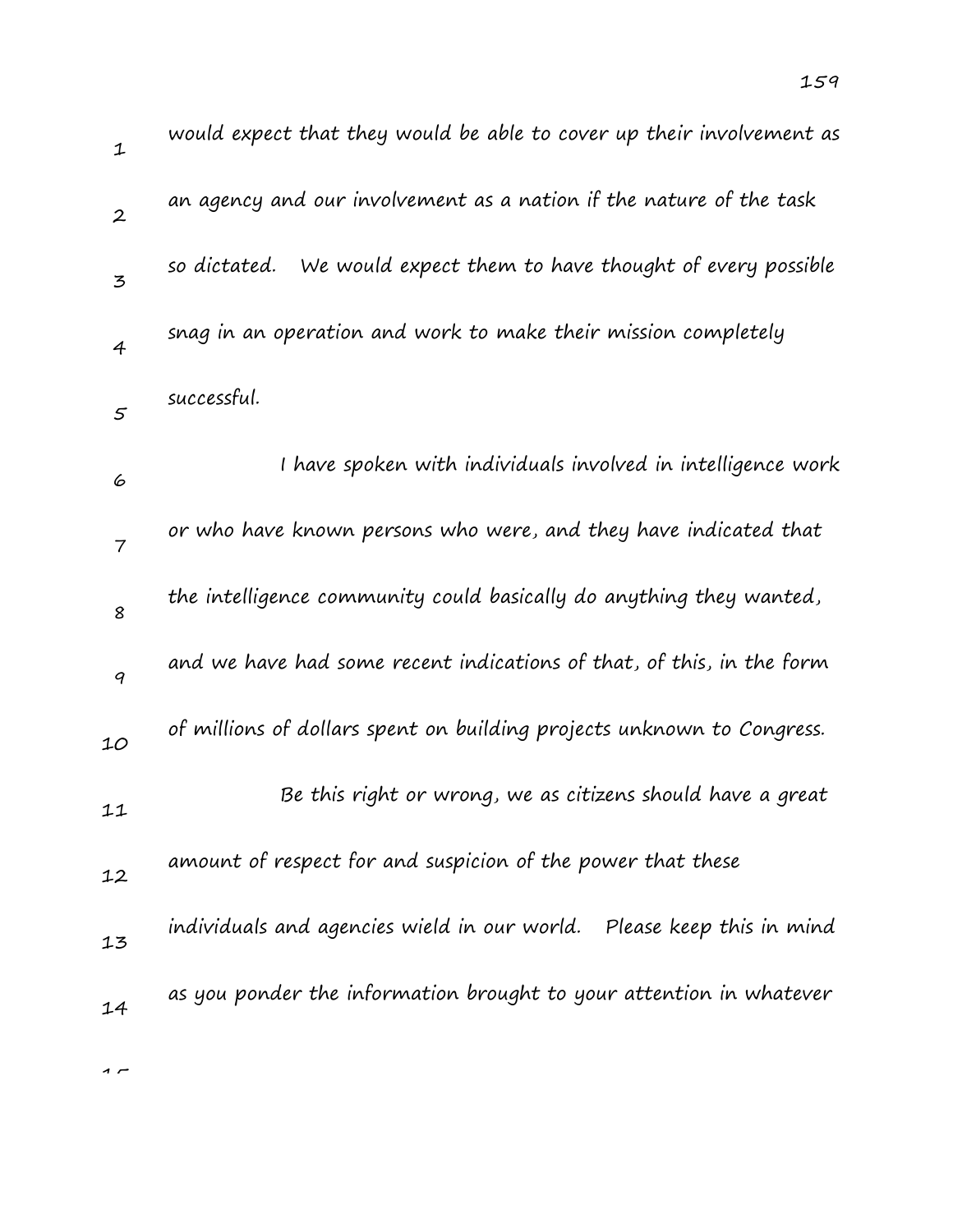would expect that they would be able to cover up their involvement as an agency and our involvement as a nation if the nature of the task so dictated. We would expect them to have thought of every possible snag in an operation and work to make their mission completely successful.

I have spoken with individuals involved in intelligence work or who have known persons who were, and they have indicated that the intelligence community could basically do anything they wanted, and we have had some recent indications of that, of this, in the form of millions of dollars spent on building projects unknown to Congress.

Be this right or wrong, we as citizens should have a great amount of respect for and suspicion of the power that these individuals and agencies wield in our world. Please keep this in mind as you ponder the information brought to your attention in whatever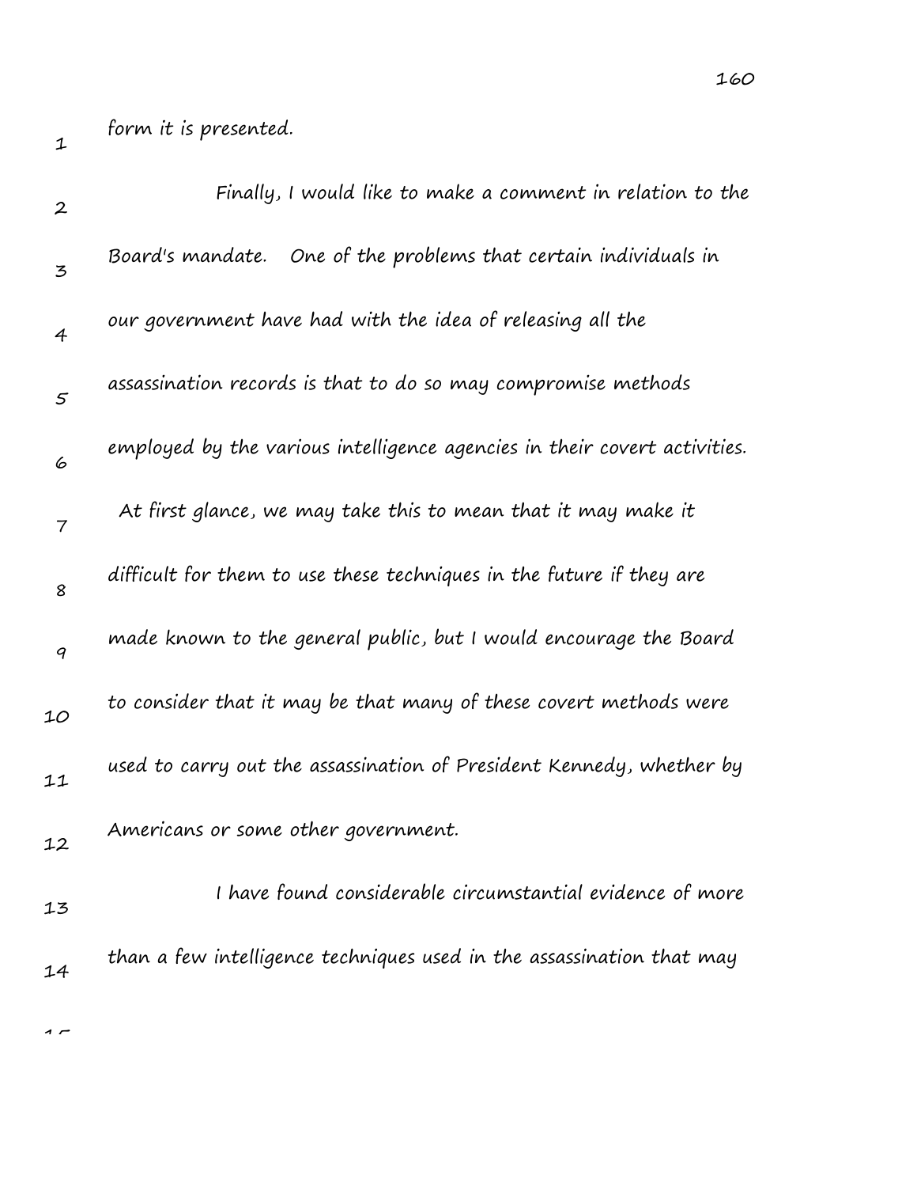form it is presented.

Finally, I would like to make a comment in relation to the Board's mandate. One of the problems that certain individuals in our government have had with the idea of releasing all the assassination records is that to do so may compromise methods employed by the various intelligence agencies in their covert activities. At first glance, we may take this to mean that it may make it difficult for them to use these techniques in the future if they are made known to the general public, but I would encourage the Board to consider that it may be that many of these covert methods were used to carry out the assassination of President Kennedy, whether by Americans or some other government.

I have found considerable circumstantial evidence of more than a few intelligence techniques used in the assassination that may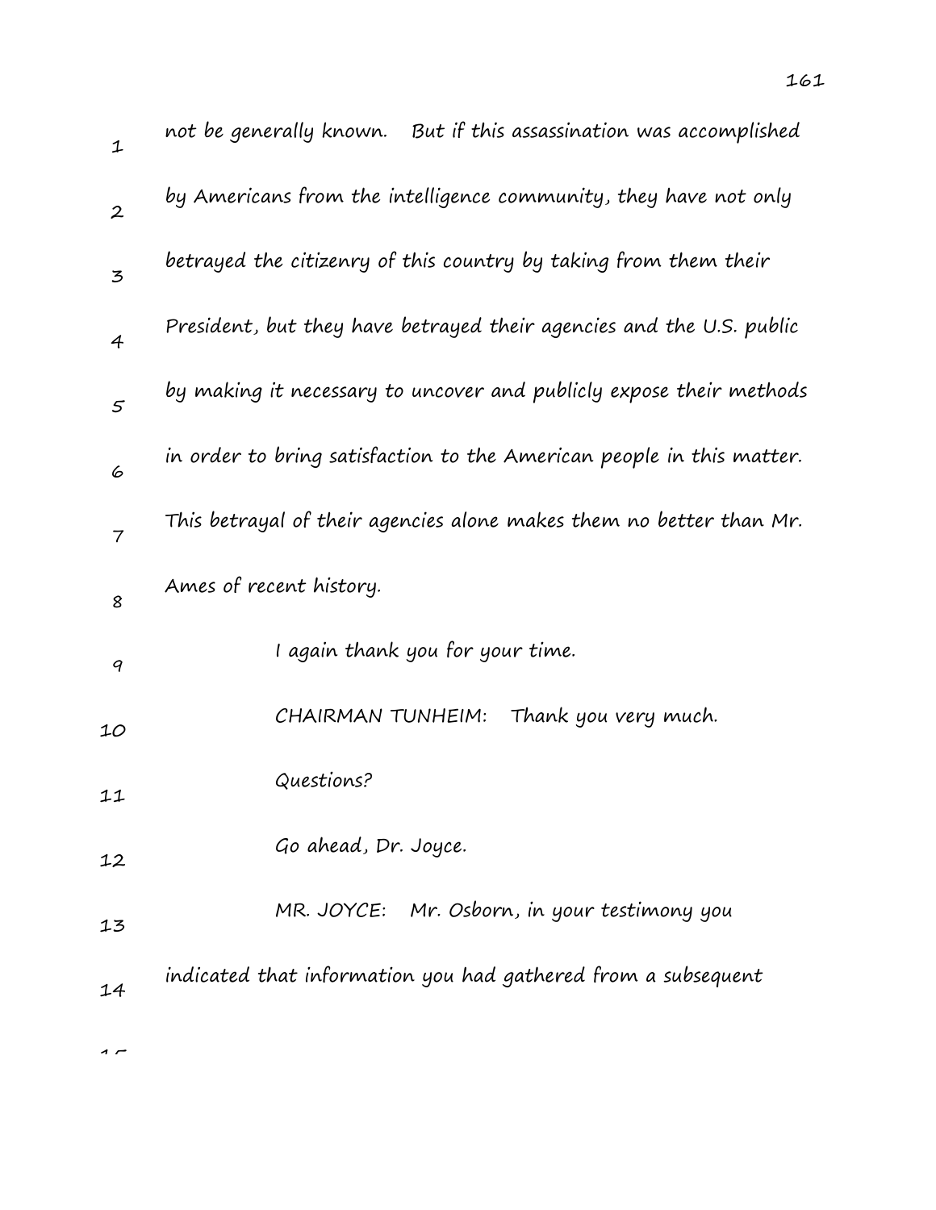not be generally known. But if this assassination was accomplished by Americans from the intelligence community, they have not only betrayed the citizenry of this country by taking from them their President, but they have betrayed their agencies and the U.S. public by making it necessary to uncover and publicly expose their methods in order to bring satisfaction to the American people in this matter. This betrayal of their agencies alone makes them no better than Mr. Ames of recent history.

I again thank you for your time.

CHAIRMAN TUNHEIM: Thank you very much.

Questions?

Go ahead, Dr. Joyce.

MR. JOYCE: Mr. Osborn, in your testimony you indicated that information you had gathered from a subsequent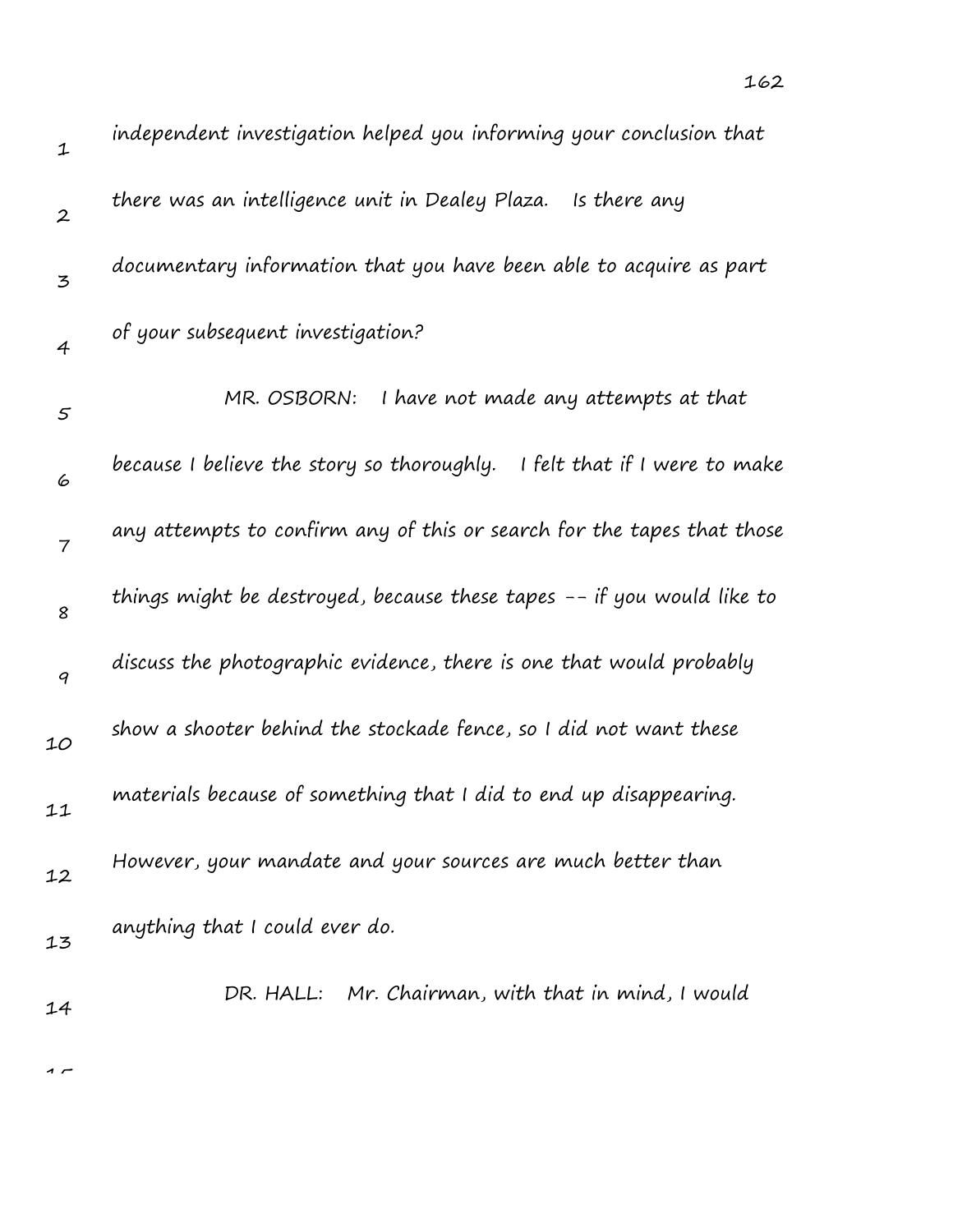independent investigation helped you informing your conclusion that there was an intelligence unit in Dealey Plaza. Is there any documentary information that you have been able to acquire as part of your subsequent investigation?

MR. OSBORN: I have not made any attempts at that because I believe the story so thoroughly. I felt that if I were to make any attempts to confirm any of this or search for the tapes that those things might be destroyed, because these tapes -- if you would like to discuss the photographic evidence, there is one that would probably show a shooter behind the stockade fence, so I did not want these materials because of something that I did to end up disappearing. However, your mandate and your sources are much better than anything that I could ever do.

DR. HALL: Mr. Chairman, with that in mind, I would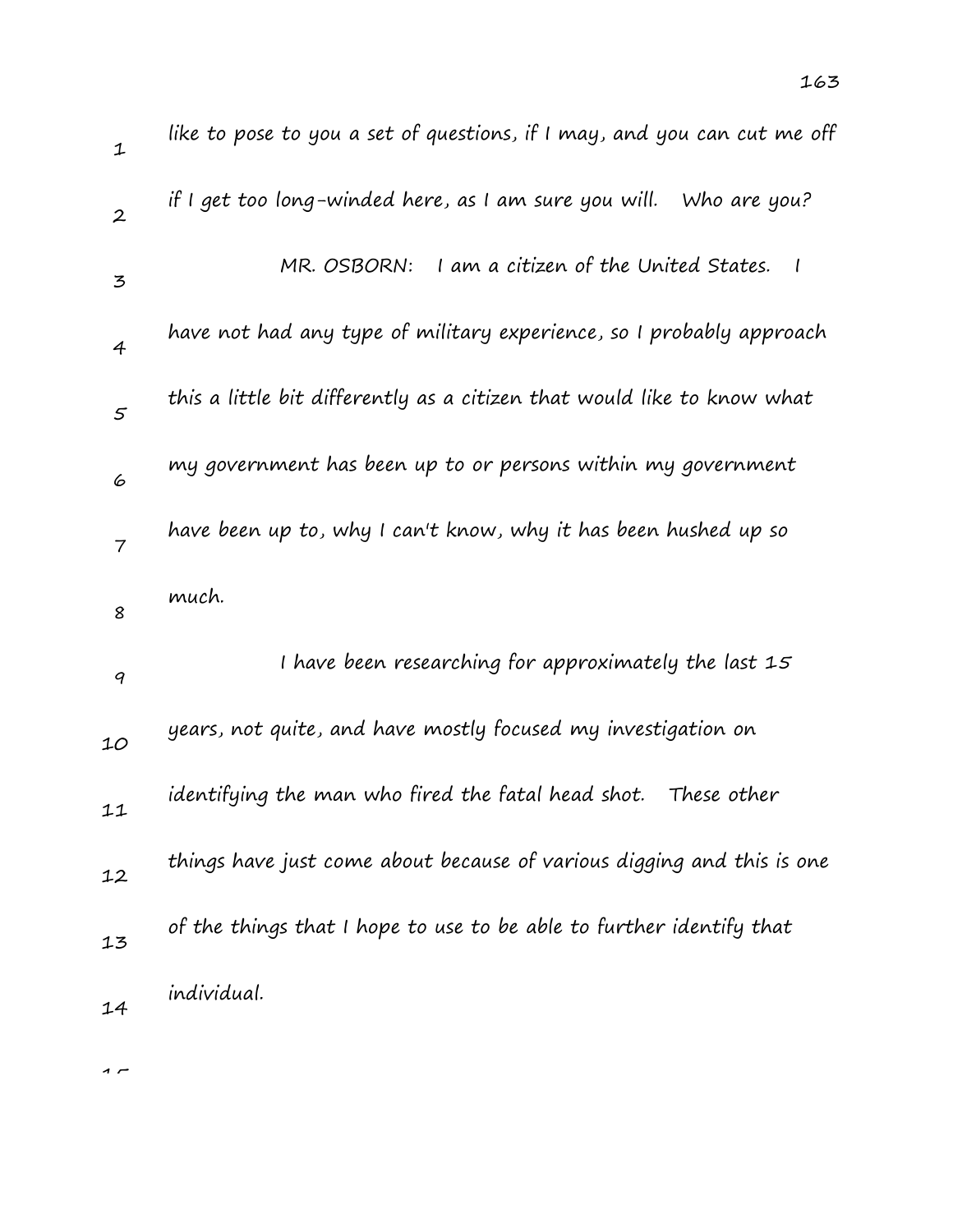like to pose to you a set of questions, if I may, and you can cut me off if I get too long-winded here, as I am sure you will. Who are you?

MR. OSBORN: I am a citizen of the United States. I have not had any type of military experience, so I probably approach this a little bit differently as a citizen that would like to know what my government has been up to or persons within my government have been up to, why I can't know, why it has been hushed up so much.

I have been researching for approximately the last 15 years, not quite, and have mostly focused my investigation on identifying the man who fired the fatal head shot. These other things have just come about because of various digging and this is one of the things that I hope to use to be able to further identify that individual.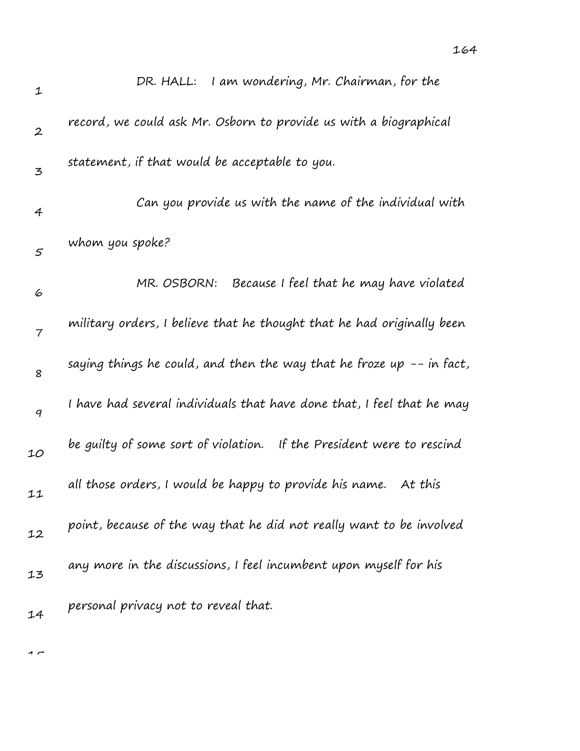DR. HALL: I am wondering, Mr. Chairman, for the record, we could ask Mr. Osborn to provide us with a biographical statement, if that would be acceptable to you.

Can you provide us with the name of the individual with whom you spoke?

MR. OSBORN: Because I feel that he may have violated military orders, I believe that he thought that he had originally been saying things he could, and then the way that he froze up -- in fact, I have had several individuals that have done that, I feel that he may be guilty of some sort of violation. If the President were to rescind all those orders, I would be happy to provide his name. At this point, because of the way that he did not really want to be involved any more in the discussions, I feel incumbent upon myself for his personal privacy not to reveal that.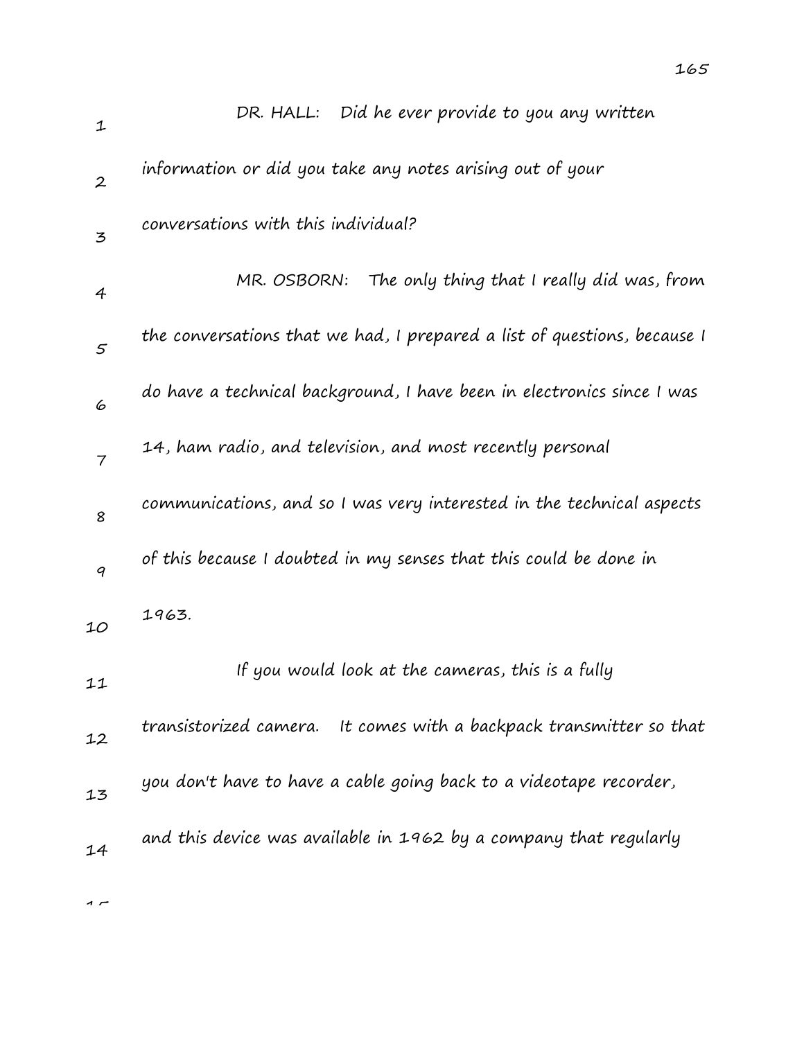DR. HALL: Did he ever provide to you any written information or did you take any notes arising out of your conversations with this individual?

MR. OSBORN: The only thing that I really did was, from the conversations that we had, I prepared a list of questions, because I do have a technical background, I have been in electronics since I was 14, ham radio, and television, and most recently personal communications, and so I was very interested in the technical aspects of this because I doubted in my senses that this could be done in 1963.

If you would look at the cameras, this is a fully transistorized camera. It comes with a backpack transmitter so that you don't have to have a cable going back to a videotape recorder, and this device was available in 1962 by a company that regularly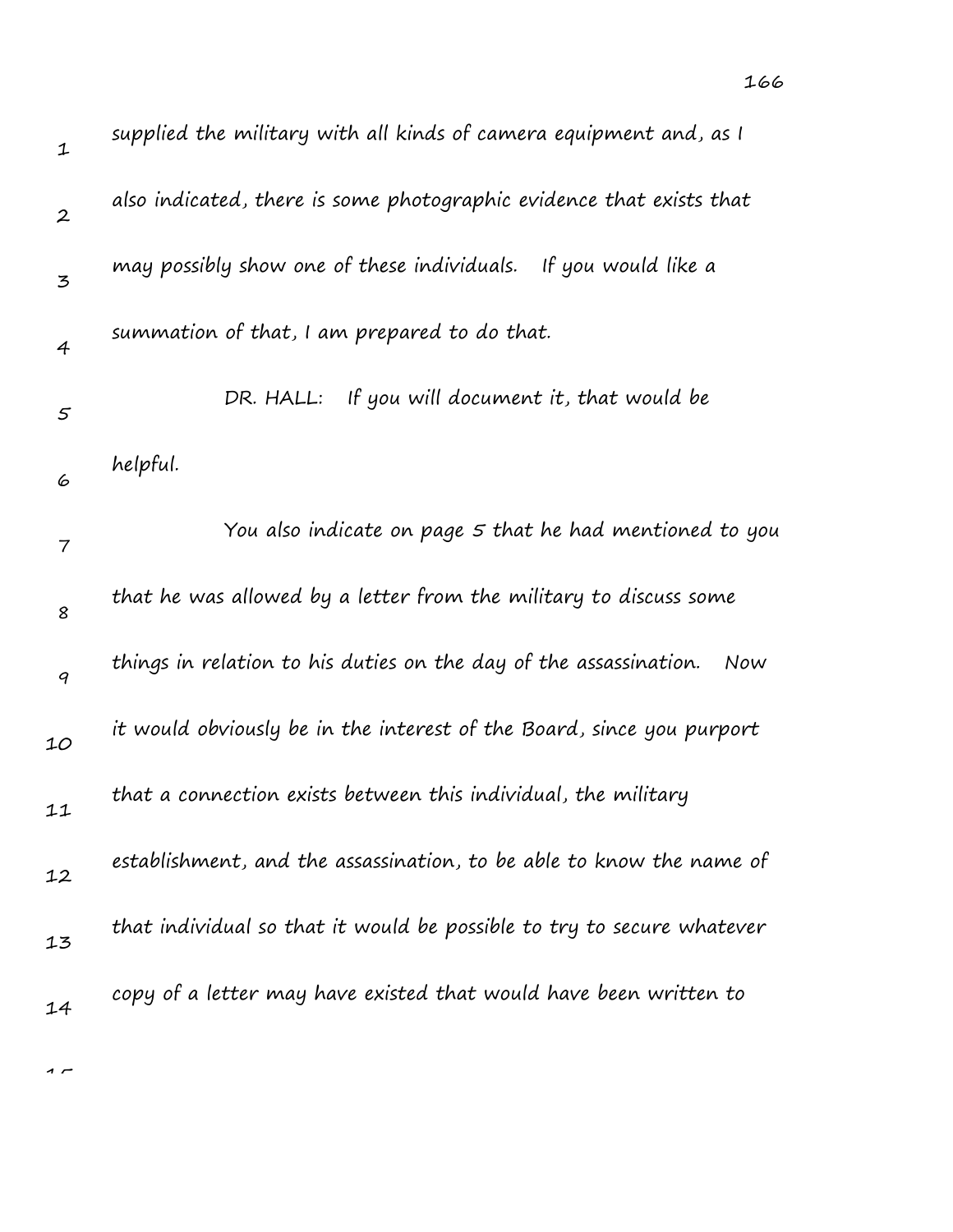supplied the military with all kinds of camera equipment and, as I also indicated, there is some photographic evidence that exists that may possibly show one of these individuals. If you would like a summation of that, I am prepared to do that.

DR. HALL: If you will document it, that would be helpful.

You also indicate on page 5 that he had mentioned to you that he was allowed by a letter from the military to discuss some things in relation to his duties on the day of the assassination. Now it would obviously be in the interest of the Board, since you purport that a connection exists between this individual, the military establishment, and the assassination, to be able to know the name of that individual so that it would be possible to try to secure whatever copy of a letter may have existed that would have been written to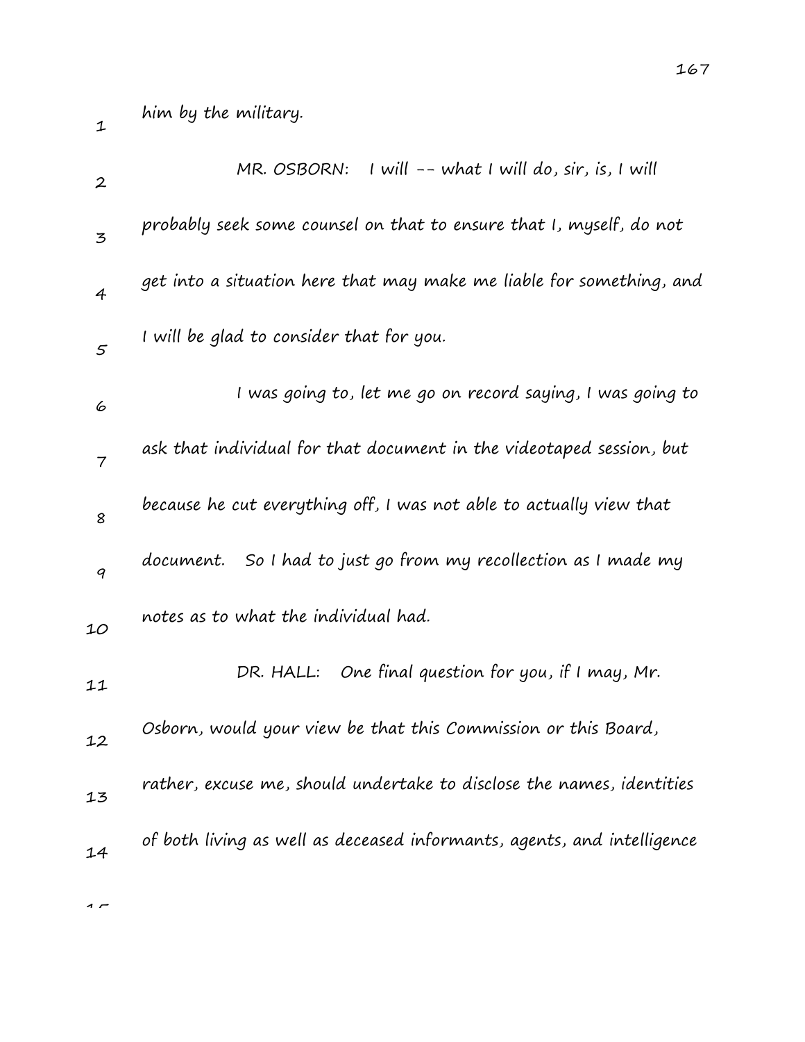him by the military.

MR. OSBORN: I will -- what I will do, sir, is, I will probably seek some counsel on that to ensure that I, myself, do not get into a situation here that may make me liable for something, and I will be glad to consider that for you.

I was going to, let me go on record saying, I was going to ask that individual for that document in the videotaped session, but because he cut everything off, I was not able to actually view that document. So I had to just go from my recollection as I made my notes as to what the individual had.

DR. HALL: One final question for you, if I may, Mr. Osborn, would your view be that this Commission or this Board, rather, excuse me, should undertake to disclose the names, identities of both living as well as deceased informants, agents, and intelligence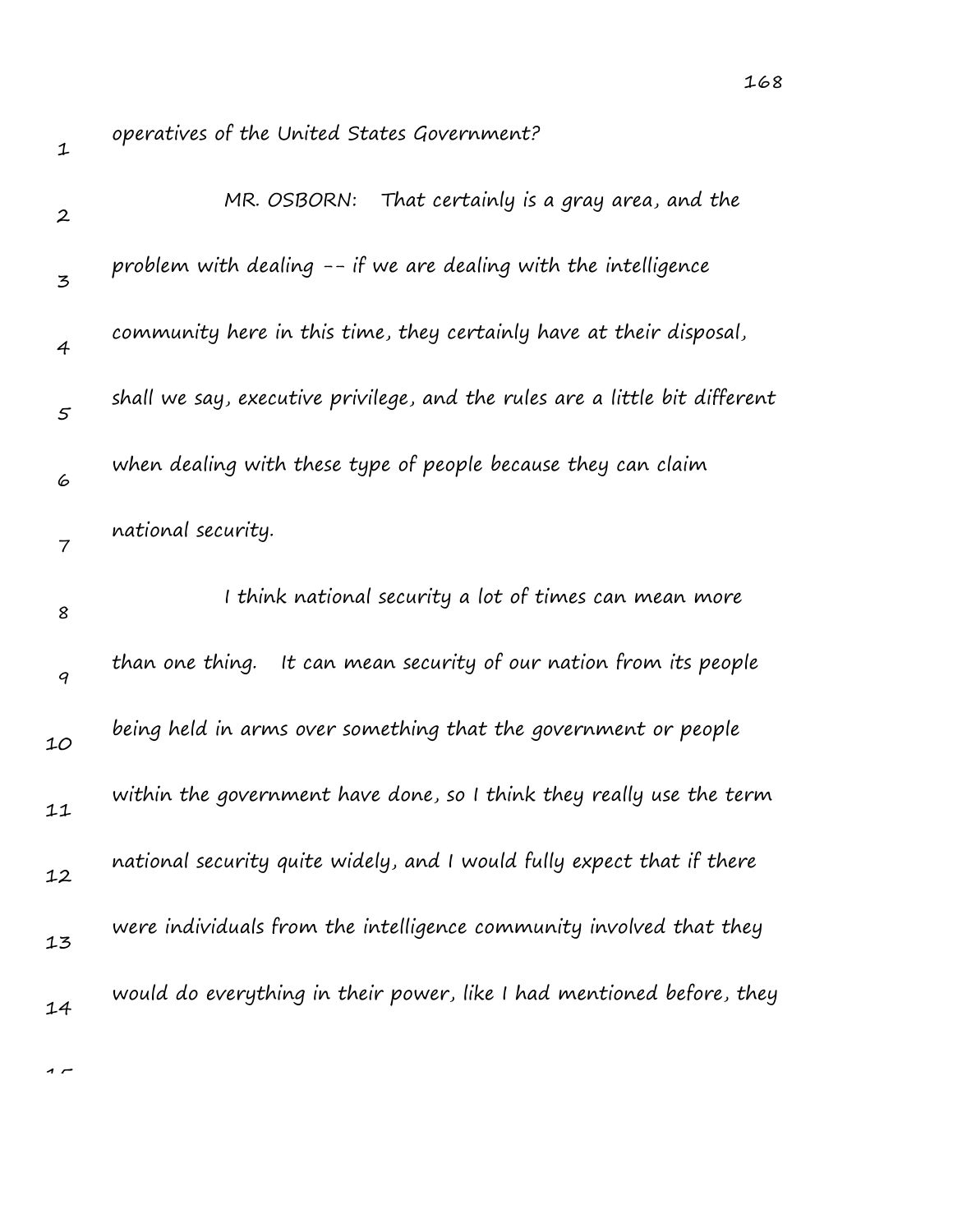operatives of the United States Government?

MR. OSBORN: That certainly is a gray area, and the problem with dealing -- if we are dealing with the intelligence community here in this time, they certainly have at their disposal, shall we say, executive privilege, and the rules are a little bit different when dealing with these type of people because they can claim national security.

I think national security a lot of times can mean more than one thing. It can mean security of our nation from its people being held in arms over something that the government or people within the government have done, so I think they really use the term national security quite widely, and I would fully expect that if there were individuals from the intelligence community involved that they would do everything in their power, like I had mentioned before, they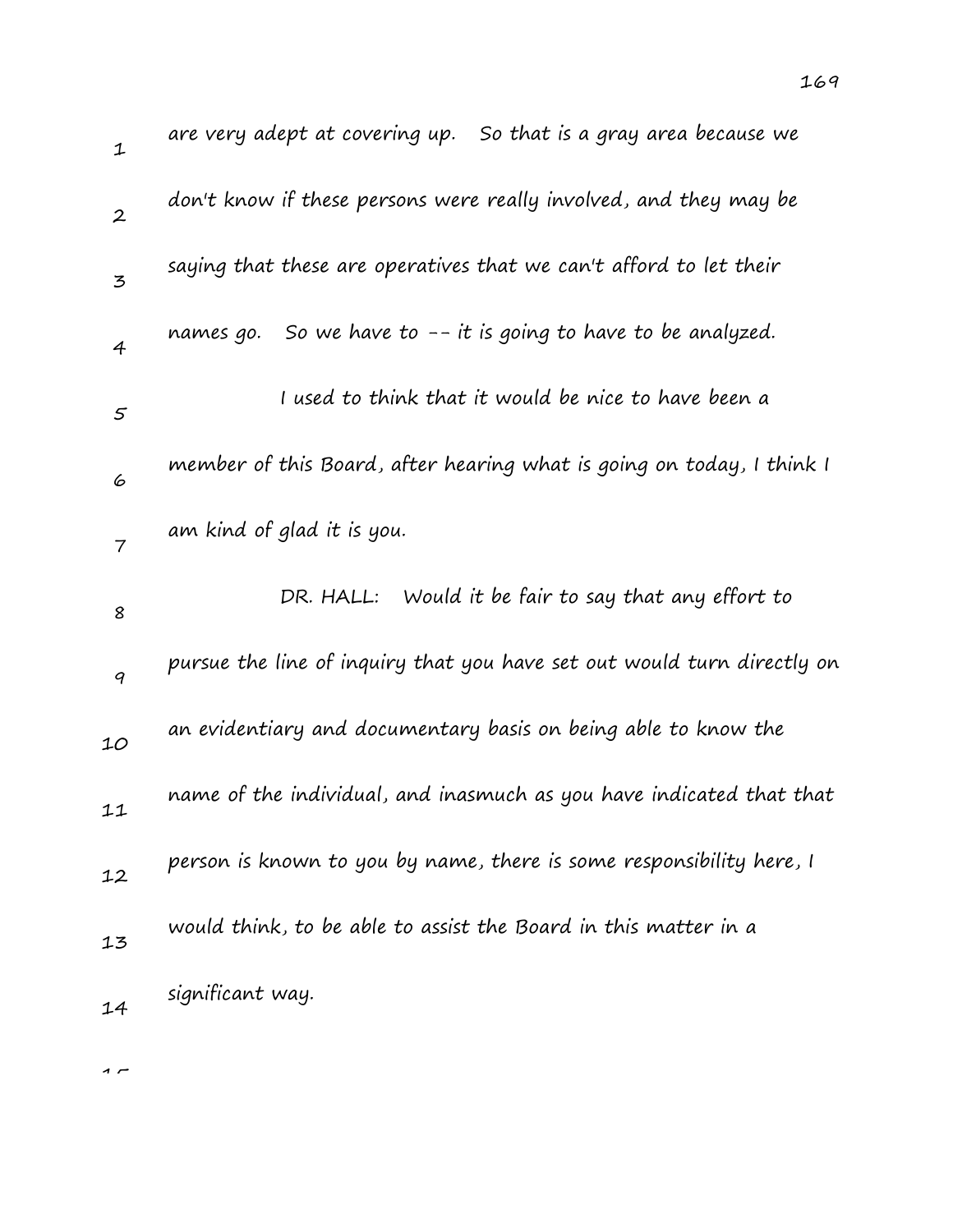are very adept at covering up. So that is a gray area because we don't know if these persons were really involved, and they may be saying that these are operatives that we can't afford to let their names go. So we have to -- it is going to have to be analyzed.

I used to think that it would be nice to have been a member of this Board, after hearing what is going on today, I think I am kind of glad it is you.

DR. HALL: Would it be fair to say that any effort to pursue the line of inquiry that you have set out would turn directly on an evidentiary and documentary basis on being able to know the name of the individual, and inasmuch as you have indicated that that person is known to you by name, there is some responsibility here, I would think, to be able to assist the Board in this matter in a significant way.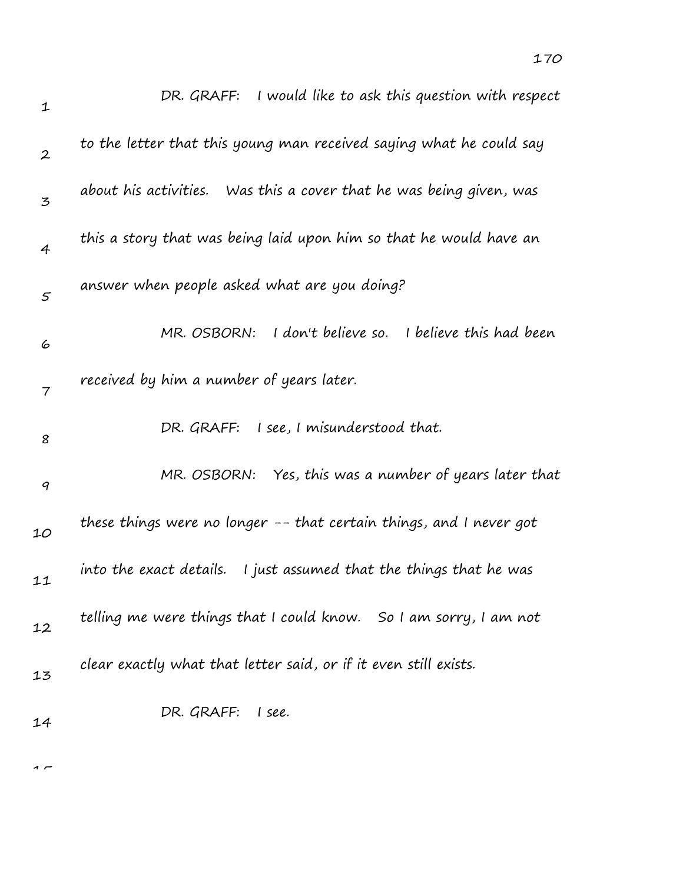DR. GRAFF: I would like to ask this question with respect to the letter that this young man received saying what he could say about his activities. Was this a cover that he was being given, was this a story that was being laid upon him so that he would have an answer when people asked what are you doing?

MR. OSBORN: I don't believe so. I believe this had been received by him a number of years later.

DR. GRAFF: I see, I misunderstood that.

MR. OSBORN: Yes, this was a number of years later that these things were no longer -- that certain things, and I never got into the exact details. I just assumed that the things that he was telling me were things that I could know. So I am sorry, I am not clear exactly what that letter said, or if it even still exists.

DR. GRAFF: I see.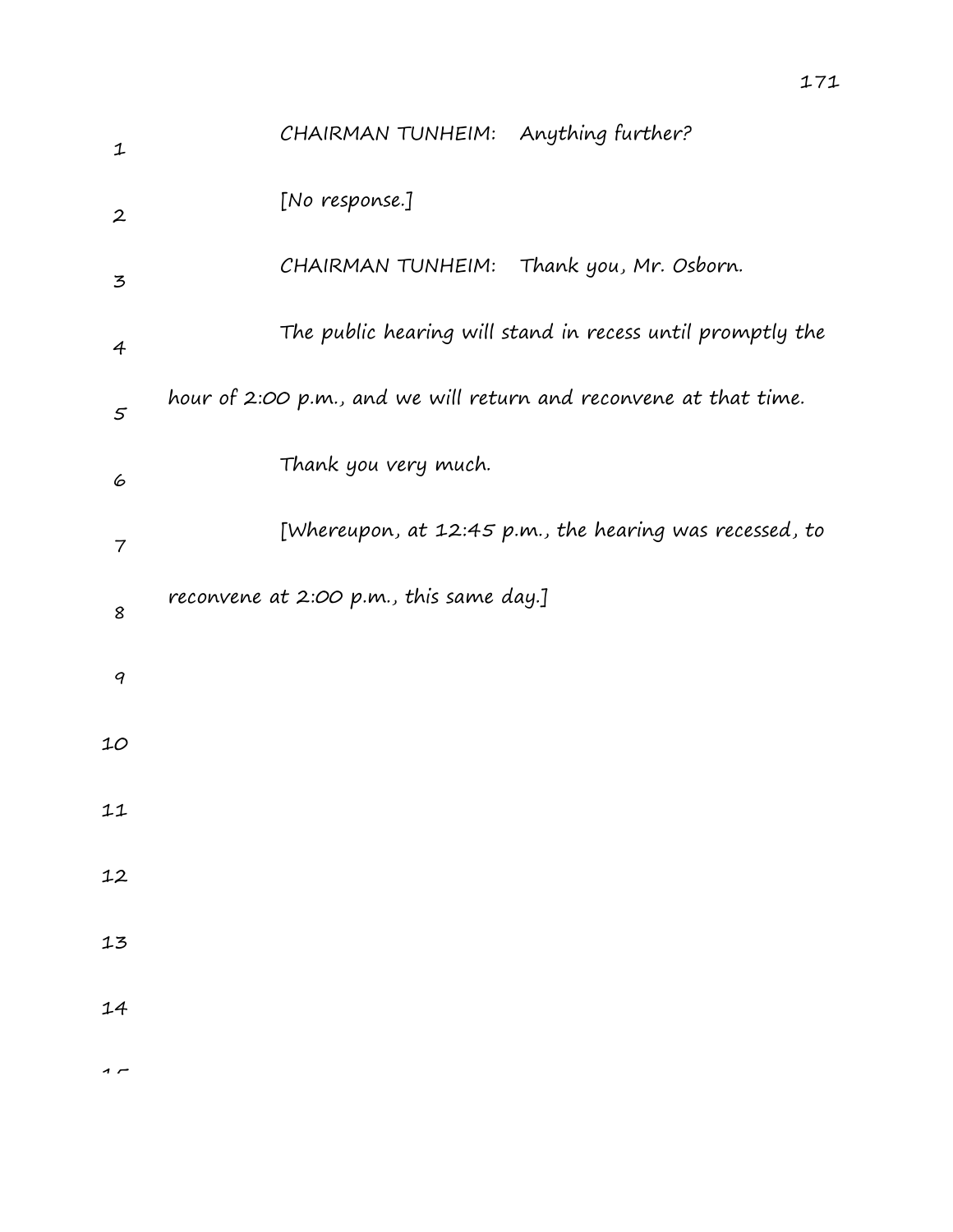CHAIRMAN TUNHEIM: Anything further?

[No response.]

CHAIRMAN TUNHEIM: Thank you, Mr. Osborn.

The public hearing will stand in recess until promptly the hour of 2:00 p.m., and we will return and reconvene at that time.

Thank you very much.

[Whereupon, at 12:45 p.m., the hearing was recessed, to reconvene at 2:00 p.m., this same day.]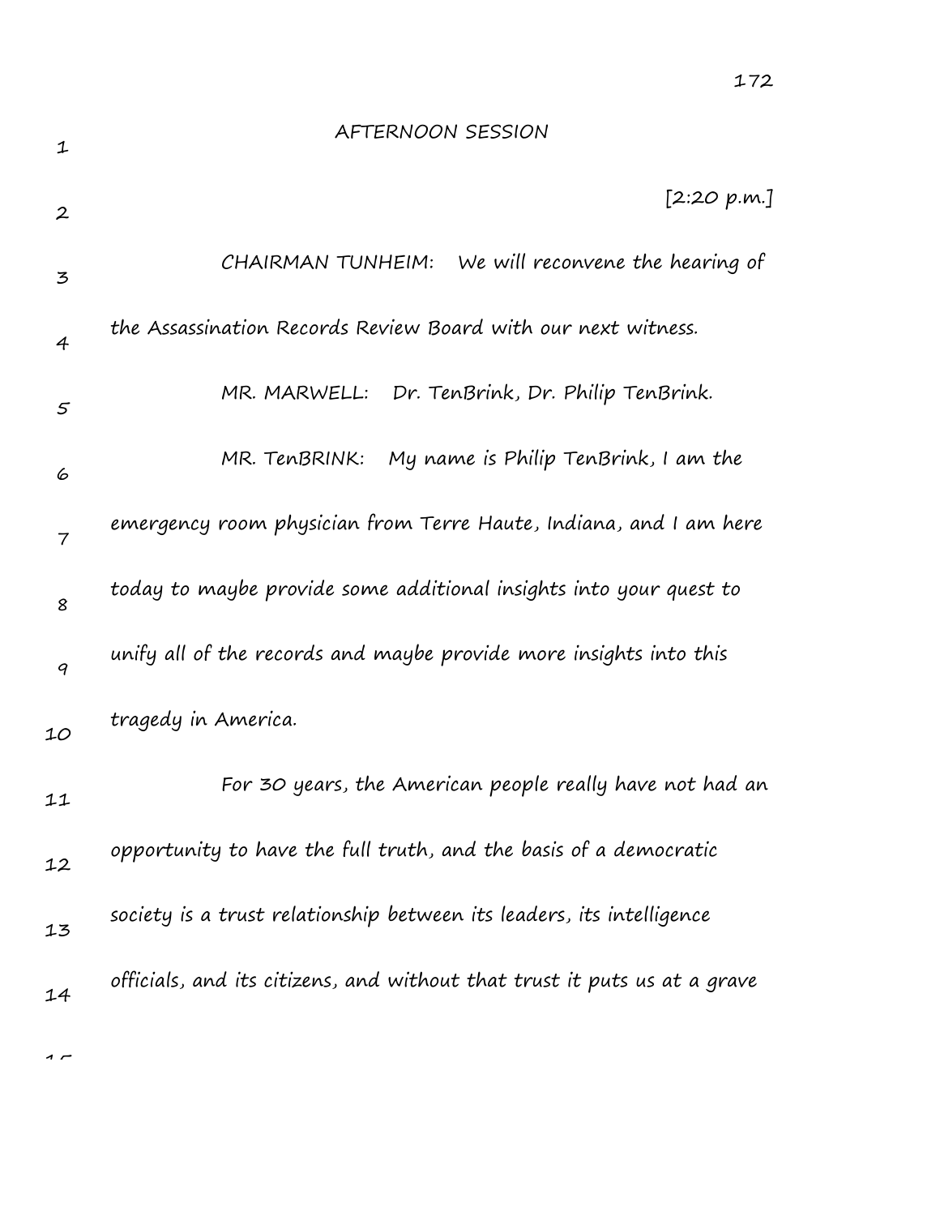AFTERNOON SESSION

[2:20 p.m.]

CHAIRMAN TUNHEIM: We will reconvene the hearing of the Assassination Records Review Board with our next witness.

MR. MARWELL: Dr. TenBrink, Dr. Philip TenBrink.

MR. TenBRINK: My name is Philip TenBrink, I am the emergency room physician from Terre Haute, Indiana, and I am here today to maybe provide some additional insights into your quest to unify all of the records and maybe provide more insights into this tragedy in America.

For 30 years, the American people really have not had an opportunity to have the full truth, and the basis of a democratic society is a trust relationship between its leaders, its intelligence officials, and its citizens, and without that trust it puts us at a grave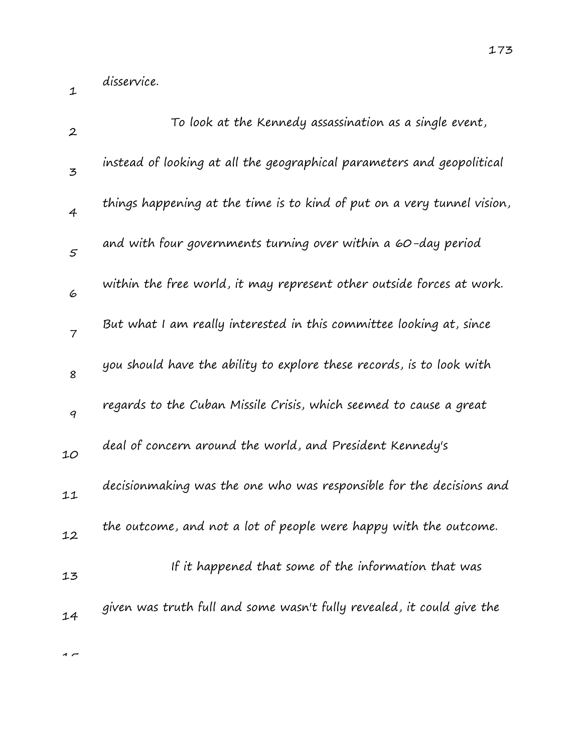disservice.

To look at the Kennedy assassination as a single event, instead of looking at all the geographical parameters and geopolitical things happening at the time is to kind of put on a very tunnel vision, and with four governments turning over within a 60-day period within the free world, it may represent other outside forces at work. But what I am really interested in this committee looking at, since you should have the ability to explore these records, is to look with regards to the Cuban Missile Crisis, which seemed to cause a great deal of concern around the world, and President Kennedy's decisionmaking was the one who was responsible for the decisions and the outcome, and not a lot of people were happy with the outcome.

If it happened that some of the information that was given was truth full and some wasn't fully revealed, it could give the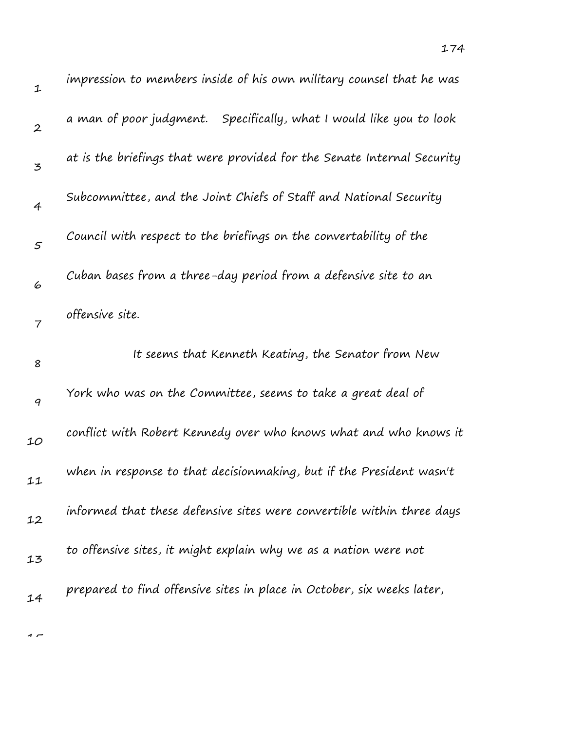impression to members inside of his own military counsel that he was a man of poor judgment. Specifically, what I would like you to look at is the briefings that were provided for the Senate Internal Security Subcommittee, and the Joint Chiefs of Staff and National Security Council with respect to the briefings on the convertability of the Cuban bases from a three-day period from a defensive site to an offensive site.

It seems that Kenneth Keating, the Senator from New York who was on the Committee, seems to take a great deal of conflict with Robert Kennedy over who knows what and who knows it when in response to that decisionmaking, but if the President wasn't informed that these defensive sites were convertible within three days to offensive sites, it might explain why we as a nation were not prepared to find offensive sites in place in October, six weeks later,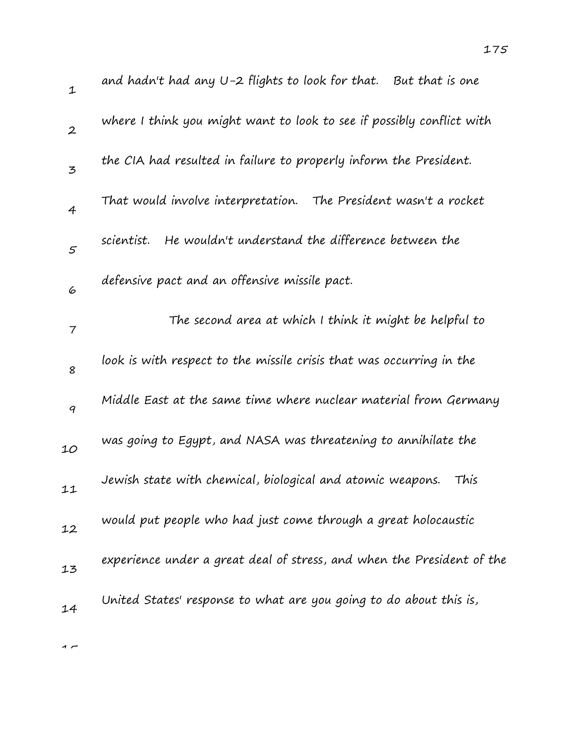and hadn't had any U-2 flights to look for that. But that is one where I think you might want to look to see if possibly conflict with the CIA had resulted in failure to properly inform the President. That would involve interpretation. The President wasn't a rocket scientist. He wouldn't understand the difference between the defensive pact and an offensive missile pact.

The second area at which I think it might be helpful to look is with respect to the missile crisis that was occurring in the Middle East at the same time where nuclear material from Germany was going to Egypt, and NASA was threatening to annihilate the Jewish state with chemical, biological and atomic weapons. This would put people who had just come through a great holocaustic experience under a great deal of stress, and when the President of the United States' response to what are you going to do about this is,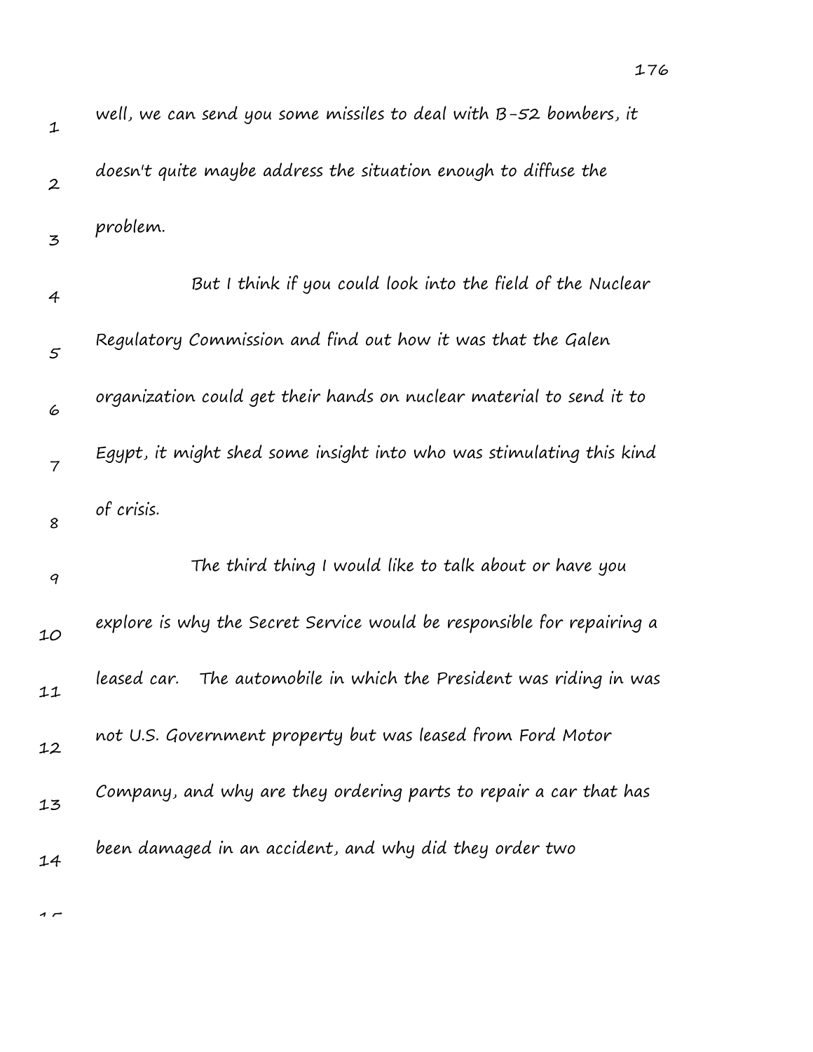well, we can send you some missiles to deal with B-52 bombers, it doesn't quite maybe address the situation enough to diffuse the problem.

But I think if you could look into the field of the Nuclear Regulatory Commission and find out how it was that the Galen organization could get their hands on nuclear material to send it to Egypt, it might shed some insight into who was stimulating this kind of crisis.

The third thing I would like to talk about or have you explore is why the Secret Service would be responsible for repairing a leased car. The automobile in which the President was riding in was not U.S. Government property but was leased from Ford Motor Company, and why are they ordering parts to repair a car that has been damaged in an accident, and why did they order two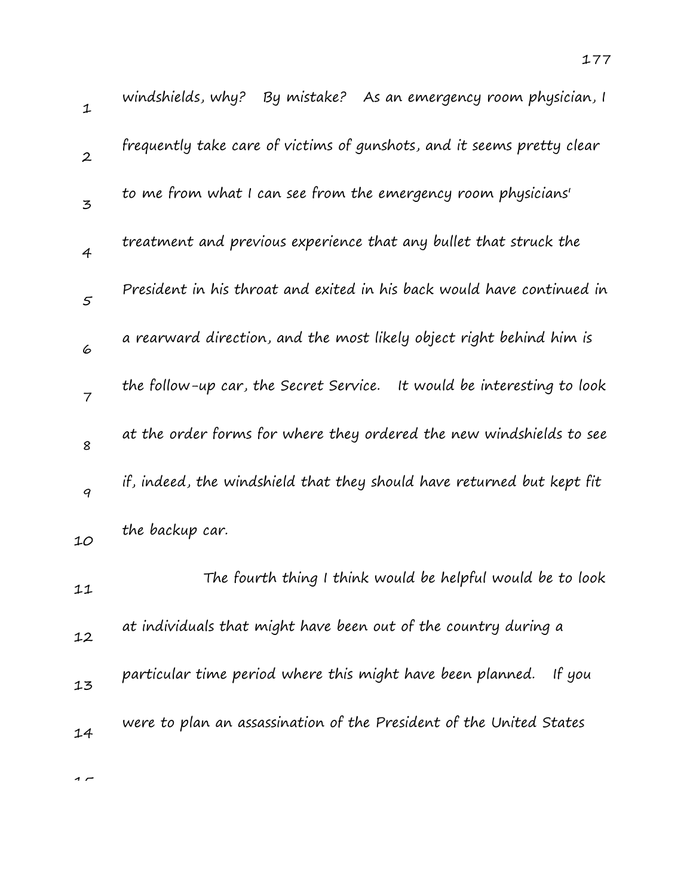windshields, why? By mistake? As an emergency room physician, I frequently take care of victims of gunshots, and it seems pretty clear to me from what I can see from the emergency room physicians' treatment and previous experience that any bullet that struck the President in his throat and exited in his back would have continued in a rearward direction, and the most likely object right behind him is the follow-up car, the Secret Service. It would be interesting to look at the order forms for where they ordered the new windshields to see if, indeed, the windshield that they should have returned but kept fit the backup car.

The fourth thing I think would be helpful would be to look at individuals that might have been out of the country during a particular time period where this might have been planned. If you were to plan an assassination of the President of the United States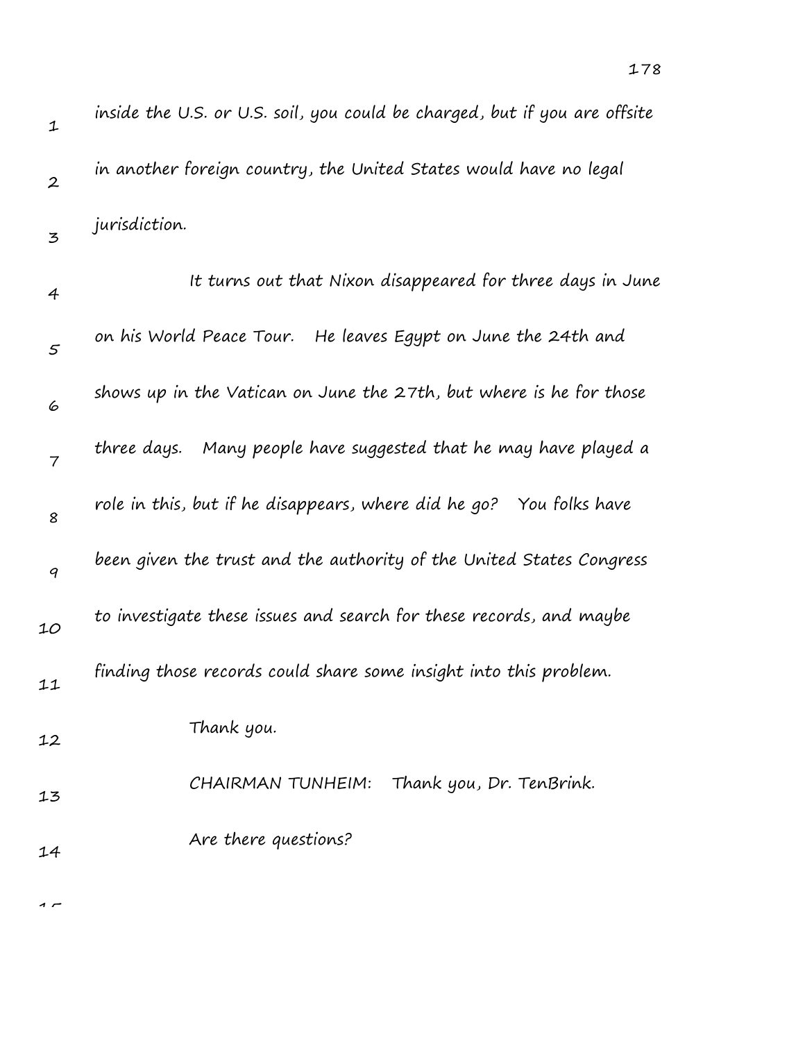inside the U.S. or U.S. soil, you could be charged, but if you are offsite in another foreign country, the United States would have no legal jurisdiction.

It turns out that Nixon disappeared for three days in June on his World Peace Tour. He leaves Egypt on June the 24th and shows up in the Vatican on June the 27th, but where is he for those three days. Many people have suggested that he may have played a role in this, but if he disappears, where did he go? You folks have been given the trust and the authority of the United States Congress to investigate these issues and search for these records, and maybe finding those records could share some insight into this problem.

Thank you.

CHAIRMAN TUNHEIM: Thank you, Dr. TenBrink.

Are there questions?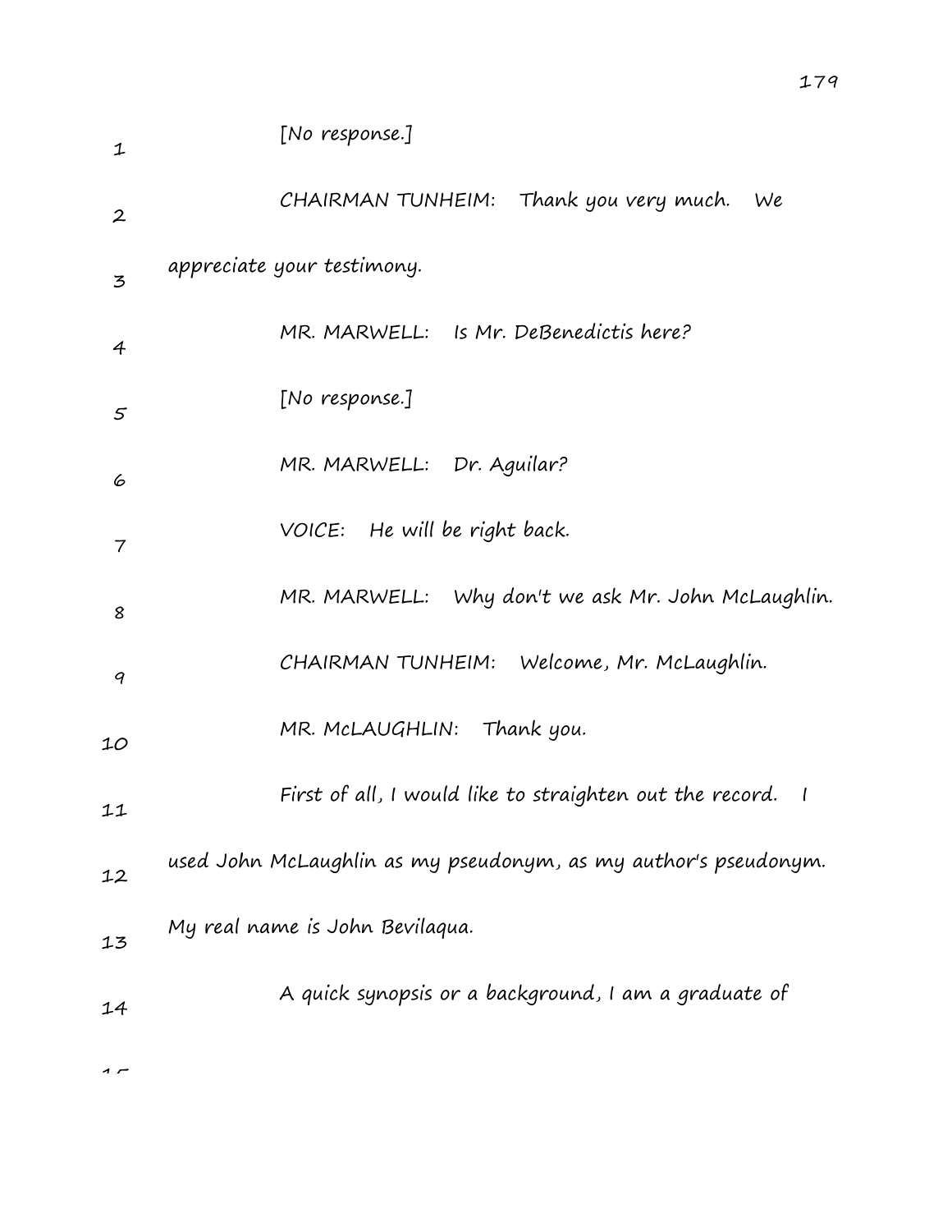[No response.]

CHAIRMAN TUNHEIM: Thank you very much. We appreciate your testimony.

MR. MARWELL: Is Mr. DeBenedictis here?

[No response.]

MR. MARWELL: Dr. Aguilar?

VOICE: He will be right back.

MR. MARWELL: Why don't we ask Mr. John McLaughlin.

CHAIRMAN TUNHEIM: Welcome, Mr. McLaughlin.

MR. McLAUGHLIN: Thank you.

First of all, I would like to straighten out the record. I used John McLaughlin as my pseudonym, as my author's pseudonym. My real name is John Bevilaqua.

A quick synopsis or a background, I am a graduate of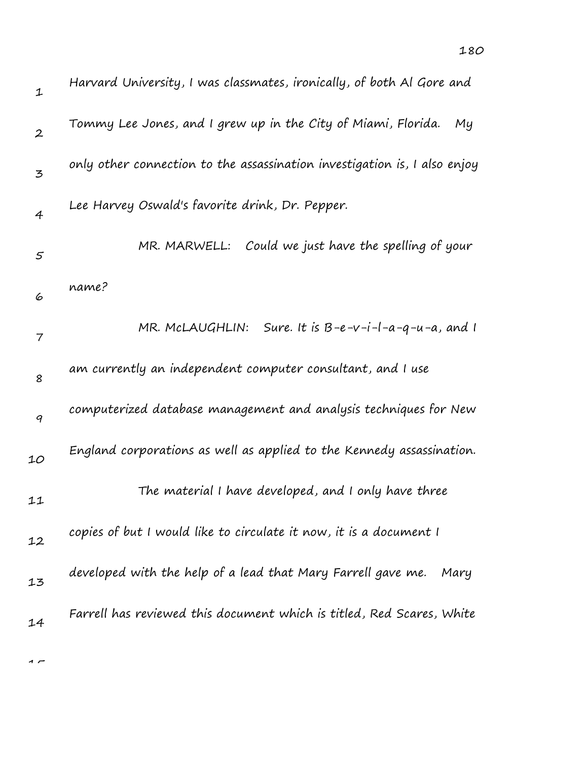Harvard University, I was classmates, ironically, of both Al Gore and Tommy Lee Jones, and I grew up in the City of Miami, Florida. My only other connection to the assassination investigation is, I also enjoy Lee Harvey Oswald's favorite drink, Dr. Pepper.

MR. MARWELL: Could we just have the spelling of your name?

MR. McLAUGHLIN: Sure. It is B-e-v-i-l-a-q-u-a, and I am currently an independent computer consultant, and I use computerized database management and analysis techniques for New England corporations as well as applied to the Kennedy assassination.

The material I have developed, and I only have three copies of but I would like to circulate it now, it is a document I developed with the help of a lead that Mary Farrell gave me. Mary Farrell has reviewed this document which is titled, Red Scares, White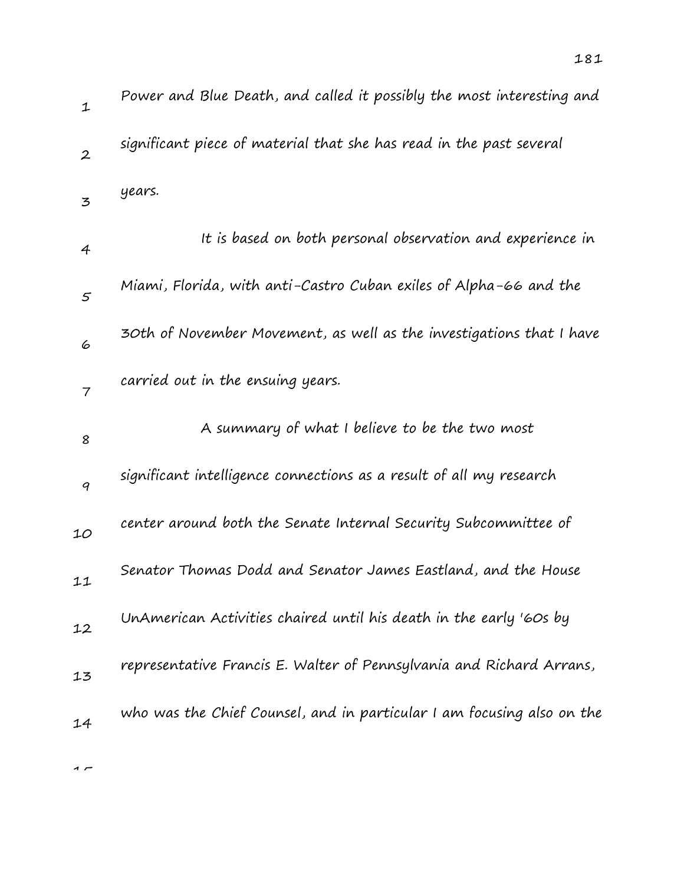Power and Blue Death, and called it possibly the most interesting and significant piece of material that she has read in the past several years.

It is based on both personal observation and experience in Miami, Florida, with anti-Castro Cuban exiles of Alpha-66 and the 30th of November Movement, as well as the investigations that I have carried out in the ensuing years.

A summary of what I believe to be the two most significant intelligence connections as a result of all my research center around both the Senate Internal Security Subcommittee of Senator Thomas Dodd and Senator James Eastland, and the House UnAmerican Activities chaired until his death in the early '60s by representative Francis E. Walter of Pennsylvania and Richard Arrans, who was the Chief Counsel, and in particular I am focusing also on the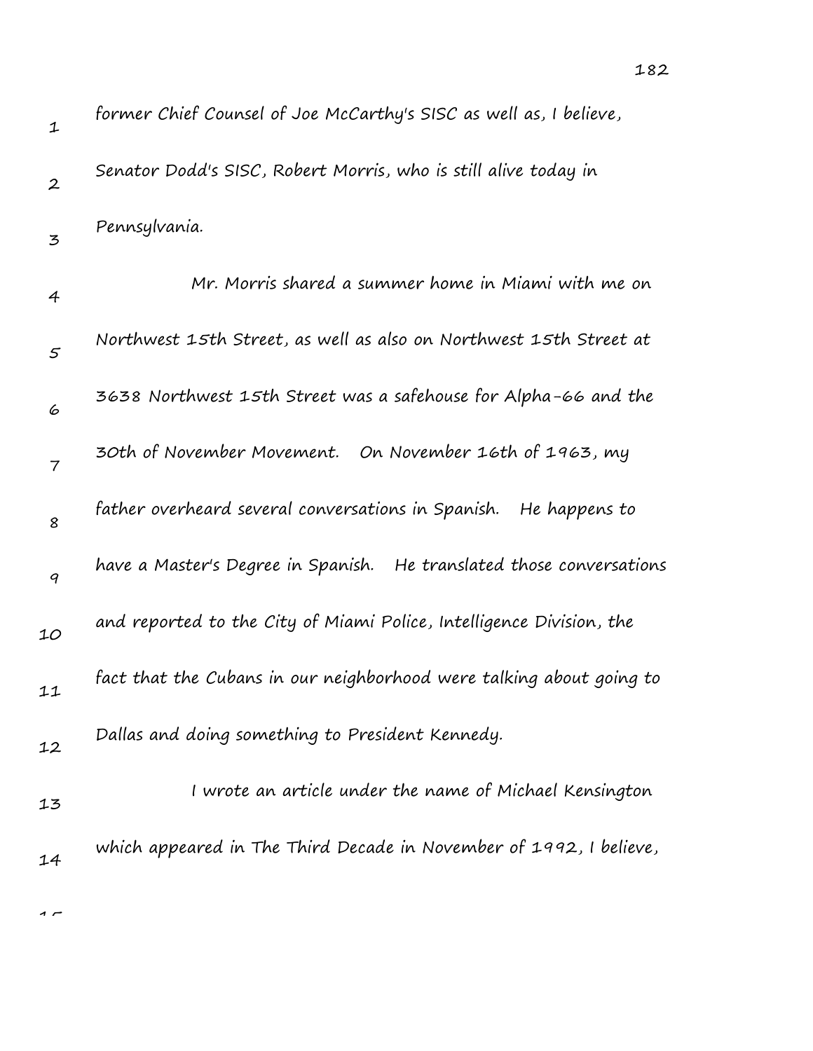former Chief Counsel of Joe McCarthy's SISC as well as, I believe, Senator Dodd's SISC, Robert Morris, who is still alive today in Pennsylvania.

Mr. Morris shared a summer home in Miami with me on Northwest 15th Street, as well as also on Northwest 15th Street at 3638 Northwest 15th Street was a safehouse for Alpha-66 and the 30th of November Movement. On November 16th of 1963, my father overheard several conversations in Spanish. He happens to have a Master's Degree in Spanish. He translated those conversations and reported to the City of Miami Police, Intelligence Division, the fact that the Cubans in our neighborhood were talking about going to Dallas and doing something to President Kennedy.

I wrote an article under the name of Michael Kensington which appeared in The Third Decade in November of 1992, I believe,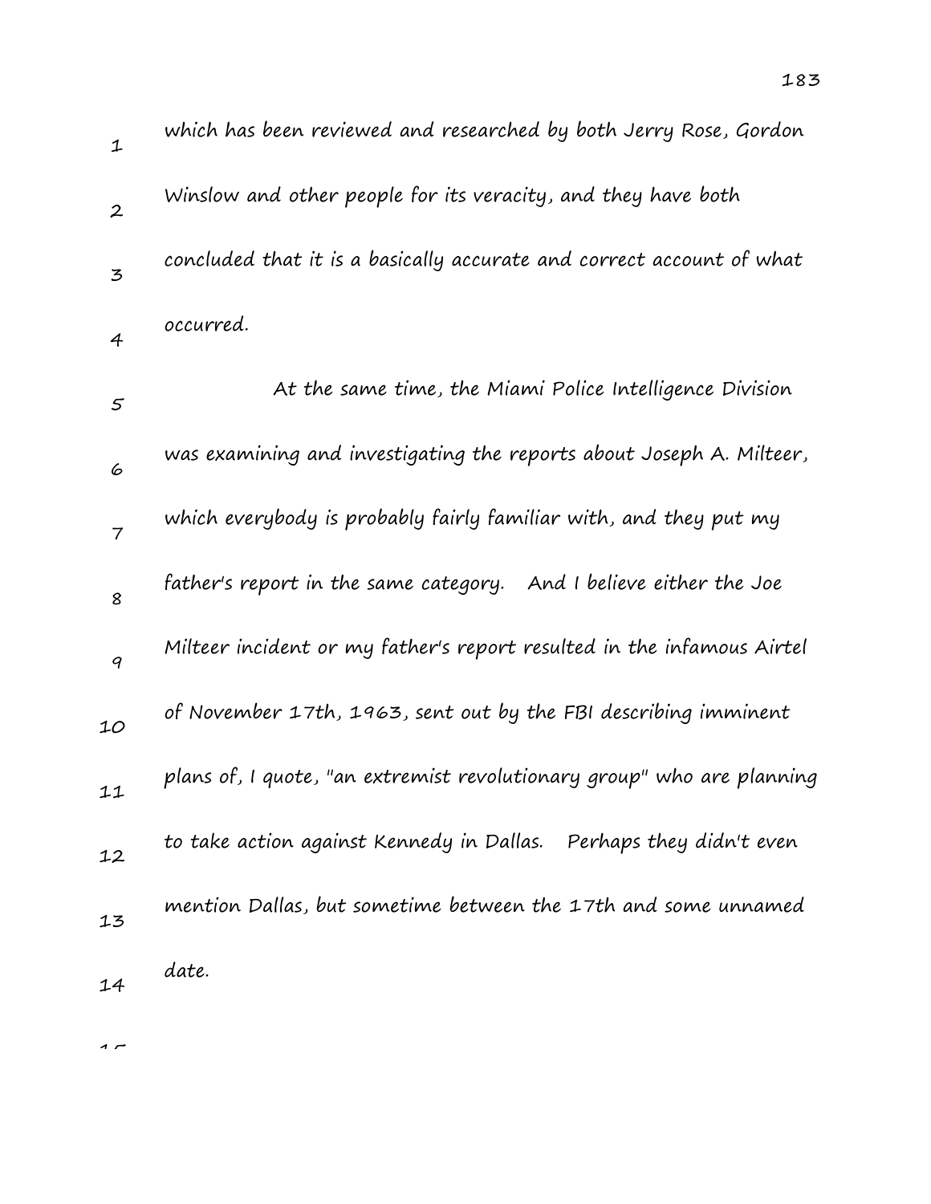which has been reviewed and researched by both Jerry Rose, Gordon Winslow and other people for its veracity, and they have both concluded that it is a basically accurate and correct account of what occurred.

At the same time, the Miami Police Intelligence Division was examining and investigating the reports about Joseph A. Milteer, which everybody is probably fairly familiar with, and they put my father's report in the same category. And I believe either the Joe Milteer incident or my father's report resulted in the infamous Airtel of November 17th, 1963, sent out by the FBI describing imminent plans of, I quote, "an extremist revolutionary group" who are planning to take action against Kennedy in Dallas. Perhaps they didn't even mention Dallas, but sometime between the 17th and some unnamed date.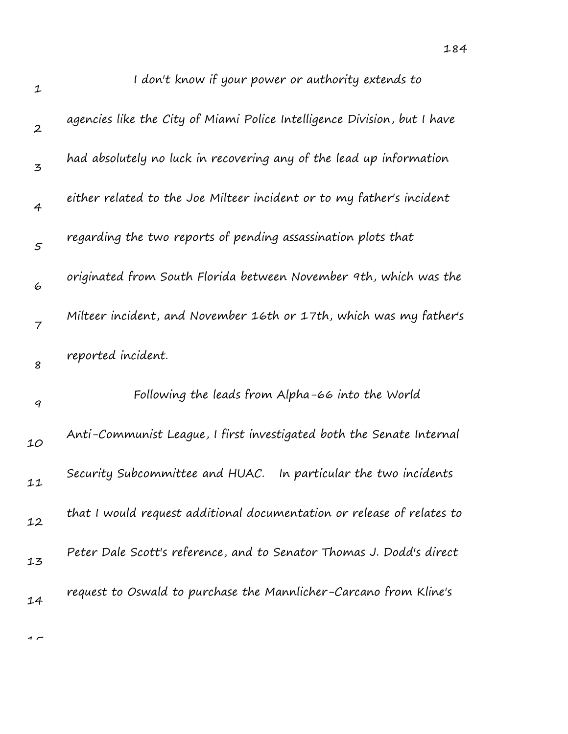I don't know if your power or authority extends to agencies like the City of Miami Police Intelligence Division, but I have had absolutely no luck in recovering any of the lead up information either related to the Joe Milteer incident or to my father's incident regarding the two reports of pending assassination plots that originated from South Florida between November 9th, which was the Milteer incident, and November 16th or 17th, which was my father's reported incident.

Following the leads from Alpha-66 into the World Anti-Communist League, I first investigated both the Senate Internal Security Subcommittee and HUAC. In particular the two incidents that I would request additional documentation or release of relates to Peter Dale Scott's reference, and to Senator Thomas J. Dodd's direct request to Oswald to purchase the Mannlicher-Carcano from Kline's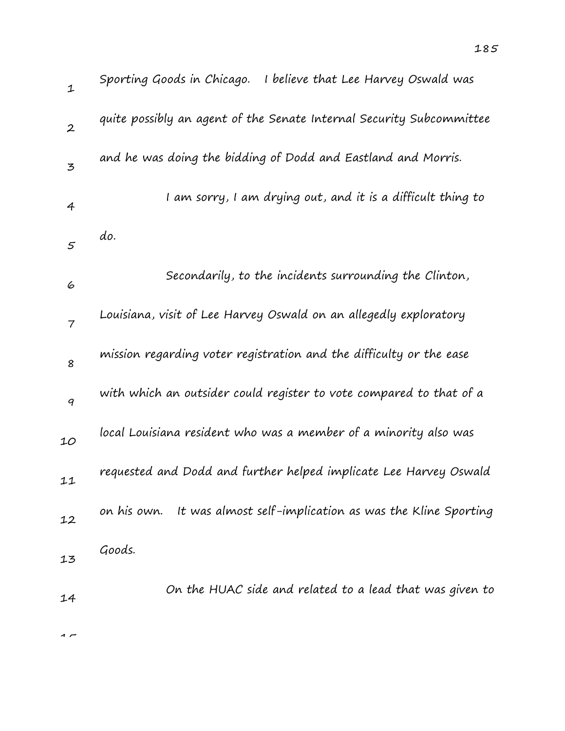Sporting Goods in Chicago. I believe that Lee Harvey Oswald was quite possibly an agent of the Senate Internal Security Subcommittee and he was doing the bidding of Dodd and Eastland and Morris.

I am sorry, I am drying out, and it is a difficult thing to do.

Secondarily, to the incidents surrounding the Clinton, Louisiana, visit of Lee Harvey Oswald on an allegedly exploratory mission regarding voter registration and the difficulty or the ease with which an outsider could register to vote compared to that of a local Louisiana resident who was a member of a minority also was requested and Dodd and further helped implicate Lee Harvey Oswald on his own. It was almost self-implication as was the Kline Sporting Goods.

On the HUAC side and related to a lead that was given to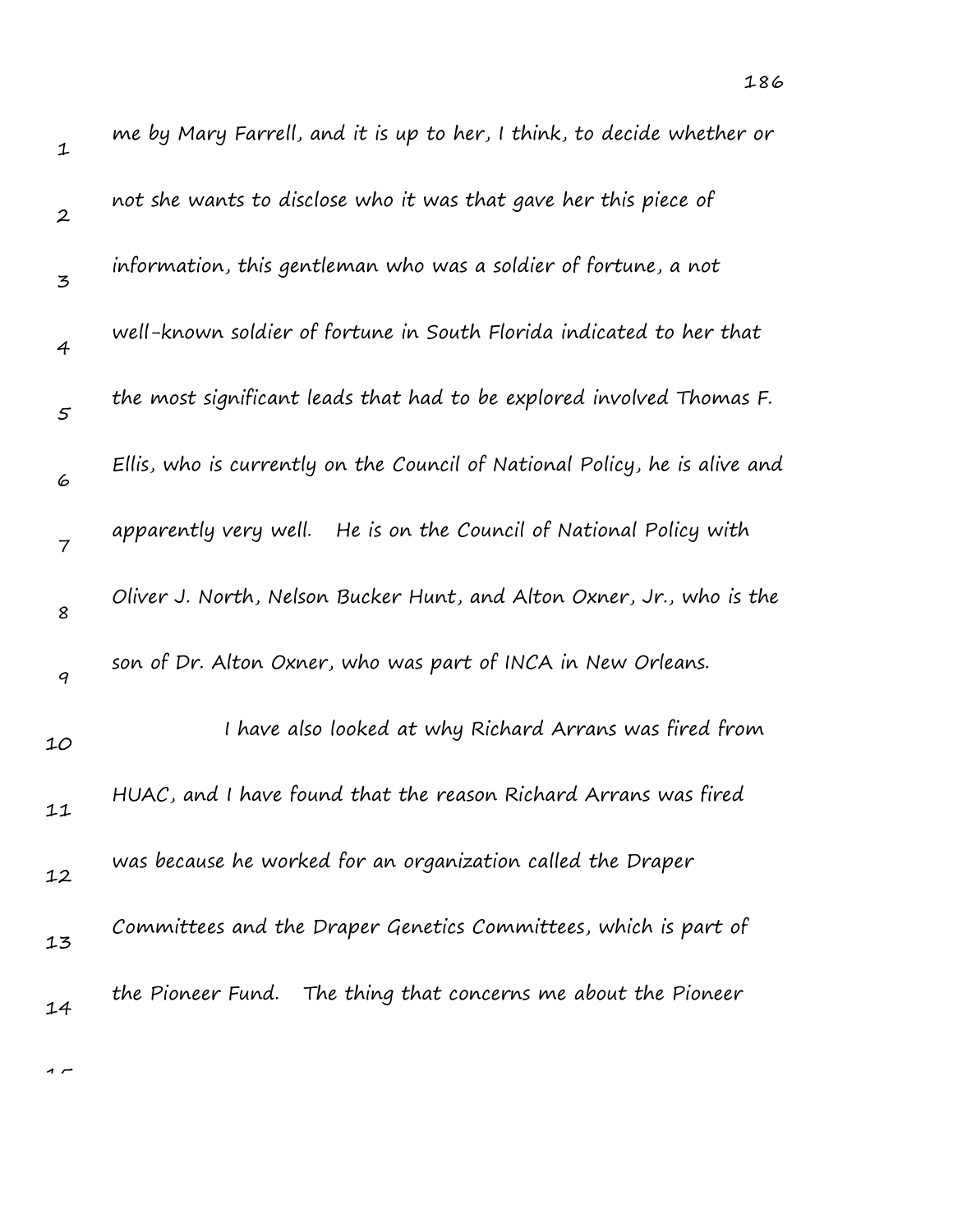me by Mary Farrell, and it is up to her, I think, to decide whether or not she wants to disclose who it was that gave her this piece of information, this gentleman who was a soldier of fortune, a not well-known soldier of fortune in South Florida indicated to her that the most significant leads that had to be explored involved Thomas F. Ellis, who is currently on the Council of National Policy, he is alive and apparently very well. He is on the Council of National Policy with Oliver J. North, Nelson Bucker Hunt, and Alton Oxner, Jr., who is the son of Dr. Alton Oxner, who was part of INCA in New Orleans.

I have also looked at why Richard Arrans was fired from HUAC, and I have found that the reason Richard Arrans was fired was because he worked for an organization called the Draper Committees and the Draper Genetics Committees, which is part of the Pioneer Fund. The thing that concerns me about the Pioneer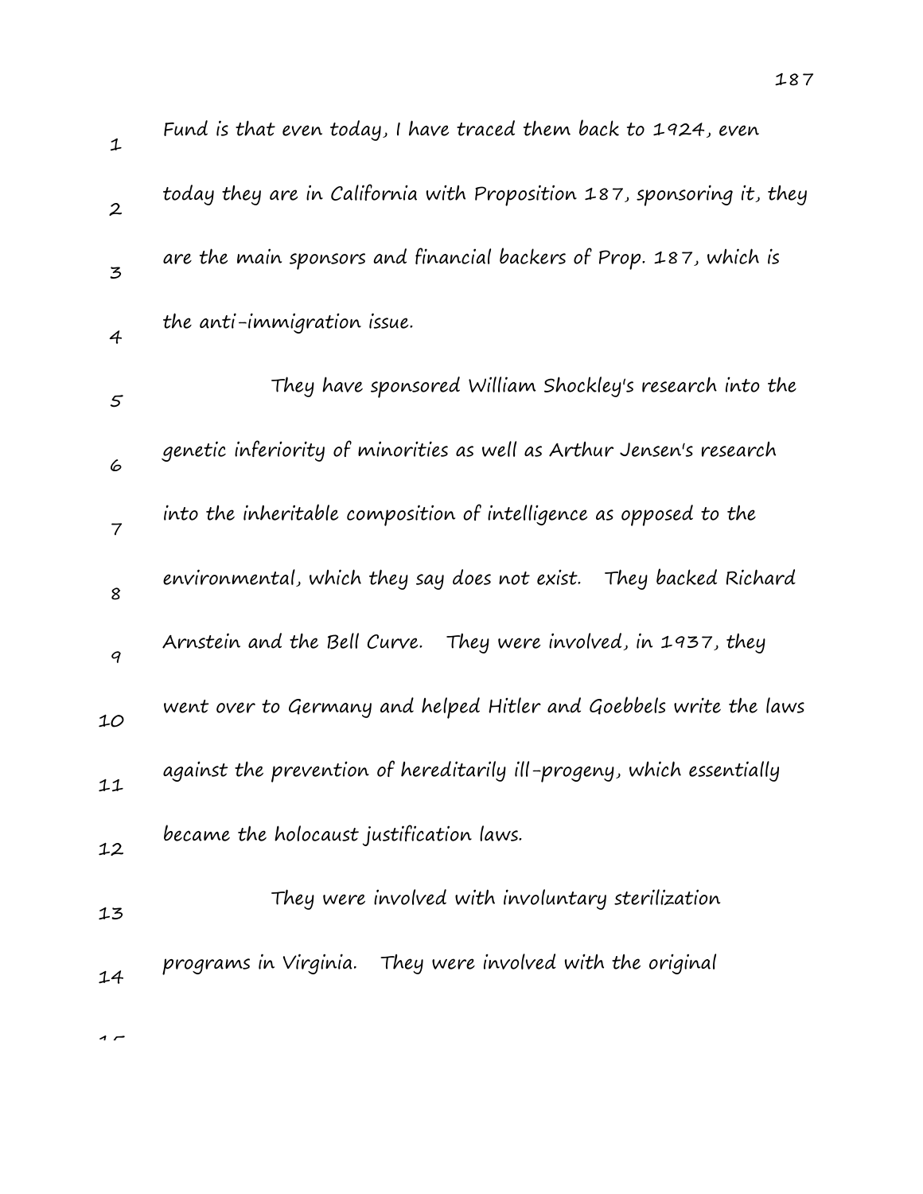Fund is that even today, I have traced them back to 1924, even today they are in California with Proposition 187, sponsoring it, they are the main sponsors and financial backers of Prop. 187, which is the anti-immigration issue.

They have sponsored William Shockley's research into the genetic inferiority of minorities as well as Arthur Jensen's research into the inheritable composition of intelligence as opposed to the environmental, which they say does not exist. They backed Richard Arnstein and the Bell Curve. They were involved, in 1937, they went over to Germany and helped Hitler and Goebbels write the laws against the prevention of hereditarily ill-progeny, which essentially became the holocaust justification laws.

They were involved with involuntary sterilization programs in Virginia. They were involved with the original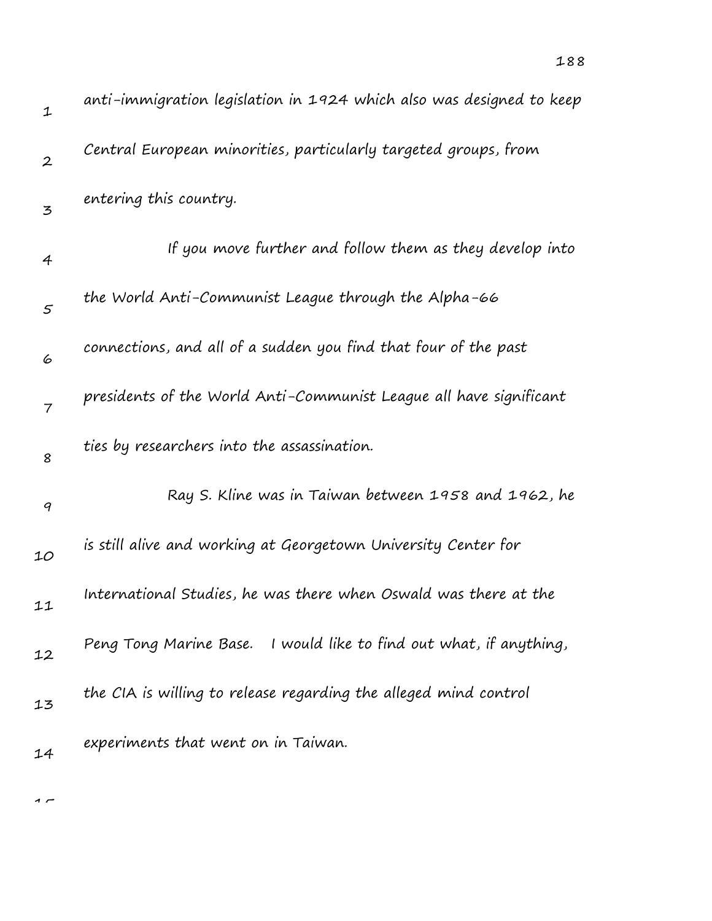anti-immigration legislation in 1924 which also was designed to keep Central European minorities, particularly targeted groups, from entering this country.

If you move further and follow them as they develop into the World Anti-Communist League through the Alpha-66 connections, and all of a sudden you find that four of the past presidents of the World Anti-Communist League all have significant ties by researchers into the assassination.

Ray S. Kline was in Taiwan between 1958 and 1962, he is still alive and working at Georgetown University Center for International Studies, he was there when Oswald was there at the Peng Tong Marine Base. I would like to find out what, if anything, the CIA is willing to release regarding the alleged mind control experiments that went on in Taiwan.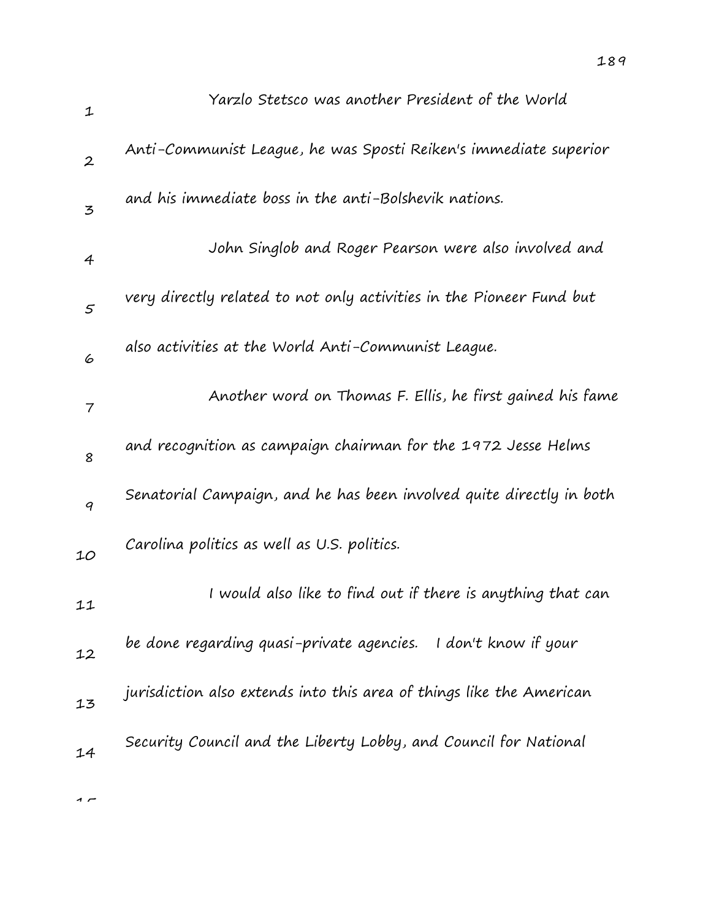Yarzlo Stetsco was another President of the World Anti-Communist League, he was Sposti Reiken's immediate superior and his immediate boss in the anti-Bolshevik nations.

John Singlob and Roger Pearson were also involved and very directly related to not only activities in the Pioneer Fund but also activities at the World Anti-Communist League.

Another word on Thomas F. Ellis, he first gained his fame and recognition as campaign chairman for the 1972 Jesse Helms Senatorial Campaign, and he has been involved quite directly in both Carolina politics as well as U.S. politics.

I would also like to find out if there is anything that can be done regarding quasi-private agencies. I don't know if your jurisdiction also extends into this area of things like the American Security Council and the Liberty Lobby, and Council for National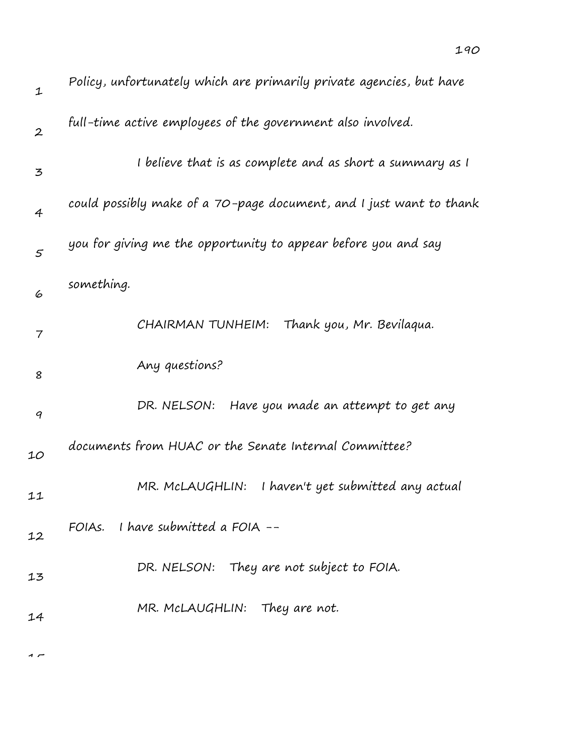Policy, unfortunately which are primarily private agencies, but have full-time active employees of the government also involved.

I believe that is as complete and as short a summary as I could possibly make of a 70-page document, and I just want to thank you for giving me the opportunity to appear before you and say something.

CHAIRMAN TUNHEIM: Thank you, Mr. Bevilaqua.

Any questions?

DR. NELSON: Have you made an attempt to get any documents from HUAC or the Senate Internal Committee?

MR. McLAUGHLIN: I haven't yet submitted any actual FOIAs. I have submitted a FOIA --

DR. NELSON: They are not subject to FOIA.

MR. McLAUGHLIN: They are not.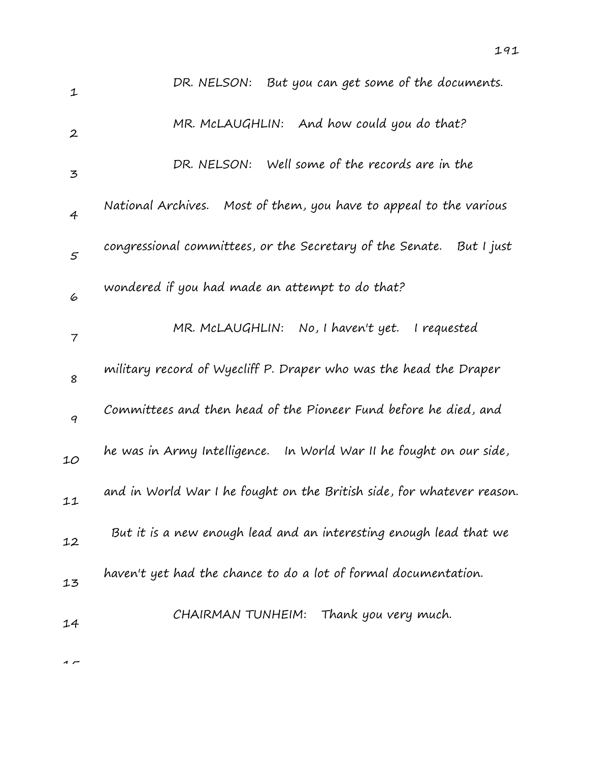DR. NELSON: But you can get some of the documents.

MR. McLAUGHLIN: And how could you do that?

DR. NELSON: Well some of the records are in the National Archives. Most of them, you have to appeal to the various congressional committees, or the Secretary of the Senate. But I just wondered if you had made an attempt to do that?

MR. McLAUGHLIN: No, I haven't yet. I requested military record of Wyecliff P. Draper who was the head the Draper Committees and then head of the Pioneer Fund before he died, and he was in Army Intelligence. In World War II he fought on our side, and in World War I he fought on the British side, for whatever reason. But it is a new enough lead and an interesting enough lead that we haven't yet had the chance to do a lot of formal documentation.

CHAIRMAN TUNHEIM: Thank you very much.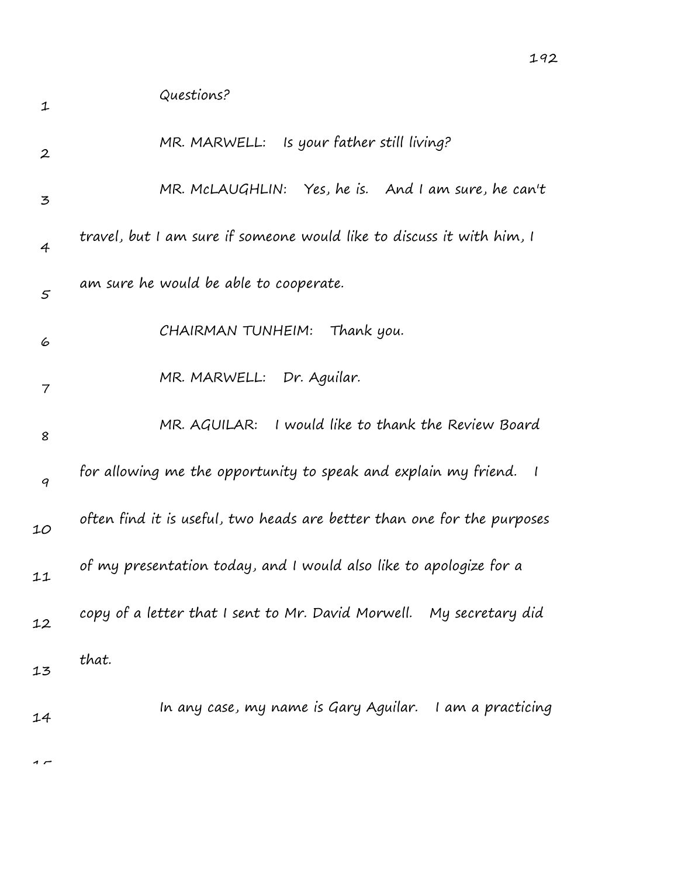Questions?

MR. MARWELL: Is your father still living?

MR. McLAUGHLIN: Yes, he is. And I am sure, he can't travel, but I am sure if someone would like to discuss it with him, I am sure he would be able to cooperate.

CHAIRMAN TUNHEIM: Thank you.

MR. MARWELL: Dr. Aguilar.

MR. AGUILAR: I would like to thank the Review Board for allowing me the opportunity to speak and explain my friend. I often find it is useful, two heads are better than one for the purposes of my presentation today, and I would also like to apologize for a copy of a letter that I sent to Mr. David Morwell. My secretary did that.

In any case, my name is Gary Aguilar. I am a practicing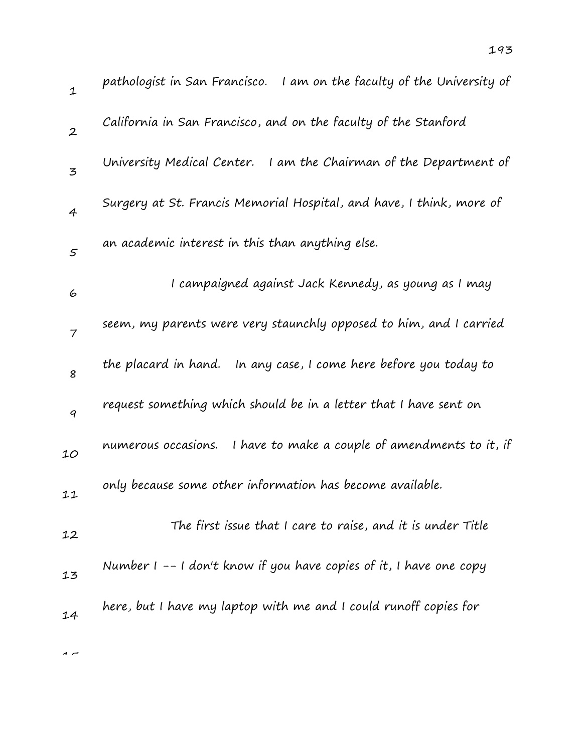pathologist in San Francisco. I am on the faculty of the University of California in San Francisco, and on the faculty of the Stanford University Medical Center. I am the Chairman of the Department of Surgery at St. Francis Memorial Hospital, and have, I think, more of an academic interest in this than anything else.

I campaigned against Jack Kennedy, as young as I may seem, my parents were very staunchly opposed to him, and I carried the placard in hand. In any case, I come here before you today to request something which should be in a letter that I have sent on numerous occasions. I have to make a couple of amendments to it, if only because some other information has become available.

The first issue that I care to raise, and it is under Title Number I -- I don't know if you have copies of it, I have one copy here, but I have my laptop with me and I could runoff copies for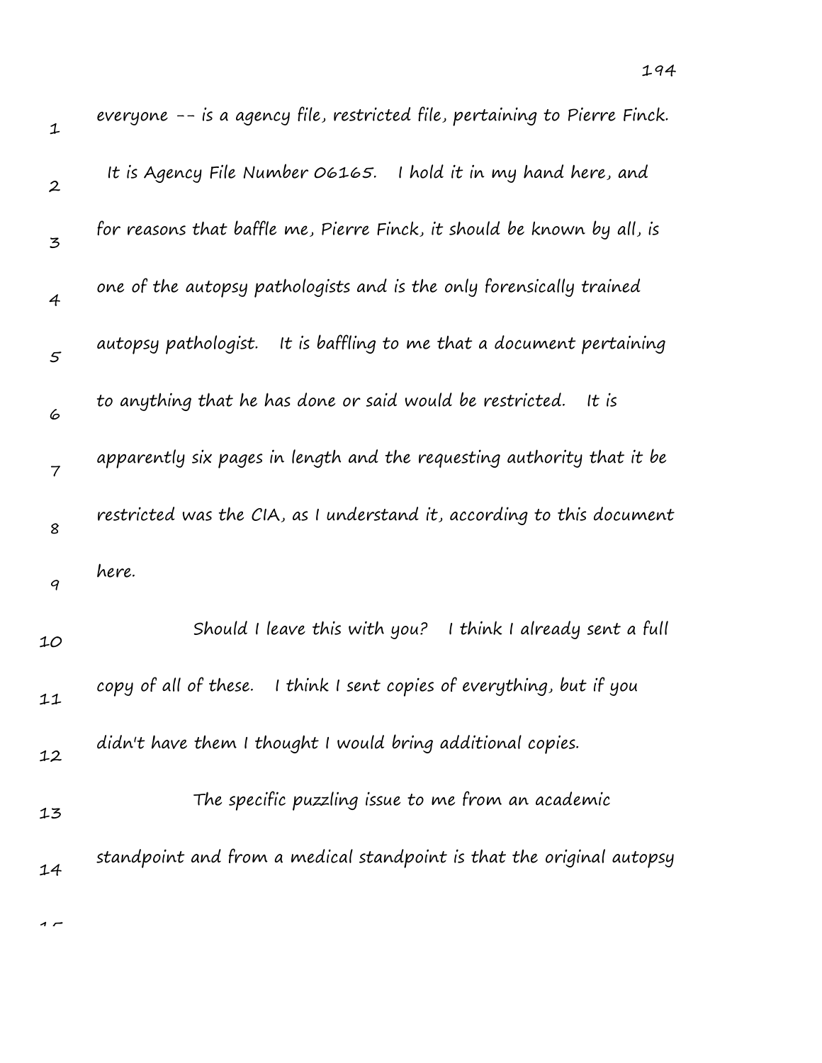everyone -- is a agency file, restricted file, pertaining to Pierre Finck. It is Agency File Number 06165. I hold it in my hand here, and for reasons that baffle me, Pierre Finck, it should be known by all, is one of the autopsy pathologists and is the only forensically trained autopsy pathologist. It is baffling to me that a document pertaining to anything that he has done or said would be restricted. It is apparently six pages in length and the requesting authority that it be restricted was the CIA, as I understand it, according to this document here.

Should I leave this with you? I think I already sent a full copy of all of these. I think I sent copies of everything, but if you didn't have them I thought I would bring additional copies.

The specific puzzling issue to me from an academic standpoint and from a medical standpoint is that the original autopsy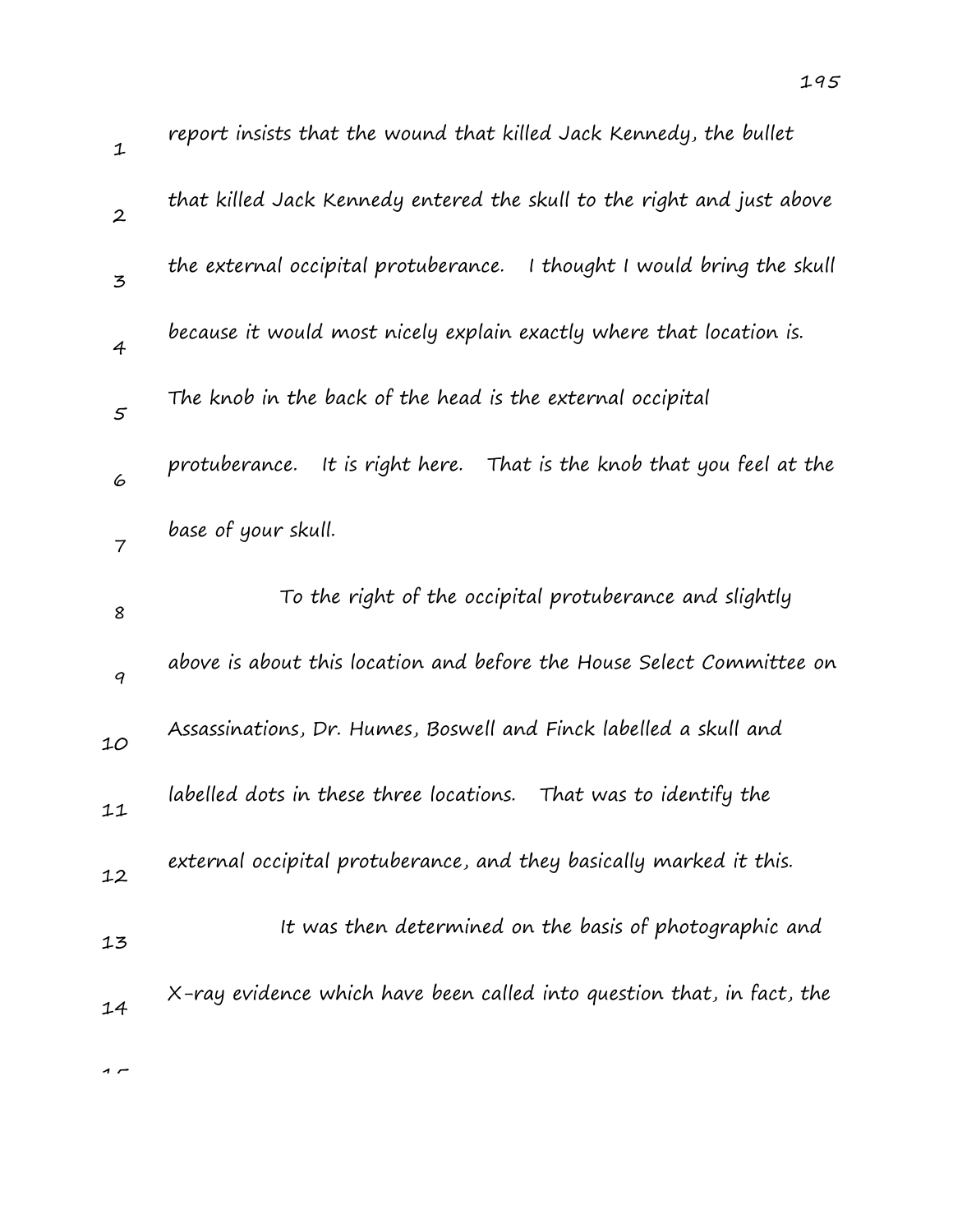report insists that the wound that killed Jack Kennedy, the bullet that killed Jack Kennedy entered the skull to the right and just above the external occipital protuberance. I thought I would bring the skull because it would most nicely explain exactly where that location is. The knob in the back of the head is the external occipital protuberance. It is right here. That is the knob that you feel at the base of your skull.

To the right of the occipital protuberance and slightly above is about this location and before the House Select Committee on Assassinations, Dr. Humes, Boswell and Finck labelled a skull and labelled dots in these three locations. That was to identify the external occipital protuberance, and they basically marked it this.

It was then determined on the basis of photographic and X-ray evidence which have been called into question that, in fact, the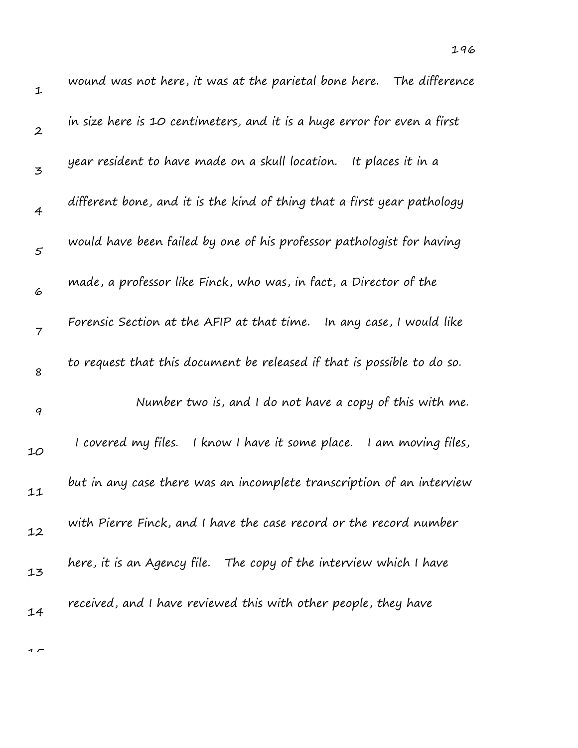wound was not here, it was at the parietal bone here. The difference in size here is 10 centimeters, and it is a huge error for even a first year resident to have made on a skull location. It places it in a different bone, and it is the kind of thing that a first year pathology would have been failed by one of his professor pathologist for having made, a professor like Finck, who was, in fact, a Director of the Forensic Section at the AFIP at that time. In any case, I would like to request that this document be released if that is possible to do so.

Number two is, and I do not have a copy of this with me. I covered my files. I know I have it some place. I am moving files, but in any case there was an incomplete transcription of an interview with Pierre Finck, and I have the case record or the record number here, it is an Agency file. The copy of the interview which I have received, and I have reviewed this with other people, they have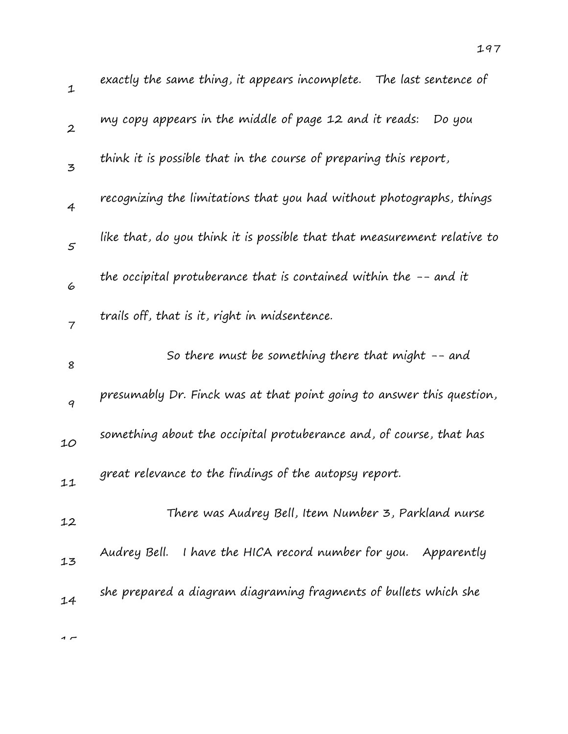exactly the same thing, it appears incomplete. The last sentence of my copy appears in the middle of page 12 and it reads: Do you think it is possible that in the course of preparing this report, recognizing the limitations that you had without photographs, things like that, do you think it is possible that that measurement relative to the occipital protuberance that is contained within the -- and it trails off, that is it, right in midsentence.

So there must be something there that might -- and presumably Dr. Finck was at that point going to answer this question, something about the occipital protuberance and, of course, that has great relevance to the findings of the autopsy report.

There was Audrey Bell, Item Number 3, Parkland nurse Audrey Bell. I have the HICA record number for you. Apparently she prepared a diagram diagraming fragments of bullets which she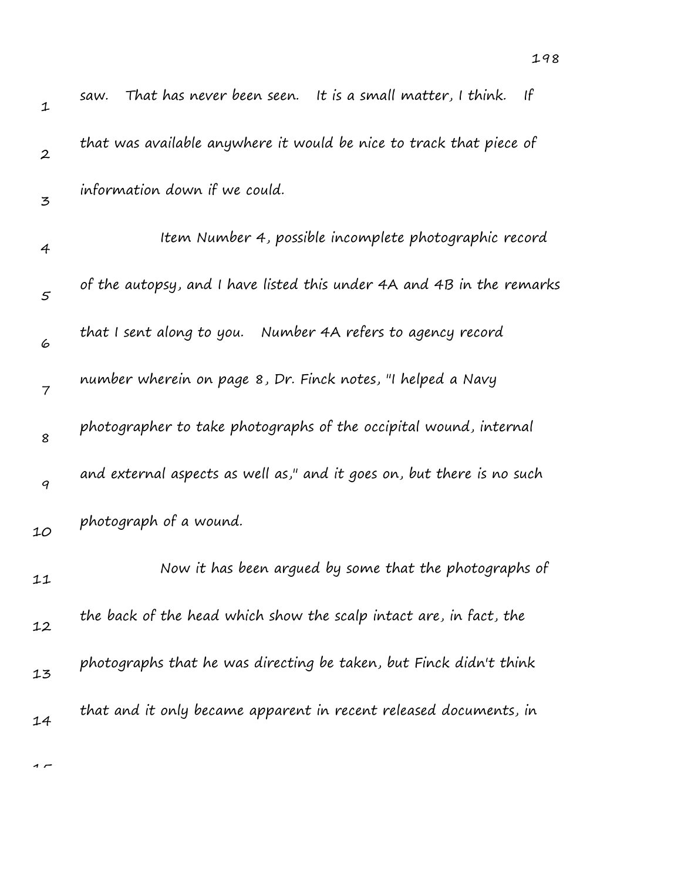saw. That has never been seen. It is a small matter, I think. If that was available anywhere it would be nice to track that piece of information down if we could.

Item Number 4, possible incomplete photographic record of the autopsy, and I have listed this under 4A and 4B in the remarks that I sent along to you. Number 4A refers to agency record number wherein on page 8, Dr. Finck notes, "I helped a Navy photographer to take photographs of the occipital wound, internal and external aspects as well as," and it goes on, but there is no such photograph of a wound.

Now it has been argued by some that the photographs of the back of the head which show the scalp intact are, in fact, the photographs that he was directing be taken, but Finck didn't think that and it only became apparent in recent released documents, in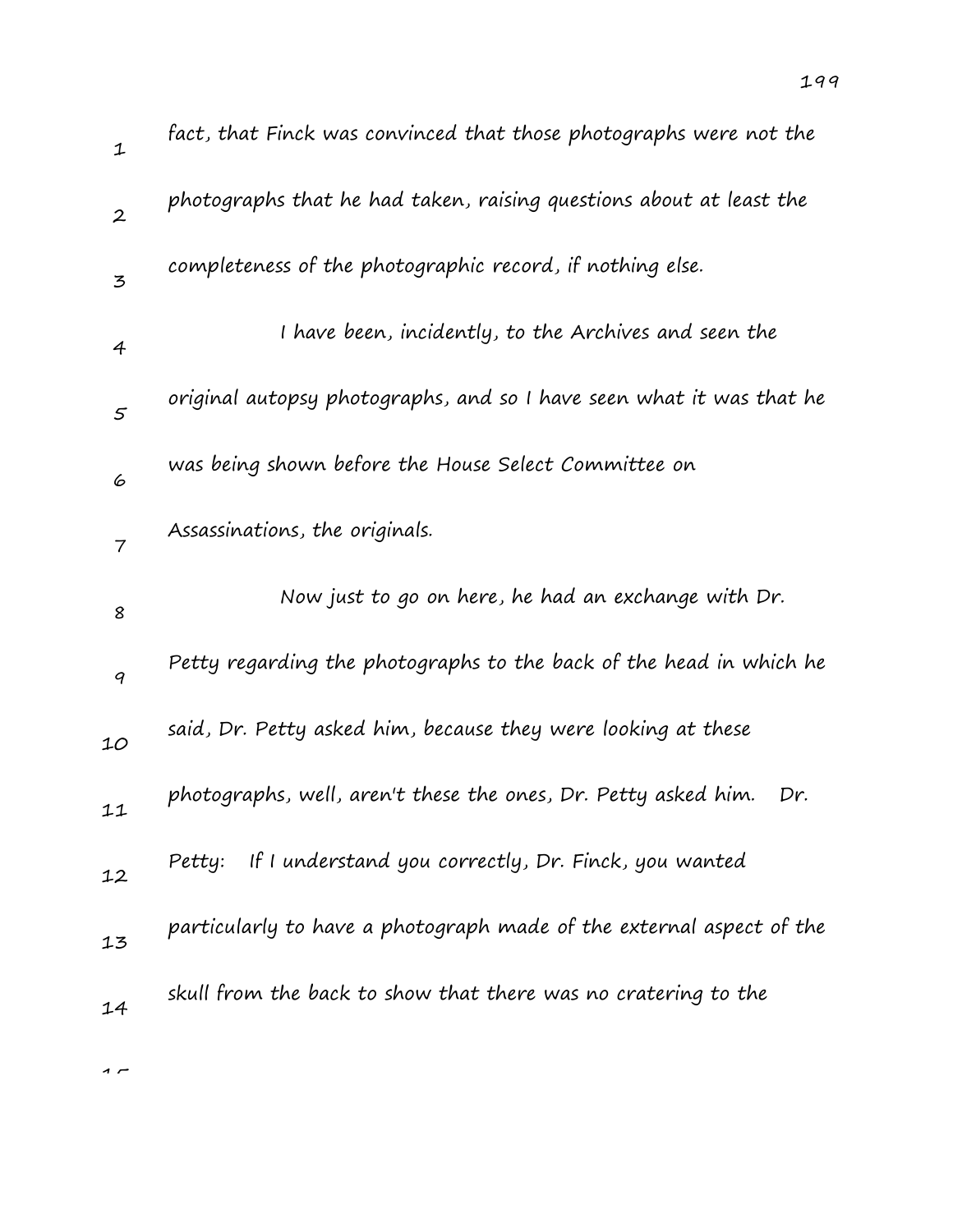fact, that Finck was convinced that those photographs were not the photographs that he had taken, raising questions about at least the completeness of the photographic record, if nothing else.

I have been, incidently, to the Archives and seen the original autopsy photographs, and so I have seen what it was that he was being shown before the House Select Committee on Assassinations, the originals.

Now just to go on here, he had an exchange with Dr. Petty regarding the photographs to the back of the head in which he said, Dr. Petty asked him, because they were looking at these photographs, well, aren't these the ones, Dr. Petty asked him. Dr. Petty: If I understand you correctly, Dr. Finck, you wanted particularly to have a photograph made of the external aspect of the skull from the back to show that there was no cratering to the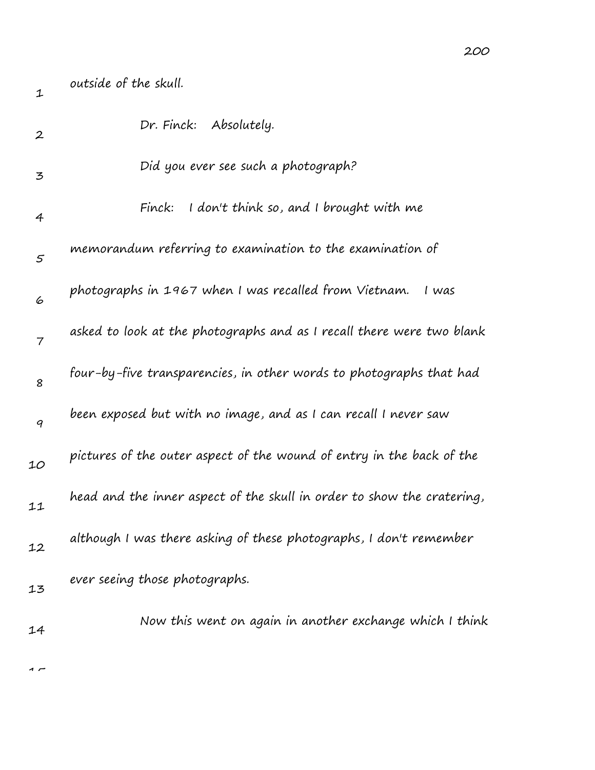outside of the skull.

Dr. Finck: Absolutely.

Did you ever see such a photograph?

Finck: I don't think so, and I brought with me memorandum referring to examination to the examination of photographs in 1967 when I was recalled from Vietnam. I was asked to look at the photographs and as I recall there were two blank four-by-five transparencies, in other words to photographs that had been exposed but with no image, and as I can recall I never saw pictures of the outer aspect of the wound of entry in the back of the head and the inner aspect of the skull in order to show the cratering, although I was there asking of these photographs, I don't remember ever seeing those photographs.

Now this went on again in another exchange which I think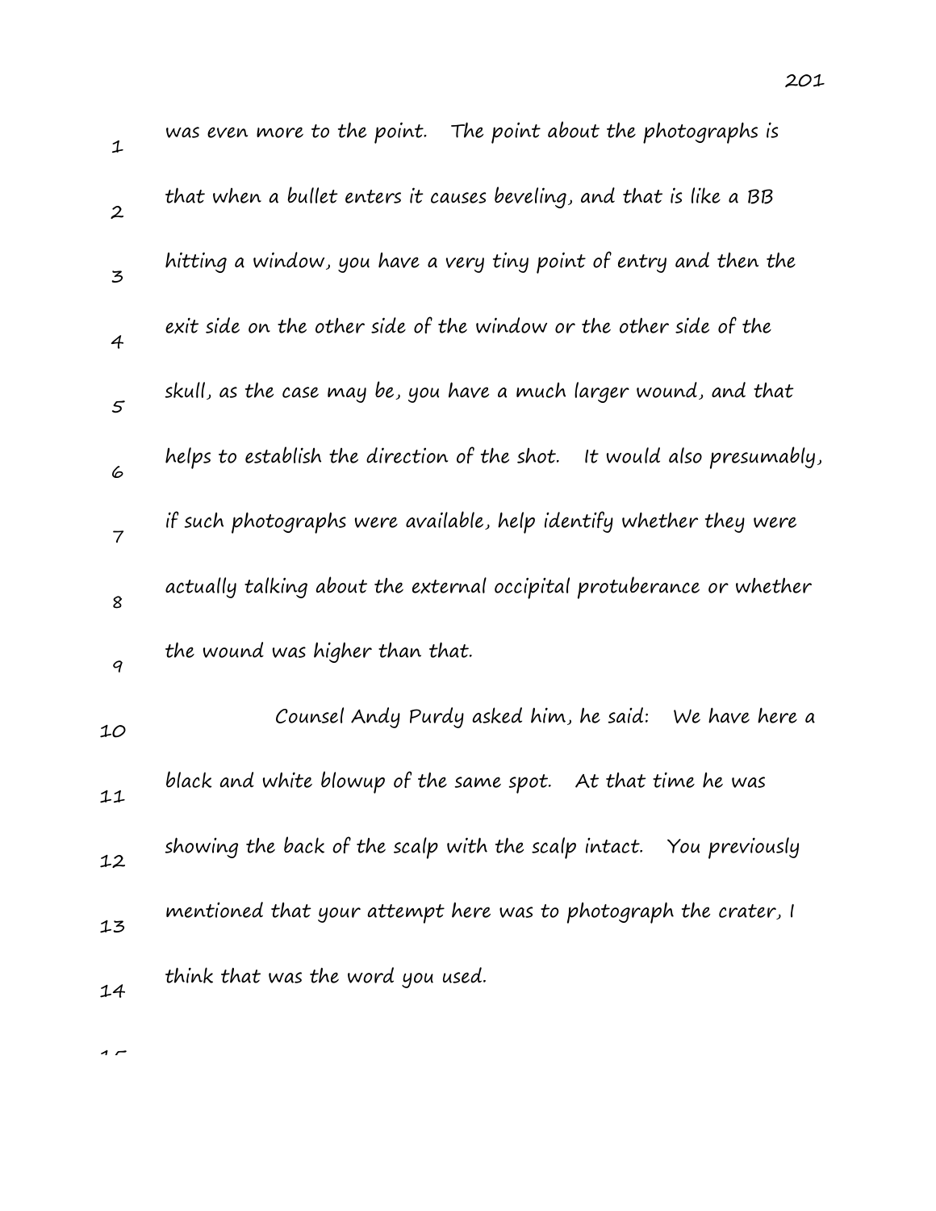was even more to the point. The point about the photographs is that when a bullet enters it causes beveling, and that is like a BB hitting a window, you have a very tiny point of entry and then the exit side on the other side of the window or the other side of the skull, as the case may be, you have a much larger wound, and that helps to establish the direction of the shot. It would also presumably, if such photographs were available, help identify whether they were actually talking about the external occipital protuberance or whether the wound was higher than that.

Counsel Andy Purdy asked him, he said: We have here a black and white blowup of the same spot. At that time he was showing the back of the scalp with the scalp intact. You previously mentioned that your attempt here was to photograph the crater, I think that was the word you used.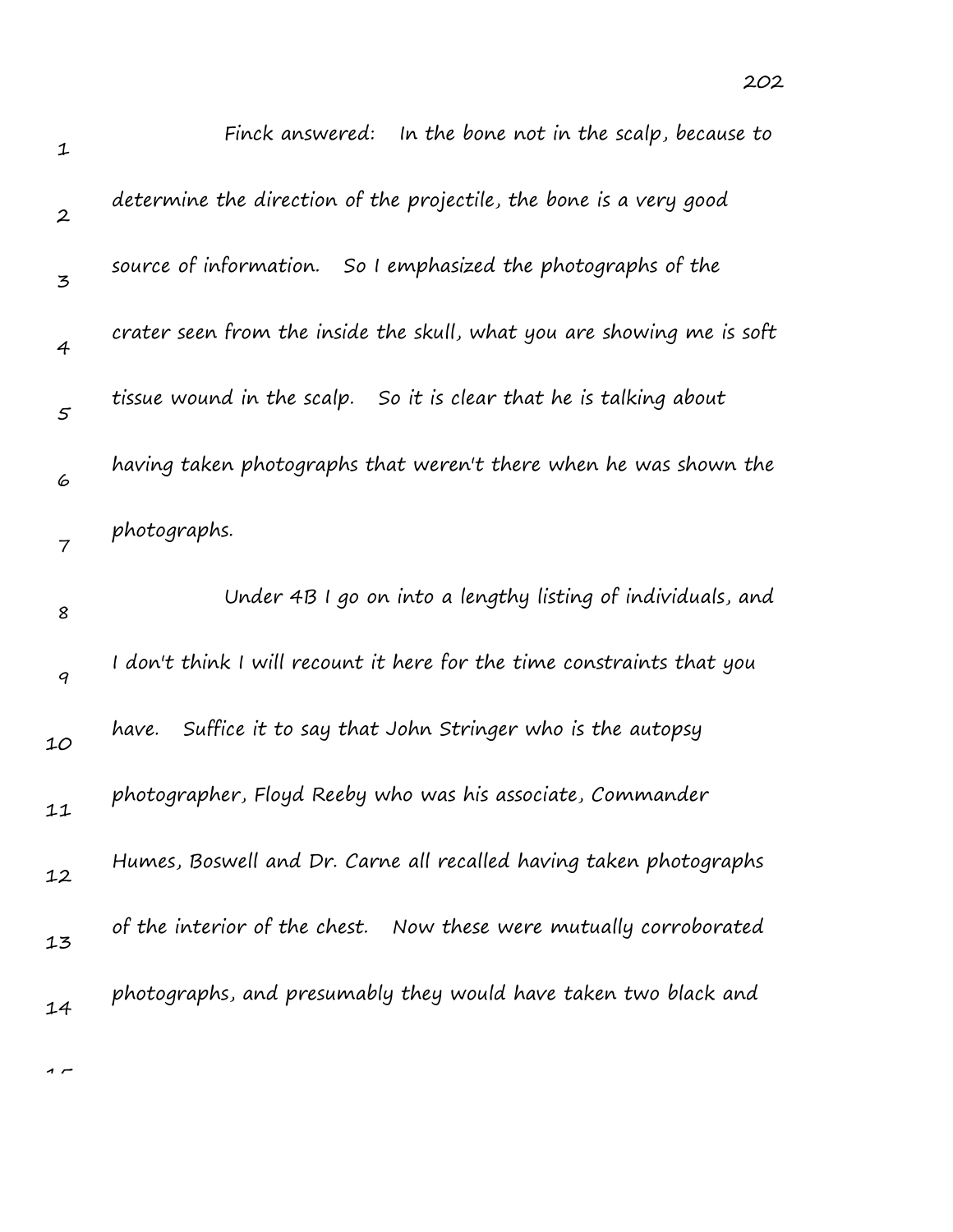Finck answered: In the bone not in the scalp, because to determine the direction of the projectile, the bone is a very good source of information. So I emphasized the photographs of the crater seen from the inside the skull, what you are showing me is soft tissue wound in the scalp. So it is clear that he is talking about having taken photographs that weren't there when he was shown the photographs.

Under 4B I go on into a lengthy listing of individuals, and I don't think I will recount it here for the time constraints that you have. Suffice it to say that John Stringer who is the autopsy photographer, Floyd Reeby who was his associate, Commander Humes, Boswell and Dr. Carne all recalled having taken photographs of the interior of the chest. Now these were mutually corroborated photographs, and presumably they would have taken two black and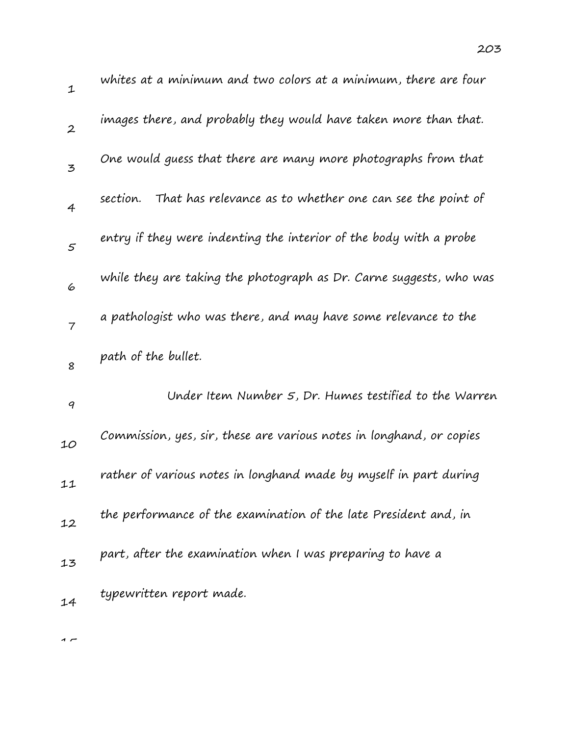whites at a minimum and two colors at a minimum, there are four images there, and probably they would have taken more than that. One would guess that there are many more photographs from that section. That has relevance as to whether one can see the point of entry if they were indenting the interior of the body with a probe while they are taking the photograph as Dr. Carne suggests, who was a pathologist who was there, and may have some relevance to the path of the bullet.

Under Item Number 5, Dr. Humes testified to the Warren Commission, yes, sir, these are various notes in longhand, or copies rather of various notes in longhand made by myself in part during the performance of the examination of the late President and, in part, after the examination when I was preparing to have a typewritten report made.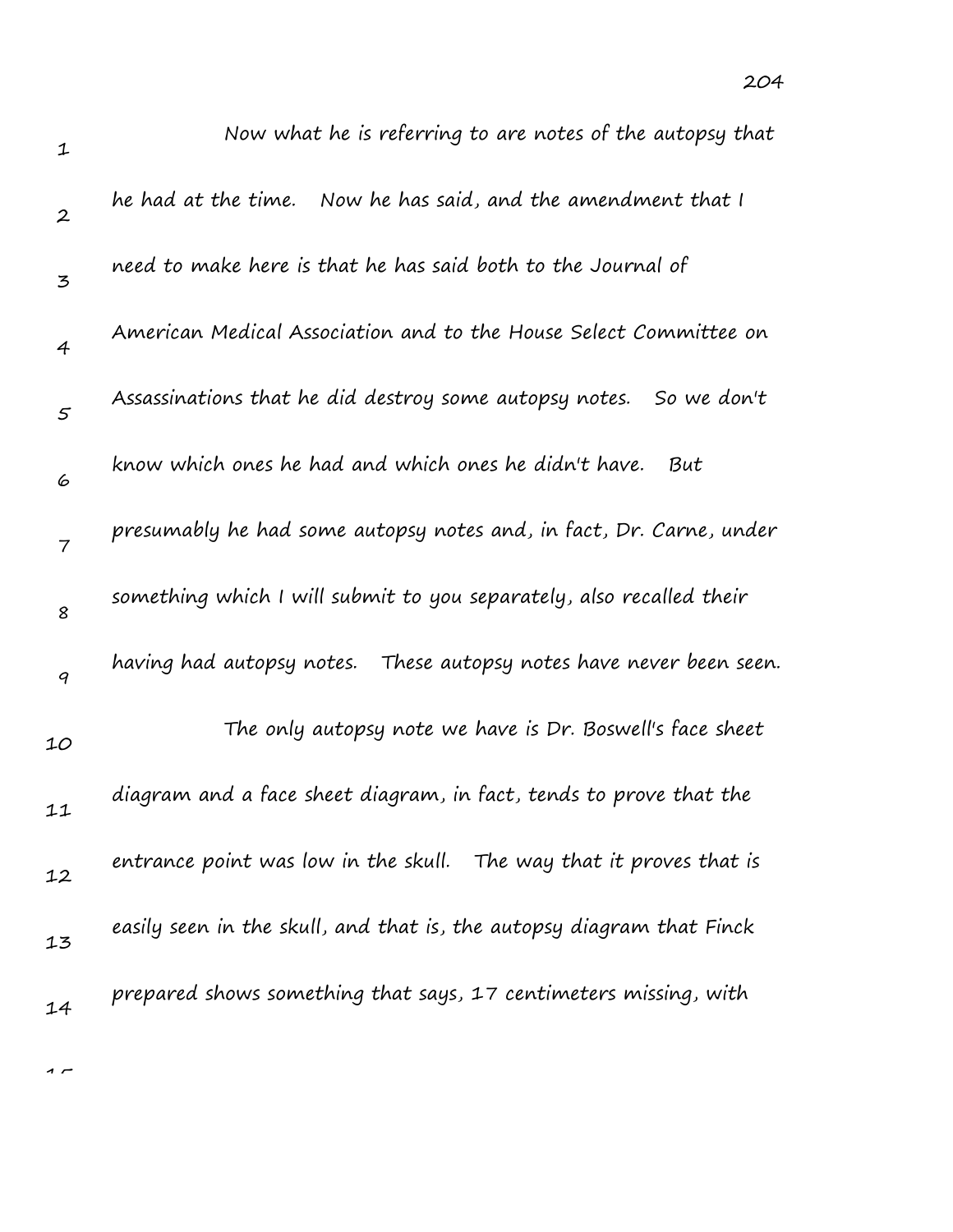Now what he is referring to are notes of the autopsy that he had at the time. Now he has said, and the amendment that I need to make here is that he has said both to the Journal of American Medical Association and to the House Select Committee on Assassinations that he did destroy some autopsy notes. So we don't know which ones he had and which ones he didn't have. But presumably he had some autopsy notes and, in fact, Dr. Carne, under something which I will submit to you separately, also recalled their having had autopsy notes. These autopsy notes have never been seen.

The only autopsy note we have is Dr. Boswell's face sheet diagram and a face sheet diagram, in fact, tends to prove that the entrance point was low in the skull. The way that it proves that is easily seen in the skull, and that is, the autopsy diagram that Finck prepared shows something that says, 17 centimeters missing, with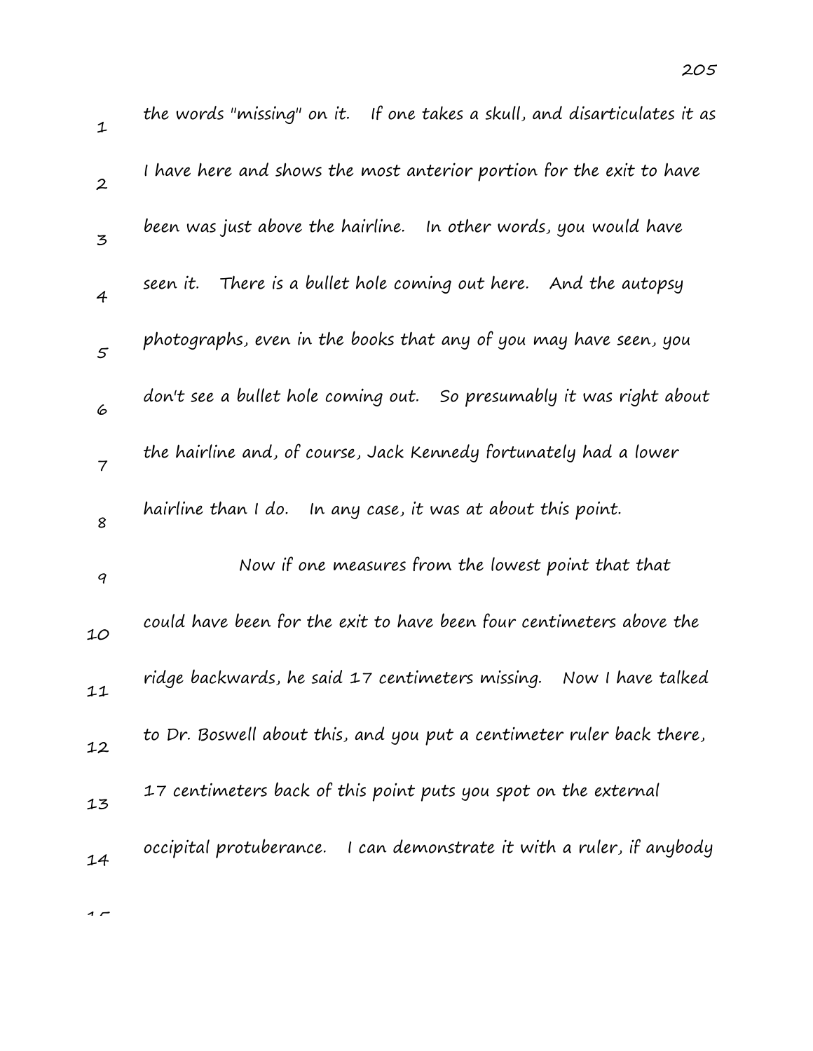the words "missing" on it. If one takes a skull, and disarticulates it as I have here and shows the most anterior portion for the exit to have been was just above the hairline. In other words, you would have seen it. There is a bullet hole coming out here. And the autopsy photographs, even in the books that any of you may have seen, you don't see a bullet hole coming out. So presumably it was right about the hairline and, of course, Jack Kennedy fortunately had a lower hairline than I do. In any case, it was at about this point.

Now if one measures from the lowest point that that could have been for the exit to have been four centimeters above the ridge backwards, he said 17 centimeters missing. Now I have talked to Dr. Boswell about this, and you put a centimeter ruler back there, 17 centimeters back of this point puts you spot on the external occipital protuberance. I can demonstrate it with a ruler, if anybody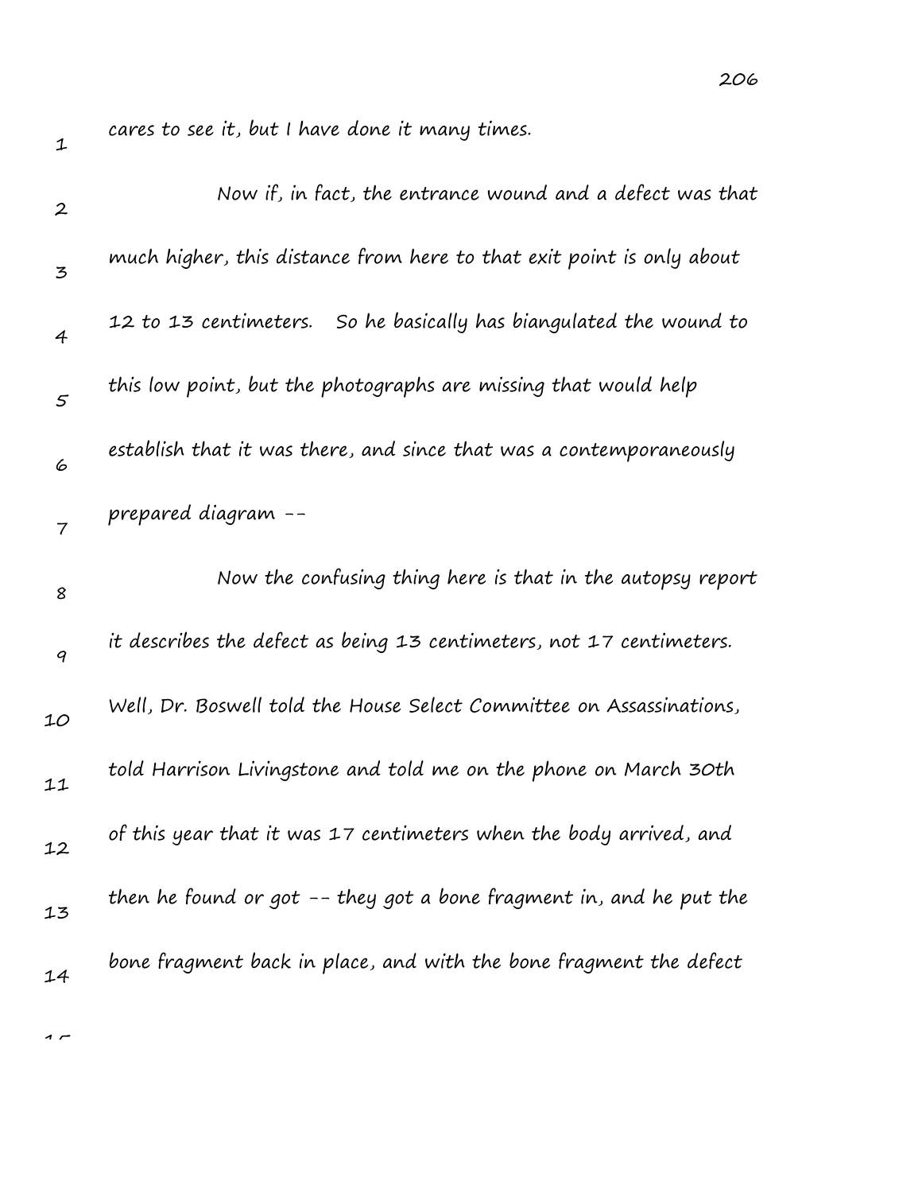cares to see it, but I have done it many times.

Now if, in fact, the entrance wound and a defect was that much higher, this distance from here to that exit point is only about 12 to 13 centimeters. So he basically has biangulated the wound to this low point, but the photographs are missing that would help establish that it was there, and since that was a contemporaneously prepared diagram --

Now the confusing thing here is that in the autopsy report it describes the defect as being 13 centimeters, not 17 centimeters. Well, Dr. Boswell told the House Select Committee on Assassinations, told Harrison Livingstone and told me on the phone on March 30th of this year that it was 17 centimeters when the body arrived, and then he found or got -- they got a bone fragment in, and he put the bone fragment back in place, and with the bone fragment the defect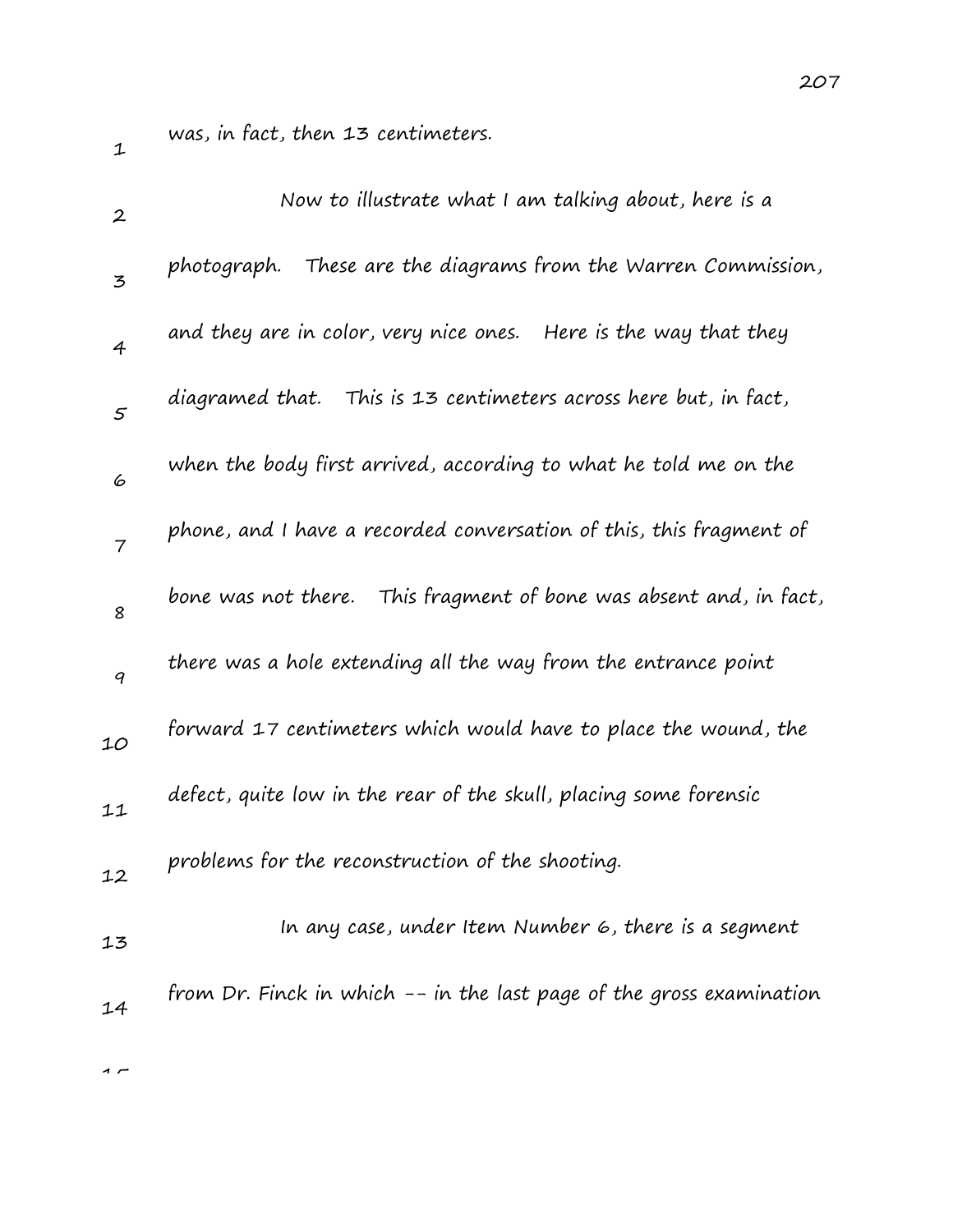was, in fact, then 13 centimeters.

Now to illustrate what I am talking about, here is a photograph. These are the diagrams from the Warren Commission, and they are in color, very nice ones. Here is the way that they diagramed that. This is 13 centimeters across here but, in fact, when the body first arrived, according to what he told me on the phone, and I have a recorded conversation of this, this fragment of bone was not there. This fragment of bone was absent and, in fact, there was a hole extending all the way from the entrance point forward 17 centimeters which would have to place the wound, the defect, quite low in the rear of the skull, placing some forensic problems for the reconstruction of the shooting.

In any case, under Item Number 6, there is a segment from Dr. Finck in which -- in the last page of the gross examination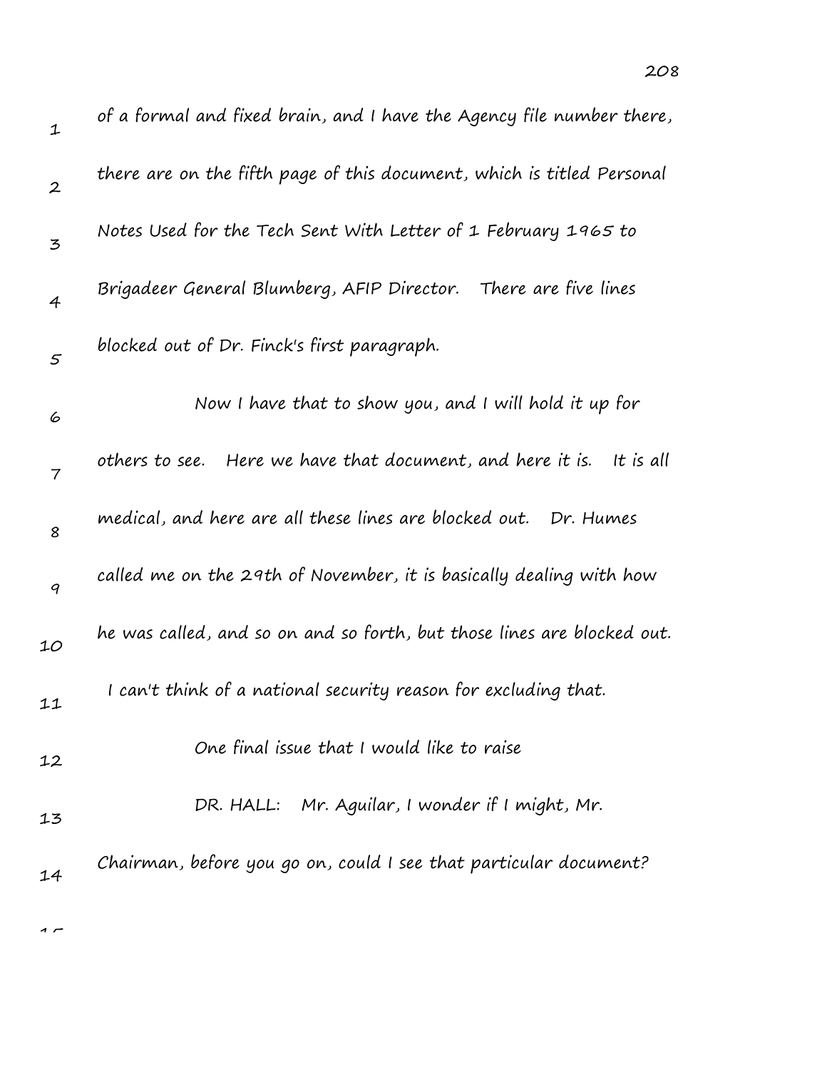of a formal and fixed brain, and I have the Agency file number there, there are on the fifth page of this document, which is titled Personal Notes Used for the Tech Sent With Letter of 1 February 1965 to Brigadeer General Blumberg, AFIP Director. There are five lines blocked out of Dr. Finck's first paragraph.

Now I have that to show you, and I will hold it up for others to see. Here we have that document, and here it is. It is all medical, and here are all these lines are blocked out. Dr. Humes called me on the 29th of November, it is basically dealing with how he was called, and so on and so forth, but those lines are blocked out. I can't think of a national security reason for excluding that.

One final issue that I would like to raise

DR. HALL: Mr. Aguilar, I wonder if I might, Mr. Chairman, before you go on, could I see that particular document?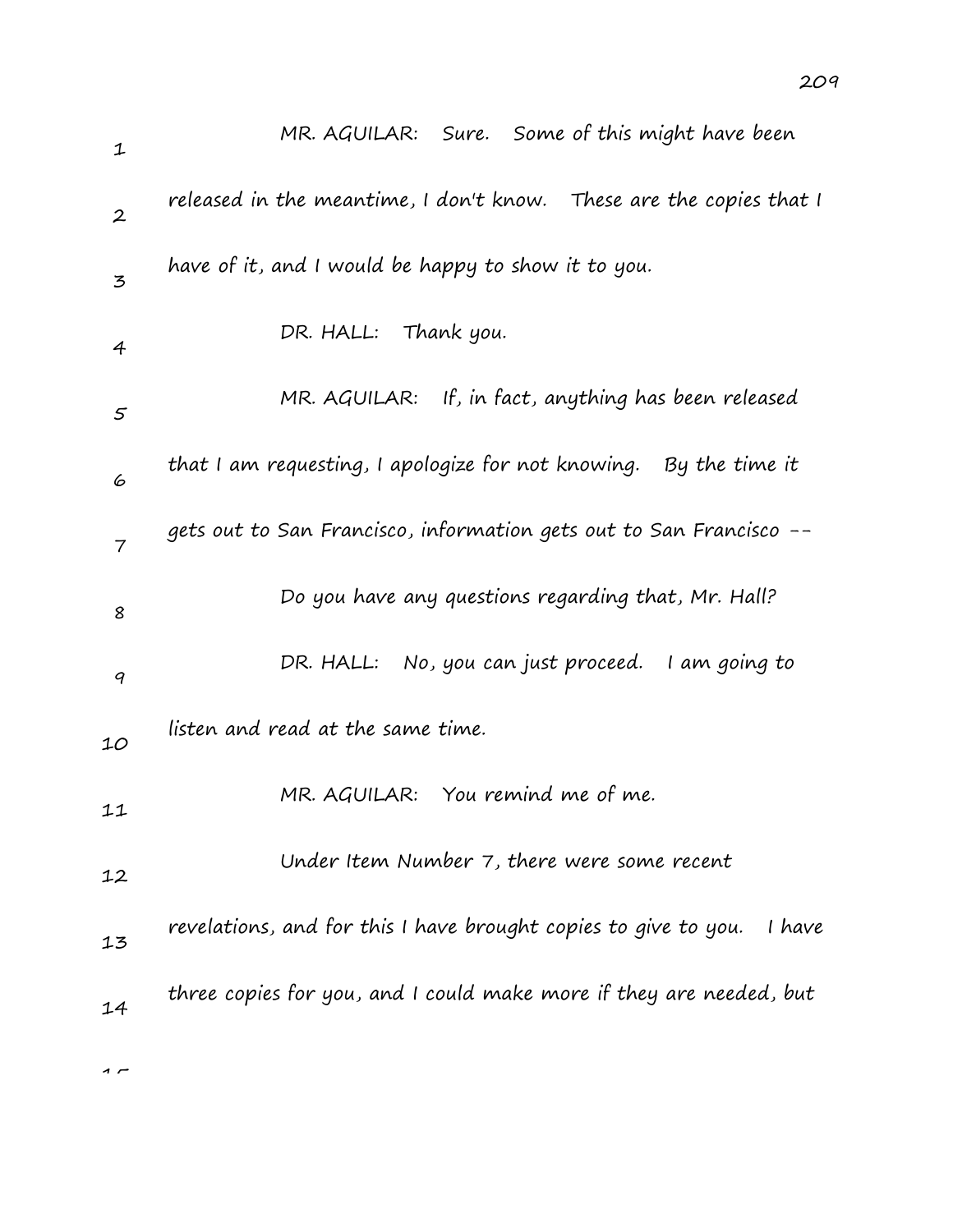MR. AGUILAR: Sure. Some of this might have been released in the meantime, I don't know. These are the copies that I have of it, and I would be happy to show it to you.

DR. HALL: Thank you.

MR. AGUILAR: If, in fact, anything has been released that I am requesting, I apologize for not knowing. By the time it gets out to San Francisco, information gets out to San Francisco --

Do you have any questions regarding that, Mr. Hall?

DR. HALL: No, you can just proceed. I am going to listen and read at the same time.

MR. AGUILAR: You remind me of me.

Under Item Number 7, there were some recent revelations, and for this I have brought copies to give to you. I have three copies for you, and I could make more if they are needed, but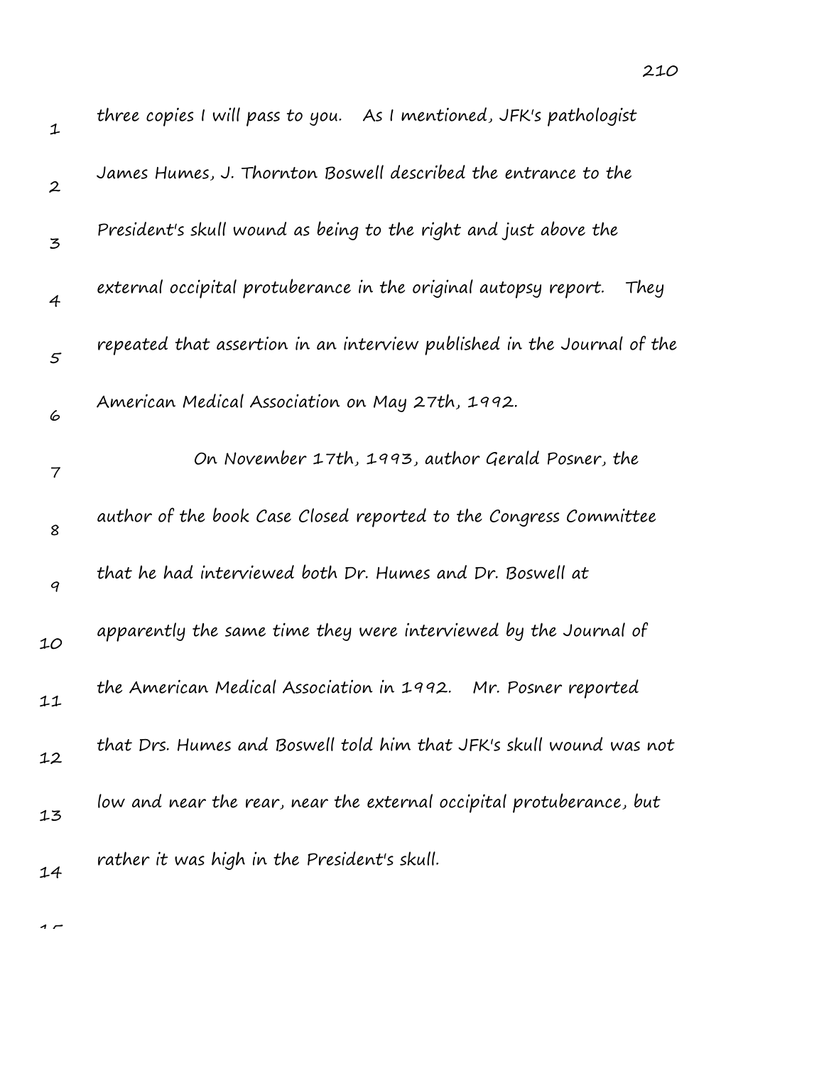three copies I will pass to you. As I mentioned, JFK's pathologist James Humes, J. Thornton Boswell described the entrance to the President's skull wound as being to the right and just above the external occipital protuberance in the original autopsy report. They repeated that assertion in an interview published in the Journal of the American Medical Association on May 27th, 1992.

On November 17th, 1993, author Gerald Posner, the author of the book Case Closed reported to the Congress Committee that he had interviewed both Dr. Humes and Dr. Boswell at apparently the same time they were interviewed by the Journal of the American Medical Association in 1992. Mr. Posner reported that Drs. Humes and Boswell told him that JFK's skull wound was not low and near the rear, near the external occipital protuberance, but rather it was high in the President's skull.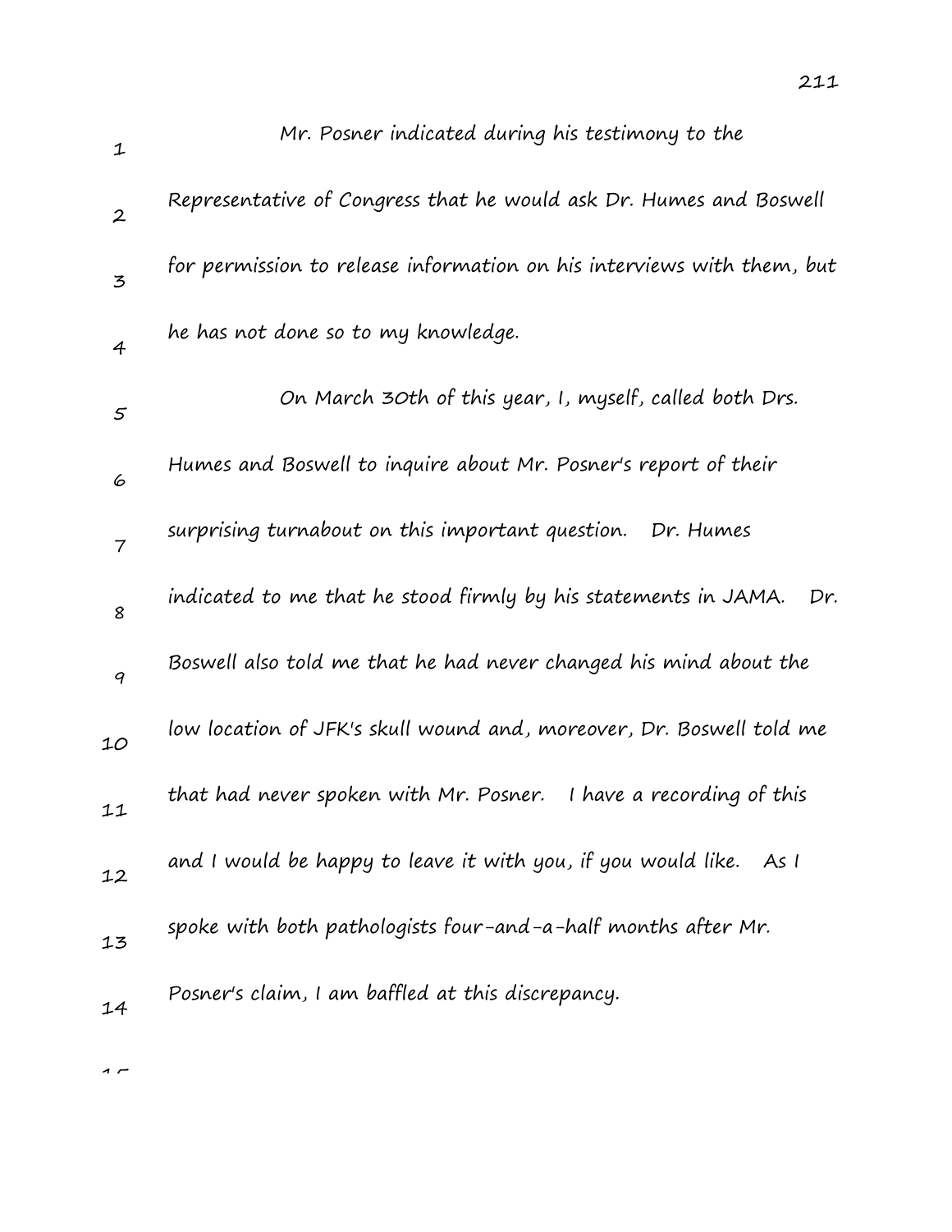Mr. Posner indicated during his testimony to the Representative of Congress that he would ask Dr. Humes and Boswell for permission to release information on his interviews with them, but he has not done so to my knowledge.

On March 30th of this year, I, myself, called both Drs. Humes and Boswell to inquire about Mr. Posner's report of their surprising turnabout on this important question. Dr. Humes indicated to me that he stood firmly by his statements in JAMA. Dr. Boswell also told me that he had never changed his mind about the low location of JFK's skull wound and, moreover, Dr. Boswell told me that had never spoken with Mr. Posner. I have a recording of this and I would be happy to leave it with you, if you would like. As I spoke with both pathologists four-and-a-half months after Mr. Posner's claim, I am baffled at this discrepancy.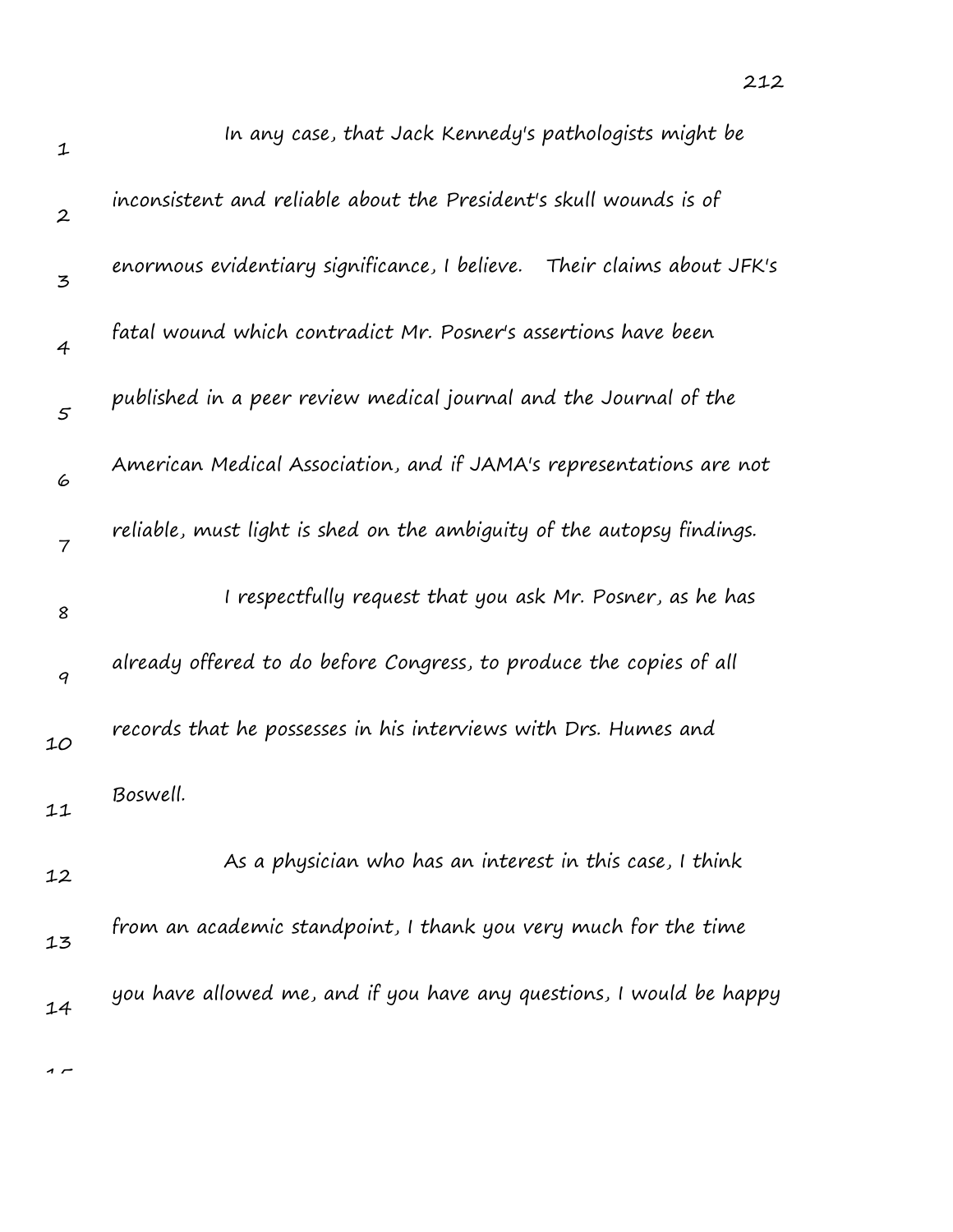In any case, that Jack Kennedy's pathologists might be inconsistent and reliable about the President's skull wounds is of enormous evidentiary significance, I believe. Their claims about JFK's fatal wound which contradict Mr. Posner's assertions have been published in a peer review medical journal and the Journal of the American Medical Association, and if JAMA's representations are not reliable, must light is shed on the ambiguity of the autopsy findings.

I respectfully request that you ask Mr. Posner, as he has already offered to do before Congress, to produce the copies of all records that he possesses in his interviews with Drs. Humes and Boswell.

As a physician who has an interest in this case, I think from an academic standpoint, I thank you very much for the time you have allowed me, and if you have any questions, I would be happy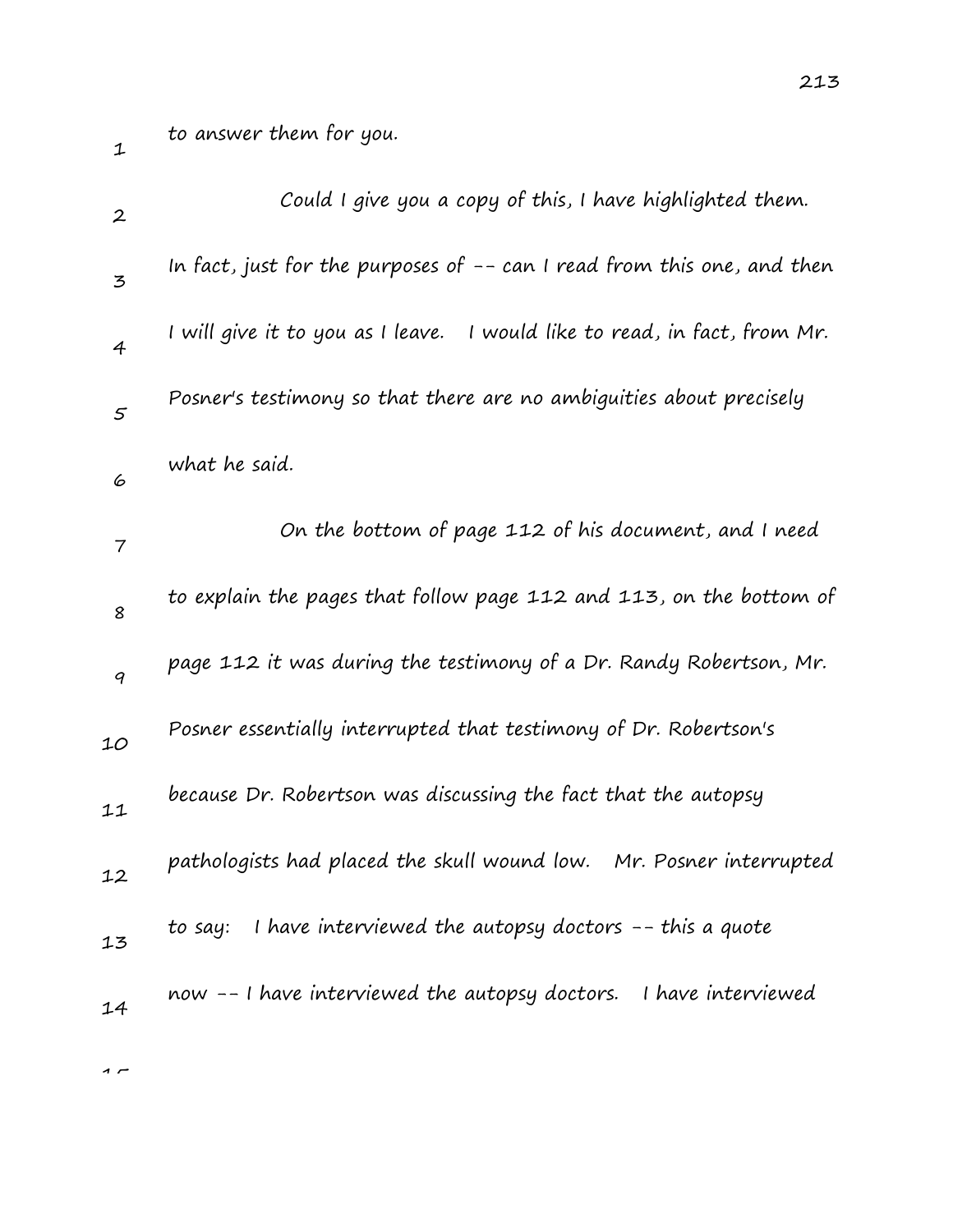to answer them for you.

Could I give you a copy of this, I have highlighted them. In fact, just for the purposes of -- can I read from this one, and then I will give it to you as I leave. I would like to read, in fact, from Mr. Posner's testimony so that there are no ambiguities about precisely what he said.

On the bottom of page 112 of his document, and I need to explain the pages that follow page 112 and 113, on the bottom of page 112 it was during the testimony of a Dr. Randy Robertson, Mr. Posner essentially interrupted that testimony of Dr. Robertson's because Dr. Robertson was discussing the fact that the autopsy pathologists had placed the skull wound low. Mr. Posner interrupted to say: I have interviewed the autopsy doctors -- this a quote now -- I have interviewed the autopsy doctors. I have interviewed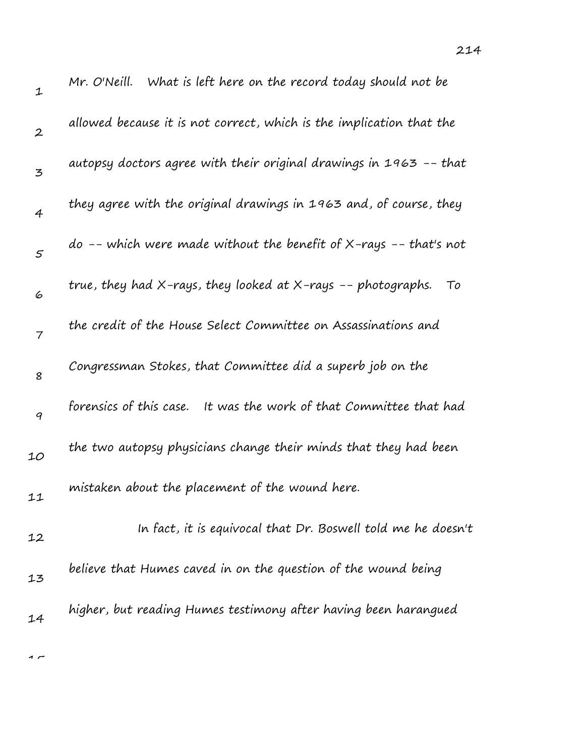Mr. O'Neill. What is left here on the record today should not be allowed because it is not correct, which is the implication that the autopsy doctors agree with their original drawings in 1963 -- that they agree with the original drawings in 1963 and, of course, they do -- which were made without the benefit of X-rays -- that's not true, they had X-rays, they looked at X-rays -- photographs. To the credit of the House Select Committee on Assassinations and Congressman Stokes, that Committee did a superb job on the forensics of this case. It was the work of that Committee that had the two autopsy physicians change their minds that they had been mistaken about the placement of the wound here.

In fact, it is equivocal that Dr. Boswell told me he doesn't believe that Humes caved in on the question of the wound being higher, but reading Humes testimony after having been harangued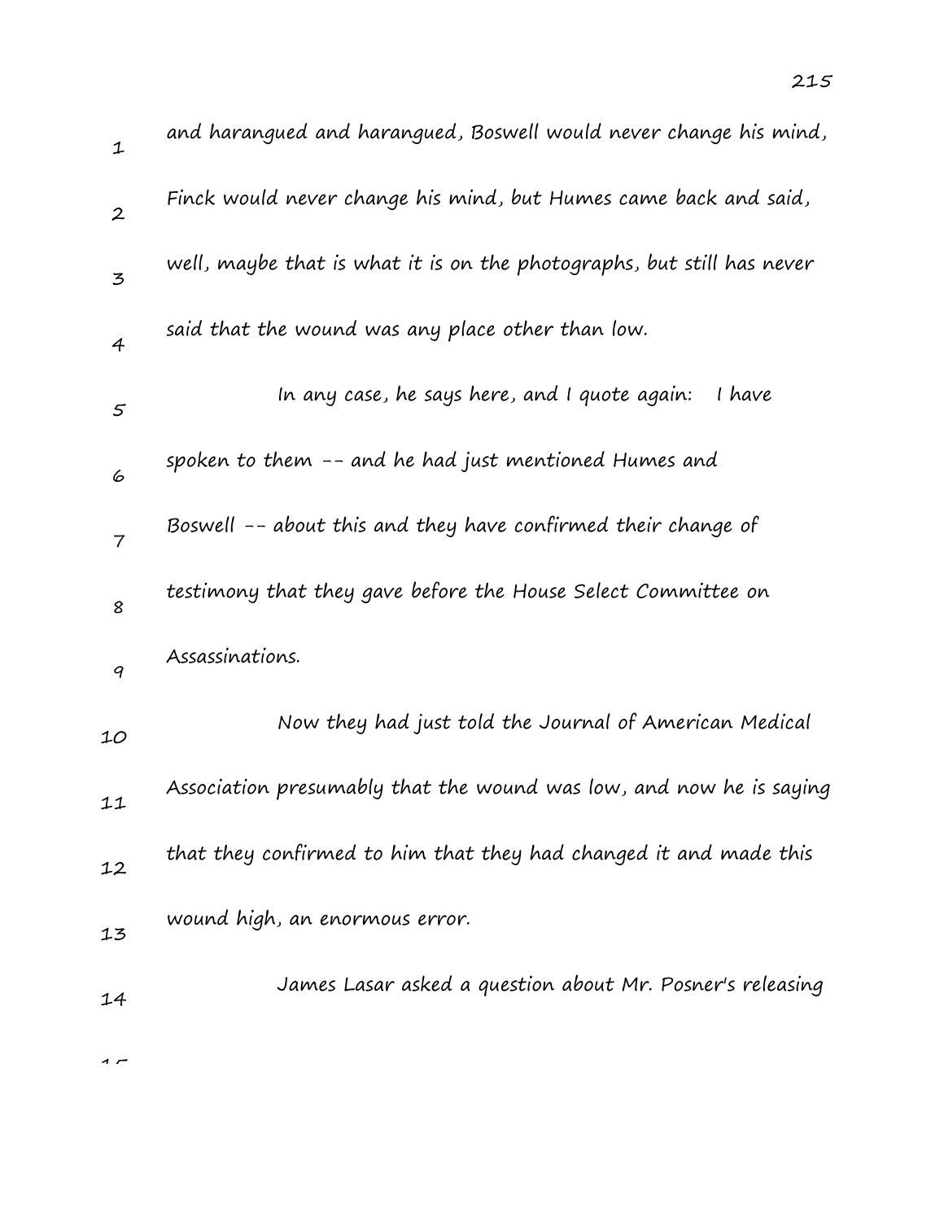and harangued and harangued, Boswell would never change his mind, Finck would never change his mind, but Humes came back and said, well, maybe that is what it is on the photographs, but still has never said that the wound was any place other than low.

In any case, he says here, and I quote again: I have spoken to them -- and he had just mentioned Humes and Boswell -- about this and they have confirmed their change of testimony that they gave before the House Select Committee on Assassinations.

Now they had just told the Journal of American Medical Association presumably that the wound was low, and now he is saying that they confirmed to him that they had changed it and made this wound high, an enormous error.

James Lasar asked a question about Mr. Posner's releasing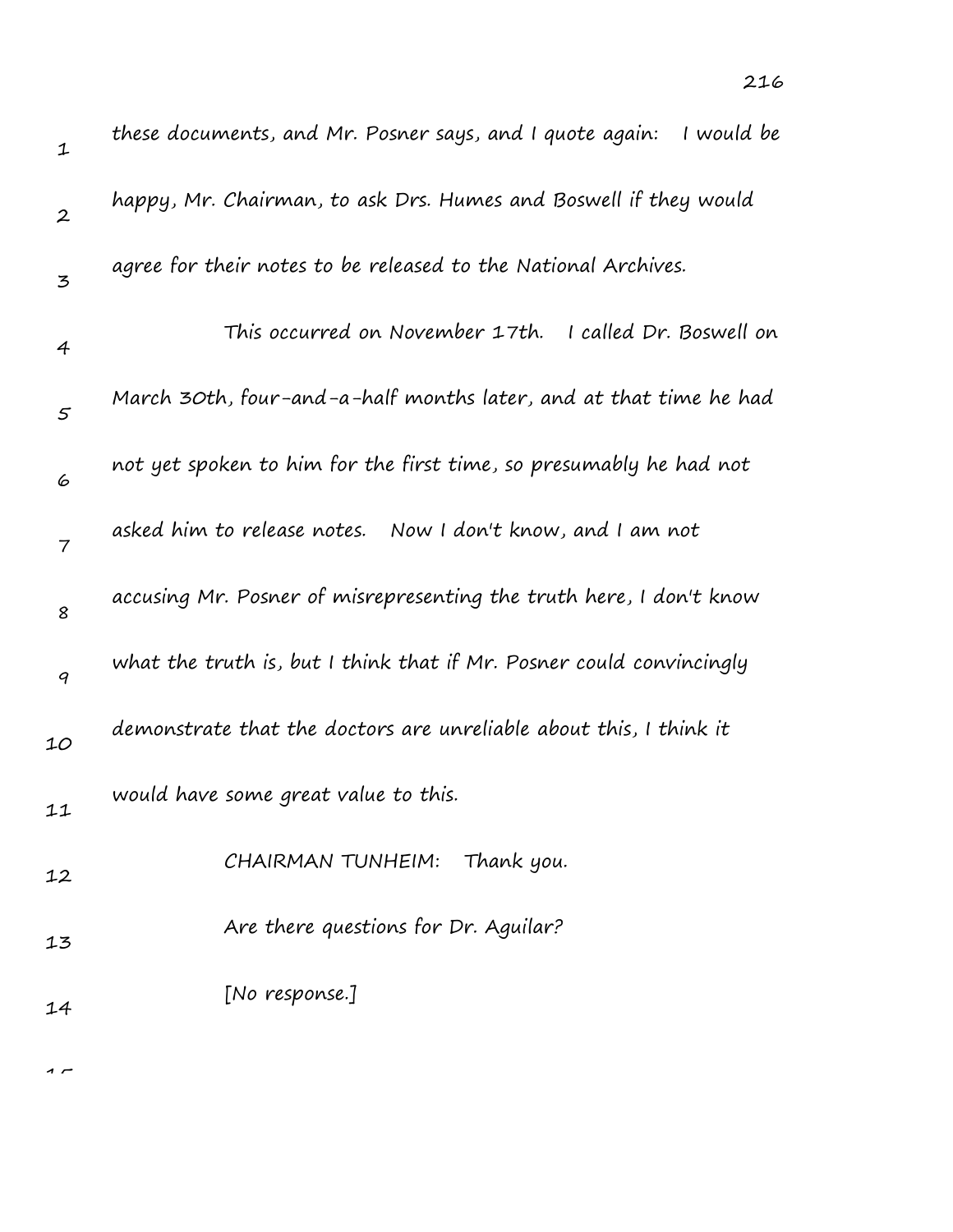these documents, and Mr. Posner says, and I quote again: I would be happy, Mr. Chairman, to ask Drs. Humes and Boswell if they would agree for their notes to be released to the National Archives.

This occurred on November 17th. I called Dr. Boswell on March 30th, four-and-a-half months later, and at that time he had not yet spoken to him for the first time, so presumably he had not asked him to release notes. Now I don't know, and I am not accusing Mr. Posner of misrepresenting the truth here, I don't know what the truth is, but I think that if Mr. Posner could convincingly demonstrate that the doctors are unreliable about this, I think it would have some great value to this.

CHAIRMAN TUNHEIM: Thank you.

Are there questions for Dr. Aguilar?

[No response.]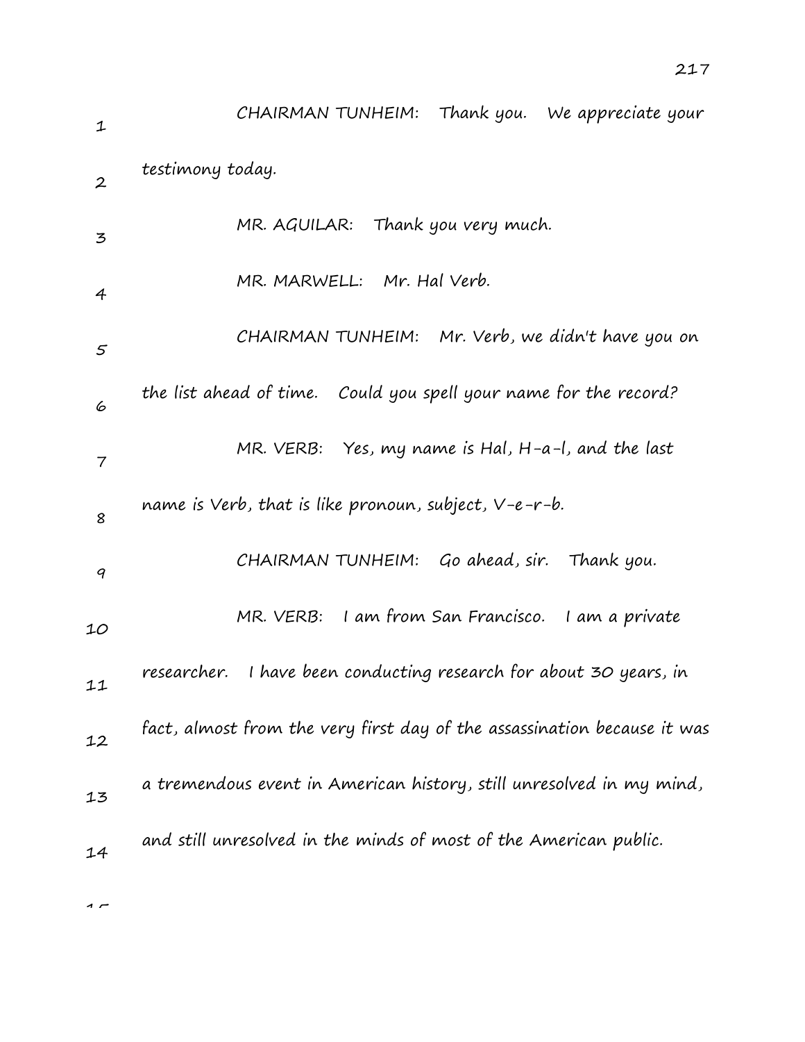CHAIRMAN TUNHEIM: Thank you. We appreciate your testimony today.

MR. AGUILAR: Thank you very much.

MR. MARWELL: Mr. Hal Verb.

CHAIRMAN TUNHEIM: Mr. Verb, we didn't have you on the list ahead of time. Could you spell your name for the record?

MR. VERB: Yes, my name is Hal, H-a-l, and the last name is Verb, that is like pronoun, subject, V-e-r-b.

CHAIRMAN TUNHEIM: Go ahead, sir. Thank you.

MR. VERB: I am from San Francisco. I am a private researcher. I have been conducting research for about 30 years, in fact, almost from the very first day of the assassination because it was a tremendous event in American history, still unresolved in my mind, and still unresolved in the minds of most of the American public.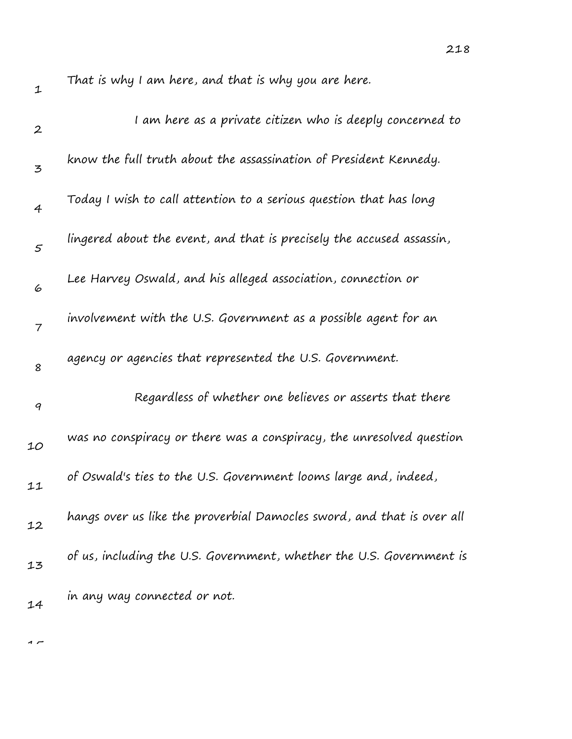That is why I am here, and that is why you are here.

I am here as a private citizen who is deeply concerned to know the full truth about the assassination of President Kennedy. Today I wish to call attention to a serious question that has long lingered about the event, and that is precisely the accused assassin, Lee Harvey Oswald, and his alleged association, connection or involvement with the U.S. Government as a possible agent for an agency or agencies that represented the U.S. Government.

Regardless of whether one believes or asserts that there was no conspiracy or there was a conspiracy, the unresolved question of Oswald's ties to the U.S. Government looms large and, indeed, hangs over us like the proverbial Damocles sword, and that is over all of us, including the U.S. Government, whether the U.S. Government is in any way connected or not.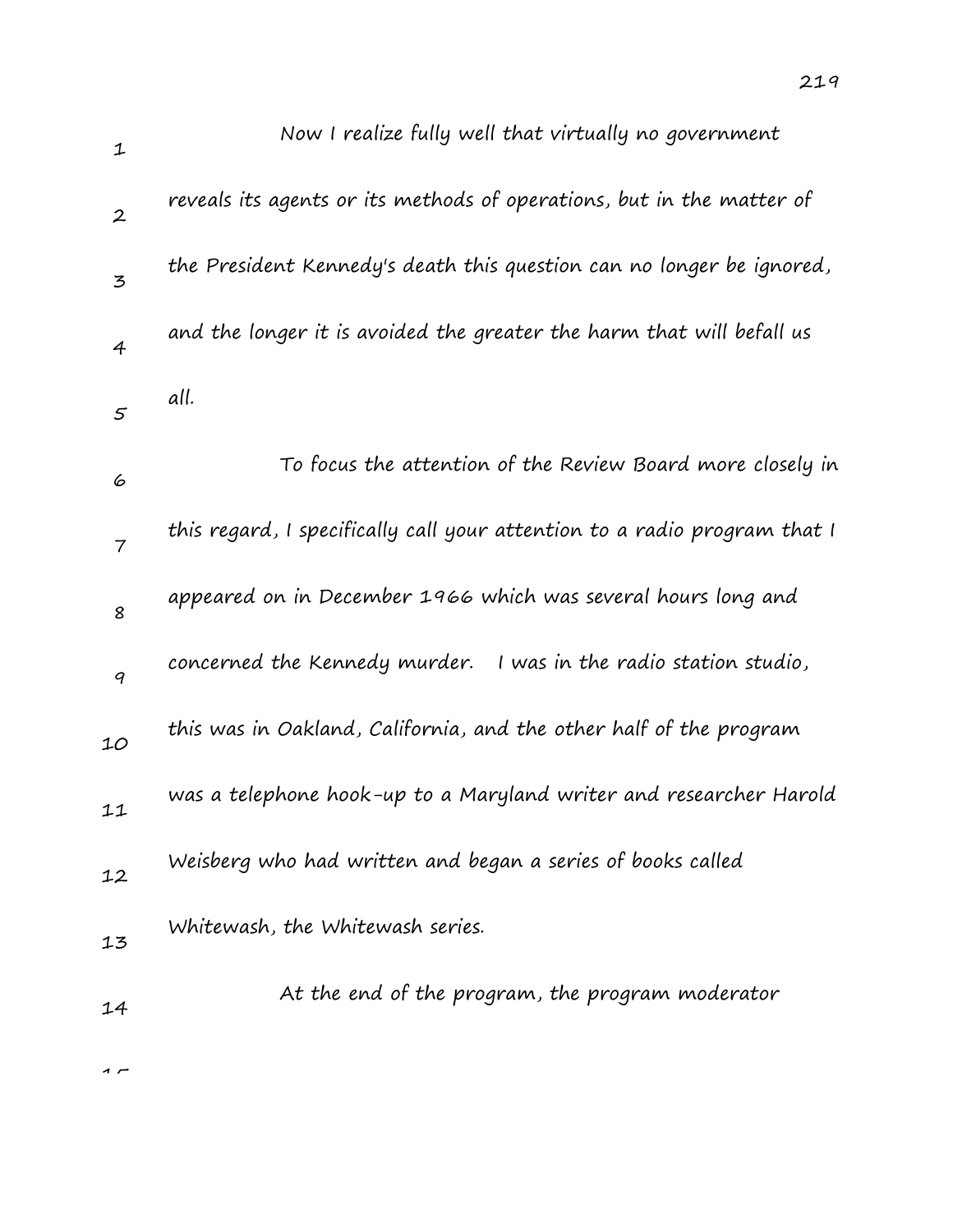Now I realize fully well that virtually no government reveals its agents or its methods of operations, but in the matter of the President Kennedy's death this question can no longer be ignored, and the longer it is avoided the greater the harm that will befall us all.

To focus the attention of the Review Board more closely in this regard, I specifically call your attention to a radio program that I appeared on in December 1966 which was several hours long and concerned the Kennedy murder. I was in the radio station studio, this was in Oakland, California, and the other half of the program was a telephone hook-up to a Maryland writer and researcher Harold Weisberg who had written and began a series of books called Whitewash, the Whitewash series.

At the end of the program, the program moderator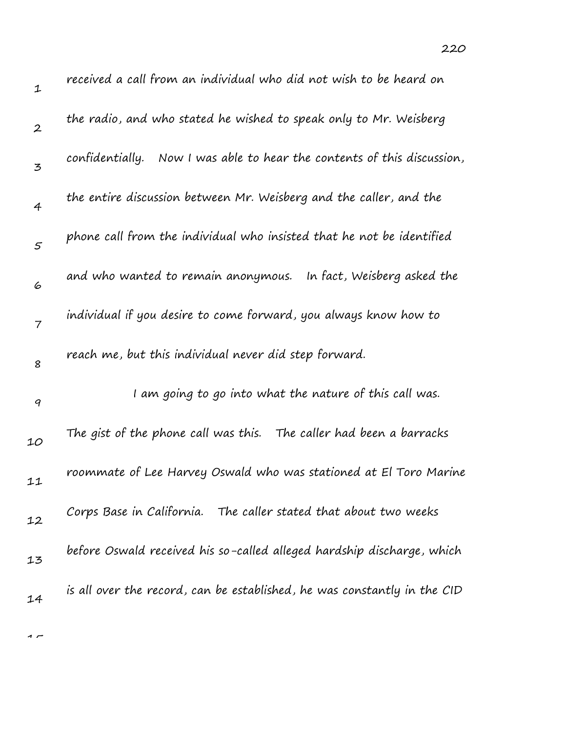received a call from an individual who did not wish to be heard on the radio, and who stated he wished to speak only to Mr. Weisberg confidentially. Now I was able to hear the contents of this discussion, the entire discussion between Mr. Weisberg and the caller, and the phone call from the individual who insisted that he not be identified and who wanted to remain anonymous. In fact, Weisberg asked the individual if you desire to come forward, you always know how to reach me, but this individual never did step forward.

I am going to go into what the nature of this call was. The gist of the phone call was this. The caller had been a barracks roommate of Lee Harvey Oswald who was stationed at El Toro Marine Corps Base in California. The caller stated that about two weeks before Oswald received his so-called alleged hardship discharge, which is all over the record, can be established, he was constantly in the CID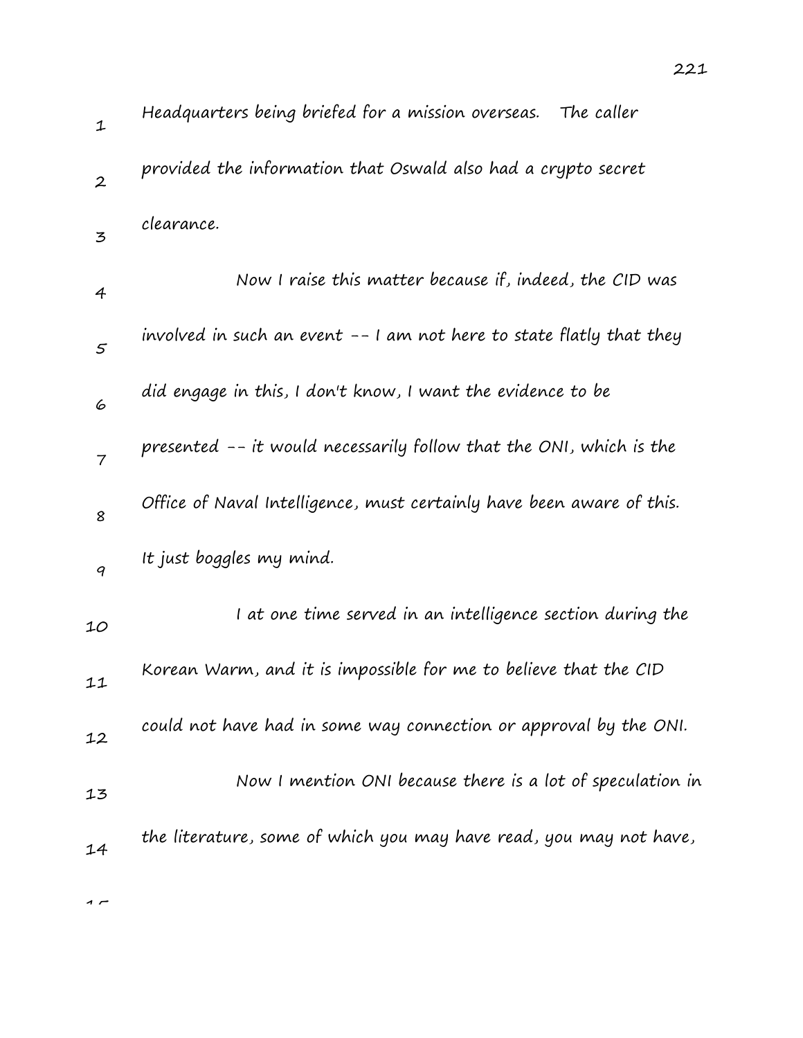Headquarters being briefed for a mission overseas. The caller provided the information that Oswald also had a crypto secret clearance.

Now I raise this matter because if, indeed, the CID was involved in such an event -- I am not here to state flatly that they did engage in this, I don't know, I want the evidence to be presented -- it would necessarily follow that the ONI, which is the Office of Naval Intelligence, must certainly have been aware of this. It just boggles my mind.

I at one time served in an intelligence section during the Korean Warm, and it is impossible for me to believe that the CID could not have had in some way connection or approval by the ONI.

Now I mention ONI because there is a lot of speculation in the literature, some of which you may have read, you may not have,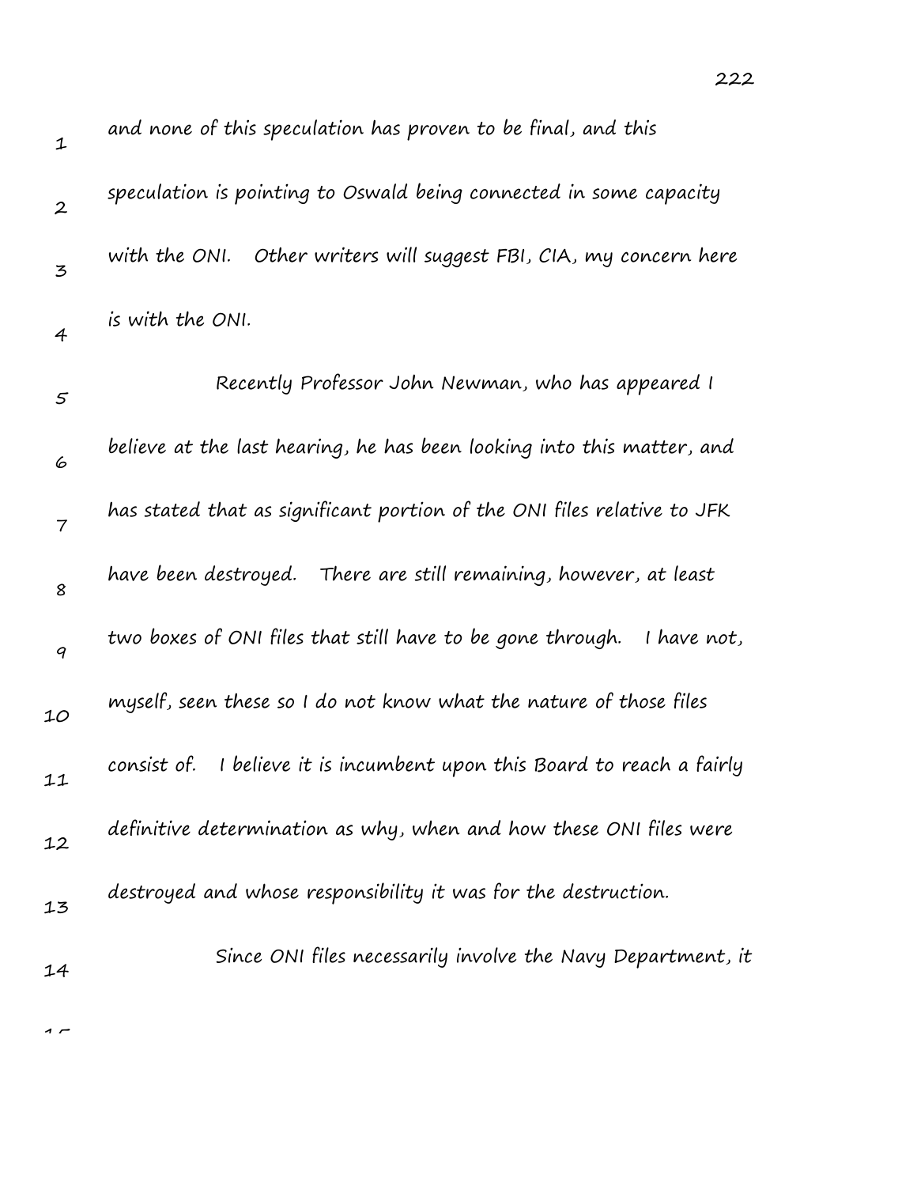and none of this speculation has proven to be final, and this speculation is pointing to Oswald being connected in some capacity with the ONI. Other writers will suggest FBI, CIA, my concern here is with the ONI.

Recently Professor John Newman, who has appeared I believe at the last hearing, he has been looking into this matter, and has stated that as significant portion of the ONI files relative to JFK have been destroyed. There are still remaining, however, at least two boxes of ONI files that still have to be gone through. I have not, myself, seen these so I do not know what the nature of those files consist of. I believe it is incumbent upon this Board to reach a fairly definitive determination as why, when and how these ONI files were destroyed and whose responsibility it was for the destruction.

Since ONI files necessarily involve the Navy Department, it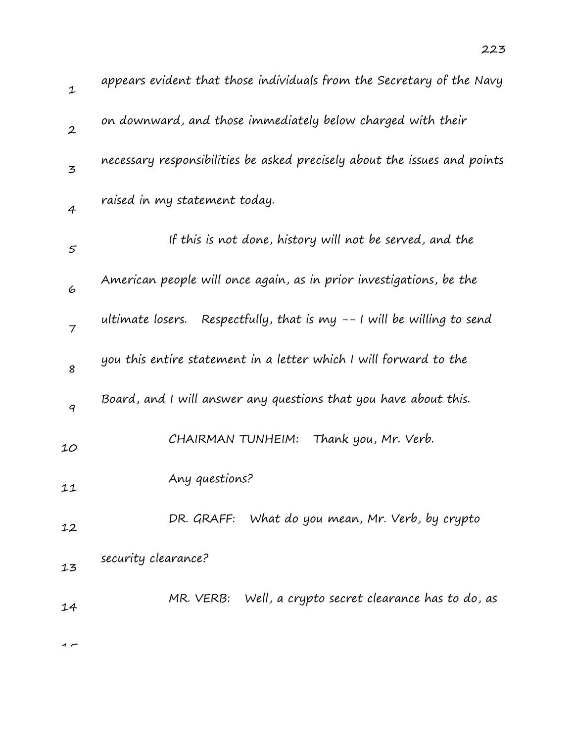appears evident that those individuals from the Secretary of the Navy on downward, and those immediately below charged with their necessary responsibilities be asked precisely about the issues and points raised in my statement today.

If this is not done, history will not be served, and the American people will once again, as in prior investigations, be the ultimate losers. Respectfully, that is my -- I will be willing to send you this entire statement in a letter which I will forward to the Board, and I will answer any questions that you have about this.

CHAIRMAN TUNHEIM: Thank you, Mr. Verb.

Any questions?

DR. GRAFF: What do you mean, Mr. Verb, by crypto security clearance?

MR. VERB: Well, a crypto secret clearance has to do, as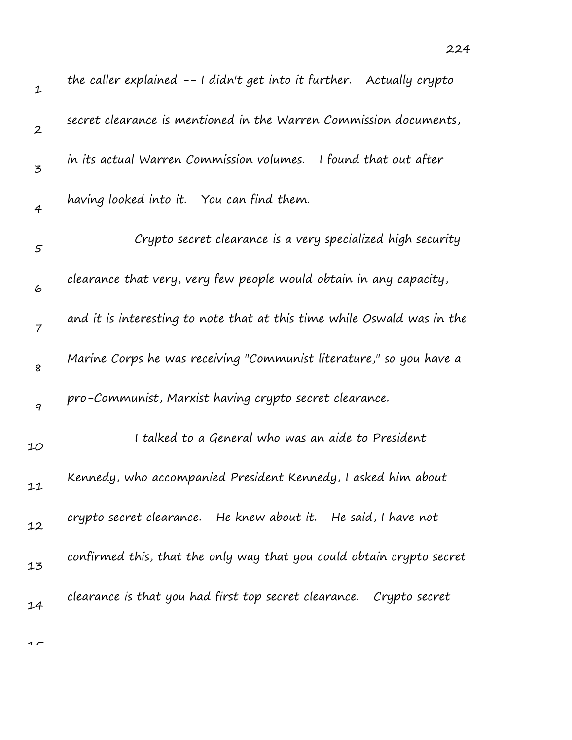the caller explained -- I didn't get into it further. Actually crypto secret clearance is mentioned in the Warren Commission documents, in its actual Warren Commission volumes. I found that out after having looked into it. You can find them.

Crypto secret clearance is a very specialized high security clearance that very, very few people would obtain in any capacity, and it is interesting to note that at this time while Oswald was in the Marine Corps he was receiving "Communist literature," so you have a pro-Communist, Marxist having crypto secret clearance.

I talked to a General who was an aide to President Kennedy, who accompanied President Kennedy, I asked him about crypto secret clearance. He knew about it. He said, I have not confirmed this, that the only way that you could obtain crypto secret clearance is that you had first top secret clearance. Crypto secret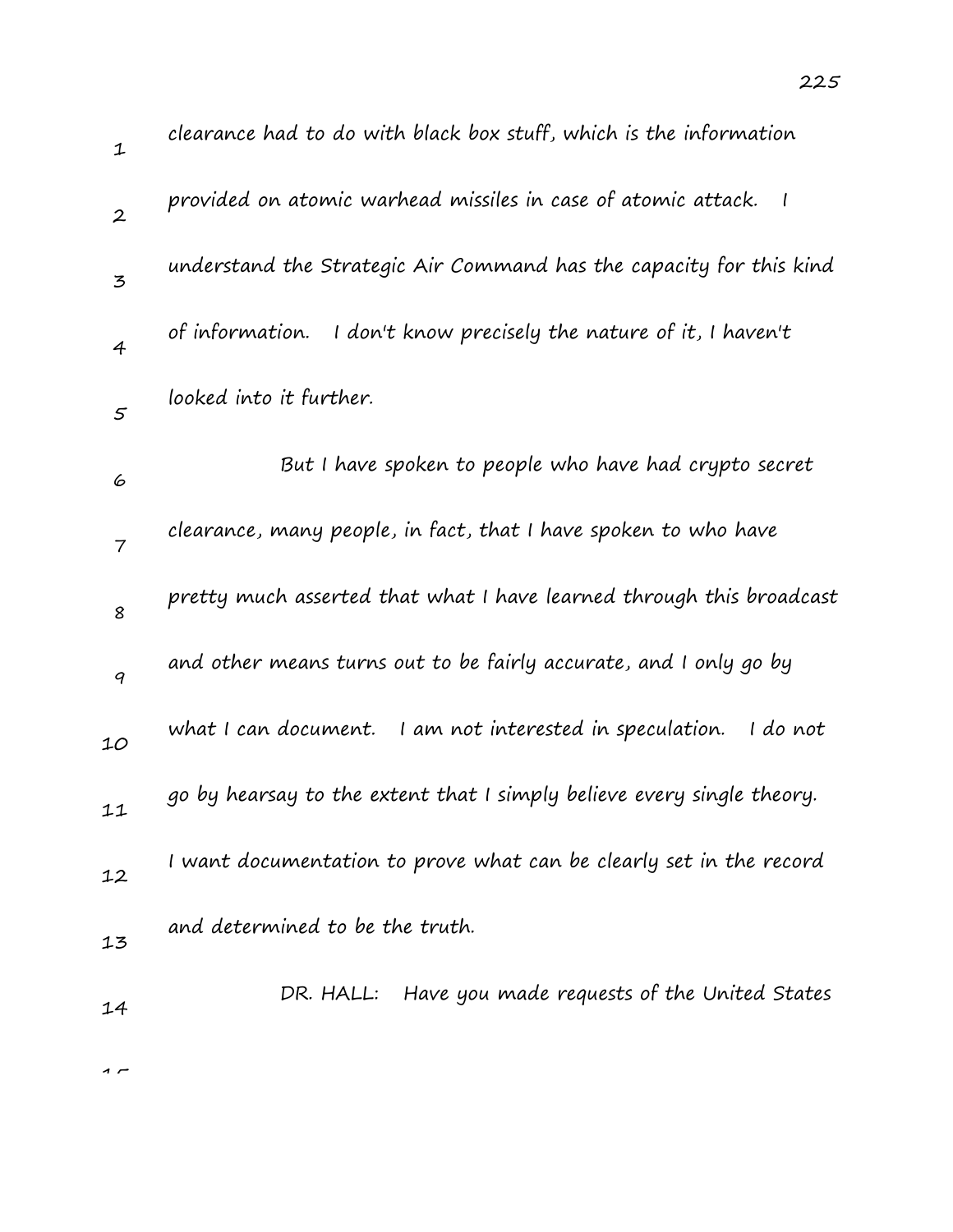clearance had to do with black box stuff, which is the information provided on atomic warhead missiles in case of atomic attack. I understand the Strategic Air Command has the capacity for this kind of information. I don't know precisely the nature of it, I haven't looked into it further.

But I have spoken to people who have had crypto secret clearance, many people, in fact, that I have spoken to who have pretty much asserted that what I have learned through this broadcast and other means turns out to be fairly accurate, and I only go by what I can document. I am not interested in speculation. I do not go by hearsay to the extent that I simply believe every single theory. I want documentation to prove what can be clearly set in the record and determined to be the truth.

DR. HALL: Have you made requests of the United States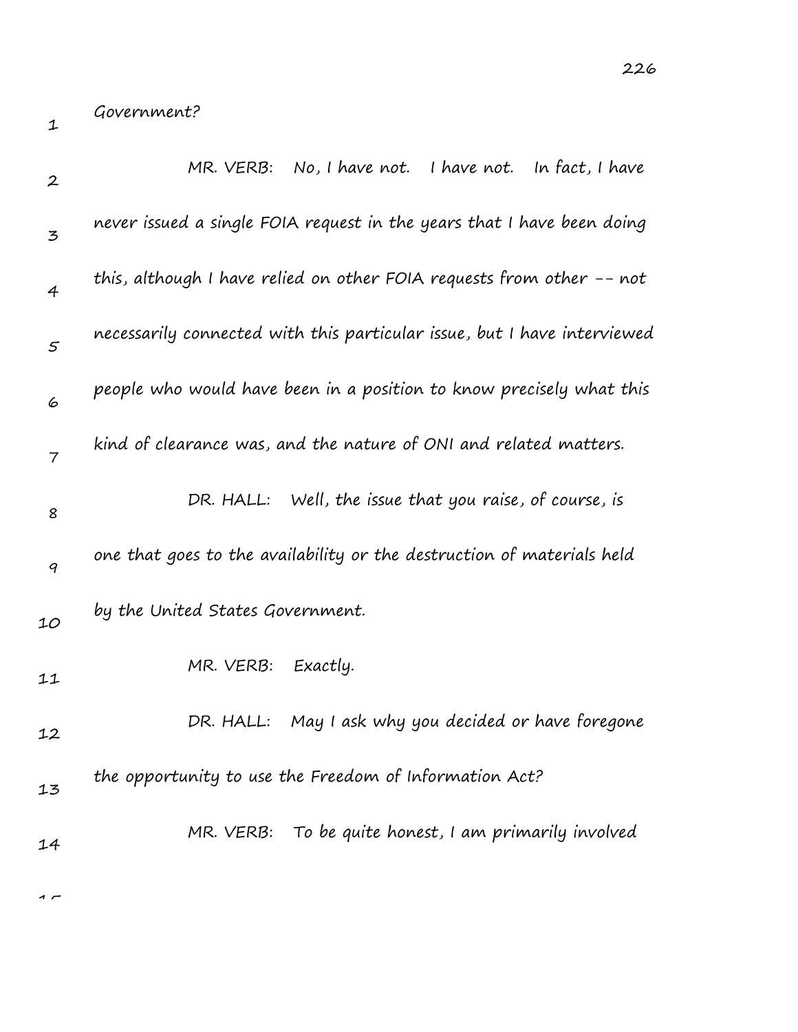Government?

MR. VERB: No, I have not. I have not. In fact, I have never issued a single FOIA request in the years that I have been doing this, although I have relied on other FOIA requests from other -- not necessarily connected with this particular issue, but I have interviewed people who would have been in a position to know precisely what this kind of clearance was, and the nature of ONI and related matters.

DR. HALL: Well, the issue that you raise, of course, is one that goes to the availability or the destruction of materials held by the United States Government.

MR. VERB: Exactly.

DR. HALL: May I ask why you decided or have foregone the opportunity to use the Freedom of Information Act?

MR. VERB: To be quite honest, I am primarily involved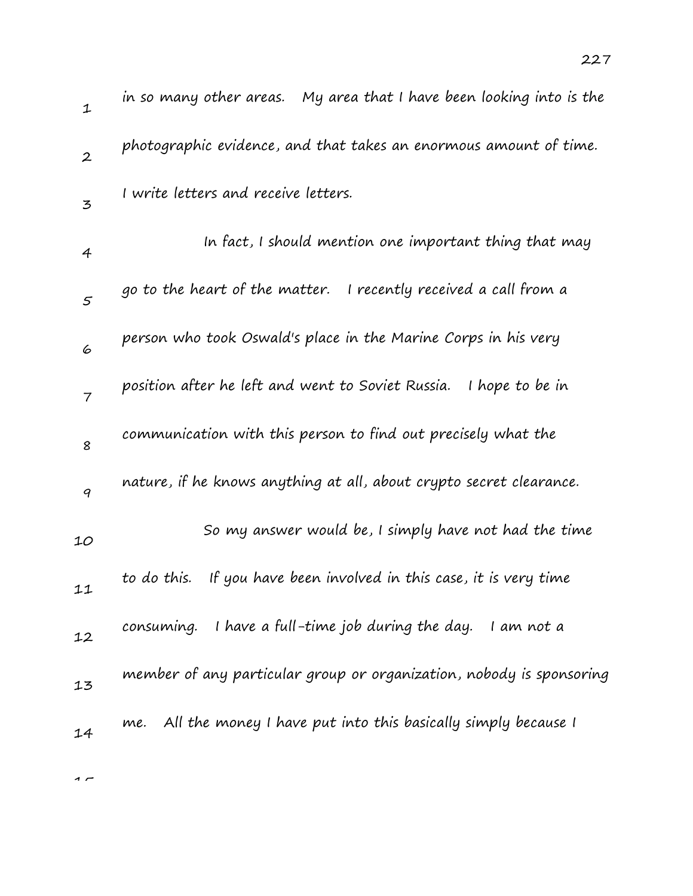in so many other areas. My area that I have been looking into is the photographic evidence, and that takes an enormous amount of time. I write letters and receive letters.

In fact, I should mention one important thing that may go to the heart of the matter. I recently received a call from a person who took Oswald's place in the Marine Corps in his very position after he left and went to Soviet Russia. I hope to be in communication with this person to find out precisely what the nature, if he knows anything at all, about crypto secret clearance.

So my answer would be, I simply have not had the time to do this. If you have been involved in this case, it is very time consuming. I have a full-time job during the day. I am not a member of any particular group or organization, nobody is sponsoring me. All the money I have put into this basically simply because I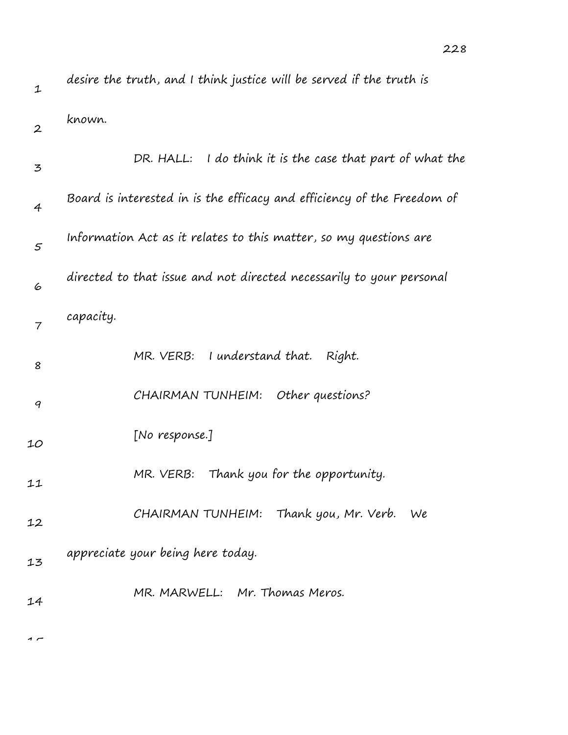desire the truth, and I think justice will be served if the truth is known.

DR. HALL: I do think it is the case that part of what the Board is interested in is the efficacy and efficiency of the Freedom of Information Act as it relates to this matter, so my questions are directed to that issue and not directed necessarily to your personal capacity.

MR. VERB: I understand that. Right.

CHAIRMAN TUNHEIM: Other questions?

[No response.]

MR. VERB: Thank you for the opportunity.

CHAIRMAN TUNHEIM: Thank you, Mr. Verb. We appreciate your being here today.

MR. MARWELL: Mr. Thomas Meros.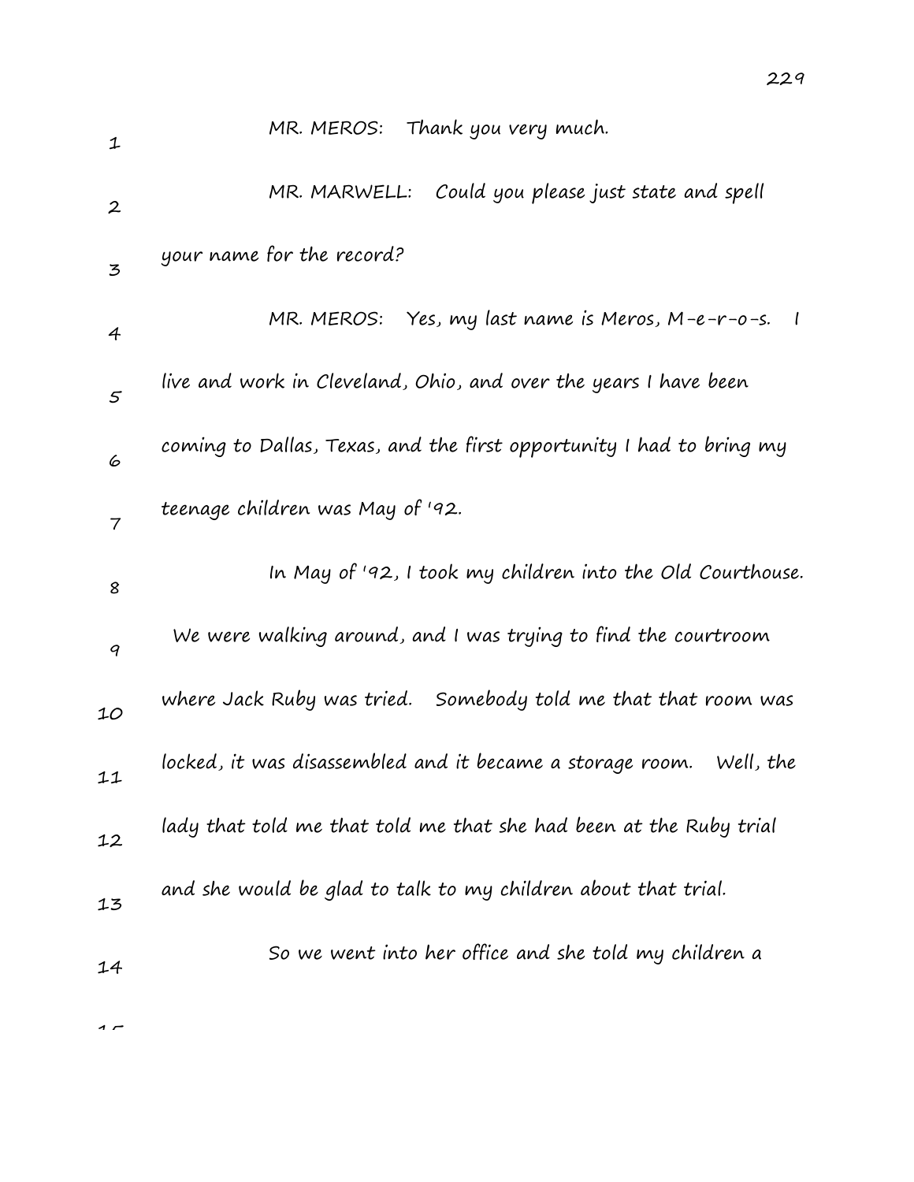MR. MEROS: Thank you very much.

MR. MARWELL: Could you please just state and spell your name for the record?

MR. MEROS: Yes, my last name is Meros, M-e-r-o-s. I live and work in Cleveland, Ohio, and over the years I have been coming to Dallas, Texas, and the first opportunity I had to bring my teenage children was May of '92.

In May of '92, I took my children into the Old Courthouse. We were walking around, and I was trying to find the courtroom where Jack Ruby was tried. Somebody told me that that room was locked, it was disassembled and it became a storage room. Well, the lady that told me that told me that she had been at the Ruby trial and she would be glad to talk to my children about that trial.

So we went into her office and she told my children a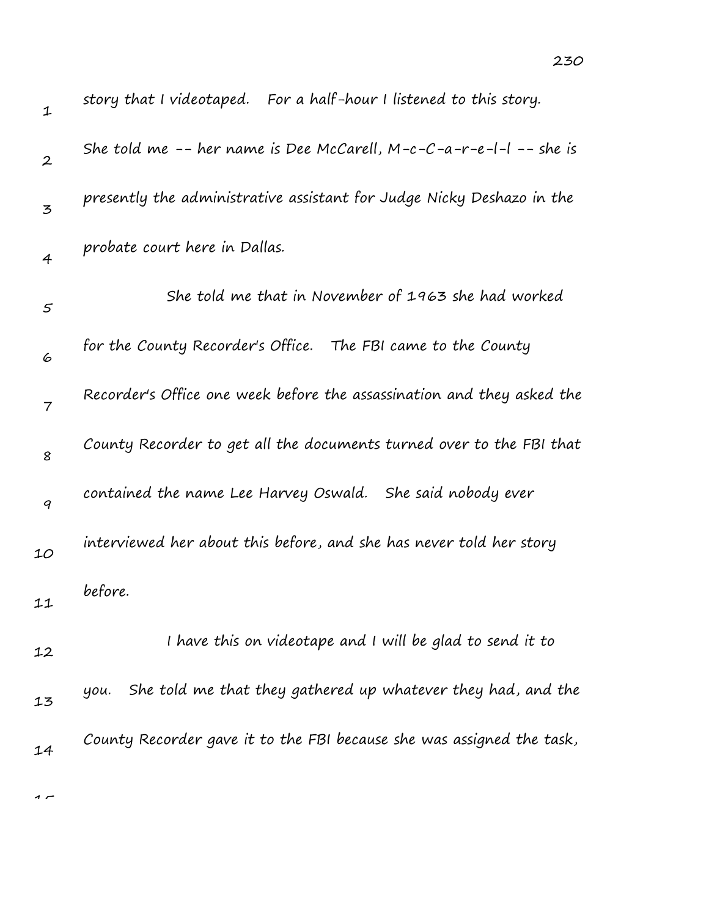story that I videotaped. For a half-hour I listened to this story. She told me -- her name is Dee McCarell, M-c-C-a-r-e-l-l -- she is presently the administrative assistant for Judge Nicky Deshazo in the probate court here in Dallas.

She told me that in November of 1963 she had worked for the County Recorder's Office. The FBI came to the County Recorder's Office one week before the assassination and they asked the County Recorder to get all the documents turned over to the FBI that contained the name Lee Harvey Oswald. She said nobody ever interviewed her about this before, and she has never told her story before.

I have this on videotape and I will be glad to send it to you. She told me that they gathered up whatever they had, and the County Recorder gave it to the FBI because she was assigned the task,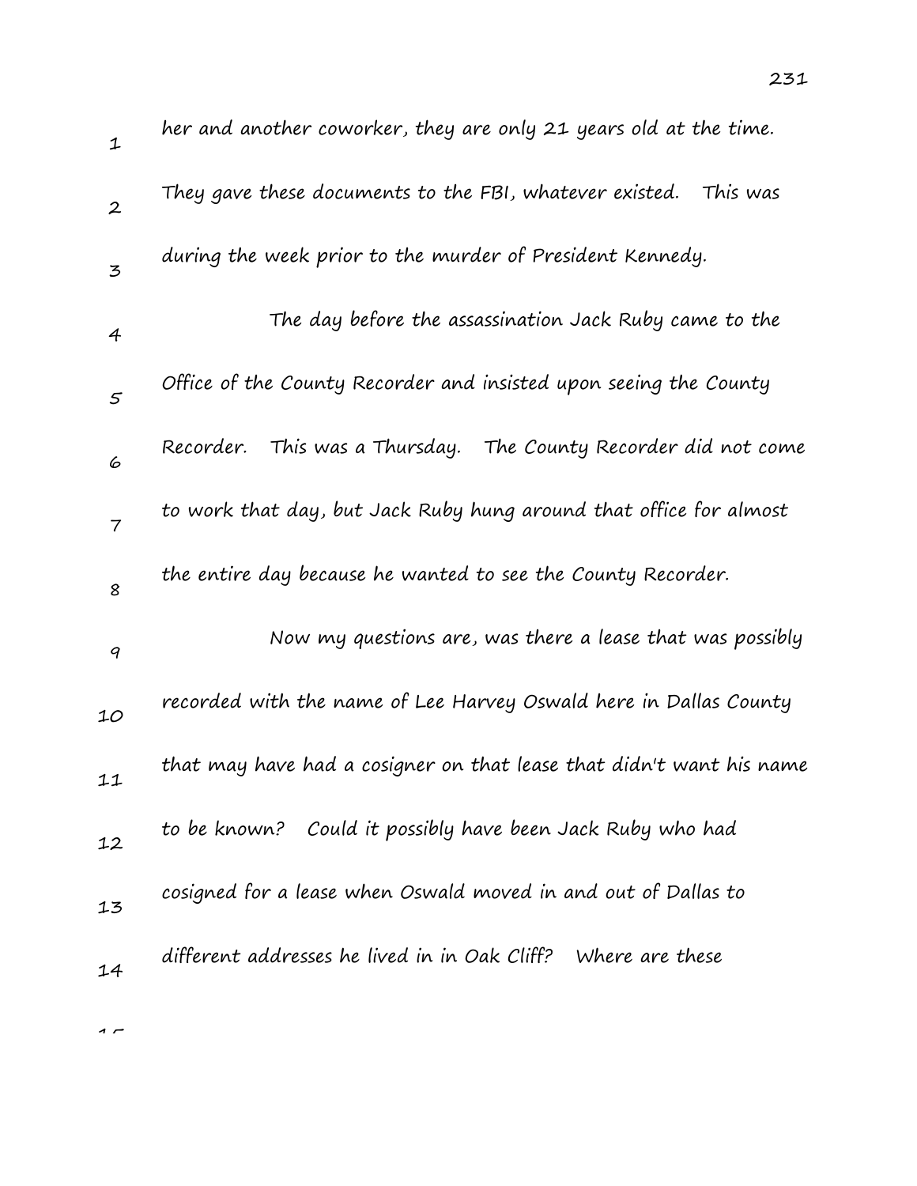her and another coworker, they are only 21 years old at the time. They gave these documents to the FBI, whatever existed. This was during the week prior to the murder of President Kennedy.

The day before the assassination Jack Ruby came to the Office of the County Recorder and insisted upon seeing the County Recorder. This was a Thursday. The County Recorder did not come to work that day, but Jack Ruby hung around that office for almost the entire day because he wanted to see the County Recorder.

Now my questions are, was there a lease that was possibly recorded with the name of Lee Harvey Oswald here in Dallas County that may have had a cosigner on that lease that didn't want his name to be known? Could it possibly have been Jack Ruby who had cosigned for a lease when Oswald moved in and out of Dallas to different addresses he lived in in Oak Cliff? Where are these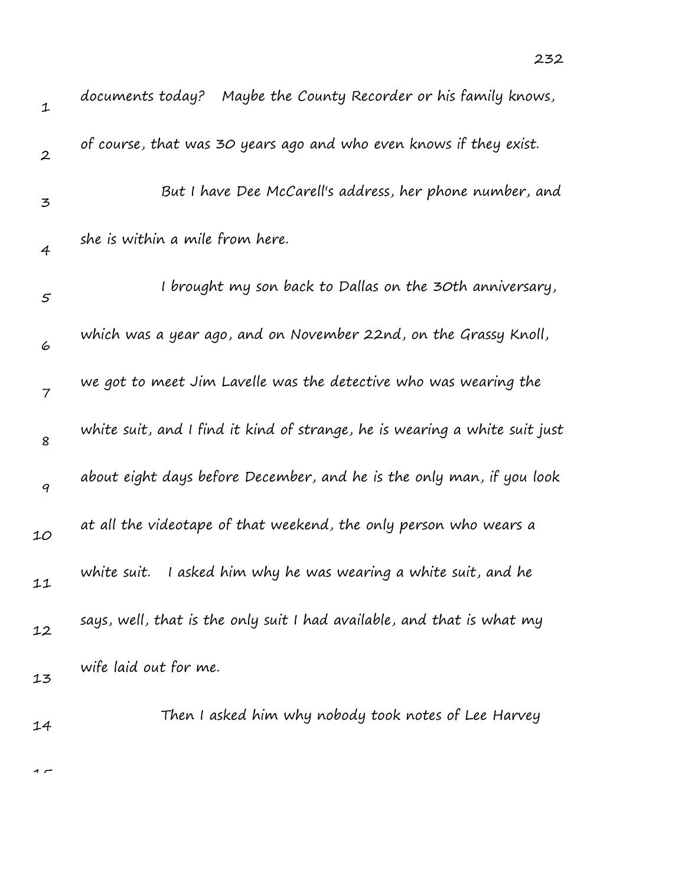documents today? Maybe the County Recorder or his family knows, of course, that was 30 years ago and who even knows if they exist.

But I have Dee McCarell's address, her phone number, and she is within a mile from here.

I brought my son back to Dallas on the 30th anniversary, which was a year ago, and on November 22nd, on the Grassy Knoll, we got to meet Jim Lavelle was the detective who was wearing the white suit, and I find it kind of strange, he is wearing a white suit just about eight days before December, and he is the only man, if you look at all the videotape of that weekend, the only person who wears a white suit. I asked him why he was wearing a white suit, and he says, well, that is the only suit I had available, and that is what my wife laid out for me.

Then I asked him why nobody took notes of Lee Harvey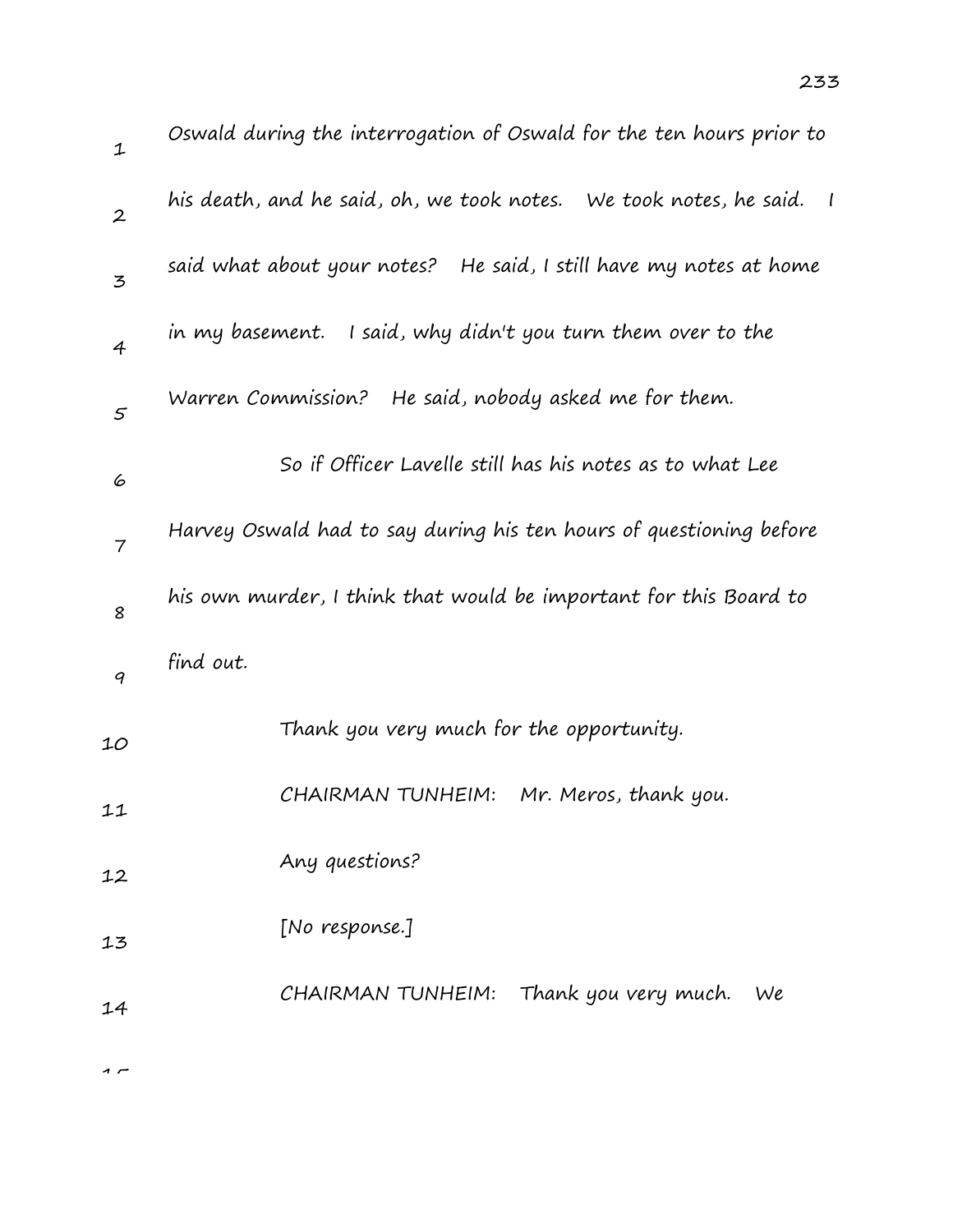Oswald during the interrogation of Oswald for the ten hours prior to his death, and he said, oh, we took notes. We took notes, he said. I said what about your notes? He said, I still have my notes at home in my basement. I said, why didn't you turn them over to the Warren Commission? He said, nobody asked me for them.

So if Officer Lavelle still has his notes as to what Lee Harvey Oswald had to say during his ten hours of questioning before his own murder, I think that would be important for this Board to find out.

Thank you very much for the opportunity.

CHAIRMAN TUNHEIM: Mr. Meros, thank you.

Any questions?

[No response.]

CHAIRMAN TUNHEIM: Thank you very much. We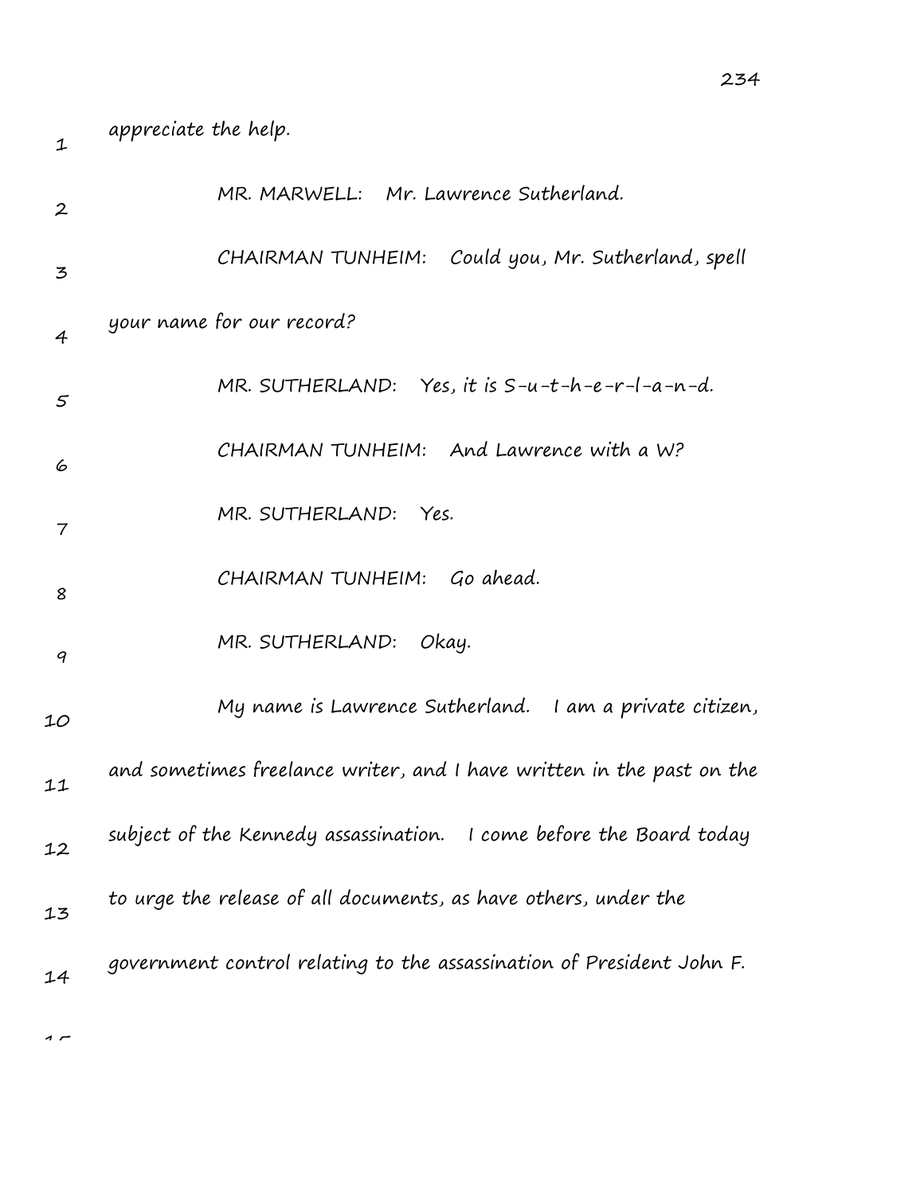appreciate the help.

MR. MARWELL: Mr. Lawrence Sutherland.

CHAIRMAN TUNHEIM: Could you, Mr. Sutherland, spell your name for our record?

MR. SUTHERLAND: Yes, it is S-u-t-h-e-r-l-a-n-d.

CHAIRMAN TUNHEIM: And Lawrence with a W?

MR. SUTHERLAND: Yes.

CHAIRMAN TUNHEIM: Go ahead.

MR. SUTHERLAND: Okay.

My name is Lawrence Sutherland. I am a private citizen, and sometimes freelance writer, and I have written in the past on the subject of the Kennedy assassination. I come before the Board today to urge the release of all documents, as have others, under the government control relating to the assassination of President John F.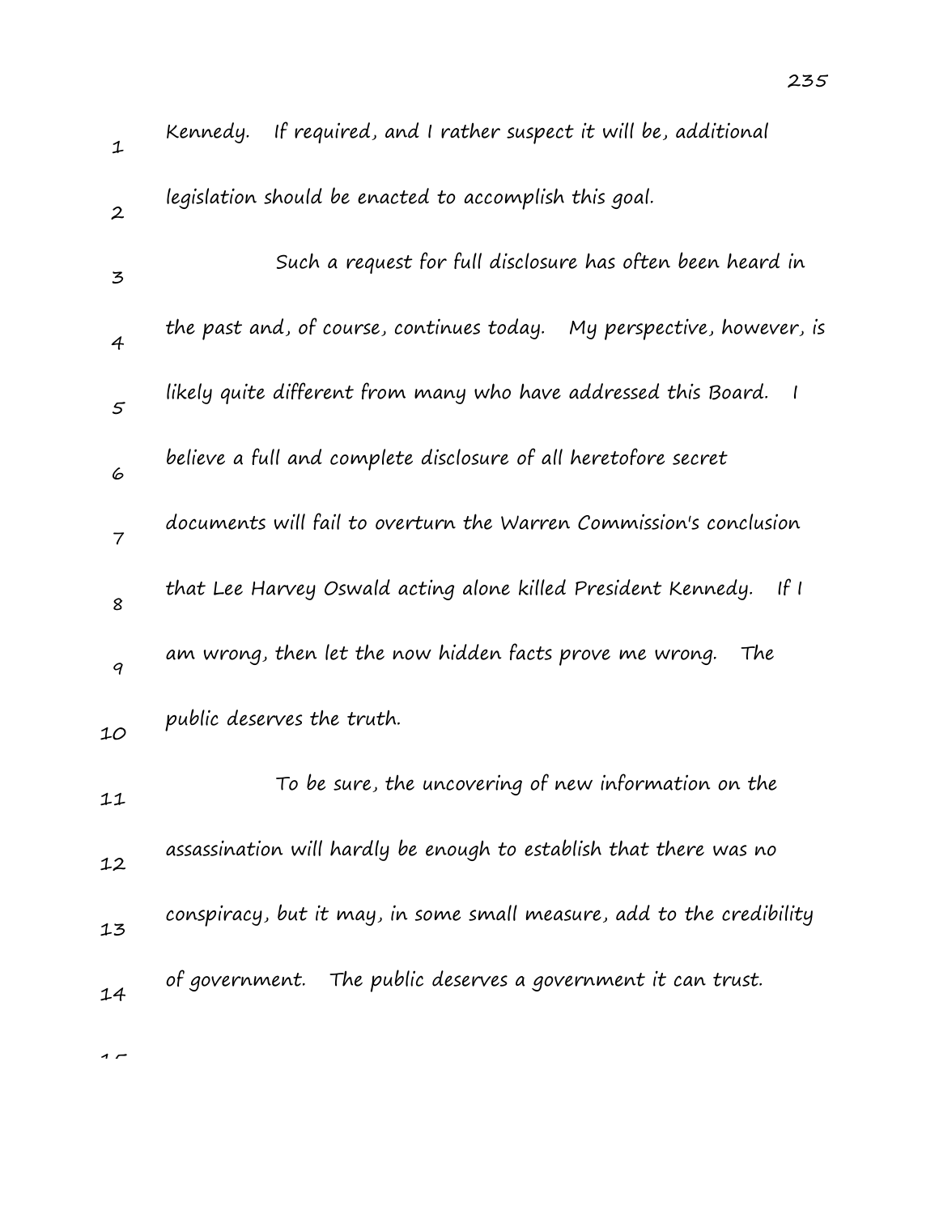Kennedy. If required, and I rather suspect it will be, additional legislation should be enacted to accomplish this goal.

Such a request for full disclosure has often been heard in the past and, of course, continues today. My perspective, however, is likely quite different from many who have addressed this Board. I believe a full and complete disclosure of all heretofore secret documents will fail to overturn the Warren Commission's conclusion that Lee Harvey Oswald acting alone killed President Kennedy. If I am wrong, then let the now hidden facts prove me wrong. The public deserves the truth.

To be sure, the uncovering of new information on the assassination will hardly be enough to establish that there was no conspiracy, but it may, in some small measure, add to the credibility of government. The public deserves a government it can trust.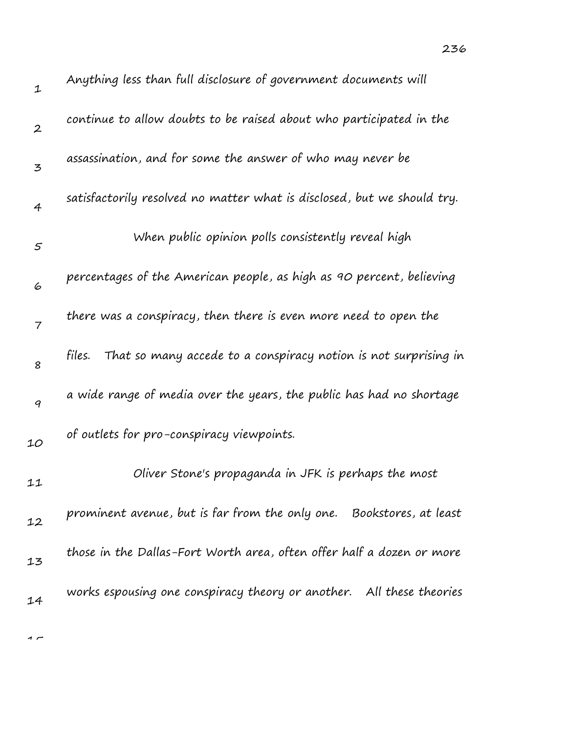Anything less than full disclosure of government documents will continue to allow doubts to be raised about who participated in the assassination, and for some the answer of who may never be satisfactorily resolved no matter what is disclosed, but we should try.

When public opinion polls consistently reveal high percentages of the American people, as high as 90 percent, believing there was a conspiracy, then there is even more need to open the files. That so many accede to a conspiracy notion is not surprising in a wide range of media over the years, the public has had no shortage of outlets for pro-conspiracy viewpoints.

Oliver Stone's propaganda in JFK is perhaps the most prominent avenue, but is far from the only one. Bookstores, at least those in the Dallas-Fort Worth area, often offer half a dozen or more works espousing one conspiracy theory or another. All these theories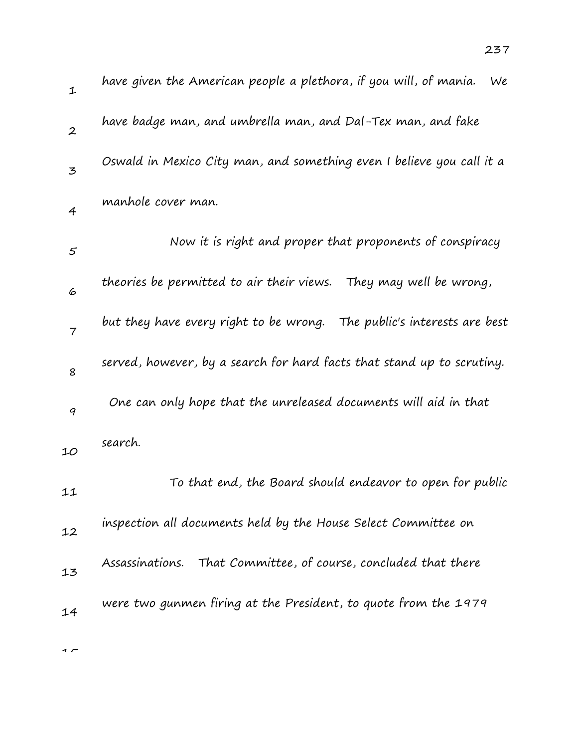have given the American people a plethora, if you will, of mania. We have badge man, and umbrella man, and Dal-Tex man, and fake Oswald in Mexico City man, and something even I believe you call it a manhole cover man.

Now it is right and proper that proponents of conspiracy theories be permitted to air their views. They may well be wrong, but they have every right to be wrong. The public's interests are best served, however, by a search for hard facts that stand up to scrutiny. One can only hope that the unreleased documents will aid in that search.

To that end, the Board should endeavor to open for public inspection all documents held by the House Select Committee on Assassinations. That Committee, of course, concluded that there were two gunmen firing at the President, to quote from the 1979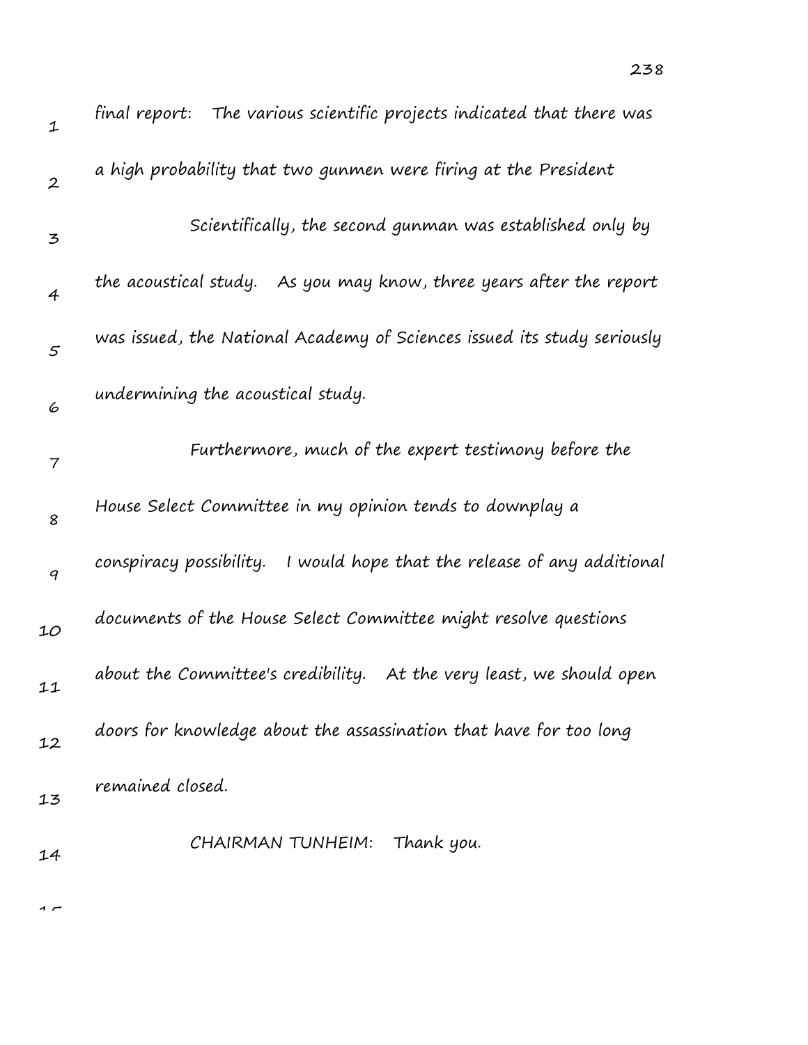final report: The various scientific projects indicated that there was a high probability that two gunmen were firing at the President

Scientifically, the second gunman was established only by the acoustical study. As you may know, three years after the report was issued, the National Academy of Sciences issued its study seriously undermining the acoustical study.

Furthermore, much of the expert testimony before the House Select Committee in my opinion tends to downplay a conspiracy possibility. I would hope that the release of any additional documents of the House Select Committee might resolve questions about the Committee's credibility. At the very least, we should open doors for knowledge about the assassination that have for too long remained closed.

CHAIRMAN TUNHEIM: Thank you.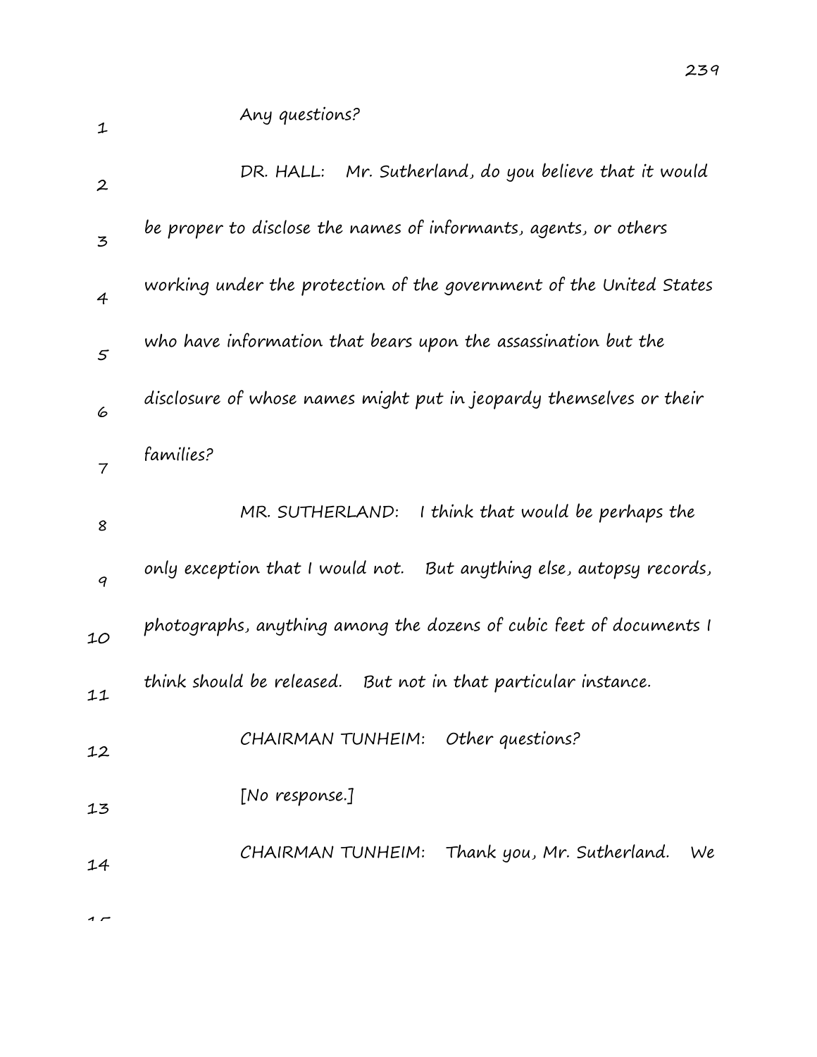Any questions?

DR. HALL: Mr. Sutherland, do you believe that it would be proper to disclose the names of informants, agents, or others working under the protection of the government of the United States who have information that bears upon the assassination but the disclosure of whose names might put in jeopardy themselves or their families?

MR. SUTHERLAND: I think that would be perhaps the only exception that I would not. But anything else, autopsy records, photographs, anything among the dozens of cubic feet of documents I think should be released. But not in that particular instance.

CHAIRMAN TUNHEIM: Other questions?

[No response.]

CHAIRMAN TUNHEIM: Thank you, Mr. Sutherland. We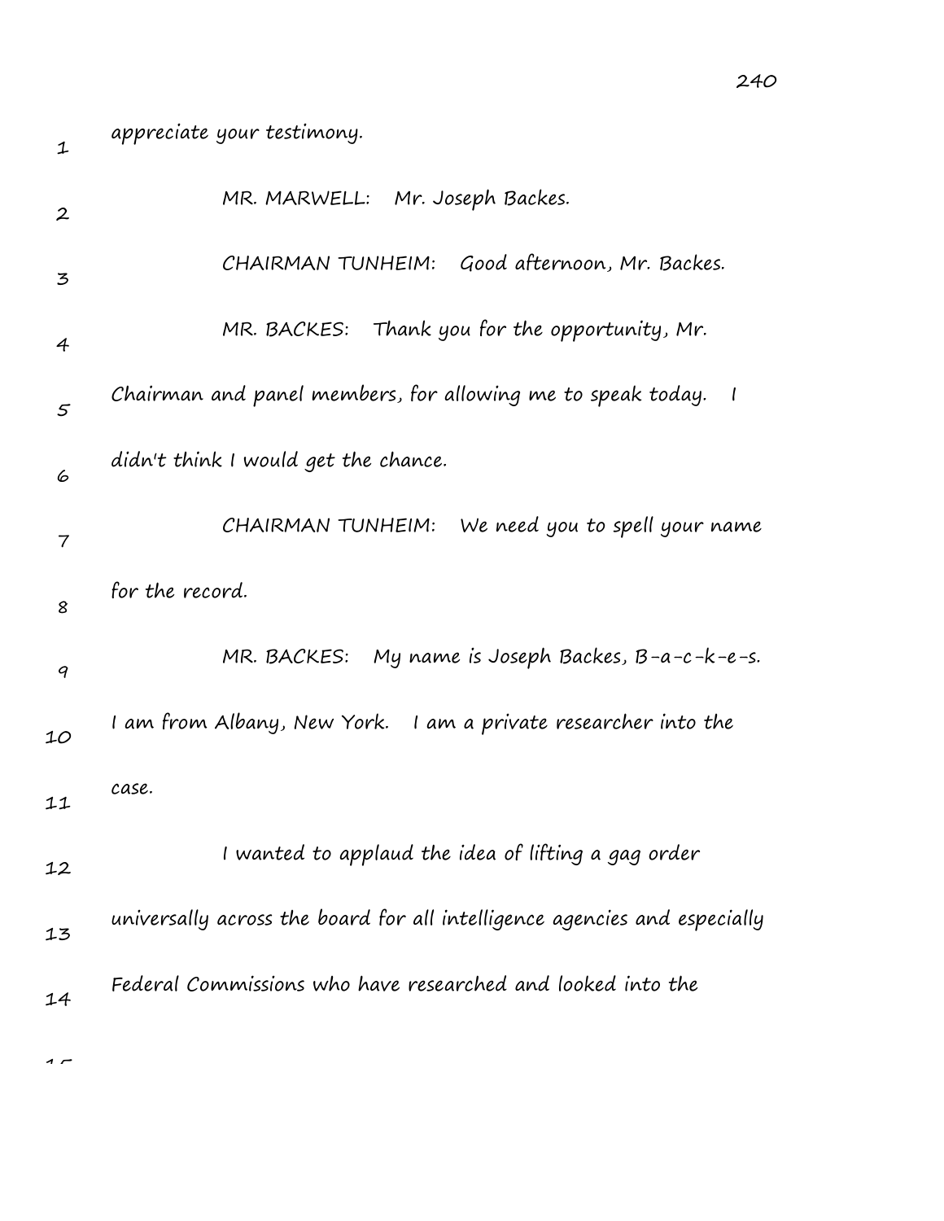appreciate your testimony.

MR. MARWELL: Mr. Joseph Backes.

CHAIRMAN TUNHEIM: Good afternoon, Mr. Backes.

MR. BACKES: Thank you for the opportunity, Mr. Chairman and panel members, for allowing me to speak today. I didn't think I would get the chance.

CHAIRMAN TUNHEIM: We need you to spell your name for the record.

MR. BACKES: My name is Joseph Backes, B-a-c-k-e-s. I am from Albany, New York. I am a private researcher into the case.

I wanted to applaud the idea of lifting a gag order universally across the board for all intelligence agencies and especially Federal Commissions who have researched and looked into the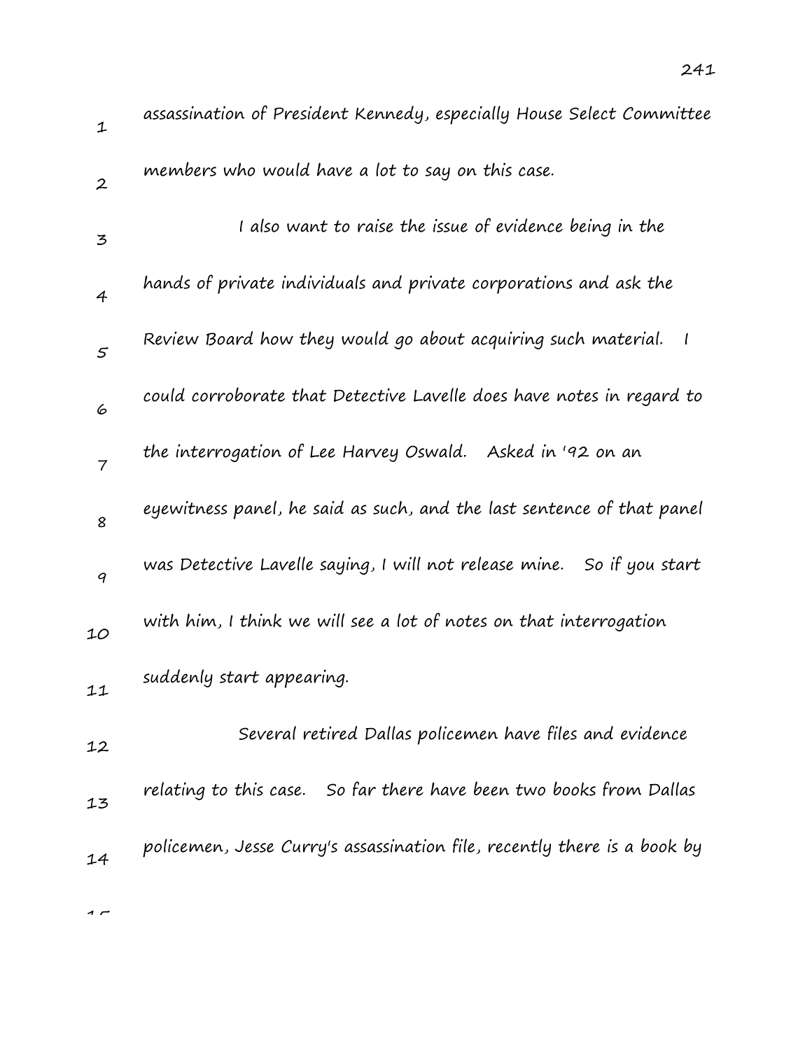assassination of President Kennedy, especially House Select Committee members who would have a lot to say on this case.

I also want to raise the issue of evidence being in the hands of private individuals and private corporations and ask the Review Board how they would go about acquiring such material. I could corroborate that Detective Lavelle does have notes in regard to the interrogation of Lee Harvey Oswald. Asked in '92 on an eyewitness panel, he said as such, and the last sentence of that panel was Detective Lavelle saying, I will not release mine. So if you start with him, I think we will see a lot of notes on that interrogation suddenly start appearing.

Several retired Dallas policemen have files and evidence relating to this case. So far there have been two books from Dallas policemen, Jesse Curry's assassination file, recently there is a book by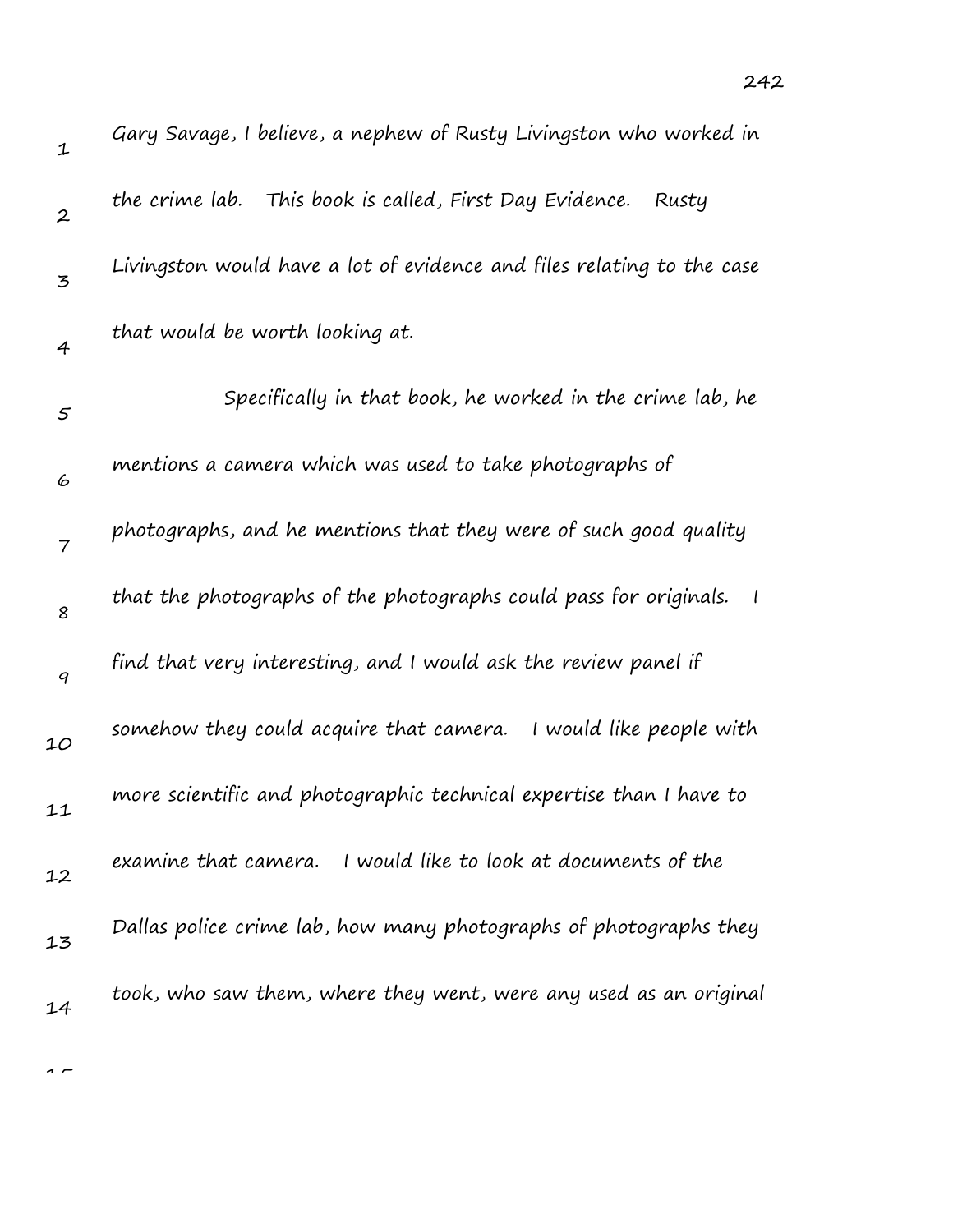Gary Savage, I believe, a nephew of Rusty Livingston who worked in the crime lab. This book is called, First Day Evidence. Rusty Livingston would have a lot of evidence and files relating to the case that would be worth looking at.

Specifically in that book, he worked in the crime lab, he mentions a camera which was used to take photographs of photographs, and he mentions that they were of such good quality that the photographs of the photographs could pass for originals. I find that very interesting, and I would ask the review panel if somehow they could acquire that camera. I would like people with more scientific and photographic technical expertise than I have to examine that camera. I would like to look at documents of the Dallas police crime lab, how many photographs of photographs they took, who saw them, where they went, were any used as an original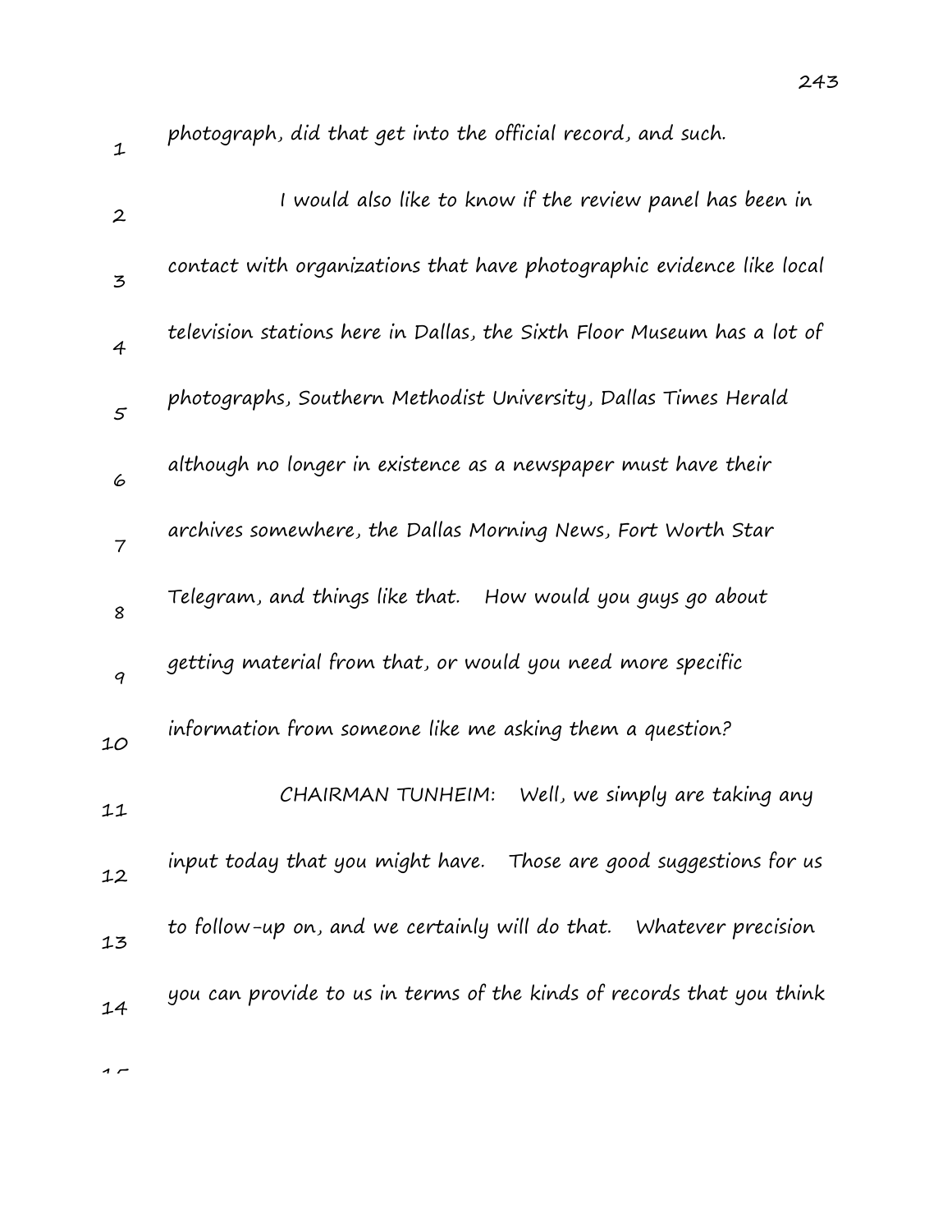photograph, did that get into the official record, and such.

I would also like to know if the review panel has been in contact with organizations that have photographic evidence like local television stations here in Dallas, the Sixth Floor Museum has a lot of photographs, Southern Methodist University, Dallas Times Herald although no longer in existence as a newspaper must have their archives somewhere, the Dallas Morning News, Fort Worth Star Telegram, and things like that. How would you guys go about getting material from that, or would you need more specific information from someone like me asking them a question?

CHAIRMAN TUNHEIM: Well, we simply are taking any input today that you might have. Those are good suggestions for us to follow-up on, and we certainly will do that. Whatever precision you can provide to us in terms of the kinds of records that you think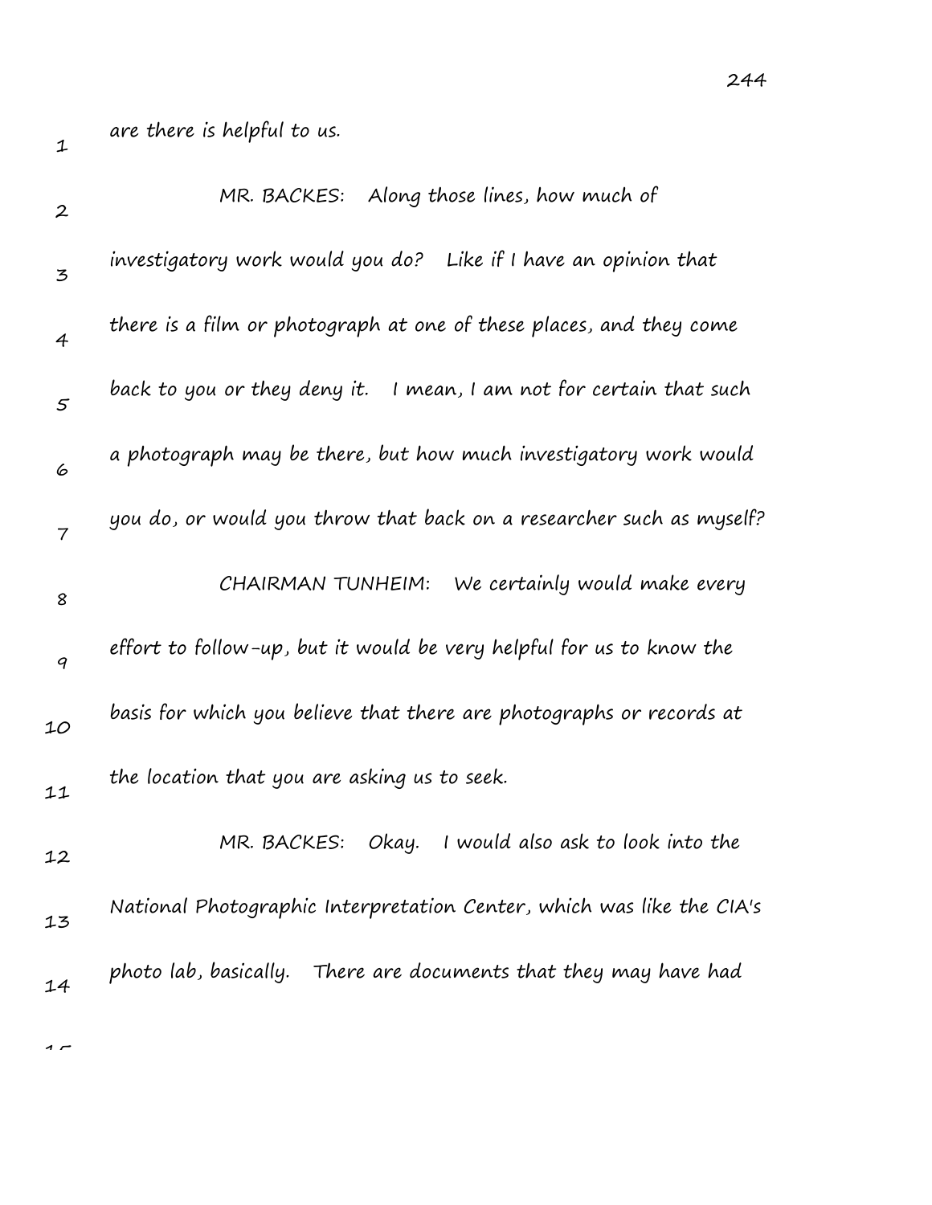are there is helpful to us.

MR. BACKES: Along those lines, how much of investigatory work would you do? Like if I have an opinion that there is a film or photograph at one of these places, and they come back to you or they deny it. I mean, I am not for certain that such a photograph may be there, but how much investigatory work would you do, or would you throw that back on a researcher such as myself?

CHAIRMAN TUNHEIM: We certainly would make every effort to follow-up, but it would be very helpful for us to know the basis for which you believe that there are photographs or records at the location that you are asking us to seek.

MR. BACKES: Okay. I would also ask to look into the National Photographic Interpretation Center, which was like the CIA's photo lab, basically. There are documents that they may have had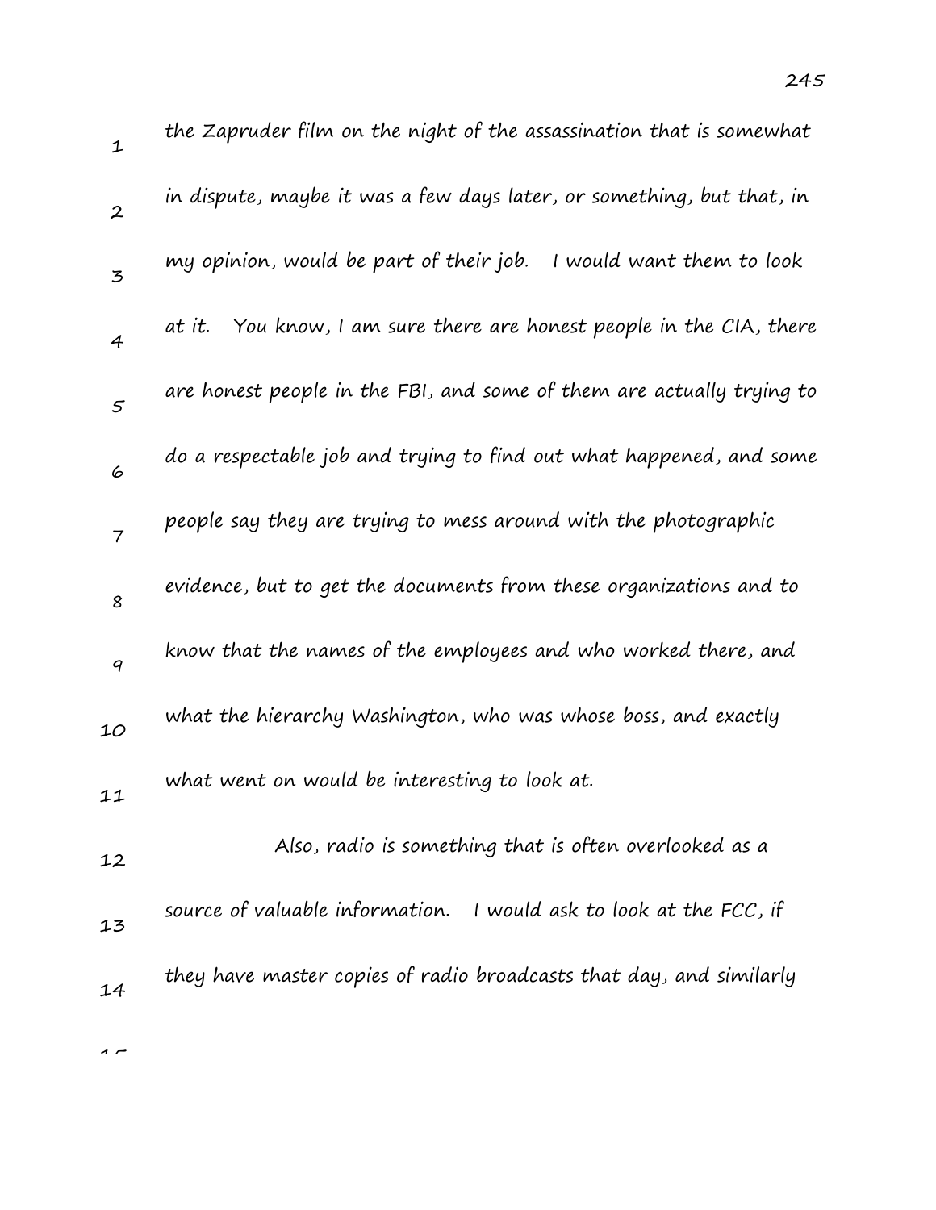the Zapruder film on the night of the assassination that is somewhat in dispute, maybe it was a few days later, or something, but that, in my opinion, would be part of their job. I would want them to look at it. You know, I am sure there are honest people in the CIA, there are honest people in the FBI, and some of them are actually trying to do a respectable job and trying to find out what happened, and some people say they are trying to mess around with the photographic evidence, but to get the documents from these organizations and to know that the names of the employees and who worked there, and what the hierarchy Washington, who was whose boss, and exactly what went on would be interesting to look at.

Also, radio is something that is often overlooked as a source of valuable information. I would ask to look at the FCC, if they have master copies of radio broadcasts that day, and similarly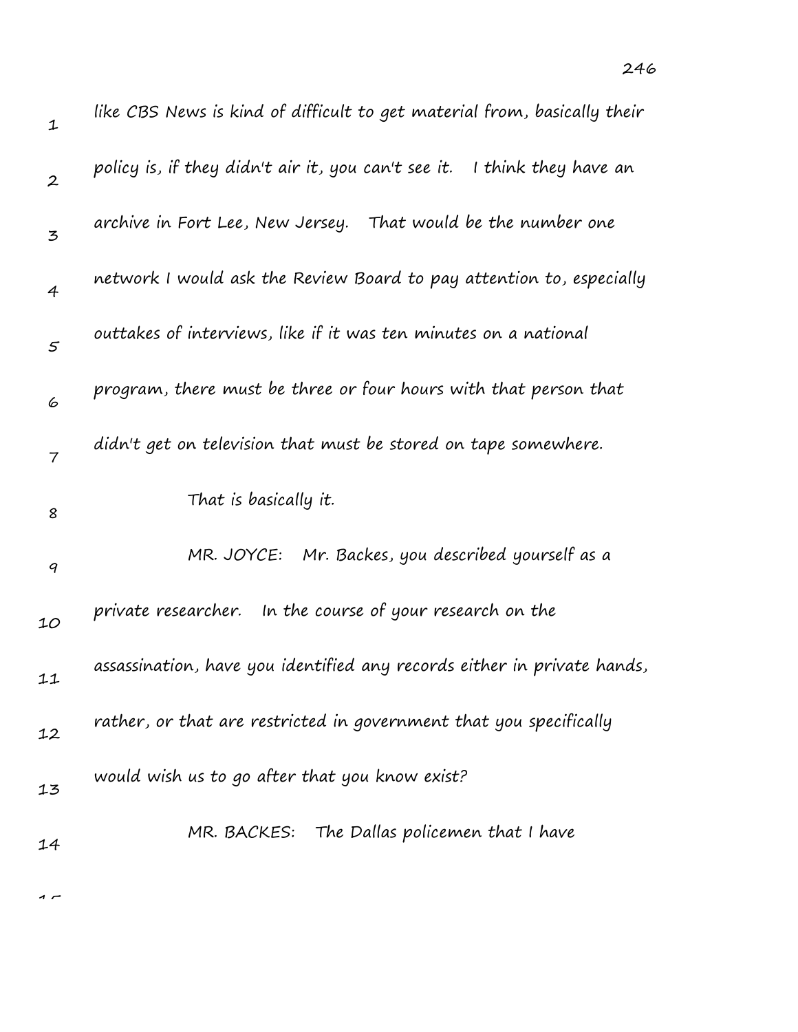like CBS News is kind of difficult to get material from, basically their policy is, if they didn't air it, you can't see it. I think they have an archive in Fort Lee, New Jersey. That would be the number one network I would ask the Review Board to pay attention to, especially outtakes of interviews, like if it was ten minutes on a national program, there must be three or four hours with that person that didn't get on television that must be stored on tape somewhere.

That is basically it.

MR. JOYCE: Mr. Backes, you described yourself as a private researcher. In the course of your research on the assassination, have you identified any records either in private hands, rather, or that are restricted in government that you specifically would wish us to go after that you know exist?

MR. BACKES: The Dallas policemen that I have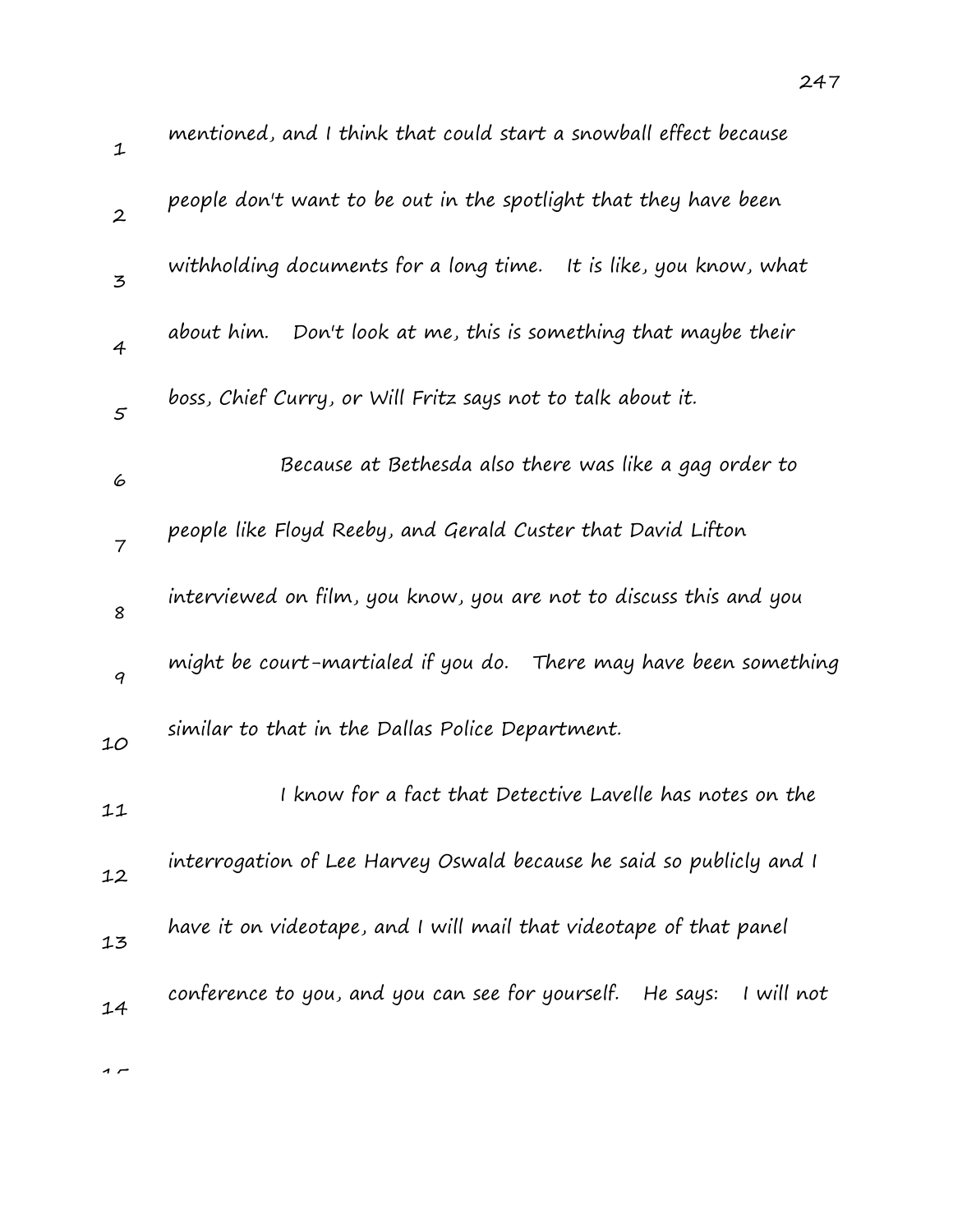mentioned, and I think that could start a snowball effect because people don't want to be out in the spotlight that they have been withholding documents for a long time. It is like, you know, what about him. Don't look at me, this is something that maybe their boss, Chief Curry, or Will Fritz says not to talk about it.

Because at Bethesda also there was like a gag order to people like Floyd Reeby, and Gerald Custer that David Lifton interviewed on film, you know, you are not to discuss this and you might be court-martialed if you do. There may have been something similar to that in the Dallas Police Department.

I know for a fact that Detective Lavelle has notes on the interrogation of Lee Harvey Oswald because he said so publicly and I have it on videotape, and I will mail that videotape of that panel conference to you, and you can see for yourself. He says: I will not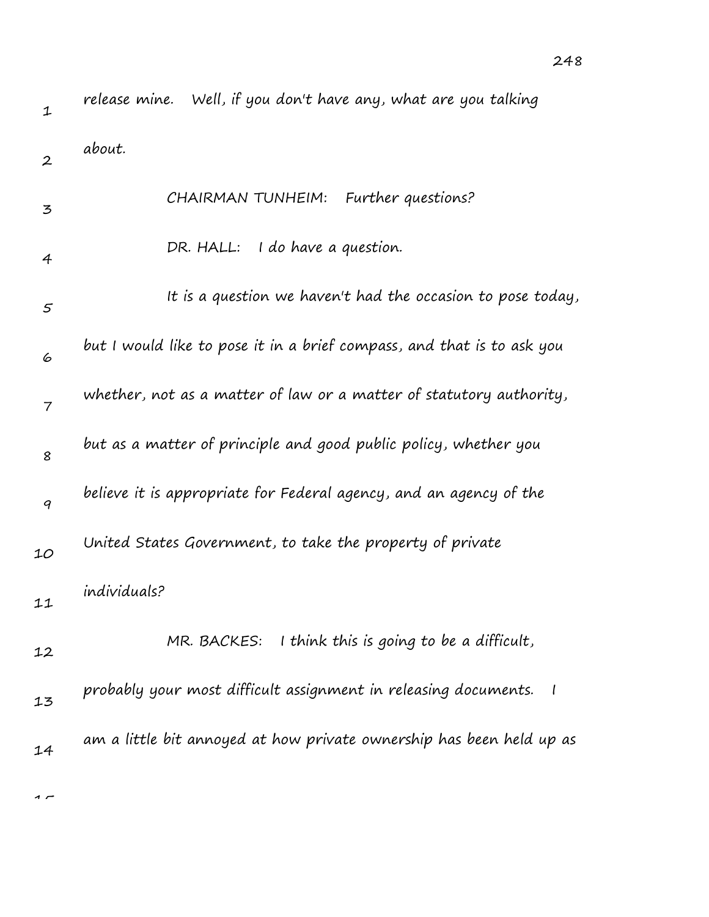release mine. Well, if you don't have any, what are you talking about.

CHAIRMAN TUNHEIM: Further questions?

DR. HALL: I do have a question.

It is a question we haven't had the occasion to pose today, but I would like to pose it in a brief compass, and that is to ask you whether, not as a matter of law or a matter of statutory authority, but as a matter of principle and good public policy, whether you believe it is appropriate for Federal agency, and an agency of the United States Government, to take the property of private individuals?

MR. BACKES: I think this is going to be a difficult, probably your most difficult assignment in releasing documents. I am a little bit annoyed at how private ownership has been held up as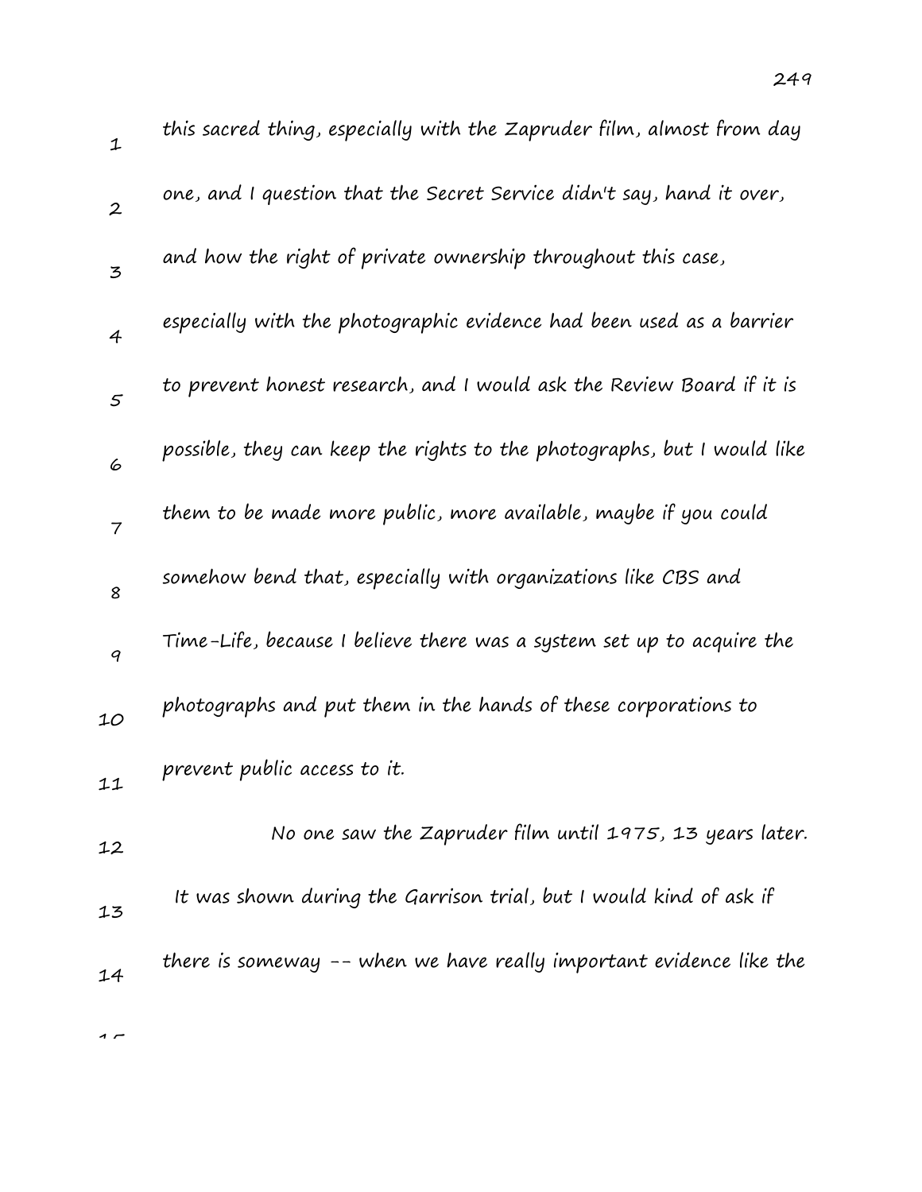this sacred thing, especially with the Zapruder film, almost from day one, and I question that the Secret Service didn't say, hand it over, and how the right of private ownership throughout this case, especially with the photographic evidence had been used as a barrier to prevent honest research, and I would ask the Review Board if it is possible, they can keep the rights to the photographs, but I would like them to be made more public, more available, maybe if you could somehow bend that, especially with organizations like CBS and Time-Life, because I believe there was a system set up to acquire the photographs and put them in the hands of these corporations to prevent public access to it.

No one saw the Zapruder film until 1975, 13 years later. It was shown during the Garrison trial, but I would kind of ask if there is someway -- when we have really important evidence like the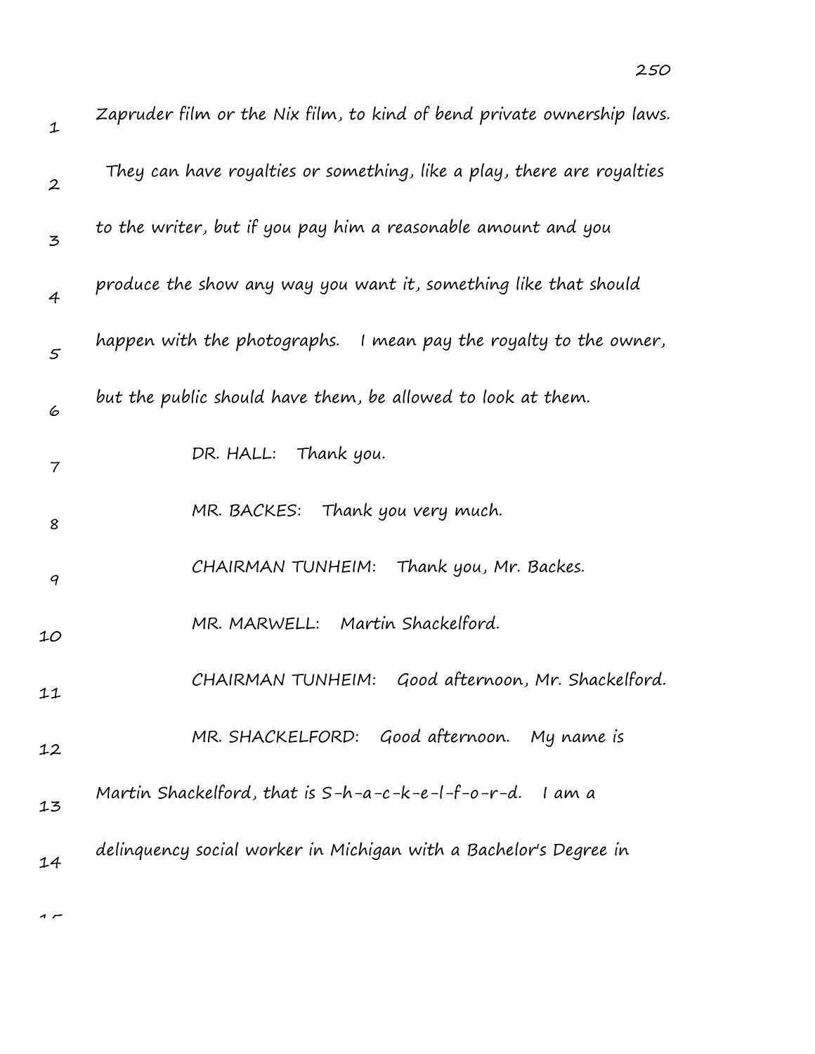Zapruder film or the Nix film, to kind of bend private ownership laws. They can have royalties or something, like a play, there are royalties to the writer, but if you pay him a reasonable amount and you produce the show any way you want it, something like that should happen with the photographs. I mean pay the royalty to the owner, but the public should have them, be allowed to look at them.

DR. HALL: Thank you.

MR. BACKES: Thank you very much.

CHAIRMAN TUNHEIM: Thank you, Mr. Backes.

MR. MARWELL: Martin Shackelford.

CHAIRMAN TUNHEIM: Good afternoon, Mr. Shackelford.

MR. SHACKELFORD: Good afternoon. My name is Martin Shackelford, that is S-h-a-c-k-e-l-f-o-r-d. I am a delinquency social worker in Michigan with a Bachelor's Degree in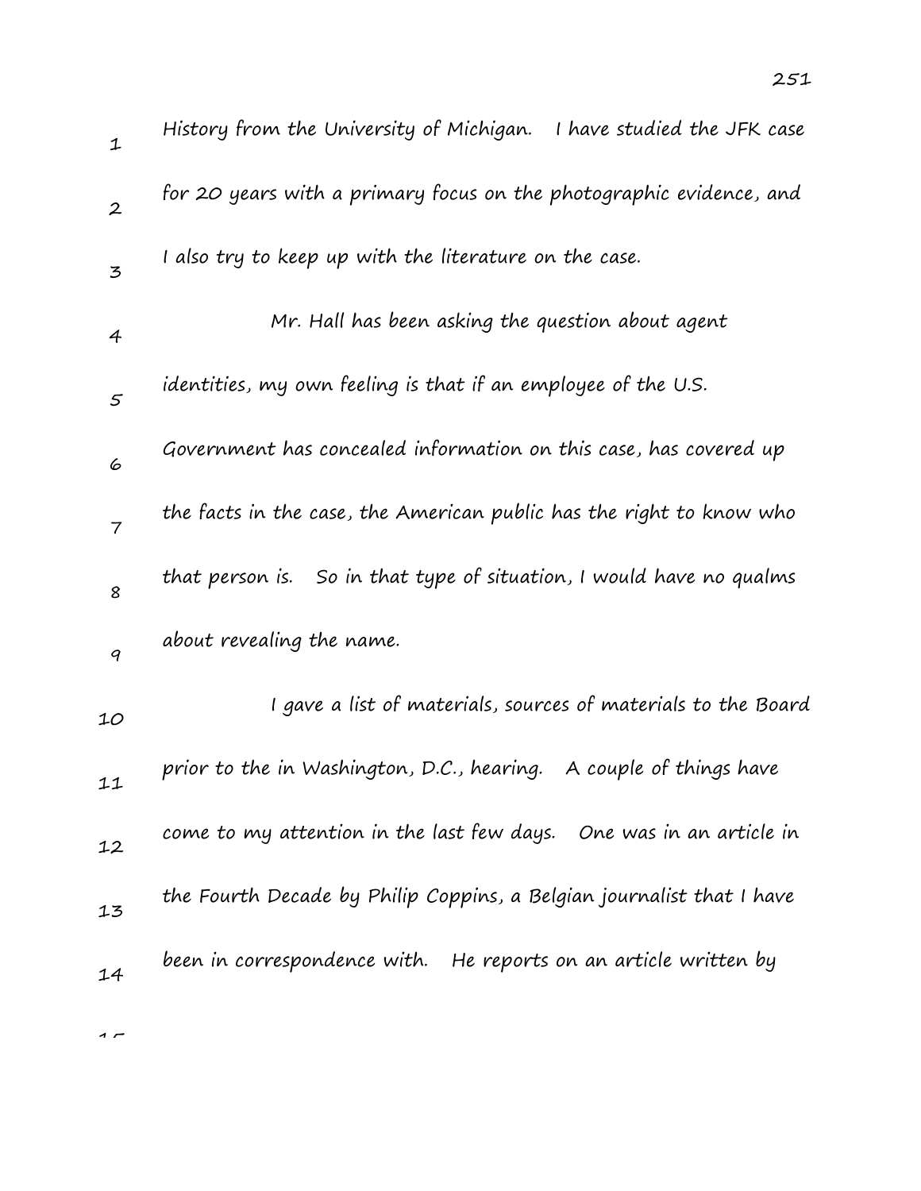History from the University of Michigan. I have studied the JFK case for 20 years with a primary focus on the photographic evidence, and I also try to keep up with the literature on the case.

Mr. Hall has been asking the question about agent identities, my own feeling is that if an employee of the U.S. Government has concealed information on this case, has covered up the facts in the case, the American public has the right to know who that person is. So in that type of situation, I would have no qualms about revealing the name.

I gave a list of materials, sources of materials to the Board prior to the in Washington, D.C., hearing. A couple of things have come to my attention in the last few days. One was in an article in the Fourth Decade by Philip Coppins, a Belgian journalist that I have been in correspondence with. He reports on an article written by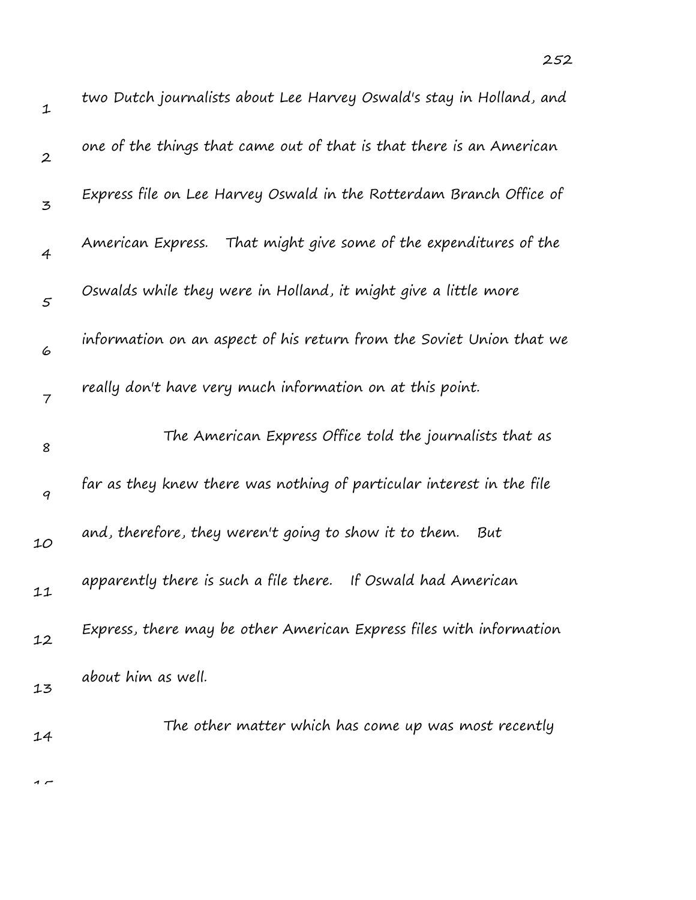two Dutch journalists about Lee Harvey Oswald's stay in Holland, and one of the things that came out of that is that there is an American Express file on Lee Harvey Oswald in the Rotterdam Branch Office of American Express. That might give some of the expenditures of the Oswalds while they were in Holland, it might give a little more information on an aspect of his return from the Soviet Union that we really don't have very much information on at this point.

The American Express Office told the journalists that as far as they knew there was nothing of particular interest in the file and, therefore, they weren't going to show it to them. But apparently there is such a file there. If Oswald had American Express, there may be other American Express files with information about him as well.

The other matter which has come up was most recently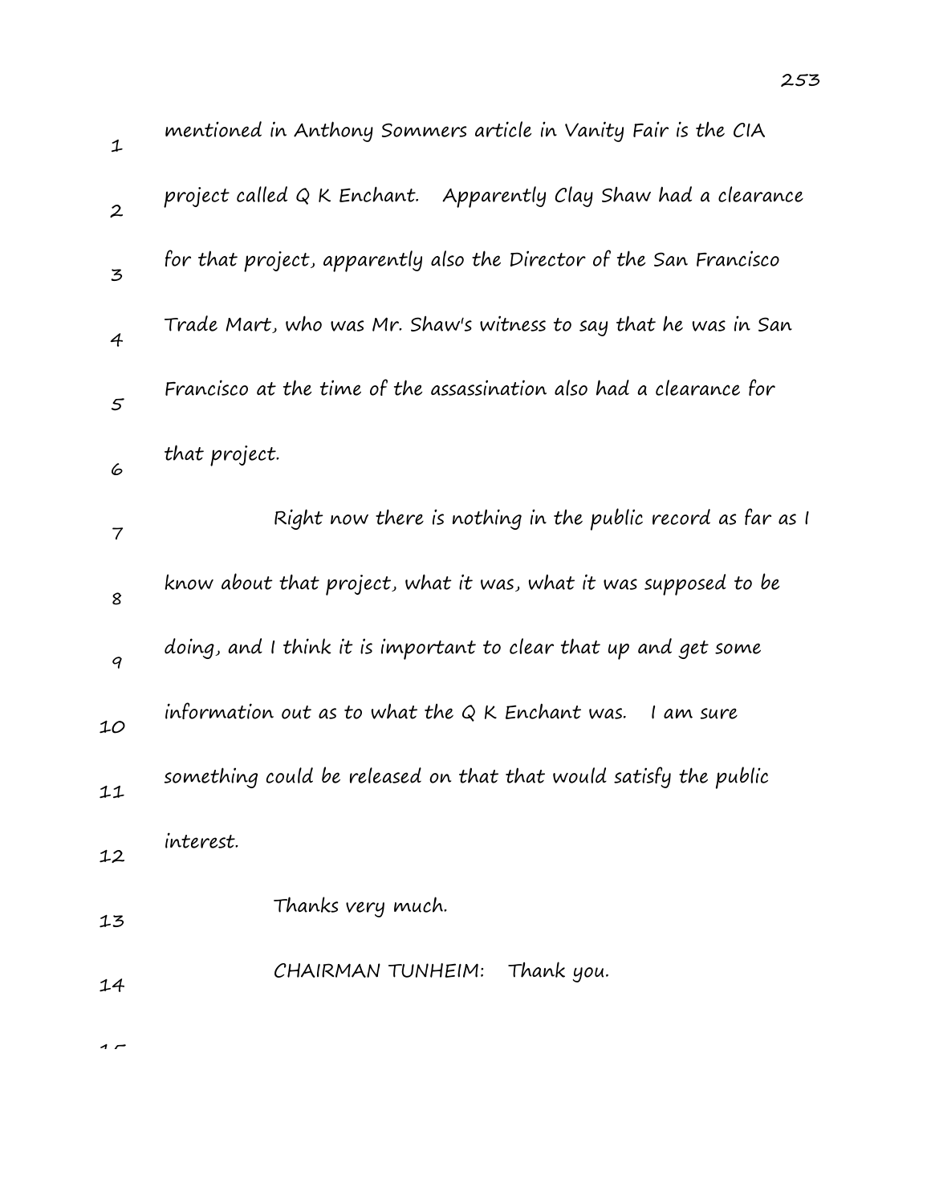mentioned in Anthony Sommers article in Vanity Fair is the CIA project called Q K Enchant. Apparently Clay Shaw had a clearance for that project, apparently also the Director of the San Francisco Trade Mart, who was Mr. Shaw's witness to say that he was in San Francisco at the time of the assassination also had a clearance for that project.

Right now there is nothing in the public record as far as I know about that project, what it was, what it was supposed to be doing, and I think it is important to clear that up and get some information out as to what the Q K Enchant was. I am sure something could be released on that that would satisfy the public interest.

Thanks very much.

CHAIRMAN TUNHEIM: Thank you.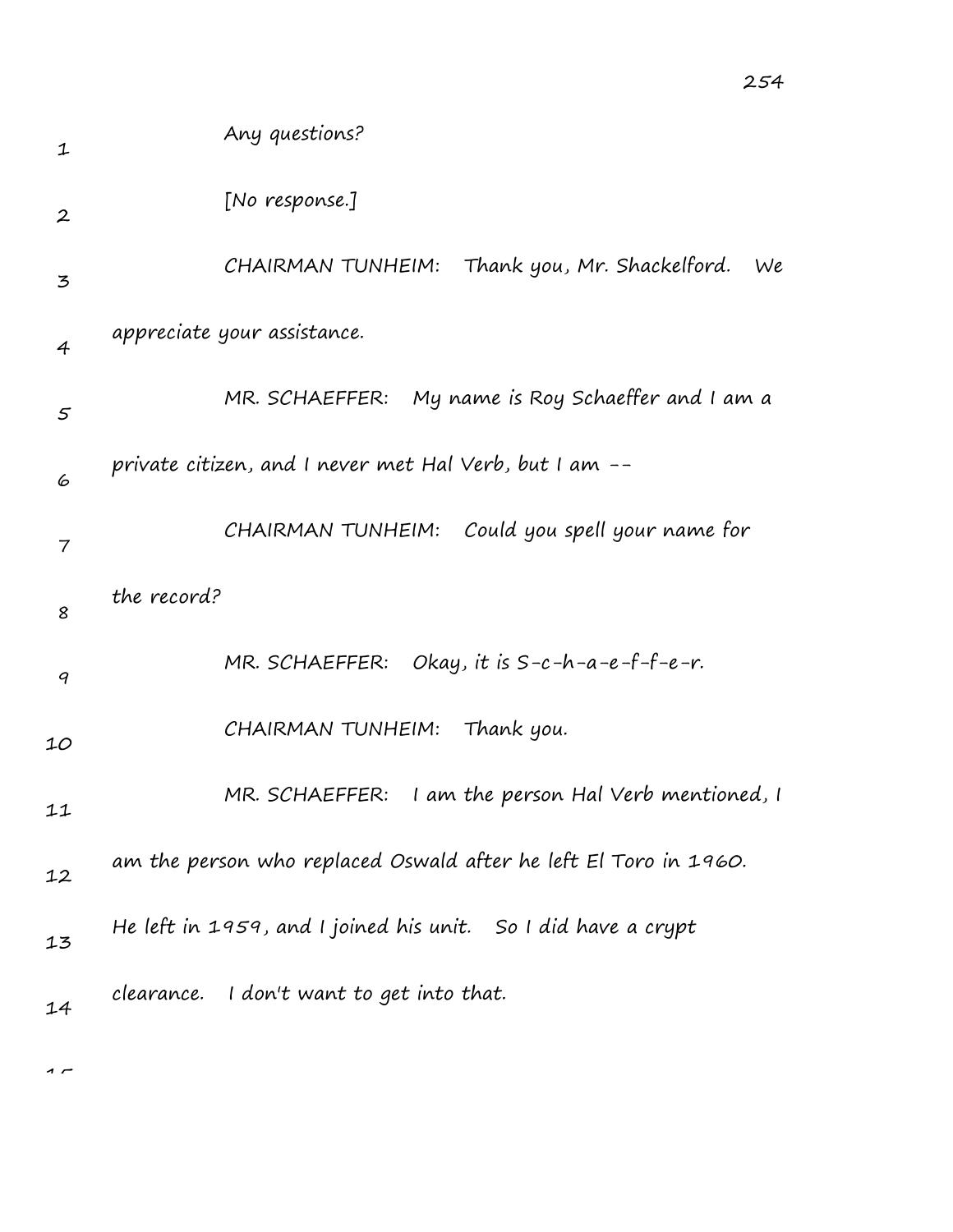Any questions?

[No response.]

CHAIRMAN TUNHEIM: Thank you, Mr. Shackelford. We appreciate your assistance.

MR. SCHAEFFER: My name is Roy Schaeffer and I am a private citizen, and I never met Hal Verb, but I am --

CHAIRMAN TUNHEIM: Could you spell your name for the record?

MR. SCHAEFFER: Okay, it is S-c-h-a-e-f-f-e-r.

CHAIRMAN TUNHEIM: Thank you.

MR. SCHAEFFER: I am the person Hal Verb mentioned, I am the person who replaced Oswald after he left El Toro in 1960. He left in 1959, and I joined his unit. So I did have a crypt clearance. I don't want to get into that.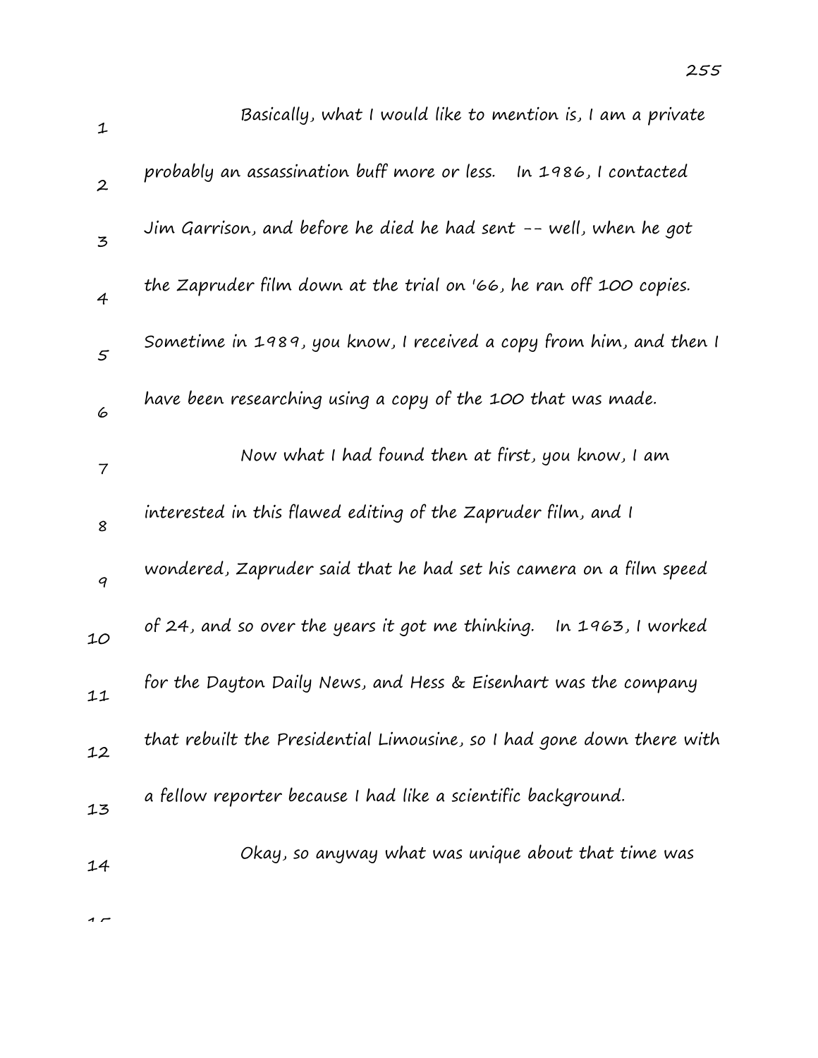Basically, what I would like to mention is, I am a private probably an assassination buff more or less. In 1986, I contacted Jim Garrison, and before he died he had sent -- well, when he got the Zapruder film down at the trial on '66, he ran off 100 copies. Sometime in 1989, you know, I received a copy from him, and then I have been researching using a copy of the 100 that was made.

Now what I had found then at first, you know, I am interested in this flawed editing of the Zapruder film, and I wondered, Zapruder said that he had set his camera on a film speed of 24, and so over the years it got me thinking. In 1963, I worked for the Dayton Daily News, and Hess & Eisenhart was the company that rebuilt the Presidential Limousine, so I had gone down there with a fellow reporter because I had like a scientific background.

Okay, so anyway what was unique about that time was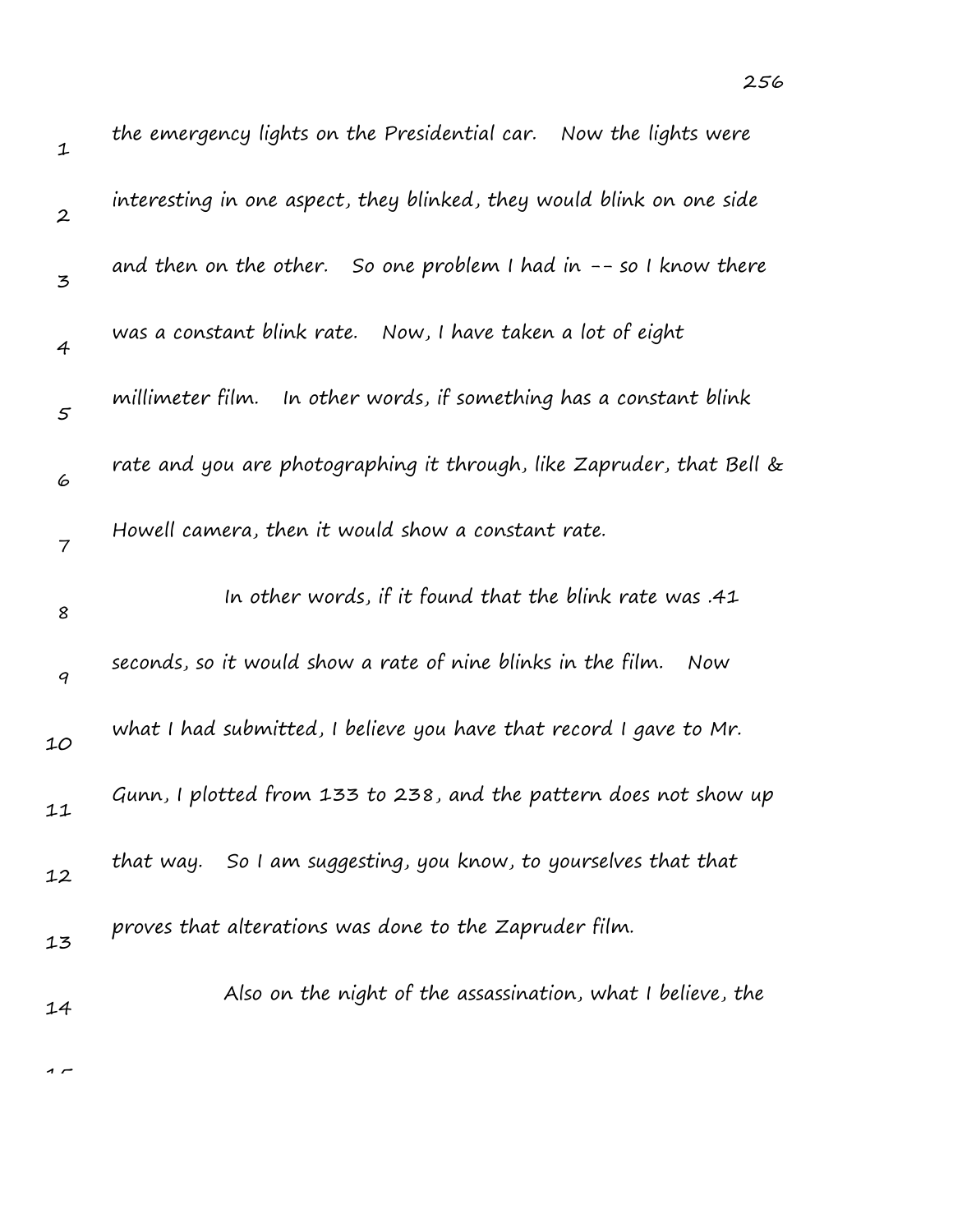the emergency lights on the Presidential car. Now the lights were interesting in one aspect, they blinked, they would blink on one side and then on the other. So one problem I had in -- so I know there was a constant blink rate. Now, I have taken a lot of eight millimeter film. In other words, if something has a constant blink rate and you are photographing it through, like Zapruder, that Bell & Howell camera, then it would show a constant rate.

In other words, if it found that the blink rate was .41 seconds, so it would show a rate of nine blinks in the film. Now what I had submitted, I believe you have that record I gave to Mr. Gunn, I plotted from 133 to 238, and the pattern does not show up that way. So I am suggesting, you know, to yourselves that that proves that alterations was done to the Zapruder film.

Also on the night of the assassination, what I believe, the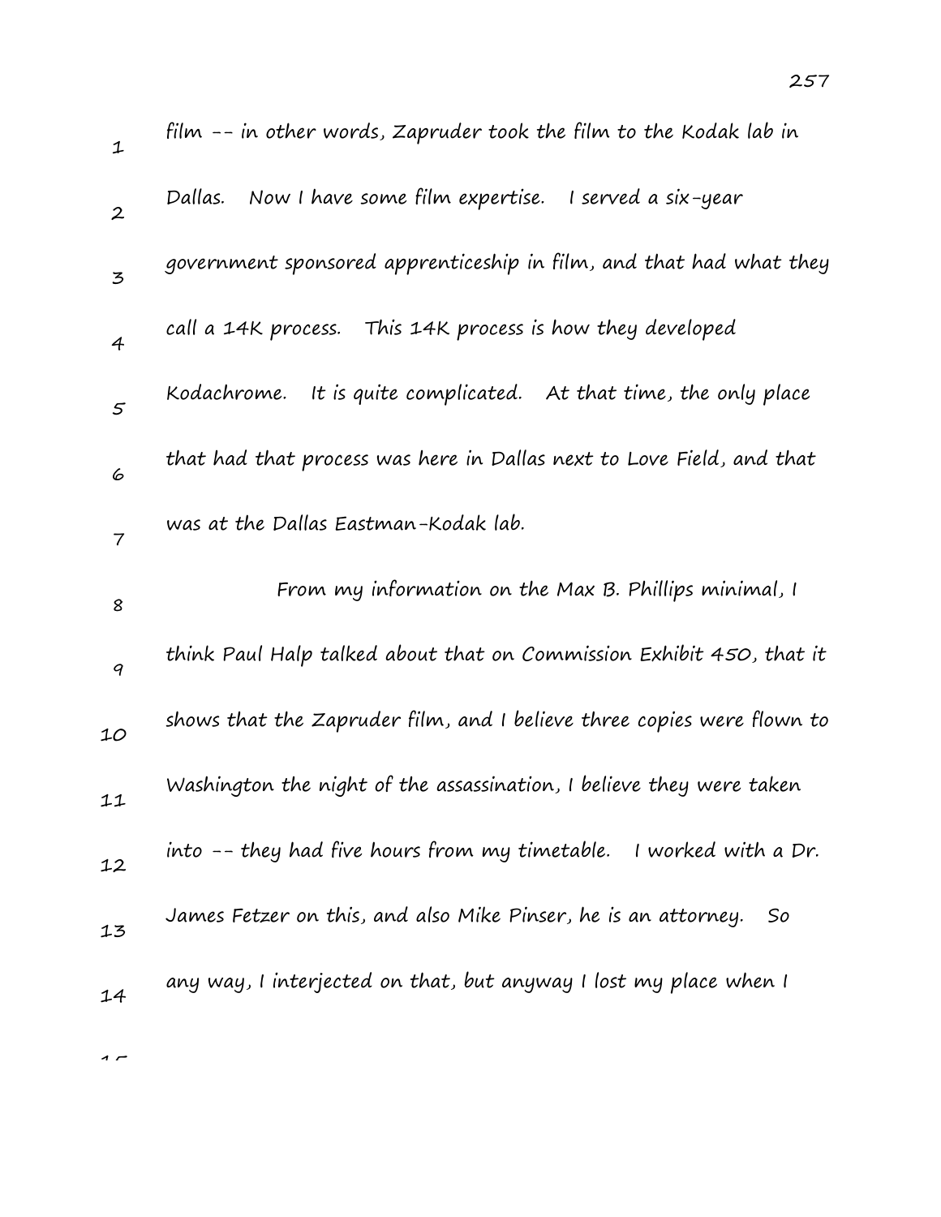film -- in other words, Zapruder took the film to the Kodak lab in Dallas. Now I have some film expertise. I served a six-year government sponsored apprenticeship in film, and that had what they call a 14K process. This 14K process is how they developed Kodachrome. It is quite complicated. At that time, the only place that had that process was here in Dallas next to Love Field, and that was at the Dallas Eastman-Kodak lab.

From my information on the Max B. Phillips minimal, I think Paul Halp talked about that on Commission Exhibit 450, that it shows that the Zapruder film, and I believe three copies were flown to Washington the night of the assassination, I believe they were taken into -- they had five hours from my timetable. I worked with a Dr. James Fetzer on this, and also Mike Pinser, he is an attorney. So any way, I interjected on that, but anyway I lost my place when I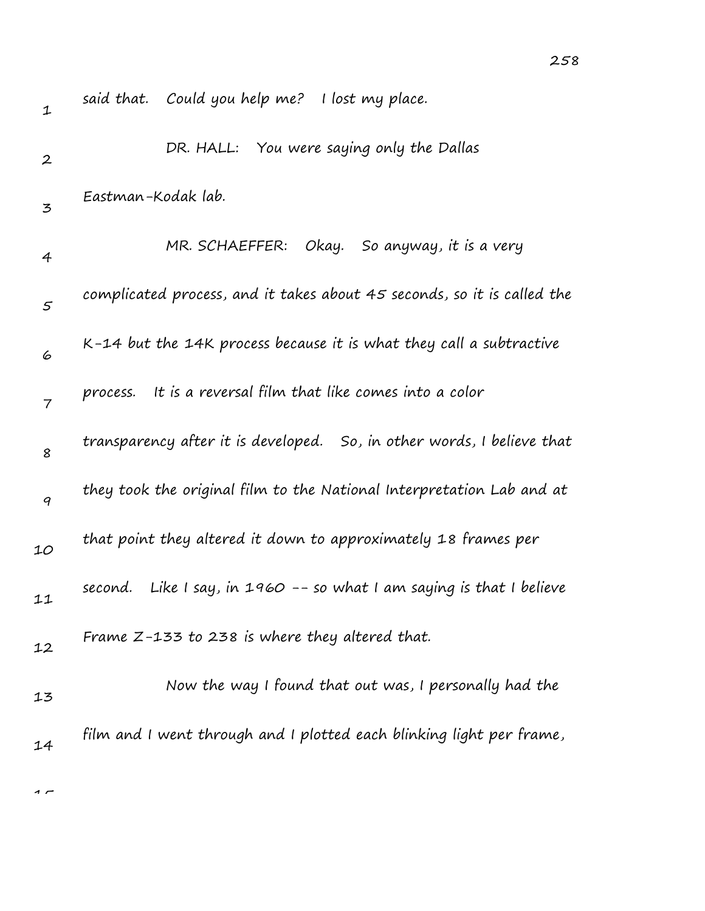said that. Could you help me? I lost my place.

DR. HALL: You were saying only the Dallas Eastman-Kodak lab.

MR. SCHAEFFER: Okay. So anyway, it is a very complicated process, and it takes about 45 seconds, so it is called the K-14 but the 14K process because it is what they call a subtractive process. It is a reversal film that like comes into a color transparency after it is developed. So, in other words, I believe that they took the original film to the National Interpretation Lab and at that point they altered it down to approximately 18 frames per second. Like I say, in 1960 -- so what I am saying is that I believe Frame Z-133 to 238 is where they altered that.

Now the way I found that out was, I personally had the film and I went through and I plotted each blinking light per frame,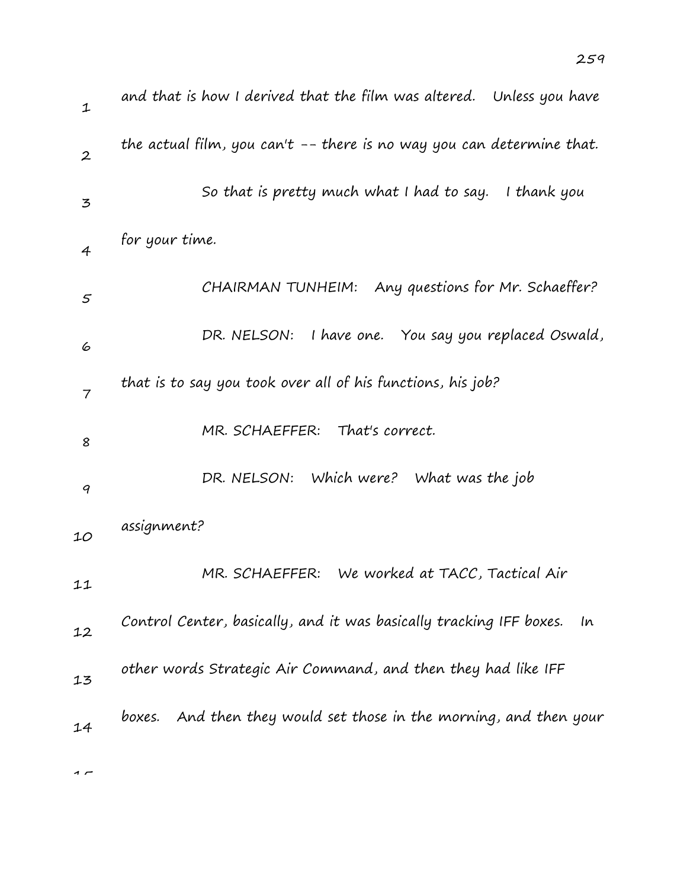and that is how I derived that the film was altered. Unless you have the actual film, you can't -- there is no way you can determine that.

So that is pretty much what I had to say. I thank you for your time.

CHAIRMAN TUNHEIM: Any questions for Mr. Schaeffer?

DR. NELSON: I have one. You say you replaced Oswald, that is to say you took over all of his functions, his job?

MR. SCHAEFFER: That's correct.

DR. NELSON: Which were? What was the job assignment?

MR. SCHAEFFER: We worked at TACC, Tactical Air Control Center, basically, and it was basically tracking IFF boxes. In other words Strategic Air Command, and then they had like IFF boxes. And then they would set those in the morning, and then your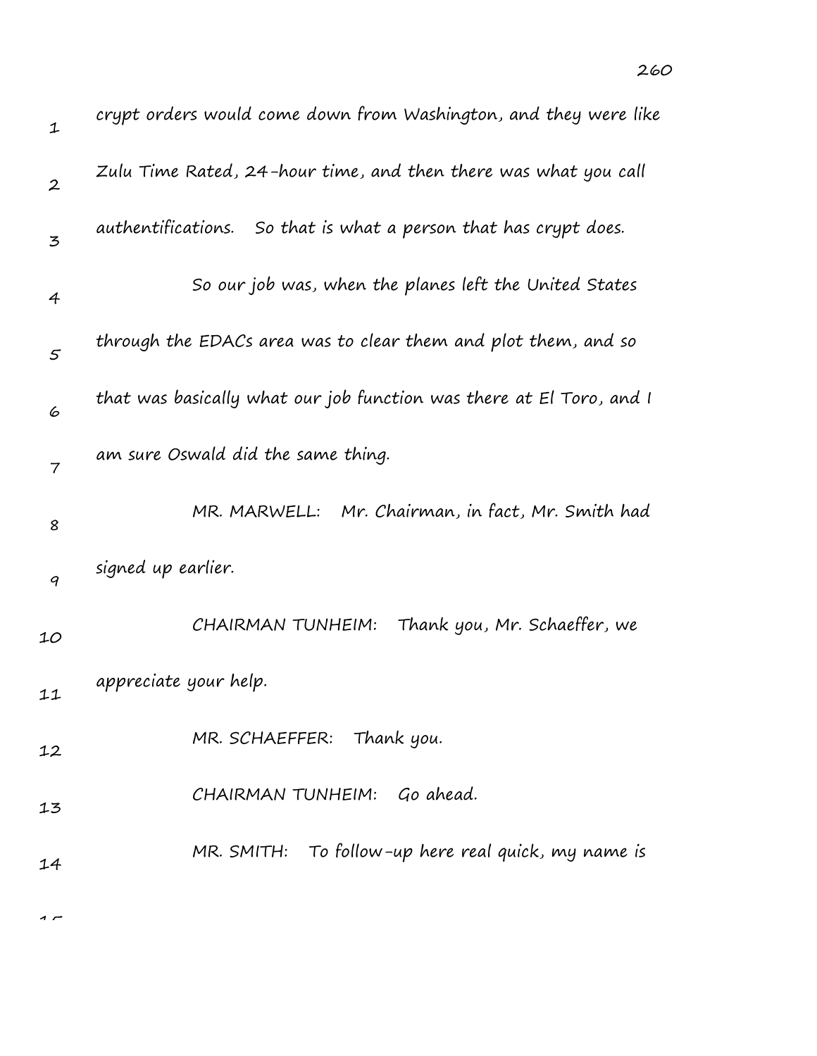crypt orders would come down from Washington, and they were like Zulu Time Rated, 24-hour time, and then there was what you call authentifications. So that is what a person that has crypt does.

So our job was, when the planes left the United States through the EDACs area was to clear them and plot them, and so that was basically what our job function was there at El Toro, and I am sure Oswald did the same thing.

MR. MARWELL: Mr. Chairman, in fact, Mr. Smith had signed up earlier.

CHAIRMAN TUNHEIM: Thank you, Mr. Schaeffer, we appreciate your help.

MR. SCHAEFFER: Thank you.

CHAIRMAN TUNHEIM: Go ahead.

MR. SMITH: To follow-up here real quick, my name is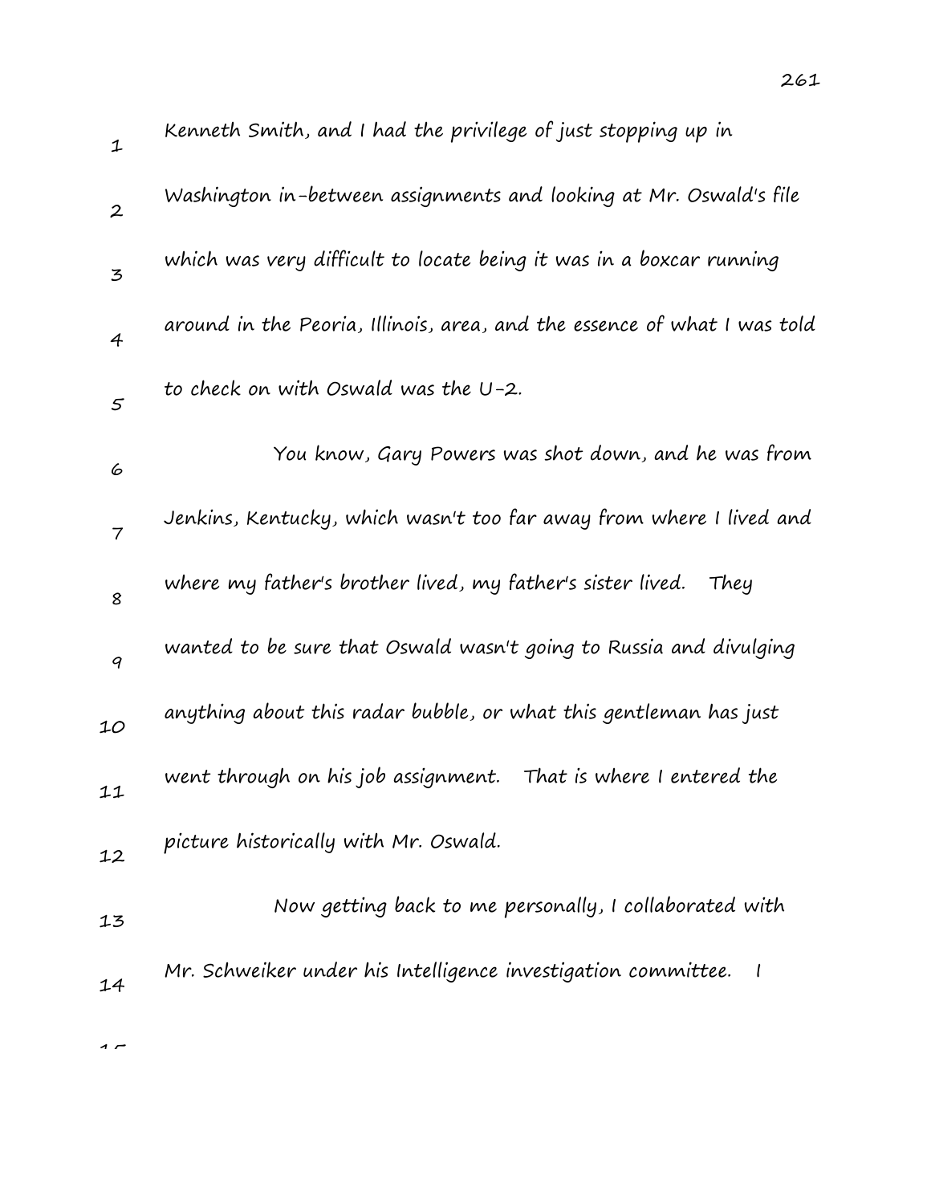Kenneth Smith, and I had the privilege of just stopping up in Washington in-between assignments and looking at Mr. Oswald's file which was very difficult to locate being it was in a boxcar running around in the Peoria, Illinois, area, and the essence of what I was told to check on with Oswald was the U-2.

You know, Gary Powers was shot down, and he was from Jenkins, Kentucky, which wasn't too far away from where I lived and where my father's brother lived, my father's sister lived. They wanted to be sure that Oswald wasn't going to Russia and divulging anything about this radar bubble, or what this gentleman has just went through on his job assignment. That is where I entered the picture historically with Mr. Oswald.

Now getting back to me personally, I collaborated with Mr. Schweiker under his Intelligence investigation committee. I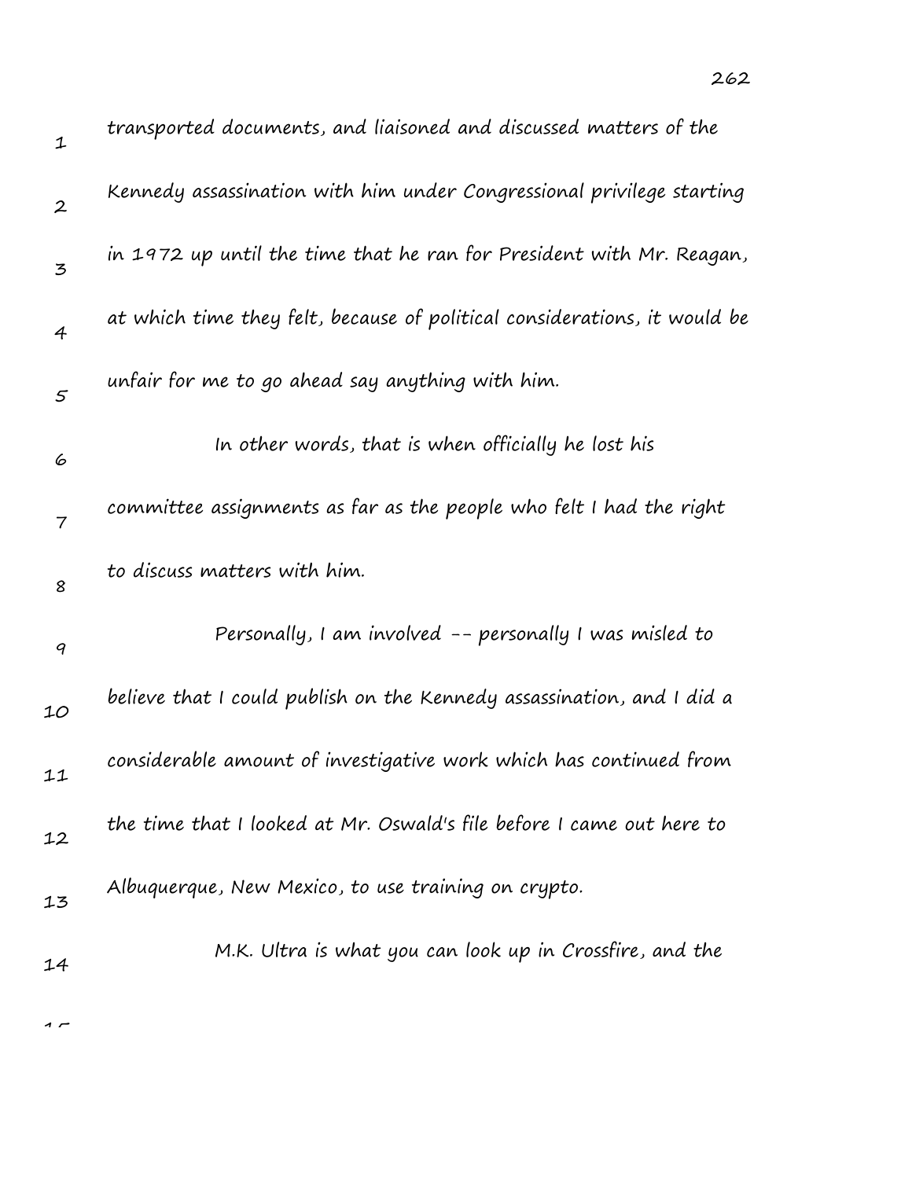transported documents, and liaisoned and discussed matters of the Kennedy assassination with him under Congressional privilege starting in 1972 up until the time that he ran for President with Mr. Reagan, at which time they felt, because of political considerations, it would be unfair for me to go ahead say anything with him.

In other words, that is when officially he lost his committee assignments as far as the people who felt I had the right to discuss matters with him.

Personally, I am involved -- personally I was misled to believe that I could publish on the Kennedy assassination, and I did a considerable amount of investigative work which has continued from the time that I looked at Mr. Oswald's file before I came out here to Albuquerque, New Mexico, to use training on crypto.

M.K. Ultra is what you can look up in Crossfire, and the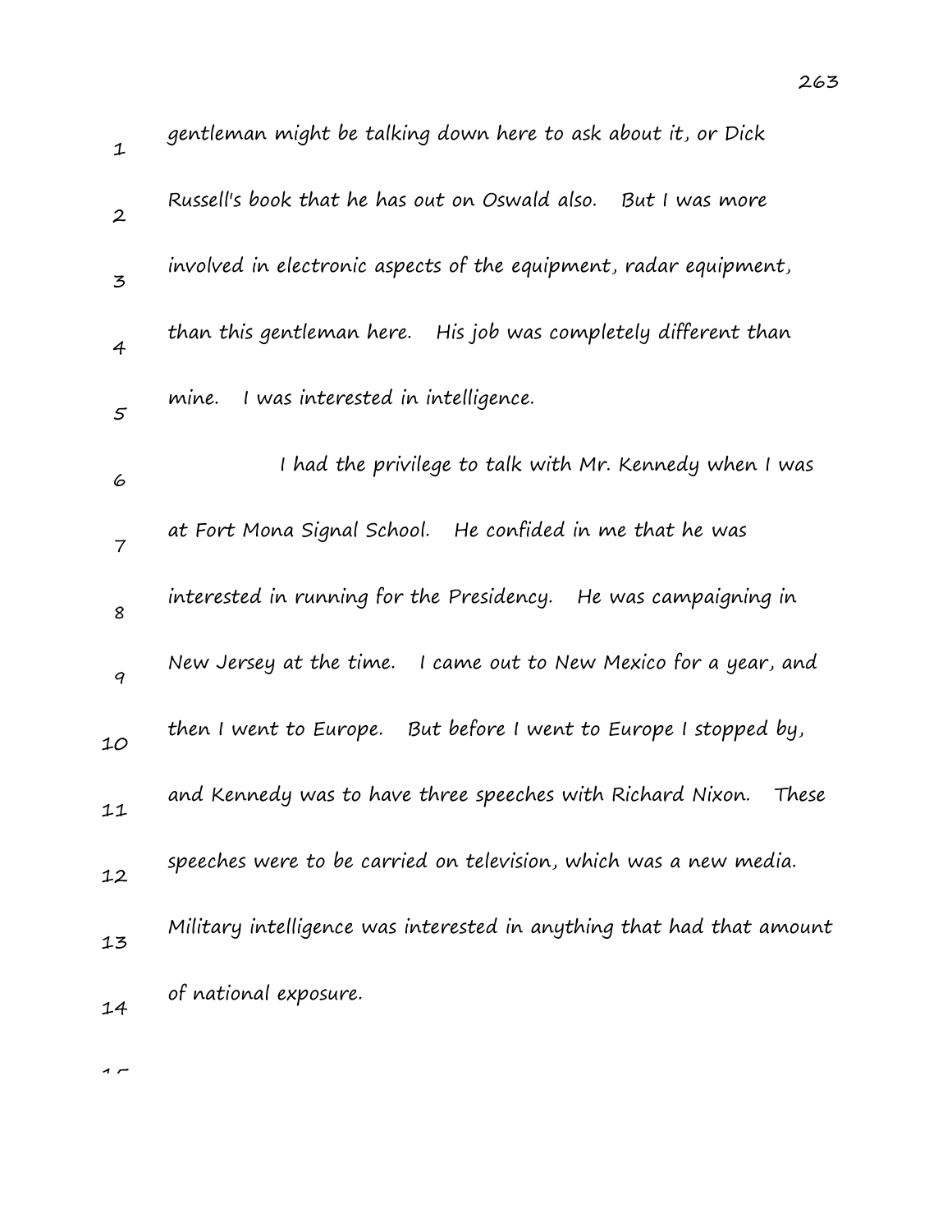gentleman might be talking down here to ask about it, or Dick Russell's book that he has out on Oswald also. But I was more involved in electronic aspects of the equipment, radar equipment, than this gentleman here. His job was completely different than mine. I was interested in intelligence.

I had the privilege to talk with Mr. Kennedy when I was at Fort Mona Signal School. He confided in me that he was interested in running for the Presidency. He was campaigning in New Jersey at the time. I came out to New Mexico for a year, and then I went to Europe. But before I went to Europe I stopped by, and Kennedy was to have three speeches with Richard Nixon. These speeches were to be carried on television, which was a new media. Military intelligence was interested in anything that had that amount of national exposure.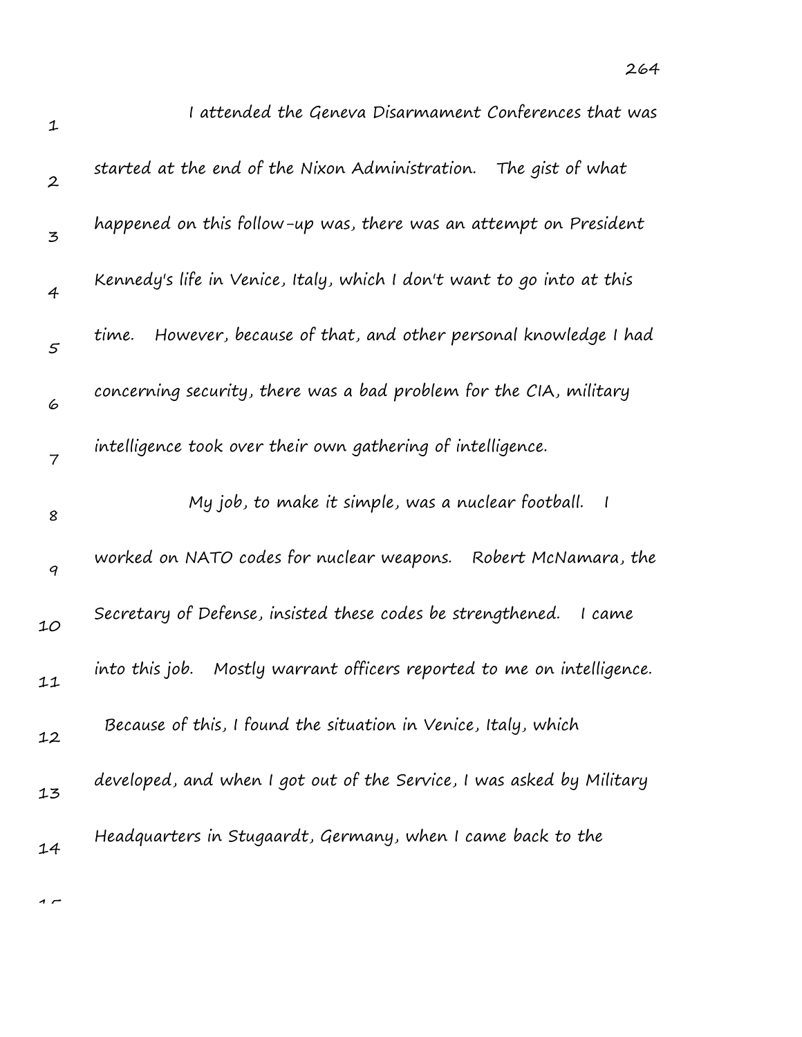I attended the Geneva Disarmament Conferences that was started at the end of the Nixon Administration. The gist of what happened on this follow-up was, there was an attempt on President Kennedy's life in Venice, Italy, which I don't want to go into at this time. However, because of that, and other personal knowledge I had concerning security, there was a bad problem for the CIA, military intelligence took over their own gathering of intelligence.

My job, to make it simple, was a nuclear football. I worked on NATO codes for nuclear weapons. Robert McNamara, the Secretary of Defense, insisted these codes be strengthened. I came into this job. Mostly warrant officers reported to me on intelligence. Because of this, I found the situation in Venice, Italy, which developed, and when I got out of the Service, I was asked by Military Headquarters in Stugaardt, Germany, when I came back to the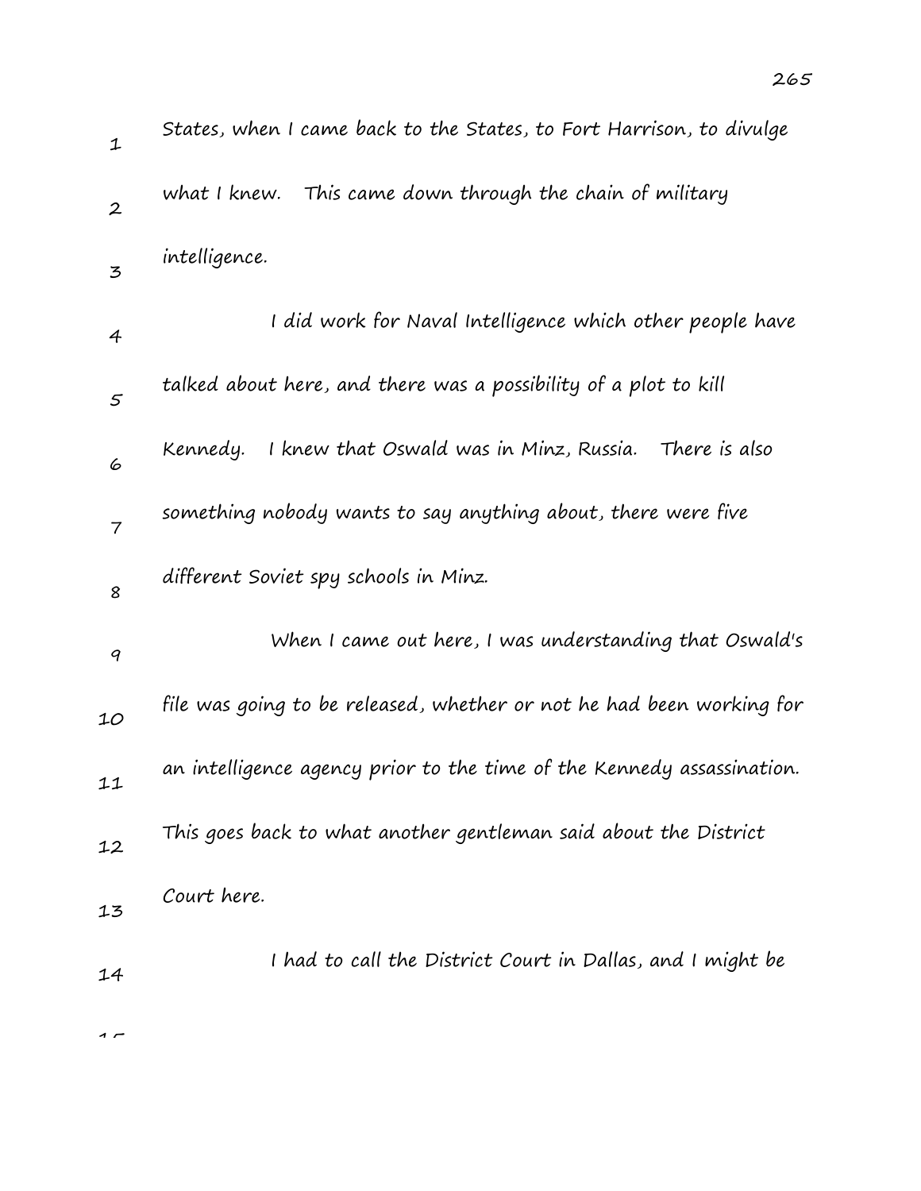States, when I came back to the States, to Fort Harrison, to divulge what I knew. This came down through the chain of military intelligence.

I did work for Naval Intelligence which other people have talked about here, and there was a possibility of a plot to kill Kennedy. I knew that Oswald was in Minz, Russia. There is also something nobody wants to say anything about, there were five different Soviet spy schools in Minz.

When I came out here, I was understanding that Oswald's file was going to be released, whether or not he had been working for an intelligence agency prior to the time of the Kennedy assassination. This goes back to what another gentleman said about the District Court here.

I had to call the District Court in Dallas, and I might be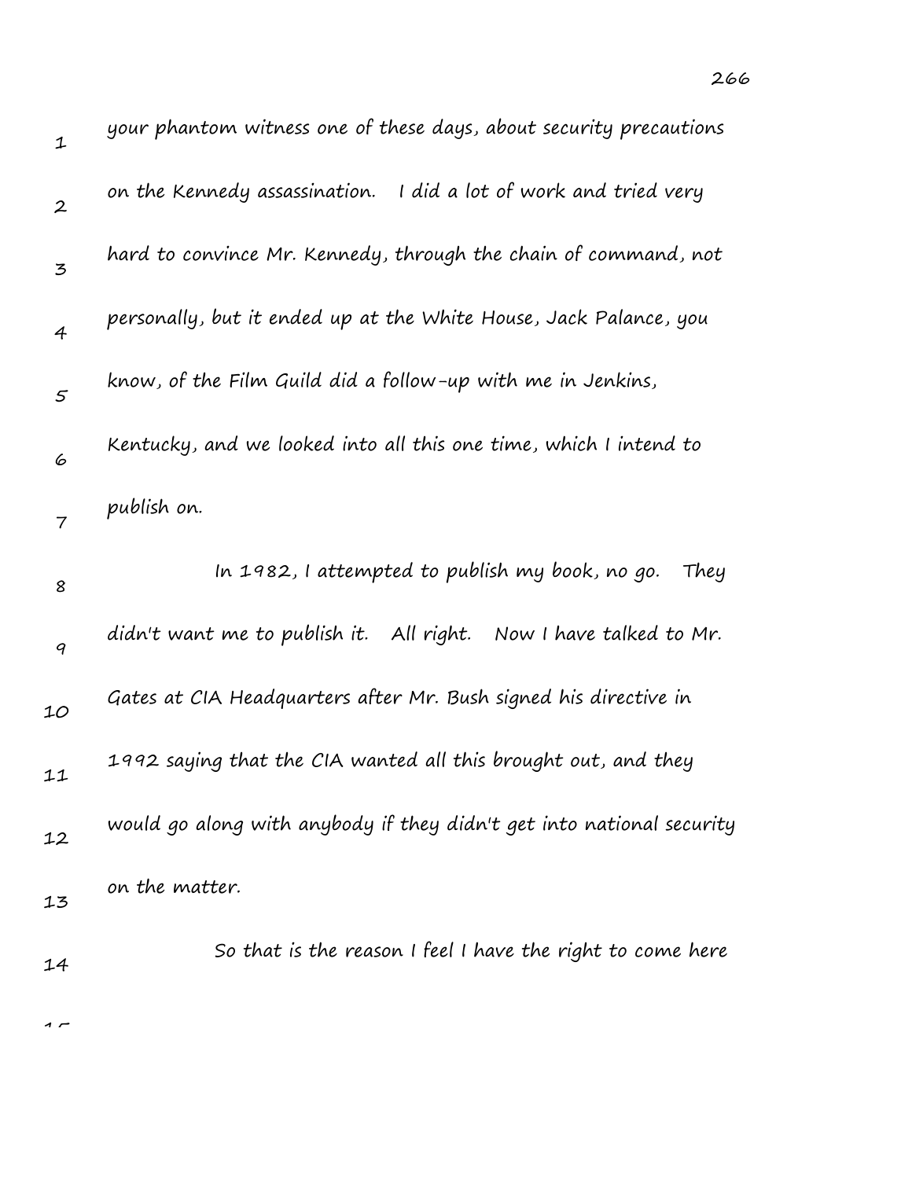your phantom witness one of these days, about security precautions on the Kennedy assassination. I did a lot of work and tried very hard to convince Mr. Kennedy, through the chain of command, not personally, but it ended up at the White House, Jack Palance, you know, of the Film Guild did a follow-up with me in Jenkins, Kentucky, and we looked into all this one time, which I intend to publish on.

In 1982, I attempted to publish my book, no go. They didn't want me to publish it. All right. Now I have talked to Mr. Gates at CIA Headquarters after Mr. Bush signed his directive in 1992 saying that the CIA wanted all this brought out, and they would go along with anybody if they didn't get into national security on the matter.

So that is the reason I feel I have the right to come here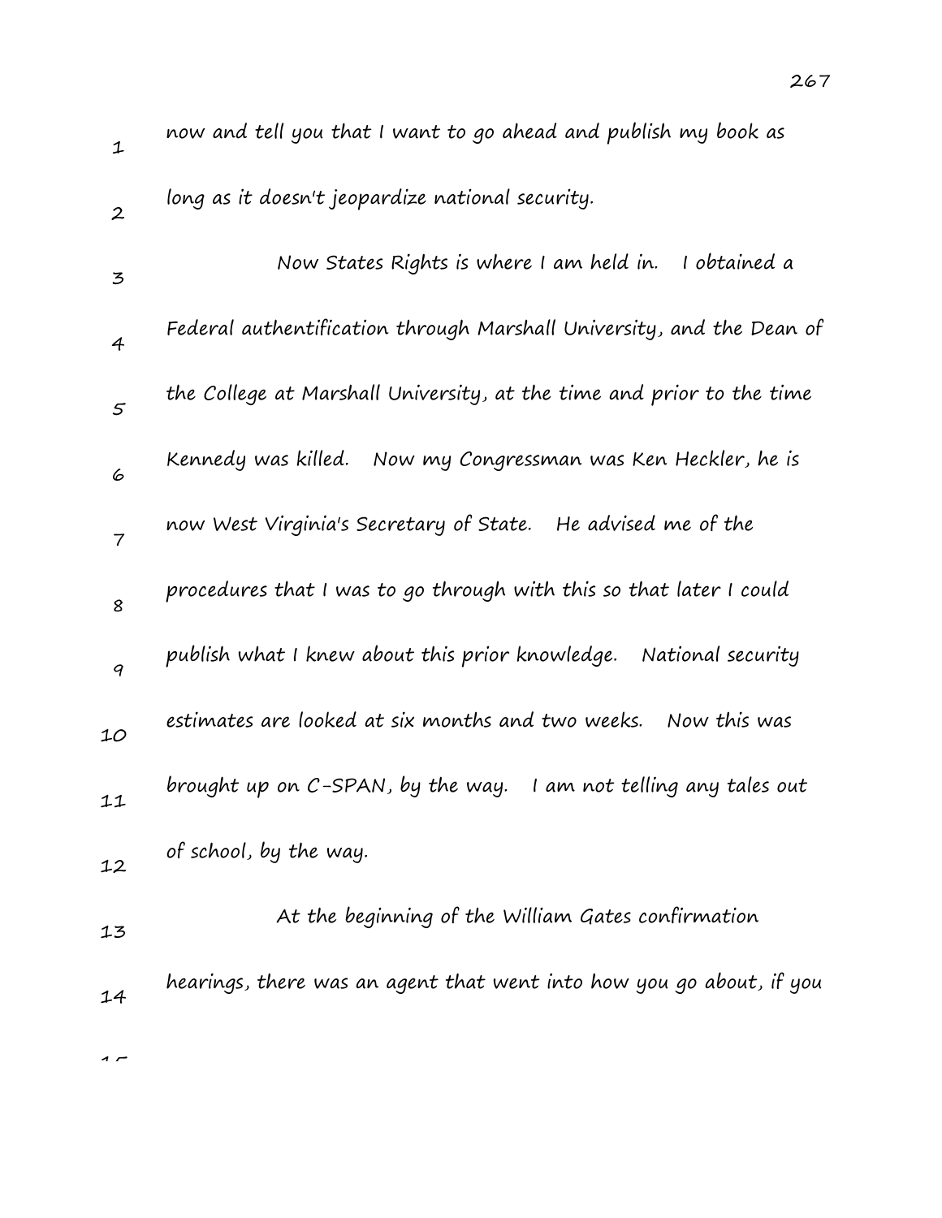now and tell you that I want to go ahead and publish my book as long as it doesn't jeopardize national security.

Now States Rights is where I am held in. I obtained a Federal authentification through Marshall University, and the Dean of the College at Marshall University, at the time and prior to the time Kennedy was killed. Now my Congressman was Ken Heckler, he is now West Virginia's Secretary of State. He advised me of the procedures that I was to go through with this so that later I could publish what I knew about this prior knowledge. National security estimates are looked at six months and two weeks. Now this was brought up on C-SPAN, by the way. I am not telling any tales out of school, by the way.

At the beginning of the William Gates confirmation hearings, there was an agent that went into how you go about, if you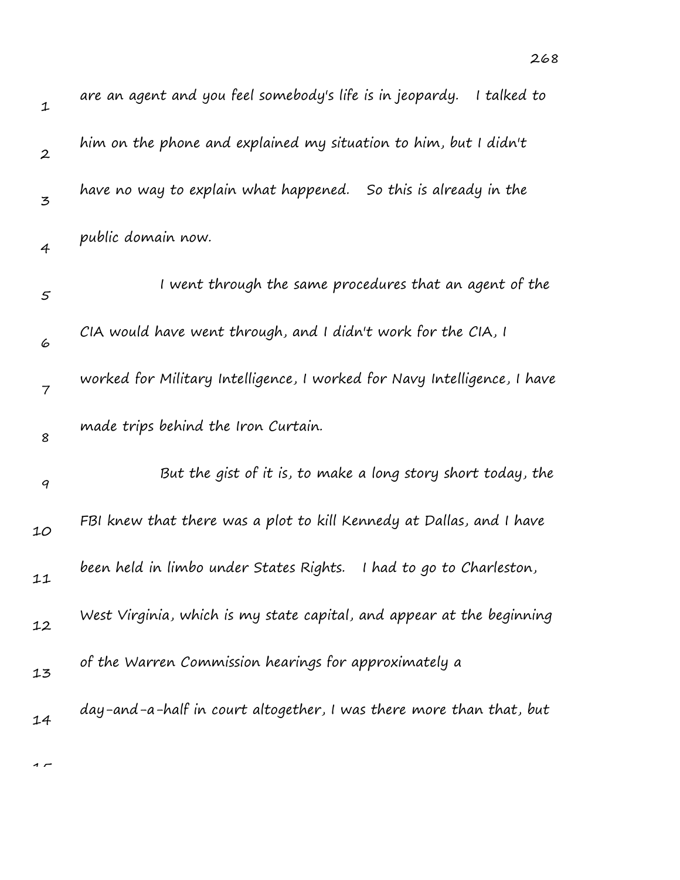are an agent and you feel somebody's life is in jeopardy. I talked to him on the phone and explained my situation to him, but I didn't have no way to explain what happened. So this is already in the public domain now.

I went through the same procedures that an agent of the CIA would have went through, and I didn't work for the CIA, I worked for Military Intelligence, I worked for Navy Intelligence, I have made trips behind the Iron Curtain.

But the gist of it is, to make a long story short today, the FBI knew that there was a plot to kill Kennedy at Dallas, and I have been held in limbo under States Rights. I had to go to Charleston, West Virginia, which is my state capital, and appear at the beginning of the Warren Commission hearings for approximately a day-and-a-half in court altogether, I was there more than that, but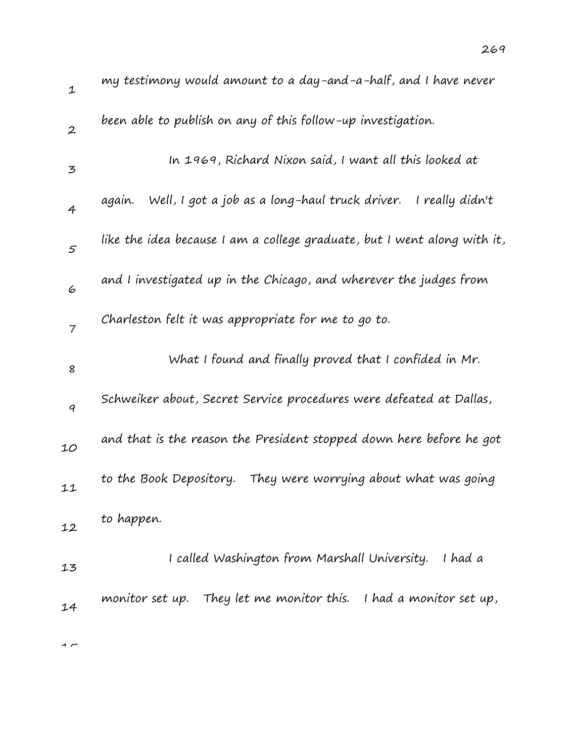my testimony would amount to a day-and-a-half, and I have never been able to publish on any of this follow-up investigation.

In 1969, Richard Nixon said, I want all this looked at again. Well, I got a job as a long-haul truck driver. I really didn't like the idea because I am a college graduate, but I went along with it, and I investigated up in the Chicago, and wherever the judges from Charleston felt it was appropriate for me to go to.

What I found and finally proved that I confided in Mr. Schweiker about, Secret Service procedures were defeated at Dallas, and that is the reason the President stopped down here before he got to the Book Depository. They were worrying about what was going to happen.

I called Washington from Marshall University. I had a monitor set up. They let me monitor this. I had a monitor set up,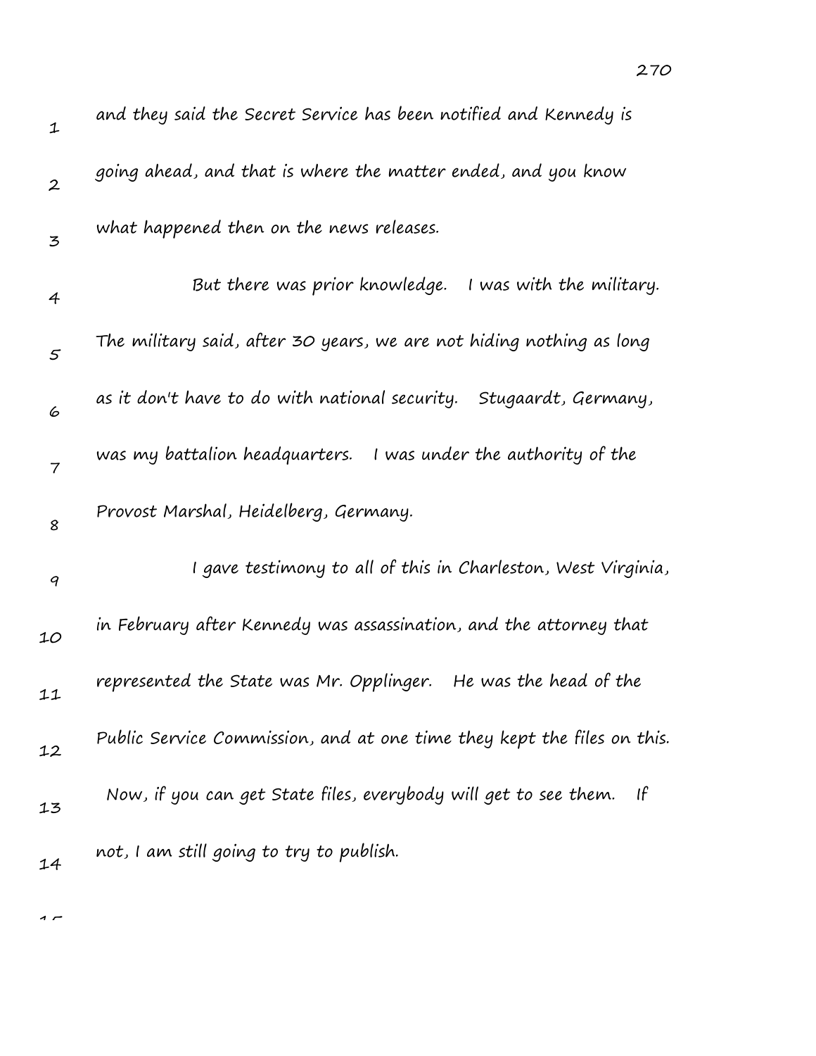and they said the Secret Service has been notified and Kennedy is going ahead, and that is where the matter ended, and you know what happened then on the news releases.

But there was prior knowledge. I was with the military. The military said, after 30 years, we are not hiding nothing as long as it don't have to do with national security. Stugaardt, Germany, was my battalion headquarters. I was under the authority of the Provost Marshal, Heidelberg, Germany.

I gave testimony to all of this in Charleston, West Virginia, in February after Kennedy was assassination, and the attorney that represented the State was Mr. Opplinger. He was the head of the Public Service Commission, and at one time they kept the files on this. Now, if you can get State files, everybody will get to see them. If not, I am still going to try to publish.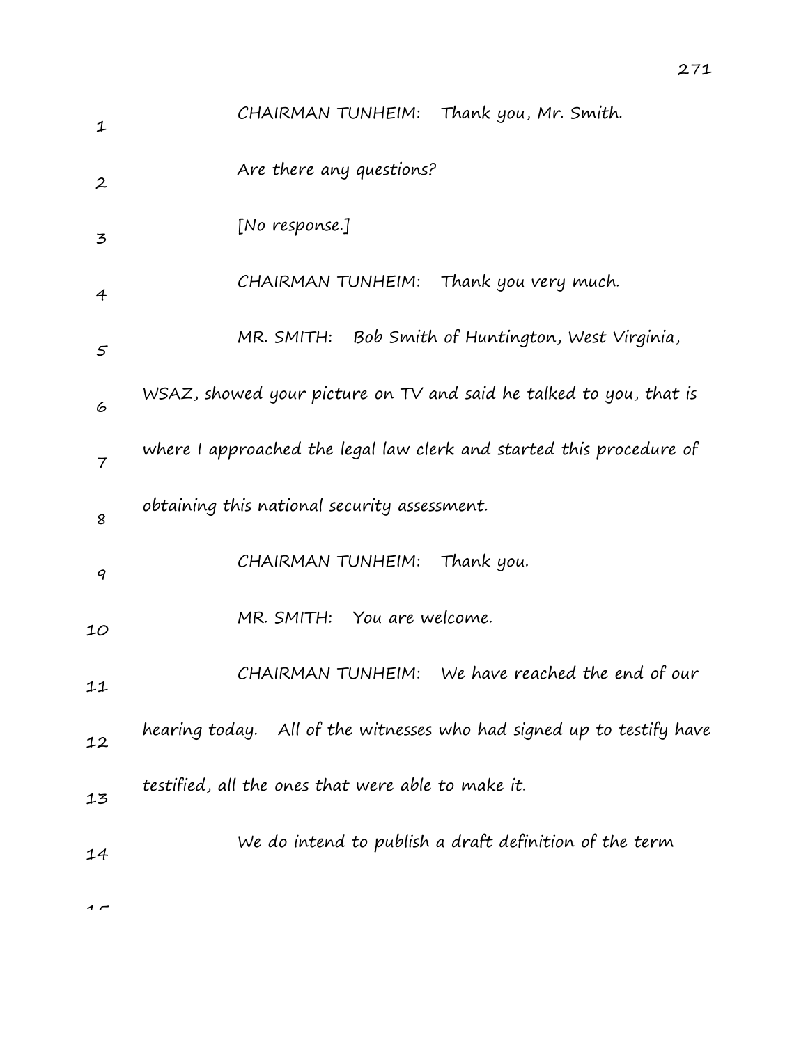CHAIRMAN TUNHEIM: Thank you, Mr. Smith.

Are there any questions?

[No response.]

CHAIRMAN TUNHEIM: Thank you very much.

MR. SMITH: Bob Smith of Huntington, West Virginia, WSAZ, showed your picture on TV and said he talked to you, that is where I approached the legal law clerk and started this procedure of obtaining this national security assessment.

CHAIRMAN TUNHEIM: Thank you.

MR. SMITH: You are welcome.

CHAIRMAN TUNHEIM: We have reached the end of our hearing today. All of the witnesses who had signed up to testify have testified, all the ones that were able to make it.

We do intend to publish a draft definition of the term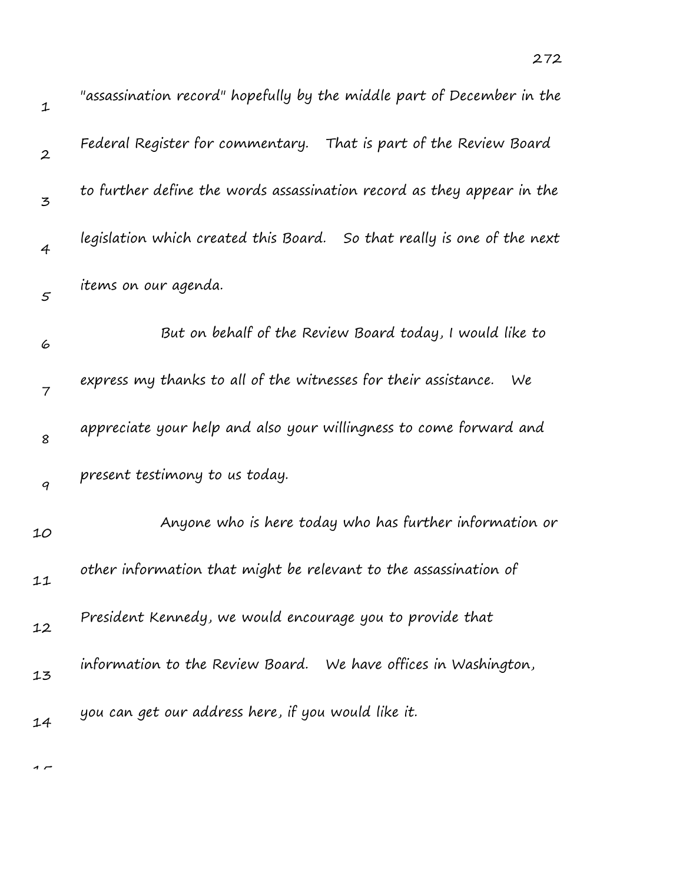"assassination record" hopefully by the middle part of December in the Federal Register for commentary. That is part of the Review Board to further define the words assassination record as they appear in the legislation which created this Board. So that really is one of the next items on our agenda.

But on behalf of the Review Board today, I would like to express my thanks to all of the witnesses for their assistance. We appreciate your help and also your willingness to come forward and present testimony to us today.

Anyone who is here today who has further information or other information that might be relevant to the assassination of President Kennedy, we would encourage you to provide that information to the Review Board. We have offices in Washington, you can get our address here, if you would like it.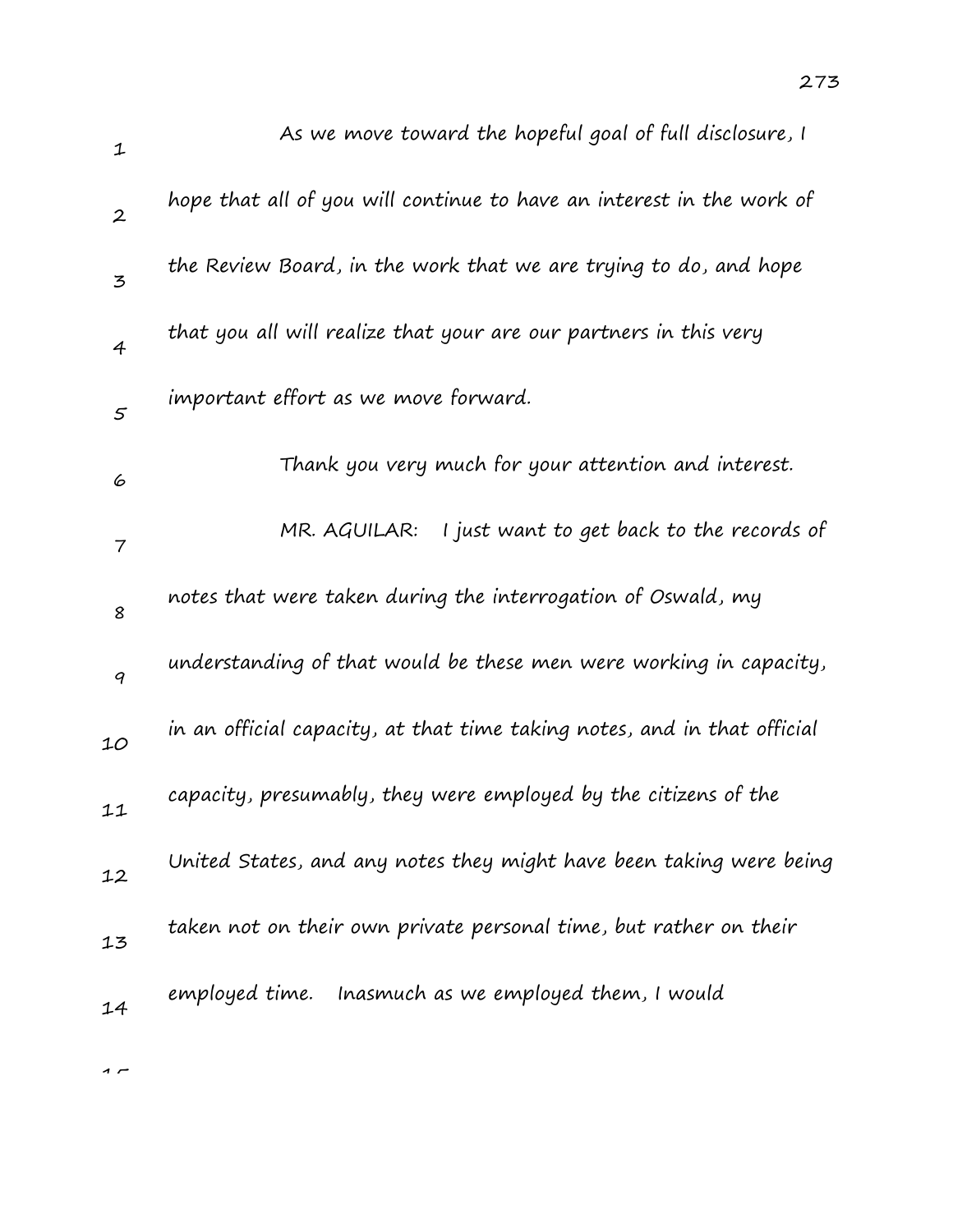As we move toward the hopeful goal of full disclosure, I hope that all of you will continue to have an interest in the work of the Review Board, in the work that we are trying to do, and hope that you all will realize that your are our partners in this very important effort as we move forward.

Thank you very much for your attention and interest.

MR. AGUILAR: I just want to get back to the records of notes that were taken during the interrogation of Oswald, my understanding of that would be these men were working in capacity, in an official capacity, at that time taking notes, and in that official capacity, presumably, they were employed by the citizens of the United States, and any notes they might have been taking were being taken not on their own private personal time, but rather on their employed time. Inasmuch as we employed them, I would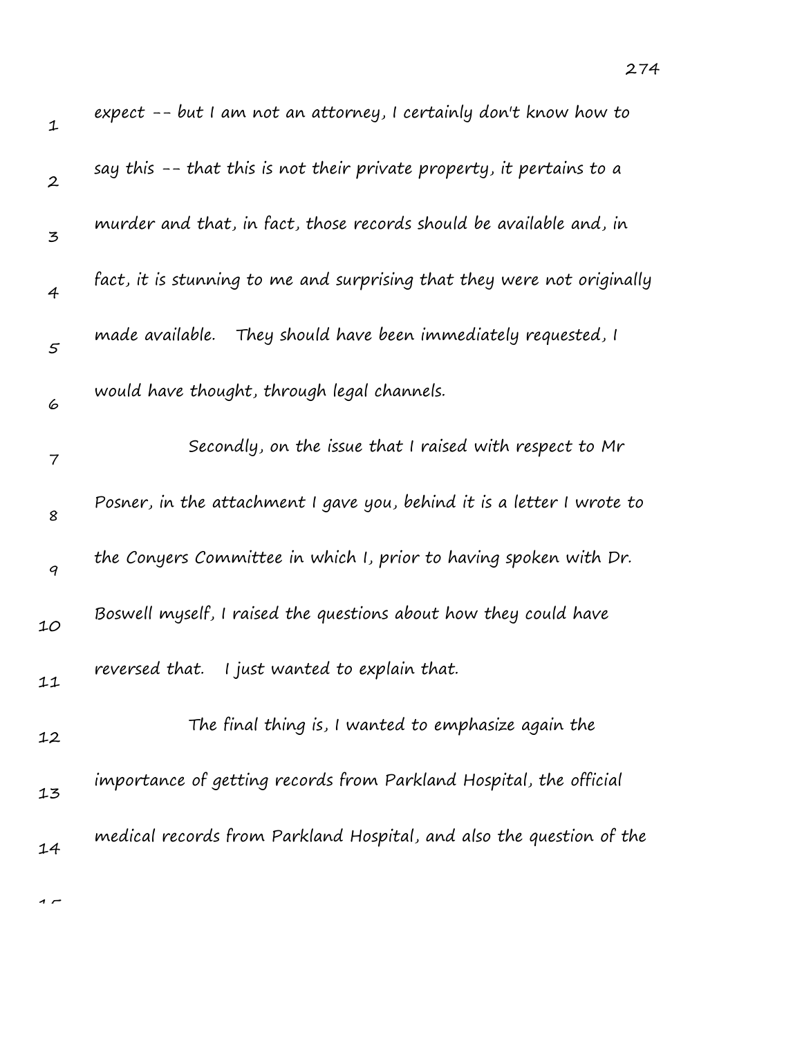expect -- but I am not an attorney, I certainly don't know how to say this -- that this is not their private property, it pertains to a murder and that, in fact, those records should be available and, in fact, it is stunning to me and surprising that they were not originally made available. They should have been immediately requested, I would have thought, through legal channels.

Secondly, on the issue that I raised with respect to Mr Posner, in the attachment I gave you, behind it is a letter I wrote to the Conyers Committee in which I, prior to having spoken with Dr. Boswell myself, I raised the questions about how they could have reversed that. I just wanted to explain that.

The final thing is, I wanted to emphasize again the importance of getting records from Parkland Hospital, the official medical records from Parkland Hospital, and also the question of the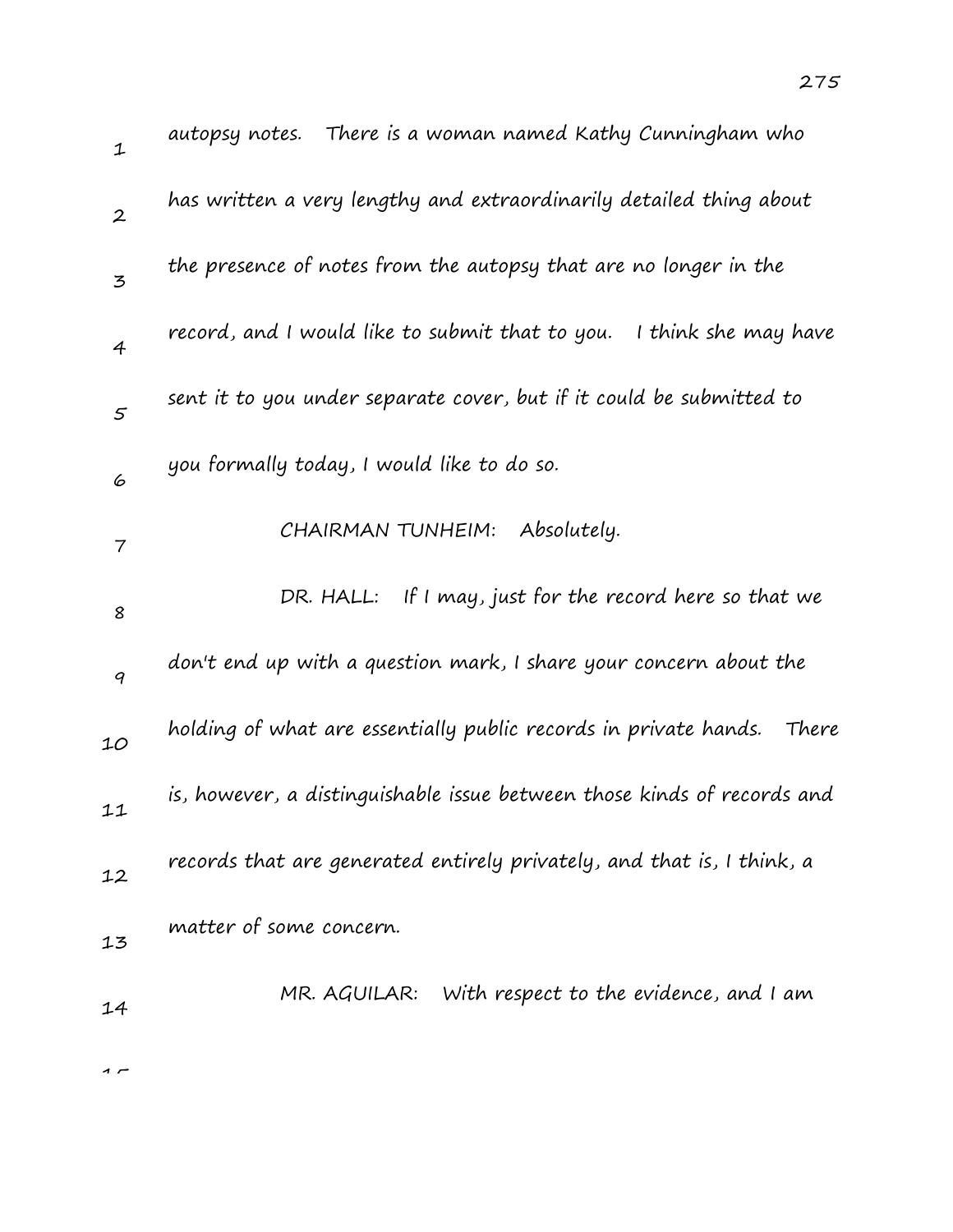autopsy notes. There is a woman named Kathy Cunningham who has written a very lengthy and extraordinarily detailed thing about the presence of notes from the autopsy that are no longer in the record, and I would like to submit that to you. I think she may have sent it to you under separate cover, but if it could be submitted to you formally today, I would like to do so.

CHAIRMAN TUNHEIM: Absolutely.

DR. HALL: If I may, just for the record here so that we don't end up with a question mark, I share your concern about the holding of what are essentially public records in private hands. There is, however, a distinguishable issue between those kinds of records and records that are generated entirely privately, and that is, I think, a matter of some concern.

MR. AGUILAR: With respect to the evidence, and I am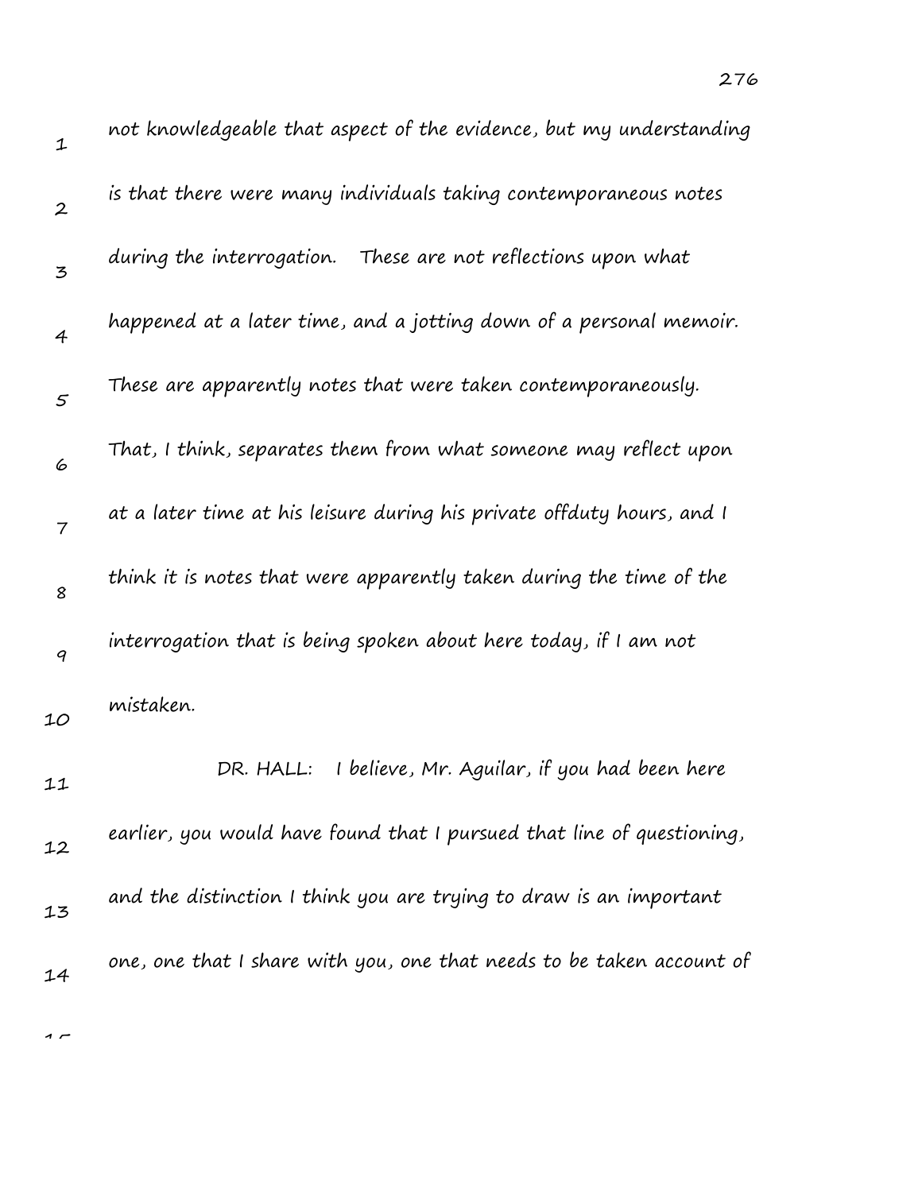not knowledgeable that aspect of the evidence, but my understanding is that there were many individuals taking contemporaneous notes during the interrogation. These are not reflections upon what happened at a later time, and a jotting down of a personal memoir. These are apparently notes that were taken contemporaneously. That, I think, separates them from what someone may reflect upon at a later time at his leisure during his private offduty hours, and I think it is notes that were apparently taken during the time of the interrogation that is being spoken about here today, if I am not mistaken.

DR. HALL: I believe, Mr. Aguilar, if you had been here earlier, you would have found that I pursued that line of questioning, and the distinction I think you are trying to draw is an important one, one that I share with you, one that needs to be taken account of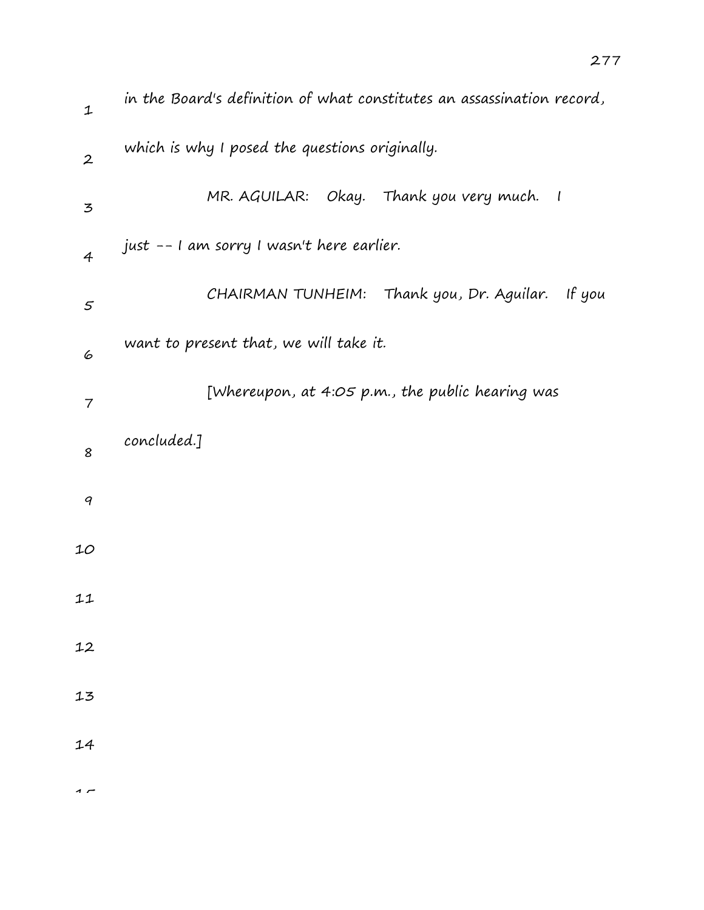in the Board's definition of what constitutes an assassination record, which is why I posed the questions originally.

MR. AGUILAR: Okay. Thank you very much. I just -- I am sorry I wasn't here earlier.

CHAIRMAN TUNHEIM: Thank you, Dr. Aguilar. If you want to present that, we will take it.

[Whereupon, at 4:05 p.m., the public hearing was concluded.]